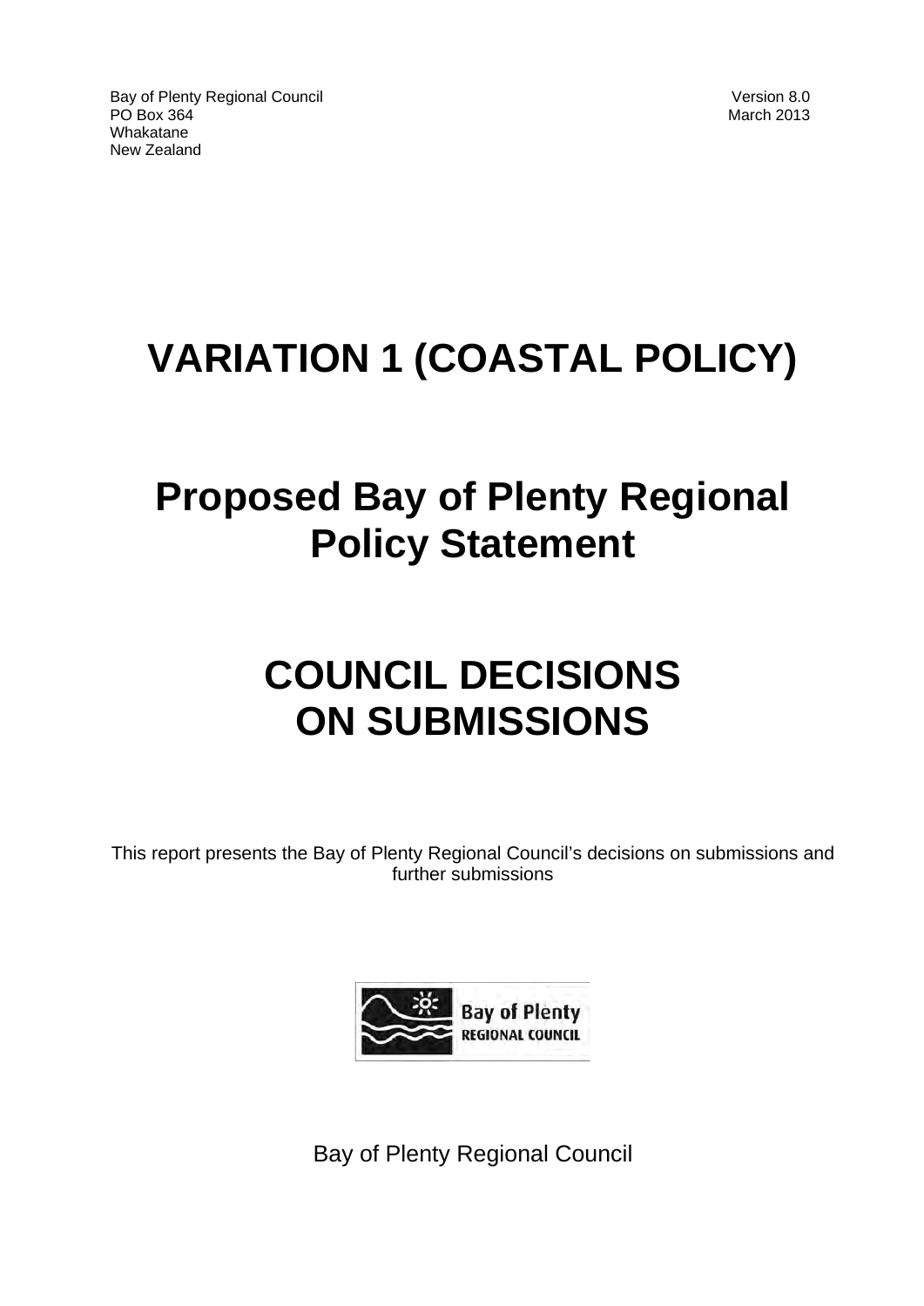Bay of Plenty Regional Council
PO Box 364
Whakatane
New Zealand

Version 8.0
March 2013

# VARIATION 1 (COASTAL POLICY)

# Proposed Bay of Plenty Regional Policy Statement

# COUNCIL DECISIONS ON SUBMISSIONS

This report presents the Bay of Plenty Regional Council's decisions on submissions and further submissions

Bay of Plenty Regional Council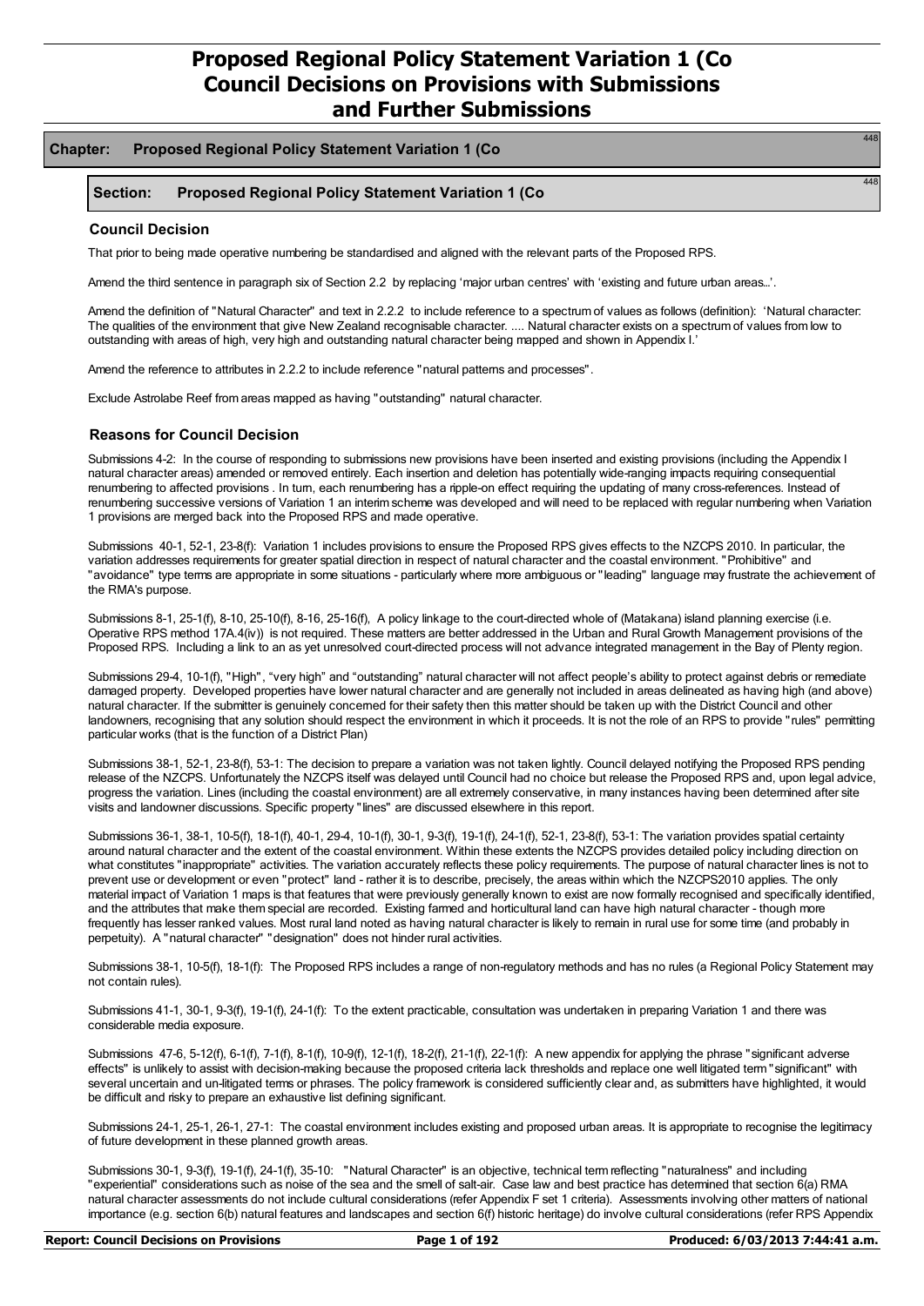# Proposed Regional Policy Statement Variation 1 (Co Council Decisions on Provisions with Submissions and Further Submissions

## Chapter: Proposed Regional Policy Statement Variation 1 (Co

448

### Section: Proposed Regional Policy Statement Variation 1 (Co

448

#### Council Decision

That prior to being made operative numbering be standardised and aligned with the relevant parts of the Proposed RPS.

Amend the third sentence in paragraph six of Section 2.2 by replacing 'major urban centres' with 'existing and future urban areas...'.

Amend the definition of "Natural Character" and text in 2.2.2 to include reference to a spectrum of values as follows (definition): 'Natural character: The qualities of the environment that give New Zealand recognisable character. .... Natural character exists on a spectrum of values from low to outstanding with areas of high, very high and outstanding natural character being mapped and shown in Appendix I.'

Amend the reference to attributes in 2.2.2 to include reference "natural patterns and processes".

Exclude Astrolabe Reef from areas mapped as having "outstanding" natural character.

#### Reasons for Council Decision

Submissions 4-2: In the course of responding to submissions new provisions have been inserted and existing provisions (including the Appendix I natural character areas) amended or removed entirely. Each insertion and deletion has potentially wide-ranging impacts requiring consequential renumbering to affected provisions . In turn, each renumbering has a ripple-on effect requiring the updating of many cross-references. Instead of renumbering successive versions of Variation 1 an interim scheme was developed and will need to be replaced with regular numbering when Variation 1 provisions are merged back into the Proposed RPS and made operative.

Submissions 40-1, 52-1, 23-8(f): Variation 1 includes provisions to ensure the Proposed RPS gives effects to the NZCPS 2010. In particular, the variation addresses requirements for greater spatial direction in respect of natural character and the coastal environment. "Prohibitive" and "avoidance" type terms are appropriate in some situations - particularly where more ambiguous or "leading" language may frustrate the achievement of the RMA's purpose.

Submissions 8-1, 25-1(f), 8-10, 25-10(f), 8-16, 25-16(f), A policy linkage to the court-directed whole of (Matakana) island planning exercise (i.e. Operative RPS method 17A.4(iv)) is not required. These matters are better addressed in the Urban and Rural Growth Management provisions of the Proposed RPS. Including a link to an as yet unresolved court-directed process will not advance integrated management in the Bay of Plenty region.

Submissions 29-4, 10-1(f), "High", "very high" and "outstanding" natural character will not affect people's ability to protect against debris or remediate damaged property. Developed properties have lower natural character and are generally not included in areas delineated as having high (and above) natural character. If the submitter is genuinely concerned for their safety then this matter should be taken up with the District Council and other landowners, recognising that any solution should respect the environment in which it proceeds. It is not the role of an RPS to provide "rules" permitting particular works (that is the function of a District Plan)

Submissions 38-1, 52-1, 23-8(f), 53-1: The decision to prepare a variation was not taken lightly. Council delayed notifying the Proposed RPS pending release of the NZCPS. Unfortunately the NZCPS itself was delayed until Council had no choice but release the Proposed RPS and, upon legal advice, progress the variation. Lines (including the coastal environment) are all extremely conservative, in many instances having been determined after site visits and landowner discussions. Specific property "lines" are discussed elsewhere in this report.

Submissions 36-1, 38-1, 10-5(f), 18-1(f), 40-1, 29-4, 10-1(f), 30-1, 9-3(f), 19-1(f), 24-1(f), 52-1, 23-8(f), 53-1: The variation provides spatial certainty around natural character and the extent of the coastal environment. Within these extents the NZCPS provides detailed policy including direction on what constitutes "inappropriate" activities. The variation accurately reflects these policy requirements. The purpose of natural character lines is not to prevent use or development or even "protect" land - rather it is to describe, precisely, the areas within which the NZCPS2010 applies. The only material impact of Variation 1 maps is that features that were previously generally known to exist are now formally recognised and specifically identified, and the attributes that make them special are recorded. Existing farmed and horticultural land can have high natural character - though more frequently has lesser ranked values. Most rural land noted as having natural character is likely to remain in rural use for some time (and probably in perpetuity). A "natural character" "designation" does not hinder rural activities.

Submissions 38-1, 10-5(f), 18-1(f): The Proposed RPS includes a range of non-regulatory methods and has no rules (a Regional Policy Statement may not contain rules).

Submissions 41-1, 30-1, 9-3(f), 19-1(f), 24-1(f): To the extent practicable, consultation was undertaken in preparing Variation 1 and there was considerable media exposure.

Submissions 47-6, 5-12(f), 6-1(f), 7-1(f), 8-1(f), 10-9(f), 12-1(f), 18-2(f), 21-1(f), 22-1(f): A new appendix for applying the phrase "significant adverse effects" is unlikely to assist with decision-making because the proposed criteria lack thresholds and replace one well litigated term "significant" with several uncertain and un-litigated terms or phrases. The policy framework is considered sufficiently clear and, as submitters have highlighted, it would be difficult and risky to prepare an exhaustive list defining significant.

Submissions 24-1, 25-1, 26-1, 27-1: The coastal environment includes existing and proposed urban areas. It is appropriate to recognise the legitimacy of future development in these planned growth areas.

Submissions 30-1, 9-3(f), 19-1(f), 24-1(f), 35-10: "Natural Character" is an objective, technical term reflecting "naturalness" and including "experiential" considerations such as noise of the sea and the smell of salt-air. Case law and best practice has determined that section 6(a) RMA natural character assessments do not include cultural considerations (refer Appendix F set 1 criteria). Assessments involving other matters of national importance (e.g. section 6(b) natural features and landscapes and section 6(f) historic heritage) do involve cultural considerations (refer RPS Appendix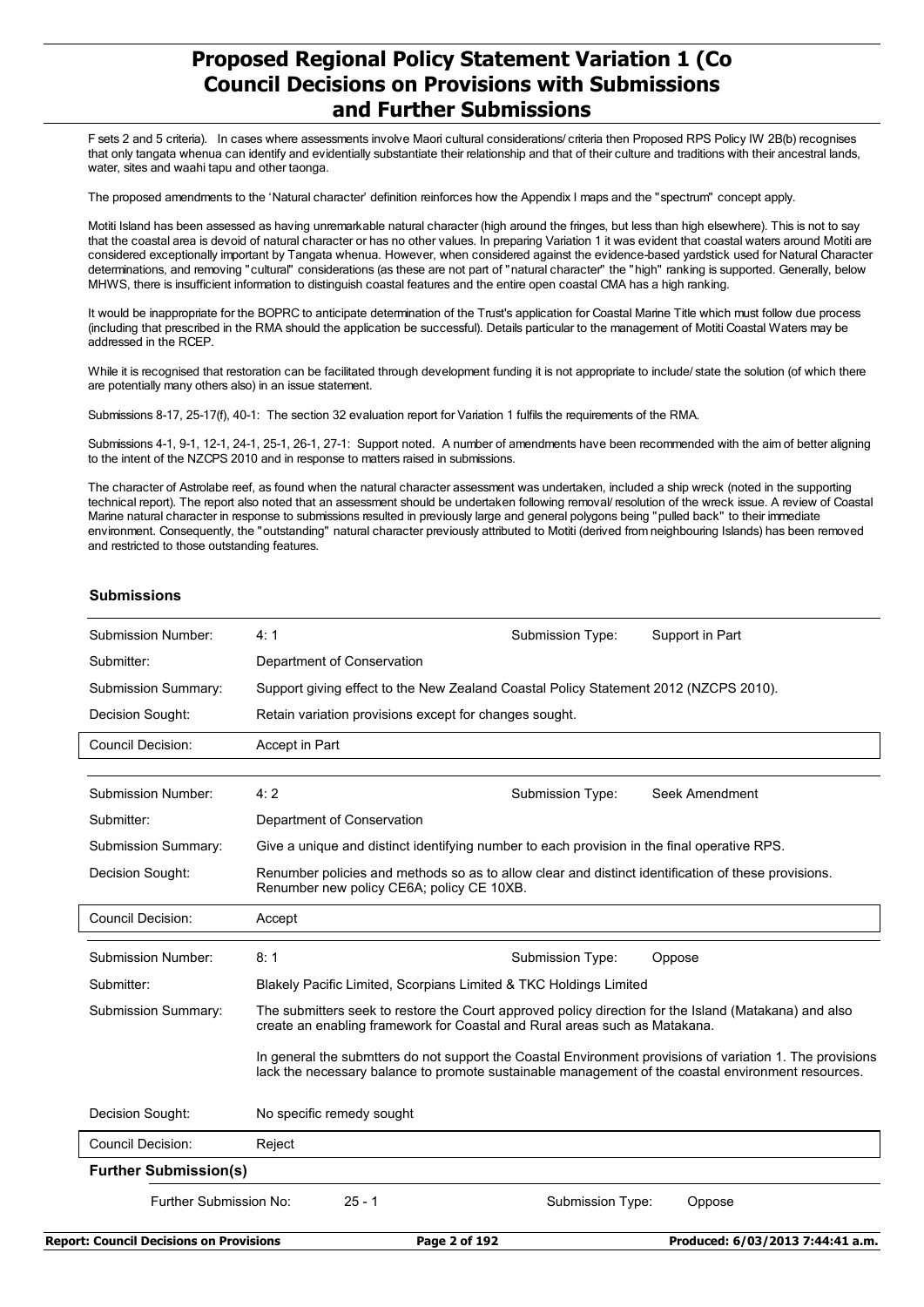F sets 2 and 5 criteria). In cases where assessments involve Maori cultural considerations/ criteria then Proposed RPS Policy IW 2B(b) recognises that only tangata whenua can identify and evidentially substantiate their relationship and that of their culture and traditions with their ancestral lands, water, sites and waahi tapu and other taonga.

The proposed amendments to the 'Natural character' definition reinforces how the Appendix I maps and the "spectrum" concept apply.

Motiti Island has been assessed as having unremarkable natural character (high around the fringes, but less than high elsewhere). This is not to say that the coastal area is devoid of natural character or has no other values. In preparing Variation 1 it was evident that coastal waters around Motiti are considered exceptionally important by Tangata whenua. However, when considered against the evidence-based yardstick used for Natural Character determinations, and removing "cultural" considerations (as these are not part of "natural character" the "high" ranking is supported. Generally, below MHWS, there is insufficient information to distinguish coastal features and the entire open coastal CMA has a high ranking.

It would be inappropriate for the BOPRC to anticipate determination of the Trust's application for Coastal Marine Title which must follow due process (including that prescribed in the RMA should the application be successful). Details particular to the management of Motiti Coastal Waters may be addressed in the RCEP.

While it is recognised that restoration can be facilitated through development funding it is not appropriate to include/ state the solution (of which there are potentially many others also) in an issue statement.

Submissions 8-17, 25-17(f), 40-1: The section 32 evaluation report for Variation 1 fulfils the requirements of the RMA.

Submissions 4-1, 9-1, 12-1, 24-1, 25-1, 26-1, 27-1: Support noted. A number of amendments have been recommended with the aim of better aligning to the intent of the NZCPS 2010 and in response to matters raised in submissions.

The character of Astrolabe reef, as found when the natural character assessment was undertaken, included a ship wreck (noted in the supporting technical report). The report also noted that an assessment should be undertaken following removal/ resolution of the wreck issue. A review of Coastal Marine natural character in response to submissions resulted in previously large and general polygons being "pulled back" to their immediate environment. Consequently, the "outstanding" natural character previously attributed to Motiti (derived from neighbouring Islands) has been removed and restricted to those outstanding features.

### Submissions

| | | | |
|---|---|---|---|
| Submission Number: | 4: 1 | Submission Type: | Support in Part |
| Submitter: | Department of Conservation | | |
| Submission Summary: | Support giving effect to the New Zealand Coastal Policy Statement 2012 (NZCPS 2010). | | |
| Decision Sought: | Retain variation provisions except for changes sought. | | |
| Council Decision: | Accept in Part | | |

| | | | |
|---|---|---|---|
| Submission Number: | 4: 2 | Submission Type: | Seek Amendment |
| Submitter: | Department of Conservation | | |
| Submission Summary: | Give a unique and distinct identifying number to each provision in the final operative RPS. | | |
| Decision Sought: | Renumber policies and methods so as to allow clear and distinct identification of these provisions. Renumber new policy CE6A; policy CE 10XB. | | |
| Council Decision: | Accept | | |

| | | | |
|---|---|---|---|
| Submission Number: | 8: 1 | Submission Type: | Oppose |
| Submitter: | Blakely Pacific Limited, Scorpians Limited & TKC Holdings Limited | | |
| Submission Summary: | The submitters seek to restore the Court approved policy direction for the Island (Matakana) and also create an enabling framework for Coastal and Rural areas such as Matakana.<br><br>In general the submtters do not support the Coastal Environment provisions of variation 1. The provisions lack the necessary balance to promote sustainable management of the coastal environment resources. | | |
| Decision Sought: | No specific remedy sought | | |
| Council Decision: | Reject | | |

**Further Submission(s)**

| | | | |
|---|---|---|---|
| Further Submission No: | 25 - 1 | Submission Type: | Oppose |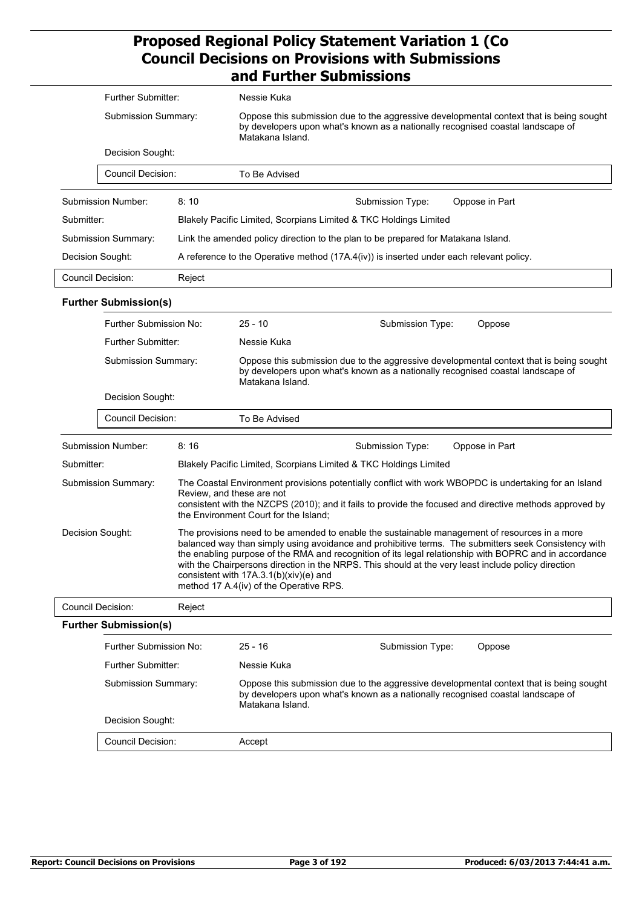| | |
|---|---|
| Further Submitter: | Nessie Kuka |
| Submission Summary: | Oppose this submission due to the aggressive developmental context that is being sought by developers upon what's known as a nationally recognised coastal landscape of Matakana Island. |
| Decision Sought: | |
| Council Decision: | To Be Advised |

| | | | |
|---|---|---|---|
| Submission Number: | 8: 10 | Submission Type: | Oppose in Part |
| Submitter: | Blakely Pacific Limited, Scorpians Limited & TKC Holdings Limited | | |
| Submission Summary: | Link the amended policy direction to the plan to be prepared for Matakana Island. | | |
| Decision Sought: | A reference to the Operative method (17A.4(iv)) is inserted under each relevant policy. | | |
| Council Decision: | Reject | | |

**Further Submission(s)**

| | | | |
|---|---|---|---|
| Further Submission No: | 25 - 10 | Submission Type: | Oppose |
| Further Submitter: | Nessie Kuka | | |
| Submission Summary: | Oppose this submission due to the aggressive developmental context that is being sought by developers upon what's known as a nationally recognised coastal landscape of Matakana Island. | | |
| Decision Sought: | | | |
| Council Decision: | To Be Advised | | |

| | | | |
|---|---|---|---|
| Submission Number: | 8: 16 | Submission Type: | Oppose in Part |
| Submitter: | Blakely Pacific Limited, Scorpians Limited & TKC Holdings Limited | | |
| Submission Summary: | The Coastal Environment provisions potentially conflict with work WBOPDC is undertaking for an Island Review, and these are not consistent with the NZCPS (2010); and it fails to provide the focused and directive methods approved by the Environment Court for the Island; | | |
| Decision Sought: | The provisions need to be amended to enable the sustainable management of resources in a more balanced way than simply using avoidance and prohibitive terms. The submitters seek Consistency with the enabling purpose of the RMA and recognition of its legal relationship with BOPRC and in accordance with the Chairpersons direction in the NRPS. This should at the very least include policy direction consistent with 17A.3.1(b)(xiv)(e) and method 17 A.4(iv) of the Operative RPS. | | |
| Council Decision: | Reject | | |

**Further Submission(s)**

| | | | |
|---|---|---|---|
| Further Submission No: | 25 - 16 | Submission Type: | Oppose |
| Further Submitter: | Nessie Kuka | | |
| Submission Summary: | Oppose this submission due to the aggressive developmental context that is being sought by developers upon what's known as a nationally recognised coastal landscape of Matakana Island. | | |
| Decision Sought: | | | |
| Council Decision: | Accept | | |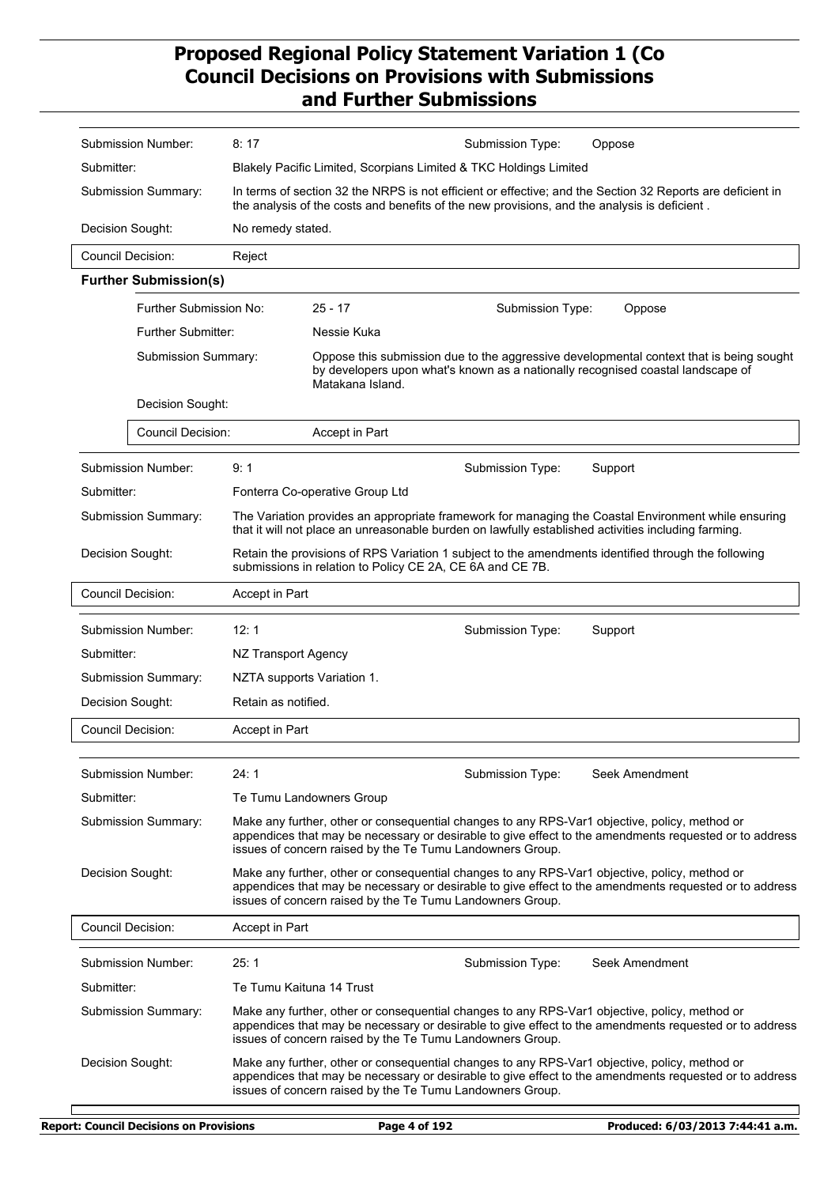| | | | |
|---|---|---|---|
| Submission Number: | 8: 17 | Submission Type: | Oppose |
| Submitter: | Blakely Pacific Limited, Scorpians Limited & TKC Holdings Limited | | |
| Submission Summary: | In terms of section 32 the NRPS is not efficient or effective; and the Section 32 Reports are deficient in the analysis of the costs and benefits of the new provisions, and the analysis is deficient . | | |
| Decision Sought: | No remedy stated. | | |
| Council Decision: | Reject | | |

**Further Submission(s)**

| | | | |
|---|---|---|---|
| Further Submission No: | 25 - 17 | Submission Type: | Oppose |
| Further Submitter: | Nessie Kuka | | |
| Submission Summary: | Oppose this submission due to the aggressive developmental context that is being sought by developers upon what's known as a nationally recognised coastal landscape of Matakana Island. | | |
| Decision Sought: | | | |
| Council Decision: | Accept in Part | | |

| | | | |
|---|---|---|---|
| Submission Number: | 9: 1 | Submission Type: | Support |
| Submitter: | Fonterra Co-operative Group Ltd | | |
| Submission Summary: | The Variation provides an appropriate framework for managing the Coastal Environment while ensuring that it will not place an unreasonable burden on lawfully established activities including farming. | | |
| Decision Sought: | Retain the provisions of RPS Variation 1 subject to the amendments identified through the following submissions in relation to Policy CE 2A, CE 6A and CE 7B. | | |
| Council Decision: | Accept in Part | | |

| | | | |
|---|---|---|---|
| Submission Number: | 12: 1 | Submission Type: | Support |
| Submitter: | NZ Transport Agency | | |
| Submission Summary: | NZTA supports Variation 1. | | |
| Decision Sought: | Retain as notified. | | |
| Council Decision: | Accept in Part | | |

| | | | |
|---|---|---|---|
| Submission Number: | 24: 1 | Submission Type: | Seek Amendment |
| Submitter: | Te Tumu Landowners Group | | |
| Submission Summary: | Make any further, other or consequential changes to any RPS-Var1 objective, policy, method or appendices that may be necessary or desirable to give effect to the amendments requested or to address issues of concern raised by the Te Tumu Landowners Group. | | |
| Decision Sought: | Make any further, other or consequential changes to any RPS-Var1 objective, policy, method or appendices that may be necessary or desirable to give effect to the amendments requested or to address issues of concern raised by the Te Tumu Landowners Group. | | |
| Council Decision: | Accept in Part | | |

| | | | |
|---|---|---|---|
| Submission Number: | 25: 1 | Submission Type: | Seek Amendment |
| Submitter: | Te Tumu Kaituna 14 Trust | | |
| Submission Summary: | Make any further, other or consequential changes to any RPS-Var1 objective, policy, method or appendices that may be necessary or desirable to give effect to the amendments requested or to address issues of concern raised by the Te Tumu Landowners Group. | | |
| Decision Sought: | Make any further, other or consequential changes to any RPS-Var1 objective, policy, method or appendices that may be necessary or desirable to give effect to the amendments requested or to address issues of concern raised by the Te Tumu Landowners Group. | | |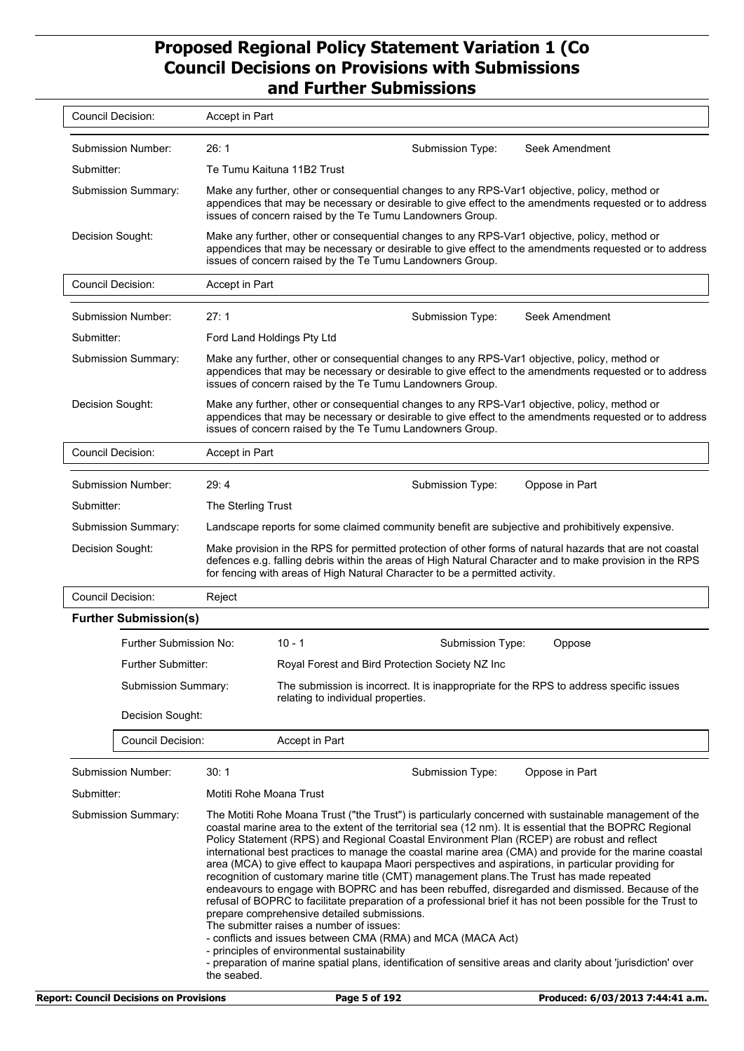| | |
|---|---|
| Council Decision: | Accept in Part |

| | | | |
|---|---|---|---|
| Submission Number: | 26: 1 | Submission Type: | Seek Amendment |
| Submitter: | Te Tumu Kaituna 11B2 Trust | | |
| Submission Summary: | Make any further, other or consequential changes to any RPS-Var1 objective, policy, method or appendices that may be necessary or desirable to give effect to the amendments requested or to address issues of concern raised by the Te Tumu Landowners Group. | | |
| Decision Sought: | Make any further, other or consequential changes to any RPS-Var1 objective, policy, method or appendices that may be necessary or desirable to give effect to the amendments requested or to address issues of concern raised by the Te Tumu Landowners Group. | | |
| Council Decision: | Accept in Part | | |

| | | | |
|---|---|---|---|
| Submission Number: | 27: 1 | Submission Type: | Seek Amendment |
| Submitter: | Ford Land Holdings Pty Ltd | | |
| Submission Summary: | Make any further, other or consequential changes to any RPS-Var1 objective, policy, method or appendices that may be necessary or desirable to give effect to the amendments requested or to address issues of concern raised by the Te Tumu Landowners Group. | | |
| Decision Sought: | Make any further, other or consequential changes to any RPS-Var1 objective, policy, method or appendices that may be necessary or desirable to give effect to the amendments requested or to address issues of concern raised by the Te Tumu Landowners Group. | | |
| Council Decision: | Accept in Part | | |

| | | | |
|---|---|---|---|
| Submission Number: | 29: 4 | Submission Type: | Oppose in Part |
| Submitter: | The Sterling Trust | | |
| Submission Summary: | Landscape reports for some claimed community benefit are subjective and prohibitively expensive. | | |
| Decision Sought: | Make provision in the RPS for permitted protection of other forms of natural hazards that are not coastal defences e.g. falling debris within the areas of High Natural Character and to make provision in the RPS for fencing with areas of High Natural Character to be a permitted activity. | | |
| Council Decision: | Reject | | |

**Further Submission(s)**

| | | | |
|---|---|---|---|
| Further Submission No: | 10 - 1 | Submission Type: | Oppose |
| Further Submitter: | Royal Forest and Bird Protection Society NZ Inc | | |
| Submission Summary: | The submission is incorrect. It is inappropriate for the RPS to address specific issues relating to individual properties. | | |
| Decision Sought: | | | |
| Council Decision: | Accept in Part | | |

| | | | |
|---|---|---|---|
| Submission Number: | 30: 1 | Submission Type: | Oppose in Part |
| Submitter: | Motiti Rohe Moana Trust | | |
| Submission Summary: | The Motiti Rohe Moana Trust ("the Trust") is particularly concerned with sustainable management of the coastal marine area to the extent of the territorial sea (12 nm). It is essential that the BOPRC Regional Policy Statement (RPS) and Regional Coastal Environment Plan (RCEP) are robust and reflect international best practices to manage the coastal marine area (CMA) and provide for the marine coastal area (MCA) to give effect to kaupapa Maori perspectives and aspirations, in particular providing for recognition of customary marine title (CMT) management plans.The Trust has made repeated endeavours to engage with BOPRC and has been rebuffed, disregarded and dismissed. Because of the refusal of BOPRC to facilitate preparation of a professional brief it has not been possible for the Trust to prepare comprehensive detailed submissions.<br>The submitter raises a number of issues:<br>- conflicts and issues between CMA (RMA) and MCA (MACA Act)<br>- principles of environmental sustainability<br>- preparation of marine spatial plans, identification of sensitive areas and clarity about 'jurisdiction' over the seabed. | | |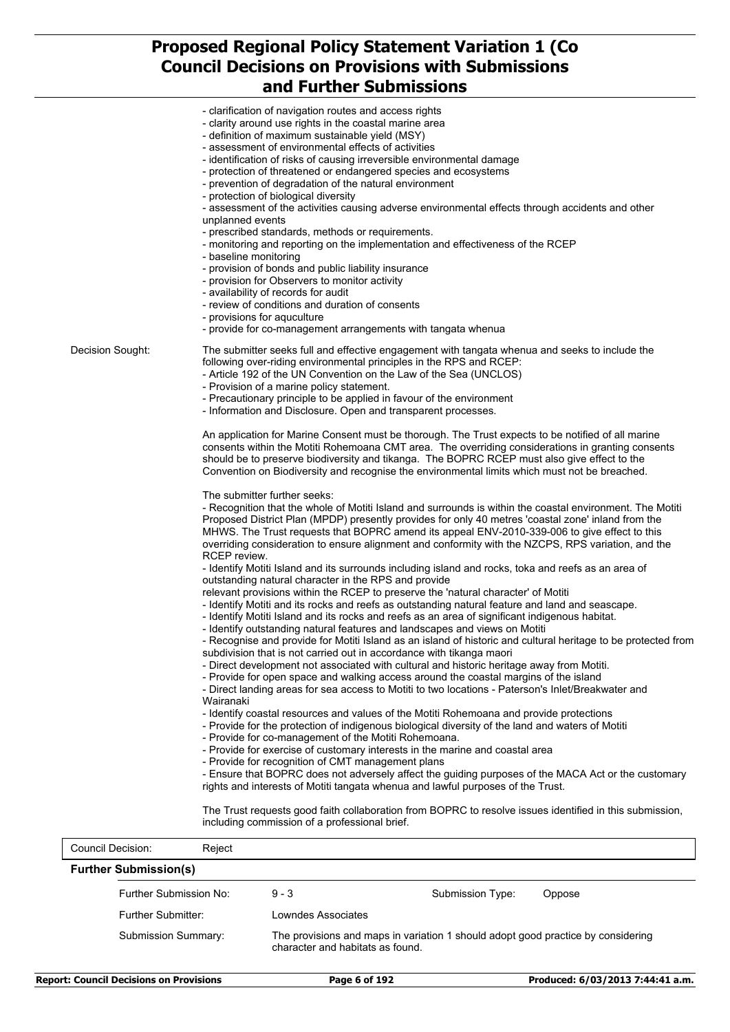- clarification of navigation routes and access rights
- clarity around use rights in the coastal marine area
- definition of maximum sustainable yield (MSY)
- assessment of environmental effects of activities
- identification of risks of causing irreversible environmental damage
- protection of threatened or endangered species and ecosystems
- prevention of degradation of the natural environment
- protection of biological diversity
- assessment of the activities causing adverse environmental effects through accidents and other unplanned events
- prescribed standards, methods or requirements.
- monitoring and reporting on the implementation and effectiveness of the RCEP
- baseline monitoring
- provision of bonds and public liability insurance
- provision for Observers to monitor activity
- availability of records for audit
- review of conditions and duration of consents
- provisions for aquculture
- provide for co-management arrangements with tangata whenua

**Decision Sought:**

The submitter seeks full and effective engagement with tangata whenua and seeks to include the following over-riding environmental principles in the RPS and RCEP:
- Article 192 of the UN Convention on the Law of the Sea (UNCLOS)
- Provision of a marine policy statement.
- Precautionary principle to be applied in favour of the environment
- Information and Disclosure. Open and transparent processes.

An application for Marine Consent must be thorough. The Trust expects to be notified of all marine consents within the Motiti Rohemoana CMT area. The overriding considerations in granting consents should be to preserve biodiversity and tikanga. The BOPRC RCEP must also give effect to the Convention on Biodiversity and recognise the environmental limits which must not be breached.

The submitter further seeks:
- Recognition that the whole of Motiti Island and surrounds is within the coastal environment. The Motiti Proposed District Plan (MPDP) presently provides for only 40 metres 'coastal zone' inland from the MHWS. The Trust requests that BOPRC amend its appeal ENV-2010-339-006 to give effect to this overriding consideration to ensure alignment and conformity with the NZCPS, RPS variation, and the RCEP review.
- Identify Motiti Island and its surrounds including island and rocks, toka and reefs as an area of outstanding natural character in the RPS and provide relevant provisions within the RCEP to preserve the 'natural character' of Motiti
- Identify Motiti and its rocks and reefs as outstanding natural feature and land and seascape.
- Identify Motiti Island and its rocks and reefs as an area of significant indigenous habitat.
- Identify outstanding natural features and landscapes and views on Motiti
- Recognise and provide for Motiti Island as an island of historic and cultural heritage to be protected from subdivision that is not carried out in accordance with tikanga maori
- Direct development not associated with cultural and historic heritage away from Motiti.
- Provide for open space and walking access around the coastal margins of the island
- Direct landing areas for sea access to Motiti to two locations - Paterson's Inlet/Breakwater and Wairanaki
- Identify coastal resources and values of the Motiti Rohemoana and provide protections
- Provide for the protection of indigenous biological diversity of the land and waters of Motiti
- Provide for co-management of the Motiti Rohemoana.
- Provide for exercise of customary interests in the marine and coastal area
- Provide for recognition of CMT management plans
- Ensure that BOPRC does not adversely affect the guiding purposes of the MACA Act or the customary rights and interests of Motiti tangata whenua and lawful purposes of the Trust.

The Trust requests good faith collaboration from BOPRC to resolve issues identified in this submission, including commission of a professional brief.

**Council Decision:** Reject

### Further Submission(s)

| | | | |
|---|---|---|---|
| Further Submission No: | 9 - 3 | Submission Type: | Oppose |
| Further Submitter: | Lowndes Associates | | |
| Submission Summary: | The provisions and maps in variation 1 should adopt good practice by considering character and habitats as found. | | |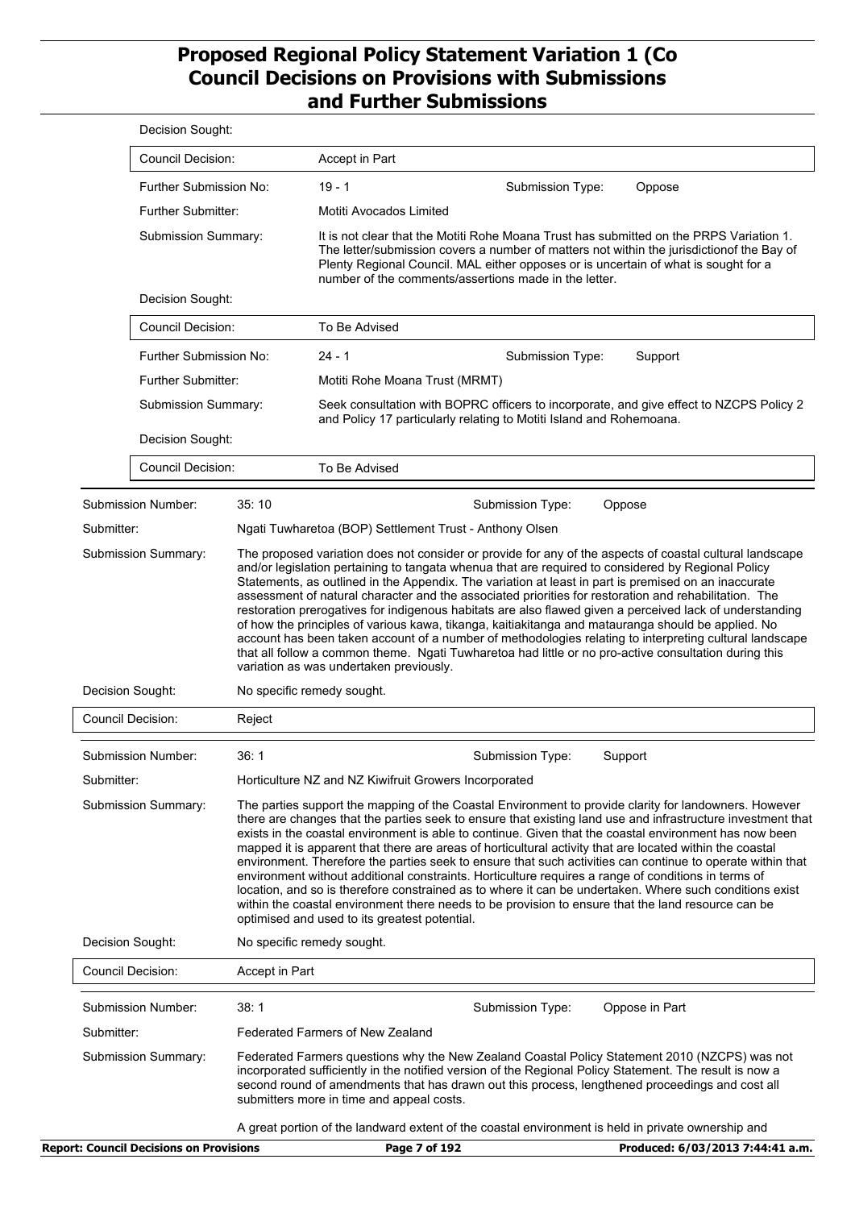| | | | | |
|---|---|---|---|---|
| Decision Sought: | | | | |
| Council Decision: | Accept in Part | | | |
| Further Submission No: | 19 - 1 | Submission Type: | Oppose | |
| Further Submitter: | Motiti Avocados Limited | | | |
| Submission Summary: | It is not clear that the Motiti Rohe Moana Trust has submitted on the PRPS Variation 1. The letter/submission covers a number of matters not within the jurisdictionof the Bay of Plenty Regional Council. MAL either opposes or is uncertain of what is sought for a number of the comments/assertions made in the letter. | | | |
| Decision Sought: | | | | |
| Council Decision: | To Be Advised | | | |
| Further Submission No: | 24 - 1 | Submission Type: | Support | |
| Further Submitter: | Motiti Rohe Moana Trust (MRMT) | | | |
| Submission Summary: | Seek consultation with BOPRC officers to incorporate, and give effect to NZCPS Policy 2 and Policy 17 particularly relating to Motiti Island and Rohemoana. | | | |
| Decision Sought: | | | | |
| Council Decision: | To Be Advised | | | |

| | | | |
|---|---|---|---|
| Submission Number: | 35: 10 | Submission Type: | Oppose |
| Submitter: | Ngati Tuwharetoa (BOP) Settlement Trust - Anthony Olsen | | |
| Submission Summary: | The proposed variation does not consider or provide for any of the aspects of coastal cultural landscape and/or legislation pertaining to tangata whenua that are required to considered by Regional Policy Statements, as outlined in the Appendix. The variation at least in part is premised on an inaccurate assessment of natural character and the associated priorities for restoration and rehabilitation. The restoration prerogatives for indigenous habitats are also flawed given a perceived lack of understanding of how the principles of various kawa, tikanga, kaitiakitanga and matauranga should be applied. No account has been taken account of a number of methodologies relating to interpreting cultural landscape that all follow a common theme. Ngati Tuwharetoa had little or no pro-active consultation during this variation as was undertaken previously. | | |
| Decision Sought: | No specific remedy sought. | | |
| Council Decision: | Reject | | |

| | | | |
|---|---|---|---|
| Submission Number: | 36: 1 | Submission Type: | Support |
| Submitter: | Horticulture NZ and NZ Kiwifruit Growers Incorporated | | |
| Submission Summary: | The parties support the mapping of the Coastal Environment to provide clarity for landowners. However there are changes that the parties seek to ensure that existing land use and infrastructure investment that exists in the coastal environment is able to continue. Given that the coastal environment has now been mapped it is apparent that there are areas of horticultural activity that are located within the coastal environment. Therefore the parties seek to ensure that such activities can continue to operate within that environment without additional constraints. Horticulture requires a range of conditions in terms of location, and so is therefore constrained as to where it can be undertaken. Where such conditions exist within the coastal environment there needs to be provision to ensure that the land resource can be optimised and used to its greatest potential. | | |
| Decision Sought: | No specific remedy sought. | | |
| Council Decision: | Accept in Part | | |

| | | | |
|---|---|---|---|
| Submission Number: | 38: 1 | Submission Type: | Oppose in Part |
| Submitter: | Federated Farmers of New Zealand | | |
| Submission Summary: | Federated Farmers questions why the New Zealand Coastal Policy Statement 2010 (NZCPS) was not incorporated sufficiently in the notified version of the Regional Policy Statement. The result is now a second round of amendments that has drawn out this process, lengthened proceedings and cost all submitters more in time and appeal costs.<br><br>A great portion of the landward extent of the coastal environment is held in private ownership and | | |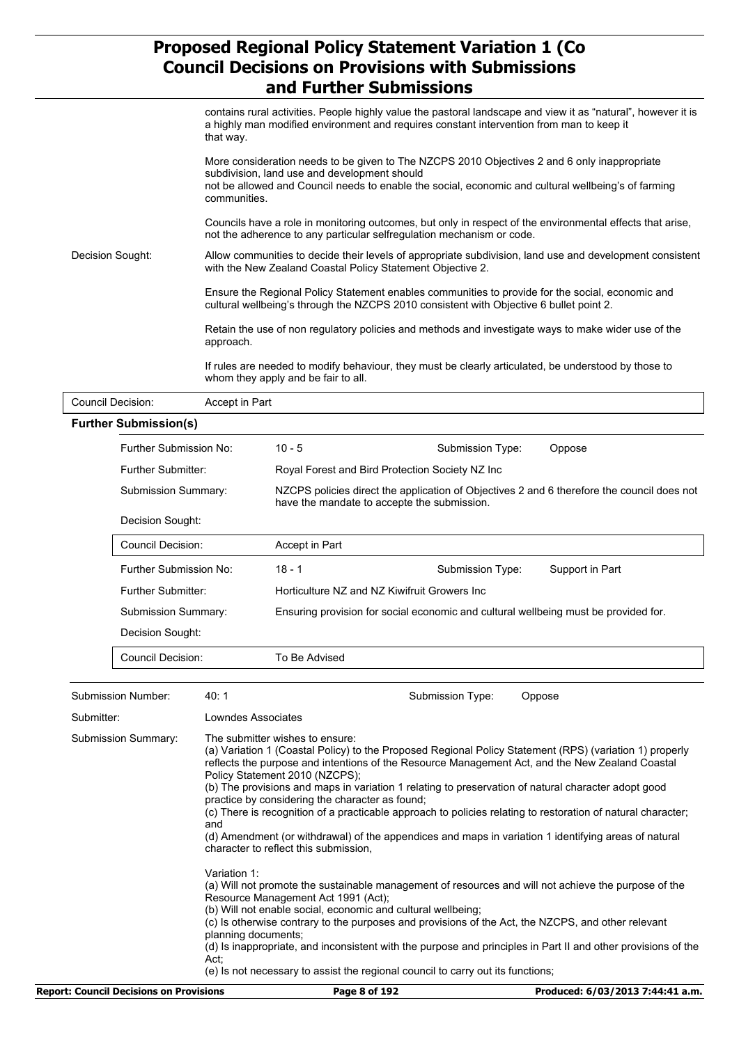contains rural activities. People highly value the pastoral landscape and view it as "natural", however it is a highly man modified environment and requires constant intervention from man to keep it that way.

More consideration needs to be given to The NZCPS 2010 Objectives 2 and 6 only inappropriate subdivision, land use and development should
not be allowed and Council needs to enable the social, economic and cultural wellbeing's of farming communities.

Councils have a role in monitoring outcomes, but only in respect of the environmental effects that arise, not the adherence to any particular selfregulation mechanism or code.

**Decision Sought:**

Allow communities to decide their levels of appropriate subdivision, land use and development consistent with the New Zealand Coastal Policy Statement Objective 2.

Ensure the Regional Policy Statement enables communities to provide for the social, economic and cultural wellbeing's through the NZCPS 2010 consistent with Objective 6 bullet point 2.

Retain the use of non regulatory policies and methods and investigate ways to make wider use of the approach.

If rules are needed to modify behaviour, they must be clearly articulated, be understood by those to whom they apply and be fair to all.

**Council Decision:** Accept in Part

**Further Submission(s)**

| | | | |
|---|---|---|---|
| Further Submission No: | 10 - 5 | Submission Type: | Oppose |
| Further Submitter: | Royal Forest and Bird Protection Society NZ Inc | | |
| Submission Summary: | NZCPS policies direct the application of Objectives 2 and 6 therefore the council does not have the mandate to accepte the submission. | | |
| Decision Sought: | | | |
| Council Decision: | Accept in Part | | |

| | | | |
|---|---|---|---|
| Further Submission No: | 18 - 1 | Submission Type: | Support in Part |
| Further Submitter: | Horticulture NZ and NZ Kiwifruit Growers Inc | | |
| Submission Summary: | Ensuring provision for social economic and cultural wellbeing must be provided for. | | |
| Decision Sought: | | | |
| Council Decision: | To Be Advised | | |

---

**Submission Number:** 40: 1 **Submission Type:** Oppose

**Submitter:** Lowndes Associates

**Submission Summary:**

The submitter wishes to ensure:
(a) Variation 1 (Coastal Policy) to the Proposed Regional Policy Statement (RPS) (variation 1) properly reflects the purpose and intentions of the Resource Management Act, and the New Zealand Coastal Policy Statement 2010 (NZCPS);
(b) The provisions and maps in variation 1 relating to preservation of natural character adopt good practice by considering the character as found;
(c) There is recognition of a practicable approach to policies relating to restoration of natural character; and
(d) Amendment (or withdrawal) of the appendices and maps in variation 1 identifying areas of natural character to reflect this submission,

Variation 1:
(a) Will not promote the sustainable management of resources and will not achieve the purpose of the Resource Management Act 1991 (Act);
(b) Will not enable social, economic and cultural wellbeing;
(c) Is otherwise contrary to the purposes and provisions of the Act, the NZCPS, and other relevant planning documents;
(d) Is inappropriate, and inconsistent with the purpose and principles in Part II and other provisions of the Act;
(e) Is not necessary to assist the regional council to carry out its functions;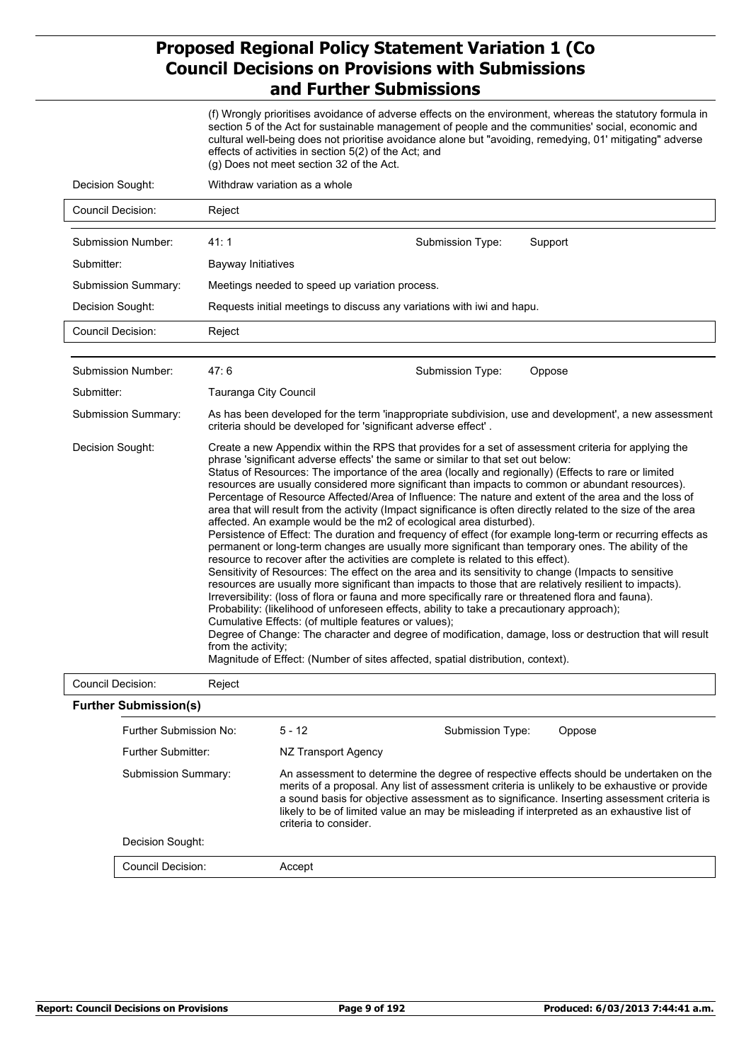(f) Wrongly prioritises avoidance of adverse effects on the environment, whereas the statutory formula in section 5 of the Act for sustainable management of people and the communities' social, economic and cultural well-being does not prioritise avoidance alone but "avoiding, remedying, 01' mitigating" adverse effects of activities in section 5(2) of the Act; and
(g) Does not meet section 32 of the Act.

| | |
|---|---|
| Decision Sought: | Withdraw variation as a whole |
| Council Decision: | Reject |

| | | | |
|---|---|---|---|
| Submission Number: | 41: 1 | Submission Type: | Support |
| Submitter: | Bayway Initiatives | | |
| Submission Summary: | Meetings needed to speed up variation process. | | |
| Decision Sought: | Requests initial meetings to discuss any variations with iwi and hapu. | | |
| Council Decision: | Reject | | |

| | | | |
|---|---|---|---|
| Submission Number: | 47: 6 | Submission Type: | Oppose |
| Submitter: | Tauranga City Council | | |
| Submission Summary: | As has been developed for the term 'inappropriate subdivision, use and development', a new assessment criteria should be developed for 'significant adverse effect' . | | |

Decision Sought:

Create a new Appendix within the RPS that provides for a set of assessment criteria for applying the phrase 'significant adverse effects' the same or similar to that set out below:
Status of Resources: The importance of the area (locally and regionally) (Effects to rare or limited resources are usually considered more significant than impacts to common or abundant resources).
Percentage of Resource Affected/Area of Influence: The nature and extent of the area and the loss of area that will result from the activity (Impact significance is often directly related to the size of the area affected. An example would be the m2 of ecological area disturbed).
Persistence of Effect: The duration and frequency of effect (for example long-term or recurring effects as permanent or long-term changes are usually more significant than temporary ones. The ability of the resource to recover after the activities are complete is related to this effect).
Sensitivity of Resources: The effect on the area and its sensitivity to change (Impacts to sensitive resources are usually more significant than impacts to those that are relatively resilient to impacts).
Irreversibility: (loss of flora or fauna and more specifically rare or threatened flora and fauna).
Probability: (likelihood of unforeseen effects, ability to take a precautionary approach);
Cumulative Effects: (of multiple features or values);
Degree of Change: The character and degree of modification, damage, loss or destruction that will result from the activity;
Magnitude of Effect: (Number of sites affected, spatial distribution, context).

| | |
|---|---|
| Council Decision: | Reject |

**Further Submission(s)**

| | | | |
|---|---|---|---|
| Further Submission No: | 5 - 12 | Submission Type: | Oppose |
| Further Submitter: | NZ Transport Agency | | |
| Submission Summary: | An assessment to determine the degree of respective effects should be undertaken on the merits of a proposal. Any list of assessment criteria is unlikely to be exhaustive or provide a sound basis for objective assessment as to significance. Inserting assessment criteria is likely to be of limited value an may be misleading if interpreted as an exhaustive list of criteria to consider. | | |
| Decision Sought: | | | |
| Council Decision: | Accept | | |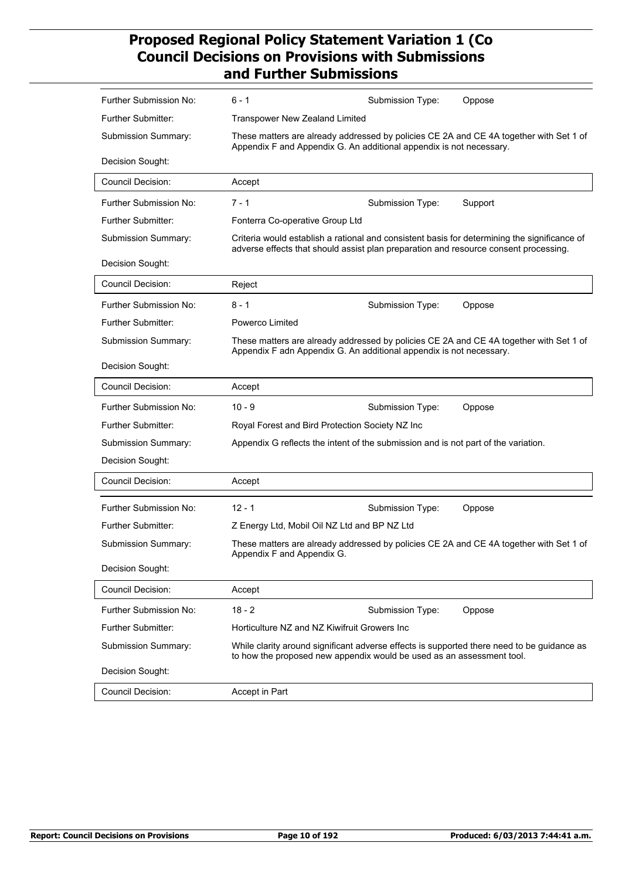| Field | Value | | |
|---|---|---|---|
| Further Submission No: | 6 - 1 | Submission Type: | Oppose |
| Further Submitter: | Transpower New Zealand Limited | | |
| Submission Summary: | These matters are already addressed by policies CE 2A and CE 4A together with Set 1 of Appendix F and Appendix G. An additional appendix is not necessary. | | |
| Decision Sought: | | | |
| Council Decision: | Accept | | |

| Field | Value | | |
|---|---|---|---|
| Further Submission No: | 7 - 1 | Submission Type: | Support |
| Further Submitter: | Fonterra Co-operative Group Ltd | | |
| Submission Summary: | Criteria would establish a rational and consistent basis for determining the significance of adverse effects that should assist plan preparation and resource consent processing. | | |
| Decision Sought: | | | |
| Council Decision: | Reject | | |

| Field | Value | | |
|---|---|---|---|
| Further Submission No: | 8 - 1 | Submission Type: | Oppose |
| Further Submitter: | Powerco Limited | | |
| Submission Summary: | These matters are already addressed by policies CE 2A and CE 4A together with Set 1 of Appendix F adn Appendix G. An additional appendix is not necessary. | | |
| Decision Sought: | | | |
| Council Decision: | Accept | | |

| Field | Value | | |
|---|---|---|---|
| Further Submission No: | 10 - 9 | Submission Type: | Oppose |
| Further Submitter: | Royal Forest and Bird Protection Society NZ Inc | | |
| Submission Summary: | Appendix G reflects the intent of the submission and is not part of the variation. | | |
| Decision Sought: | | | |
| Council Decision: | Accept | | |

| Field | Value | | |
|---|---|---|---|
| Further Submission No: | 12 - 1 | Submission Type: | Oppose |
| Further Submitter: | Z Energy Ltd, Mobil Oil NZ Ltd and BP NZ Ltd | | |
| Submission Summary: | These matters are already addressed by policies CE 2A and CE 4A together with Set 1 of Appendix F and Appendix G. | | |
| Decision Sought: | | | |
| Council Decision: | Accept | | |

| Field | Value | | |
|---|---|---|---|
| Further Submission No: | 18 - 2 | Submission Type: | Oppose |
| Further Submitter: | Horticulture NZ and NZ Kiwifruit Growers Inc | | |
| Submission Summary: | While clarity around significant adverse effects is supported there need to be guidance as to how the proposed new appendix would be used as an assessment tool. | | |
| Decision Sought: | | | |
| Council Decision: | Accept in Part | | |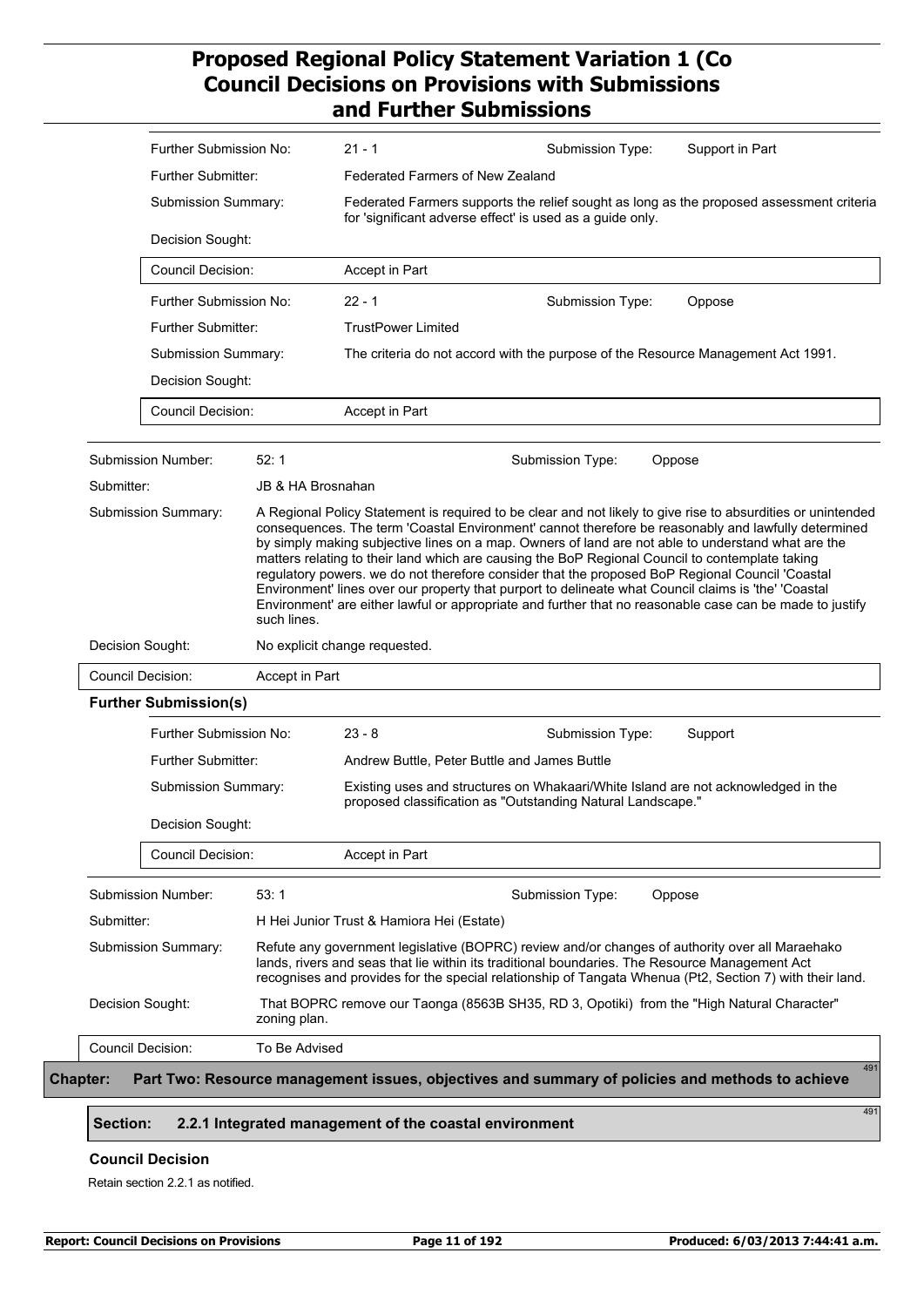| | |
|---|---|
| Further Submission No: | 21 - 1 |
| Submission Type: | Support in Part |
| Further Submitter: | Federated Farmers of New Zealand |
| Submission Summary: | Federated Farmers supports the relief sought as long as the proposed assessment criteria for 'significant adverse effect' is used as a guide only. |
| Decision Sought: | |
| Council Decision: | Accept in Part |

| | |
|---|---|
| Further Submission No: | 22 - 1 |
| Submission Type: | Oppose |
| Further Submitter: | TrustPower Limited |
| Submission Summary: | The criteria do not accord with the purpose of the Resource Management Act 1991. |
| Decision Sought: | |
| Council Decision: | Accept in Part |

| | |
|---|---|
| Submission Number: | 52: 1 |
| Submission Type: | Oppose |
| Submitter: | JB & HA Brosnahan |
| Submission Summary: | A Regional Policy Statement is required to be clear and not likely to give rise to absurdities or unintended consequences. The term 'Coastal Environment' cannot therefore be reasonably and lawfully determined by simply making subjective lines on a map. Owners of land are not able to understand what are the matters relating to their land which are causing the BoP Regional Council to contemplate taking regulatory powers. we do not therefore consider that the proposed BoP Regional Council 'Coastal Environment' lines over our property that purport to delineate what Council claims is 'the' 'Coastal Environment' are either lawful or appropriate and further that no reasonable case can be made to justify such lines. |
| Decision Sought: | No explicit change requested. |
| Council Decision: | Accept in Part |

**Further Submission(s)**

| | |
|---|---|
| Further Submission No: | 23 - 8 |
| Submission Type: | Support |
| Further Submitter: | Andrew Buttle, Peter Buttle and James Buttle |
| Submission Summary: | Existing uses and structures on Whakaari/White Island are not acknowledged in the proposed classification as "Outstanding Natural Landscape." |
| Decision Sought: | |
| Council Decision: | Accept in Part |

| | |
|---|---|
| Submission Number: | 53: 1 |
| Submission Type: | Oppose |
| Submitter: | H Hei Junior Trust & Hamiora Hei (Estate) |
| Submission Summary: | Refute any government legislative (BOPRC) review and/or changes of authority over all Maraehako lands, rivers and seas that lie within its traditional boundaries. The Resource Management Act recognises and provides for the special relationship of Tangata Whenua (Pt2, Section 7) with their land. |
| Decision Sought: | That BOPRC remove our Taonga (8563B SH35, RD 3, Opotiki) from the "High Natural Character" zoning plan. |
| Council Decision: | To Be Advised |

## Chapter: Part Two: Resource management issues, objectives and summary of policies and methods to achieve

491

### Section: 2.2.1 Integrated management of the coastal environment

491

**Council Decision**

Retain section 2.2.1 as notified.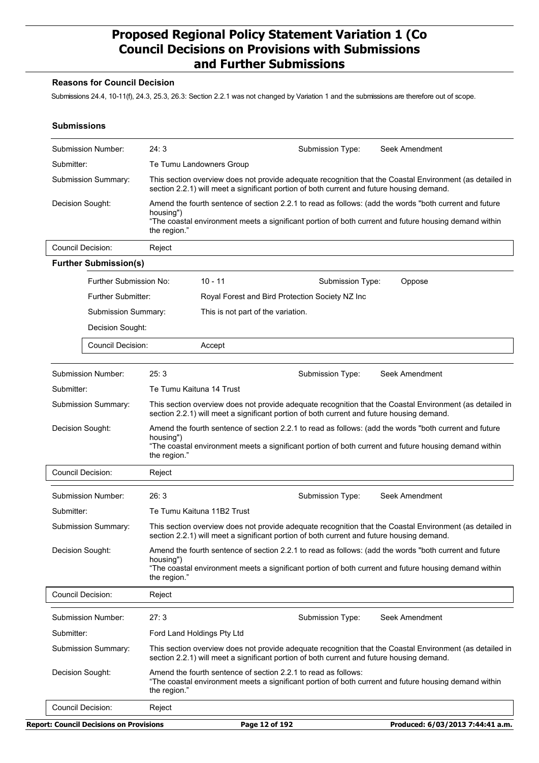### Reasons for Council Decision

Submissions 24.4, 10-11(f), 24.3, 25.3, 26.3: Section 2.2.1 was not changed by Variation 1 and the submissions are therefore out of scope.

### Submissions

| | | | |
|---|---|---|---|
| Submission Number: | 24: 3 | Submission Type: | Seek Amendment |
| Submitter: | Te Tumu Landowners Group | | |
| Submission Summary: | This section overview does not provide adequate recognition that the Coastal Environment (as detailed in section 2.2.1) will meet a significant portion of both current and future housing demand. | | |
| Decision Sought: | Amend the fourth sentence of section 2.2.1 to read as follows: (add the words "both current and future housing")<br>"The coastal environment meets a significant portion of both current and future housing demand within the region." | | |
| Council Decision: | Reject | | |

**Further Submission(s)**

| | | | |
|---|---|---|---|
| Further Submission No: | 10 - 11 | Submission Type: | Oppose |
| Further Submitter: | Royal Forest and Bird Protection Society NZ Inc | | |
| Submission Summary: | This is not part of the variation. | | |
| Decision Sought: | | | |
| Council Decision: | Accept | | |

| | | | |
|---|---|---|---|
| Submission Number: | 25: 3 | Submission Type: | Seek Amendment |
| Submitter: | Te Tumu Kaituna 14 Trust | | |
| Submission Summary: | This section overview does not provide adequate recognition that the Coastal Environment (as detailed in section 2.2.1) will meet a significant portion of both current and future housing demand. | | |
| Decision Sought: | Amend the fourth sentence of section 2.2.1 to read as follows: (add the words "both current and future housing")<br>"The coastal environment meets a significant portion of both current and future housing demand within the region." | | |
| Council Decision: | Reject | | |

| | | | |
|---|---|---|---|
| Submission Number: | 26: 3 | Submission Type: | Seek Amendment |
| Submitter: | Te Tumu Kaituna 11B2 Trust | | |
| Submission Summary: | This section overview does not provide adequate recognition that the Coastal Environment (as detailed in section 2.2.1) will meet a significant portion of both current and future housing demand. | | |
| Decision Sought: | Amend the fourth sentence of section 2.2.1 to read as follows: (add the words "both current and future housing")<br>"The coastal environment meets a significant portion of both current and future housing demand within the region." | | |
| Council Decision: | Reject | | |

| | | | |
|---|---|---|---|
| Submission Number: | 27: 3 | Submission Type: | Seek Amendment |
| Submitter: | Ford Land Holdings Pty Ltd | | |
| Submission Summary: | This section overview does not provide adequate recognition that the Coastal Environment (as detailed in section 2.2.1) will meet a significant portion of both current and future housing demand. | | |
| Decision Sought: | Amend the fourth sentence of section 2.2.1 to read as follows:<br>"The coastal environment meets a significant portion of both current and future housing demand within the region." | | |
| Council Decision: | Reject | | |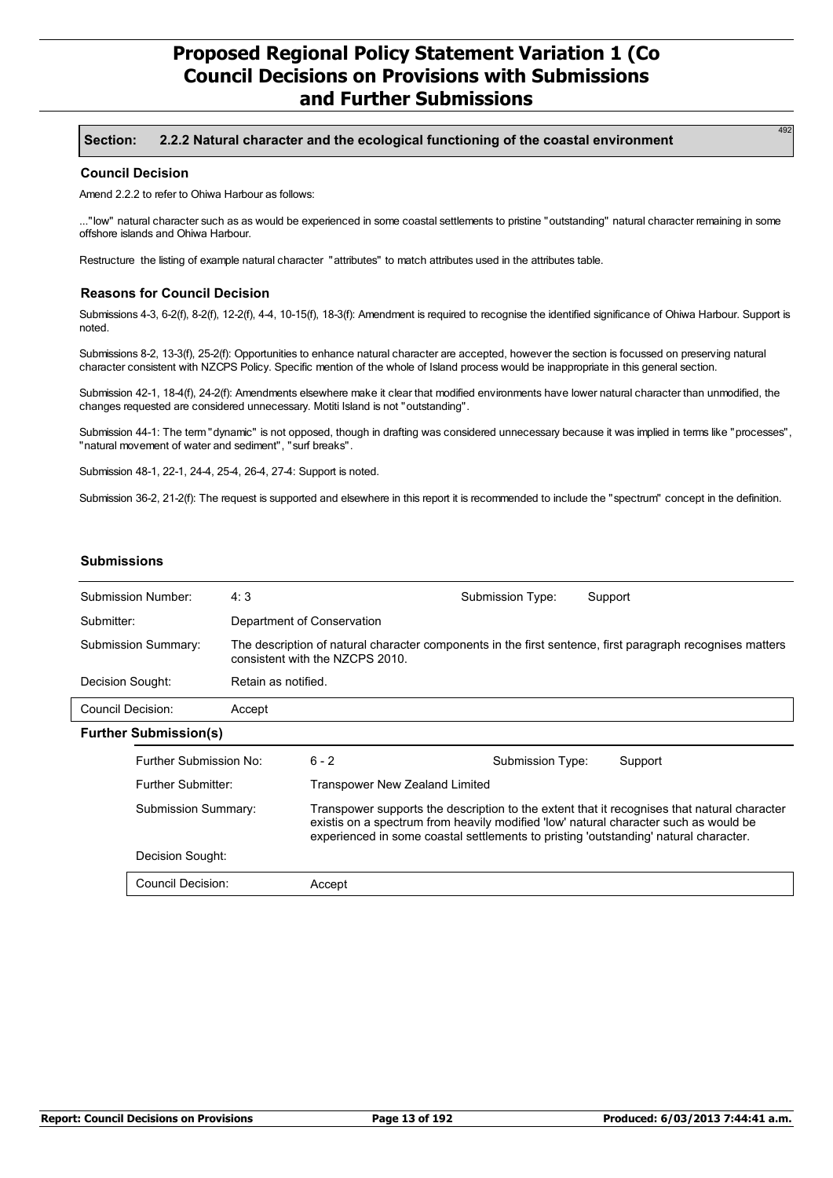## Section: 2.2.2 Natural character and the ecological functioning of the coastal environment

492

### Council Decision

Amend 2.2.2 to refer to Ohiwa Harbour as follows:

..."low" natural character such as as would be experienced in some coastal settlements to pristine "outstanding" natural character remaining in some offshore islands and Ohiwa Harbour.

Restructure the listing of example natural character "attributes" to match attributes used in the attributes table.

### Reasons for Council Decision

Submissions 4-3, 6-2(f), 8-2(f), 12-2(f), 4-4, 10-15(f), 18-3(f): Amendment is required to recognise the identified significance of Ohiwa Harbour. Support is noted.

Submissions 8-2, 13-3(f), 25-2(f): Opportunities to enhance natural character are accepted, however the section is focussed on preserving natural character consistent with NZCPS Policy. Specific mention of the whole of Island process would be inappropriate in this general section.

Submission 42-1, 18-4(f), 24-2(f): Amendments elsewhere make it clear that modified environments have lower natural character than unmodified, the changes requested are considered unnecessary. Motiti Island is not "outstanding".

Submission 44-1: The term "dynamic" is not opposed, though in drafting was considered unnecessary because it was implied in terms like "processes", "natural movement of water and sediment", "surf breaks".

Submission 48-1, 22-1, 24-4, 25-4, 26-4, 27-4: Support is noted.

Submission 36-2, 21-2(f): The request is supported and elsewhere in this report it is recommended to include the "spectrum" concept in the definition.

### Submissions

| | | | |
|---|---|---|---|
| Submission Number: | 4: 3 | Submission Type: | Support |
| Submitter: | Department of Conservation | | |
| Submission Summary: | The description of natural character components in the first sentence, first paragraph recognises matters consistent with the NZCPS 2010. | | |
| Decision Sought: | Retain as notified. | | |
| Council Decision: | Accept | | |

#### Further Submission(s)

| | | | |
|---|---|---|---|
| Further Submission No: | 6 - 2 | Submission Type: | Support |
| Further Submitter: | Transpower New Zealand Limited | | |
| Submission Summary: | Transpower supports the description to the extent that it recognises that natural character existis on a spectrum from heavily modified 'low' natural character such as would be experienced in some coastal settlements to pristing 'outstanding' natural character. | | |
| Decision Sought: | | | |
| Council Decision: | Accept | | |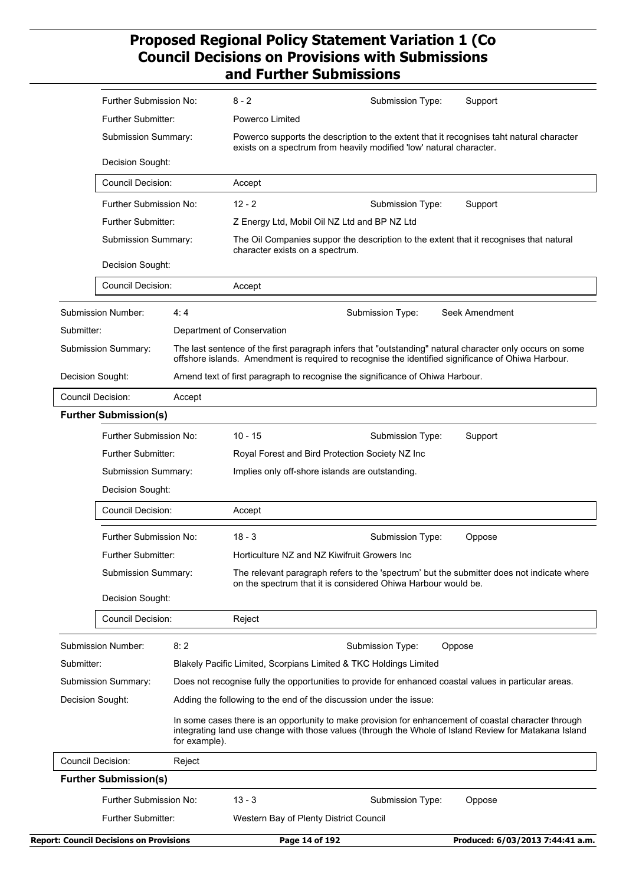| | | | |
|---|---|---|---|
| Further Submission No: | 8 - 2 | Submission Type: | Support |
| Further Submitter: | Powerco Limited | | |
| Submission Summary: | Powerco supports the description to the extent that it recognises taht natural character exists on a spectrum from heavily modified 'low' natural character. | | |
| Decision Sought: | | | |
| Council Decision: | Accept | | |

| | | | |
|---|---|---|---|
| Further Submission No: | 12 - 2 | Submission Type: | Support |
| Further Submitter: | Z Energy Ltd, Mobil Oil NZ Ltd and BP NZ Ltd | | |
| Submission Summary: | The Oil Companies suppor the description to the extent that it recognises that natural character exists on a spectrum. | | |
| Decision Sought: | | | |
| Council Decision: | Accept | | |

| | | | |
|---|---|---|---|
| Submission Number: | 4: 4 | Submission Type: | Seek Amendment |
| Submitter: | Department of Conservation | | |
| Submission Summary: | The last sentence of the first paragraph infers that "outstanding" natural character only occurs on some offshore islands. Amendment is required to recognise the identified significance of Ohiwa Harbour. | | |
| Decision Sought: | Amend text of first paragraph to recognise the significance of Ohiwa Harbour. | | |
| Council Decision: | Accept | | |

**Further Submission(s)**

| | | | |
|---|---|---|---|
| Further Submission No: | 10 - 15 | Submission Type: | Support |
| Further Submitter: | Royal Forest and Bird Protection Society NZ Inc | | |
| Submission Summary: | Implies only off-shore islands are outstanding. | | |
| Decision Sought: | | | |
| Council Decision: | Accept | | |

| | | | |
|---|---|---|---|
| Further Submission No: | 18 - 3 | Submission Type: | Oppose |
| Further Submitter: | Horticulture NZ and NZ Kiwifruit Growers Inc | | |
| Submission Summary: | The relevant paragraph refers to the 'spectrum' but the submitter does not indicate where on the spectrum that it is considered Ohiwa Harbour would be. | | |
| Decision Sought: | | | |
| Council Decision: | Reject | | |

| | | | |
|---|---|---|---|
| Submission Number: | 8: 2 | Submission Type: | Oppose |
| Submitter: | Blakely Pacific Limited, Scorpians Limited & TKC Holdings Limited | | |
| Submission Summary: | Does not recognise fully the opportunities to provide for enhanced coastal values in particular areas. | | |
| Decision Sought: | Adding the following to the end of the discussion under the issue:<br><br>In some cases there is an opportunity to make provision for enhancement of coastal character through integrating land use change with those values (through the Whole of Island Review for Matakana Island for example). | | |
| Council Decision: | Reject | | |

**Further Submission(s)**

| | | | |
|---|---|---|---|
| Further Submission No: | 13 - 3 | Submission Type: | Oppose |
| Further Submitter: | Western Bay of Plenty District Council | | |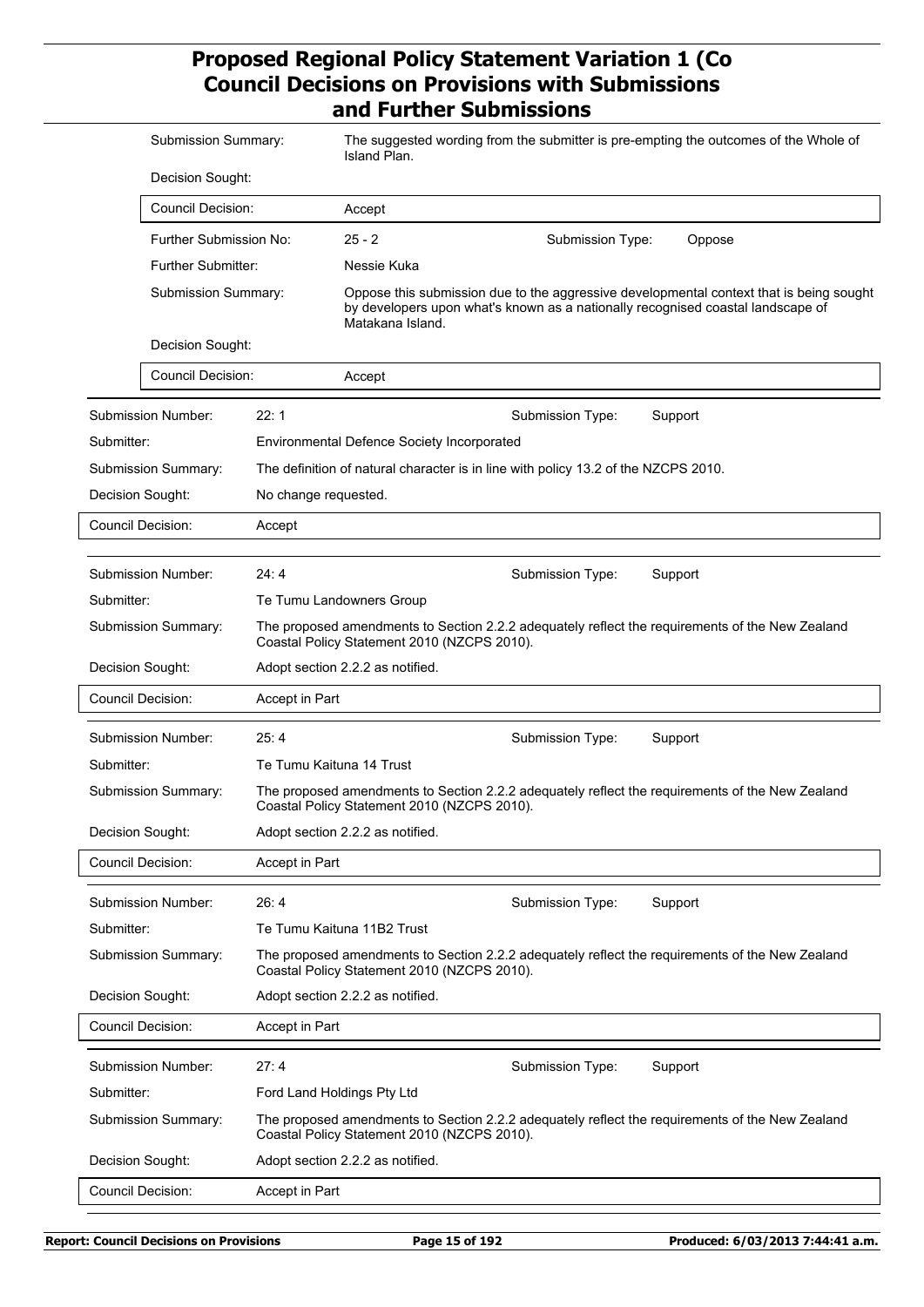| | |
|---|---|
| Submission Summary: | The suggested wording from the submitter is pre-empting the outcomes of the Whole of Island Plan. |
| Decision Sought: | |
| Council Decision: | Accept |

| | | | |
|---|---|---|---|
| Further Submission No: | 25 - 2 | Submission Type: | Oppose |
| Further Submitter: | Nessie Kuka | | |
| Submission Summary: | Oppose this submission due to the aggressive developmental context that is being sought by developers upon what's known as a nationally recognised coastal landscape of Matakana Island. | | |
| Decision Sought: | | | |
| Council Decision: | Accept | | |

| | | | |
|---|---|---|---|
| Submission Number: | 22: 1 | Submission Type: | Support |
| Submitter: | Environmental Defence Society Incorporated | | |
| Submission Summary: | The definition of natural character is in line with policy 13.2 of the NZCPS 2010. | | |
| Decision Sought: | No change requested. | | |
| Council Decision: | Accept | | |

| | | | |
|---|---|---|---|
| Submission Number: | 24: 4 | Submission Type: | Support |
| Submitter: | Te Tumu Landowners Group | | |
| Submission Summary: | The proposed amendments to Section 2.2.2 adequately reflect the requirements of the New Zealand Coastal Policy Statement 2010 (NZCPS 2010). | | |
| Decision Sought: | Adopt section 2.2.2 as notified. | | |
| Council Decision: | Accept in Part | | |

| | | | |
|---|---|---|---|
| Submission Number: | 25: 4 | Submission Type: | Support |
| Submitter: | Te Tumu Kaituna 14 Trust | | |
| Submission Summary: | The proposed amendments to Section 2.2.2 adequately reflect the requirements of the New Zealand Coastal Policy Statement 2010 (NZCPS 2010). | | |
| Decision Sought: | Adopt section 2.2.2 as notified. | | |
| Council Decision: | Accept in Part | | |

| | | | |
|---|---|---|---|
| Submission Number: | 26: 4 | Submission Type: | Support |
| Submitter: | Te Tumu Kaituna 11B2 Trust | | |
| Submission Summary: | The proposed amendments to Section 2.2.2 adequately reflect the requirements of the New Zealand Coastal Policy Statement 2010 (NZCPS 2010). | | |
| Decision Sought: | Adopt section 2.2.2 as notified. | | |
| Council Decision: | Accept in Part | | |

| | | | |
|---|---|---|---|
| Submission Number: | 27: 4 | Submission Type: | Support |
| Submitter: | Ford Land Holdings Pty Ltd | | |
| Submission Summary: | The proposed amendments to Section 2.2.2 adequately reflect the requirements of the New Zealand Coastal Policy Statement 2010 (NZCPS 2010). | | |
| Decision Sought: | Adopt section 2.2.2 as notified. | | |
| Council Decision: | Accept in Part | | |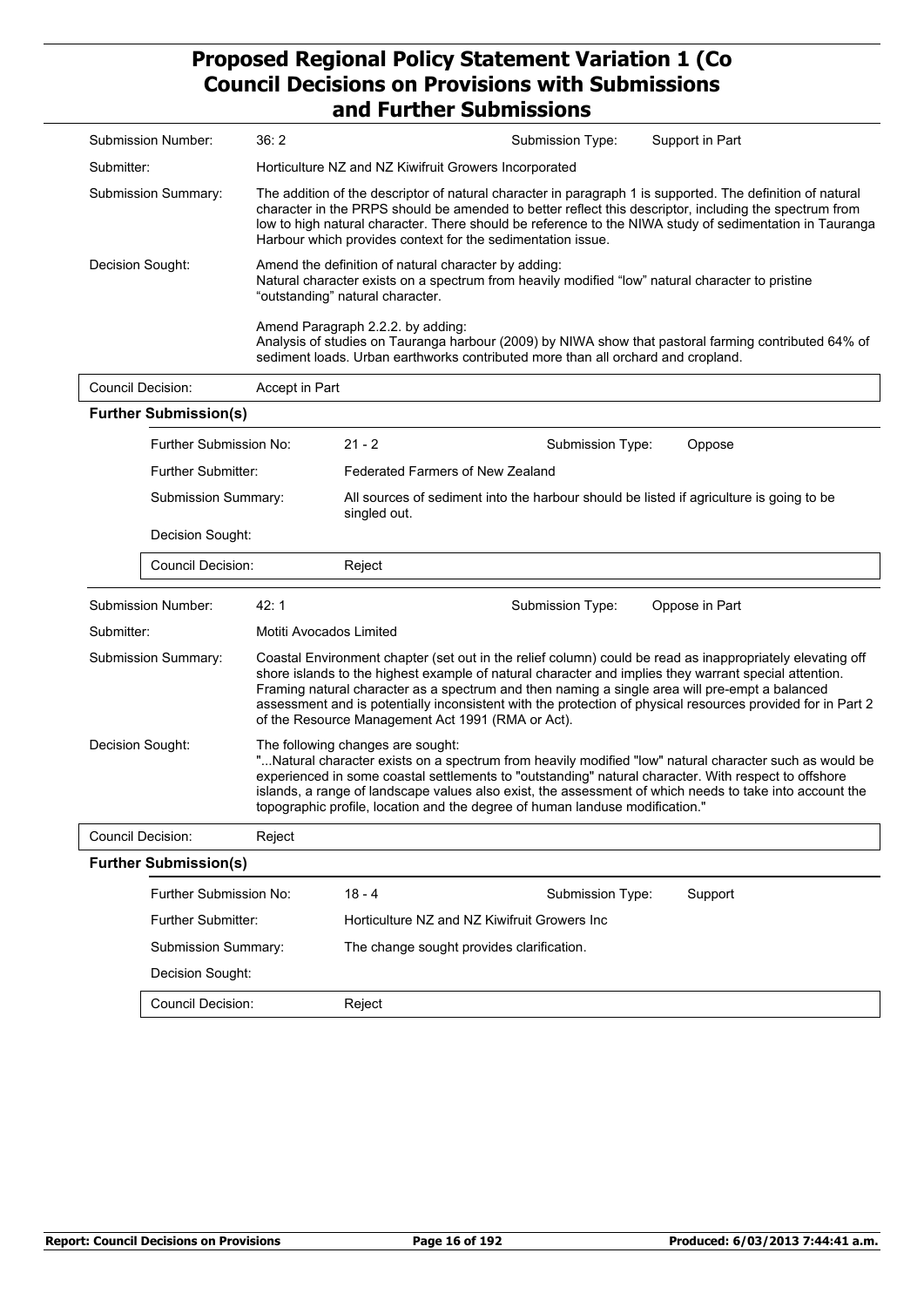**Submission Number:** 36: 2

**Submission Type:** Support in Part

**Submitter:** Horticulture NZ and NZ Kiwifruit Growers Incorporated

**Submission Summary:** The addition of the descriptor of natural character in paragraph 1 is supported. The definition of natural character in the PRPS should be amended to better reflect this descriptor, including the spectrum from low to high natural character. There should be reference to the NIWA study of sedimentation in Tauranga Harbour which provides context for the sedimentation issue.

**Decision Sought:** Amend the definition of natural character by adding:
Natural character exists on a spectrum from heavily modified "low" natural character to pristine "outstanding" natural character.

Amend Paragraph 2.2.2. by adding:
Analysis of studies on Tauranga harbour (2009) by NIWA show that pastoral farming contributed 64% of sediment loads. Urban earthworks contributed more than all orchard and cropland.

**Council Decision:** Accept in Part

### Further Submission(s)

**Further Submission No:** 21 - 2

**Submission Type:** Oppose

**Further Submitter:** Federated Farmers of New Zealand

**Submission Summary:** All sources of sediment into the harbour should be listed if agriculture is going to be singled out.

**Decision Sought:**

**Council Decision:** Reject

---

**Submission Number:** 42: 1

**Submission Type:** Oppose in Part

**Submitter:** Motiti Avocados Limited

**Submission Summary:** Coastal Environment chapter (set out in the relief column) could be read as inappropriately elevating off shore islands to the highest example of natural character and implies they warrant special attention. Framing natural character as a spectrum and then naming a single area will pre-empt a balanced assessment and is potentially inconsistent with the protection of physical resources provided for in Part 2 of the Resource Management Act 1991 (RMA or Act).

**Decision Sought:** The following changes are sought:
"...Natural character exists on a spectrum from heavily modified "low" natural character such as would be experienced in some coastal settlements to "outstanding" natural character. With respect to offshore islands, a range of landscape values also exist, the assessment of which needs to take into account the topographic profile, location and the degree of human landuse modification."

**Council Decision:** Reject

### Further Submission(s)

**Further Submission No:** 18 - 4

**Submission Type:** Support

**Further Submitter:** Horticulture NZ and NZ Kiwifruit Growers Inc

**Submission Summary:** The change sought provides clarification.

**Decision Sought:**

**Council Decision:** Reject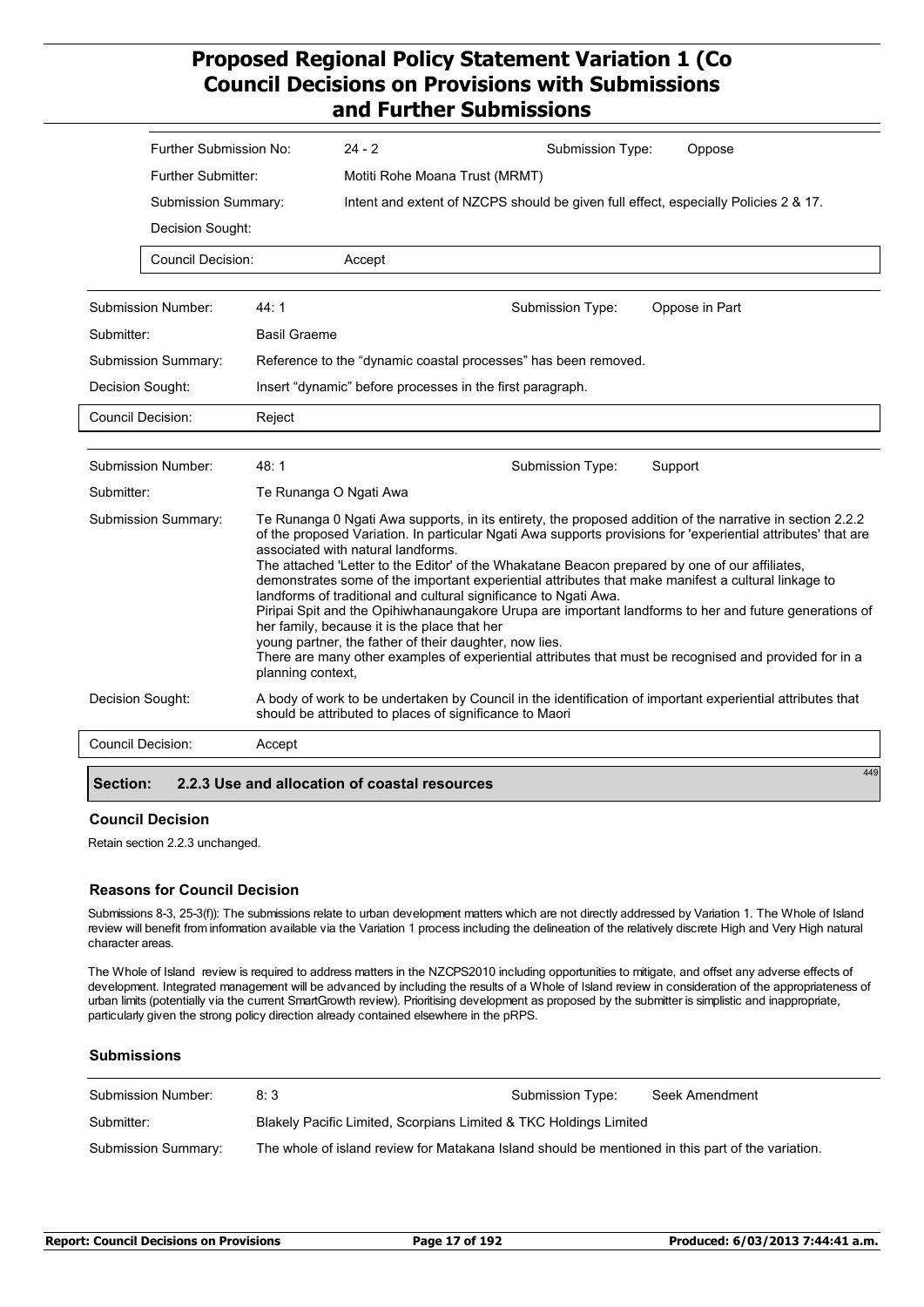| | | | |
|---|---|---|---|
| Further Submission No: | 24 - 2 | Submission Type: | Oppose |
| Further Submitter: | Motiti Rohe Moana Trust (MRMT) | | |
| Submission Summary: | Intent and extent of NZCPS should be given full effect, especially Policies 2 & 17. | | |
| Decision Sought: | | | |
| Council Decision: | Accept | | |

| | | | |
|---|---|---|---|
| Submission Number: | 44: 1 | Submission Type: | Oppose in Part |
| Submitter: | Basil Graeme | | |
| Submission Summary: | Reference to the "dynamic coastal processes" has been removed. | | |
| Decision Sought: | Insert "dynamic" before processes in the first paragraph. | | |
| Council Decision: | Reject | | |

| | | | |
|---|---|---|---|
| Submission Number: | 48: 1 | Submission Type: | Support |
| Submitter: | Te Runanga O Ngati Awa | | |
| Submission Summary: | Te Runanga 0 Ngati Awa supports, in its entirety, the proposed addition of the narrative in section 2.2.2 of the proposed Variation. In particular Ngati Awa supports provisions for 'experiential attributes' that are associated with natural landforms. The attached 'Letter to the Editor' of the Whakatane Beacon prepared by one of our affiliates, demonstrates some of the important experiential attributes that make manifest a cultural linkage to landforms of traditional and cultural significance to Ngati Awa. Piripai Spit and the Opihiwhanaungakore Urupa are important landforms to her and future generations of her family, because it is the place that her young partner, the father of their daughter, now lies. There are many other examples of experiential attributes that must be recognised and provided for in a planning context, | | |
| Decision Sought: | A body of work to be undertaken by Council in the identification of important experiential attributes that should be attributed to places of significance to Maori | | |
| Council Decision: | Accept | | |

## Section: 2.2.3 Use and allocation of coastal resources

449

### Council Decision

Retain section 2.2.3 unchanged.

### Reasons for Council Decision

Submissions 8-3, 25-3(f)): The submissions relate to urban development matters which are not directly addressed by Variation 1. The Whole of Island review will benefit from information available via the Variation 1 process including the delineation of the relatively discrete High and Very High natural character areas.

The Whole of Island review is required to address matters in the NZCPS2010 including opportunities to mitigate, and offset any adverse effects of development. Integrated management will be advanced by including the results of a Whole of Island review in consideration of the appropriateness of urban limits (potentially via the current SmartGrowth review). Prioritising development as proposed by the submitter is simplistic and inappropriate, particularly given the strong policy direction already contained elsewhere in the pRPS.

### Submissions

| | | | |
|---|---|---|---|
| Submission Number: | 8: 3 | Submission Type: | Seek Amendment |
| Submitter: | Blakely Pacific Limited, Scorpians Limited & TKC Holdings Limited | | |
| Submission Summary: | The whole of island review for Matakana Island should be mentioned in this part of the variation. | | |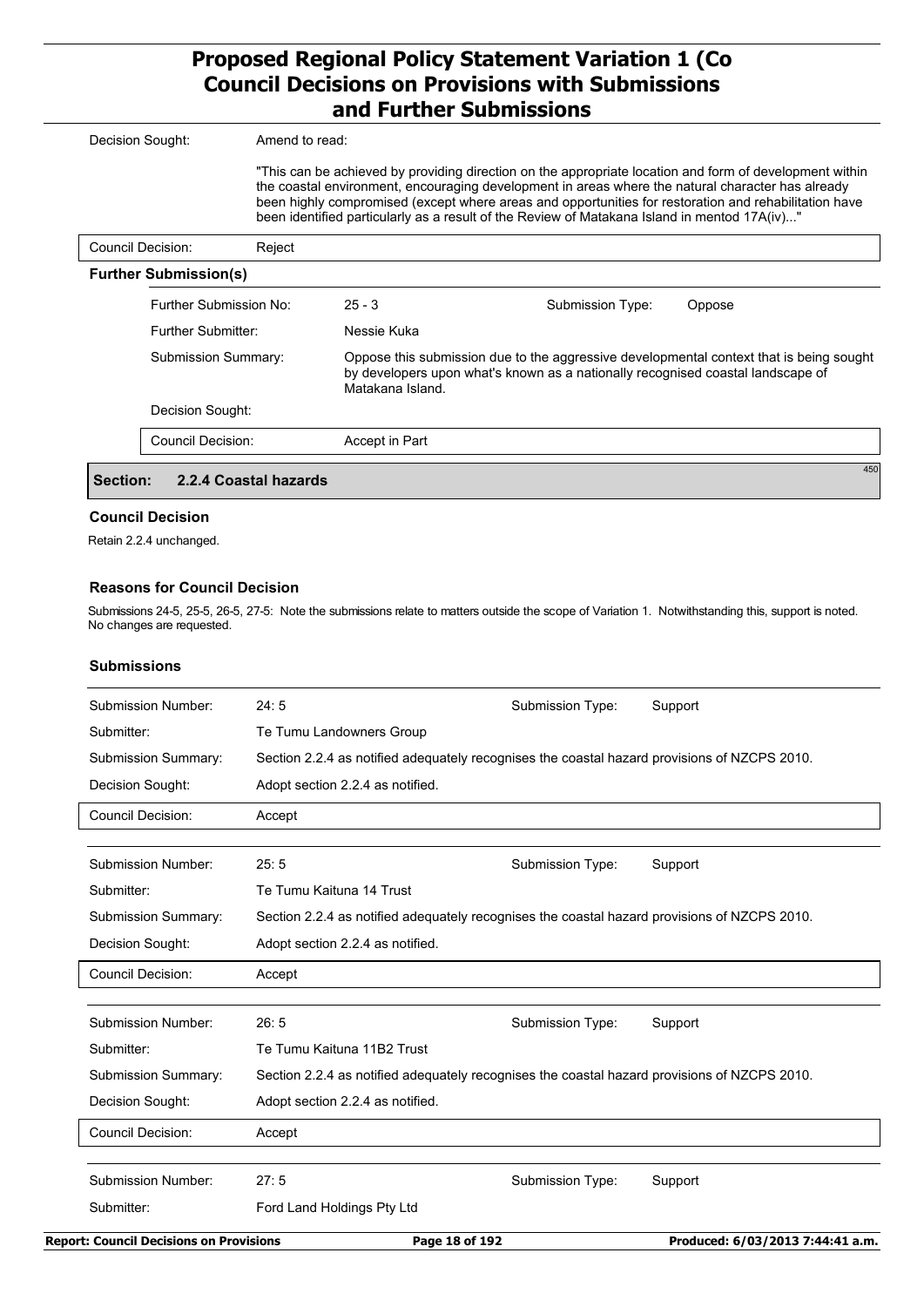| | |
|---|---|
| Decision Sought: | Amend to read: "This can be achieved by providing direction on the appropriate location and form of development within the coastal environment, encouraging development in areas where the natural character has already been highly compromised (except where areas and opportunities for restoration and rehabilitation have been identified particularly as a result of the Review of Matakana Island in mentod 17A(iv)..." |
| Council Decision: | Reject |

**Further Submission(s)**

| | | | |
|---|---|---|---|
| Further Submission No: | 25 - 3 | Submission Type: | Oppose |
| Further Submitter: | Nessie Kuka | | |
| Submission Summary: | Oppose this submission due to the aggressive developmental context that is being sought by developers upon what's known as a nationally recognised coastal landscape of Matakana Island. | | |
| Decision Sought: | | | |
| Council Decision: | Accept in Part | | |

## Section: 2.2.4 Coastal hazards

450

### Council Decision

Retain 2.2.4 unchanged.

### Reasons for Council Decision

Submissions 24-5, 25-5, 26-5, 27-5: Note the submissions relate to matters outside the scope of Variation 1. Notwithstanding this, support is noted. No changes are requested.

### Submissions

| | | | |
|---|---|---|---|
| Submission Number: | 24: 5 | Submission Type: | Support |
| Submitter: | Te Tumu Landowners Group | | |
| Submission Summary: | Section 2.2.4 as notified adequately recognises the coastal hazard provisions of NZCPS 2010. | | |
| Decision Sought: | Adopt section 2.2.4 as notified. | | |
| Council Decision: | Accept | | |

| | | | |
|---|---|---|---|
| Submission Number: | 25: 5 | Submission Type: | Support |
| Submitter: | Te Tumu Kaituna 14 Trust | | |
| Submission Summary: | Section 2.2.4 as notified adequately recognises the coastal hazard provisions of NZCPS 2010. | | |
| Decision Sought: | Adopt section 2.2.4 as notified. | | |
| Council Decision: | Accept | | |

| | | | |
|---|---|---|---|
| Submission Number: | 26: 5 | Submission Type: | Support |
| Submitter: | Te Tumu Kaituna 11B2 Trust | | |
| Submission Summary: | Section 2.2.4 as notified adequately recognises the coastal hazard provisions of NZCPS 2010. | | |
| Decision Sought: | Adopt section 2.2.4 as notified. | | |
| Council Decision: | Accept | | |

| | | | |
|---|---|---|---|
| Submission Number: | 27: 5 | Submission Type: | Support |
| Submitter: | Ford Land Holdings Pty Ltd | | |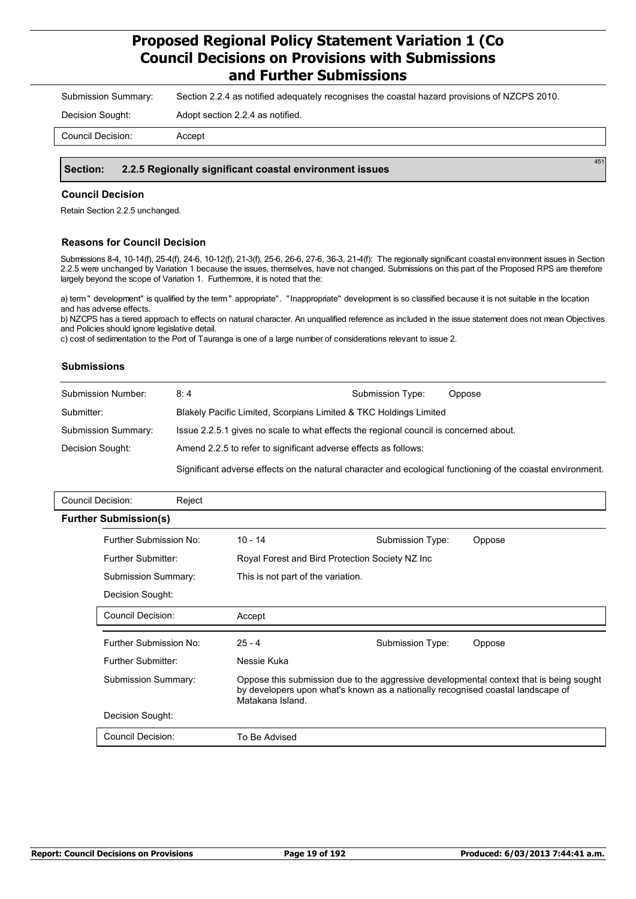| | |
|---|---|
| Submission Summary: | Section 2.2.4 as notified adequately recognises the coastal hazard provisions of NZCPS 2010. |
| Decision Sought: | Adopt section 2.2.4 as notified. |
| Council Decision: | Accept |

## Section: 2.2.5 Regionally significant coastal environment issues

451

### Council Decision

Retain Section 2.2.5 unchanged.

### Reasons for Council Decision

Submissions 8-4, 10-14(f), 25-4(f), 24-6, 10-12(f), 21-3(f), 25-6, 26-6, 27-6, 36-3, 21-4(f): The regionally significant coastal environment issues in Section 2.2.5 were unchanged by Variation 1 because the issues, themselves, have not changed. Submissions on this part of the Proposed RPS are therefore largely beyond the scope of Variation 1. Furthermore, it is noted that the:

a) term " development" is qualified by the term " appropriate". "Inappropriate" development is so classified because it is not suitable in the location and has adverse effects.
b) NZCPS has a tiered approach to effects on natural character. An unqualified reference as included in the issue statement does not mean Objectives and Policies should ignore legislative detail.
c) cost of sedimentation to the Port of Tauranga is one of a large number of considerations relevant to issue 2.

### Submissions

| | | | |
|---|---|---|---|
| Submission Number: | 8: 4 | Submission Type: | Oppose |
| Submitter: | Blakely Pacific Limited, Scorpians Limited & TKC Holdings Limited | | |
| Submission Summary: | Issue 2.2.5.1 gives no scale to what effects the regional council is concerned about. | | |
| Decision Sought: | Amend 2.2.5 to refer to significant adverse effects as follows:<br><br>Significant adverse effects on the natural character and ecological functioning of the coastal environment. | | |
| Council Decision: | Reject | | |

#### Further Submission(s)

| | | | |
|---|---|---|---|
| Further Submission No: | 10 - 14 | Submission Type: | Oppose |
| Further Submitter: | Royal Forest and Bird Protection Society NZ Inc | | |
| Submission Summary: | This is not part of the variation. | | |
| Decision Sought: | | | |
| Council Decision: | Accept | | |

| | | | |
|---|---|---|---|
| Further Submission No: | 25 - 4 | Submission Type: | Oppose |
| Further Submitter: | Nessie Kuka | | |
| Submission Summary: | Oppose this submission due to the aggressive developmental context that is being sought by developers upon what's known as a nationally recognised coastal landscape of Matakana Island. | | |
| Decision Sought: | | | |
| Council Decision: | To Be Advised | | |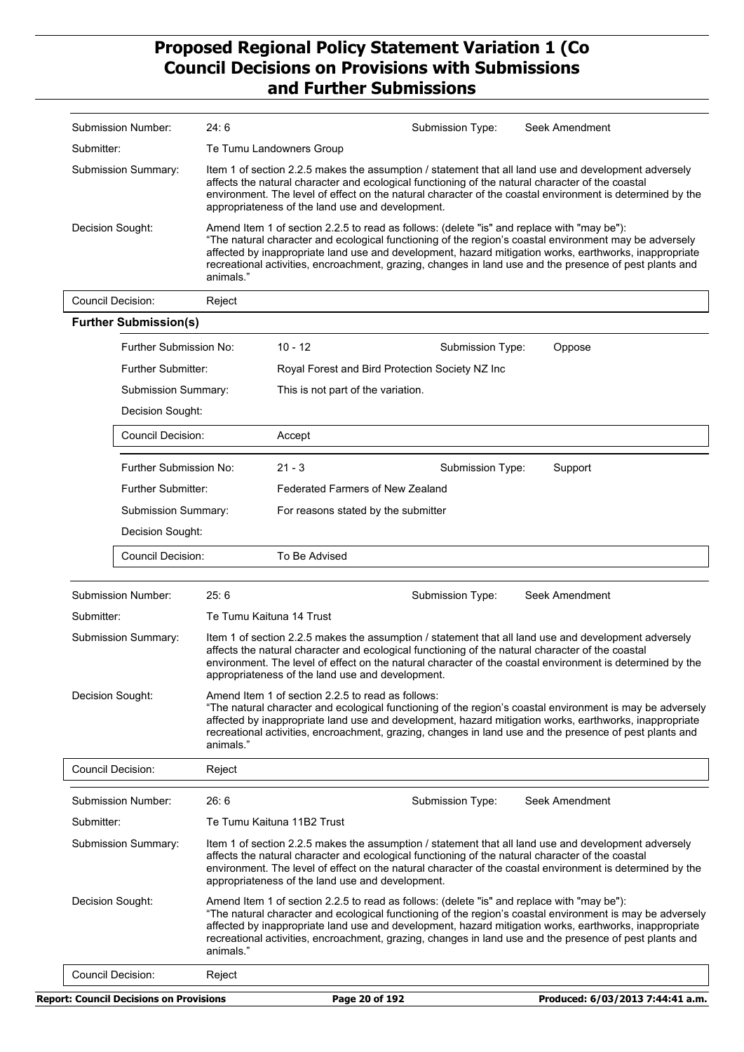| Submission Number: | 24: 6 | Submission Type: | Seek Amendment |
|---|---|---|---|
| Submitter: | Te Tumu Landowners Group | | |
| Submission Summary: | Item 1 of section 2.2.5 makes the assumption / statement that all land use and development adversely affects the natural character and ecological functioning of the natural character of the coastal environment. The level of effect on the natural character of the coastal environment is determined by the appropriateness of the land use and development. | | |
| Decision Sought: | Amend Item 1 of section 2.2.5 to read as follows: (delete "is" and replace with "may be"): "The natural character and ecological functioning of the region's coastal environment may be adversely affected by inappropriate land use and development, hazard mitigation works, earthworks, inappropriate recreational activities, encroachment, grazing, changes in land use and the presence of pest plants and animals." | | |
| Council Decision: | Reject | | |

**Further Submission(s)**

| Further Submission No: | 10 - 12 | Submission Type: | Oppose |
|---|---|---|---|
| Further Submitter: | Royal Forest and Bird Protection Society NZ Inc | | |
| Submission Summary: | This is not part of the variation. | | |
| Decision Sought: | | | |
| Council Decision: | Accept | | |

| Further Submission No: | 21 - 3 | Submission Type: | Support |
|---|---|---|---|
| Further Submitter: | Federated Farmers of New Zealand | | |
| Submission Summary: | For reasons stated by the submitter | | |
| Decision Sought: | | | |
| Council Decision: | To Be Advised | | |

| Submission Number: | 25: 6 | Submission Type: | Seek Amendment |
|---|---|---|---|
| Submitter: | Te Tumu Kaituna 14 Trust | | |
| Submission Summary: | Item 1 of section 2.2.5 makes the assumption / statement that all land use and development adversely affects the natural character and ecological functioning of the natural character of the coastal environment. The level of effect on the natural character of the coastal environment is determined by the appropriateness of the land use and development. | | |
| Decision Sought: | Amend Item 1 of section 2.2.5 to read as follows: "The natural character and ecological functioning of the region's coastal environment is may be adversely affected by inappropriate land use and development, hazard mitigation works, earthworks, inappropriate recreational activities, encroachment, grazing, changes in land use and the presence of pest plants and animals." | | |
| Council Decision: | Reject | | |

| Submission Number: | 26: 6 | Submission Type: | Seek Amendment |
|---|---|---|---|
| Submitter: | Te Tumu Kaituna 11B2 Trust | | |
| Submission Summary: | Item 1 of section 2.2.5 makes the assumption / statement that all land use and development adversely affects the natural character and ecological functioning of the natural character of the coastal environment. The level of effect on the natural character of the coastal environment is determined by the appropriateness of the land use and development. | | |
| Decision Sought: | Amend Item 1 of section 2.2.5 to read as follows: (delete "is" and replace with "may be"): "The natural character and ecological functioning of the region's coastal environment is may be adversely affected by inappropriate land use and development, hazard mitigation works, earthworks, inappropriate recreational activities, encroachment, grazing, changes in land use and the presence of pest plants and animals." | | |
| Council Decision: | Reject | | |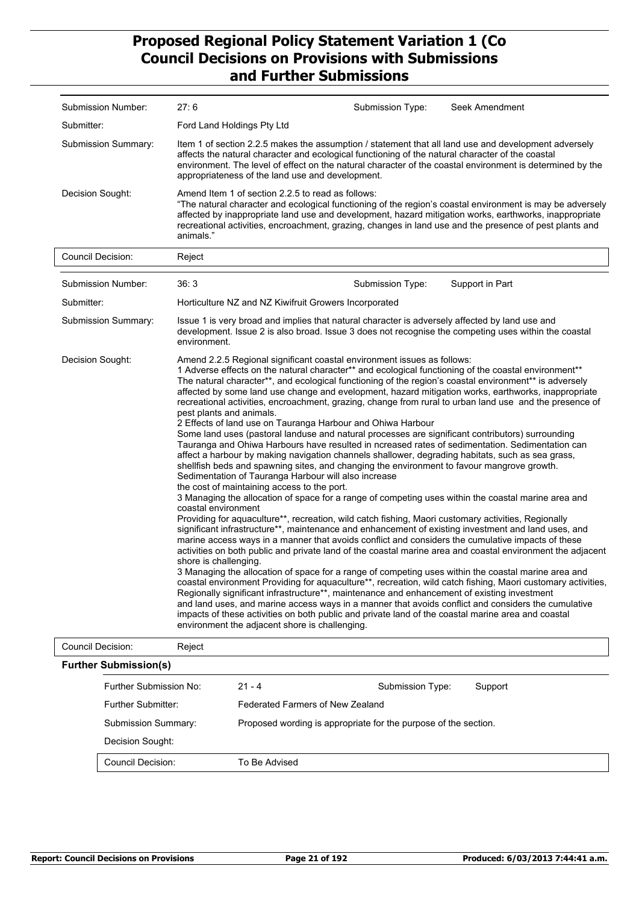| | | | |
|---|---|---|---|
| Submission Number: | 27: 6 | Submission Type: | Seek Amendment |
| Submitter: | Ford Land Holdings Pty Ltd | | |
| Submission Summary: | Item 1 of section 2.2.5 makes the assumption / statement that all land use and development adversely affects the natural character and ecological functioning of the natural character of the coastal environment. The level of effect on the natural character of the coastal environment is determined by the appropriateness of the land use and development. | | |
| Decision Sought: | Amend Item 1 of section 2.2.5 to read as follows: "The natural character and ecological functioning of the region's coastal environment is may be adversely affected by inappropriate land use and development, hazard mitigation works, earthworks, inappropriate recreational activities, encroachment, grazing, changes in land use and the presence of pest plants and animals." | | |
| Council Decision: | Reject | | |

| | | | |
|---|---|---|---|
| Submission Number: | 36: 3 | Submission Type: | Support in Part |
| Submitter: | Horticulture NZ and NZ Kiwifruit Growers Incorporated | | |
| Submission Summary: | Issue 1 is very broad and implies that natural character is adversely affected by land use and development. Issue 2 is also broad. Issue 3 does not recognise the competing uses within the coastal environment. | | |
| Decision Sought: | Amend 2.2.5 Regional significant coastal environment issues as follows: 1 Adverse effects on the natural character** and ecological functioning of the coastal environment** The natural character**, and ecological functioning of the region's coastal environment** is adversely affected by some land use change and evelopment, hazard mitigation works, earthworks, inappropriate recreational activities, encroachment, grazing, change from rural to urban land use and the presence of pest plants and animals. 2 Effects of land use on Tauranga Harbour and Ohiwa Harbour Some land uses (pastoral landuse and natural processes are significant contributors) surrounding Tauranga and Ohiwa Harbours have resulted in ncreased rates of sedimentation. Sedimentation can affect a harbour by making navigation channels shallower, degrading habitats, such as sea grass, shellfish beds and spawning sites, and changing the environment to favour mangrove growth. Sedimentation of Tauranga Harbour will also increase the cost of maintaining access to the port. 3 Managing the allocation of space for a range of competing uses within the coastal marine area and coastal environment Providing for aquaculture**, recreation, wild catch fishing, Maori customary activities, Regionally significant infrastructure**, maintenance and enhancement of existing investment and land uses, and marine access ways in a manner that avoids conflict and considers the cumulative impacts of these activities on both public and private land of the coastal marine area and coastal environment the adjacent shore is challenging. 3 Managing the allocation of space for a range of competing uses within the coastal marine area and coastal environment Providing for aquaculture**, recreation, wild catch fishing, Maori customary activities, Regionally significant infrastructure**, maintenance and enhancement of existing investment and land uses, and marine access ways in a manner that avoids conflict and considers the cumulative impacts of these activities on both public and private land of the coastal marine area and coastal environment the adjacent shore is challenging. | | |
| Council Decision: | Reject | | |

**Further Submission(s)**

| | | | |
|---|---|---|---|
| Further Submission No: | 21 - 4 | Submission Type: | Support |
| Further Submitter: | Federated Farmers of New Zealand | | |
| Submission Summary: | Proposed wording is appropriate for the purpose of the section. | | |
| Decision Sought: | | | |
| Council Decision: | To Be Advised | | |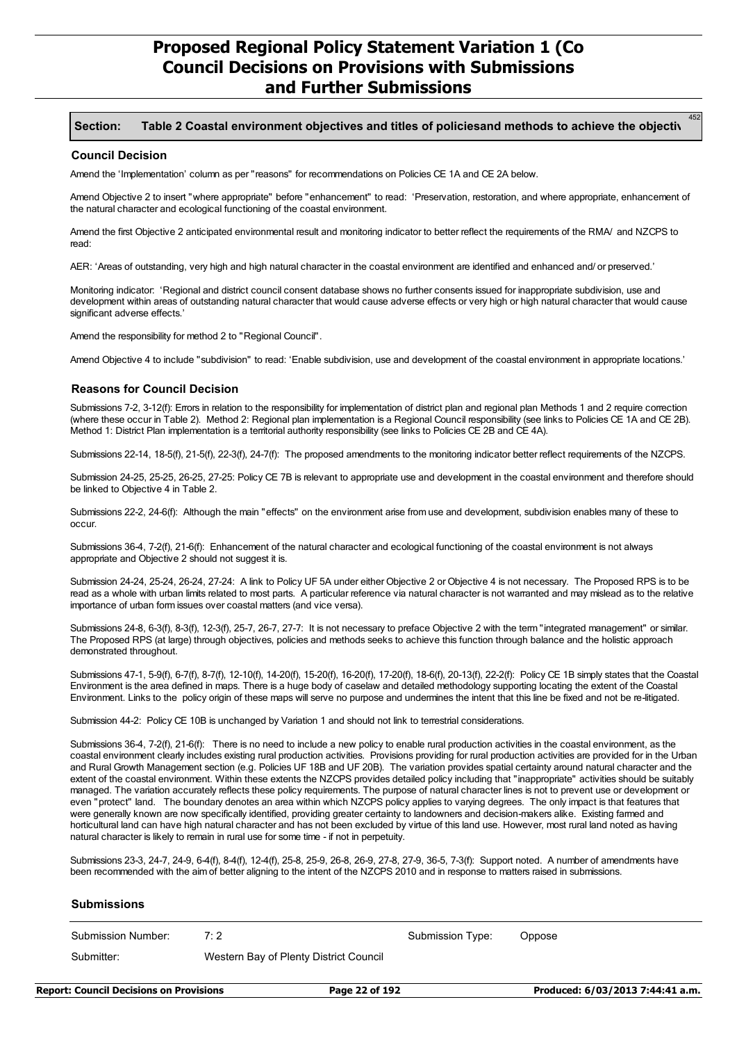**Section: Table 2 Coastal environment objectives and titles of policiesand methods to achieve the objectiv**

### Council Decision

Amend the 'Implementation' column as per "reasons" for recommendations on Policies CE 1A and CE 2A below.

Amend Objective 2 to insert "where appropriate" before "enhancement" to read: 'Preservation, restoration, and where appropriate, enhancement of the natural character and ecological functioning of the coastal environment.

Amend the first Objective 2 anticipated environmental result and monitoring indicator to better reflect the requirements of the RMA/ and NZCPS to read:

AER: 'Areas of outstanding, very high and high natural character in the coastal environment are identified and enhanced and/ or preserved.'

Monitoring indicator: 'Regional and district council consent database shows no further consents issued for inappropriate subdivision, use and development within areas of outstanding natural character that would cause adverse effects or very high or high natural character that would cause significant adverse effects.'

Amend the responsibility for method 2 to "Regional Council".

Amend Objective 4 to include "subdivision" to read: 'Enable subdivision, use and development of the coastal environment in appropriate locations.'

### Reasons for Council Decision

Submissions 7-2, 3-12(f): Errors in relation to the responsibility for implementation of district plan and regional plan Methods 1 and 2 require correction (where these occur in Table 2). Method 2: Regional plan implementation is a Regional Council responsibility (see links to Policies CE 1A and CE 2B). Method 1: District Plan implementation is a territorial authority responsibility (see links to Policies CE 2B and CE 4A).

Submissions 22-14, 18-5(f), 21-5(f), 22-3(f), 24-7(f): The proposed amendments to the monitoring indicator better reflect requirements of the NZCPS.

Submission 24-25, 25-25, 26-25, 27-25: Policy CE 7B is relevant to appropriate use and development in the coastal environment and therefore should be linked to Objective 4 in Table 2.

Submissions 22-2, 24-6(f): Although the main "effects" on the environment arise from use and development, subdivision enables many of these to occur.

Submissions 36-4, 7-2(f), 21-6(f): Enhancement of the natural character and ecological functioning of the coastal environment is not always appropriate and Objective 2 should not suggest it is.

Submission 24-24, 25-24, 26-24, 27-24: A link to Policy UF 5A under either Objective 2 or Objective 4 is not necessary. The Proposed RPS is to be read as a whole with urban limits related to most parts. A particular reference via natural character is not warranted and may mislead as to the relative importance of urban form issues over coastal matters (and vice versa).

Submissions 24-8, 6-3(f), 8-3(f), 12-3(f), 25-7, 26-7, 27-7: It is not necessary to preface Objective 2 with the term "integrated management" or similar. The Proposed RPS (at large) through objectives, policies and methods seeks to achieve this function through balance and the holistic approach demonstrated throughout.

Submissions 47-1, 5-9(f), 6-7(f), 8-7(f), 12-10(f), 14-20(f), 15-20(f), 16-20(f), 17-20(f), 18-6(f), 20-13(f), 22-2(f): Policy CE 1B simply states that the Coastal Environment is the area defined in maps. There is a huge body of caselaw and detailed methodology supporting locating the extent of the Coastal Environment. Links to the policy origin of these maps will serve no purpose and undermines the intent that this line be fixed and not be re-litigated.

Submission 44-2: Policy CE 10B is unchanged by Variation 1 and should not link to terrestrial considerations.

Submissions 36-4, 7-2(f), 21-6(f): There is no need to include a new policy to enable rural production activities in the coastal environment, as the coastal environment clearly includes existing rural production activities. Provisions providing for rural production activities are provided for in the Urban and Rural Growth Management section (e.g. Policies UF 18B and UF 20B). The variation provides spatial certainty around natural character and the extent of the coastal environment. Within these extents the NZCPS provides detailed policy including that "inappropriate" activities should be suitably managed. The variation accurately reflects these policy requirements. The purpose of natural character lines is not to prevent use or development or even "protect" land. The boundary denotes an area within which NZCPS policy applies to varying degrees. The only impact is that features that were generally known are now specifically identified, providing greater certainty to landowners and decision-makers alike. Existing farmed and horticultural land can have high natural character and has not been excluded by virtue of this land use. However, most rural land noted as having natural character is likely to remain in rural use for some time - if not in perpetuity.

Submissions 23-3, 24-7, 24-9, 6-4(f), 8-4(f), 12-4(f), 25-8, 25-9, 26-8, 26-9, 27-8, 27-9, 36-5, 7-3(f): Support noted. A number of amendments have been recommended with the aim of better aligning to the intent of the NZCPS 2010 and in response to matters raised in submissions.

### Submissions

| Submission Number: | 7: 2 | Submission Type: | Oppose |
|---|---|---|---|
| Submitter: | Western Bay of Plenty District Council | | |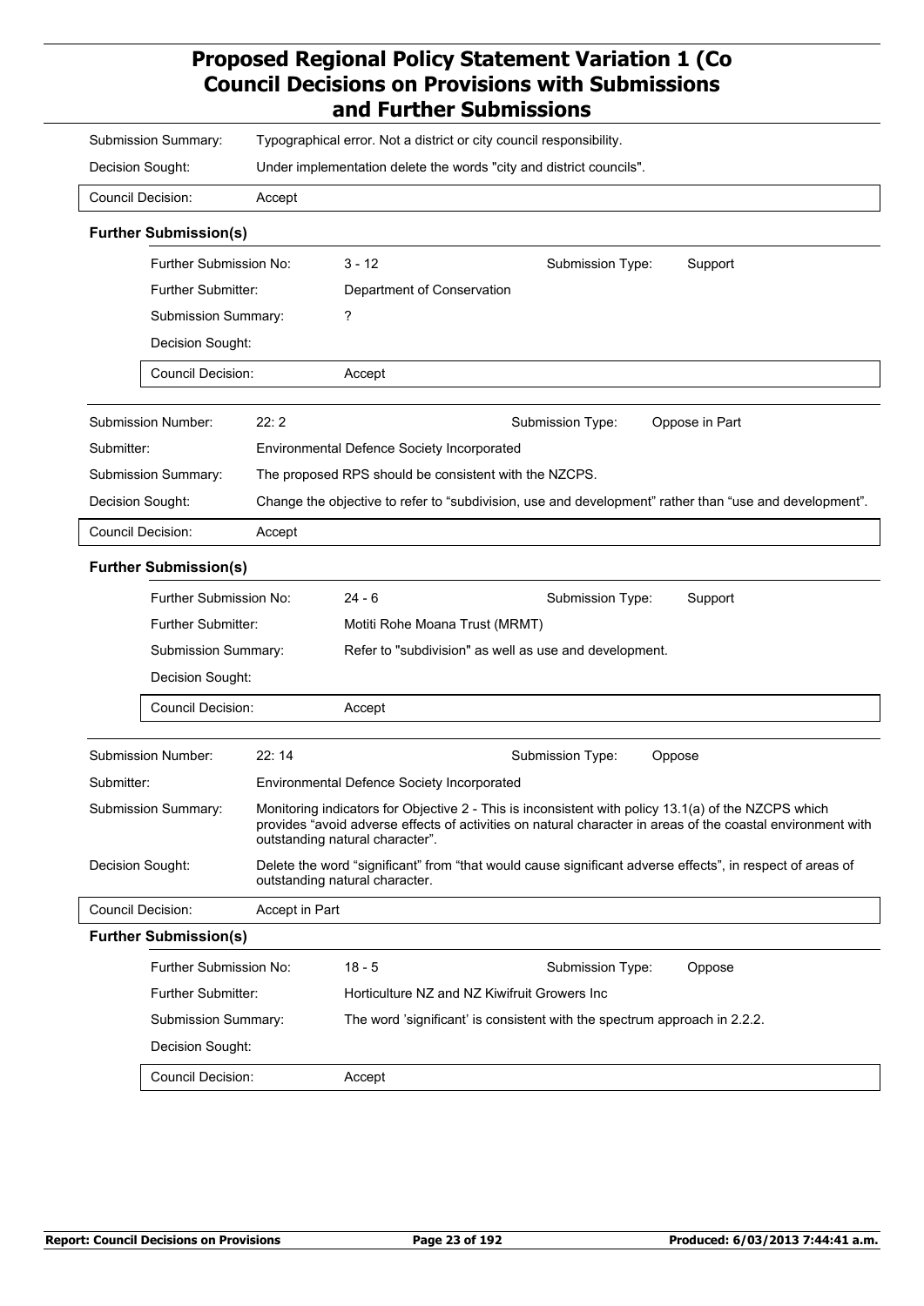| | |
|---|---|
| Submission Summary: | Typographical error. Not a district or city council responsibility. |
| Decision Sought: | Under implementation delete the words "city and district councils". |
| Council Decision: | Accept |

**Further Submission(s)**

| | | | |
|---|---|---|---|
| Further Submission No: | 3 - 12 | Submission Type: | Support |
| Further Submitter: | Department of Conservation | | |
| Submission Summary: | ? | | |
| Decision Sought: | | | |
| Council Decision: | Accept | | |

| | | | |
|---|---|---|---|
| Submission Number: | 22: 2 | Submission Type: | Oppose in Part |
| Submitter: | Environmental Defence Society Incorporated | | |
| Submission Summary: | The proposed RPS should be consistent with the NZCPS. | | |
| Decision Sought: | Change the objective to refer to "subdivision, use and development" rather than "use and development". | | |
| Council Decision: | Accept | | |

**Further Submission(s)**

| | | | |
|---|---|---|---|
| Further Submission No: | 24 - 6 | Submission Type: | Support |
| Further Submitter: | Motiti Rohe Moana Trust (MRMT) | | |
| Submission Summary: | Refer to "subdivision" as well as use and development. | | |
| Decision Sought: | | | |
| Council Decision: | Accept | | |

| | | | |
|---|---|---|---|
| Submission Number: | 22: 14 | Submission Type: | Oppose |
| Submitter: | Environmental Defence Society Incorporated | | |
| Submission Summary: | Monitoring indicators for Objective 2 - This is inconsistent with policy 13.1(a) of the NZCPS which provides "avoid adverse effects of activities on natural character in areas of the coastal environment with outstanding natural character". | | |
| Decision Sought: | Delete the word "significant" from "that would cause significant adverse effects", in respect of areas of outstanding natural character. | | |
| Council Decision: | Accept in Part | | |

**Further Submission(s)**

| | | | |
|---|---|---|---|
| Further Submission No: | 18 - 5 | Submission Type: | Oppose |
| Further Submitter: | Horticulture NZ and NZ Kiwifruit Growers Inc | | |
| Submission Summary: | The word 'significant' is consistent with the spectrum approach in 2.2.2. | | |
| Decision Sought: | | | |
| Council Decision: | Accept | | |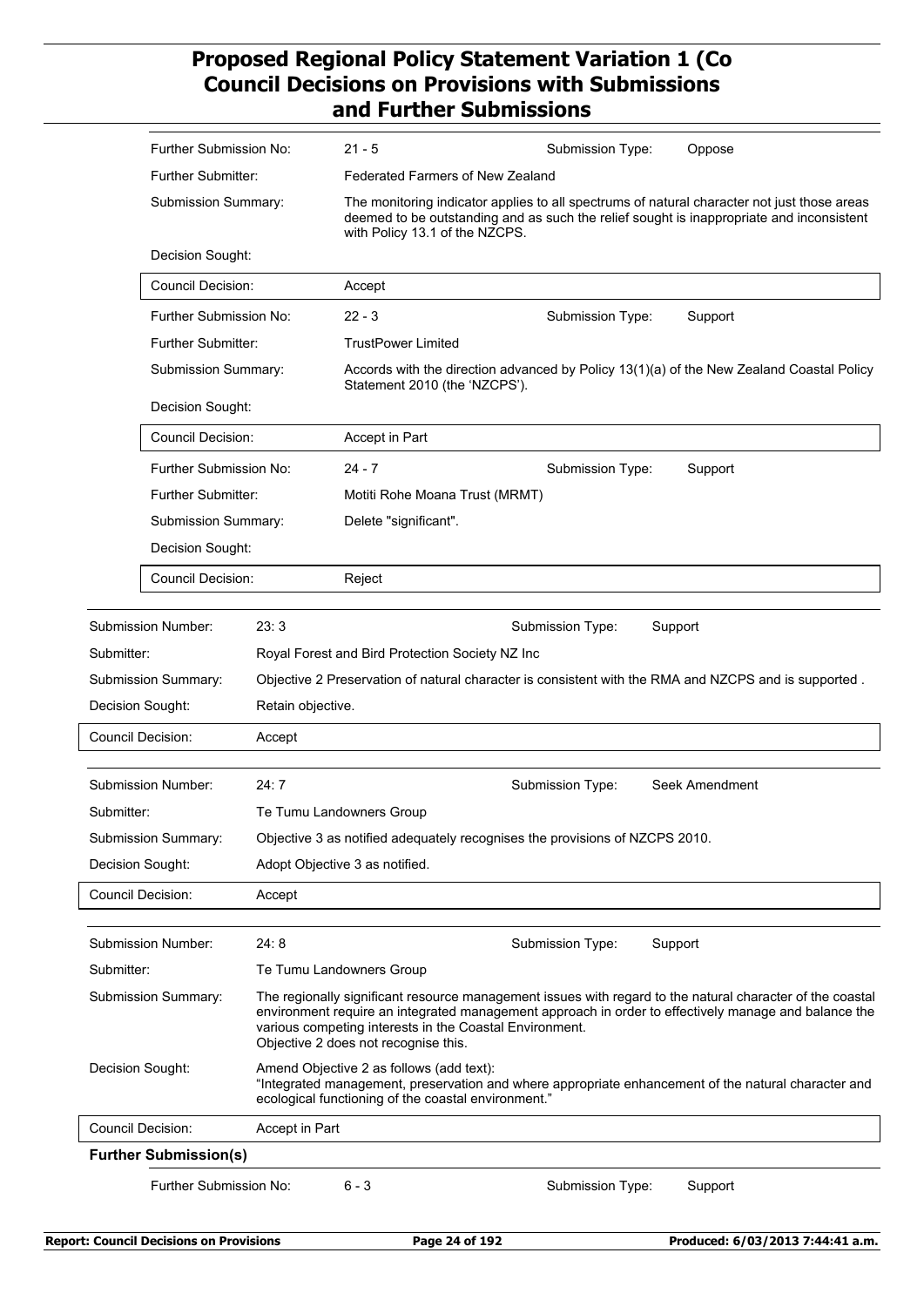| | | | |
|---|---|---|---|
| Further Submission No: | 21 - 5 | Submission Type: | Oppose |
| Further Submitter: | Federated Farmers of New Zealand | | |
| Submission Summary: | The monitoring indicator applies to all spectrums of natural character not just those areas deemed to be outstanding and as such the relief sought is inappropriate and inconsistent with Policy 13.1 of the NZCPS. | | |
| Decision Sought: | | | |
| Council Decision: | Accept | | |

| | | | |
|---|---|---|---|
| Further Submission No: | 22 - 3 | Submission Type: | Support |
| Further Submitter: | TrustPower Limited | | |
| Submission Summary: | Accords with the direction advanced by Policy 13(1)(a) of the New Zealand Coastal Policy Statement 2010 (the 'NZCPS'). | | |
| Decision Sought: | | | |
| Council Decision: | Accept in Part | | |

| | | | |
|---|---|---|---|
| Further Submission No: | 24 - 7 | Submission Type: | Support |
| Further Submitter: | Motiti Rohe Moana Trust (MRMT) | | |
| Submission Summary: | Delete "significant". | | |
| Decision Sought: | | | |
| Council Decision: | Reject | | |

| | | | |
|---|---|---|---|
| Submission Number: | 23: 3 | Submission Type: | Support |
| Submitter: | Royal Forest and Bird Protection Society NZ Inc | | |
| Submission Summary: | Objective 2 Preservation of natural character is consistent with the RMA and NZCPS and is supported . | | |
| Decision Sought: | Retain objective. | | |
| Council Decision: | Accept | | |

| | | | |
|---|---|---|---|
| Submission Number: | 24: 7 | Submission Type: | Seek Amendment |
| Submitter: | Te Tumu Landowners Group | | |
| Submission Summary: | Objective 3 as notified adequately recognises the provisions of NZCPS 2010. | | |
| Decision Sought: | Adopt Objective 3 as notified. | | |
| Council Decision: | Accept | | |

| | | | |
|---|---|---|---|
| Submission Number: | 24: 8 | Submission Type: | Support |
| Submitter: | Te Tumu Landowners Group | | |
| Submission Summary: | The regionally significant resource management issues with regard to the natural character of the coastal environment require an integrated management approach in order to effectively manage and balance the various competing interests in the Coastal Environment. Objective 2 does not recognise this. | | |
| Decision Sought: | Amend Objective 2 as follows (add text): "Integrated management, preservation and where appropriate enhancement of the natural character and ecological functioning of the coastal environment." | | |
| Council Decision: | Accept in Part | | |

**Further Submission(s)**

| | | | |
|---|---|---|---|
| Further Submission No: | 6 - 3 | Submission Type: | Support |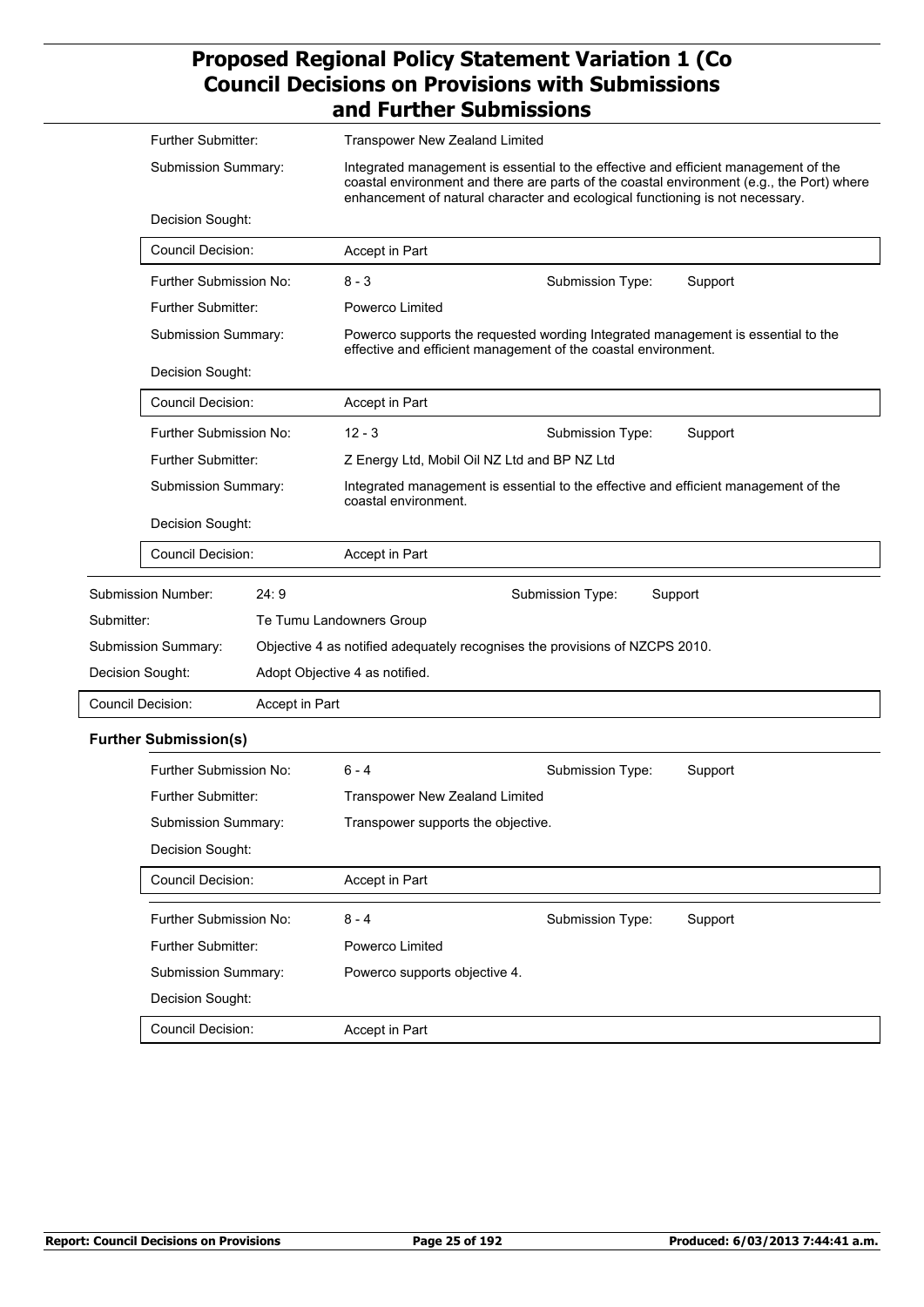| | | | |
|---|---|---|---|
| Further Submitter: | Transpower New Zealand Limited | | |
| Submission Summary: | Integrated management is essential to the effective and efficient management of the coastal environment and there are parts of the coastal environment (e.g., the Port) where enhancement of natural character and ecological functioning is not necessary. | | |
| Decision Sought: | | | |
| Council Decision: | Accept in Part | | |

| | | | |
|---|---|---|---|
| Further Submission No: | 8 - 3 | Submission Type: | Support |
| Further Submitter: | Powerco Limited | | |
| Submission Summary: | Powerco supports the requested wording Integrated management is essential to the effective and efficient management of the coastal environment. | | |
| Decision Sought: | | | |
| Council Decision: | Accept in Part | | |

| | | | |
|---|---|---|---|
| Further Submission No: | 12 - 3 | Submission Type: | Support |
| Further Submitter: | Z Energy Ltd, Mobil Oil NZ Ltd and BP NZ Ltd | | |
| Submission Summary: | Integrated management is essential to the effective and efficient management of the coastal environment. | | |
| Decision Sought: | | | |
| Council Decision: | Accept in Part | | |

| | | | |
|---|---|---|---|
| Submission Number: | 24: 9 | Submission Type: | Support |
| Submitter: | Te Tumu Landowners Group | | |
| Submission Summary: | Objective 4 as notified adequately recognises the provisions of NZCPS 2010. | | |
| Decision Sought: | Adopt Objective 4 as notified. | | |
| Council Decision: | Accept in Part | | |

**Further Submission(s)**

| | | | |
|---|---|---|---|
| Further Submission No: | 6 - 4 | Submission Type: | Support |
| Further Submitter: | Transpower New Zealand Limited | | |
| Submission Summary: | Transpower supports the objective. | | |
| Decision Sought: | | | |
| Council Decision: | Accept in Part | | |

| | | | |
|---|---|---|---|
| Further Submission No: | 8 - 4 | Submission Type: | Support |
| Further Submitter: | Powerco Limited | | |
| Submission Summary: | Powerco supports objective 4. | | |
| Decision Sought: | | | |
| Council Decision: | Accept in Part | | |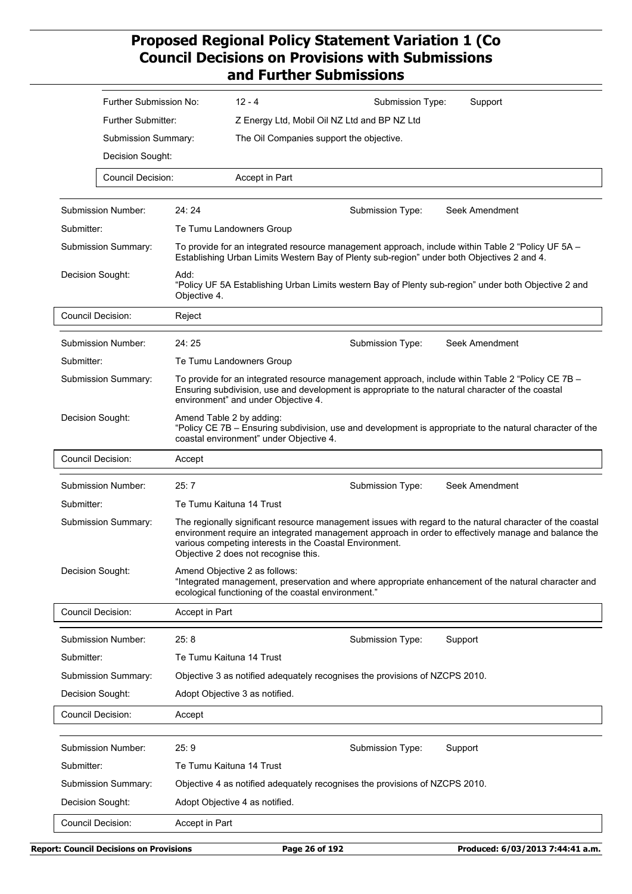| | | | |
|---|---|---|---|
| Further Submission No: | 12 - 4 | Submission Type: | Support |
| Further Submitter: | Z Energy Ltd, Mobil Oil NZ Ltd and BP NZ Ltd | | |
| Submission Summary: | The Oil Companies support the objective. | | |
| Decision Sought: | | | |
| Council Decision: | Accept in Part | | |

| | | | |
|---|---|---|---|
| Submission Number: | 24: 24 | Submission Type: | Seek Amendment |
| Submitter: | Te Tumu Landowners Group | | |
| Submission Summary: | To provide for an integrated resource management approach, include within Table 2 "Policy UF 5A – Establishing Urban Limits Western Bay of Plenty sub-region" under both Objectives 2 and 4. | | |
| Decision Sought: | Add: "Policy UF 5A Establishing Urban Limits western Bay of Plenty sub-region" under both Objective 2 and Objective 4. | | |
| Council Decision: | Reject | | |

| | | | |
|---|---|---|---|
| Submission Number: | 24: 25 | Submission Type: | Seek Amendment |
| Submitter: | Te Tumu Landowners Group | | |
| Submission Summary: | To provide for an integrated resource management approach, include within Table 2 "Policy CE 7B – Ensuring subdivision, use and development is appropriate to the natural character of the coastal environment" and under Objective 4. | | |
| Decision Sought: | Amend Table 2 by adding: "Policy CE 7B – Ensuring subdivision, use and development is appropriate to the natural character of the coastal environment" under Objective 4. | | |
| Council Decision: | Accept | | |

| | | | |
|---|---|---|---|
| Submission Number: | 25: 7 | Submission Type: | Seek Amendment |
| Submitter: | Te Tumu Kaituna 14 Trust | | |
| Submission Summary: | The regionally significant resource management issues with regard to the natural character of the coastal environment require an integrated management approach in order to effectively manage and balance the various competing interests in the Coastal Environment. Objective 2 does not recognise this. | | |
| Decision Sought: | Amend Objective 2 as follows: "Integrated management, preservation and where appropriate enhancement of the natural character and ecological functioning of the coastal environment." | | |
| Council Decision: | Accept in Part | | |

| | | | |
|---|---|---|---|
| Submission Number: | 25: 8 | Submission Type: | Support |
| Submitter: | Te Tumu Kaituna 14 Trust | | |
| Submission Summary: | Objective 3 as notified adequately recognises the provisions of NZCPS 2010. | | |
| Decision Sought: | Adopt Objective 3 as notified. | | |
| Council Decision: | Accept | | |

| | | | |
|---|---|---|---|
| Submission Number: | 25: 9 | Submission Type: | Support |
| Submitter: | Te Tumu Kaituna 14 Trust | | |
| Submission Summary: | Objective 4 as notified adequately recognises the provisions of NZCPS 2010. | | |
| Decision Sought: | Adopt Objective 4 as notified. | | |
| Council Decision: | Accept in Part | | |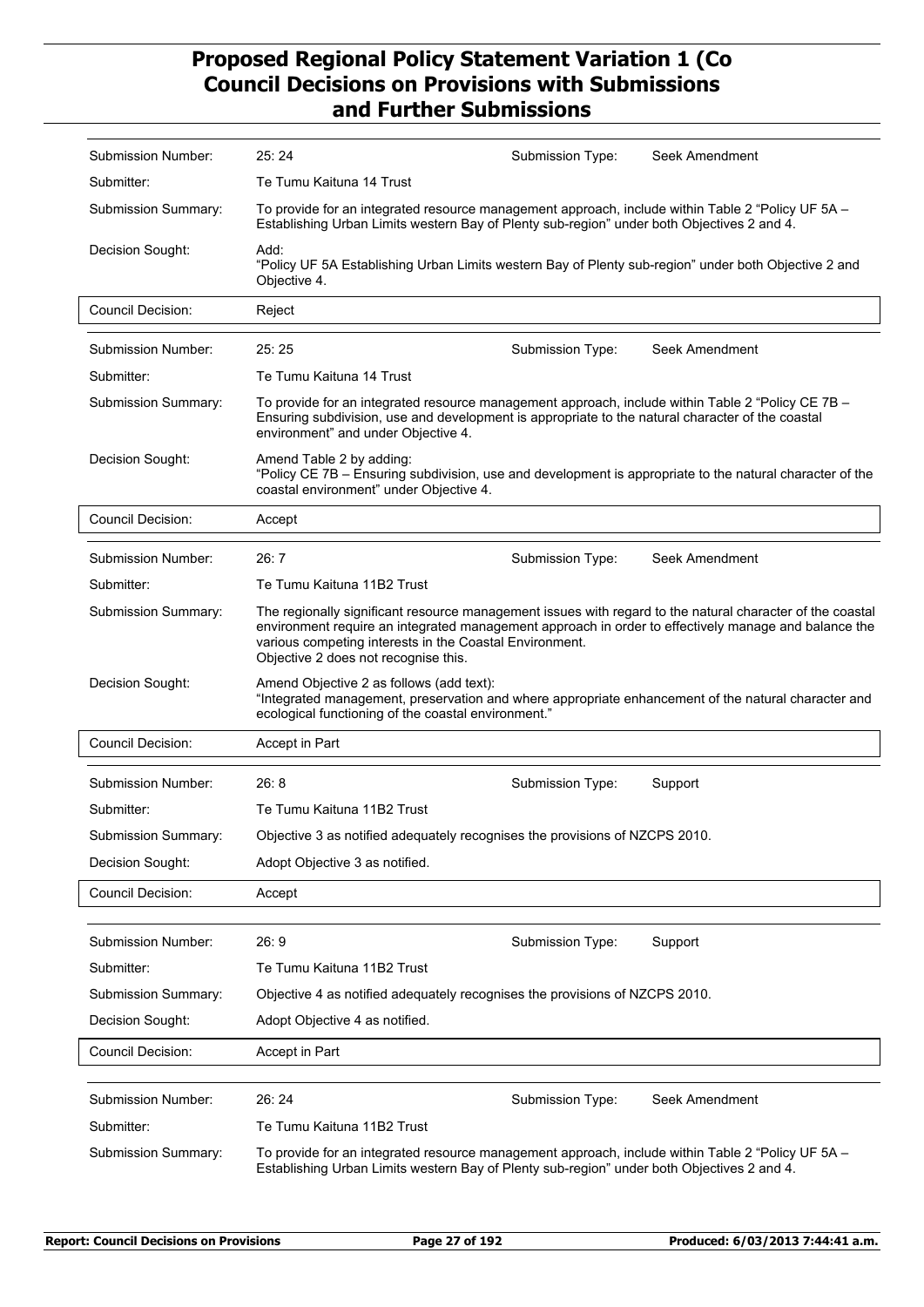| | | | |
|---|---|---|---|
| Submission Number: | 25: 24 | Submission Type: | Seek Amendment |
| Submitter: | Te Tumu Kaituna 14 Trust | | |
| Submission Summary: | To provide for an integrated resource management approach, include within Table 2 "Policy UF 5A – Establishing Urban Limits western Bay of Plenty sub-region" under both Objectives 2 and 4. | | |
| Decision Sought: | Add:<br>"Policy UF 5A Establishing Urban Limits western Bay of Plenty sub-region" under both Objective 2 and Objective 4. | | |
| Council Decision: | Reject | | |

| | | | |
|---|---|---|---|
| Submission Number: | 25: 25 | Submission Type: | Seek Amendment |
| Submitter: | Te Tumu Kaituna 14 Trust | | |
| Submission Summary: | To provide for an integrated resource management approach, include within Table 2 "Policy CE 7B – Ensuring subdivision, use and development is appropriate to the natural character of the coastal environment" and under Objective 4. | | |
| Decision Sought: | Amend Table 2 by adding:<br>"Policy CE 7B – Ensuring subdivision, use and development is appropriate to the natural character of the coastal environment" under Objective 4. | | |
| Council Decision: | Accept | | |

| | | | |
|---|---|---|---|
| Submission Number: | 26: 7 | Submission Type: | Seek Amendment |
| Submitter: | Te Tumu Kaituna 11B2 Trust | | |
| Submission Summary: | The regionally significant resource management issues with regard to the natural character of the coastal environment require an integrated management approach in order to effectively manage and balance the various competing interests in the Coastal Environment.<br>Objective 2 does not recognise this. | | |
| Decision Sought: | Amend Objective 2 as follows (add text):<br>"Integrated management, preservation and where appropriate enhancement of the natural character and ecological functioning of the coastal environment." | | |
| Council Decision: | Accept in Part | | |

| | | | |
|---|---|---|---|
| Submission Number: | 26: 8 | Submission Type: | Support |
| Submitter: | Te Tumu Kaituna 11B2 Trust | | |
| Submission Summary: | Objective 3 as notified adequately recognises the provisions of NZCPS 2010. | | |
| Decision Sought: | Adopt Objective 3 as notified. | | |
| Council Decision: | Accept | | |

| | | | |
|---|---|---|---|
| Submission Number: | 26: 9 | Submission Type: | Support |
| Submitter: | Te Tumu Kaituna 11B2 Trust | | |
| Submission Summary: | Objective 4 as notified adequately recognises the provisions of NZCPS 2010. | | |
| Decision Sought: | Adopt Objective 4 as notified. | | |
| Council Decision: | Accept in Part | | |

| | | | |
|---|---|---|---|
| Submission Number: | 26: 24 | Submission Type: | Seek Amendment |
| Submitter: | Te Tumu Kaituna 11B2 Trust | | |
| Submission Summary: | To provide for an integrated resource management approach, include within Table 2 "Policy UF 5A – Establishing Urban Limits western Bay of Plenty sub-region" under both Objectives 2 and 4. | | |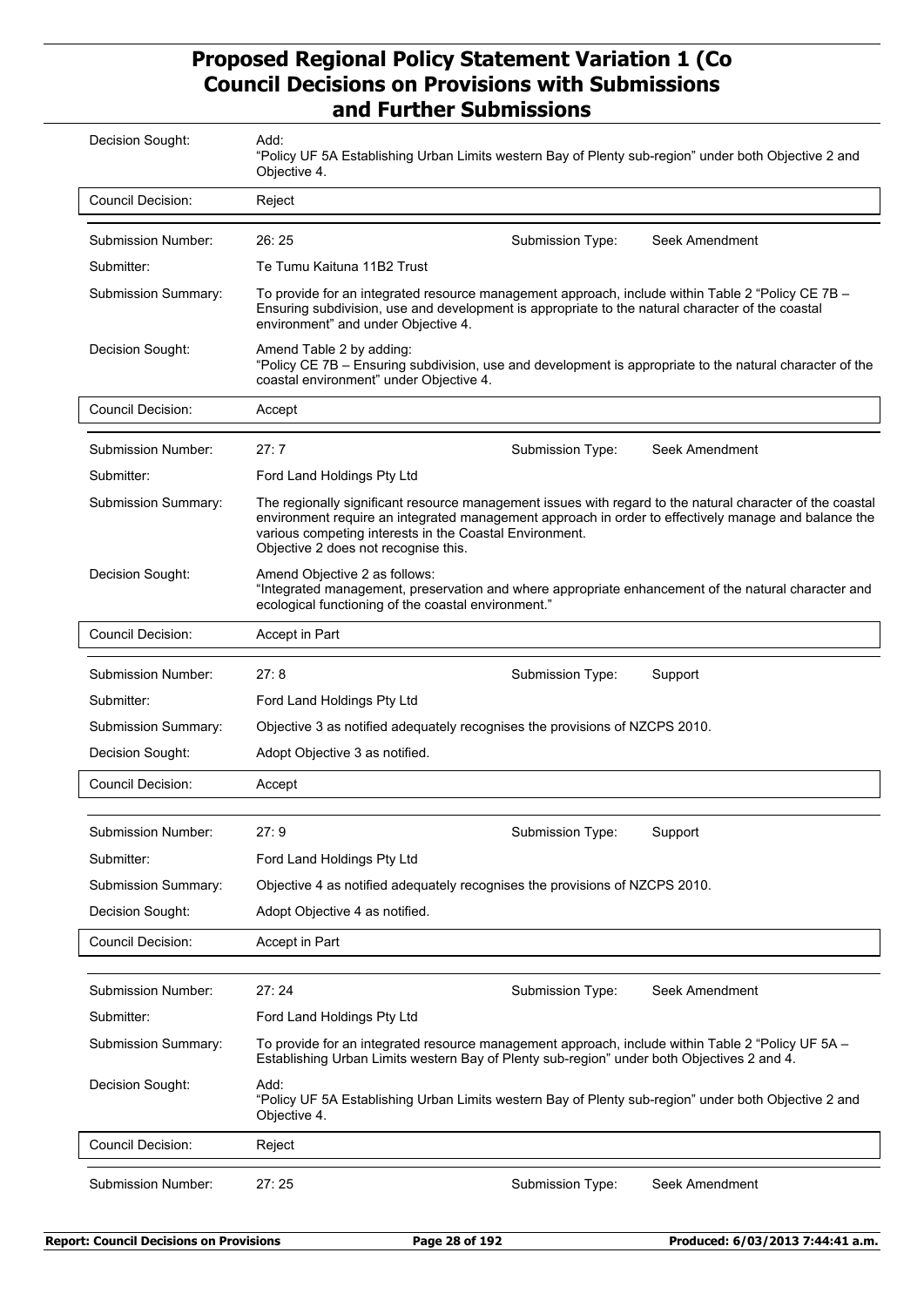| | | | |
|---|---|---|---|
| Decision Sought: | Add: "Policy UF 5A Establishing Urban Limits western Bay of Plenty sub-region" under both Objective 2 and Objective 4. | | |
| Council Decision: | Reject | | |

| | | | |
|---|---|---|---|
| Submission Number: | 26: 25 | Submission Type: | Seek Amendment |
| Submitter: | Te Tumu Kaituna 11B2 Trust | | |
| Submission Summary: | To provide for an integrated resource management approach, include within Table 2 "Policy CE 7B – Ensuring subdivision, use and development is appropriate to the natural character of the coastal environment" and under Objective 4. | | |
| Decision Sought: | Amend Table 2 by adding: "Policy CE 7B – Ensuring subdivision, use and development is appropriate to the natural character of the coastal environment" under Objective 4. | | |
| Council Decision: | Accept | | |

| | | | |
|---|---|---|---|
| Submission Number: | 27: 7 | Submission Type: | Seek Amendment |
| Submitter: | Ford Land Holdings Pty Ltd | | |
| Submission Summary: | The regionally significant resource management issues with regard to the natural character of the coastal environment require an integrated management approach in order to effectively manage and balance the various competing interests in the Coastal Environment. Objective 2 does not recognise this. | | |
| Decision Sought: | Amend Objective 2 as follows: "Integrated management, preservation and where appropriate enhancement of the natural character and ecological functioning of the coastal environment." | | |
| Council Decision: | Accept in Part | | |

| | | | |
|---|---|---|---|
| Submission Number: | 27: 8 | Submission Type: | Support |
| Submitter: | Ford Land Holdings Pty Ltd | | |
| Submission Summary: | Objective 3 as notified adequately recognises the provisions of NZCPS 2010. | | |
| Decision Sought: | Adopt Objective 3 as notified. | | |
| Council Decision: | Accept | | |

| | | | |
|---|---|---|---|
| Submission Number: | 27: 9 | Submission Type: | Support |
| Submitter: | Ford Land Holdings Pty Ltd | | |
| Submission Summary: | Objective 4 as notified adequately recognises the provisions of NZCPS 2010. | | |
| Decision Sought: | Adopt Objective 4 as notified. | | |
| Council Decision: | Accept in Part | | |

| | | | |
|---|---|---|---|
| Submission Number: | 27: 24 | Submission Type: | Seek Amendment |
| Submitter: | Ford Land Holdings Pty Ltd | | |
| Submission Summary: | To provide for an integrated resource management approach, include within Table 2 "Policy UF 5A – Establishing Urban Limits western Bay of Plenty sub-region" under both Objectives 2 and 4. | | |
| Decision Sought: | Add: "Policy UF 5A Establishing Urban Limits western Bay of Plenty sub-region" under both Objective 2 and Objective 4. | | |
| Council Decision: | Reject | | |

| | | | |
|---|---|---|---|
| Submission Number: | 27: 25 | Submission Type: | Seek Amendment |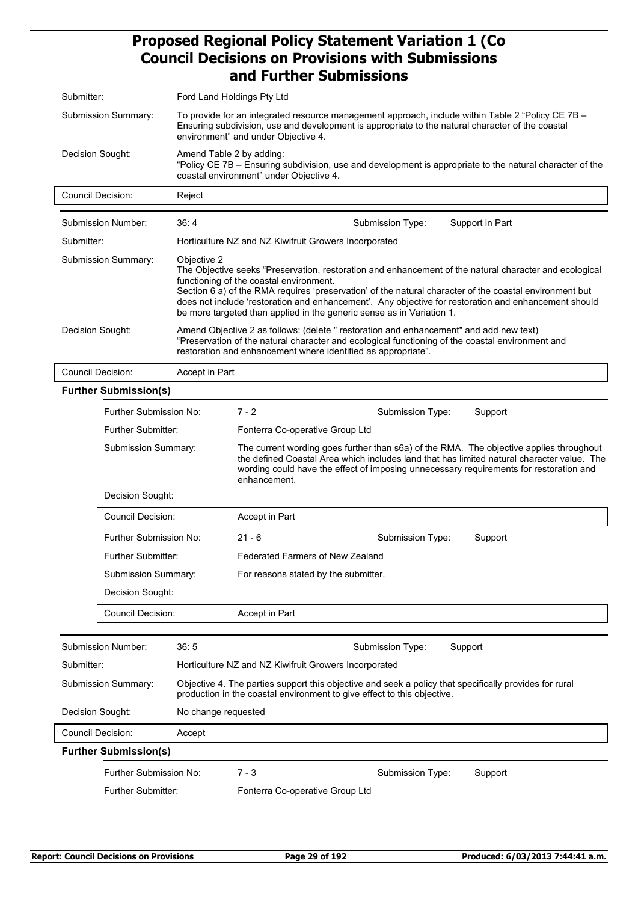| | |
|---|---|
| Submitter: | Ford Land Holdings Pty Ltd |
| Submission Summary: | To provide for an integrated resource management approach, include within Table 2 "Policy CE 7B – Ensuring subdivision, use and development is appropriate to the natural character of the coastal environment" and under Objective 4. |
| Decision Sought: | Amend Table 2 by adding: "Policy CE 7B – Ensuring subdivision, use and development is appropriate to the natural character of the coastal environment" under Objective 4. |
| Council Decision: | Reject |

| | | | |
|---|---|---|---|
| Submission Number: | 36: 4 | Submission Type: | Support in Part |
| Submitter: | Horticulture NZ and NZ Kiwifruit Growers Incorporated | | |
| Submission Summary: | Objective 2<br>The Objective seeks "Preservation, restoration and enhancement of the natural character and ecological functioning of the coastal environment.<br>Section 6 a) of the RMA requires 'preservation' of the natural character of the coastal environment but does not include 'restoration and enhancement'. Any objective for restoration and enhancement should be more targeted than applied in the generic sense as in Variation 1. | | |
| Decision Sought: | Amend Objective 2 as follows: (delete " restoration and enhancement" and add new text) "Preservation of the natural character and ecological functioning of the coastal environment and restoration and enhancement where identified as appropriate". | | |
| Council Decision: | Accept in Part | | |

**Further Submission(s)**

| | | | |
|---|---|---|---|
| Further Submission No: | 7 - 2 | Submission Type: | Support |
| Further Submitter: | Fonterra Co-operative Group Ltd | | |
| Submission Summary: | The current wording goes further than s6a) of the RMA. The objective applies throughout the defined Coastal Area which includes land that has limited natural character value. The wording could have the effect of imposing unnecessary requirements for restoration and enhancement. | | |
| Decision Sought: | | | |
| Council Decision: | Accept in Part | | |
| Further Submission No: | 21 - 6 | Submission Type: | Support |
| Further Submitter: | Federated Farmers of New Zealand | | |
| Submission Summary: | For reasons stated by the submitter. | | |
| Decision Sought: | | | |
| Council Decision: | Accept in Part | | |

| | | | |
|---|---|---|---|
| Submission Number: | 36: 5 | Submission Type: | Support |
| Submitter: | Horticulture NZ and NZ Kiwifruit Growers Incorporated | | |
| Submission Summary: | Objective 4. The parties support this objective and seek a policy that specifically provides for rural production in the coastal environment to give effect to this objective. | | |
| Decision Sought: | No change requested | | |
| Council Decision: | Accept | | |

**Further Submission(s)**

| | | | |
|---|---|---|---|
| Further Submission No: | 7 - 3 | Submission Type: | Support |
| Further Submitter: | Fonterra Co-operative Group Ltd | | |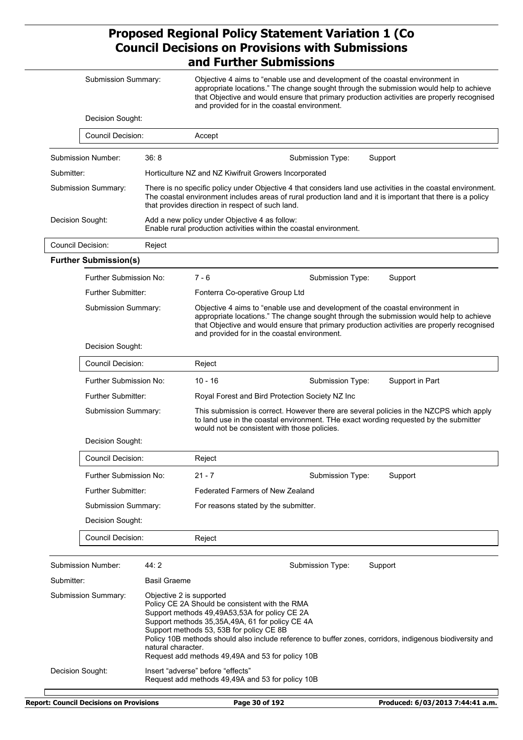| | |
|---|---|
| Submission Summary: | Objective 4 aims to "enable use and development of the coastal environment in appropriate locations." The change sought through the submission would help to achieve that Objective and would ensure that primary production activities are properly recognised and provided for in the coastal environment. |
| Decision Sought: | |
| Council Decision: | Accept |

| | | | |
|---|---|---|---|
| Submission Number: | 36: 8 | Submission Type: | Support |
| Submitter: | Horticulture NZ and NZ Kiwifruit Growers Incorporated | | |
| Submission Summary: | There is no specific policy under Objective 4 that considers land use activities in the coastal environment. The coastal environment includes areas of rural production land and it is important that there is a policy that provides direction in respect of such land. | | |
| Decision Sought: | Add a new policy under Objective 4 as follow: Enable rural production activities within the coastal environment. | | |
| Council Decision: | Reject | | |

**Further Submission(s)**

| | | | |
|---|---|---|---|
| Further Submission No: | 7 - 6 | Submission Type: | Support |
| Further Submitter: | Fonterra Co-operative Group Ltd | | |
| Submission Summary: | Objective 4 aims to "enable use and development of the coastal environment in appropriate locations." The change sought through the submission would help to achieve that Objective and would ensure that primary production activities are properly recognised and provided for in the coastal environment. | | |
| Decision Sought: | | | |
| Council Decision: | Reject | | |
| Further Submission No: | 10 - 16 | Submission Type: | Support in Part |
| Further Submitter: | Royal Forest and Bird Protection Society NZ Inc | | |
| Submission Summary: | This submission is correct. However there are several policies in the NZCPS which apply to land use in the coastal environment. THe exact wording requested by the submitter would not be consistent with those policies. | | |
| Decision Sought: | | | |
| Council Decision: | Reject | | |
| Further Submission No: | 21 - 7 | Submission Type: | Support |
| Further Submitter: | Federated Farmers of New Zealand | | |
| Submission Summary: | For reasons stated by the submitter. | | |
| Decision Sought: | | | |
| Council Decision: | Reject | | |

| | | | |
|---|---|---|---|
| Submission Number: | 44: 2 | Submission Type: | Support |
| Submitter: | Basil Graeme | | |
| Submission Summary: | Objective 2 is supported<br>Policy CE 2A Should be consistent with the RMA<br>Support methods 49,49A53,53A for policy CE 2A<br>Support methods 35,35A,49A, 61 for policy CE 4A<br>Support methods 53, 53B for policy CE 8B<br>Policy 10B methods should also include reference to buffer zones, corridors, indigenous biodiversity and natural character.<br>Request add methods 49,49A and 53 for policy 10B | | |
| Decision Sought: | Insert "adverse" before "effects"<br>Request add methods 49,49A and 53 for policy 10B | | |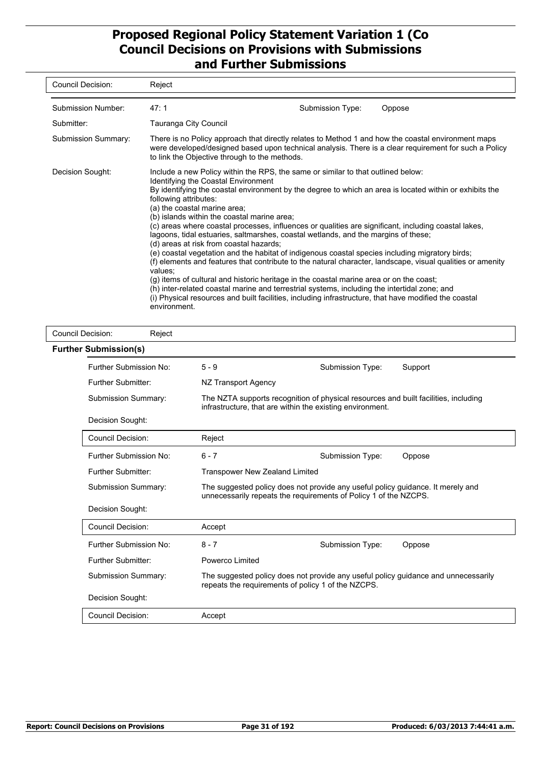| | |
|---|---|
| Council Decision: | Reject |

| | | | |
|---|---|---|---|
| Submission Number: | 47: 1 | Submission Type: | Oppose |
| Submitter: | Tauranga City Council | | |
| Submission Summary: | There is no Policy approach that directly relates to Method 1 and how the coastal environment maps were developed/designed based upon technical analysis. There is a clear requirement for such a Policy to link the Objective through to the methods. | | |
| Decision Sought: | Include a new Policy within the RPS, the same or similar to that outlined below:<br>Identifying the Coastal Environment<br>By identifying the coastal environment by the degree to which an area is located within or exhibits the following attributes:<br>(a) the coastal marine area;<br>(b) islands within the coastal marine area;<br>(c) areas where coastal processes, influences or qualities are significant, including coastal lakes, lagoons, tidal estuaries, saltmarshes, coastal wetlands, and the margins of these;<br>(d) areas at risk from coastal hazards;<br>(e) coastal vegetation and the habitat of indigenous coastal species including migratory birds;<br>(f) elements and features that contribute to the natural character, landscape, visual qualities or amenity values;<br>(g) items of cultural and historic heritage in the coastal marine area or on the coast;<br>(h) inter-related coastal marine and terrestrial systems, including the intertidal zone; and<br>(i) Physical resources and built facilities, including infrastructure, that have modified the coastal environment. | | |

| | |
|---|---|
| Council Decision: | Reject |

**Further Submission(s)**

| | | | |
|---|---|---|---|
| Further Submission No: | 5 - 9 | Submission Type: | Support |
| Further Submitter: | NZ Transport Agency | | |
| Submission Summary: | The NZTA supports recognition of physical resources and built facilities, including infrastructure, that are within the existing environment. | | |
| Decision Sought: | | | |
| Council Decision: | Reject | | |
| Further Submission No: | 6 - 7 | Submission Type: | Oppose |
| Further Submitter: | Transpower New Zealand Limited | | |
| Submission Summary: | The suggested policy does not provide any useful policy guidance. It merely and unnecessarily repeats the requirements of Policy 1 of the NZCPS. | | |
| Decision Sought: | | | |
| Council Decision: | Accept | | |
| Further Submission No: | 8 - 7 | Submission Type: | Oppose |
| Further Submitter: | Powerco Limited | | |
| Submission Summary: | The suggested policy does not provide any useful policy guidance and unnecessarily repeats the requirements of policy 1 of the NZCPS. | | |
| Decision Sought: | | | |
| Council Decision: | Accept | | |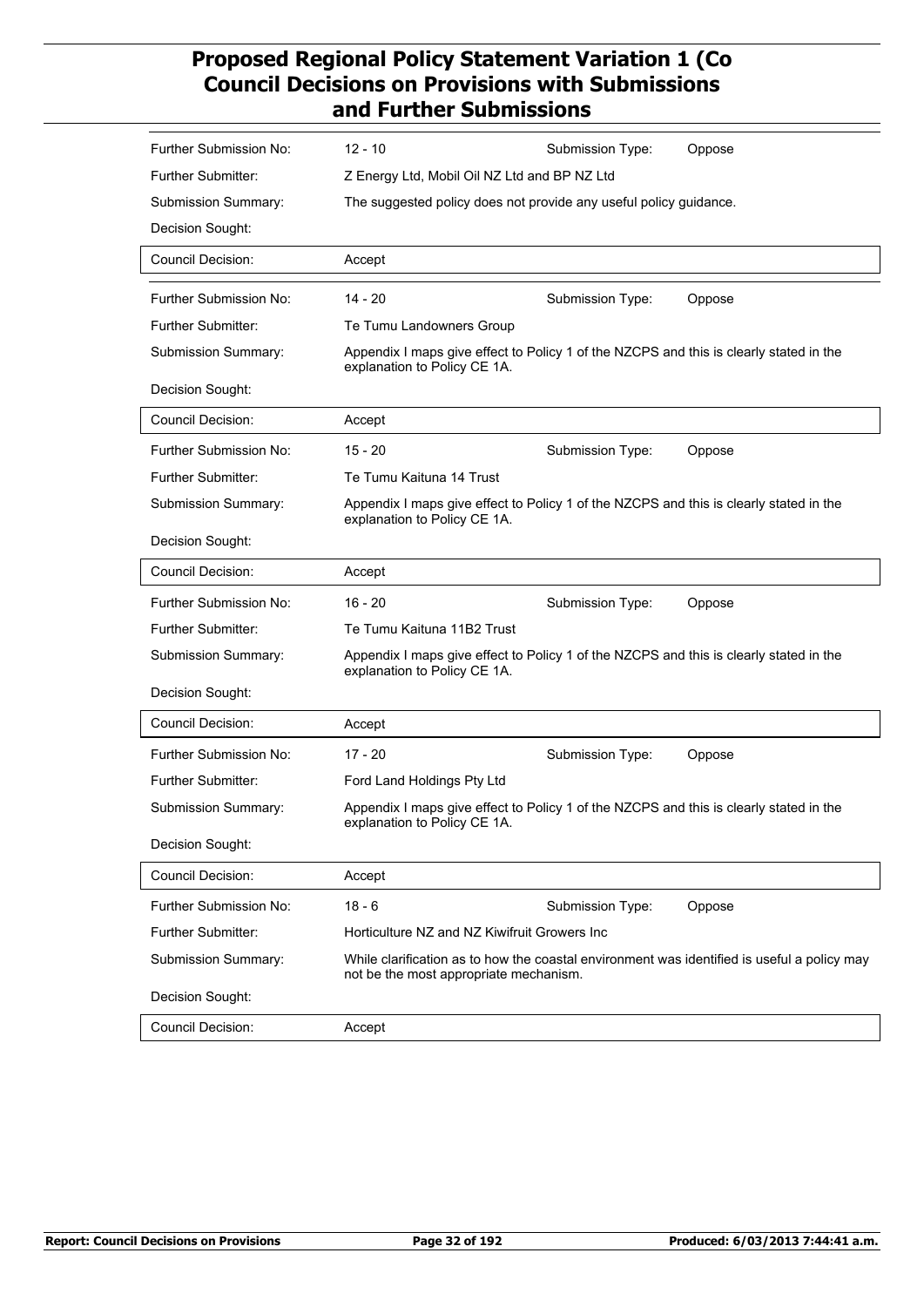| | | | |
|---|---|---|---|
| Further Submission No: | 12 - 10 | Submission Type: | Oppose |
| Further Submitter: | Z Energy Ltd, Mobil Oil NZ Ltd and BP NZ Ltd | | |
| Submission Summary: | The suggested policy does not provide any useful policy guidance. | | |
| Decision Sought: | | | |
| Council Decision: | Accept | | |

| | | | |
|---|---|---|---|
| Further Submission No: | 14 - 20 | Submission Type: | Oppose |
| Further Submitter: | Te Tumu Landowners Group | | |
| Submission Summary: | Appendix I maps give effect to Policy 1 of the NZCPS and this is clearly stated in the explanation to Policy CE 1A. | | |
| Decision Sought: | | | |
| Council Decision: | Accept | | |

| | | | |
|---|---|---|---|
| Further Submission No: | 15 - 20 | Submission Type: | Oppose |
| Further Submitter: | Te Tumu Kaituna 14 Trust | | |
| Submission Summary: | Appendix I maps give effect to Policy 1 of the NZCPS and this is clearly stated in the explanation to Policy CE 1A. | | |
| Decision Sought: | | | |
| Council Decision: | Accept | | |

| | | | |
|---|---|---|---|
| Further Submission No: | 16 - 20 | Submission Type: | Oppose |
| Further Submitter: | Te Tumu Kaituna 11B2 Trust | | |
| Submission Summary: | Appendix I maps give effect to Policy 1 of the NZCPS and this is clearly stated in the explanation to Policy CE 1A. | | |
| Decision Sought: | | | |
| Council Decision: | Accept | | |

| | | | |
|---|---|---|---|
| Further Submission No: | 17 - 20 | Submission Type: | Oppose |
| Further Submitter: | Ford Land Holdings Pty Ltd | | |
| Submission Summary: | Appendix I maps give effect to Policy 1 of the NZCPS and this is clearly stated in the explanation to Policy CE 1A. | | |
| Decision Sought: | | | |
| Council Decision: | Accept | | |

| | | | |
|---|---|---|---|
| Further Submission No: | 18 - 6 | Submission Type: | Oppose |
| Further Submitter: | Horticulture NZ and NZ Kiwifruit Growers Inc | | |
| Submission Summary: | While clarification as to how the coastal environment was identified is useful a policy may not be the most appropriate mechanism. | | |
| Decision Sought: | | | |
| Council Decision: | Accept | | |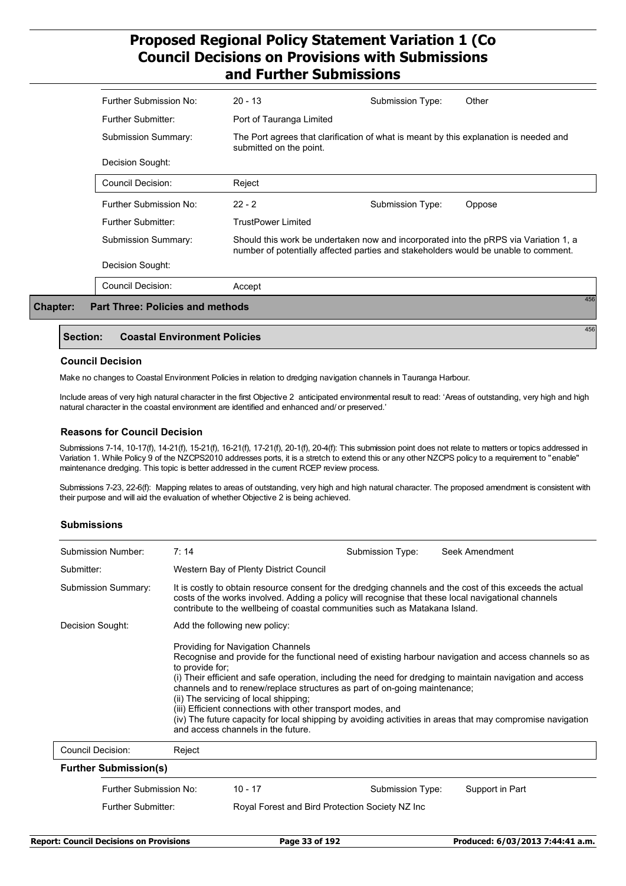| | | | |
|---|---|---|---|
| Further Submission No: | 20 - 13 | Submission Type: | Other |
| Further Submitter: | Port of Tauranga Limited | | |
| Submission Summary: | The Port agrees that clarification of what is meant by this explanation is needed and submitted on the point. | | |
| Decision Sought: | | | |
| Council Decision: | Reject | | |
| Further Submission No: | 22 - 2 | Submission Type: | Oppose |
| Further Submitter: | TrustPower Limited | | |
| Submission Summary: | Should this work be undertaken now and incorporated into the pRPS via Variation 1, a number of potentially affected parties and stakeholders would be unable to comment. | | |
| Decision Sought: | | | |
| Council Decision: | Accept | | |

## Chapter: Part Three: Policies and methods

### Section: Coastal Environment Policies

#### Council Decision

Make no changes to Coastal Environment Policies in relation to dredging navigation channels in Tauranga Harbour.

Include areas of very high natural character in the first Objective 2 anticipated environmental result to read: 'Areas of outstanding, very high and high natural character in the coastal environment are identified and enhanced and/ or preserved.'

#### Reasons for Council Decision

Submissions 7-14, 10-17(f), 14-21(f), 15-21(f), 16-21(f), 17-21(f), 20-1(f), 20-4(f): This submission point does not relate to matters or topics addressed in Variation 1. While Policy 9 of the NZCPS2010 addresses ports, it is a stretch to extend this or any other NZCPS policy to a requirement to "enable" maintenance dredging. This topic is better addressed in the current RCEP review process.

Submissions 7-23, 22-6(f): Mapping relates to areas of outstanding, very high and high natural character. The proposed amendment is consistent with their purpose and will aid the evaluation of whether Objective 2 is being achieved.

#### Submissions

| | | | |
|---|---|---|---|
| Submission Number: | 7: 14 | Submission Type: | Seek Amendment |
| Submitter: | Western Bay of Plenty District Council | | |
| Submission Summary: | It is costly to obtain resource consent for the dredging channels and the cost of this exceeds the actual costs of the works involved. Adding a policy will recognise that these local navigational channels contribute to the wellbeing of coastal communities such as Matakana Island. | | |
| Decision Sought: | Add the following new policy:<br><br>Providing for Navigation Channels<br>Recognise and provide for the functional need of existing harbour navigation and access channels so as to provide for;<br>(i) Their efficient and safe operation, including the need for dredging to maintain navigation and access channels and to renew/replace structures as part of on-going maintenance;<br>(ii) The servicing of local shipping;<br>(iii) Efficient connections with other transport modes, and<br>(iv) The future capacity for local shipping by avoiding activities in areas that may compromise navigation and access channels in the future. | | |
| Council Decision: | Reject | | |

**Further Submission(s)**

| | | | |
|---|---|---|---|
| Further Submission No: | 10 - 17 | Submission Type: | Support in Part |
| Further Submitter: | Royal Forest and Bird Protection Society NZ Inc | | |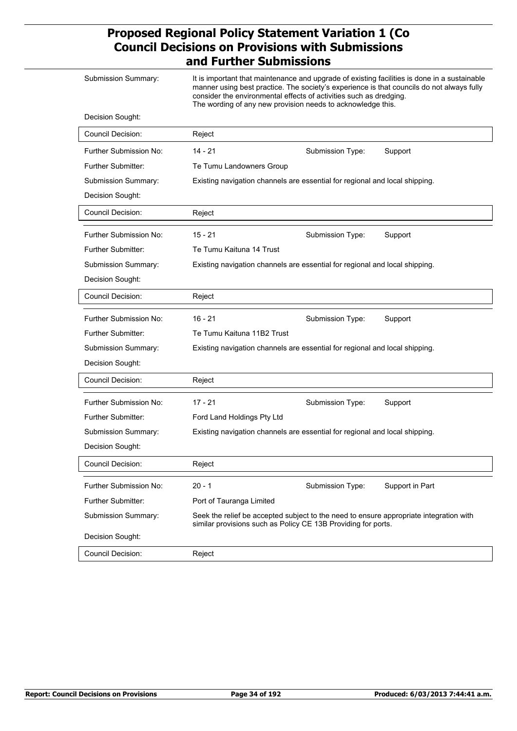| | |
|---|---|
| Submission Summary: | It is important that maintenance and upgrade of existing facilities is done in a sustainable manner using best practice. The society's experience is that councils do not always fully consider the environmental effects of activities such as dredging. The wording of any new provision needs to acknowledge this. |
| Decision Sought: | |
| Council Decision: | Reject |

| | | | |
|---|---|---|---|
| Further Submission No: | 14 - 21 | Submission Type: | Support |
| Further Submitter: | Te Tumu Landowners Group | | |
| Submission Summary: | Existing navigation channels are essential for regional and local shipping. | | |
| Decision Sought: | | | |
| Council Decision: | Reject | | |

| | | | |
|---|---|---|---|
| Further Submission No: | 15 - 21 | Submission Type: | Support |
| Further Submitter: | Te Tumu Kaituna 14 Trust | | |
| Submission Summary: | Existing navigation channels are essential for regional and local shipping. | | |
| Decision Sought: | | | |
| Council Decision: | Reject | | |

| | | | |
|---|---|---|---|
| Further Submission No: | 16 - 21 | Submission Type: | Support |
| Further Submitter: | Te Tumu Kaituna 11B2 Trust | | |
| Submission Summary: | Existing navigation channels are essential for regional and local shipping. | | |
| Decision Sought: | | | |
| Council Decision: | Reject | | |

| | | | |
|---|---|---|---|
| Further Submission No: | 17 - 21 | Submission Type: | Support |
| Further Submitter: | Ford Land Holdings Pty Ltd | | |
| Submission Summary: | Existing navigation channels are essential for regional and local shipping. | | |
| Decision Sought: | | | |
| Council Decision: | Reject | | |

| | | | |
|---|---|---|---|
| Further Submission No: | 20 - 1 | Submission Type: | Support in Part |
| Further Submitter: | Port of Tauranga Limited | | |
| Submission Summary: | Seek the relief be accepted subject to the need to ensure appropriate integration with similar provisions such as Policy CE 13B Providing for ports. | | |
| Decision Sought: | | | |
| Council Decision: | Reject | | |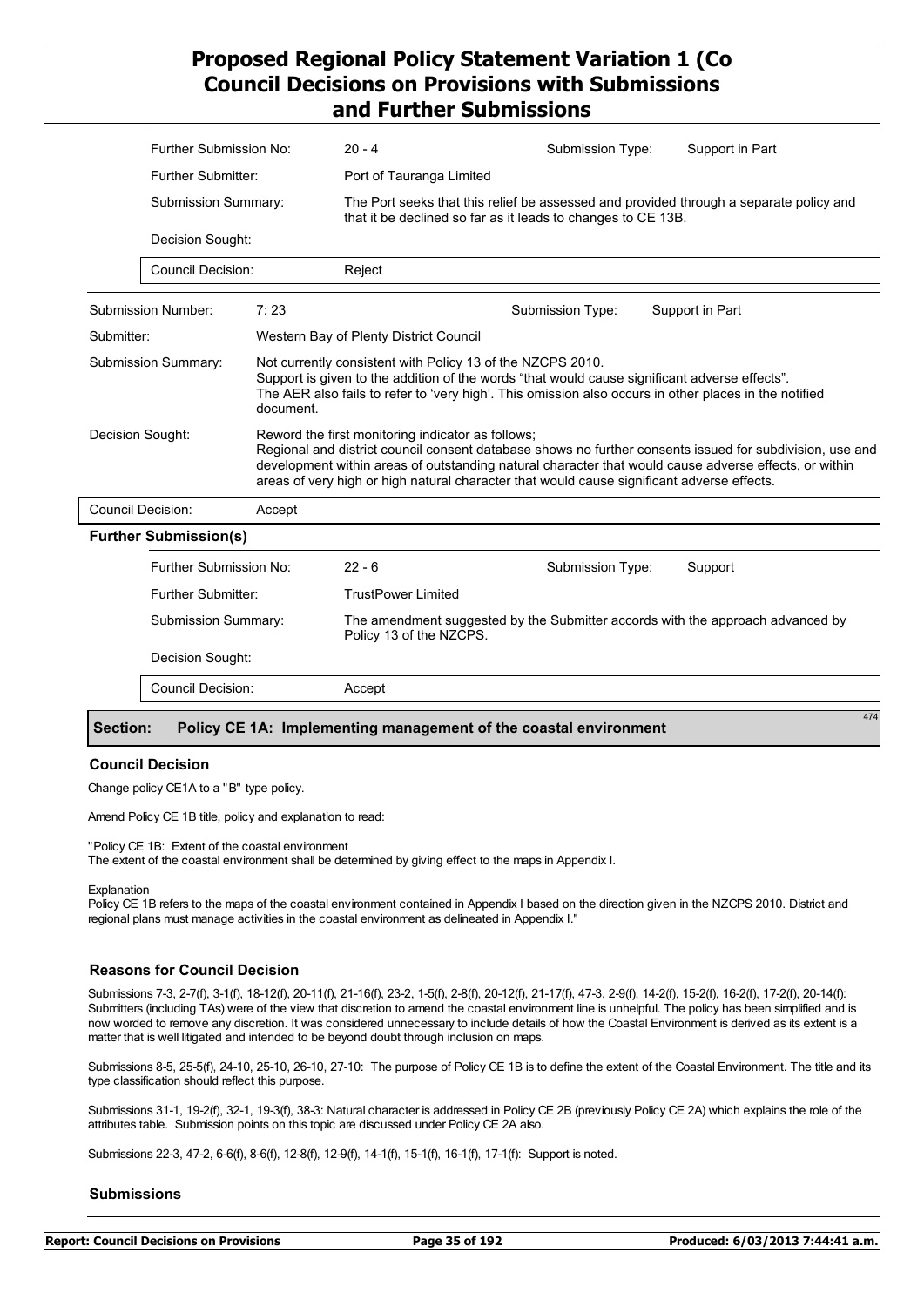| | | | |
|---|---|---|---|
| Further Submission No: | 20 - 4 | Submission Type: | Support in Part |
| Further Submitter: | Port of Tauranga Limited | | |
| Submission Summary: | The Port seeks that this relief be assessed and provided through a separate policy and that it be declined so far as it leads to changes to CE 13B. | | |
| Decision Sought: | | | |
| Council Decision: | Reject | | |

| | | | |
|---|---|---|---|
| Submission Number: | 7: 23 | Submission Type: | Support in Part |
| Submitter: | Western Bay of Plenty District Council | | |
| Submission Summary: | Not currently consistent with Policy 13 of the NZCPS 2010. Support is given to the addition of the words "that would cause significant adverse effects". The AER also fails to refer to 'very high'. This omission also occurs in other places in the notified document. | | |
| Decision Sought: | Reword the first monitoring indicator as follows; Regional and district council consent database shows no further consents issued for subdivision, use and development within areas of outstanding natural character that would cause adverse effects, or within areas of very high or high natural character that would cause significant adverse effects. | | |
| Council Decision: | Accept | | |

**Further Submission(s)**

| | | | |
|---|---|---|---|
| Further Submission No: | 22 - 6 | Submission Type: | Support |
| Further Submitter: | TrustPower Limited | | |
| Submission Summary: | The amendment suggested by the Submitter accords with the approach advanced by Policy 13 of the NZCPS. | | |
| Decision Sought: | | | |
| Council Decision: | Accept | | |

## Section: Policy CE 1A: Implementing management of the coastal environment

474

### Council Decision

Change policy CE1A to a "B" type policy.

Amend Policy CE 1B title, policy and explanation to read:

"Policy CE 1B: Extent of the coastal environment
The extent of the coastal environment shall be determined by giving effect to the maps in Appendix I.

Explanation
Policy CE 1B refers to the maps of the coastal environment contained in Appendix I based on the direction given in the NZCPS 2010. District and regional plans must manage activities in the coastal environment as delineated in Appendix I."

### Reasons for Council Decision

Submissions 7-3, 2-7(f), 3-1(f), 18-12(f), 20-11(f), 21-16(f), 23-2, 1-5(f), 2-8(f), 20-12(f), 21-17(f), 47-3, 2-9(f), 14-2(f), 15-2(f), 16-2(f), 17-2(f), 20-14(f): Submitters (including TAs) were of the view that discretion to amend the coastal environment line is unhelpful. The policy has been simplified and is now worded to remove any discretion. It was considered unnecessary to include details of how the Coastal Environment is derived as its extent is a matter that is well litigated and intended to be beyond doubt through inclusion on maps.

Submissions 8-5, 25-5(f), 24-10, 25-10, 26-10, 27-10: The purpose of Policy CE 1B is to define the extent of the Coastal Environment. The title and its type classification should reflect this purpose.

Submissions 31-1, 19-2(f), 32-1, 19-3(f), 38-3: Natural character is addressed in Policy CE 2B (previously Policy CE 2A) which explains the role of the attributes table. Submission points on this topic are discussed under Policy CE 2A also.

Submissions 22-3, 47-2, 6-6(f), 8-6(f), 12-8(f), 12-9(f), 14-1(f), 15-1(f), 16-1(f), 17-1(f): Support is noted.

### Submissions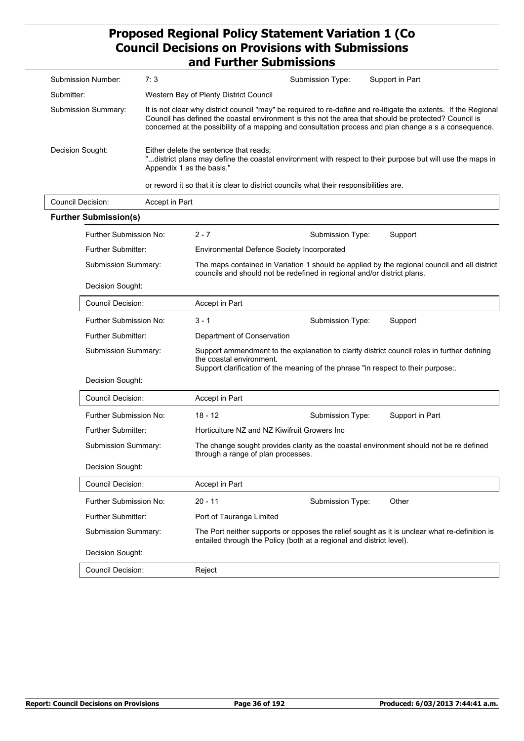| | | | |
|---|---|---|---|
| Submission Number: | 7: 3 | Submission Type: | Support in Part |
| Submitter: | Western Bay of Plenty District Council | | |
| Submission Summary: | It is not clear why district council "may" be required to re-define and re-litigate the extents. If the Regional Council has defined the coastal environment is this not the area that should be protected? Council is concerned at the possibility of a mapping and consultation process and plan change a s a consequence. | | |
| Decision Sought: | Either delete the sentence that reads; "...district plans may define the coastal environment with respect to their purpose but will use the maps in Appendix 1 as the basis." or reword it so that it is clear to district councils what their responsibilities are. | | |
| Council Decision: | Accept in Part | | |

**Further Submission(s)**

| | | | |
|---|---|---|---|
| Further Submission No: | 2 - 7 | Submission Type: | Support |
| Further Submitter: | Environmental Defence Society Incorporated | | |
| Submission Summary: | The maps contained in Variation 1 should be applied by the regional council and all district councils and should not be redefined in regional and/or district plans. | | |
| Decision Sought: | | | |
| Council Decision: | Accept in Part | | |
| Further Submission No: | 3 - 1 | Submission Type: | Support |
| Further Submitter: | Department of Conservation | | |
| Submission Summary: | Support ammendment to the explanation to clarify district council roles in further defining the coastal environment. Support clarification of the meaning of the phrase "in respect to their purpose:. | | |
| Decision Sought: | | | |
| Council Decision: | Accept in Part | | |
| Further Submission No: | 18 - 12 | Submission Type: | Support in Part |
| Further Submitter: | Horticulture NZ and NZ Kiwifruit Growers Inc | | |
| Submission Summary: | The change sought provides clarity as the coastal environment should not be re defined through a range of plan processes. | | |
| Decision Sought: | | | |
| Council Decision: | Accept in Part | | |
| Further Submission No: | 20 - 11 | Submission Type: | Other |
| Further Submitter: | Port of Tauranga Limited | | |
| Submission Summary: | The Port neither supports or opposes the relief sought as it is unclear what re-definition is entailed through the Policy (both at a regional and district level). | | |
| Decision Sought: | | | |
| Council Decision: | Reject | | |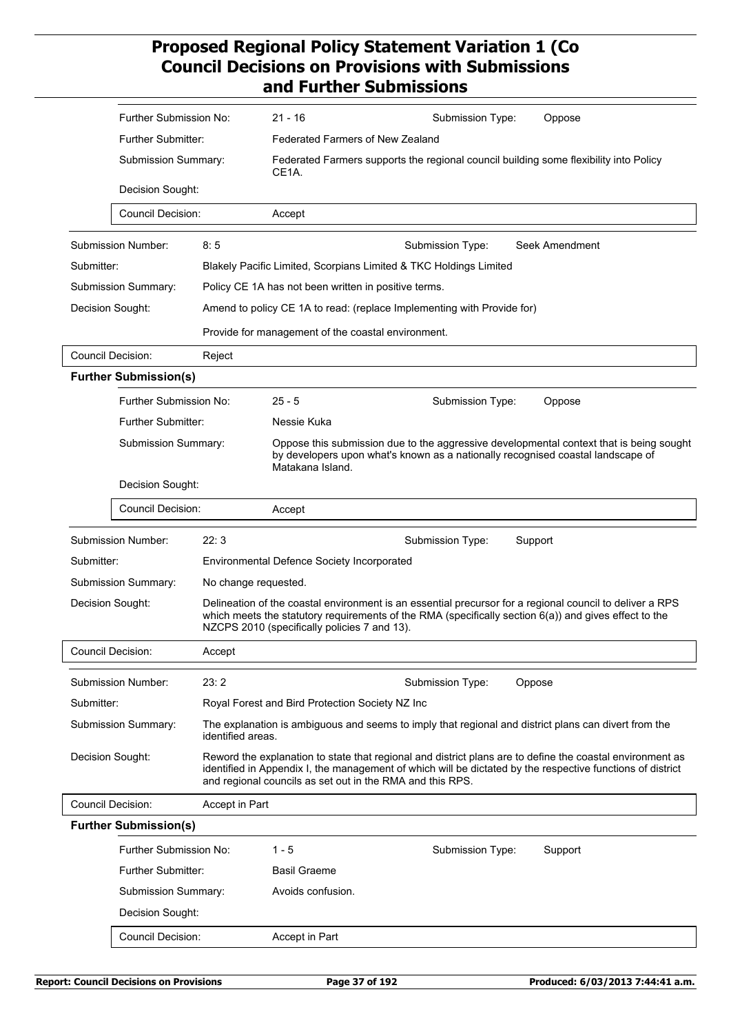| | |
|---|---|
| Further Submission No: | 21 - 16 |
| Submission Type: | Oppose |
| Further Submitter: | Federated Farmers of New Zealand |
| Submission Summary: | Federated Farmers supports the regional council building some flexibility into Policy CE1A. |
| Decision Sought: | |
| Council Decision: | Accept |

| | |
|---|---|
| Submission Number: | 8: 5 |
| Submission Type: | Seek Amendment |
| Submitter: | Blakely Pacific Limited, Scorpians Limited & TKC Holdings Limited |
| Submission Summary: | Policy CE 1A has not been written in positive terms. |
| Decision Sought: | Amend to policy CE 1A to read: (replace Implementing with Provide for)<br><br>Provide for management of the coastal environment. |
| Council Decision: | Reject |

**Further Submission(s)**

| | |
|---|---|
| Further Submission No: | 25 - 5 |
| Submission Type: | Oppose |
| Further Submitter: | Nessie Kuka |
| Submission Summary: | Oppose this submission due to the aggressive developmental context that is being sought by developers upon what's known as a nationally recognised coastal landscape of Matakana Island. |
| Decision Sought: | |
| Council Decision: | Accept |

| | |
|---|---|
| Submission Number: | 22: 3 |
| Submission Type: | Support |
| Submitter: | Environmental Defence Society Incorporated |
| Submission Summary: | No change requested. |
| Decision Sought: | Delineation of the coastal environment is an essential precursor for a regional council to deliver a RPS which meets the statutory requirements of the RMA (specifically section 6(a)) and gives effect to the NZCPS 2010 (specifically policies 7 and 13). |
| Council Decision: | Accept |

| | |
|---|---|
| Submission Number: | 23: 2 |
| Submission Type: | Oppose |
| Submitter: | Royal Forest and Bird Protection Society NZ Inc |
| Submission Summary: | The explanation is ambiguous and seems to imply that regional and district plans can divert from the identified areas. |
| Decision Sought: | Reword the explanation to state that regional and district plans are to define the coastal environment as identified in Appendix I, the management of which will be dictated by the respective functions of district and regional councils as set out in the RMA and this RPS. |
| Council Decision: | Accept in Part |

**Further Submission(s)**

| | |
|---|---|
| Further Submission No: | 1 - 5 |
| Submission Type: | Support |
| Further Submitter: | Basil Graeme |
| Submission Summary: | Avoids confusion. |
| Decision Sought: | |
| Council Decision: | Accept in Part |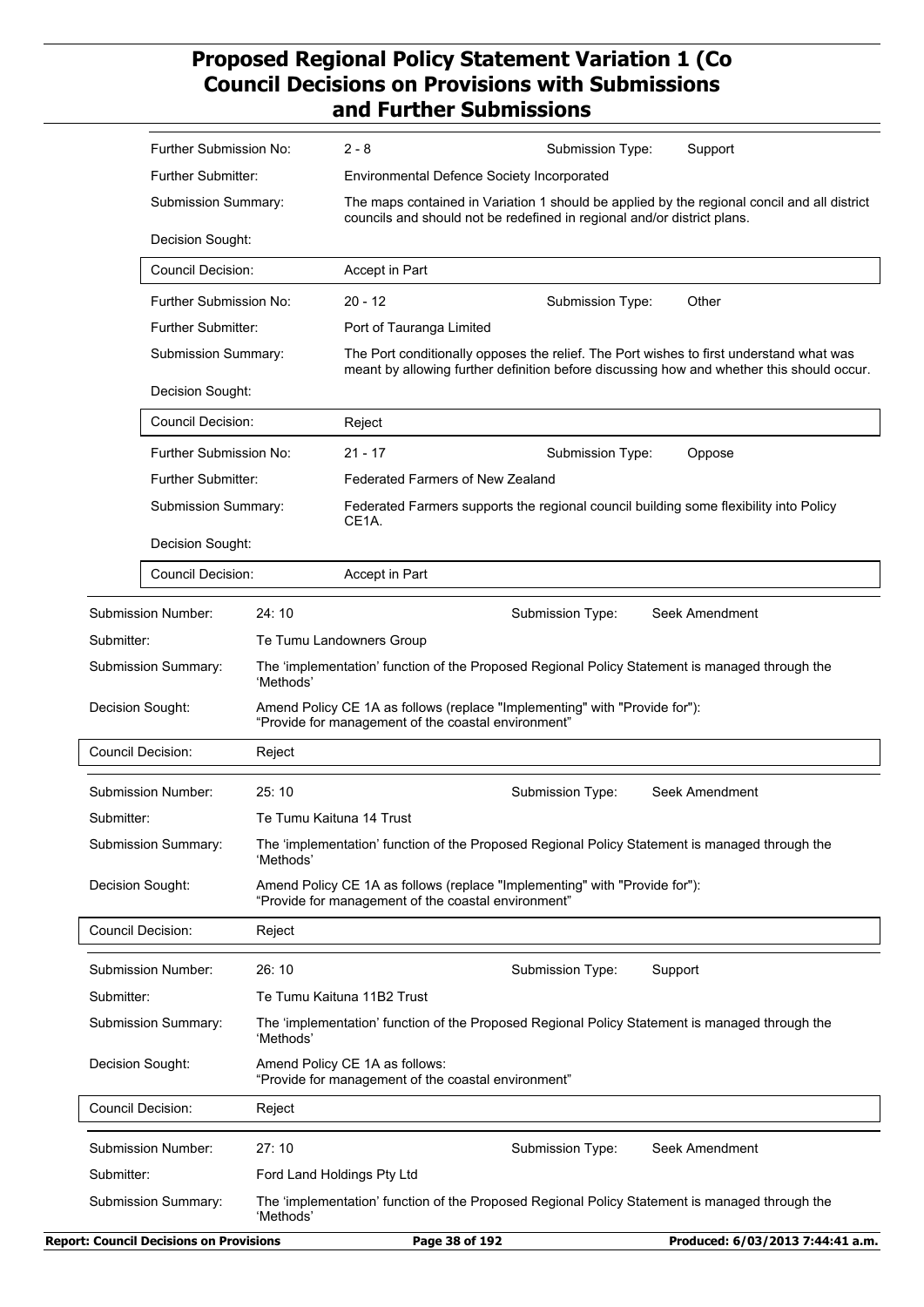# Proposed Regional Policy Statement Variation 1 (Co Council Decisions on Provisions with Submissions and Further Submissions

| | | | |
|---|---|---|---|
| Further Submission No: | 2 - 8 | Submission Type: | Support |
| Further Submitter: | Environmental Defence Society Incorporated | | |
| Submission Summary: | The maps contained in Variation 1 should be applied by the regional concil and all district councils and should not be redefined in regional and/or district plans. | | |
| Decision Sought: | | | |
| Council Decision: | Accept in Part | | |

| | | | |
|---|---|---|---|
| Further Submission No: | 20 - 12 | Submission Type: | Other |
| Further Submitter: | Port of Tauranga Limited | | |
| Submission Summary: | The Port conditionally opposes the relief. The Port wishes to first understand what was meant by allowing further definition before discussing how and whether this should occur. | | |
| Decision Sought: | | | |
| Council Decision: | Reject | | |

| | | | |
|---|---|---|---|
| Further Submission No: | 21 - 17 | Submission Type: | Oppose |
| Further Submitter: | Federated Farmers of New Zealand | | |
| Submission Summary: | Federated Farmers supports the regional council building some flexibility into Policy CE1A. | | |
| Decision Sought: | | | |
| Council Decision: | Accept in Part | | |

| | | | |
|---|---|---|---|
| Submission Number: | 24: 10 | Submission Type: | Seek Amendment |
| Submitter: | Te Tumu Landowners Group | | |
| Submission Summary: | The 'implementation' function of the Proposed Regional Policy Statement is managed through the 'Methods' | | |
| Decision Sought: | Amend Policy CE 1A as follows (replace "Implementing" with "Provide for"): "Provide for management of the coastal environment" | | |
| Council Decision: | Reject | | |

| | | | |
|---|---|---|---|
| Submission Number: | 25: 10 | Submission Type: | Seek Amendment |
| Submitter: | Te Tumu Kaituna 14 Trust | | |
| Submission Summary: | The 'implementation' function of the Proposed Regional Policy Statement is managed through the 'Methods' | | |
| Decision Sought: | Amend Policy CE 1A as follows (replace "Implementing" with "Provide for"): "Provide for management of the coastal environment" | | |
| Council Decision: | Reject | | |

| | | | |
|---|---|---|---|
| Submission Number: | 26: 10 | Submission Type: | Support |
| Submitter: | Te Tumu Kaituna 11B2 Trust | | |
| Submission Summary: | The 'implementation' function of the Proposed Regional Policy Statement is managed through the 'Methods' | | |
| Decision Sought: | Amend Policy CE 1A as follows: "Provide for management of the coastal environment" | | |
| Council Decision: | Reject | | |

| | | | |
|---|---|---|---|
| Submission Number: | 27: 10 | Submission Type: | Seek Amendment |
| Submitter: | Ford Land Holdings Pty Ltd | | |
| Submission Summary: | The 'implementation' function of the Proposed Regional Policy Statement is managed through the 'Methods' | | |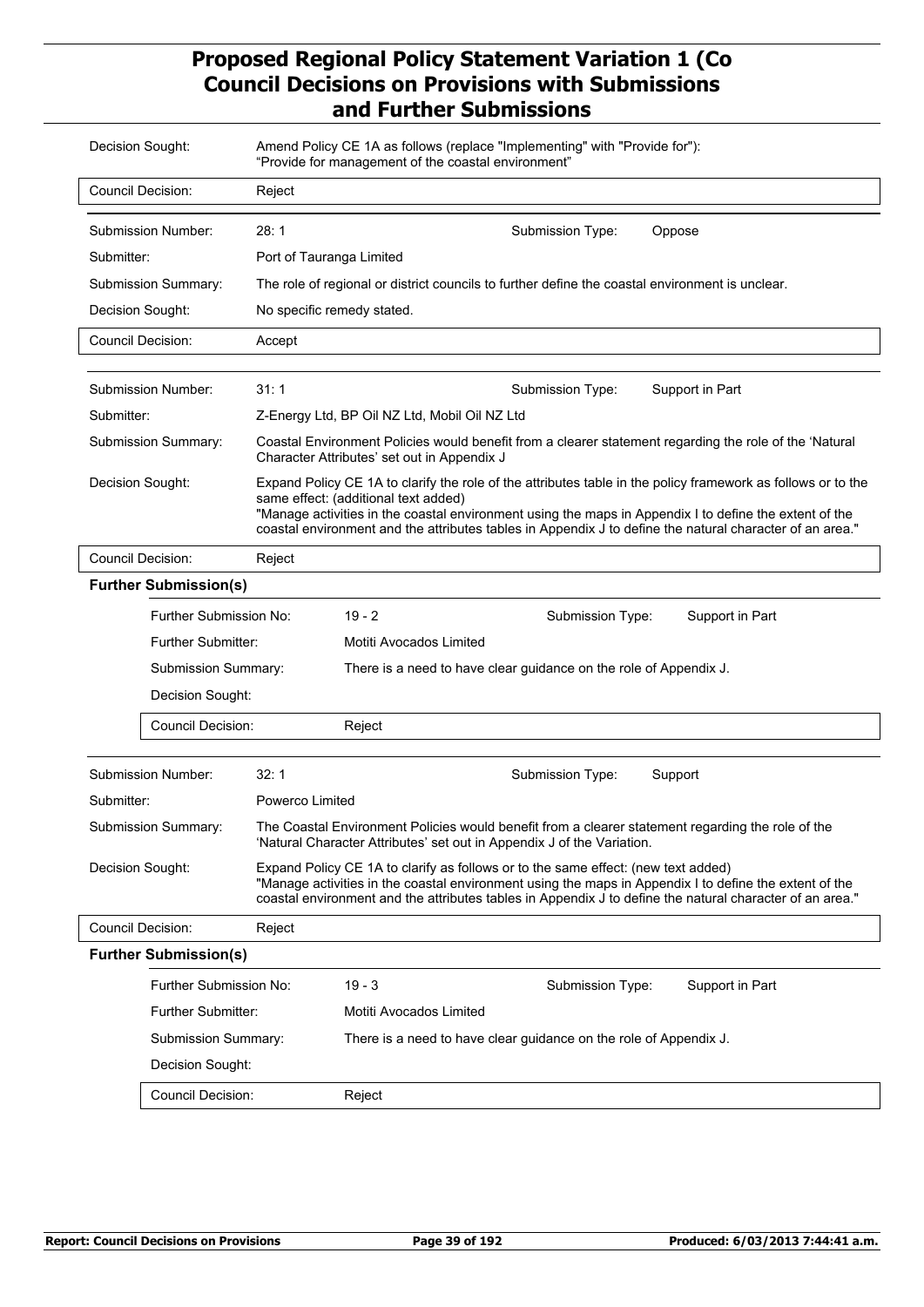| | |
|---|---|
| Decision Sought: | Amend Policy CE 1A as follows (replace "Implementing" with "Provide for"): "Provide for management of the coastal environment" |
| Council Decision: | Reject |

| | | | |
|---|---|---|---|
| Submission Number: | 28: 1 | Submission Type: | Oppose |
| Submitter: | Port of Tauranga Limited | | |
| Submission Summary: | The role of regional or district councils to further define the coastal environment is unclear. | | |
| Decision Sought: | No specific remedy stated. | | |
| Council Decision: | Accept | | |

| | | | |
|---|---|---|---|
| Submission Number: | 31: 1 | Submission Type: | Support in Part |
| Submitter: | Z-Energy Ltd, BP Oil NZ Ltd, Mobil Oil NZ Ltd | | |
| Submission Summary: | Coastal Environment Policies would benefit from a clearer statement regarding the role of the 'Natural Character Attributes' set out in Appendix J | | |
| Decision Sought: | Expand Policy CE 1A to clarify the role of the attributes table in the policy framework as follows or to the same effect: (additional text added) "Manage activities in the coastal environment using the maps in Appendix I to define the extent of the coastal environment and the attributes tables in Appendix J to define the natural character of an area." | | |
| Council Decision: | Reject | | |

**Further Submission(s)**

| | | | |
|---|---|---|---|
| Further Submission No: | 19 - 2 | Submission Type: | Support in Part |
| Further Submitter: | Motiti Avocados Limited | | |
| Submission Summary: | There is a need to have clear guidance on the role of Appendix J. | | |
| Decision Sought: | | | |
| Council Decision: | Reject | | |

| | | | |
|---|---|---|---|
| Submission Number: | 32: 1 | Submission Type: | Support |
| Submitter: | Powerco Limited | | |
| Submission Summary: | The Coastal Environment Policies would benefit from a clearer statement regarding the role of the 'Natural Character Attributes' set out in Appendix J of the Variation. | | |
| Decision Sought: | Expand Policy CE 1A to clarify as follows or to the same effect: (new text added) "Manage activities in the coastal environment using the maps in Appendix I to define the extent of the coastal environment and the attributes tables in Appendix J to define the natural character of an area." | | |
| Council Decision: | Reject | | |

**Further Submission(s)**

| | | | |
|---|---|---|---|
| Further Submission No: | 19 - 3 | Submission Type: | Support in Part |
| Further Submitter: | Motiti Avocados Limited | | |
| Submission Summary: | There is a need to have clear guidance on the role of Appendix J. | | |
| Decision Sought: | | | |
| Council Decision: | Reject | | |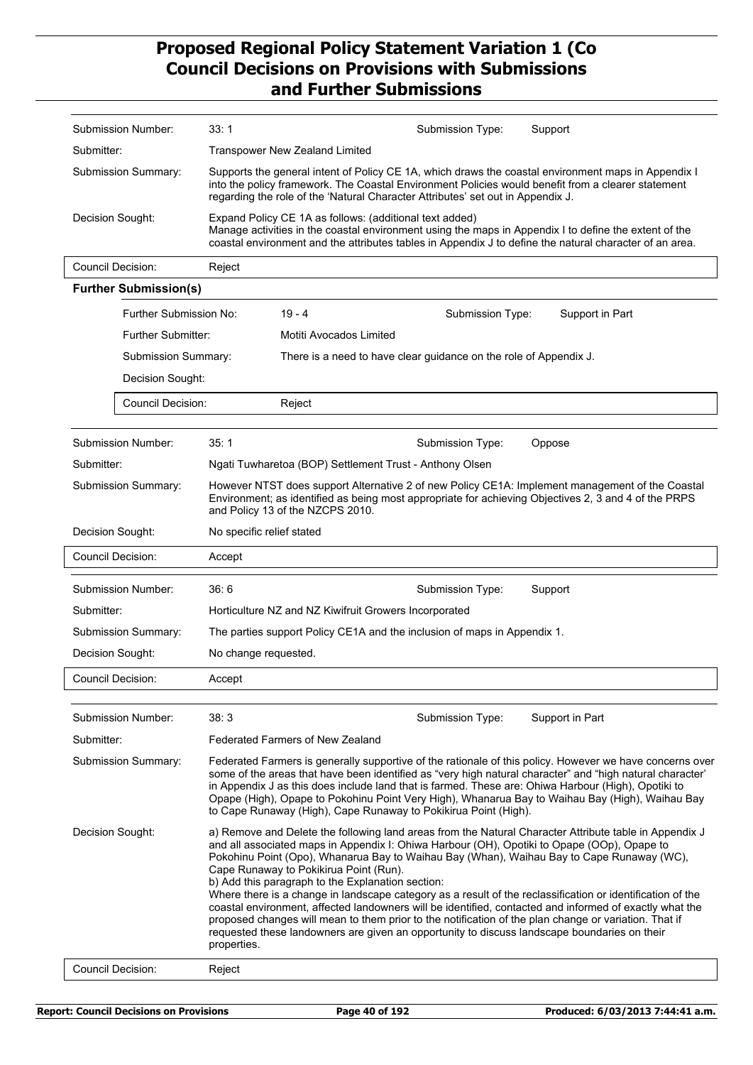| Submission Number: | 33: 1 | Submission Type: | Support |
|---|---|---|---|
| Submitter: | Transpower New Zealand Limited | | |
| Submission Summary: | Supports the general intent of Policy CE 1A, which draws the coastal environment maps in Appendix I into the policy framework. The Coastal Environment Policies would benefit from a clearer statement regarding the role of the 'Natural Character Attributes' set out in Appendix J. | | |
| Decision Sought: | Expand Policy CE 1A as follows: (additional text added) Manage activities in the coastal environment using the maps in Appendix I to define the extent of the coastal environment and the attributes tables in Appendix J to define the natural character of an area. | | |
| Council Decision: | Reject | | |

**Further Submission(s)**

| Further Submission No: | 19 - 4 | Submission Type: | Support in Part |
|---|---|---|---|
| Further Submitter: | Motiti Avocados Limited | | |
| Submission Summary: | There is a need to have clear guidance on the role of Appendix J. | | |
| Decision Sought: | | | |
| Council Decision: | Reject | | |

| Submission Number: | 35: 1 | Submission Type: | Oppose |
|---|---|---|---|
| Submitter: | Ngati Tuwharetoa (BOP) Settlement Trust - Anthony Olsen | | |
| Submission Summary: | However NTST does support Alternative 2 of new Policy CE1A: Implement management of the Coastal Environment; as identified as being most appropriate for achieving Objectives 2, 3 and 4 of the PRPS and Policy 13 of the NZCPS 2010. | | |
| Decision Sought: | No specific relief stated | | |
| Council Decision: | Accept | | |

| Submission Number: | 36: 6 | Submission Type: | Support |
|---|---|---|---|
| Submitter: | Horticulture NZ and NZ Kiwifruit Growers Incorporated | | |
| Submission Summary: | The parties support Policy CE1A and the inclusion of maps in Appendix 1. | | |
| Decision Sought: | No change requested. | | |
| Council Decision: | Accept | | |

| Submission Number: | 38: 3 | Submission Type: | Support in Part |
|---|---|---|---|
| Submitter: | Federated Farmers of New Zealand | | |
| Submission Summary: | Federated Farmers is generally supportive of the rationale of this policy. However we have concerns over some of the areas that have been identified as "very high natural character" and "high natural character' in Appendix J as this does include land that is farmed. These are: Ohiwa Harbour (High), Opotiki to Opape (High), Opape to Pokohinu Point Very High), Whanarua Bay to Waihau Bay (High), Waihau Bay to Cape Runaway (High), Cape Runaway to Pokikirua Point (High). | | |
| Decision Sought: | a) Remove and Delete the following land areas from the Natural Character Attribute table in Appendix J and all associated maps in Appendix I: Ohiwa Harbour (OH), Opotiki to Opape (OOp), Opape to Pokohinu Point (Opo), Whanarua Bay to Waihau Bay (Whan), Waihau Bay to Cape Runaway (WC), Cape Runaway to Pokikirua Point (Run). b) Add this paragraph to the Explanation section: Where there is a change in landscape category as a result of the reclassification or identification of the coastal environment, affected landowners will be identified, contacted and informed of exactly what the proposed changes will mean to them prior to the notification of the plan change or variation. That if requested these landowners are given an opportunity to discuss landscape boundaries on their properties. | | |
| Council Decision: | Reject | | |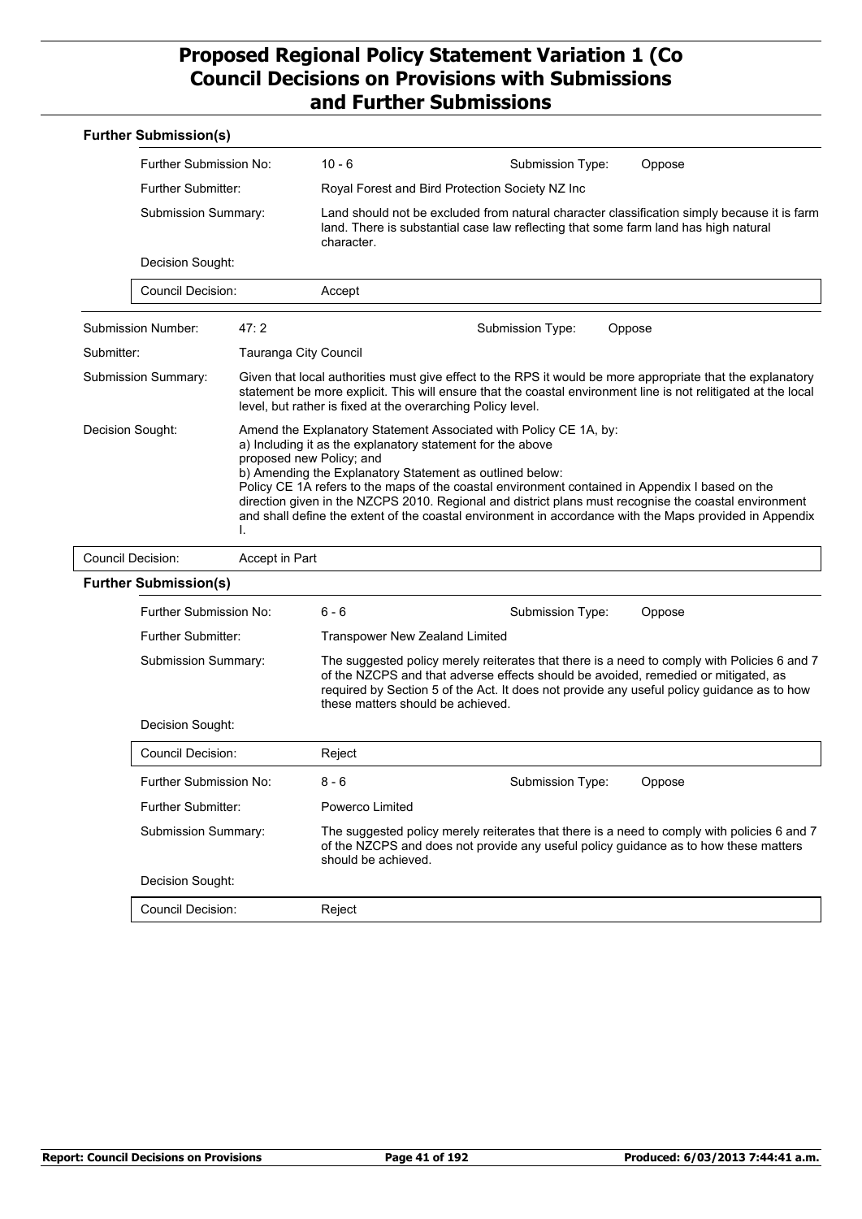### Further Submission(s)

| | | | |
|---|---|---|---|
| Further Submission No: | 10 - 6 | Submission Type: | Oppose |
| Further Submitter: | Royal Forest and Bird Protection Society NZ Inc | | |
| Submission Summary: | Land should not be excluded from natural character classification simply because it is farm land. There is substantial case law reflecting that some farm land has high natural character. | | |
| Decision Sought: | | | |
| Council Decision: | Accept | | |

| | | | |
|---|---|---|---|
| Submission Number: | 47: 2 | Submission Type: | Oppose |
| Submitter: | Tauranga City Council | | |
| Submission Summary: | Given that local authorities must give effect to the RPS it would be more appropriate that the explanatory statement be more explicit. This will ensure that the coastal environment line is not relitigated at the local level, but rather is fixed at the overarching Policy level. | | |
| Decision Sought: | Amend the Explanatory Statement Associated with Policy CE 1A, by:<br>a) Including it as the explanatory statement for the above proposed new Policy; and<br>b) Amending the Explanatory Statement as outlined below:<br>Policy CE 1A refers to the maps of the coastal environment contained in Appendix I based on the direction given in the NZCPS 2010. Regional and district plans must recognise the coastal environment and shall define the extent of the coastal environment in accordance with the Maps provided in Appendix I. | | |
| Council Decision: | Accept in Part | | |

### Further Submission(s)

| | | | |
|---|---|---|---|
| Further Submission No: | 6 - 6 | Submission Type: | Oppose |
| Further Submitter: | Transpower New Zealand Limited | | |
| Submission Summary: | The suggested policy merely reiterates that there is a need to comply with Policies 6 and 7 of the NZCPS and that adverse effects should be avoided, remedied or mitigated, as required by Section 5 of the Act. It does not provide any useful policy guidance as to how these matters should be achieved. | | |
| Decision Sought: | | | |
| Council Decision: | Reject | | |

| | | | |
|---|---|---|---|
| Further Submission No: | 8 - 6 | Submission Type: | Oppose |
| Further Submitter: | Powerco Limited | | |
| Submission Summary: | The suggested policy merely reiterates that there is a need to comply with policies 6 and 7 of the NZCPS and does not provide any useful policy guidance as to how these matters should be achieved. | | |
| Decision Sought: | | | |
| Council Decision: | Reject | | |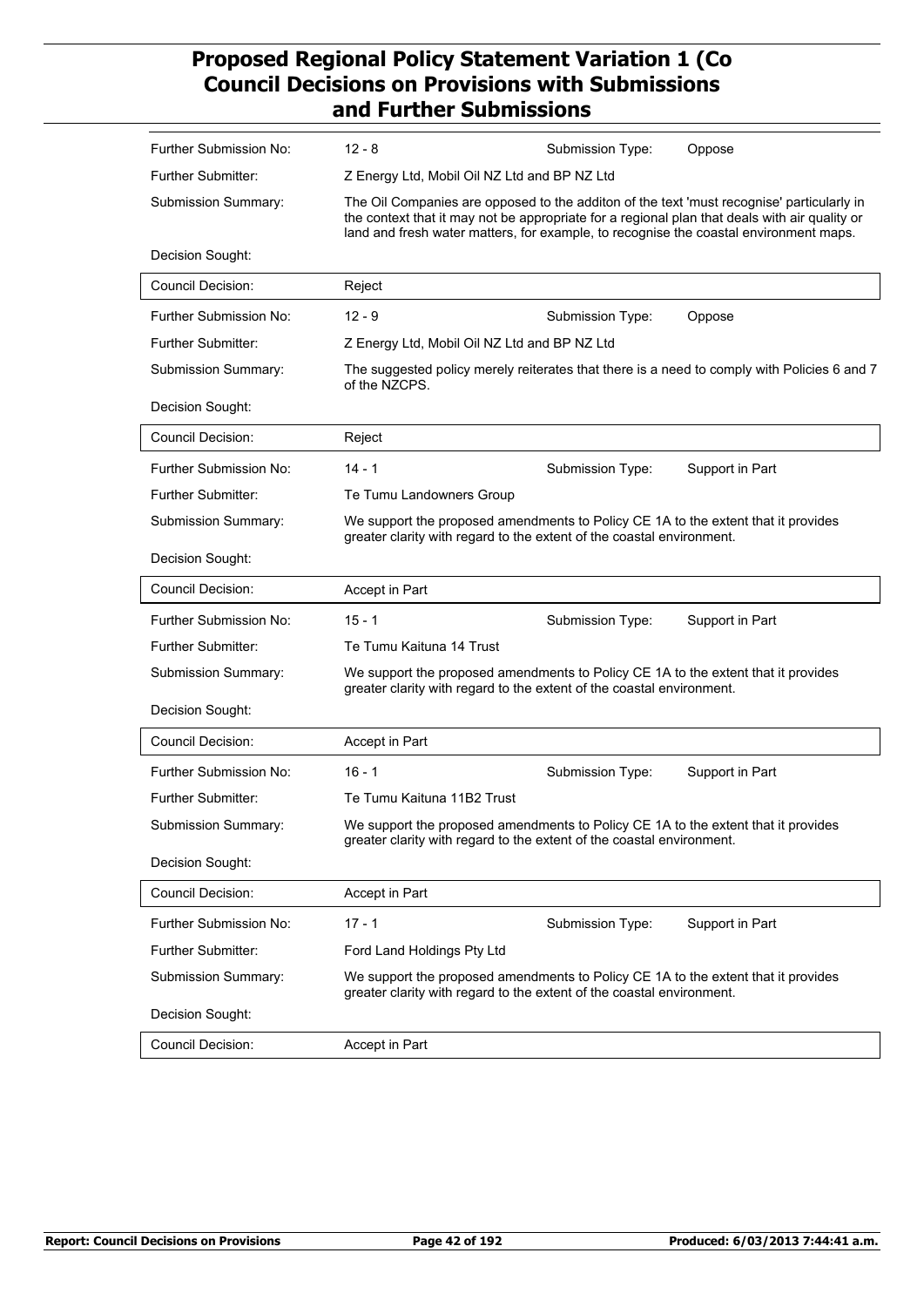| | | | |
|---|---|---|---|
| Further Submission No: | 12 - 8 | Submission Type: | Oppose |
| Further Submitter: | Z Energy Ltd, Mobil Oil NZ Ltd and BP NZ Ltd | | |
| Submission Summary: | The Oil Companies are opposed to the additon of the text 'must recognise' particularly in the context that it may not be appropriate for a regional plan that deals with air quality or land and fresh water matters, for example, to recognise the coastal environment maps. | | |
| Decision Sought: | | | |
| Council Decision: | Reject | | |

| | | | |
|---|---|---|---|
| Further Submission No: | 12 - 9 | Submission Type: | Oppose |
| Further Submitter: | Z Energy Ltd, Mobil Oil NZ Ltd and BP NZ Ltd | | |
| Submission Summary: | The suggested policy merely reiterates that there is a need to comply with Policies 6 and 7 of the NZCPS. | | |
| Decision Sought: | | | |
| Council Decision: | Reject | | |

| | | | |
|---|---|---|---|
| Further Submission No: | 14 - 1 | Submission Type: | Support in Part |
| Further Submitter: | Te Tumu Landowners Group | | |
| Submission Summary: | We support the proposed amendments to Policy CE 1A to the extent that it provides greater clarity with regard to the extent of the coastal environment. | | |
| Decision Sought: | | | |
| Council Decision: | Accept in Part | | |

| | | | |
|---|---|---|---|
| Further Submission No: | 15 - 1 | Submission Type: | Support in Part |
| Further Submitter: | Te Tumu Kaituna 14 Trust | | |
| Submission Summary: | We support the proposed amendments to Policy CE 1A to the extent that it provides greater clarity with regard to the extent of the coastal environment. | | |
| Decision Sought: | | | |
| Council Decision: | Accept in Part | | |

| | | | |
|---|---|---|---|
| Further Submission No: | 16 - 1 | Submission Type: | Support in Part |
| Further Submitter: | Te Tumu Kaituna 11B2 Trust | | |
| Submission Summary: | We support the proposed amendments to Policy CE 1A to the extent that it provides greater clarity with regard to the extent of the coastal environment. | | |
| Decision Sought: | | | |
| Council Decision: | Accept in Part | | |

| | | | |
|---|---|---|---|
| Further Submission No: | 17 - 1 | Submission Type: | Support in Part |
| Further Submitter: | Ford Land Holdings Pty Ltd | | |
| Submission Summary: | We support the proposed amendments to Policy CE 1A to the extent that it provides greater clarity with regard to the extent of the coastal environment. | | |
| Decision Sought: | | | |
| Council Decision: | Accept in Part | | |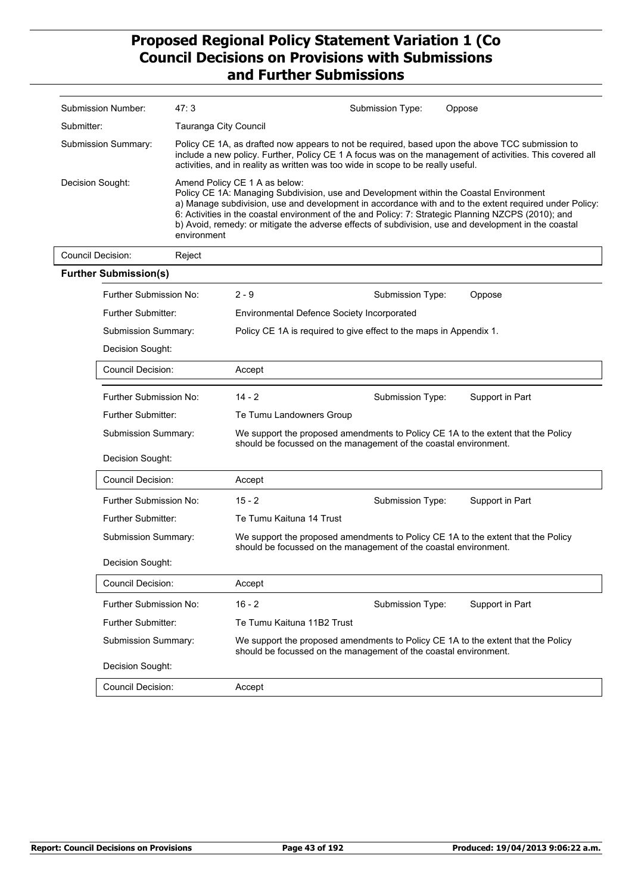| | | | |
|---|---|---|---|
| Submission Number: | 47: 3 | Submission Type: | Oppose |
| Submitter: | Tauranga City Council | | |
| Submission Summary: | Policy CE 1A, as drafted now appears to not be required, based upon the above TCC submission to include a new policy. Further, Policy CE 1 A focus was on the management of activities. This covered all activities, and in reality as written was too wide in scope to be really useful. | | |
| Decision Sought: | Amend Policy CE 1 A as below:<br>Policy CE 1A: Managing Subdivision, use and Development within the Coastal Environment<br>a) Manage subdivision, use and development in accordance with and to the extent required under Policy: 6: Activities in the coastal environment of the and Policy: 7: Strategic Planning NZCPS (2010); and<br>b) Avoid, remedy: or mitigate the adverse effects of subdivision, use and development in the coastal environment | | |
| Council Decision: | Reject | | |

**Further Submission(s)**

| | | | |
|---|---|---|---|
| Further Submission No: | 2 - 9 | Submission Type: | Oppose |
| Further Submitter: | Environmental Defence Society Incorporated | | |
| Submission Summary: | Policy CE 1A is required to give effect to the maps in Appendix 1. | | |
| Decision Sought: | | | |
| Council Decision: | Accept | | |

| | | | |
|---|---|---|---|
| Further Submission No: | 14 - 2 | Submission Type: | Support in Part |
| Further Submitter: | Te Tumu Landowners Group | | |
| Submission Summary: | We support the proposed amendments to Policy CE 1A to the extent that the Policy should be focussed on the management of the coastal environment. | | |
| Decision Sought: | | | |
| Council Decision: | Accept | | |

| | | | |
|---|---|---|---|
| Further Submission No: | 15 - 2 | Submission Type: | Support in Part |
| Further Submitter: | Te Tumu Kaituna 14 Trust | | |
| Submission Summary: | We support the proposed amendments to Policy CE 1A to the extent that the Policy should be focussed on the management of the coastal environment. | | |
| Decision Sought: | | | |
| Council Decision: | Accept | | |

| | | | |
|---|---|---|---|
| Further Submission No: | 16 - 2 | Submission Type: | Support in Part |
| Further Submitter: | Te Tumu Kaituna 11B2 Trust | | |
| Submission Summary: | We support the proposed amendments to Policy CE 1A to the extent that the Policy should be focussed on the management of the coastal environment. | | |
| Decision Sought: | | | |
| Council Decision: | Accept | | |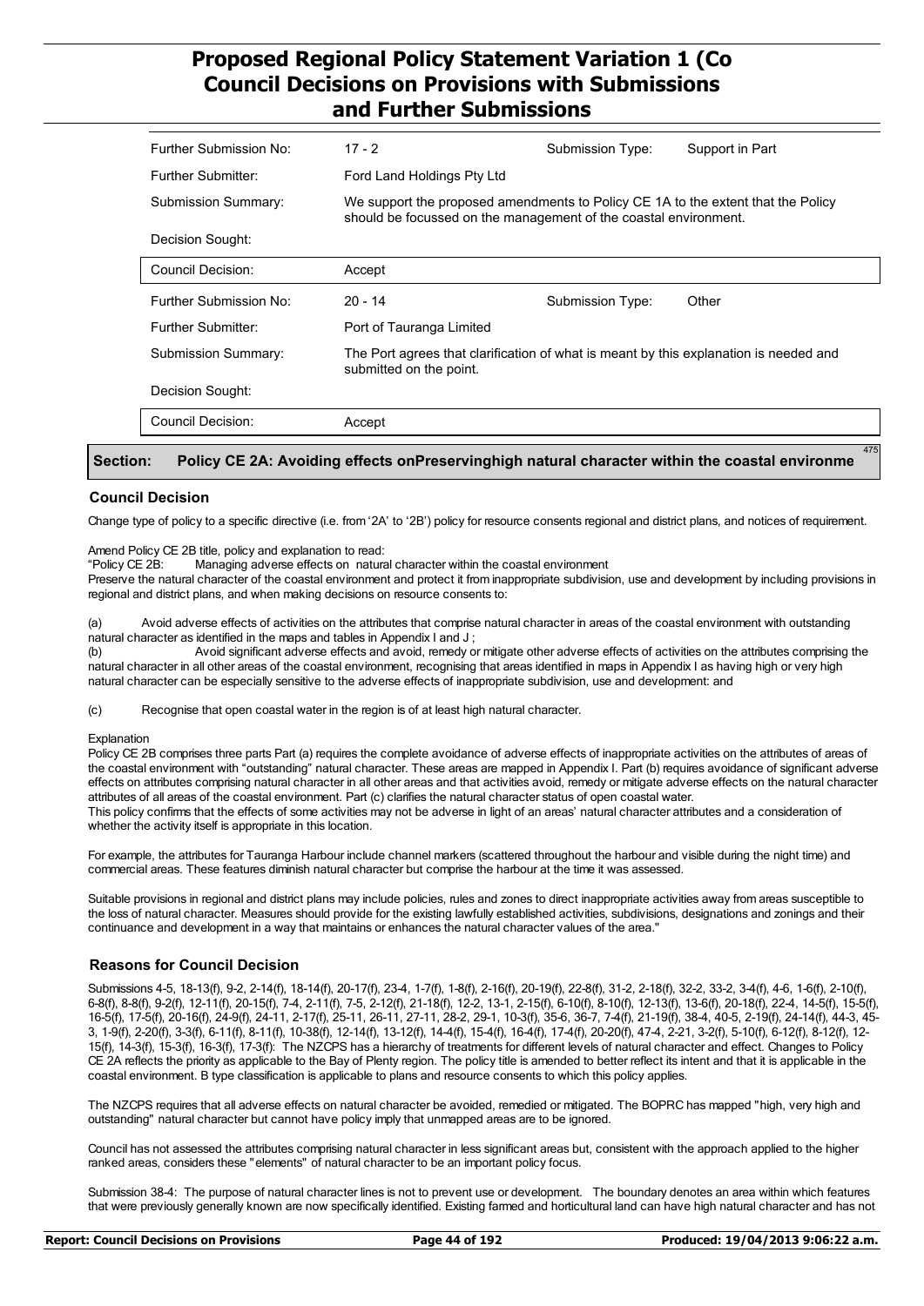| | | | |
|---|---|---|---|
| Further Submission No: | 17 - 2 | Submission Type: | Support in Part |
| Further Submitter: | Ford Land Holdings Pty Ltd | | |
| Submission Summary: | We support the proposed amendments to Policy CE 1A to the extent that the Policy should be focussed on the management of the coastal environment. | | |
| Decision Sought: | | | |
| Council Decision: | Accept | | |
| Further Submission No: | 20 - 14 | Submission Type: | Other |
| Further Submitter: | Port of Tauranga Limited | | |
| Submission Summary: | The Port agrees that clarification of what is meant by this explanation is needed and submitted on the point. | | |
| Decision Sought: | | | |
| Council Decision: | Accept | | |

## Section: Policy CE 2A: Avoiding effects onPreservinghigh natural character within the coastal environme

475

### Council Decision

Change type of policy to a specific directive (i.e. from '2A' to '2B') policy for resource consents regional and district plans, and notices of requirement.

Amend Policy CE 2B title, policy and explanation to read:
"Policy CE 2B: Managing adverse effects on natural character within the coastal environment
Preserve the natural character of the coastal environment and protect it from inappropriate subdivision, use and development by including provisions in regional and district plans, and when making decisions on resource consents to:

(a) Avoid adverse effects of activities on the attributes that comprise natural character in areas of the coastal environment with outstanding natural character as identified in the maps and tables in Appendix I and J ;

(b) Avoid significant adverse effects and avoid, remedy or mitigate other adverse effects of activities on the attributes comprising the natural character in all other areas of the coastal environment, recognising that areas identified in maps in Appendix I as having high or very high natural character can be especially sensitive to the adverse effects of inappropriate subdivision, use and development: and

(c) Recognise that open coastal water in the region is of at least high natural character.

Explanation
Policy CE 2B comprises three parts Part (a) requires the complete avoidance of adverse effects of inappropriate activities on the attributes of areas of the coastal environment with "outstanding" natural character. These areas are mapped in Appendix I. Part (b) requires avoidance of significant adverse effects on attributes comprising natural character in all other areas and that activities avoid, remedy or mitigate adverse effects on the natural character attributes of all areas of the coastal environment. Part (c) clarifies the natural character status of open coastal water.
This policy confirms that the effects of some activities may not be adverse in light of an areas' natural character attributes and a consideration of whether the activity itself is appropriate in this location.

For example, the attributes for Tauranga Harbour include channel markers (scattered throughout the harbour and visible during the night time) and commercial areas. These features diminish natural character but comprise the harbour at the time it was assessed.

Suitable provisions in regional and district plans may include policies, rules and zones to direct inappropriate activities away from areas susceptible to the loss of natural character. Measures should provide for the existing lawfully established activities, subdivisions, designations and zonings and their continuance and development in a way that maintains or enhances the natural character values of the area."

### Reasons for Council Decision

Submissions 4-5, 18-13(f), 9-2, 2-14(f), 18-14(f), 20-17(f), 23-4, 1-7(f), 1-8(f), 2-16(f), 20-19(f), 22-8(f), 31-2, 2-18(f), 32-2, 33-2, 3-4(f), 4-6, 1-6(f), 2-10(f), 6-8(f), 8-8(f), 9-2(f), 12-11(f), 20-15(f), 7-4, 2-11(f), 7-5, 2-12(f), 21-18(f), 12-2, 13-1, 2-15(f), 6-10(f), 8-10(f), 12-13(f), 13-6(f), 20-18(f), 22-4, 14-5(f), 15-5(f), 16-5(f), 17-5(f), 20-16(f), 24-9(f), 24-11, 2-17(f), 25-11, 26-11, 27-11, 28-2, 29-1, 10-3(f), 35-6, 36-7, 7-4(f), 21-19(f), 38-4, 40-5, 2-19(f), 24-14(f), 44-3, 45-3, 1-9(f), 2-20(f), 3-3(f), 6-11(f), 8-11(f), 10-38(f), 12-14(f), 13-12(f), 14-4(f), 15-4(f), 16-4(f), 17-4(f), 20-20(f), 47-4, 2-21, 3-2(f), 5-10(f), 6-12(f), 8-12(f), 12-15(f), 14-3(f), 15-3(f), 16-3(f), 17-3(f): The NZCPS has a hierarchy of treatments for different levels of natural character and effect. Changes to Policy CE 2A reflects the priority as applicable to the Bay of Plenty region. The policy title is amended to better reflect its intent and that it is applicable in the coastal environment. B type classification is applicable to plans and resource consents to which this policy applies.

The NZCPS requires that all adverse effects on natural character be avoided, remedied or mitigated. The BOPRC has mapped "high, very high and outstanding" natural character but cannot have policy imply that unmapped areas are to be ignored.

Council has not assessed the attributes comprising natural character in less significant areas but, consistent with the approach applied to the higher ranked areas, considers these "elements" of natural character to be an important policy focus.

Submission 38-4: The purpose of natural character lines is not to prevent use or development. The boundary denotes an area within which features that were previously generally known are now specifically identified. Existing farmed and horticultural land can have high natural character and has not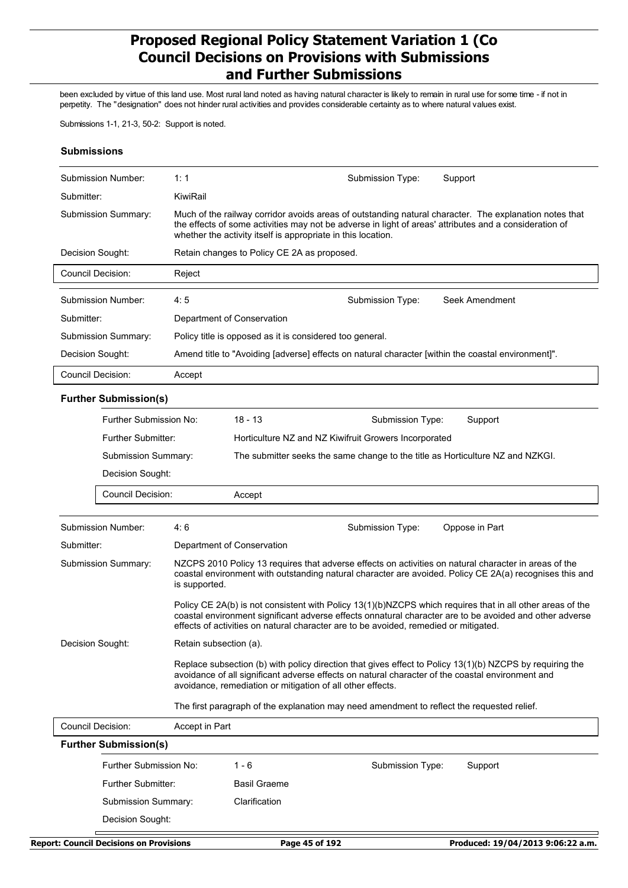been excluded by virtue of this land use. Most rural land noted as having natural character is likely to remain in rural use for some time - if not in perpetity. The "designation" does not hinder rural activities and provides considerable certainty as to where natural values exist.

Submissions 1-1, 21-3, 50-2: Support is noted.

### Submissions

| | | | |
|---|---|---|---|
| Submission Number: | 1: 1 | Submission Type: | Support |
| Submitter: | KiwiRail | | |
| Submission Summary: | Much of the railway corridor avoids areas of outstanding natural character. The explanation notes that the effects of some activities may not be adverse in light of areas' attributes and a consideration of whether the activity itself is appropriate in this location. | | |
| Decision Sought: | Retain changes to Policy CE 2A as proposed. | | |
| Council Decision: | Reject | | |

| | | | |
|---|---|---|---|
| Submission Number: | 4: 5 | Submission Type: | Seek Amendment |
| Submitter: | Department of Conservation | | |
| Submission Summary: | Policy title is opposed as it is considered too general. | | |
| Decision Sought: | Amend title to "Avoiding [adverse] effects on natural character [within the coastal environment]". | | |
| Council Decision: | Accept | | |

**Further Submission(s)**

| | | | |
|---|---|---|---|
| Further Submission No: | 18 - 13 | Submission Type: | Support |
| Further Submitter: | Horticulture NZ and NZ Kiwifruit Growers Incorporated | | |
| Submission Summary: | The submitter seeks the same change to the title as Horticulture NZ and NZKGI. | | |
| Decision Sought: | | | |
| Council Decision: | Accept | | |

| | | | |
|---|---|---|---|
| Submission Number: | 4: 6 | Submission Type: | Oppose in Part |
| Submitter: | Department of Conservation | | |
| Submission Summary: | NZCPS 2010 Policy 13 requires that adverse effects on activities on natural character in areas of the coastal environment with outstanding natural character are avoided. Policy CE 2A(a) recognises this and is supported.<br><br>Policy CE 2A(b) is not consistent with Policy 13(1)(b)NZCPS which requires that in all other areas of the coastal environment significant adverse effects onnatural character are to be avoided and other adverse effects of activities on natural character are to be avoided, remedied or mitigated. | | |
| Decision Sought: | Retain subsection (a).<br><br>Replace subsection (b) with policy direction that gives effect to Policy 13(1)(b) NZCPS by requiring the avoidance of all significant adverse effects on natural character of the coastal environment and avoidance, remediation or mitigation of all other effects.<br><br>The first paragraph of the explanation may need amendment to reflect the requested relief. | | |
| Council Decision: | Accept in Part | | |

**Further Submission(s)**

| | | | |
|---|---|---|---|
| Further Submission No: | 1 - 6 | Submission Type: | Support |
| Further Submitter: | Basil Graeme | | |
| Submission Summary: | Clarification | | |
| Decision Sought: | | | |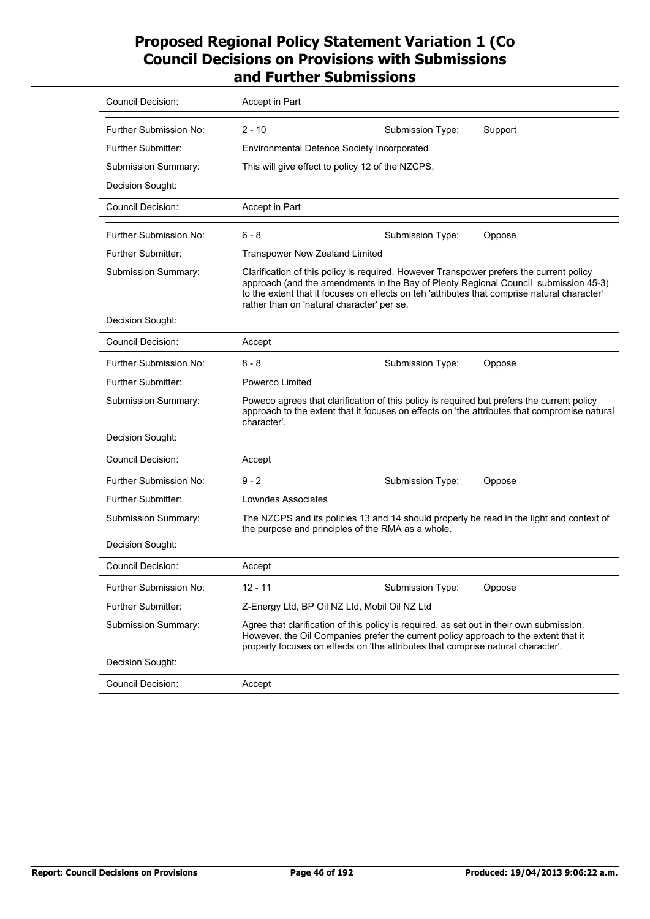| | |
|---|---|
| Council Decision: | Accept in Part |

| | | | |
|---|---|---|---|
| Further Submission No: | 2 - 10 | Submission Type: | Support |
| Further Submitter: | Environmental Defence Society Incorporated | | |
| Submission Summary: | This will give effect to policy 12 of the NZCPS. | | |
| Decision Sought: | | | |
| Council Decision: | Accept in Part | | |

| | | | |
|---|---|---|---|
| Further Submission No: | 6 - 8 | Submission Type: | Oppose |
| Further Submitter: | Transpower New Zealand Limited | | |
| Submission Summary: | Clarification of this policy is required. However Transpower prefers the current policy approach (and the amendments in the Bay of Plenty Regional Council submission 45-3) to the extent that it focuses on effects on teh 'attributes that comprise natural character' rather than on 'natural character' per se. | | |
| Decision Sought: | | | |
| Council Decision: | Accept | | |

| | | | |
|---|---|---|---|
| Further Submission No: | 8 - 8 | Submission Type: | Oppose |
| Further Submitter: | Powerco Limited | | |
| Submission Summary: | Poweco agrees that clarification of this policy is required but prefers the current policy approach to the extent that it focuses on effects on 'the attributes that compromise natural character'. | | |
| Decision Sought: | | | |
| Council Decision: | Accept | | |

| | | | |
|---|---|---|---|
| Further Submission No: | 9 - 2 | Submission Type: | Oppose |
| Further Submitter: | Lowndes Associates | | |
| Submission Summary: | The NZCPS and its policies 13 and 14 should properly be read in the light and context of the purpose and principles of the RMA as a whole. | | |
| Decision Sought: | | | |
| Council Decision: | Accept | | |

| | | | |
|---|---|---|---|
| Further Submission No: | 12 - 11 | Submission Type: | Oppose |
| Further Submitter: | Z-Energy Ltd, BP Oil NZ Ltd, Mobil Oil NZ Ltd | | |
| Submission Summary: | Agree that clarification of this policy is required, as set out in their own submission. However, the Oil Companies prefer the current policy approach to the extent that it properly focuses on effects on 'the attributes that comprise natural character'. | | |
| Decision Sought: | | | |
| Council Decision: | Accept | | |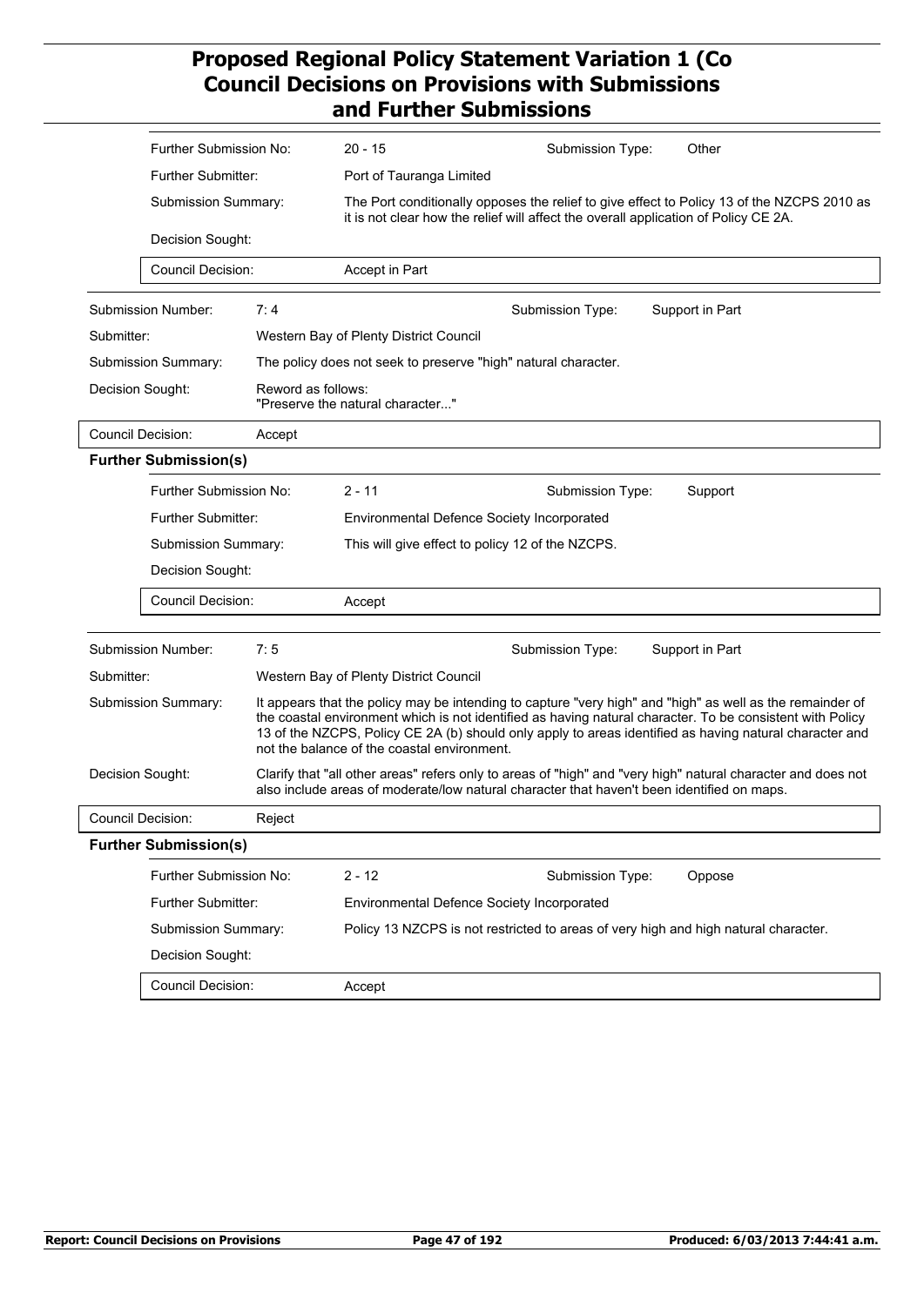| | |
|---|---|
| Further Submission No: | 20 - 15 |
| Submission Type: | Other |
| Further Submitter: | Port of Tauranga Limited |
| Submission Summary: | The Port conditionally opposes the relief to give effect to Policy 13 of the NZCPS 2010 as it is not clear how the relief will affect the overall application of Policy CE 2A. |
| Decision Sought: | |
| Council Decision: | Accept in Part |

| | |
|---|---|
| Submission Number: | 7: 4 |
| Submission Type: | Support in Part |
| Submitter: | Western Bay of Plenty District Council |
| Submission Summary: | The policy does not seek to preserve "high" natural character. |
| Decision Sought: | Reword as follows: "Preserve the natural character..." |
| Council Decision: | Accept |

**Further Submission(s)**

| | |
|---|---|
| Further Submission No: | 2 - 11 |
| Submission Type: | Support |
| Further Submitter: | Environmental Defence Society Incorporated |
| Submission Summary: | This will give effect to policy 12 of the NZCPS. |
| Decision Sought: | |
| Council Decision: | Accept |

| | |
|---|---|
| Submission Number: | 7: 5 |
| Submission Type: | Support in Part |
| Submitter: | Western Bay of Plenty District Council |
| Submission Summary: | It appears that the policy may be intending to capture "very high" and "high" as well as the remainder of the coastal environment which is not identified as having natural character. To be consistent with Policy 13 of the NZCPS, Policy CE 2A (b) should only apply to areas identified as having natural character and not the balance of the coastal environment. |
| Decision Sought: | Clarify that "all other areas" refers only to areas of "high" and "very high" natural character and does not also include areas of moderate/low natural character that haven't been identified on maps. |
| Council Decision: | Reject |

**Further Submission(s)**

| | |
|---|---|
| Further Submission No: | 2 - 12 |
| Submission Type: | Oppose |
| Further Submitter: | Environmental Defence Society Incorporated |
| Submission Summary: | Policy 13 NZCPS is not restricted to areas of very high and high natural character. |
| Decision Sought: | |
| Council Decision: | Accept |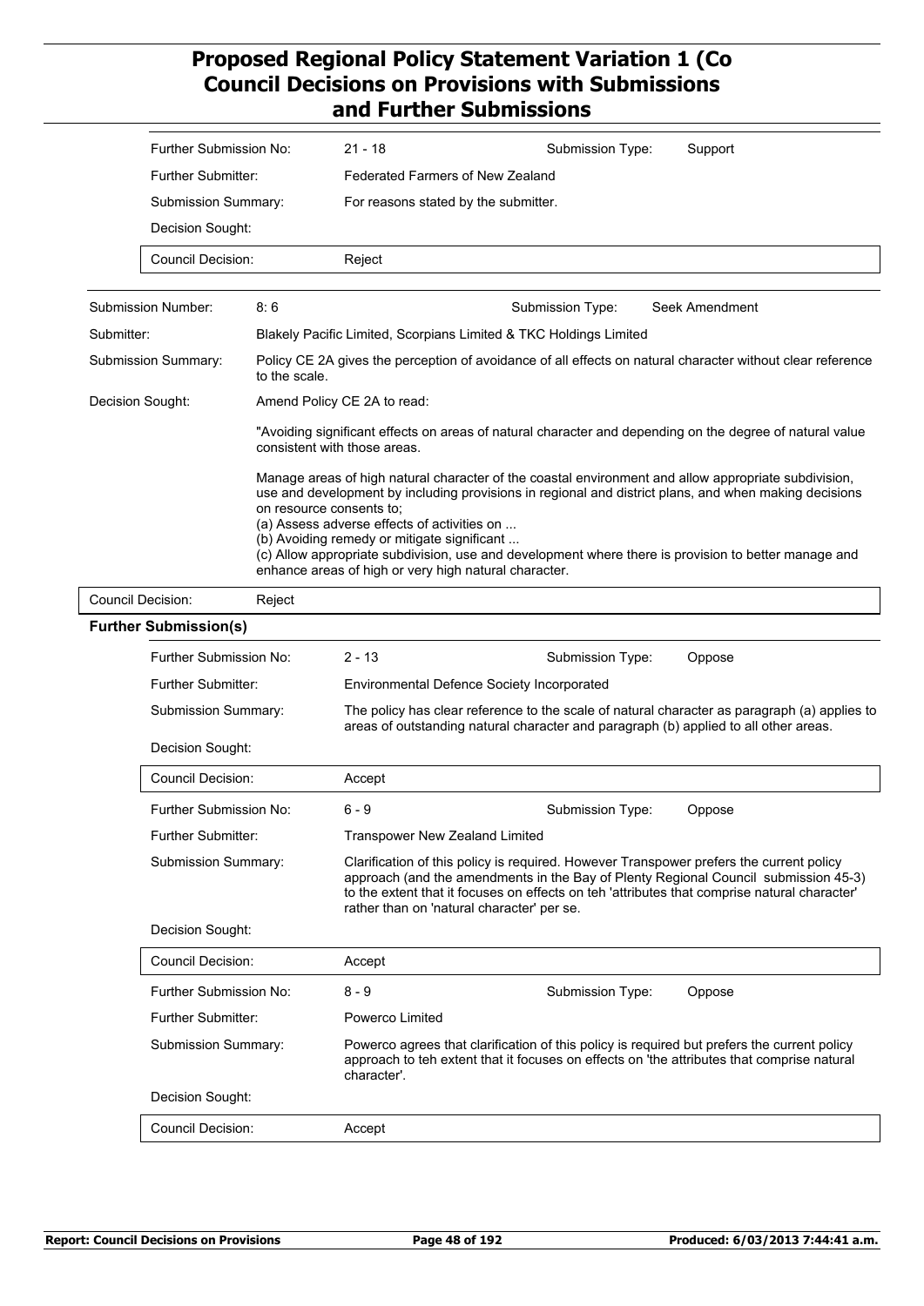| | |
|---|---|
| Further Submission No: | 21 - 18 |
| Submission Type: | Support |
| Further Submitter: | Federated Farmers of New Zealand |
| Submission Summary: | For reasons stated by the submitter. |
| Decision Sought: | |
| Council Decision: | Reject |

| | |
|---|---|
| Submission Number: | 8: 6 |
| Submission Type: | Seek Amendment |
| Submitter: | Blakely Pacific Limited, Scorpians Limited & TKC Holdings Limited |
| Submission Summary: | Policy CE 2A gives the perception of avoidance of all effects on natural character without clear reference to the scale. |
| Decision Sought: | Amend Policy CE 2A to read: |

"Avoiding significant effects on areas of natural character and depending on the degree of natural value consistent with those areas.

Manage areas of high natural character of the coastal environment and allow appropriate subdivision, use and development by including provisions in regional and district plans, and when making decisions on resource consents to;
(a) Assess adverse effects of activities on ...
(b) Avoiding remedy or mitigate significant ...
(c) Allow appropriate subdivision, use and development where there is provision to better manage and enhance areas of high or very high natural character.

| | |
|---|---|
| Council Decision: | Reject |

**Further Submission(s)**

| | |
|---|---|
| Further Submission No: | 2 - 13 |
| Submission Type: | Oppose |
| Further Submitter: | Environmental Defence Society Incorporated |
| Submission Summary: | The policy has clear reference to the scale of natural character as paragraph (a) applies to areas of outstanding natural character and paragraph (b) applied to all other areas. |
| Decision Sought: | |
| Council Decision: | Accept |

| | |
|---|---|
| Further Submission No: | 6 - 9 |
| Submission Type: | Oppose |
| Further Submitter: | Transpower New Zealand Limited |
| Submission Summary: | Clarification of this policy is required. However Transpower prefers the current policy approach (and the amendments in the Bay of Plenty Regional Council submission 45-3) to the extent that it focuses on effects on teh 'attributes that comprise natural character' rather than on 'natural character' per se. |
| Decision Sought: | |
| Council Decision: | Accept |

| | |
|---|---|
| Further Submission No: | 8 - 9 |
| Submission Type: | Oppose |
| Further Submitter: | Powerco Limited |
| Submission Summary: | Powerco agrees that clarification of this policy is required but prefers the current policy approach to teh extent that it focuses on effects on 'the attributes that comprise natural character'. |
| Decision Sought: | |
| Council Decision: | Accept |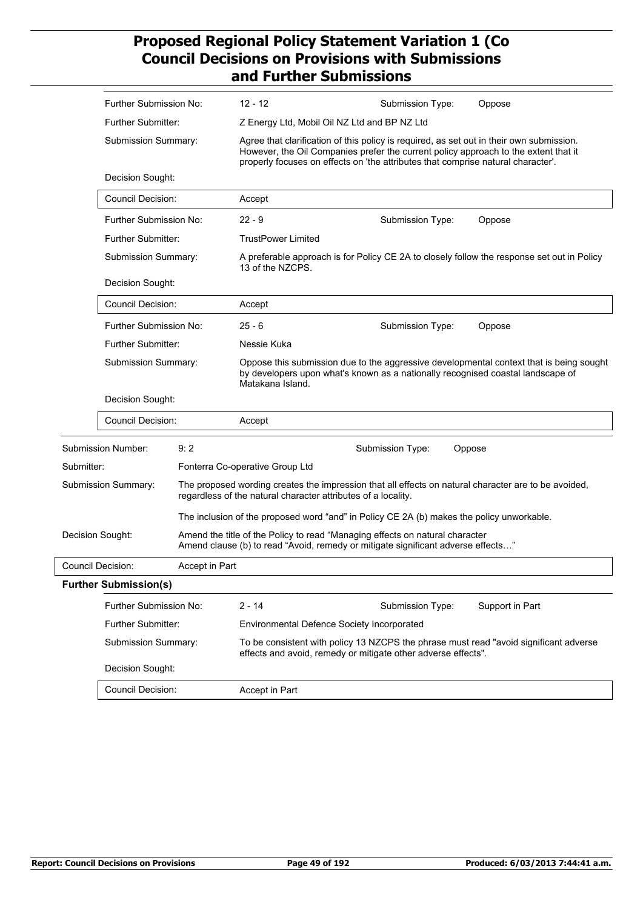| Further Submission No: | 12 - 12 | Submission Type: | Oppose |
|---|---|---|---|
| Further Submitter: | Z Energy Ltd, Mobil Oil NZ Ltd and BP NZ Ltd | | |
| Submission Summary: | Agree that clarification of this policy is required, as set out in their own submission. However, the Oil Companies prefer the current policy approach to the extent that it properly focuses on effects on 'the attributes that comprise natural character'. | | |
| Decision Sought: | | | |
| Council Decision: | Accept | | |

| Further Submission No: | 22 - 9 | Submission Type: | Oppose |
|---|---|---|---|
| Further Submitter: | TrustPower Limited | | |
| Submission Summary: | A preferable approach is for Policy CE 2A to closely follow the response set out in Policy 13 of the NZCPS. | | |
| Decision Sought: | | | |
| Council Decision: | Accept | | |

| Further Submission No: | 25 - 6 | Submission Type: | Oppose |
|---|---|---|---|
| Further Submitter: | Nessie Kuka | | |
| Submission Summary: | Oppose this submission due to the aggressive developmental context that is being sought by developers upon what's known as a nationally recognised coastal landscape of Matakana Island. | | |
| Decision Sought: | | | |
| Council Decision: | Accept | | |

| Submission Number: | 9: 2 | Submission Type: | Oppose |
|---|---|---|---|
| Submitter: | Fonterra Co-operative Group Ltd | | |
| Submission Summary: | The proposed wording creates the impression that all effects on natural character are to be avoided, regardless of the natural character attributes of a locality.<br><br>The inclusion of the proposed word "and" in Policy CE 2A (b) makes the policy unworkable. | | |
| Decision Sought: | Amend the title of the Policy to read "Managing effects on natural character<br>Amend clause (b) to read "Avoid, remedy or mitigate significant adverse effects…" | | |
| Council Decision: | Accept in Part | | |

**Further Submission(s)**

| Further Submission No: | 2 - 14 | Submission Type: | Support in Part |
|---|---|---|---|
| Further Submitter: | Environmental Defence Society Incorporated | | |
| Submission Summary: | To be consistent with policy 13 NZCPS the phrase must read "avoid significant adverse effects and avoid, remedy or mitigate other adverse effects". | | |
| Decision Sought: | | | |
| Council Decision: | Accept in Part | | |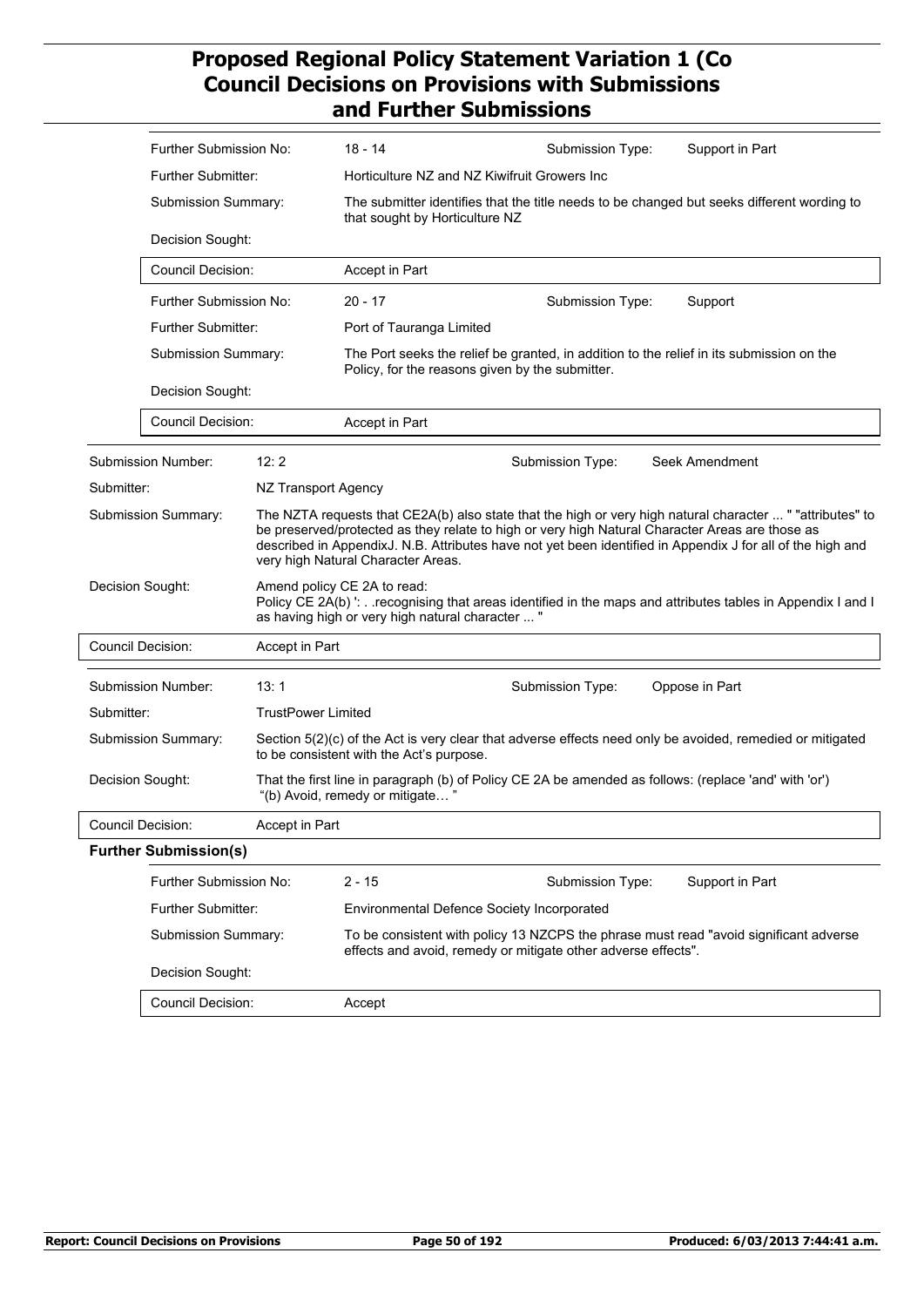| | |
|---|---|
| Further Submission No: | 18 - 14 |
| Submission Type: | Support in Part |
| Further Submitter: | Horticulture NZ and NZ Kiwifruit Growers Inc |
| Submission Summary: | The submitter identifies that the title needs to be changed but seeks different wording to that sought by Horticulture NZ |
| Decision Sought: | |
| Council Decision: | Accept in Part |

| | |
|---|---|
| Further Submission No: | 20 - 17 |
| Submission Type: | Support |
| Further Submitter: | Port of Tauranga Limited |
| Submission Summary: | The Port seeks the relief be granted, in addition to the relief in its submission on the Policy, for the reasons given by the submitter. |
| Decision Sought: | |
| Council Decision: | Accept in Part |

| | |
|---|---|
| Submission Number: | 12: 2 |
| Submission Type: | Seek Amendment |
| Submitter: | NZ Transport Agency |
| Submission Summary: | The NZTA requests that CE2A(b) also state that the high or very high natural character ... " "attributes" to be preserved/protected as they relate to high or very high Natural Character Areas are those as described in AppendixJ. N.B. Attributes have not yet been identified in Appendix J for all of the high and very high Natural Character Areas. |
| Decision Sought: | Amend policy CE 2A to read: Policy CE 2A(b) ': . .recognising that areas identified in the maps and attributes tables in Appendix I and I as having high or very high natural character ... " |
| Council Decision: | Accept in Part |

| | |
|---|---|
| Submission Number: | 13: 1 |
| Submission Type: | Oppose in Part |
| Submitter: | TrustPower Limited |
| Submission Summary: | Section 5(2)(c) of the Act is very clear that adverse effects need only be avoided, remedied or mitigated to be consistent with the Act's purpose. |
| Decision Sought: | That the first line in paragraph (b) of Policy CE 2A be amended as follows: (replace 'and' with 'or') "(b) Avoid, remedy or mitigate… " |
| Council Decision: | Accept in Part |

**Further Submission(s)**

| | |
|---|---|
| Further Submission No: | 2 - 15 |
| Submission Type: | Support in Part |
| Further Submitter: | Environmental Defence Society Incorporated |
| Submission Summary: | To be consistent with policy 13 NZCPS the phrase must read "avoid significant adverse effects and avoid, remedy or mitigate other adverse effects". |
| Decision Sought: | |
| Council Decision: | Accept |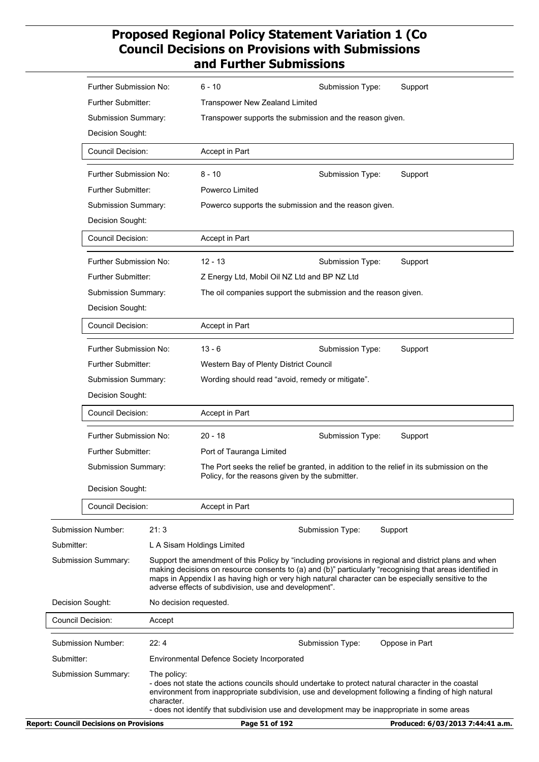| | | | |
|---|---|---|---|
| Further Submission No: | 6 - 10 | Submission Type: | Support |
| Further Submitter: | Transpower New Zealand Limited | | |
| Submission Summary: | Transpower supports the submission and the reason given. | | |
| Decision Sought: | | | |
| Council Decision: | Accept in Part | | |

| | | | |
|---|---|---|---|
| Further Submission No: | 8 - 10 | Submission Type: | Support |
| Further Submitter: | Powerco Limited | | |
| Submission Summary: | Powerco supports the submission and the reason given. | | |
| Decision Sought: | | | |
| Council Decision: | Accept in Part | | |

| | | | |
|---|---|---|---|
| Further Submission No: | 12 - 13 | Submission Type: | Support |
| Further Submitter: | Z Energy Ltd, Mobil Oil NZ Ltd and BP NZ Ltd | | |
| Submission Summary: | The oil companies support the submission and the reason given. | | |
| Decision Sought: | | | |
| Council Decision: | Accept in Part | | |

| | | | |
|---|---|---|---|
| Further Submission No: | 13 - 6 | Submission Type: | Support |
| Further Submitter: | Western Bay of Plenty District Council | | |
| Submission Summary: | Wording should read "avoid, remedy or mitigate". | | |
| Decision Sought: | | | |
| Council Decision: | Accept in Part | | |

| | | | |
|---|---|---|---|
| Further Submission No: | 20 - 18 | Submission Type: | Support |
| Further Submitter: | Port of Tauranga Limited | | |
| Submission Summary: | The Port seeks the relief be granted, in addition to the relief in its submission on the Policy, for the reasons given by the submitter. | | |
| Decision Sought: | | | |
| Council Decision: | Accept in Part | | |

| | | | |
|---|---|---|---|
| Submission Number: | 21: 3 | Submission Type: | Support |
| Submitter: | L A Sisam Holdings Limited | | |
| Submission Summary: | Support the amendment of this Policy by "including provisions in regional and district plans and when making decisions on resource consents to (a) and (b)" particularly "recognising that areas identified in maps in Appendix I as having high or very high natural character can be especially sensitive to the adverse effects of subdivision, use and development". | | |
| Decision Sought: | No decision requested. | | |
| Council Decision: | Accept | | |

| | | | |
|---|---|---|---|
| Submission Number: | 22: 4 | Submission Type: | Oppose in Part |
| Submitter: | Environmental Defence Society Incorporated | | |
| Submission Summary: | The policy:<br>- does not state the actions councils should undertake to protect natural character in the coastal environment from inappropriate subdivision, use and development following a finding of high natural character.<br>- does not identify that subdivision use and development may be inappropriate in some areas | | |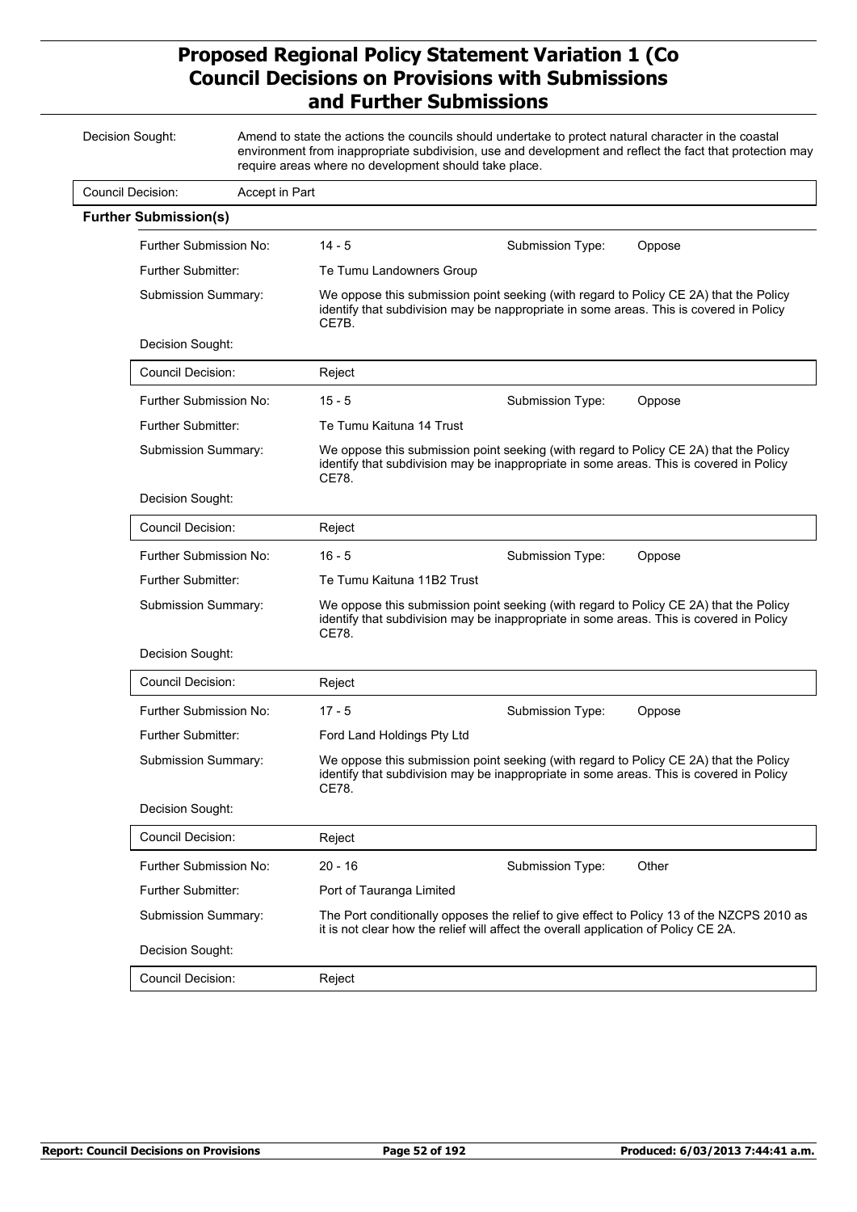# Proposed Regional Policy Statement Variation 1 (Co
## Council Decisions on Provisions with Submissions and Further Submissions

| | |
|---|---|
| Decision Sought: | Amend to state the actions the councils should undertake to protect natural character in the coastal environment from inappropriate subdivision, use and development and reflect the fact that protection may require areas where no development should take place. |
| Council Decision: | Accept in Part |

**Further Submission(s)**

| | | | |
|---|---|---|---|
| Further Submission No: | 14 - 5 | Submission Type: | Oppose |
| Further Submitter: | Te Tumu Landowners Group | | |
| Submission Summary: | We oppose this submission point seeking (with regard to Policy CE 2A) that the Policy identify that subdivision may be nappropriate in some areas. This is covered in Policy CE7B. | | |
| Decision Sought: | | | |
| Council Decision: | Reject | | |

| | | | |
|---|---|---|---|
| Further Submission No: | 15 - 5 | Submission Type: | Oppose |
| Further Submitter: | Te Tumu Kaituna 14 Trust | | |
| Submission Summary: | We oppose this submission point seeking (with regard to Policy CE 2A) that the Policy identify that subdivision may be inappropriate in some areas. This is covered in Policy CE78. | | |
| Decision Sought: | | | |
| Council Decision: | Reject | | |

| | | | |
|---|---|---|---|
| Further Submission No: | 16 - 5 | Submission Type: | Oppose |
| Further Submitter: | Te Tumu Kaituna 11B2 Trust | | |
| Submission Summary: | We oppose this submission point seeking (with regard to Policy CE 2A) that the Policy identify that subdivision may be inappropriate in some areas. This is covered in Policy CE78. | | |
| Decision Sought: | | | |
| Council Decision: | Reject | | |

| | | | |
|---|---|---|---|
| Further Submission No: | 17 - 5 | Submission Type: | Oppose |
| Further Submitter: | Ford Land Holdings Pty Ltd | | |
| Submission Summary: | We oppose this submission point seeking (with regard to Policy CE 2A) that the Policy identify that subdivision may be inappropriate in some areas. This is covered in Policy CE78. | | |
| Decision Sought: | | | |
| Council Decision: | Reject | | |

| | | | |
|---|---|---|---|
| Further Submission No: | 20 - 16 | Submission Type: | Other |
| Further Submitter: | Port of Tauranga Limited | | |
| Submission Summary: | The Port conditionally opposes the relief to give effect to Policy 13 of the NZCPS 2010 as it is not clear how the relief will affect the overall application of Policy CE 2A. | | |
| Decision Sought: | | | |
| Council Decision: | Reject | | |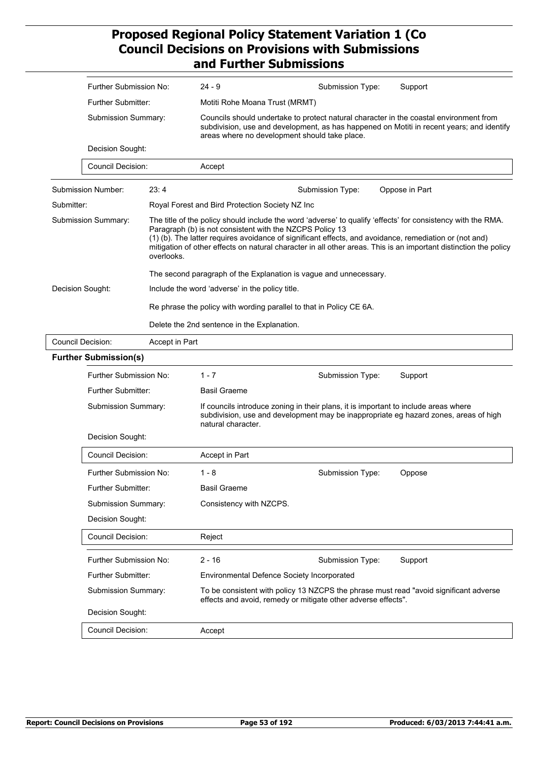| | | | | |
|---|---|---|---|---|
| Further Submission No: | 24 - 9 | | Submission Type: | Support |
| Further Submitter: | Motiti Rohe Moana Trust (MRMT) | | | |
| Submission Summary: | Councils should undertake to protect natural character in the coastal environment from subdivision, use and development, as has happened on Motiti in recent years; and identify areas where no development should take place. | | | |
| Decision Sought: | | | | |
| Council Decision: | Accept | | | |

| | | | |
|---|---|---|---|
| Submission Number: | 23: 4 | Submission Type: | Oppose in Part |
| Submitter: | Royal Forest and Bird Protection Society NZ Inc | | |
| Submission Summary: | The title of the policy should include the word 'adverse' to qualify 'effects' for consistency with the RMA. Paragraph (b) is not consistent with the NZCPS Policy 13 (1) (b). The latter requires avoidance of significant effects, and avoidance, remediation or (not and) mitigation of other effects on natural character in all other areas. This is an important distinction the policy overlooks.<br><br>The second paragraph of the Explanation is vague and unnecessary. | | |
| Decision Sought: | Include the word 'adverse' in the policy title.<br><br>Re phrase the policy with wording parallel to that in Policy CE 6A.<br><br>Delete the 2nd sentence in the Explanation. | | |
| Council Decision: | Accept in Part | | |

**Further Submission(s)**

| | | | |
|---|---|---|---|
| Further Submission No: | 1 - 7 | Submission Type: | Support |
| Further Submitter: | Basil Graeme | | |
| Submission Summary: | If councils introduce zoning in their plans, it is important to include areas where subdivision, use and development may be inappropriate eg hazard zones, areas of high natural character. | | |
| Decision Sought: | | | |
| Council Decision: | Accept in Part | | |

| | | | |
|---|---|---|---|
| Further Submission No: | 1 - 8 | Submission Type: | Oppose |
| Further Submitter: | Basil Graeme | | |
| Submission Summary: | Consistency with NZCPS. | | |
| Decision Sought: | | | |
| Council Decision: | Reject | | |

| | | | |
|---|---|---|---|
| Further Submission No: | 2 - 16 | Submission Type: | Support |
| Further Submitter: | Environmental Defence Society Incorporated | | |
| Submission Summary: | To be consistent with policy 13 NZCPS the phrase must read "avoid significant adverse effects and avoid, remedy or mitigate other adverse effects". | | |
| Decision Sought: | | | |
| Council Decision: | Accept | | |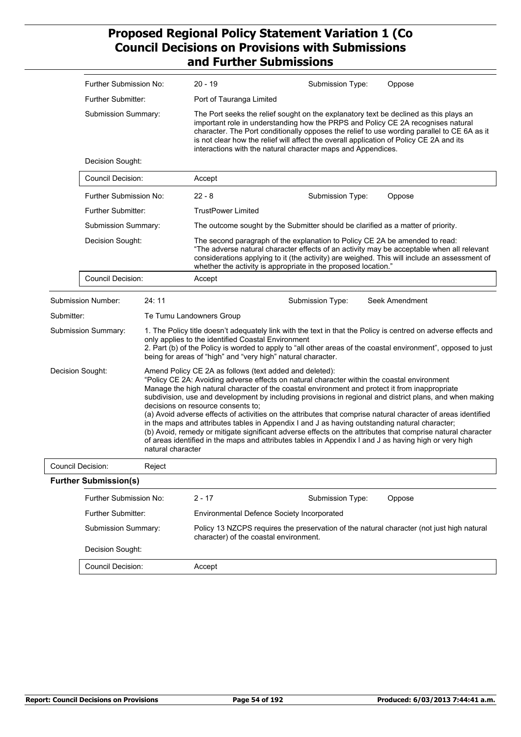| | |
|---|---|
| Further Submission No: | 20 - 19 |
| Submission Type: | Oppose |
| Further Submitter: | Port of Tauranga Limited |
| Submission Summary: | The Port seeks the relief sought on the explanatory text be declined as this plays an important role in understanding how the PRPS and Policy CE 2A recognises natural character. The Port conditionally opposes the relief to use wording parallel to CE 6A as it is not clear how the relief will affect the overall application of Policy CE 2A and its interactions with the natural character maps and Appendices. |
| Decision Sought: | |
| Council Decision: | Accept |

| | |
|---|---|
| Further Submission No: | 22 - 8 |
| Submission Type: | Oppose |
| Further Submitter: | TrustPower Limited |
| Submission Summary: | The outcome sought by the Submitter should be clarified as a matter of priority. |
| Decision Sought: | The second paragraph of the explanation to Policy CE 2A be amended to read: "The adverse natural character effects of an activity may be acceptable when all relevant considerations applying to it (the activity) are weighed. This will include an assessment of whether the activity is appropriate in the proposed location." |
| Council Decision: | Accept |

| | |
|---|---|
| Submission Number: | 24: 11 |
| Submission Type: | Seek Amendment |
| Submitter: | Te Tumu Landowners Group |
| Submission Summary: | 1. The Policy title doesn't adequately link with the text in that the Policy is centred on adverse effects and only applies to the identified Coastal Environment<br>2. Part (b) of the Policy is worded to apply to "all other areas of the coastal environment", opposed to just being for areas of "high" and "very high" natural character. |
| Decision Sought: | Amend Policy CE 2A as follows (text added and deleted):<br>"Policy CE 2A: Avoiding adverse effects on natural character within the coastal environment<br>Manage the high natural character of the coastal environment and protect it from inappropriate subdivision, use and development by including provisions in regional and district plans, and when making decisions on resource consents to;<br>(a) Avoid adverse effects of activities on the attributes that comprise natural character of areas identified in the maps and attributes tables in Appendix I and J as having outstanding natural character;<br>(b) Avoid, remedy or mitigate significant adverse effects on the attributes that comprise natural character of areas identified in the maps and attributes tables in Appendix I and J as having high or very high natural character |
| Council Decision: | Reject |

**Further Submission(s)**

| | |
|---|---|
| Further Submission No: | 2 - 17 |
| Submission Type: | Oppose |
| Further Submitter: | Environmental Defence Society Incorporated |
| Submission Summary: | Policy 13 NZCPS requires the preservation of the natural character (not just high natural character) of the coastal environment. |
| Decision Sought: | |
| Council Decision: | Accept |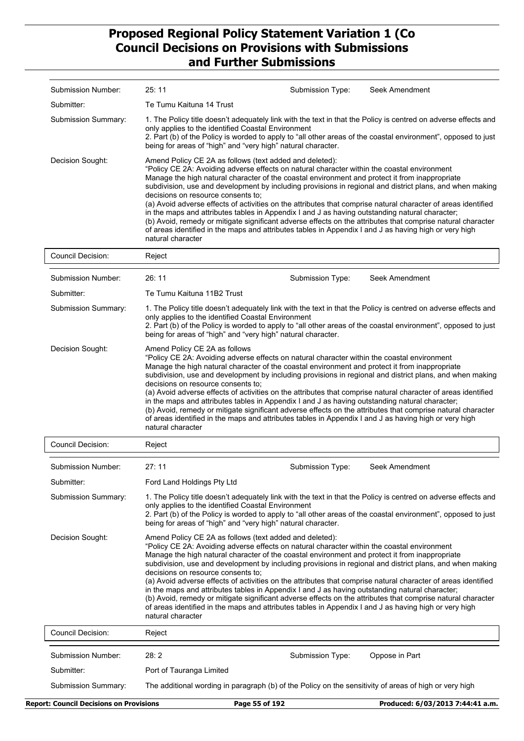| | | | |
|---|---|---|---|
| Submission Number: | 25: 11 | Submission Type: | Seek Amendment |
| Submitter: | Te Tumu Kaituna 14 Trust | | |
| Submission Summary: | 1. The Policy title doesn't adequately link with the text in that the Policy is centred on adverse effects and only applies to the identified Coastal Environment<br>2. Part (b) of the Policy is worded to apply to "all other areas of the coastal environment", opposed to just being for areas of "high" and "very high" natural character. | | |
| Decision Sought: | Amend Policy CE 2A as follows (text added and deleted):<br>"Policy CE 2A: Avoiding adverse effects on natural character within the coastal environment<br>Manage the high natural character of the coastal environment and protect it from inappropriate subdivision, use and development by including provisions in regional and district plans, and when making decisions on resource consents to;<br>(a) Avoid adverse effects of activities on the attributes that comprise natural character of areas identified in the maps and attributes tables in Appendix I and J as having outstanding natural character;<br>(b) Avoid, remedy or mitigate significant adverse effects on the attributes that comprise natural character of areas identified in the maps and attributes tables in Appendix I and J as having high or very high natural character | | |
| Council Decision: | Reject | | |

| | | | |
|---|---|---|---|
| Submission Number: | 26: 11 | Submission Type: | Seek Amendment |
| Submitter: | Te Tumu Kaituna 11B2 Trust | | |
| Submission Summary: | 1. The Policy title doesn't adequately link with the text in that the Policy is centred on adverse effects and only applies to the identified Coastal Environment<br>2. Part (b) of the Policy is worded to apply to "all other areas of the coastal environment", opposed to just being for areas of "high" and "very high" natural character. | | |
| Decision Sought: | Amend Policy CE 2A as follows<br>"Policy CE 2A: Avoiding adverse effects on natural character within the coastal environment<br>Manage the high natural character of the coastal environment and protect it from inappropriate subdivision, use and development by including provisions in regional and district plans, and when making decisions on resource consents to;<br>(a) Avoid adverse effects of activities on the attributes that comprise natural character of areas identified in the maps and attributes tables in Appendix I and J as having outstanding natural character;<br>(b) Avoid, remedy or mitigate significant adverse effects on the attributes that comprise natural character of areas identified in the maps and attributes tables in Appendix I and J as having high or very high natural character | | |
| Council Decision: | Reject | | |

| | | | |
|---|---|---|---|
| Submission Number: | 27: 11 | Submission Type: | Seek Amendment |
| Submitter: | Ford Land Holdings Pty Ltd | | |
| Submission Summary: | 1. The Policy title doesn't adequately link with the text in that the Policy is centred on adverse effects and only applies to the identified Coastal Environment<br>2. Part (b) of the Policy is worded to apply to "all other areas of the coastal environment", opposed to just being for areas of "high" and "very high" natural character. | | |
| Decision Sought: | Amend Policy CE 2A as follows (text added and deleted):<br>"Policy CE 2A: Avoiding adverse effects on natural character within the coastal environment<br>Manage the high natural character of the coastal environment and protect it from inappropriate subdivision, use and development by including provisions in regional and district plans, and when making decisions on resource consents to;<br>(a) Avoid adverse effects of activities on the attributes that comprise natural character of areas identified in the maps and attributes tables in Appendix I and J as having outstanding natural character;<br>(b) Avoid, remedy or mitigate significant adverse effects on the attributes that comprise natural character of areas identified in the maps and attributes tables in Appendix I and J as having high or very high natural character | | |
| Council Decision: | Reject | | |

| | | | |
|---|---|---|---|
| Submission Number: | 28: 2 | Submission Type: | Oppose in Part |
| Submitter: | Port of Tauranga Limited | | |
| Submission Summary: | The additional wording in paragraph (b) of the Policy on the sensitivity of areas of high or very high | | |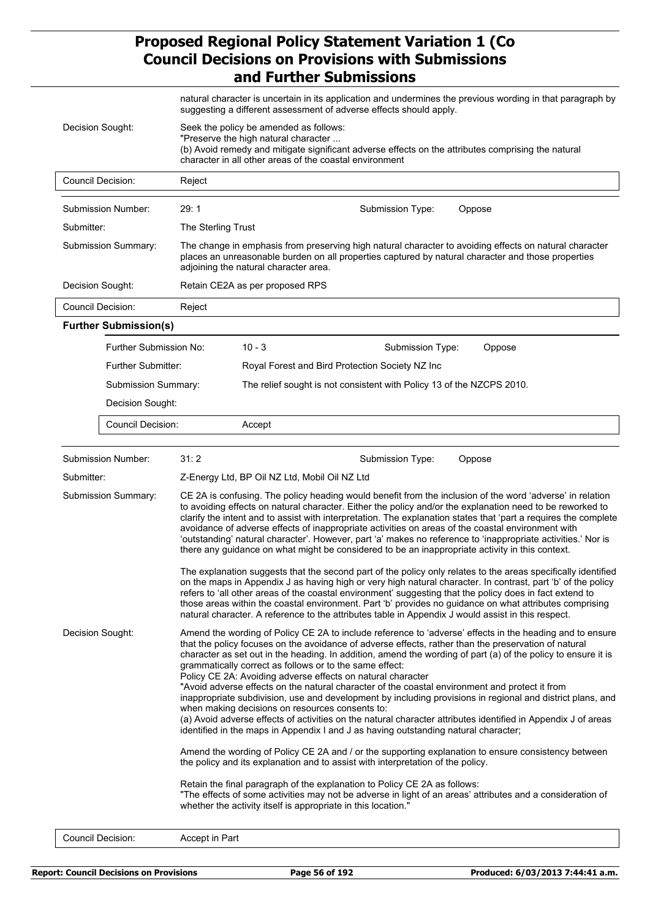natural character is uncertain in its application and undermines the previous wording in that paragraph by suggesting a different assessment of adverse effects should apply.

**Decision Sought:** Seek the policy be amended as follows:
"Preserve the high natural character ...
(b) Avoid remedy and mitigate significant adverse effects on the attributes comprising the natural character in all other areas of the coastal environment

**Council Decision:** Reject

---

**Submission Number:** 29: 1 **Submission Type:** Oppose

**Submitter:** The Sterling Trust

**Submission Summary:** The change in emphasis from preserving high natural character to avoiding effects on natural character places an unreasonable burden on all properties captured by natural character and those properties adjoining the natural character area.

**Decision Sought:** Retain CE2A as per proposed RPS

**Council Decision:** Reject

**Further Submission(s)**

**Further Submission No:** 10 - 3 **Submission Type:** Oppose

**Further Submitter:** Royal Forest and Bird Protection Society NZ Inc

**Submission Summary:** The relief sought is not consistent with Policy 13 of the NZCPS 2010.

**Decision Sought:**

**Council Decision:** Accept

---

**Submission Number:** 31: 2 **Submission Type:** Oppose

**Submitter:** Z-Energy Ltd, BP Oil NZ Ltd, Mobil Oil NZ Ltd

**Submission Summary:** CE 2A is confusing. The policy heading would benefit from the inclusion of the word 'adverse' in relation to avoiding effects on natural character. Either the policy and/or the explanation need to be reworked to clarify the intent and to assist with interpretation. The explanation states that 'part a requires the complete avoidance of adverse effects of inappropriate activities on areas of the coastal environment with 'outstanding' natural character'. However, part 'a' makes no reference to 'inappropriate activities.' Nor is there any guidance on what might be considered to be an inappropriate activity in this context.

The explanation suggests that the second part of the policy only relates to the areas specifically identified on the maps in Appendix J as having high or very high natural character. In contrast, part 'b' of the policy refers to 'all other areas of the coastal environment' suggesting that the policy does in fact extend to those areas within the coastal environment. Part 'b' provides no guidance on what attributes comprising natural character. A reference to the attributes table in Appendix J would assist in this respect.

**Decision Sought:** Amend the wording of Policy CE 2A to include reference to 'adverse' effects in the heading and to ensure that the policy focuses on the avoidance of adverse effects, rather than the preservation of natural character as set out in the heading. In addition, amend the wording of part (a) of the policy to ensure it is grammatically correct as follows or to the same effect:
Policy CE 2A: Avoiding adverse effects on natural character
"Avoid adverse effects on the natural character of the coastal environment and protect it from inappropriate subdivision, use and development by including provisions in regional and district plans, and when making decisions on resources consents to:
(a) Avoid adverse effects of activities on the natural character attributes identified in Appendix J of areas identified in the maps in Appendix I and J as having outstanding natural character;

Amend the wording of Policy CE 2A and / or the supporting explanation to ensure consistency between the policy and its explanation and to assist with interpretation of the policy.

Retain the final paragraph of the explanation to Policy CE 2A as follows:
"The effects of some activities may not be adverse in light of an areas' attributes and a consideration of whether the activity itself is appropriate in this location."

**Council Decision:** Accept in Part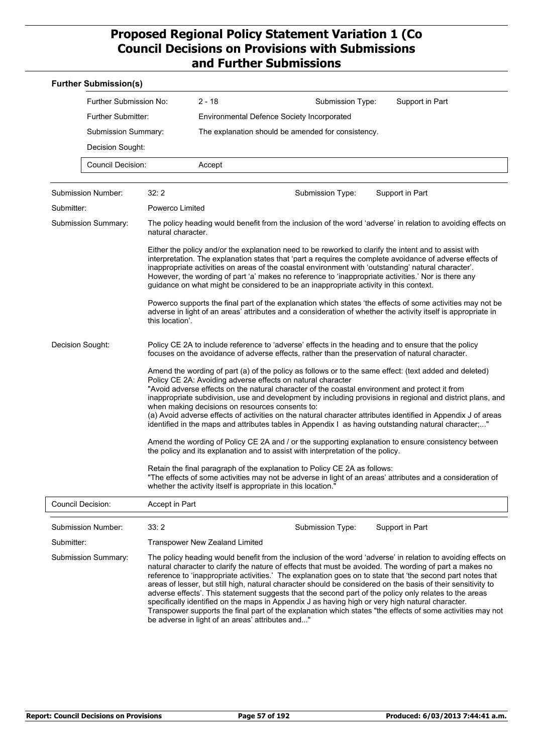**Further Submission(s)**

| | | | |
|---|---|---|---|
| Further Submission No: | 2 - 18 | Submission Type: | Support in Part |
| Further Submitter: | Environmental Defence Society Incorporated | | |
| Submission Summary: | The explanation should be amended for consistency. | | |
| Decision Sought: | | | |
| Council Decision: | Accept | | |

---

**Submission Number:** 32: 2 **Submission Type:** Support in Part

**Submitter:** Powerco Limited

**Submission Summary:**

The policy heading would benefit from the inclusion of the word 'adverse' in relation to avoiding effects on natural character.

Either the policy and/or the explanation need to be reworked to clarify the intent and to assist with interpretation. The explanation states that 'part a requires the complete avoidance of adverse effects of inappropriate activities on areas of the coastal environment with 'outstanding' natural character'. However, the wording of part 'a' makes no reference to 'inappropriate activities.' Nor is there any guidance on what might be considered to be an inappropriate activity in this context.

Powerco supports the final part of the explanation which states 'the effects of some activities may not be adverse in light of an areas' attributes and a consideration of whether the activity itself is appropriate in this location'.

**Decision Sought:**

Policy CE 2A to include reference to 'adverse' effects in the heading and to ensure that the policy focuses on the avoidance of adverse effects, rather than the preservation of natural character.

Amend the wording of part (a) of the policy as follows or to the same effect: (text added and deleted)
Policy CE 2A: Avoiding adverse effects on natural character
"Avoid adverse effects on the natural character of the coastal environment and protect it from inappropriate subdivision, use and development by including provisions in regional and district plans, and when making decisions on resources consents to:
(a) Avoid adverse effects of activities on the natural character attributes identified in Appendix J of areas identified in the maps and attributes tables in Appendix I as having outstanding natural character;..."

Amend the wording of Policy CE 2A and / or the supporting explanation to ensure consistency between the policy and its explanation and to assist with interpretation of the policy.

Retain the final paragraph of the explanation to Policy CE 2A as follows:
"The effects of some activities may not be adverse in light of an areas' attributes and a consideration of whether the activity itself is appropriate in this location."

**Council Decision:** Accept in Part

---

**Submission Number:** 33: 2 **Submission Type:** Support in Part

**Submitter:** Transpower New Zealand Limited

**Submission Summary:**

The policy heading would benefit from the inclusion of the word 'adverse' in relation to avoiding effects on natural character to clarify the nature of effects that must be avoided. The wording of part a makes no reference to 'inappropriate activities.' The explanation goes on to state that 'the second part notes that areas of lesser, but still high, natural character should be considered on the basis of their sensitivity to adverse effects'. This statement suggests that the second part of the policy only relates to the areas specifically identified on the maps in Appendix J as having high or very high natural character. Transpower supports the final part of the explanation which states "the effects of some activities may not be adverse in light of an areas' attributes and..."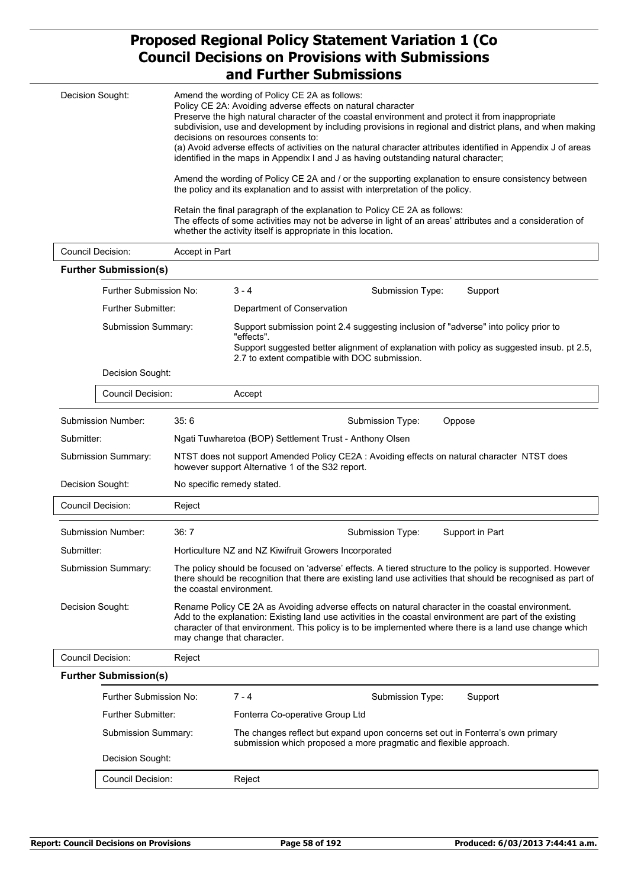| | |
|---|---|
| Decision Sought: | Amend the wording of Policy CE 2A as follows:<br>Policy CE 2A: Avoiding adverse effects on natural character<br>Preserve the high natural character of the coastal environment and protect it from inappropriate subdivision, use and development by including provisions in regional and district plans, and when making decisions on resources consents to:<br>(a) Avoid adverse effects of activities on the natural character attributes identified in Appendix J of areas identified in the maps in Appendix I and J as having outstanding natural character;<br><br>Amend the wording of Policy CE 2A and / or the supporting explanation to ensure consistency between the policy and its explanation and to assist with interpretation of the policy.<br><br>Retain the final paragraph of the explanation to Policy CE 2A as follows:<br>The effects of some activities may not be adverse in light of an areas' attributes and a consideration of whether the activity itself is appropriate in this location. |
| Council Decision: | Accept in Part |

**Further Submission(s)**

| | | | |
|---|---|---|---|
| Further Submission No: | 3 - 4 | Submission Type: | Support |
| Further Submitter: | Department of Conservation | | |
| Submission Summary: | Support submission point 2.4 suggesting inclusion of "adverse" into policy prior to "effects".<br>Support suggested better alignment of explanation with policy as suggested insub. pt 2.5, 2.7 to extent compatible with DOC submission. | | |
| Decision Sought: | | | |
| Council Decision: | Accept | | |

| | | | |
|---|---|---|---|
| Submission Number: | 35: 6 | Submission Type: | Oppose |
| Submitter: | Ngati Tuwharetoa (BOP) Settlement Trust - Anthony Olsen | | |
| Submission Summary: | NTST does not support Amended Policy CE2A : Avoiding effects on natural character NTST does however support Alternative 1 of the S32 report. | | |
| Decision Sought: | No specific remedy stated. | | |
| Council Decision: | Reject | | |

| | | | |
|---|---|---|---|
| Submission Number: | 36: 7 | Submission Type: | Support in Part |
| Submitter: | Horticulture NZ and NZ Kiwifruit Growers Incorporated | | |
| Submission Summary: | The policy should be focused on 'adverse' effects. A tiered structure to the policy is supported. However there should be recognition that there are existing land use activities that should be recognised as part of the coastal environment. | | |
| Decision Sought: | Rename Policy CE 2A as Avoiding adverse effects on natural character in the coastal environment.<br>Add to the explanation: Existing land use activities in the coastal environment are part of the existing character of that environment. This policy is to be implemented where there is a land use change which may change that character. | | |
| Council Decision: | Reject | | |

**Further Submission(s)**

| | | | |
|---|---|---|---|
| Further Submission No: | 7 - 4 | Submission Type: | Support |
| Further Submitter: | Fonterra Co-operative Group Ltd | | |
| Submission Summary: | The changes reflect but expand upon concerns set out in Fonterra's own primary submission which proposed a more pragmatic and flexible approach. | | |
| Decision Sought: | | | |
| Council Decision: | Reject | | |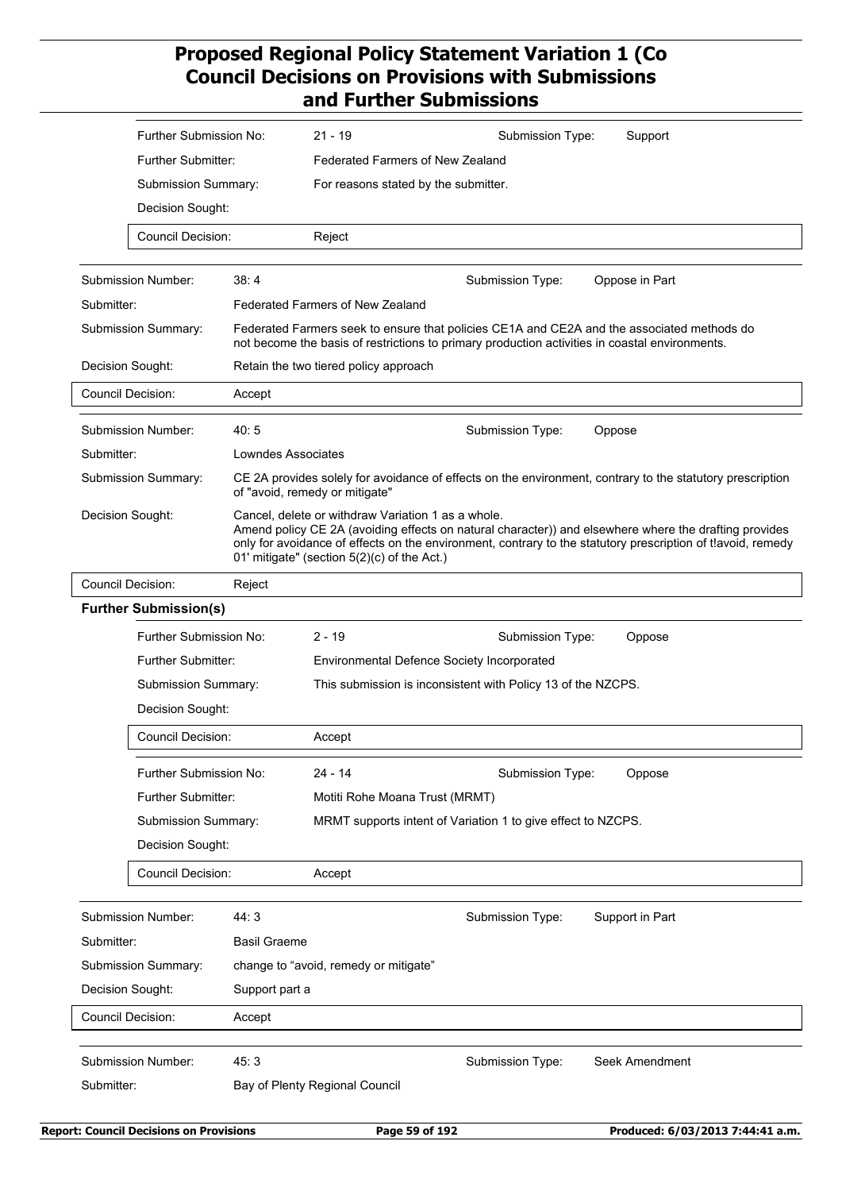| | |
|---|---|
| Further Submission No: | 21 - 19 |
| Submission Type: | Support |
| Further Submitter: | Federated Farmers of New Zealand |
| Submission Summary: | For reasons stated by the submitter. |
| Decision Sought: | |
| Council Decision: | Reject |

| | |
|---|---|
| Submission Number: | 38: 4 |
| Submission Type: | Oppose in Part |
| Submitter: | Federated Farmers of New Zealand |
| Submission Summary: | Federated Farmers seek to ensure that policies CE1A and CE2A and the associated methods do not become the basis of restrictions to primary production activities in coastal environments. |
| Decision Sought: | Retain the two tiered policy approach |
| Council Decision: | Accept |

| | |
|---|---|
| Submission Number: | 40: 5 |
| Submission Type: | Oppose |
| Submitter: | Lowndes Associates |
| Submission Summary: | CE 2A provides solely for avoidance of effects on the environment, contrary to the statutory prescription of "avoid, remedy or mitigate" |
| Decision Sought: | Cancel, delete or withdraw Variation 1 as a whole. Amend policy CE 2A (avoiding effects on natural character)) and elsewhere where the drafting provides only for avoidance of effects on the environment, contrary to the statutory prescription of t!avoid, remedy 01' mitigate" (section 5(2)(c) of the Act.) |
| Council Decision: | Reject |

**Further Submission(s)**

| | |
|---|---|
| Further Submission No: | 2 - 19 |
| Submission Type: | Oppose |
| Further Submitter: | Environmental Defence Society Incorporated |
| Submission Summary: | This submission is inconsistent with Policy 13 of the NZCPS. |
| Decision Sought: | |
| Council Decision: | Accept |

| | |
|---|---|
| Further Submission No: | 24 - 14 |
| Submission Type: | Oppose |
| Further Submitter: | Motiti Rohe Moana Trust (MRMT) |
| Submission Summary: | MRMT supports intent of Variation 1 to give effect to NZCPS. |
| Decision Sought: | |
| Council Decision: | Accept |

| | |
|---|---|
| Submission Number: | 44: 3 |
| Submission Type: | Support in Part |
| Submitter: | Basil Graeme |
| Submission Summary: | change to "avoid, remedy or mitigate" |
| Decision Sought: | Support part a |
| Council Decision: | Accept |

| | |
|---|---|
| Submission Number: | 45: 3 |
| Submission Type: | Seek Amendment |
| Submitter: | Bay of Plenty Regional Council |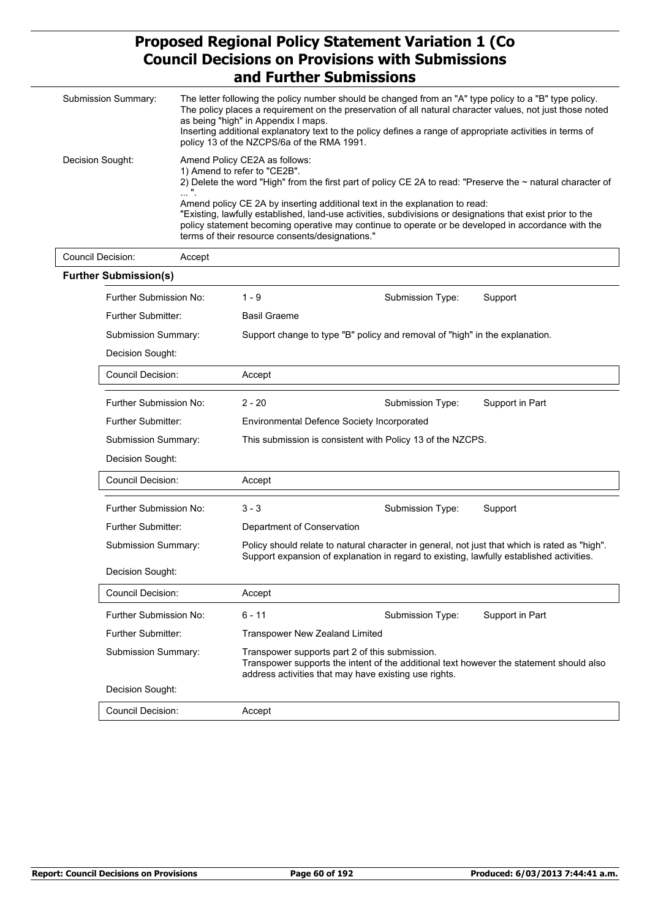| | |
|---|---|
| Submission Summary: | The letter following the policy number should be changed from an "A" type policy to a "B" type policy. The policy places a requirement on the preservation of all natural character values, not just those noted as being "high" in Appendix I maps.<br>Inserting additional explanatory text to the policy defines a range of appropriate activities in terms of policy 13 of the NZCPS/6a of the RMA 1991. |
| Decision Sought: | Amend Policy CE2A as follows:<br>1) Amend to refer to "CE2B".<br>2) Delete the word "High" from the first part of policy CE 2A to read: "Preserve the ~ natural character of ... ".<br>Amend policy CE 2A by inserting additional text in the explanation to read:<br>"Existing, lawfully established, land-use activities, subdivisions or designations that exist prior to the policy statement becoming operative may continue to operate or be developed in accordance with the terms of their resource consents/designations." |
| Council Decision: | Accept |

**Further Submission(s)**

| | | | |
|---|---|---|---|
| Further Submission No: | 1 - 9 | Submission Type: | Support |
| Further Submitter: | Basil Graeme | | |
| Submission Summary: | Support change to type "B" policy and removal of "high" in the explanation. | | |
| Decision Sought: | | | |
| Council Decision: | Accept | | |

| | | | |
|---|---|---|---|
| Further Submission No: | 2 - 20 | Submission Type: | Support in Part |
| Further Submitter: | Environmental Defence Society Incorporated | | |
| Submission Summary: | This submission is consistent with Policy 13 of the NZCPS. | | |
| Decision Sought: | | | |
| Council Decision: | Accept | | |

| | | | |
|---|---|---|---|
| Further Submission No: | 3 - 3 | Submission Type: | Support |
| Further Submitter: | Department of Conservation | | |
| Submission Summary: | Policy should relate to natural character in general, not just that which is rated as "high". Support expansion of explanation in regard to existing, lawfully established activities. | | |
| Decision Sought: | | | |
| Council Decision: | Accept | | |

| | | | |
|---|---|---|---|
| Further Submission No: | 6 - 11 | Submission Type: | Support in Part |
| Further Submitter: | Transpower New Zealand Limited | | |
| Submission Summary: | Transpower supports part 2 of this submission.<br>Transpower supports the intent of the additional text however the statement should also address activities that may have existing use rights. | | |
| Decision Sought: | | | |
| Council Decision: | Accept | | |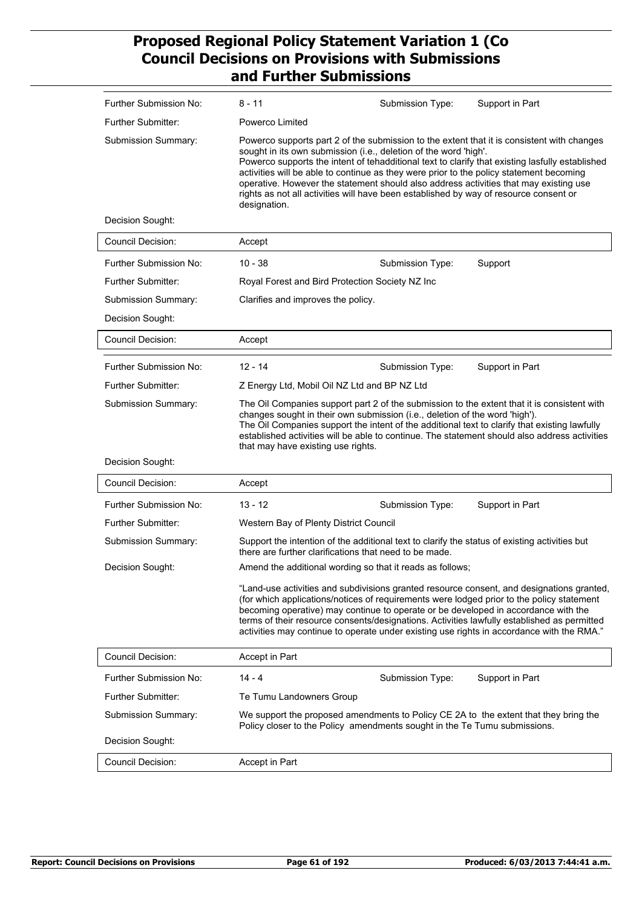| | | | |
|---|---|---|---|
| Further Submission No: | 8 - 11 | Submission Type: | Support in Part |
| Further Submitter: | Powerco Limited | | |
| Submission Summary: | Powerco supports part 2 of the submission to the extent that it is consistent with changes sought in its own submission (i.e., deletion of the word 'high'.<br>Powerco supports the intent of tehadditional text to clarify that existing lasfully established activities will be able to continue as they were prior to the policy statement becoming operative. However the statement should also address activities that may existing use rights as not all activities will have been established by way of resource consent or designation. | | |
| Decision Sought: | | | |
| Council Decision: | Accept | | |

| | | | |
|---|---|---|---|
| Further Submission No: | 10 - 38 | Submission Type: | Support |
| Further Submitter: | Royal Forest and Bird Protection Society NZ Inc | | |
| Submission Summary: | Clarifies and improves the policy. | | |
| Decision Sought: | | | |
| Council Decision: | Accept | | |

| | | | |
|---|---|---|---|
| Further Submission No: | 12 - 14 | Submission Type: | Support in Part |
| Further Submitter: | Z Energy Ltd, Mobil Oil NZ Ltd and BP NZ Ltd | | |
| Submission Summary: | The Oil Companies support part 2 of the submission to the extent that it is consistent with changes sought in their own submission (i.e., deletion of the word 'high').<br>The Oil Companies support the intent of the additional text to clarify that existing lawfully established activities will be able to continue. The statement should also address activities that may have existing use rights. | | |
| Decision Sought: | | | |
| Council Decision: | Accept | | |

| | | | |
|---|---|---|---|
| Further Submission No: | 13 - 12 | Submission Type: | Support in Part |
| Further Submitter: | Western Bay of Plenty District Council | | |
| Submission Summary: | Support the intention of the additional text to clarify the status of existing activities but there are further clarifications that need to be made. | | |
| Decision Sought: | Amend the additional wording so that it reads as follows;<br><br>"Land-use activities and subdivisions granted resource consent, and designations granted, (for which applications/notices of requirements were lodged prior to the policy statement becoming operative) may continue to operate or be developed in accordance with the terms of their resource consents/designations. Activities lawfully established as permitted activities may continue to operate under existing use rights in accordance with the RMA." | | |
| Council Decision: | Accept in Part | | |

| | | | |
|---|---|---|---|
| Further Submission No: | 14 - 4 | Submission Type: | Support in Part |
| Further Submitter: | Te Tumu Landowners Group | | |
| Submission Summary: | We support the proposed amendments to Policy CE 2A to the extent that they bring the Policy closer to the Policy amendments sought in the Te Tumu submissions. | | |
| Decision Sought: | | | |
| Council Decision: | Accept in Part | | |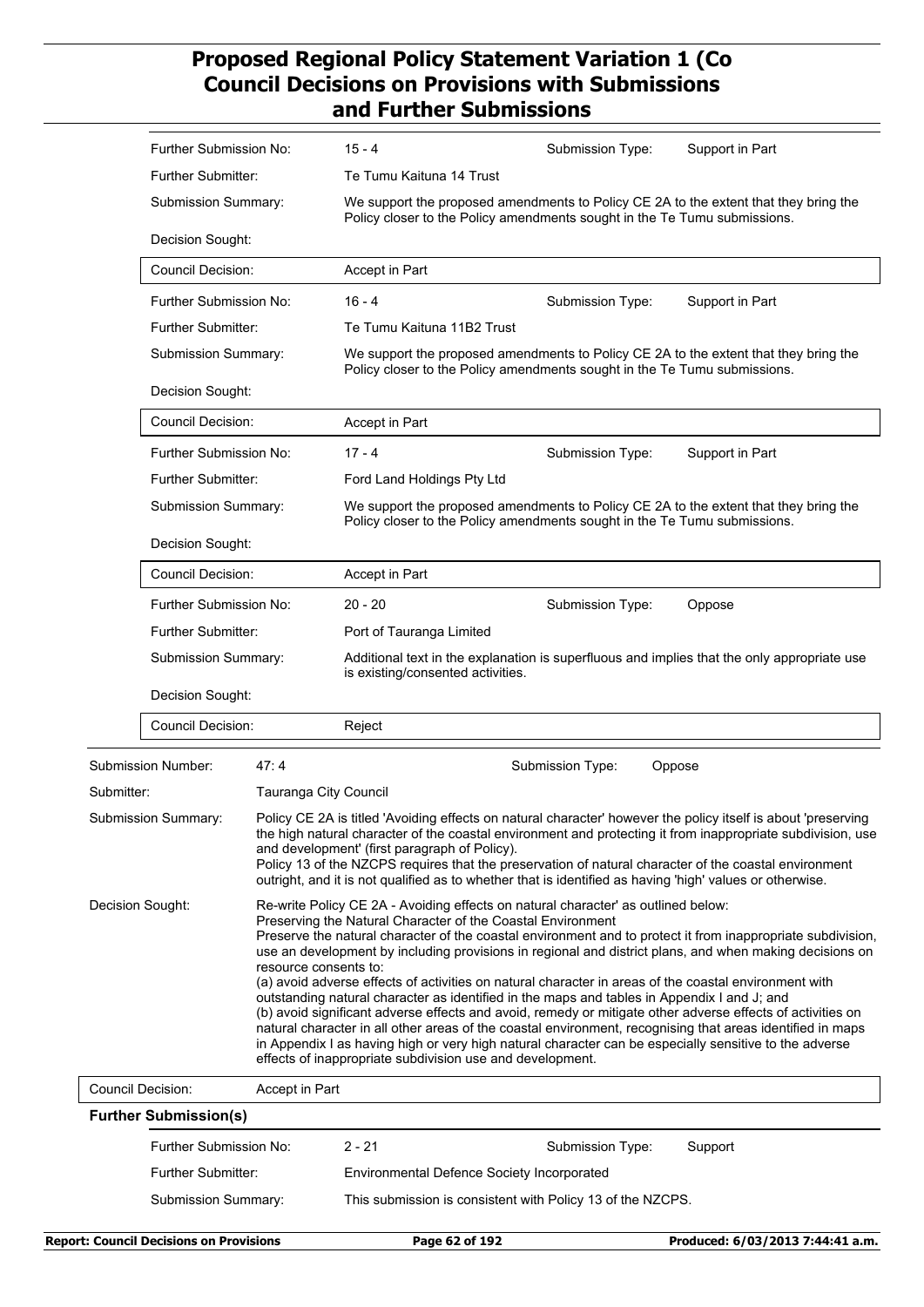| | | | |
|---|---|---|---|
| Further Submission No: | 15 - 4 | Submission Type: | Support in Part |
| Further Submitter: | Te Tumu Kaituna 14 Trust | | |
| Submission Summary: | We support the proposed amendments to Policy CE 2A to the extent that they bring the Policy closer to the Policy amendments sought in the Te Tumu submissions. | | |
| Decision Sought: | | | |
| Council Decision: | Accept in Part | | |

| | | | |
|---|---|---|---|
| Further Submission No: | 16 - 4 | Submission Type: | Support in Part |
| Further Submitter: | Te Tumu Kaituna 11B2 Trust | | |
| Submission Summary: | We support the proposed amendments to Policy CE 2A to the extent that they bring the Policy closer to the Policy amendments sought in the Te Tumu submissions. | | |
| Decision Sought: | | | |
| Council Decision: | Accept in Part | | |

| | | | |
|---|---|---|---|
| Further Submission No: | 17 - 4 | Submission Type: | Support in Part |
| Further Submitter: | Ford Land Holdings Pty Ltd | | |
| Submission Summary: | We support the proposed amendments to Policy CE 2A to the extent that they bring the Policy closer to the Policy amendments sought in the Te Tumu submissions. | | |
| Decision Sought: | | | |
| Council Decision: | Accept in Part | | |

| | | | |
|---|---|---|---|
| Further Submission No: | 20 - 20 | Submission Type: | Oppose |
| Further Submitter: | Port of Tauranga Limited | | |
| Submission Summary: | Additional text in the explanation is superfluous and implies that the only appropriate use is existing/consented activities. | | |
| Decision Sought: | | | |
| Council Decision: | Reject | | |

| | | | |
|---|---|---|---|
| Submission Number: | 47: 4 | Submission Type: | Oppose |
| Submitter: | Tauranga City Council | | |

**Submission Summary:** Policy CE 2A is titled 'Avoiding effects on natural character' however the policy itself is about 'preserving the high natural character of the coastal environment and protecting it from inappropriate subdivision, use and development' (first paragraph of Policy).
Policy 13 of the NZCPS requires that the preservation of natural character of the coastal environment outright, and it is not qualified as to whether that is identified as having 'high' values or otherwise.

**Decision Sought:** Re-write Policy CE 2A - Avoiding effects on natural character' as outlined below:
Preserving the Natural Character of the Coastal Environment
Preserve the natural character of the coastal environment and to protect it from inappropriate subdivision, use an development by including provisions in regional and district plans, and when making decisions on resource consents to:
(a) avoid adverse effects of activities on natural character in areas of the coastal environment with outstanding natural character as identified in the maps and tables in Appendix I and J; and
(b) avoid significant adverse effects and avoid, remedy or mitigate other adverse effects of activities on natural character in all other areas of the coastal environment, recognising that areas identified in maps in Appendix I as having high or very high natural character can be especially sensitive to the adverse effects of inappropriate subdivision use and development.

**Council Decision:** Accept in Part

**Further Submission(s)**

| | | | |
|---|---|---|---|
| Further Submission No: | 2 - 21 | Submission Type: | Support |
| Further Submitter: | Environmental Defence Society Incorporated | | |
| Submission Summary: | This submission is consistent with Policy 13 of the NZCPS. | | |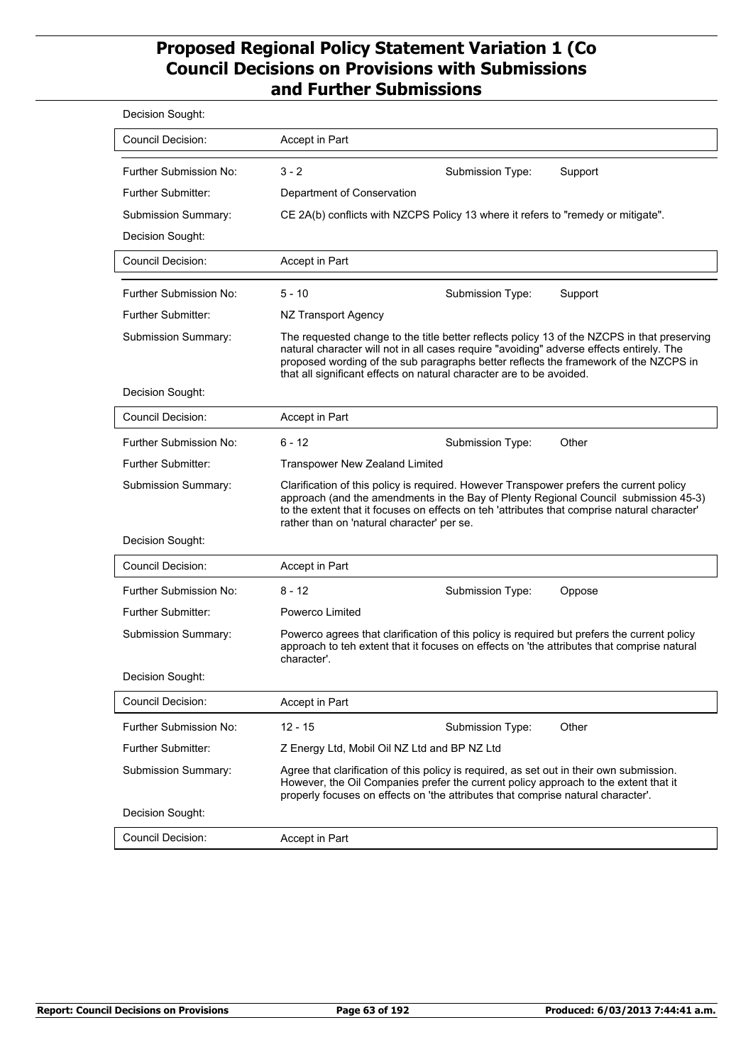Decision Sought:

| | |
|---|---|
| Council Decision: | Accept in Part |

| | | | |
|---|---|---|---|
| Further Submission No: | 3 - 2 | Submission Type: | Support |
| Further Submitter: | Department of Conservation | | |
| Submission Summary: | CE 2A(b) conflicts with NZCPS Policy 13 where it refers to "remedy or mitigate". | | |
| Decision Sought: | | | |
| Council Decision: | Accept in Part | | |

| | | | |
|---|---|---|---|
| Further Submission No: | 5 - 10 | Submission Type: | Support |
| Further Submitter: | NZ Transport Agency | | |
| Submission Summary: | The requested change to the title better reflects policy 13 of the NZCPS in that preserving natural character will not in all cases require "avoiding" adverse effects entirely. The proposed wording of the sub paragraphs better reflects the framework of the NZCPS in that all significant effects on natural character are to be avoided. | | |
| Decision Sought: | | | |
| Council Decision: | Accept in Part | | |

| | | | |
|---|---|---|---|
| Further Submission No: | 6 - 12 | Submission Type: | Other |
| Further Submitter: | Transpower New Zealand Limited | | |
| Submission Summary: | Clarification of this policy is required. However Transpower prefers the current policy approach (and the amendments in the Bay of Plenty Regional Council submission 45-3) to the extent that it focuses on effects on teh 'attributes that comprise natural character' rather than on 'natural character' per se. | | |
| Decision Sought: | | | |
| Council Decision: | Accept in Part | | |

| | | | |
|---|---|---|---|
| Further Submission No: | 8 - 12 | Submission Type: | Oppose |
| Further Submitter: | Powerco Limited | | |
| Submission Summary: | Powerco agrees that clarification of this policy is required but prefers the current policy approach to teh extent that it focuses on effects on 'the attributes that comprise natural character'. | | |
| Decision Sought: | | | |
| Council Decision: | Accept in Part | | |

| | | | |
|---|---|---|---|
| Further Submission No: | 12 - 15 | Submission Type: | Other |
| Further Submitter: | Z Energy Ltd, Mobil Oil NZ Ltd and BP NZ Ltd | | |
| Submission Summary: | Agree that clarification of this policy is required, as set out in their own submission. However, the Oil Companies prefer the current policy approach to the extent that it properly focuses on effects on 'the attributes that comprise natural character'. | | |
| Decision Sought: | | | |
| Council Decision: | Accept in Part | | |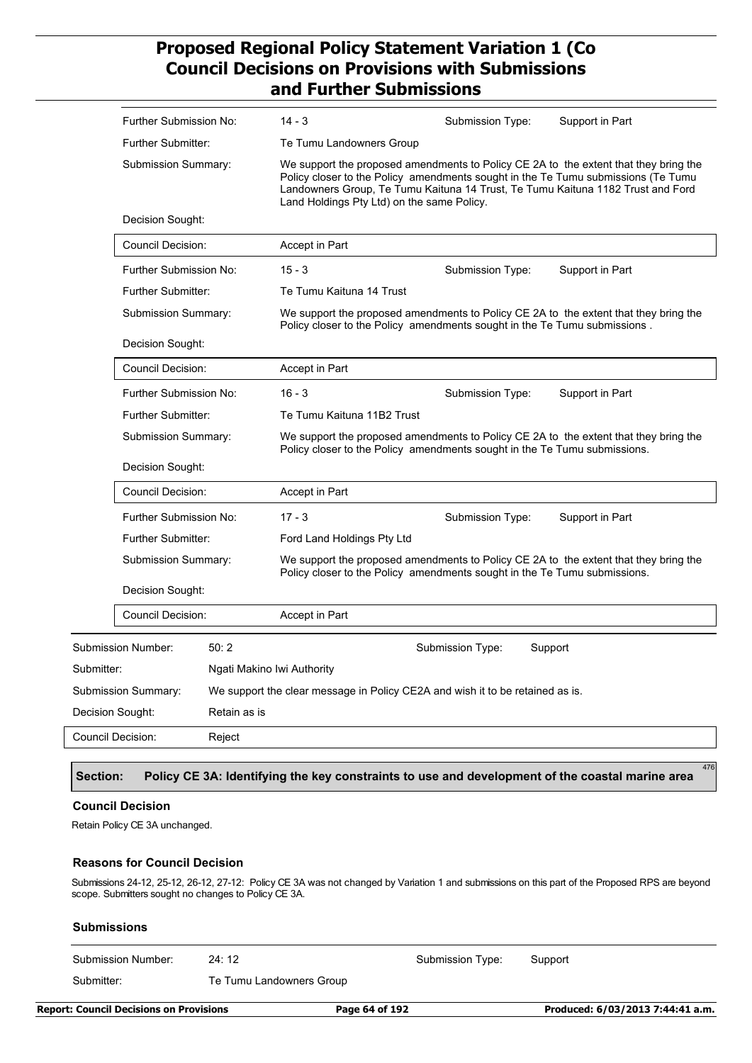| | | | |
|---|---|---|---|
| Further Submission No: | 14 - 3 | Submission Type: | Support in Part |
| Further Submitter: | Te Tumu Landowners Group | | |
| Submission Summary: | We support the proposed amendments to Policy CE 2A to the extent that they bring the Policy closer to the Policy amendments sought in the Te Tumu submissions (Te Tumu Landowners Group, Te Tumu Kaituna 14 Trust, Te Tumu Kaituna 1182 Trust and Ford Land Holdings Pty Ltd) on the same Policy. | | |
| Decision Sought: | | | |
| Council Decision: | Accept in Part | | |

| | | | |
|---|---|---|---|
| Further Submission No: | 15 - 3 | Submission Type: | Support in Part |
| Further Submitter: | Te Tumu Kaituna 14 Trust | | |
| Submission Summary: | We support the proposed amendments to Policy CE 2A to the extent that they bring the Policy closer to the Policy amendments sought in the Te Tumu submissions . | | |
| Decision Sought: | | | |
| Council Decision: | Accept in Part | | |

| | | | |
|---|---|---|---|
| Further Submission No: | 16 - 3 | Submission Type: | Support in Part |
| Further Submitter: | Te Tumu Kaituna 11B2 Trust | | |
| Submission Summary: | We support the proposed amendments to Policy CE 2A to the extent that they bring the Policy closer to the Policy amendments sought in the Te Tumu submissions. | | |
| Decision Sought: | | | |
| Council Decision: | Accept in Part | | |

| | | | |
|---|---|---|---|
| Further Submission No: | 17 - 3 | Submission Type: | Support in Part |
| Further Submitter: | Ford Land Holdings Pty Ltd | | |
| Submission Summary: | We support the proposed amendments to Policy CE 2A to the extent that they bring the Policy closer to the Policy amendments sought in the Te Tumu submissions. | | |
| Decision Sought: | | | |
| Council Decision: | Accept in Part | | |

| | | | |
|---|---|---|---|
| Submission Number: | 50: 2 | Submission Type: | Support |
| Submitter: | Ngati Makino Iwi Authority | | |
| Submission Summary: | We support the clear message in Policy CE2A and wish it to be retained as is. | | |
| Decision Sought: | Retain as is | | |
| Council Decision: | Reject | | |

## Section: Policy CE 3A: Identifying the key constraints to use and development of the coastal marine area

476

### Council Decision

Retain Policy CE 3A unchanged.

### Reasons for Council Decision

Submissions 24-12, 25-12, 26-12, 27-12: Policy CE 3A was not changed by Variation 1 and submissions on this part of the Proposed RPS are beyond scope. Submitters sought no changes to Policy CE 3A.

### Submissions

| | | | |
|---|---|---|---|
| Submission Number: | 24: 12 | Submission Type: | Support |
| Submitter: | Te Tumu Landowners Group | | |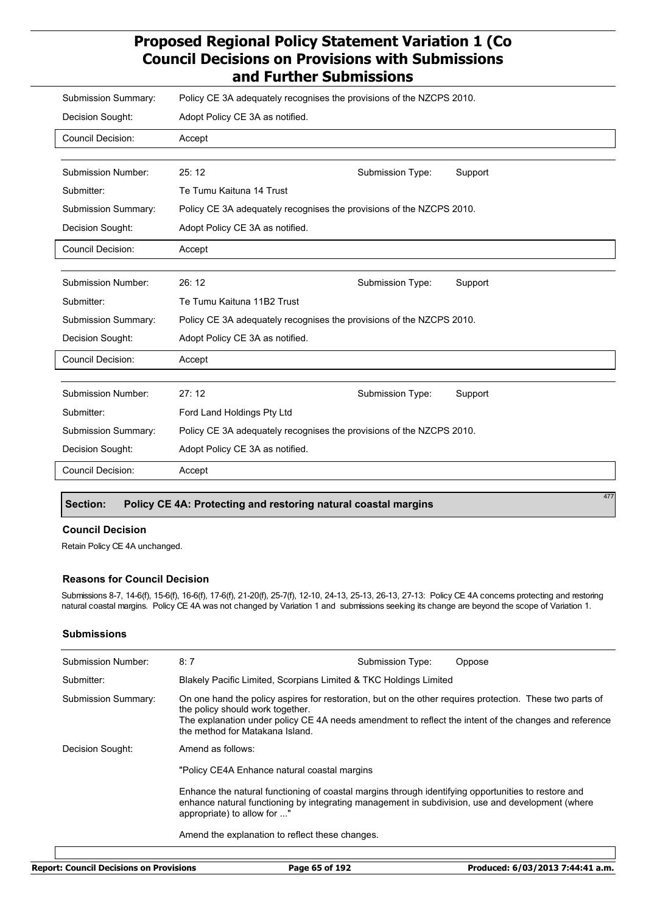| | | | |
|---|---|---|---|
| Submission Summary: | Policy CE 3A adequately recognises the provisions of the NZCPS 2010. | | |
| Decision Sought: | Adopt Policy CE 3A as notified. | | |
| Council Decision: | Accept | | |

| | | | |
|---|---|---|---|
| Submission Number: | 25: 12 | Submission Type: | Support |
| Submitter: | Te Tumu Kaituna 14 Trust | | |
| Submission Summary: | Policy CE 3A adequately recognises the provisions of the NZCPS 2010. | | |
| Decision Sought: | Adopt Policy CE 3A as notified. | | |
| Council Decision: | Accept | | |

| | | | |
|---|---|---|---|
| Submission Number: | 26: 12 | Submission Type: | Support |
| Submitter: | Te Tumu Kaituna 11B2 Trust | | |
| Submission Summary: | Policy CE 3A adequately recognises the provisions of the NZCPS 2010. | | |
| Decision Sought: | Adopt Policy CE 3A as notified. | | |
| Council Decision: | Accept | | |

| | | | |
|---|---|---|---|
| Submission Number: | 27: 12 | Submission Type: | Support |
| Submitter: | Ford Land Holdings Pty Ltd | | |
| Submission Summary: | Policy CE 3A adequately recognises the provisions of the NZCPS 2010. | | |
| Decision Sought: | Adopt Policy CE 3A as notified. | | |
| Council Decision: | Accept | | |

## Section: Policy CE 4A: Protecting and restoring natural coastal margins

477

### Council Decision

Retain Policy CE 4A unchanged.

### Reasons for Council Decision

Submissions 8-7, 14-6(f), 15-6(f), 16-6(f), 17-6(f), 21-20(f), 25-7(f), 12-10, 24-13, 25-13, 26-13, 27-13: Policy CE 4A concerns protecting and restoring natural coastal margins. Policy CE 4A was not changed by Variation 1 and submissions seeking its change are beyond the scope of Variation 1.

### Submissions

| | | | |
|---|---|---|---|
| Submission Number: | 8: 7 | Submission Type: | Oppose |
| Submitter: | Blakely Pacific Limited, Scorpians Limited & TKC Holdings Limited | | |
| Submission Summary: | On one hand the policy aspires for restoration, but on the other requires protection. These two parts of the policy should work together.<br>The explanation under policy CE 4A needs amendment to reflect the intent of the changes and reference the method for Matakana Island. | | |
| Decision Sought: | Amend as follows:<br><br>"Policy CE4A Enhance natural coastal margins<br><br>Enhance the natural functioning of coastal margins through identifying opportunities to restore and enhance natural functioning by integrating management in subdivision, use and development (where appropriate) to allow for ..."<br><br>Amend the explanation to reflect these changes. | | |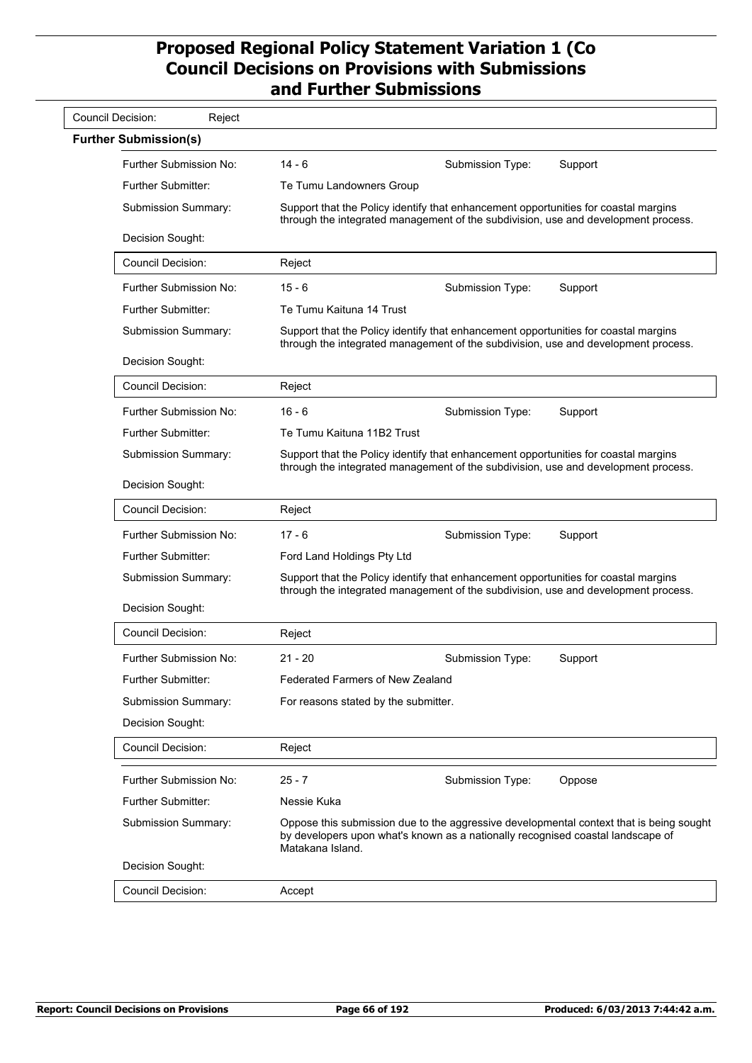| Council Decision: | Reject |
|---|---|

**Further Submission(s)**

| Field | Value | | |
|---|---|---|---|
| Further Submission No: | 14 - 6 | Submission Type: | Support |
| Further Submitter: | Te Tumu Landowners Group | | |
| Submission Summary: | Support that the Policy identify that enhancement opportunities for coastal margins through the integrated management of the subdivision, use and development process. | | |
| Decision Sought: | | | |
| Council Decision: | Reject | | |
| Further Submission No: | 15 - 6 | Submission Type: | Support |
| Further Submitter: | Te Tumu Kaituna 14 Trust | | |
| Submission Summary: | Support that the Policy identify that enhancement opportunities for coastal margins through the integrated management of the subdivision, use and development process. | | |
| Decision Sought: | | | |
| Council Decision: | Reject | | |
| Further Submission No: | 16 - 6 | Submission Type: | Support |
| Further Submitter: | Te Tumu Kaituna 11B2 Trust | | |
| Submission Summary: | Support that the Policy identify that enhancement opportunities for coastal margins through the integrated management of the subdivision, use and development process. | | |
| Decision Sought: | | | |
| Council Decision: | Reject | | |
| Further Submission No: | 17 - 6 | Submission Type: | Support |
| Further Submitter: | Ford Land Holdings Pty Ltd | | |
| Submission Summary: | Support that the Policy identify that enhancement opportunities for coastal margins through the integrated management of the subdivision, use and development process. | | |
| Decision Sought: | | | |
| Council Decision: | Reject | | |
| Further Submission No: | 21 - 20 | Submission Type: | Support |
| Further Submitter: | Federated Farmers of New Zealand | | |
| Submission Summary: | For reasons stated by the submitter. | | |
| Decision Sought: | | | |
| Council Decision: | Reject | | |
| Further Submission No: | 25 - 7 | Submission Type: | Oppose |
| Further Submitter: | Nessie Kuka | | |
| Submission Summary: | Oppose this submission due to the aggressive developmental context that is being sought by developers upon what's known as a nationally recognised coastal landscape of Matakana Island. | | |
| Decision Sought: | | | |
| Council Decision: | Accept | | |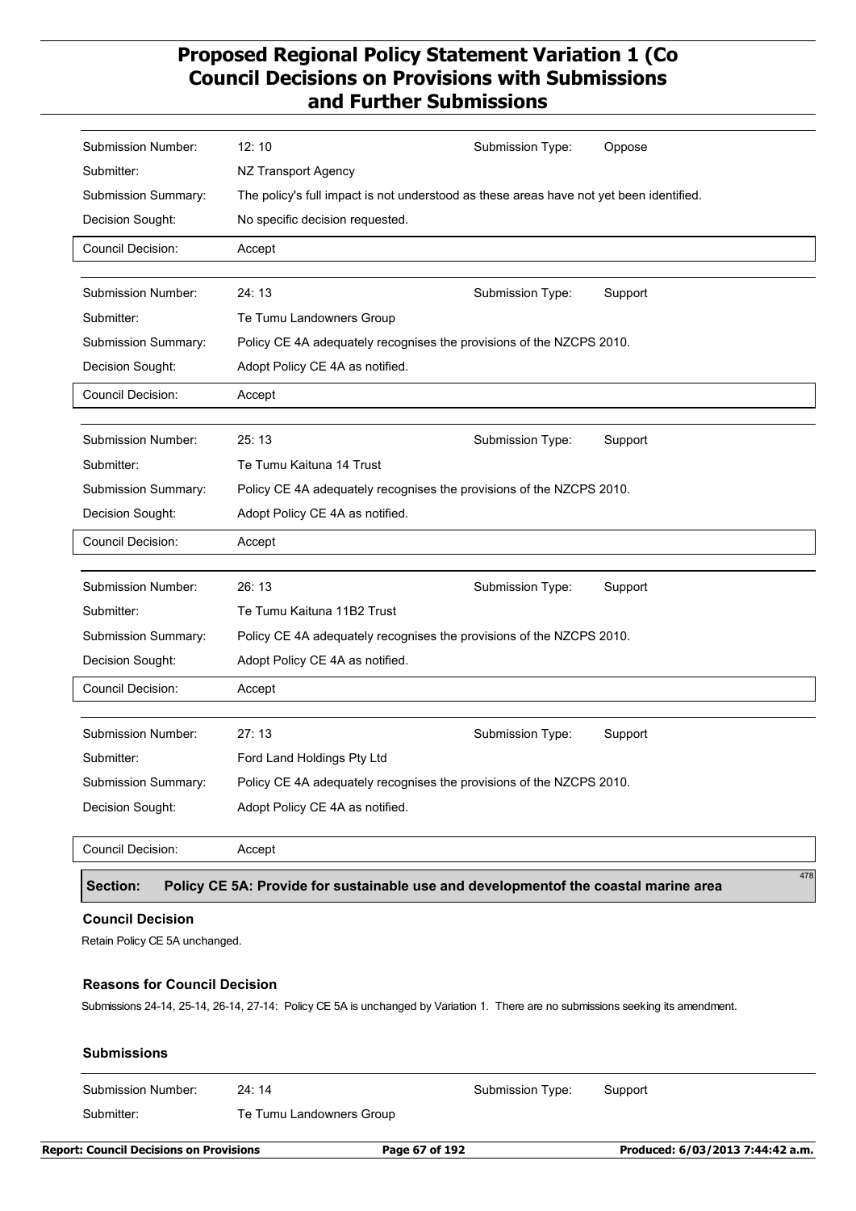| | | | |
|---|---|---|---|
| Submission Number: | 12: 10 | Submission Type: | Oppose |
| Submitter: | NZ Transport Agency | | |
| Submission Summary: | The policy's full impact is not understood as these areas have not yet been identified. | | |
| Decision Sought: | No specific decision requested. | | |
| Council Decision: | Accept | | |

| | | | |
|---|---|---|---|
| Submission Number: | 24: 13 | Submission Type: | Support |
| Submitter: | Te Tumu Landowners Group | | |
| Submission Summary: | Policy CE 4A adequately recognises the provisions of the NZCPS 2010. | | |
| Decision Sought: | Adopt Policy CE 4A as notified. | | |
| Council Decision: | Accept | | |

| | | | |
|---|---|---|---|
| Submission Number: | 25: 13 | Submission Type: | Support |
| Submitter: | Te Tumu Kaituna 14 Trust | | |
| Submission Summary: | Policy CE 4A adequately recognises the provisions of the NZCPS 2010. | | |
| Decision Sought: | Adopt Policy CE 4A as notified. | | |
| Council Decision: | Accept | | |

| | | | |
|---|---|---|---|
| Submission Number: | 26: 13 | Submission Type: | Support |
| Submitter: | Te Tumu Kaituna 11B2 Trust | | |
| Submission Summary: | Policy CE 4A adequately recognises the provisions of the NZCPS 2010. | | |
| Decision Sought: | Adopt Policy CE 4A as notified. | | |
| Council Decision: | Accept | | |

| | | | |
|---|---|---|---|
| Submission Number: | 27: 13 | Submission Type: | Support |
| Submitter: | Ford Land Holdings Pty Ltd | | |
| Submission Summary: | Policy CE 4A adequately recognises the provisions of the NZCPS 2010. | | |
| Decision Sought: | Adopt Policy CE 4A as notified. | | |
| Council Decision: | Accept | | |

## Section: Policy CE 5A: Provide for sustainable use and developmentof the coastal marine area

478

### Council Decision

Retain Policy CE 5A unchanged.

### Reasons for Council Decision

Submissions 24-14, 25-14, 26-14, 27-14: Policy CE 5A is unchanged by Variation 1. There are no submissions seeking its amendment.

### Submissions

| | | | |
|---|---|---|---|
| Submission Number: | 24: 14 | Submission Type: | Support |
| Submitter: | Te Tumu Landowners Group | | |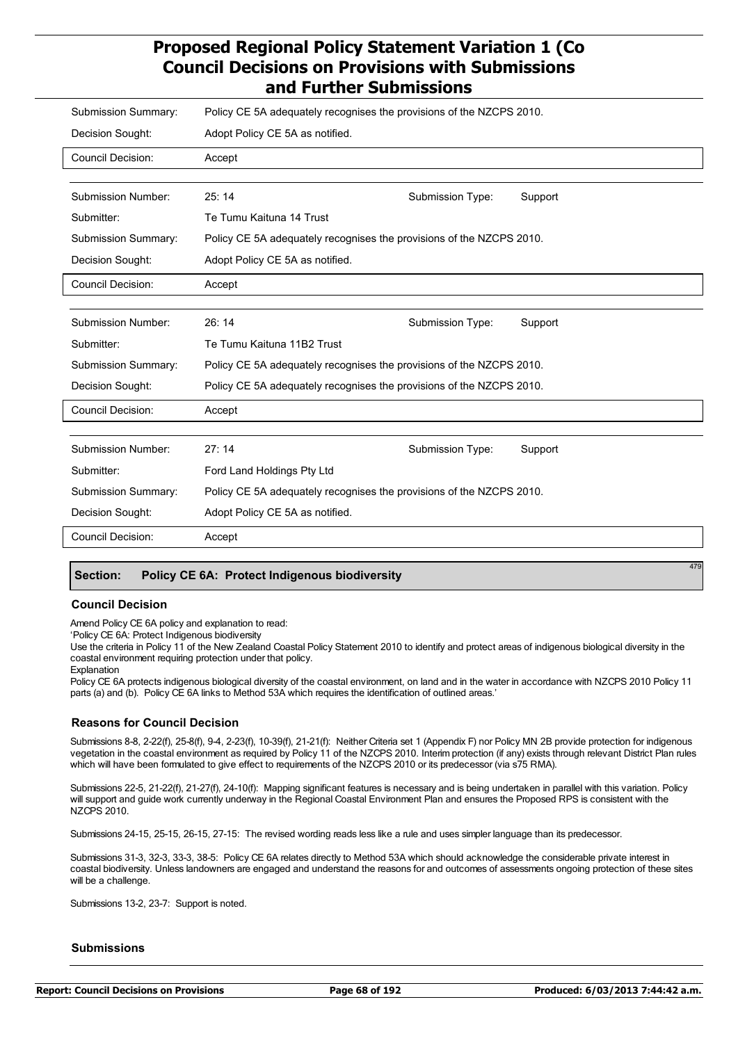| | | | |
|---|---|---|---|
| Submission Summary: | Policy CE 5A adequately recognises the provisions of the NZCPS 2010. | | |
| Decision Sought: | Adopt Policy CE 5A as notified. | | |
| Council Decision: | Accept | | |

| | | | |
|---|---|---|---|
| Submission Number: | 25: 14 | Submission Type: | Support |
| Submitter: | Te Tumu Kaituna 14 Trust | | |
| Submission Summary: | Policy CE 5A adequately recognises the provisions of the NZCPS 2010. | | |
| Decision Sought: | Adopt Policy CE 5A as notified. | | |
| Council Decision: | Accept | | |

| | | | |
|---|---|---|---|
| Submission Number: | 26: 14 | Submission Type: | Support |
| Submitter: | Te Tumu Kaituna 11B2 Trust | | |
| Submission Summary: | Policy CE 5A adequately recognises the provisions of the NZCPS 2010. | | |
| Decision Sought: | Policy CE 5A adequately recognises the provisions of the NZCPS 2010. | | |
| Council Decision: | Accept | | |

| | | | |
|---|---|---|---|
| Submission Number: | 27: 14 | Submission Type: | Support |
| Submitter: | Ford Land Holdings Pty Ltd | | |
| Submission Summary: | Policy CE 5A adequately recognises the provisions of the NZCPS 2010. | | |
| Decision Sought: | Adopt Policy CE 5A as notified. | | |
| Council Decision: | Accept | | |

## Section: Policy CE 6A: Protect Indigenous biodiversity

479

### Council Decision

Amend Policy CE 6A policy and explanation to read:

'Policy CE 6A: Protect Indigenous biodiversity

Use the criteria in Policy 11 of the New Zealand Coastal Policy Statement 2010 to identify and protect areas of indigenous biological diversity in the coastal environment requiring protection under that policy.

Explanation

Policy CE 6A protects indigenous biological diversity of the coastal environment, on land and in the water in accordance with NZCPS 2010 Policy 11 parts (a) and (b). Policy CE 6A links to Method 53A which requires the identification of outlined areas.'

### Reasons for Council Decision

Submissions 8-8, 2-22(f), 25-8(f), 9-4, 2-23(f), 10-39(f), 21-21(f): Neither Criteria set 1 (Appendix F) nor Policy MN 2B provide protection for indigenous vegetation in the coastal environment as required by Policy 11 of the NZCPS 2010. Interim protection (if any) exists through relevant District Plan rules which will have been formulated to give effect to requirements of the NZCPS 2010 or its predecessor (via s75 RMA).

Submissions 22-5, 21-22(f), 21-27(f), 24-10(f): Mapping significant features is necessary and is being undertaken in parallel with this variation. Policy will support and guide work currently underway in the Regional Coastal Environment Plan and ensures the Proposed RPS is consistent with the NZCPS 2010.

Submissions 24-15, 25-15, 26-15, 27-15: The revised wording reads less like a rule and uses simpler language than its predecessor.

Submissions 31-3, 32-3, 33-3, 38-5: Policy CE 6A relates directly to Method 53A which should acknowledge the considerable private interest in coastal biodiversity. Unless landowners are engaged and understand the reasons for and outcomes of assessments ongoing protection of these sites will be a challenge.

Submissions 13-2, 23-7: Support is noted.

### Submissions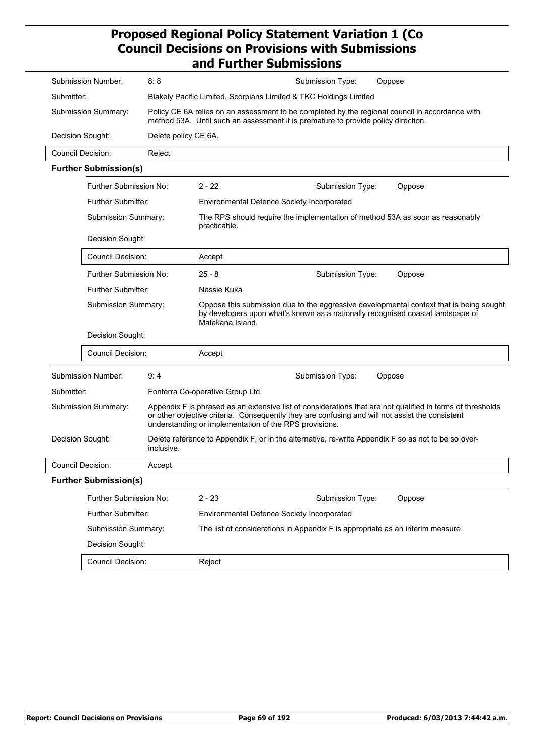| | | | |
|---|---|---|---|
| Submission Number: | 8: 8 | Submission Type: | Oppose |
| Submitter: | Blakely Pacific Limited, Scorpians Limited & TKC Holdings Limited | | |
| Submission Summary: | Policy CE 6A relies on an assessment to be completed by the regional council in accordance with method 53A. Until such an assessment it is premature to provide policy direction. | | |
| Decision Sought: | Delete policy CE 6A. | | |
| Council Decision: | Reject | | |

**Further Submission(s)**

| | | | |
|---|---|---|---|
| Further Submission No: | 2 - 22 | Submission Type: | Oppose |
| Further Submitter: | Environmental Defence Society Incorporated | | |
| Submission Summary: | The RPS should require the implementation of method 53A as soon as reasonably practicable. | | |
| Decision Sought: | | | |
| Council Decision: | Accept | | |
| Further Submission No: | 25 - 8 | Submission Type: | Oppose |
| Further Submitter: | Nessie Kuka | | |
| Submission Summary: | Oppose this submission due to the aggressive developmental context that is being sought by developers upon what's known as a nationally recognised coastal landscape of Matakana Island. | | |
| Decision Sought: | | | |
| Council Decision: | Accept | | |

| | | | |
|---|---|---|---|
| Submission Number: | 9: 4 | Submission Type: | Oppose |
| Submitter: | Fonterra Co-operative Group Ltd | | |
| Submission Summary: | Appendix F is phrased as an extensive list of considerations that are not qualified in terms of thresholds or other objective criteria. Consequently they are confusing and will not assist the consistent understanding or implementation of the RPS provisions. | | |
| Decision Sought: | Delete reference to Appendix F, or in the alternative, re-write Appendix F so as not to be so over-inclusive. | | |
| Council Decision: | Accept | | |

**Further Submission(s)**

| | | | |
|---|---|---|---|
| Further Submission No: | 2 - 23 | Submission Type: | Oppose |
| Further Submitter: | Environmental Defence Society Incorporated | | |
| Submission Summary: | The list of considerations in Appendix F is appropriate as an interim measure. | | |
| Decision Sought: | | | |
| Council Decision: | Reject | | |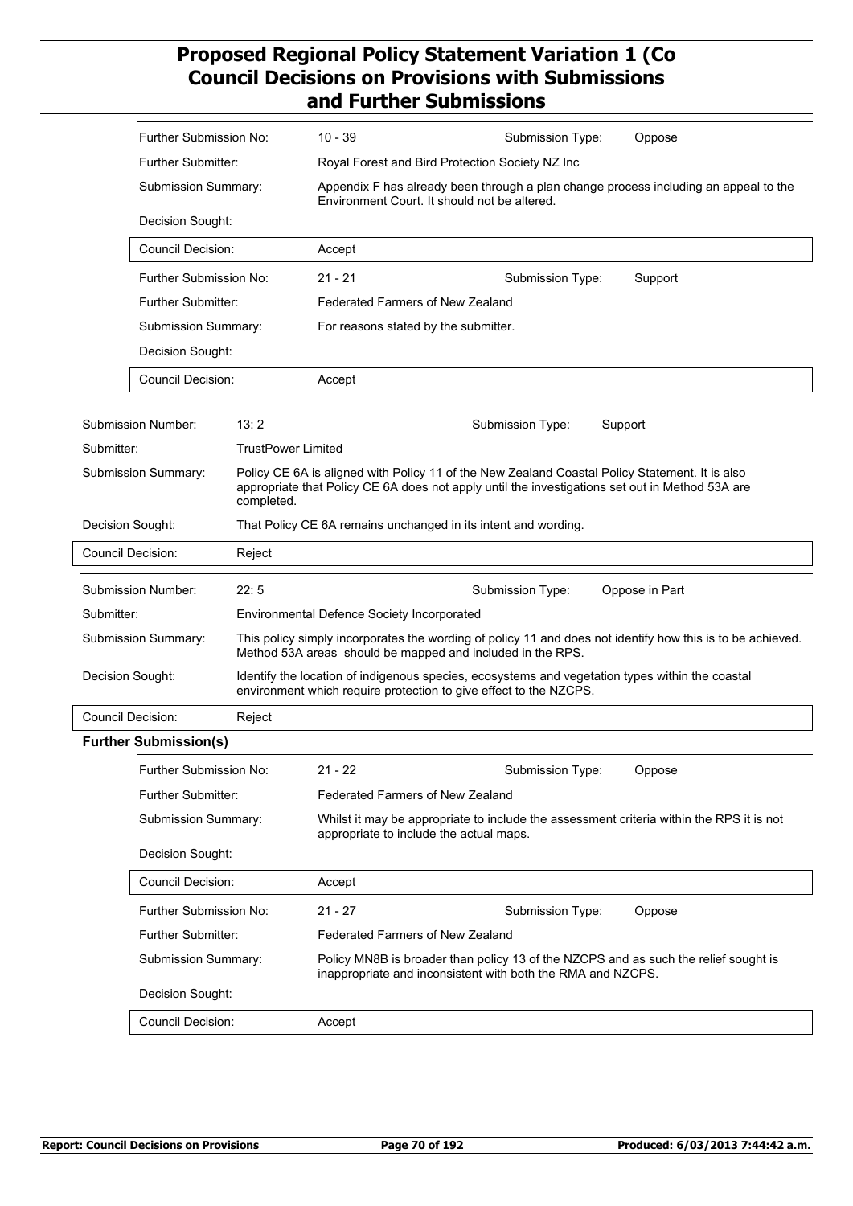| | | | |
|---|---|---|---|
| Further Submission No: | 10 - 39 | Submission Type: | Oppose |
| Further Submitter: | Royal Forest and Bird Protection Society NZ Inc | | |
| Submission Summary: | Appendix F has already been through a plan change process including an appeal to the Environment Court. It should not be altered. | | |
| Decision Sought: | | | |
| Council Decision: | Accept | | |

| | | | |
|---|---|---|---|
| Further Submission No: | 21 - 21 | Submission Type: | Support |
| Further Submitter: | Federated Farmers of New Zealand | | |
| Submission Summary: | For reasons stated by the submitter. | | |
| Decision Sought: | | | |
| Council Decision: | Accept | | |

| | | | |
|---|---|---|---|
| Submission Number: | 13: 2 | Submission Type: | Support |
| Submitter: | TrustPower Limited | | |
| Submission Summary: | Policy CE 6A is aligned with Policy 11 of the New Zealand Coastal Policy Statement. It is also appropriate that Policy CE 6A does not apply until the investigations set out in Method 53A are completed. | | |
| Decision Sought: | That Policy CE 6A remains unchanged in its intent and wording. | | |
| Council Decision: | Reject | | |

| | | | |
|---|---|---|---|
| Submission Number: | 22: 5 | Submission Type: | Oppose in Part |
| Submitter: | Environmental Defence Society Incorporated | | |
| Submission Summary: | This policy simply incorporates the wording of policy 11 and does not identify how this is to be achieved. Method 53A areas should be mapped and included in the RPS. | | |
| Decision Sought: | Identify the location of indigenous species, ecosystems and vegetation types within the coastal environment which require protection to give effect to the NZCPS. | | |
| Council Decision: | Reject | | |

**Further Submission(s)**

| | | | |
|---|---|---|---|
| Further Submission No: | 21 - 22 | Submission Type: | Oppose |
| Further Submitter: | Federated Farmers of New Zealand | | |
| Submission Summary: | Whilst it may be appropriate to include the assessment criteria within the RPS it is not appropriate to include the actual maps. | | |
| Decision Sought: | | | |
| Council Decision: | Accept | | |

| | | | |
|---|---|---|---|
| Further Submission No: | 21 - 27 | Submission Type: | Oppose |
| Further Submitter: | Federated Farmers of New Zealand | | |
| Submission Summary: | Policy MN8B is broader than policy 13 of the NZCPS and as such the relief sought is inappropriate and inconsistent with both the RMA and NZCPS. | | |
| Decision Sought: | | | |
| Council Decision: | Accept | | |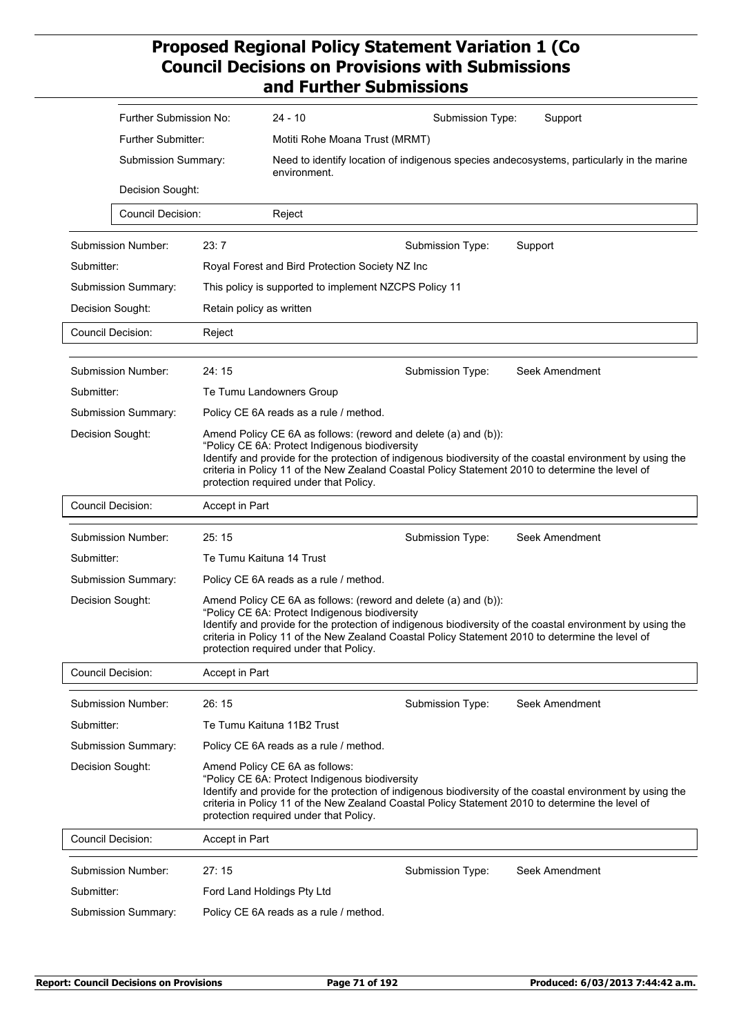| | |
|---|---|
| Further Submission No: | 24 - 10 |
| Submission Type: | Support |
| Further Submitter: | Motiti Rohe Moana Trust (MRMT) |
| Submission Summary: | Need to identify location of indigenous species andecosystems, particularly in the marine environment. |
| Decision Sought: | |
| Council Decision: | Reject |

| | |
|---|---|
| Submission Number: | 23: 7 |
| Submission Type: | Support |
| Submitter: | Royal Forest and Bird Protection Society NZ Inc |
| Submission Summary: | This policy is supported to implement NZCPS Policy 11 |
| Decision Sought: | Retain policy as written |
| Council Decision: | Reject |

| | |
|---|---|
| Submission Number: | 24: 15 |
| Submission Type: | Seek Amendment |
| Submitter: | Te Tumu Landowners Group |
| Submission Summary: | Policy CE 6A reads as a rule / method. |
| Decision Sought: | Amend Policy CE 6A as follows: (reword and delete (a) and (b)): "Policy CE 6A: Protect Indigenous biodiversity Identify and provide for the protection of indigenous biodiversity of the coastal environment by using the criteria in Policy 11 of the New Zealand Coastal Policy Statement 2010 to determine the level of protection required under that Policy. |
| Council Decision: | Accept in Part |

| | |
|---|---|
| Submission Number: | 25: 15 |
| Submission Type: | Seek Amendment |
| Submitter: | Te Tumu Kaituna 14 Trust |
| Submission Summary: | Policy CE 6A reads as a rule / method. |
| Decision Sought: | Amend Policy CE 6A as follows: (reword and delete (a) and (b)): "Policy CE 6A: Protect Indigenous biodiversity Identify and provide for the protection of indigenous biodiversity of the coastal environment by using the criteria in Policy 11 of the New Zealand Coastal Policy Statement 2010 to determine the level of protection required under that Policy. |
| Council Decision: | Accept in Part |

| | |
|---|---|
| Submission Number: | 26: 15 |
| Submission Type: | Seek Amendment |
| Submitter: | Te Tumu Kaituna 11B2 Trust |
| Submission Summary: | Policy CE 6A reads as a rule / method. |
| Decision Sought: | Amend Policy CE 6A as follows: "Policy CE 6A: Protect Indigenous biodiversity Identify and provide for the protection of indigenous biodiversity of the coastal environment by using the criteria in Policy 11 of the New Zealand Coastal Policy Statement 2010 to determine the level of protection required under that Policy. |
| Council Decision: | Accept in Part |

| | |
|---|---|
| Submission Number: | 27: 15 |
| Submission Type: | Seek Amendment |
| Submitter: | Ford Land Holdings Pty Ltd |
| Submission Summary: | Policy CE 6A reads as a rule / method. |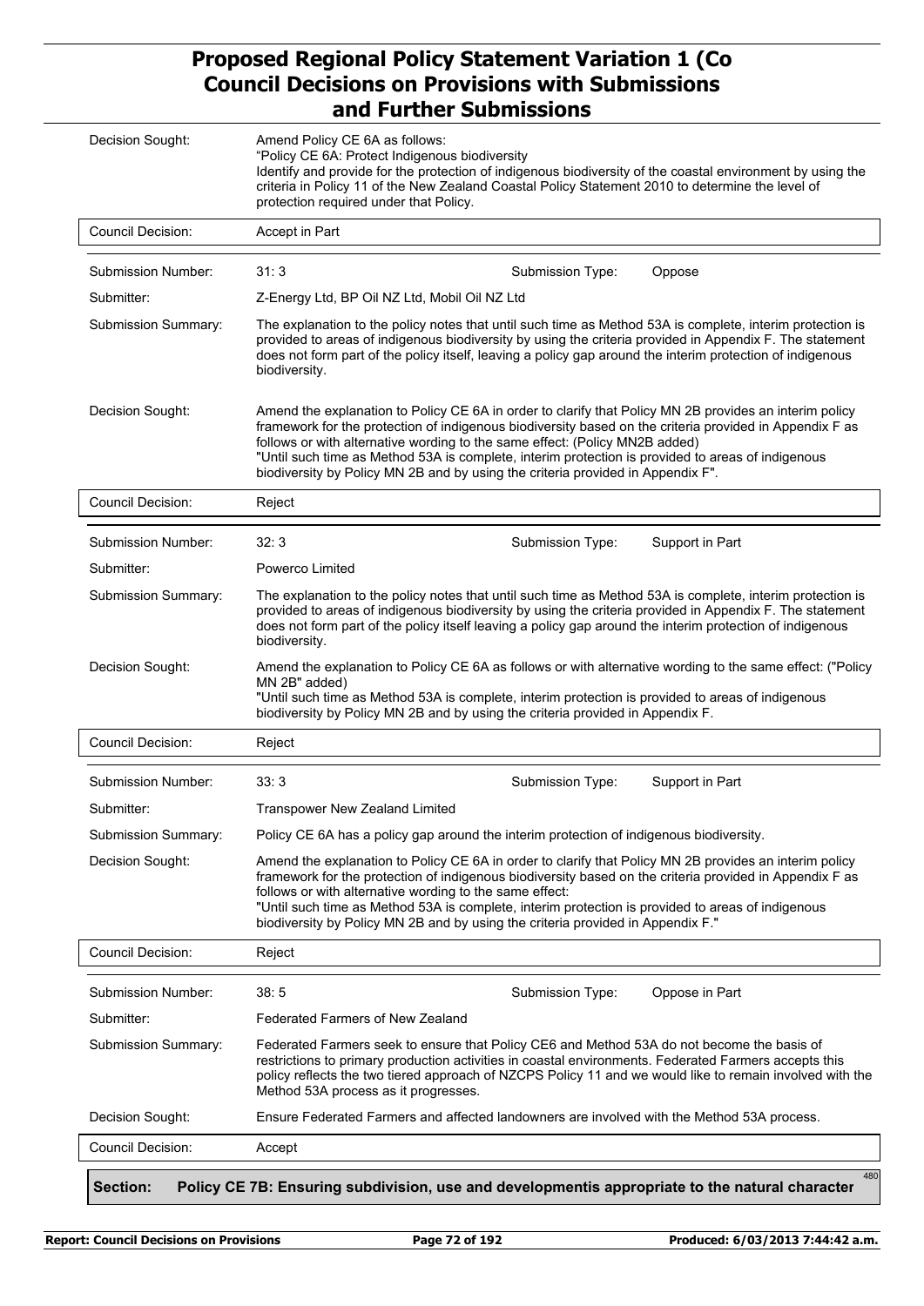| | |
|---|---|
| Decision Sought: | Amend Policy CE 6A as follows: "Policy CE 6A: Protect Indigenous biodiversity Identify and provide for the protection of indigenous biodiversity of the coastal environment by using the criteria in Policy 11 of the New Zealand Coastal Policy Statement 2010 to determine the level of protection required under that Policy. |
| Council Decision: | Accept in Part |

| | | | |
|---|---|---|---|
| Submission Number: | 31: 3 | Submission Type: | Oppose |
| Submitter: | Z-Energy Ltd, BP Oil NZ Ltd, Mobil Oil NZ Ltd | | |
| Submission Summary: | The explanation to the policy notes that until such time as Method 53A is complete, interim protection is provided to areas of indigenous biodiversity by using the criteria provided in Appendix F. The statement does not form part of the policy itself, leaving a policy gap around the interim protection of indigenous biodiversity. | | |
| Decision Sought: | Amend the explanation to Policy CE 6A in order to clarify that Policy MN 2B provides an interim policy framework for the protection of indigenous biodiversity based on the criteria provided in Appendix F as follows or with alternative wording to the same effect: (Policy MN2B added) "Until such time as Method 53A is complete, interim protection is provided to areas of indigenous biodiversity by Policy MN 2B and by using the criteria provided in Appendix F". | | |
| Council Decision: | Reject | | |

| | | | |
|---|---|---|---|
| Submission Number: | 32: 3 | Submission Type: | Support in Part |
| Submitter: | Powerco Limited | | |
| Submission Summary: | The explanation to the policy notes that until such time as Method 53A is complete, interim protection is provided to areas of indigenous biodiversity by using the criteria provided in Appendix F. The statement does not form part of the policy itself leaving a policy gap around the interim protection of indigenous biodiversity. | | |
| Decision Sought: | Amend the explanation to Policy CE 6A as follows or with alternative wording to the same effect: ("Policy MN 2B" added) "Until such time as Method 53A is complete, interim protection is provided to areas of indigenous biodiversity by Policy MN 2B and by using the criteria provided in Appendix F. | | |
| Council Decision: | Reject | | |

| | | | |
|---|---|---|---|
| Submission Number: | 33: 3 | Submission Type: | Support in Part |
| Submitter: | Transpower New Zealand Limited | | |
| Submission Summary: | Policy CE 6A has a policy gap around the interim protection of indigenous biodiversity. | | |
| Decision Sought: | Amend the explanation to Policy CE 6A in order to clarify that Policy MN 2B provides an interim policy framework for the protection of indigenous biodiversity based on the criteria provided in Appendix F as follows or with alternative wording to the same effect: "Until such time as Method 53A is complete, interim protection is provided to areas of indigenous biodiversity by Policy MN 2B and by using the criteria provided in Appendix F." | | |
| Council Decision: | Reject | | |

| | | | |
|---|---|---|---|
| Submission Number: | 38: 5 | Submission Type: | Oppose in Part |
| Submitter: | Federated Farmers of New Zealand | | |
| Submission Summary: | Federated Farmers seek to ensure that Policy CE6 and Method 53A do not become the basis of restrictions to primary production activities in coastal environments. Federated Farmers accepts this policy reflects the two tiered approach of NZCPS Policy 11 and we would like to remain involved with the Method 53A process as it progresses. | | |
| Decision Sought: | Ensure Federated Farmers and affected landowners are involved with the Method 53A process. | | |
| Council Decision: | Accept | | |

**Section: Policy CE 7B: Ensuring subdivision, use and developmentis appropriate to the natural character** 480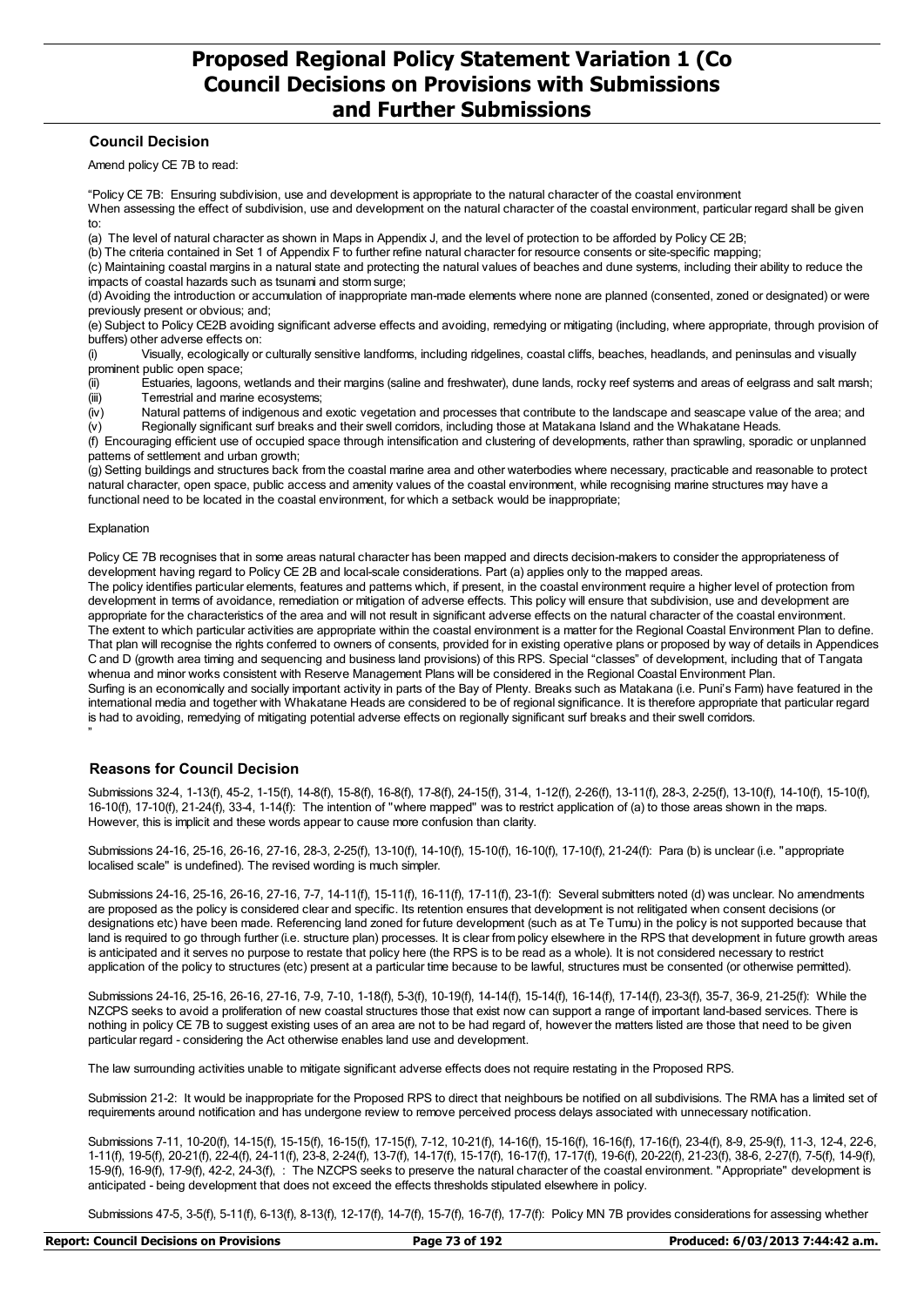## Council Decision

Amend policy CE 7B to read:

"Policy CE 7B: Ensuring subdivision, use and development is appropriate to the natural character of the coastal environment
When assessing the effect of subdivision, use and development on the natural character of the coastal environment, particular regard shall be given to:

(a) The level of natural character as shown in Maps in Appendix J, and the level of protection to be afforded by Policy CE 2B;
(b) The criteria contained in Set 1 of Appendix F to further refine natural character for resource consents or site-specific mapping;
(c) Maintaining coastal margins in a natural state and protecting the natural values of beaches and dune systems, including their ability to reduce the impacts of coastal hazards such as tsunami and storm surge;
(d) Avoiding the introduction or accumulation of inappropriate man-made elements where none are planned (consented, zoned or designated) or were previously present or obvious; and;
(e) Subject to Policy CE2B avoiding significant adverse effects and avoiding, remedying or mitigating (including, where appropriate, through provision of buffers) other adverse effects on:
(i) Visually, ecologically or culturally sensitive landforms, including ridgelines, coastal cliffs, beaches, headlands, and peninsulas and visually prominent public open space;
(ii) Estuaries, lagoons, wetlands and their margins (saline and freshwater), dune lands, rocky reef systems and areas of eelgrass and salt marsh;
(iii) Terrestrial and marine ecosystems;
(iv) Natural patterns of indigenous and exotic vegetation and processes that contribute to the landscape and seascape value of the area; and
(v) Regionally significant surf breaks and their swell corridors, including those at Matakana Island and the Whakatane Heads.
(f) Encouraging efficient use of occupied space through intensification and clustering of developments, rather than sprawling, sporadic or unplanned patterns of settlement and urban growth;
(g) Setting buildings and structures back from the coastal marine area and other waterbodies where necessary, practicable and reasonable to protect natural character, open space, public access and amenity values of the coastal environment, while recognising marine structures may have a functional need to be located in the coastal environment, for which a setback would be inappropriate;

Explanation

Policy CE 7B recognises that in some areas natural character has been mapped and directs decision-makers to consider the appropriateness of development having regard to Policy CE 2B and local-scale considerations. Part (a) applies only to the mapped areas.
The policy identifies particular elements, features and patterns which, if present, in the coastal environment require a higher level of protection from development in terms of avoidance, remediation or mitigation of adverse effects. This policy will ensure that subdivision, use and development are appropriate for the characteristics of the area and will not result in significant adverse effects on the natural character of the coastal environment.
The extent to which particular activities are appropriate within the coastal environment is a matter for the Regional Coastal Environment Plan to define. That plan will recognise the rights conferred to owners of consents, provided for in existing operative plans or proposed by way of details in Appendices C and D (growth area timing and sequencing and business land provisions) of this RPS. Special "classes" of development, including that of Tangata whenua and minor works consistent with Reserve Management Plans will be considered in the Regional Coastal Environment Plan.
Surfing is an economically and socially important activity in parts of the Bay of Plenty. Breaks such as Matakana (i.e. Puni's Farm) have featured in the international media and together with Whakatane Heads are considered to be of regional significance. It is therefore appropriate that particular regard is had to avoiding, remedying of mitigating potential adverse effects on regionally significant surf breaks and their swell corridors.
"

## Reasons for Council Decision

Submissions 32-4, 1-13(f), 45-2, 1-15(f), 14-8(f), 15-8(f), 16-8(f), 17-8(f), 24-15(f), 31-4, 1-12(f), 2-26(f), 13-11(f), 28-3, 2-25(f), 13-10(f), 14-10(f), 15-10(f), 16-10(f), 17-10(f), 21-24(f), 33-4, 1-14(f): The intention of "where mapped" was to restrict application of (a) to those areas shown in the maps. However, this is implicit and these words appear to cause more confusion than clarity.

Submissions 24-16, 25-16, 26-16, 27-16, 28-3, 2-25(f), 13-10(f), 14-10(f), 15-10(f), 16-10(f), 17-10(f), 21-24(f): Para (b) is unclear (i.e. "appropriate localised scale" is undefined). The revised wording is much simpler.

Submissions 24-16, 25-16, 26-16, 27-16, 7-7, 14-11(f), 15-11(f), 16-11(f), 17-11(f), 23-1(f): Several submitters noted (d) was unclear. No amendments are proposed as the policy is considered clear and specific. Its retention ensures that development is not relitigated when consent decisions (or designations etc) have been made. Referencing land zoned for future development (such as at Te Tumu) in the policy is not supported because that land is required to go through further (i.e. structure plan) processes. It is clear from policy elsewhere in the RPS that development in future growth areas is anticipated and it serves no purpose to restate that policy here (the RPS is to be read as a whole). It is not considered necessary to restrict application of the policy to structures (etc) present at a particular time because to be lawful, structures must be consented (or otherwise permitted).

Submissions 24-16, 25-16, 26-16, 27-16, 7-9, 7-10, 1-18(f), 5-3(f), 10-19(f), 14-14(f), 15-14(f), 16-14(f), 17-14(f), 23-3(f), 35-7, 36-9, 21-25(f): While the NZCPS seeks to avoid a proliferation of new coastal structures those that exist now can support a range of important land-based services. There is nothing in policy CE 7B to suggest existing uses of an area are not to be had regard of, however the matters listed are those that need to be given particular regard - considering the Act otherwise enables land use and development.

The law surrounding activities unable to mitigate significant adverse effects does not require restating in the Proposed RPS.

Submission 21-2: It would be inappropriate for the Proposed RPS to direct that neighbours be notified on all subdivisions. The RMA has a limited set of requirements around notification and has undergone review to remove perceived process delays associated with unnecessary notification.

Submissions 7-11, 10-20(f), 14-15(f), 15-15(f), 16-15(f), 17-15(f), 7-12, 10-21(f), 14-16(f), 15-16(f), 16-16(f), 17-16(f), 23-4(f), 8-9, 25-9(f), 11-3, 12-4, 22-6, 1-11(f), 19-5(f), 20-21(f), 22-4(f), 24-11(f), 23-8, 2-24(f), 13-7(f), 14-17(f), 15-17(f), 16-17(f), 17-17(f), 19-6(f), 20-22(f), 21-23(f), 38-6, 2-27(f), 7-5(f), 14-9(f), 15-9(f), 16-9(f), 17-9(f), 42-2, 24-3(f), : The NZCPS seeks to preserve the natural character of the coastal environment. "Appropriate" development is anticipated - being development that does not exceed the effects thresholds stipulated elsewhere in policy.

Submissions 47-5, 3-5(f), 5-11(f), 6-13(f), 8-13(f), 12-17(f), 14-7(f), 15-7(f), 16-7(f), 17-7(f): Policy MN 7B provides considerations for assessing whether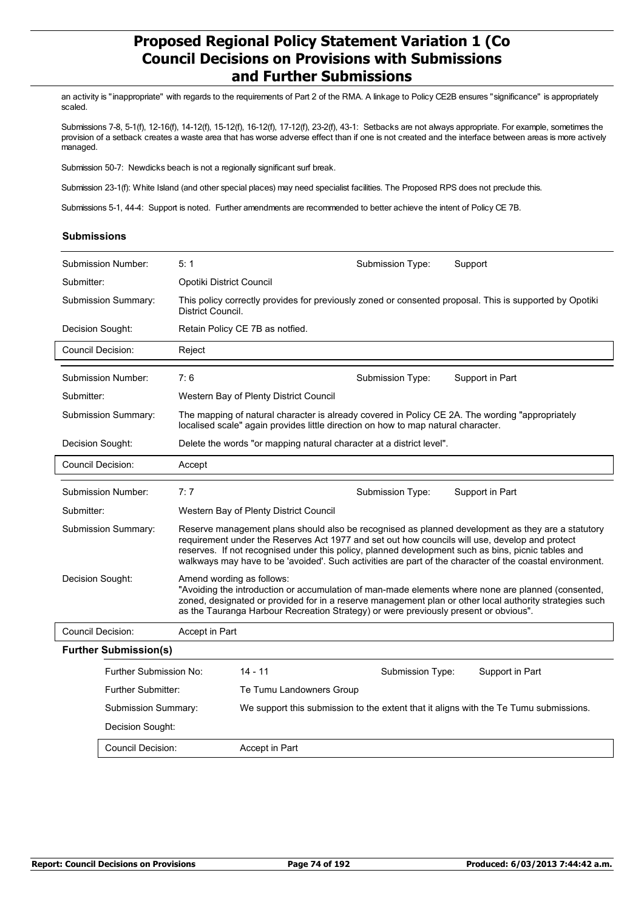an activity is "inappropriate" with regards to the requirements of Part 2 of the RMA. A linkage to Policy CE2B ensures "significance" is appropriately scaled.

Submissions 7-8, 5-1(f), 12-16(f), 14-12(f), 15-12(f), 16-12(f), 17-12(f), 23-2(f), 43-1: Setbacks are not always appropriate. For example, sometimes the provision of a setback creates a waste area that has worse adverse effect than if one is not created and the interface between areas is more actively managed.

Submission 50-7: Newdicks beach is not a regionally significant surf break.

Submission 23-1(f): White Island (and other special places) may need specialist facilities. The Proposed RPS does not preclude this.

Submissions 5-1, 44-4: Support is noted. Further amendments are recommended to better achieve the intent of Policy CE 7B.

### Submissions

| | | | |
|---|---|---|---|
| Submission Number: | 5: 1 | Submission Type: | Support |
| Submitter: | Opotiki District Council | | |
| Submission Summary: | This policy correctly provides for previously zoned or consented proposal. This is supported by Opotiki District Council. | | |
| Decision Sought: | Retain Policy CE 7B as notfied. | | |
| Council Decision: | Reject | | |

| | | | |
|---|---|---|---|
| Submission Number: | 7: 6 | Submission Type: | Support in Part |
| Submitter: | Western Bay of Plenty District Council | | |
| Submission Summary: | The mapping of natural character is already covered in Policy CE 2A. The wording "appropriately localised scale" again provides little direction on how to map natural character. | | |
| Decision Sought: | Delete the words "or mapping natural character at a district level". | | |
| Council Decision: | Accept | | |

| | | | |
|---|---|---|---|
| Submission Number: | 7: 7 | Submission Type: | Support in Part |
| Submitter: | Western Bay of Plenty District Council | | |
| Submission Summary: | Reserve management plans should also be recognised as planned development as they are a statutory requirement under the Reserves Act 1977 and set out how councils will use, develop and protect reserves. If not recognised under this policy, planned development such as bins, picnic tables and walkways may have to be 'avoided'. Such activities are part of the character of the coastal environment. | | |
| Decision Sought: | Amend wording as follows: "Avoiding the introduction or accumulation of man-made elements where none are planned (consented, zoned, designated or provided for in a reserve management plan or other local authority strategies such as the Tauranga Harbour Recreation Strategy) or were previously present or obvious". | | |
| Council Decision: | Accept in Part | | |

**Further Submission(s)**

| | | | |
|---|---|---|---|
| Further Submission No: | 14 - 11 | Submission Type: | Support in Part |
| Further Submitter: | Te Tumu Landowners Group | | |
| Submission Summary: | We support this submission to the extent that it aligns with the Te Tumu submissions. | | |
| Decision Sought: | | | |
| Council Decision: | Accept in Part | | |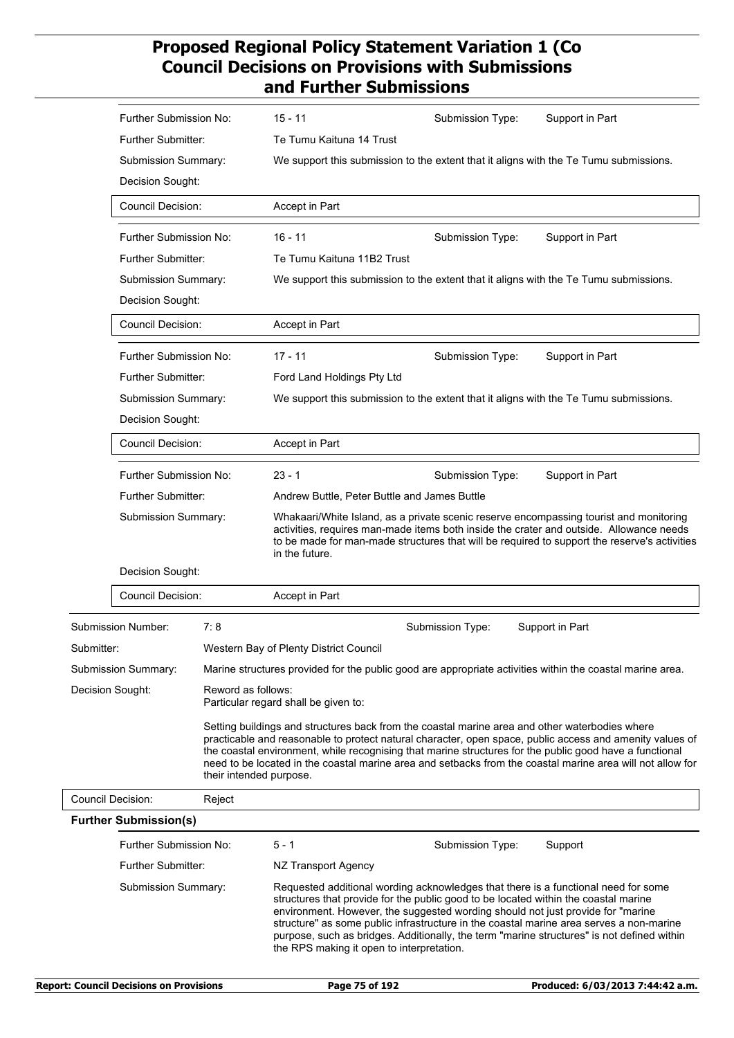| | |
|---|---|
| Further Submission No: | 15 - 11 |
| Submission Type: | Support in Part |
| Further Submitter: | Te Tumu Kaituna 14 Trust |
| Submission Summary: | We support this submission to the extent that it aligns with the Te Tumu submissions. |
| Decision Sought: | |
| Council Decision: | Accept in Part |

| | |
|---|---|
| Further Submission No: | 16 - 11 |
| Submission Type: | Support in Part |
| Further Submitter: | Te Tumu Kaituna 11B2 Trust |
| Submission Summary: | We support this submission to the extent that it aligns with the Te Tumu submissions. |
| Decision Sought: | |
| Council Decision: | Accept in Part |

| | |
|---|---|
| Further Submission No: | 17 - 11 |
| Submission Type: | Support in Part |
| Further Submitter: | Ford Land Holdings Pty Ltd |
| Submission Summary: | We support this submission to the extent that it aligns with the Te Tumu submissions. |
| Decision Sought: | |
| Council Decision: | Accept in Part |

| | |
|---|---|
| Further Submission No: | 23 - 1 |
| Submission Type: | Support in Part |
| Further Submitter: | Andrew Buttle, Peter Buttle and James Buttle |
| Submission Summary: | Whakaari/White Island, as a private scenic reserve encompassing tourist and monitoring activities, requires man-made items both inside the crater and outside. Allowance needs to be made for man-made structures that will be required to support the reserve's activities in the future. |
| Decision Sought: | |
| Council Decision: | Accept in Part |

| | |
|---|---|
| Submission Number: | 7: 8 |
| Submission Type: | Support in Part |
| Submitter: | Western Bay of Plenty District Council |
| Submission Summary: | Marine structures provided for the public good are appropriate activities within the coastal marine area. |
| Decision Sought: | Reword as follows:<br>Particular regard shall be given to:<br><br>Setting buildings and structures back from the coastal marine area and other waterbodies where practicable and reasonable to protect natural character, open space, public access and amenity values of the coastal environment, while recognising that marine structures for the public good have a functional need to be located in the coastal marine area and setbacks from the coastal marine area will not allow for their intended purpose. |
| Council Decision: | Reject |

**Further Submission(s)**

| | |
|---|---|
| Further Submission No: | 5 - 1 |
| Submission Type: | Support |
| Further Submitter: | NZ Transport Agency |
| Submission Summary: | Requested additional wording acknowledges that there is a functional need for some structures that provide for the public good to be located within the coastal marine environment. However, the suggested wording should not just provide for "marine structure" as some public infrastructure in the coastal marine area serves a non-marine purpose, such as bridges. Additionally, the term "marine structures" is not defined within the RPS making it open to interpretation. |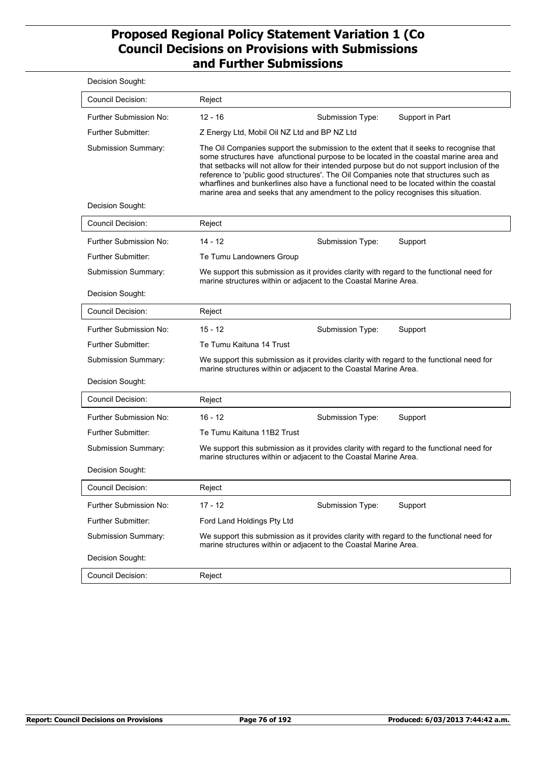Decision Sought:

Council Decision: Reject

| | | | |
|---|---|---|---|
| Further Submission No: | 12 - 16 | Submission Type: | Support in Part |
| Further Submitter: | Z Energy Ltd, Mobil Oil NZ Ltd and BP NZ Ltd | | |
| Submission Summary: | The Oil Companies support the submission to the extent that it seeks to recognise that some structures have afunctional purpose to be located in the coastal marine area and that setbacks will not allow for their intended purpose but do not support inclusion of the reference to 'public good structures'. The Oil Companies note that structures such as wharflines and bunkerlines also have a functional need to be located within the coastal marine area and seeks that any amendment to the policy recognises this situation. | | |
| Decision Sought: | | | |
| Council Decision: | Reject | | |

| | | | |
|---|---|---|---|
| Further Submission No: | 14 - 12 | Submission Type: | Support |
| Further Submitter: | Te Tumu Landowners Group | | |
| Submission Summary: | We support this submission as it provides clarity with regard to the functional need for marine structures within or adjacent to the Coastal Marine Area. | | |
| Decision Sought: | | | |
| Council Decision: | Reject | | |

| | | | |
|---|---|---|---|
| Further Submission No: | 15 - 12 | Submission Type: | Support |
| Further Submitter: | Te Tumu Kaituna 14 Trust | | |
| Submission Summary: | We support this submission as it provides clarity with regard to the functional need for marine structures within or adjacent to the Coastal Marine Area. | | |
| Decision Sought: | | | |
| Council Decision: | Reject | | |

| | | | |
|---|---|---|---|
| Further Submission No: | 16 - 12 | Submission Type: | Support |
| Further Submitter: | Te Tumu Kaituna 11B2 Trust | | |
| Submission Summary: | We support this submission as it provides clarity with regard to the functional need for marine structures within or adjacent to the Coastal Marine Area. | | |
| Decision Sought: | | | |
| Council Decision: | Reject | | |

| | | | |
|---|---|---|---|
| Further Submission No: | 17 - 12 | Submission Type: | Support |
| Further Submitter: | Ford Land Holdings Pty Ltd | | |
| Submission Summary: | We support this submission as it provides clarity with regard to the functional need for marine structures within or adjacent to the Coastal Marine Area. | | |
| Decision Sought: | | | |
| Council Decision: | Reject | | |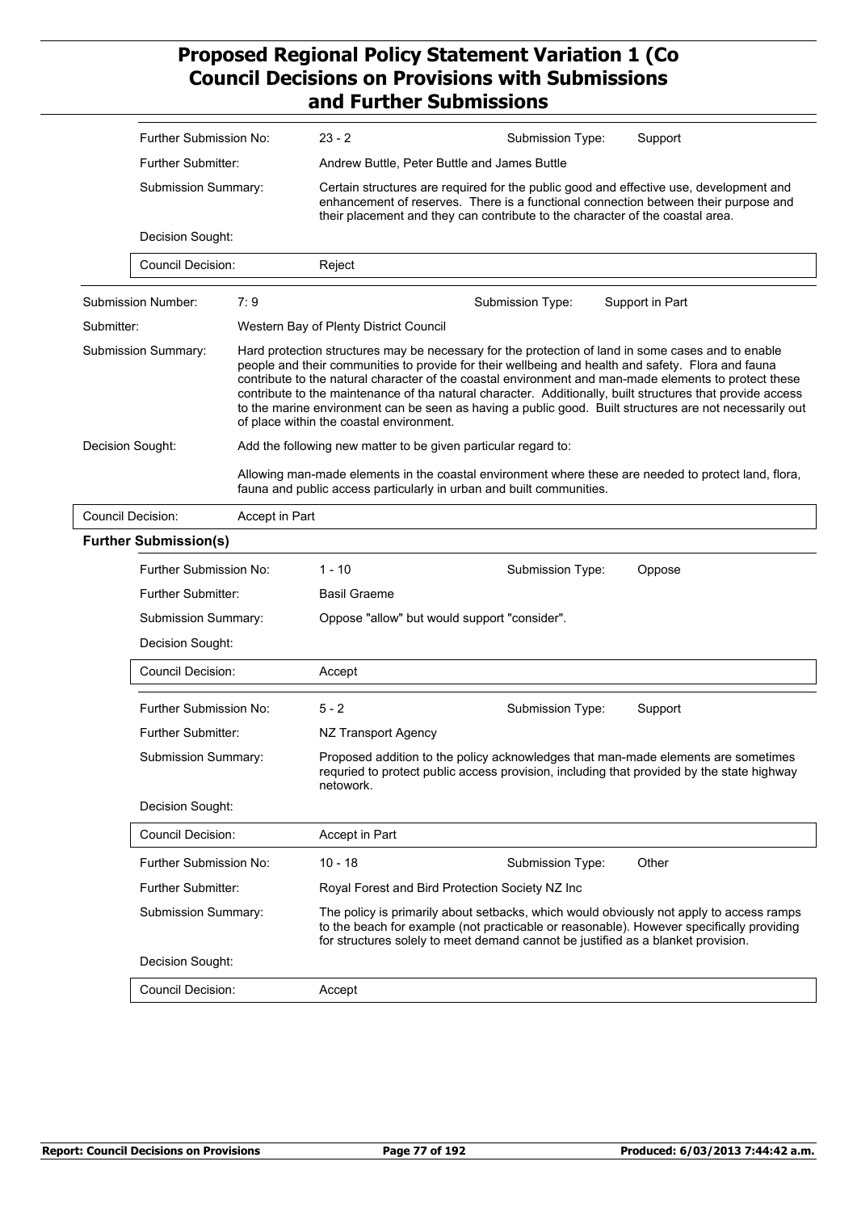| | | | | |
|---|---|---|---|---|
| Further Submission No: | 23 - 2 | | Submission Type: | Support |
| Further Submitter: | Andrew Buttle, Peter Buttle and James Buttle | | | |
| Submission Summary: | Certain structures are required for the public good and effective use, development and enhancement of reserves. There is a functional connection between their purpose and their placement and they can contribute to the character of the coastal area. | | | |
| Decision Sought: | | | | |
| Council Decision: | Reject | | | |

| | | | |
|---|---|---|---|
| Submission Number: | 7: 9 | Submission Type: | Support in Part |
| Submitter: | Western Bay of Plenty District Council | | |
| Submission Summary: | Hard protection structures may be necessary for the protection of land in some cases and to enable people and their communities to provide for their wellbeing and health and safety. Flora and fauna contribute to the natural character of the coastal environment and man-made elements to protect these contribute to the maintenance of tha natural character. Additionally, built structures that provide access to the marine environment can be seen as having a public good. Built structures are not necessarily out of place within the coastal environment. | | |
| Decision Sought: | Add the following new matter to be given particular regard to:<br><br>Allowing man-made elements in the coastal environment where these are needed to protect land, flora, fauna and public access particularly in urban and built communities. | | |
| Council Decision: | Accept in Part | | |

**Further Submission(s)**

| | | | |
|---|---|---|---|
| Further Submission No: | 1 - 10 | Submission Type: | Oppose |
| Further Submitter: | Basil Graeme | | |
| Submission Summary: | Oppose "allow" but would support "consider". | | |
| Decision Sought: | | | |
| Council Decision: | Accept | | |

| | | | |
|---|---|---|---|
| Further Submission No: | 5 - 2 | Submission Type: | Support |
| Further Submitter: | NZ Transport Agency | | |
| Submission Summary: | Proposed addition to the policy acknowledges that man-made elements are sometimes requried to protect public access provision, including that provided by the state highway netowork. | | |
| Decision Sought: | | | |
| Council Decision: | Accept in Part | | |

| | | | |
|---|---|---|---|
| Further Submission No: | 10 - 18 | Submission Type: | Other |
| Further Submitter: | Royal Forest and Bird Protection Society NZ Inc | | |
| Submission Summary: | The policy is primarily about setbacks, which would obviously not apply to access ramps to the beach for example (not practicable or reasonable). However specifically providing for structures solely to meet demand cannot be justified as a blanket provision. | | |
| Decision Sought: | | | |
| Council Decision: | Accept | | |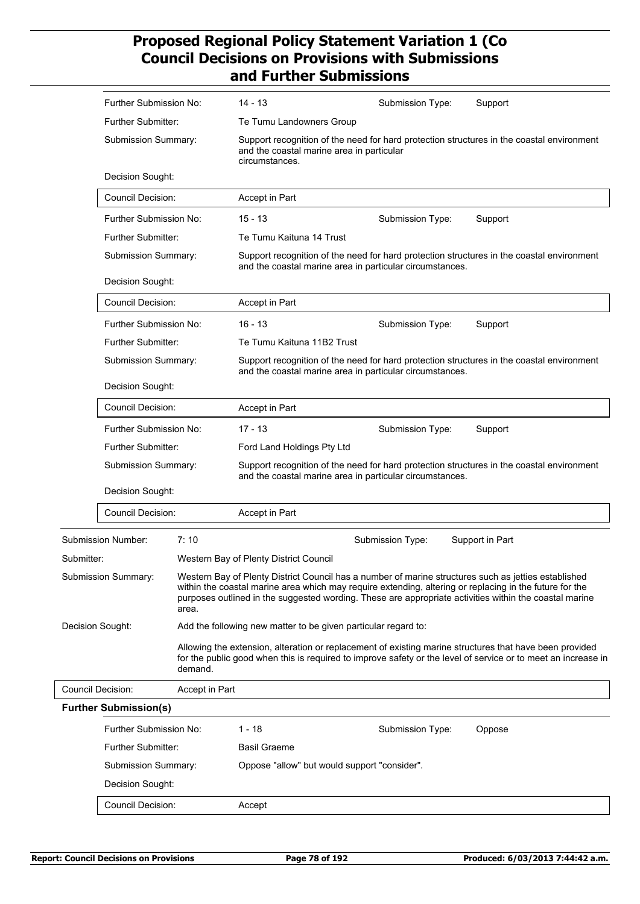| | | | |
|---|---|---|---|
| Further Submission No: | 14 - 13 | Submission Type: | Support |
| Further Submitter: | Te Tumu Landowners Group | | |
| Submission Summary: | Support recognition of the need for hard protection structures in the coastal environment and the coastal marine area in particular circumstances. | | |
| Decision Sought: | | | |
| Council Decision: | Accept in Part | | |

| | | | |
|---|---|---|---|
| Further Submission No: | 15 - 13 | Submission Type: | Support |
| Further Submitter: | Te Tumu Kaituna 14 Trust | | |
| Submission Summary: | Support recognition of the need for hard protection structures in the coastal environment and the coastal marine area in particular circumstances. | | |
| Decision Sought: | | | |
| Council Decision: | Accept in Part | | |

| | | | |
|---|---|---|---|
| Further Submission No: | 16 - 13 | Submission Type: | Support |
| Further Submitter: | Te Tumu Kaituna 11B2 Trust | | |
| Submission Summary: | Support recognition of the need for hard protection structures in the coastal environment and the coastal marine area in particular circumstances. | | |
| Decision Sought: | | | |
| Council Decision: | Accept in Part | | |

| | | | |
|---|---|---|---|
| Further Submission No: | 17 - 13 | Submission Type: | Support |
| Further Submitter: | Ford Land Holdings Pty Ltd | | |
| Submission Summary: | Support recognition of the need for hard protection structures in the coastal environment and the coastal marine area in particular circumstances. | | |
| Decision Sought: | | | |
| Council Decision: | Accept in Part | | |

| | | | |
|---|---|---|---|
| Submission Number: | 7: 10 | Submission Type: | Support in Part |
| Submitter: | Western Bay of Plenty District Council | | |
| Submission Summary: | Western Bay of Plenty District Council has a number of marine structures such as jetties established within the coastal marine area which may require extending, altering or replacing in the future for the purposes outlined in the suggested wording. These are appropriate activities within the coastal marine area. | | |
| Decision Sought: | Add the following new matter to be given particular regard to:<br><br>Allowing the extension, alteration or replacement of existing marine structures that have been provided for the public good when this is required to improve safety or the level of service or to meet an increase in demand. | | |
| Council Decision: | Accept in Part | | |

**Further Submission(s)**

| | | | |
|---|---|---|---|
| Further Submission No: | 1 - 18 | Submission Type: | Oppose |
| Further Submitter: | Basil Graeme | | |
| Submission Summary: | Oppose "allow" but would support "consider". | | |
| Decision Sought: | | | |
| Council Decision: | Accept | | |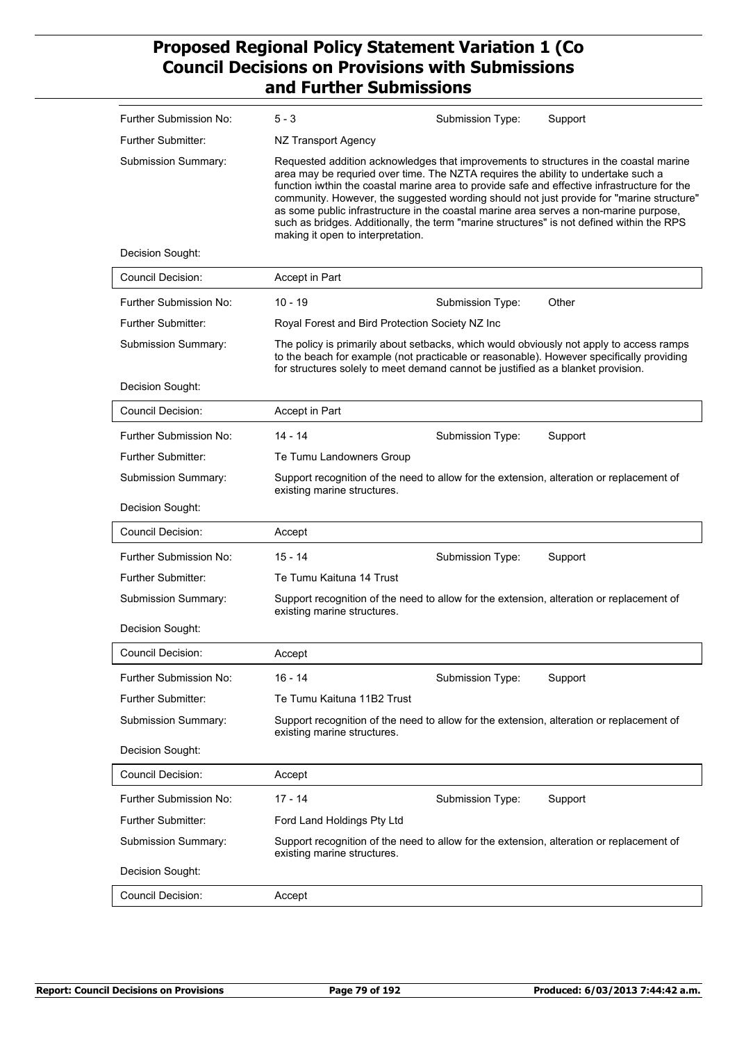| | | | |
|---|---|---|---|
| Further Submission No: | 5 - 3 | Submission Type: | Support |
| Further Submitter: | NZ Transport Agency | | |
| Submission Summary: | Requested addition acknowledges that improvements to structures in the coastal marine area may be requried over time. The NZTA requires the ability to undertake such a function iwthin the coastal marine area to provide safe and effective infrastructure for the community. However, the suggested wording should not just provide for "marine structure" as some public infrastructure in the coastal marine area serves a non-marine purpose, such as bridges. Additionally, the term "marine structures" is not defined within the RPS making it open to interpretation. | | |
| Decision Sought: | | | |
| Council Decision: | Accept in Part | | |

| | | | |
|---|---|---|---|
| Further Submission No: | 10 - 19 | Submission Type: | Other |
| Further Submitter: | Royal Forest and Bird Protection Society NZ Inc | | |
| Submission Summary: | The policy is primarily about setbacks, which would obviously not apply to access ramps to the beach for example (not practicable or reasonable). However specifically providing for structures solely to meet demand cannot be justified as a blanket provision. | | |
| Decision Sought: | | | |
| Council Decision: | Accept in Part | | |

| | | | |
|---|---|---|---|
| Further Submission No: | 14 - 14 | Submission Type: | Support |
| Further Submitter: | Te Tumu Landowners Group | | |
| Submission Summary: | Support recognition of the need to allow for the extension, alteration or replacement of existing marine structures. | | |
| Decision Sought: | | | |
| Council Decision: | Accept | | |

| | | | |
|---|---|---|---|
| Further Submission No: | 15 - 14 | Submission Type: | Support |
| Further Submitter: | Te Tumu Kaituna 14 Trust | | |
| Submission Summary: | Support recognition of the need to allow for the extension, alteration or replacement of existing marine structures. | | |
| Decision Sought: | | | |
| Council Decision: | Accept | | |

| | | | |
|---|---|---|---|
| Further Submission No: | 16 - 14 | Submission Type: | Support |
| Further Submitter: | Te Tumu Kaituna 11B2 Trust | | |
| Submission Summary: | Support recognition of the need to allow for the extension, alteration or replacement of existing marine structures. | | |
| Decision Sought: | | | |
| Council Decision: | Accept | | |

| | | | |
|---|---|---|---|
| Further Submission No: | 17 - 14 | Submission Type: | Support |
| Further Submitter: | Ford Land Holdings Pty Ltd | | |
| Submission Summary: | Support recognition of the need to allow for the extension, alteration or replacement of existing marine structures. | | |
| Decision Sought: | | | |
| Council Decision: | Accept | | |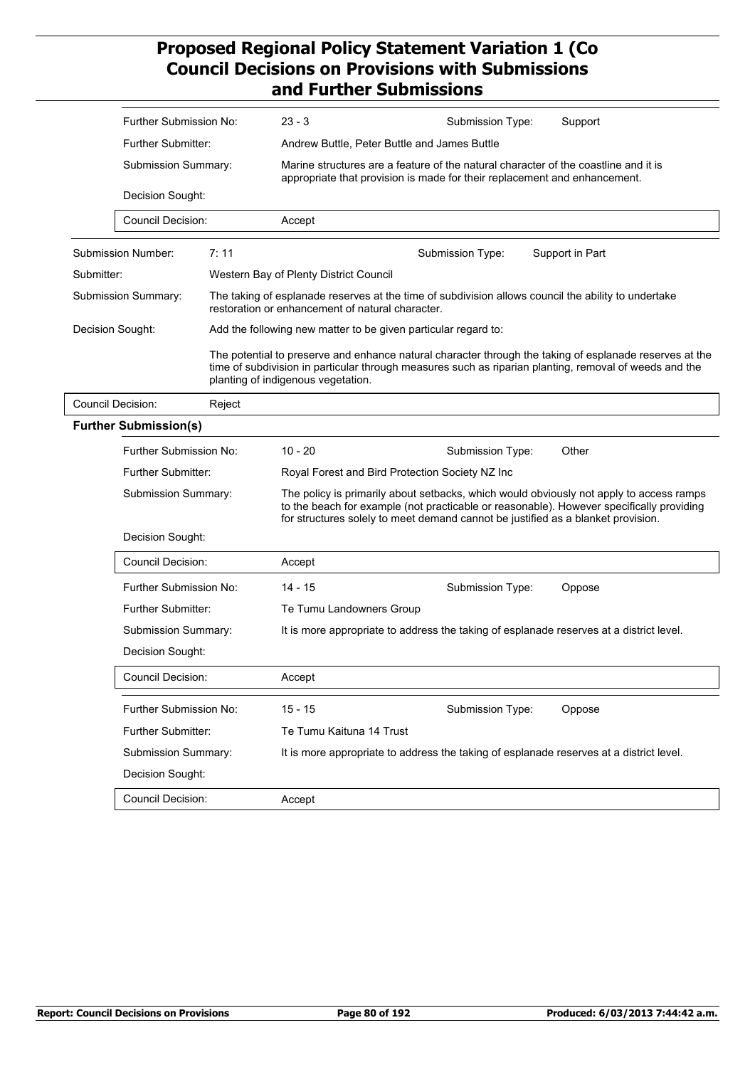| | | | | |
|---|---|---|---|---|
| Further Submission No: | 23 - 3 | Submission Type: | Support |
| Further Submitter: | Andrew Buttle, Peter Buttle and James Buttle | | |
| Submission Summary: | Marine structures are a feature of the natural character of the coastline and it is appropriate that provision is made for their replacement and enhancement. | | |
| Decision Sought: | | | |
| Council Decision: | Accept | | |

| | | | |
|---|---|---|---|
| Submission Number: | 7: 11 | Submission Type: | Support in Part |
| Submitter: | Western Bay of Plenty District Council | | |
| Submission Summary: | The taking of esplanade reserves at the time of subdivision allows council the ability to undertake restoration or enhancement of natural character. | | |
| Decision Sought: | Add the following new matter to be given particular regard to:<br><br>The potential to preserve and enhance natural character through the taking of esplanade reserves at the time of subdivision in particular through measures such as riparian planting, removal of weeds and the planting of indigenous vegetation. | | |
| Council Decision: | Reject | | |

**Further Submission(s)**

| | | | |
|---|---|---|---|
| Further Submission No: | 10 - 20 | Submission Type: | Other |
| Further Submitter: | Royal Forest and Bird Protection Society NZ Inc | | |
| Submission Summary: | The policy is primarily about setbacks, which would obviously not apply to access ramps to the beach for example (not practicable or reasonable). However specifically providing for structures solely to meet demand cannot be justified as a blanket provision. | | |
| Decision Sought: | | | |
| Council Decision: | Accept | | |

| | | | |
|---|---|---|---|
| Further Submission No: | 14 - 15 | Submission Type: | Oppose |
| Further Submitter: | Te Tumu Landowners Group | | |
| Submission Summary: | It is more appropriate to address the taking of esplanade reserves at a district level. | | |
| Decision Sought: | | | |
| Council Decision: | Accept | | |

| | | | |
|---|---|---|---|
| Further Submission No: | 15 - 15 | Submission Type: | Oppose |
| Further Submitter: | Te Tumu Kaituna 14 Trust | | |
| Submission Summary: | It is more appropriate to address the taking of esplanade reserves at a district level. | | |
| Decision Sought: | | | |
| Council Decision: | Accept | | |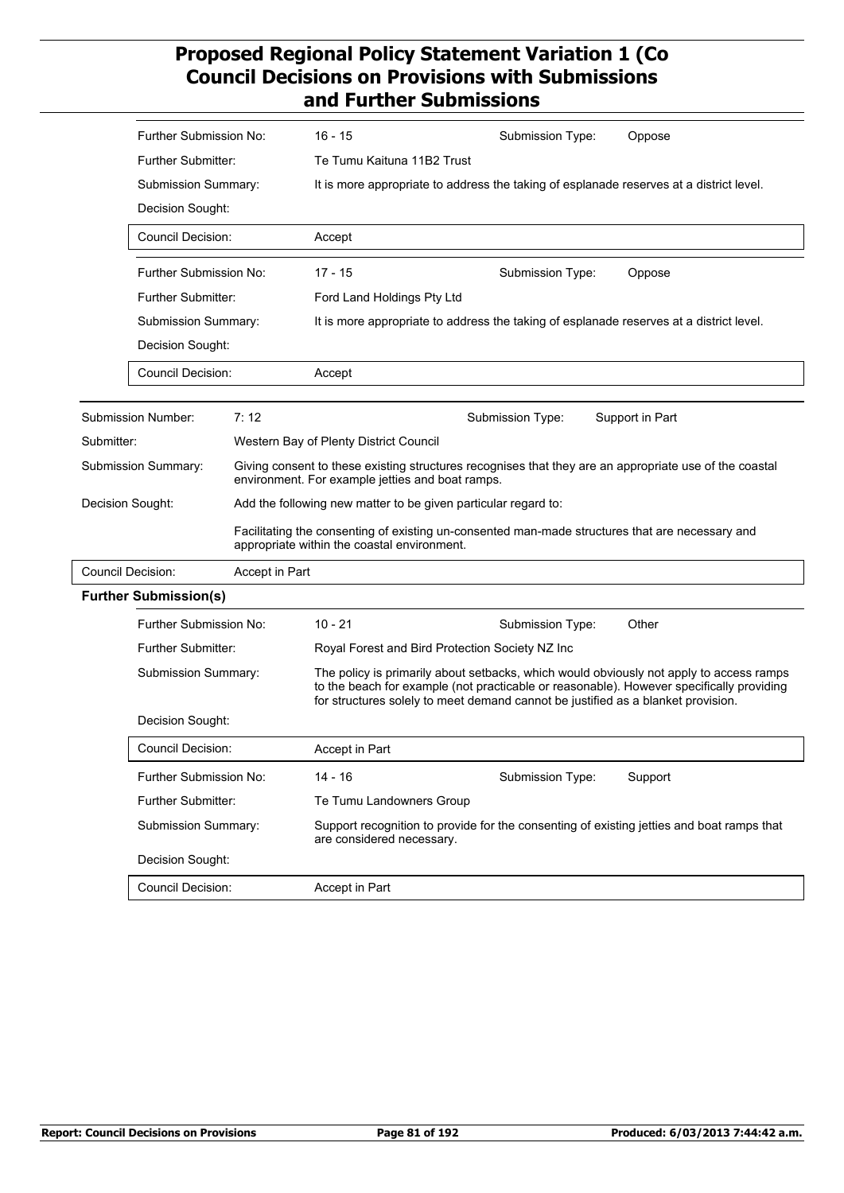| | | | |
|---|---|---|---|
| Further Submission No: | 16 - 15 | Submission Type: | Oppose |
| Further Submitter: | Te Tumu Kaituna 11B2 Trust | | |
| Submission Summary: | It is more appropriate to address the taking of esplanade reserves at a district level. | | |
| Decision Sought: | | | |
| Council Decision: | Accept | | |

| | | | |
|---|---|---|---|
| Further Submission No: | 17 - 15 | Submission Type: | Oppose |
| Further Submitter: | Ford Land Holdings Pty Ltd | | |
| Submission Summary: | It is more appropriate to address the taking of esplanade reserves at a district level. | | |
| Decision Sought: | | | |
| Council Decision: | Accept | | |

| | | | |
|---|---|---|---|
| Submission Number: | 7: 12 | Submission Type: | Support in Part |
| Submitter: | Western Bay of Plenty District Council | | |
| Submission Summary: | Giving consent to these existing structures recognises that they are an appropriate use of the coastal environment. For example jetties and boat ramps. | | |
| Decision Sought: | Add the following new matter to be given particular regard to:<br><br>Facilitating the consenting of existing un-consented man-made structures that are necessary and appropriate within the coastal environment. | | |
| Council Decision: | Accept in Part | | |

**Further Submission(s)**

| | | | |
|---|---|---|---|
| Further Submission No: | 10 - 21 | Submission Type: | Other |
| Further Submitter: | Royal Forest and Bird Protection Society NZ Inc | | |
| Submission Summary: | The policy is primarily about setbacks, which would obviously not apply to access ramps to the beach for example (not practicable or reasonable). However specifically providing for structures solely to meet demand cannot be justified as a blanket provision. | | |
| Decision Sought: | | | |
| Council Decision: | Accept in Part | | |

| | | | |
|---|---|---|---|
| Further Submission No: | 14 - 16 | Submission Type: | Support |
| Further Submitter: | Te Tumu Landowners Group | | |
| Submission Summary: | Support recognition to provide for the consenting of existing jetties and boat ramps that are considered necessary. | | |
| Decision Sought: | | | |
| Council Decision: | Accept in Part | | |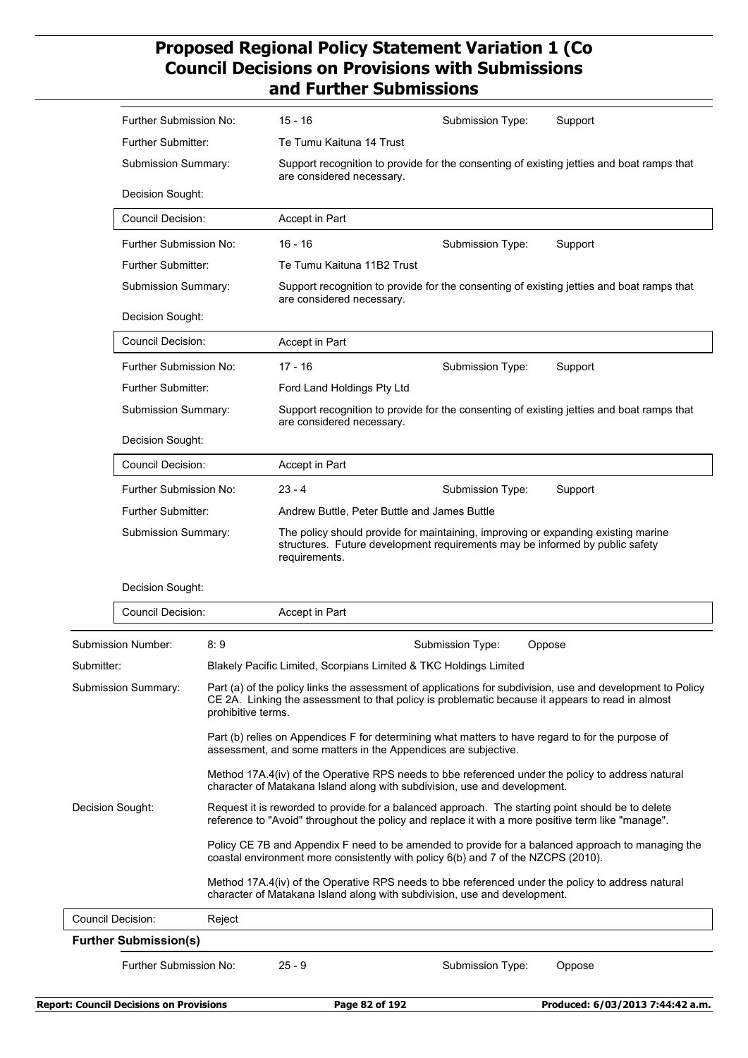| | | | |
|---|---|---|---|
| Further Submission No: | 15 - 16 | Submission Type: | Support |
| Further Submitter: | Te Tumu Kaituna 14 Trust | | |
| Submission Summary: | Support recognition to provide for the consenting of existing jetties and boat ramps that are considered necessary. | | |
| Decision Sought: | | | |
| Council Decision: | Accept in Part | | |

| | | | |
|---|---|---|---|
| Further Submission No: | 16 - 16 | Submission Type: | Support |
| Further Submitter: | Te Tumu Kaituna 11B2 Trust | | |
| Submission Summary: | Support recognition to provide for the consenting of existing jetties and boat ramps that are considered necessary. | | |
| Decision Sought: | | | |
| Council Decision: | Accept in Part | | |

| | | | |
|---|---|---|---|
| Further Submission No: | 17 - 16 | Submission Type: | Support |
| Further Submitter: | Ford Land Holdings Pty Ltd | | |
| Submission Summary: | Support recognition to provide for the consenting of existing jetties and boat ramps that are considered necessary. | | |
| Decision Sought: | | | |
| Council Decision: | Accept in Part | | |

| | | | |
|---|---|---|---|
| Further Submission No: | 23 - 4 | Submission Type: | Support |
| Further Submitter: | Andrew Buttle, Peter Buttle and James Buttle | | |
| Submission Summary: | The policy should provide for maintaining, improving or expanding existing marine structures. Future development requirements may be informed by public safety requirements. | | |
| Decision Sought: | | | |
| Council Decision: | Accept in Part | | |

| | | | |
|---|---|---|---|
| Submission Number: | 8: 9 | Submission Type: | Oppose |
| Submitter: | Blakely Pacific Limited, Scorpians Limited & TKC Holdings Limited | | |

**Submission Summary:**

Part (a) of the policy links the assessment of applications for subdivision, use and development to Policy CE 2A. Linking the assessment to that policy is problematic because it appears to read in almost prohibitive terms.

Part (b) relies on Appendices F for determining what matters to have regard to for the purpose of assessment, and some matters in the Appendices are subjective.

Method 17A.4(iv) of the Operative RPS needs to bbe referenced under the policy to address natural character of Matakana Island along with subdivision, use and development.

**Decision Sought:**

Request it is reworded to provide for a balanced approach. The starting point should be to delete reference to "Avoid" throughout the policy and replace it with a more positive term like "manage".

Policy CE 7B and Appendix F need to be amended to provide for a balanced approach to managing the coastal environment more consistently with policy 6(b) and 7 of the NZCPS (2010).

Method 17A.4(iv) of the Operative RPS needs to bbe referenced under the policy to address natural character of Matakana Island along with subdivision, use and development.

| | |
|---|---|
| Council Decision: | Reject |

**Further Submission(s)**

| | | | |
|---|---|---|---|
| Further Submission No: | 25 - 9 | Submission Type: | Oppose |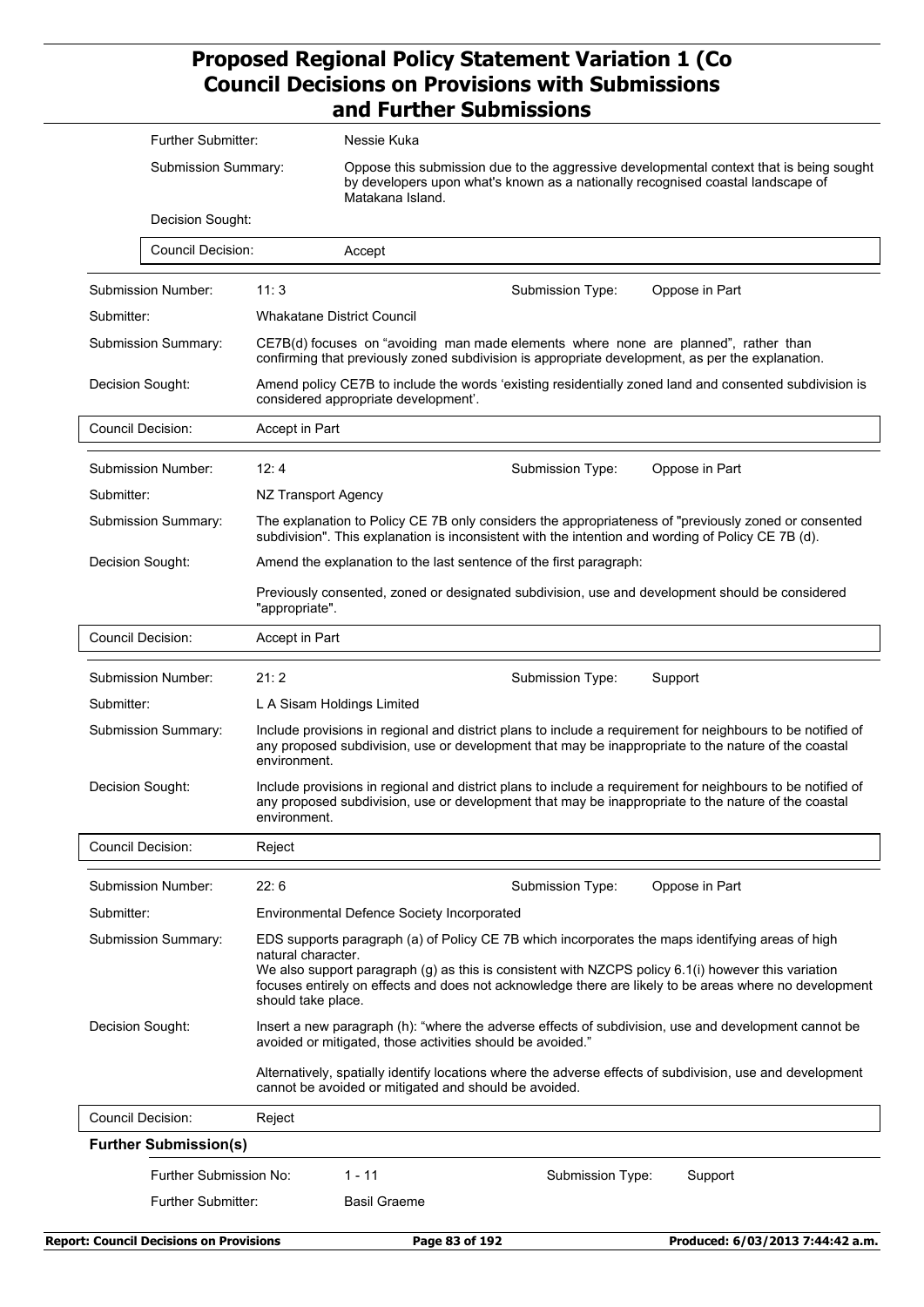| | |
|---|---|
| Further Submitter: | Nessie Kuka |
| Submission Summary: | Oppose this submission due to the aggressive developmental context that is being sought by developers upon what's known as a nationally recognised coastal landscape of Matakana Island. |
| Decision Sought: | |
| Council Decision: | Accept |

| | | | |
|---|---|---|---|
| Submission Number: | 11: 3 | Submission Type: | Oppose in Part |
| Submitter: | Whakatane District Council | | |
| Submission Summary: | CE7B(d) focuses on "avoiding man made elements where none are planned", rather than confirming that previously zoned subdivision is appropriate development, as per the explanation. | | |
| Decision Sought: | Amend policy CE7B to include the words 'existing residentially zoned land and consented subdivision is considered appropriate development'. | | |
| Council Decision: | Accept in Part | | |

| | | | |
|---|---|---|---|
| Submission Number: | 12: 4 | Submission Type: | Oppose in Part |
| Submitter: | NZ Transport Agency | | |
| Submission Summary: | The explanation to Policy CE 7B only considers the appropriateness of "previously zoned or consented subdivision". This explanation is inconsistent with the intention and wording of Policy CE 7B (d). | | |
| Decision Sought: | Amend the explanation to the last sentence of the first paragraph:<br><br>Previously consented, zoned or designated subdivision, use and development should be considered "appropriate". | | |
| Council Decision: | Accept in Part | | |

| | | | |
|---|---|---|---|
| Submission Number: | 21: 2 | Submission Type: | Support |
| Submitter: | L A Sisam Holdings Limited | | |
| Submission Summary: | Include provisions in regional and district plans to include a requirement for neighbours to be notified of any proposed subdivision, use or development that may be inappropriate to the nature of the coastal environment. | | |
| Decision Sought: | Include provisions in regional and district plans to include a requirement for neighbours to be notified of any proposed subdivision, use or development that may be inappropriate to the nature of the coastal environment. | | |
| Council Decision: | Reject | | |

| | | | |
|---|---|---|---|
| Submission Number: | 22: 6 | Submission Type: | Oppose in Part |
| Submitter: | Environmental Defence Society Incorporated | | |
| Submission Summary: | EDS supports paragraph (a) of Policy CE 7B which incorporates the maps identifying areas of high natural character.<br>We also support paragraph (g) as this is consistent with NZCPS policy 6.1(i) however this variation focuses entirely on effects and does not acknowledge there are likely to be areas where no development should take place. | | |
| Decision Sought: | Insert a new paragraph (h): "where the adverse effects of subdivision, use and development cannot be avoided or mitigated, those activities should be avoided."<br><br>Alternatively, spatially identify locations where the adverse effects of subdivision, use and development cannot be avoided or mitigated and should be avoided. | | |
| Council Decision: | Reject | | |

**Further Submission(s)**

| | | | |
|---|---|---|---|
| Further Submission No: | 1 - 11 | Submission Type: | Support |
| Further Submitter: | Basil Graeme | | |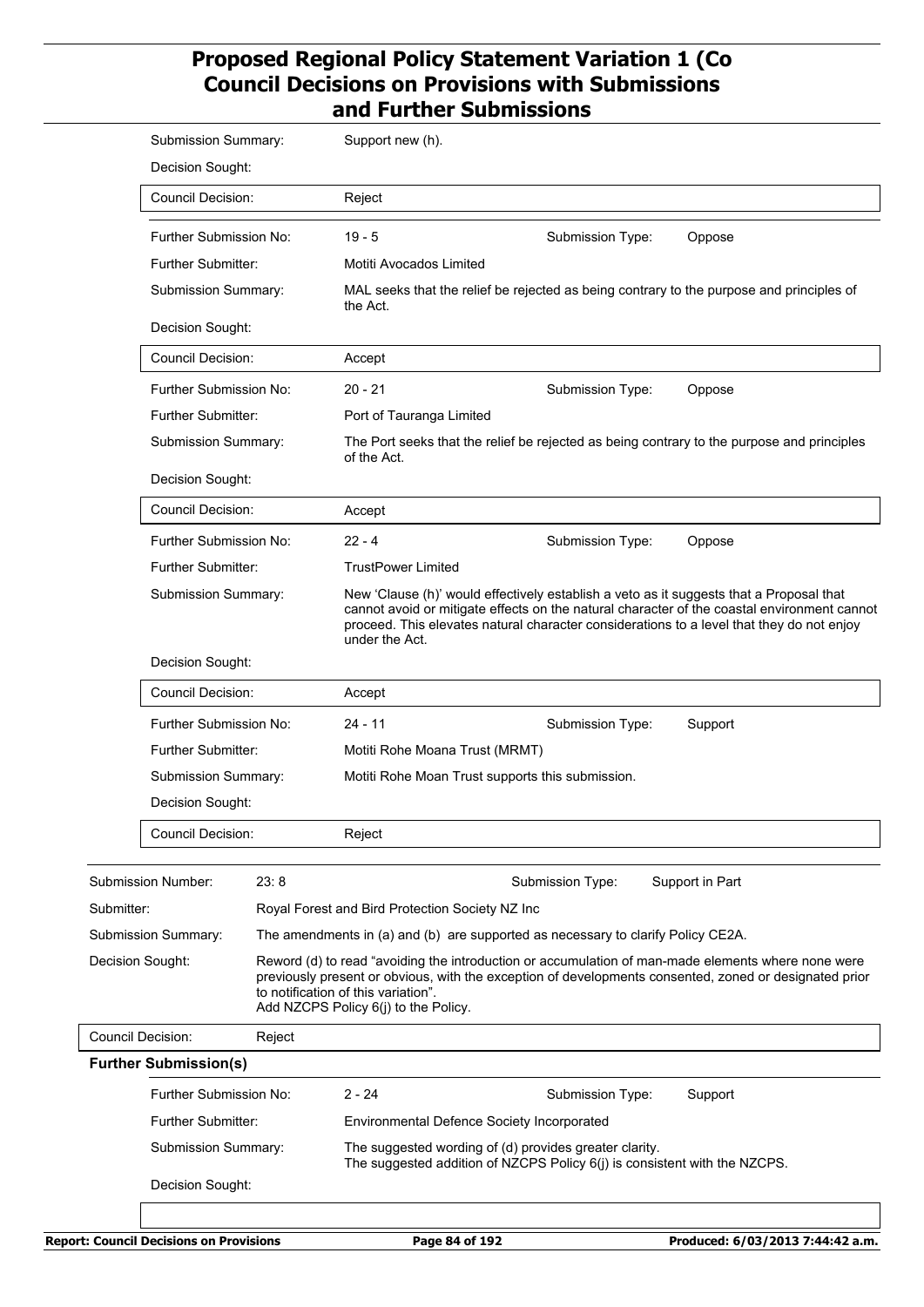| | |
|---|---|
| Submission Summary: | Support new (h). |
| Decision Sought: | |
| Council Decision: | Reject |

| | | | |
|---|---|---|---|
| Further Submission No: | 19 - 5 | Submission Type: | Oppose |
| Further Submitter: | Motiti Avocados Limited | | |
| Submission Summary: | MAL seeks that the relief be rejected as being contrary to the purpose and principles of the Act. | | |
| Decision Sought: | | | |
| Council Decision: | Accept | | |

| | | | |
|---|---|---|---|
| Further Submission No: | 20 - 21 | Submission Type: | Oppose |
| Further Submitter: | Port of Tauranga Limited | | |
| Submission Summary: | The Port seeks that the relief be rejected as being contrary to the purpose and principles of the Act. | | |
| Decision Sought: | | | |
| Council Decision: | Accept | | |

| | | | |
|---|---|---|---|
| Further Submission No: | 22 - 4 | Submission Type: | Oppose |
| Further Submitter: | TrustPower Limited | | |
| Submission Summary: | New 'Clause (h)' would effectively establish a veto as it suggests that a Proposal that cannot avoid or mitigate effects on the natural character of the coastal environment cannot proceed. This elevates natural character considerations to a level that they do not enjoy under the Act. | | |
| Decision Sought: | | | |
| Council Decision: | Accept | | |

| | | | |
|---|---|---|---|
| Further Submission No: | 24 - 11 | Submission Type: | Support |
| Further Submitter: | Motiti Rohe Moana Trust (MRMT) | | |
| Submission Summary: | Motiti Rohe Moan Trust supports this submission. | | |
| Decision Sought: | | | |
| Council Decision: | Reject | | |

| | | | |
|---|---|---|---|
| Submission Number: | 23: 8 | Submission Type: | Support in Part |
| Submitter: | Royal Forest and Bird Protection Society NZ Inc | | |
| Submission Summary: | The amendments in (a) and (b) are supported as necessary to clarify Policy CE2A. | | |
| Decision Sought: | Reword (d) to read "avoiding the introduction or accumulation of man-made elements where none were previously present or obvious, with the exception of developments consented, zoned or designated prior to notification of this variation".<br>Add NZCPS Policy 6(j) to the Policy. | | |
| Council Decision: | Reject | | |

**Further Submission(s)**

| | | | |
|---|---|---|---|
| Further Submission No: | 2 - 24 | Submission Type: | Support |
| Further Submitter: | Environmental Defence Society Incorporated | | |
| Submission Summary: | The suggested wording of (d) provides greater clarity.<br>The suggested addition of NZCPS Policy 6(j) is consistent with the NZCPS. | | |
| Decision Sought: | | | |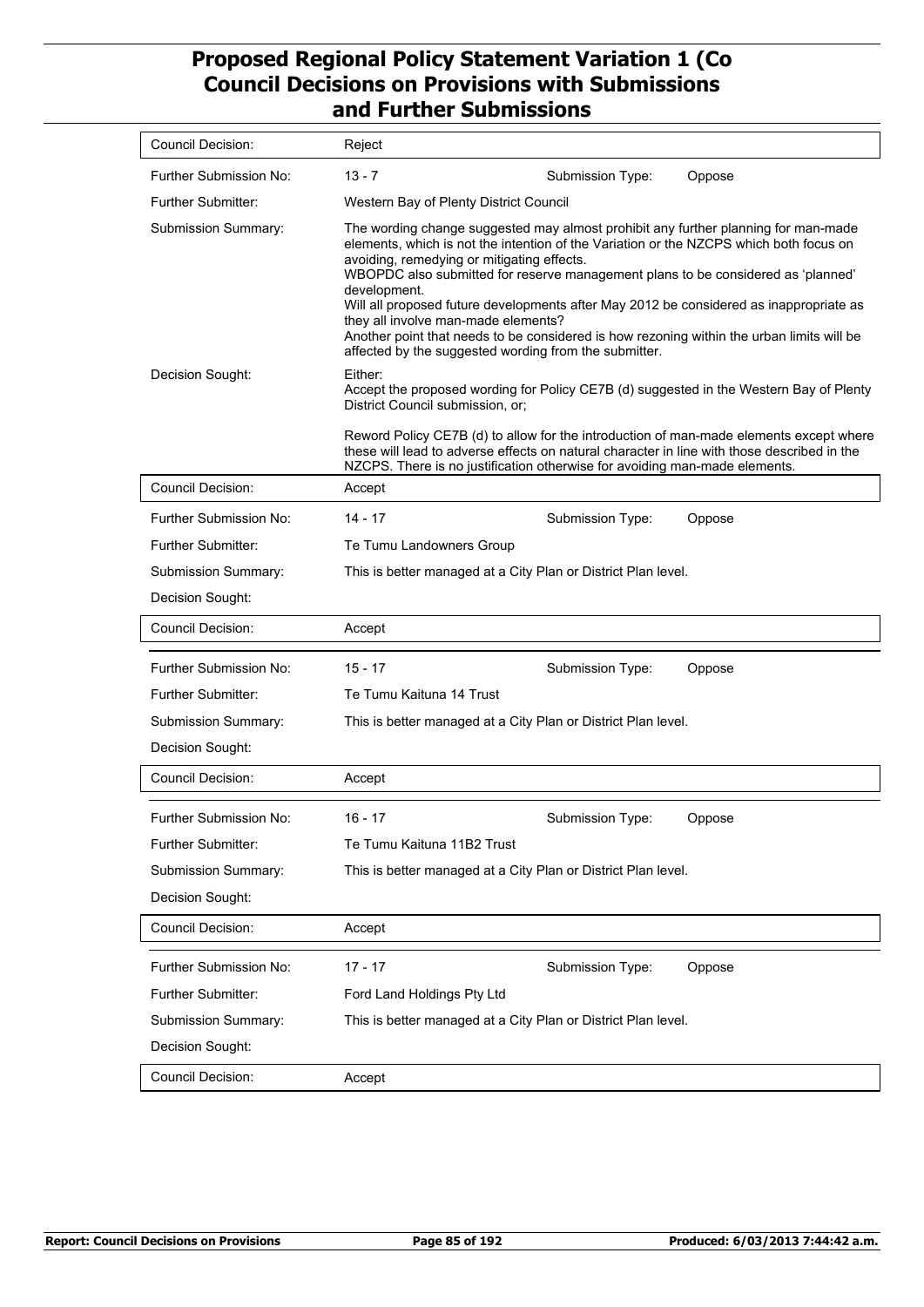| | | | |
|---|---|---|---|
| Council Decision: | Reject | | |
| Further Submission No: | 13 - 7 | Submission Type: | Oppose |
| Further Submitter: | Western Bay of Plenty District Council | | |
| Submission Summary: | The wording change suggested may almost prohibit any further planning for man-made elements, which is not the intention of the Variation or the NZCPS which both focus on avoiding, remedying or mitigating effects.<br>WBOPDC also submitted for reserve management plans to be considered as 'planned' development.<br>Will all proposed future developments after May 2012 be considered as inappropriate as they all involve man-made elements?<br>Another point that needs to be considered is how rezoning within the urban limits will be affected by the suggested wording from the submitter. | | |
| Decision Sought: | Either:<br>Accept the proposed wording for Policy CE7B (d) suggested in the Western Bay of Plenty District Council submission, or;<br><br>Reword Policy CE7B (d) to allow for the introduction of man-made elements except where these will lead to adverse effects on natural character in line with those described in the NZCPS. There is no justification otherwise for avoiding man-made elements. | | |
| Council Decision: | Accept | | |
| Further Submission No: | 14 - 17 | Submission Type: | Oppose |
| Further Submitter: | Te Tumu Landowners Group | | |
| Submission Summary: | This is better managed at a City Plan or District Plan level. | | |
| Decision Sought: | | | |
| Council Decision: | Accept | | |
| Further Submission No: | 15 - 17 | Submission Type: | Oppose |
| Further Submitter: | Te Tumu Kaituna 14 Trust | | |
| Submission Summary: | This is better managed at a City Plan or District Plan level. | | |
| Decision Sought: | | | |
| Council Decision: | Accept | | |
| Further Submission No: | 16 - 17 | Submission Type: | Oppose |
| Further Submitter: | Te Tumu Kaituna 11B2 Trust | | |
| Submission Summary: | This is better managed at a City Plan or District Plan level. | | |
| Decision Sought: | | | |
| Council Decision: | Accept | | |
| Further Submission No: | 17 - 17 | Submission Type: | Oppose |
| Further Submitter: | Ford Land Holdings Pty Ltd | | |
| Submission Summary: | This is better managed at a City Plan or District Plan level. | | |
| Decision Sought: | | | |
| Council Decision: | Accept | | |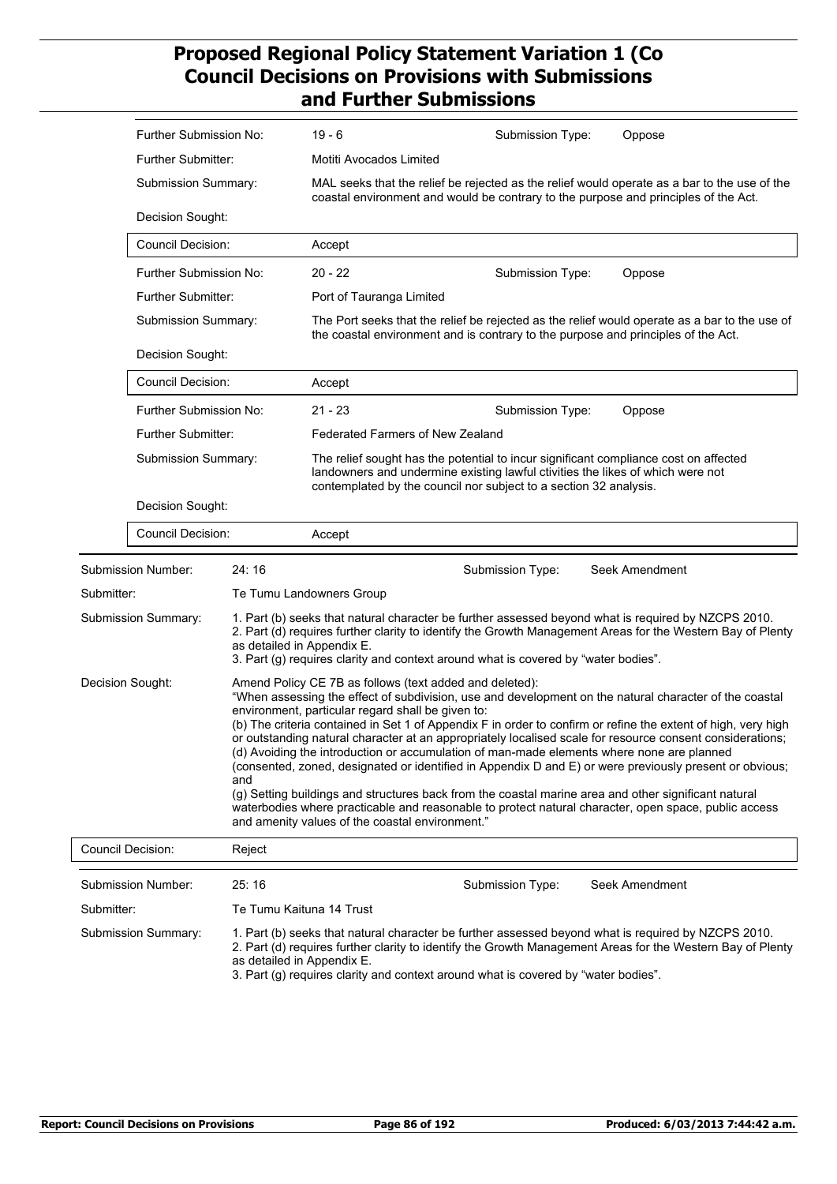| | |
|---|---|
| Further Submission No: | 19 - 6 |
| Submission Type: | Oppose |
| Further Submitter: | Motiti Avocados Limited |
| Submission Summary: | MAL seeks that the relief be rejected as the relief would operate as a bar to the use of the coastal environment and would be contrary to the purpose and principles of the Act. |
| Decision Sought: | |
| Council Decision: | Accept |

| | |
|---|---|
| Further Submission No: | 20 - 22 |
| Submission Type: | Oppose |
| Further Submitter: | Port of Tauranga Limited |
| Submission Summary: | The Port seeks that the relief be rejected as the relief would operate as a bar to the use of the coastal environment and is contrary to the purpose and principles of the Act. |
| Decision Sought: | |
| Council Decision: | Accept |

| | |
|---|---|
| Further Submission No: | 21 - 23 |
| Submission Type: | Oppose |
| Further Submitter: | Federated Farmers of New Zealand |
| Submission Summary: | The relief sought has the potential to incur significant compliance cost on affected landowners and undermine existing lawful ctivities the likes of which were not contemplated by the council nor subject to a section 32 analysis. |
| Decision Sought: | |
| Council Decision: | Accept |

**Submission Number:** 24: 16
**Submission Type:** Seek Amendment
**Submitter:** Te Tumu Landowners Group

**Submission Summary:**

1. Part (b) seeks that natural character be further assessed beyond what is required by NZCPS 2010.
2. Part (d) requires further clarity to identify the Growth Management Areas for the Western Bay of Plenty as detailed in Appendix E.
3. Part (g) requires clarity and context around what is covered by "water bodies".

**Decision Sought:**

Amend Policy CE 7B as follows (text added and deleted):
"When assessing the effect of subdivision, use and development on the natural character of the coastal environment, particular regard shall be given to:
(b) The criteria contained in Set 1 of Appendix F in order to confirm or refine the extent of high, very high or outstanding natural character at an appropriately localised scale for resource consent considerations;
(d) Avoiding the introduction or accumulation of man-made elements where none are planned (consented, zoned, designated or identified in Appendix D and E) or were previously present or obvious; and
(g) Setting buildings and structures back from the coastal marine area and other significant natural waterbodies where practicable and reasonable to protect natural character, open space, public access and amenity values of the coastal environment."

**Council Decision:** Reject

**Submission Number:** 25: 16
**Submission Type:** Seek Amendment
**Submitter:** Te Tumu Kaituna 14 Trust

**Submission Summary:**

1. Part (b) seeks that natural character be further assessed beyond what is required by NZCPS 2010.
2. Part (d) requires further clarity to identify the Growth Management Areas for the Western Bay of Plenty as detailed in Appendix E.
3. Part (g) requires clarity and context around what is covered by "water bodies".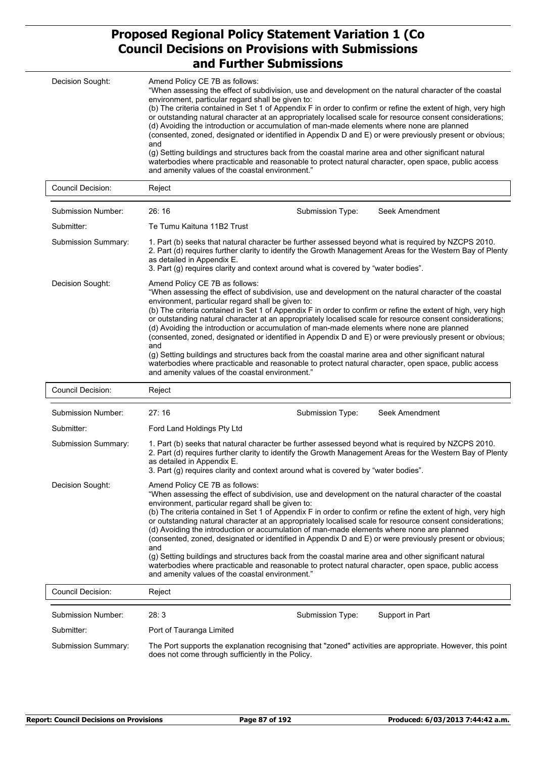| | |
|---|---|
| Decision Sought: | Amend Policy CE 7B as follows:<br>"When assessing the effect of subdivision, use and development on the natural character of the coastal environment, particular regard shall be given to:<br>(b) The criteria contained in Set 1 of Appendix F in order to confirm or refine the extent of high, very high or outstanding natural character at an appropriately localised scale for resource consent considerations;<br>(d) Avoiding the introduction or accumulation of man-made elements where none are planned (consented, zoned, designated or identified in Appendix D and E) or were previously present or obvious; and<br>(g) Setting buildings and structures back from the coastal marine area and other significant natural waterbodies where practicable and reasonable to protect natural character, open space, public access and amenity values of the coastal environment." |
| Council Decision: | Reject |

| | | | |
|---|---|---|---|
| Submission Number: | 26: 16 | Submission Type: | Seek Amendment |
| Submitter: | Te Tumu Kaituna 11B2 Trust | | |
| Submission Summary: | 1. Part (b) seeks that natural character be further assessed beyond what is required by NZCPS 2010.<br>2. Part (d) requires further clarity to identify the Growth Management Areas for the Western Bay of Plenty as detailed in Appendix E.<br>3. Part (g) requires clarity and context around what is covered by "water bodies". | | |
| Decision Sought: | Amend Policy CE 7B as follows:<br>"When assessing the effect of subdivision, use and development on the natural character of the coastal environment, particular regard shall be given to:<br>(b) The criteria contained in Set 1 of Appendix F in order to confirm or refine the extent of high, very high or outstanding natural character at an appropriately localised scale for resource consent considerations;<br>(d) Avoiding the introduction or accumulation of man-made elements where none are planned (consented, zoned, designated or identified in Appendix D and E) or were previously present or obvious; and<br>(g) Setting buildings and structures back from the coastal marine area and other significant natural waterbodies where practicable and reasonable to protect natural character, open space, public access and amenity values of the coastal environment." | | |
| Council Decision: | Reject | | |

| | | | |
|---|---|---|---|
| Submission Number: | 27: 16 | Submission Type: | Seek Amendment |
| Submitter: | Ford Land Holdings Pty Ltd | | |
| Submission Summary: | 1. Part (b) seeks that natural character be further assessed beyond what is required by NZCPS 2010.<br>2. Part (d) requires further clarity to identify the Growth Management Areas for the Western Bay of Plenty as detailed in Appendix E.<br>3. Part (g) requires clarity and context around what is covered by "water bodies". | | |
| Decision Sought: | Amend Policy CE 7B as follows:<br>"When assessing the effect of subdivision, use and development on the natural character of the coastal environment, particular regard shall be given to:<br>(b) The criteria contained in Set 1 of Appendix F in order to confirm or refine the extent of high, very high or outstanding natural character at an appropriately localised scale for resource consent considerations;<br>(d) Avoiding the introduction or accumulation of man-made elements where none are planned (consented, zoned, designated or identified in Appendix D and E) or were previously present or obvious; and<br>(g) Setting buildings and structures back from the coastal marine area and other significant natural waterbodies where practicable and reasonable to protect natural character, open space, public access and amenity values of the coastal environment." | | |
| Council Decision: | Reject | | |

| | | | |
|---|---|---|---|
| Submission Number: | 28: 3 | Submission Type: | Support in Part |
| Submitter: | Port of Tauranga Limited | | |
| Submission Summary: | The Port supports the explanation recognising that "zoned" activities are appropriate. However, this point does not come through sufficiently in the Policy. | | |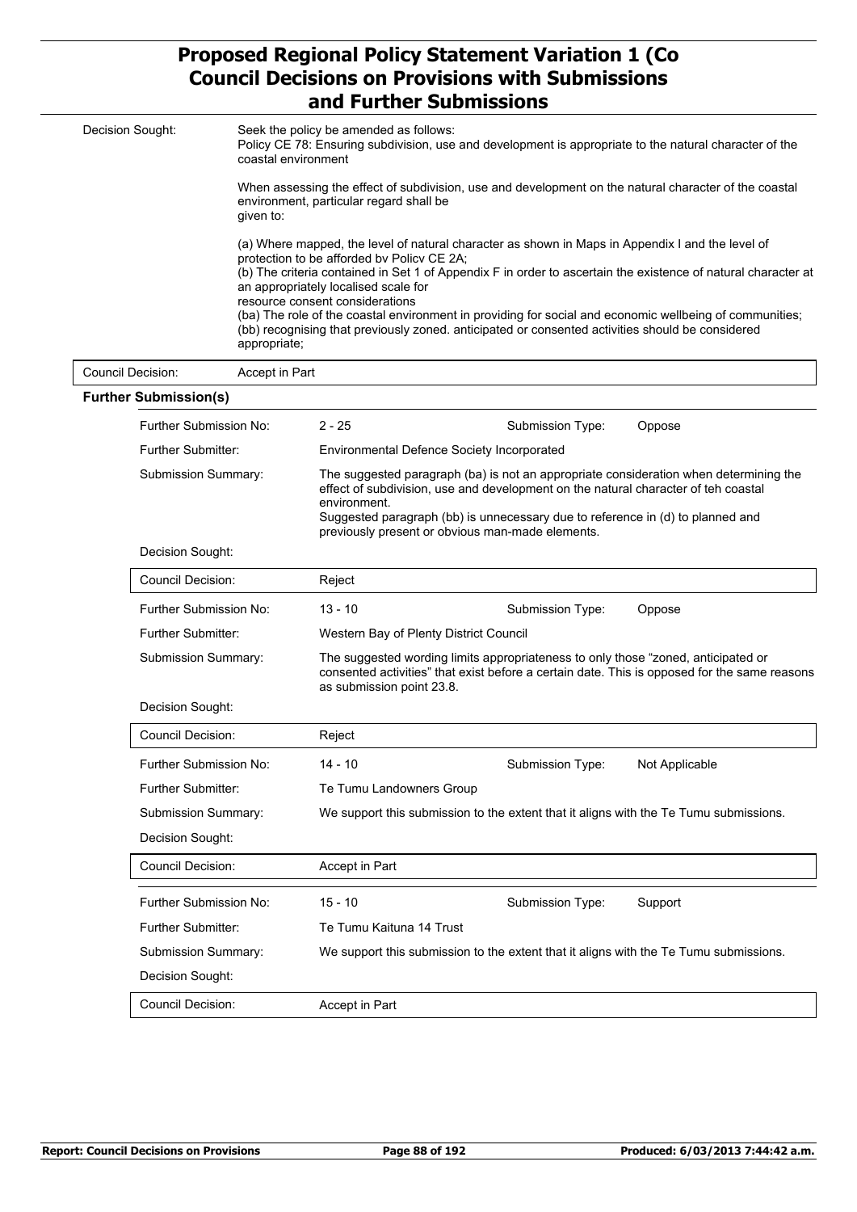| | |
|---|---|
| Decision Sought: | Seek the policy be amended as follows:<br>Policy CE 78: Ensuring subdivision, use and development is appropriate to the natural character of the coastal environment<br><br>When assessing the effect of subdivision, use and development on the natural character of the coastal environment, particular regard shall be given to:<br><br>(a) Where mapped, the level of natural character as shown in Maps in Appendix I and the level of protection to be afforded bv Policv CE 2A;<br>(b) The criteria contained in Set 1 of Appendix F in order to ascertain the existence of natural character at an appropriately localised scale for resource consent considerations<br>(ba) The role of the coastal environment in providing for social and economic wellbeing of communities;<br>(bb) recognising that previously zoned. anticipated or consented activities should be considered appropriate; |
| Council Decision: | Accept in Part |

**Further Submission(s)**

| | | | |
|---|---|---|---|
| Further Submission No: | 2 - 25 | Submission Type: | Oppose |
| Further Submitter: | Environmental Defence Society Incorporated | | |
| Submission Summary: | The suggested paragraph (ba) is not an appropriate consideration when determining the effect of subdivision, use and development on the natural character of teh coastal environment.<br>Suggested paragraph (bb) is unnecessary due to reference in (d) to planned and previously present or obvious man-made elements. | | |
| Decision Sought: | | | |
| Council Decision: | Reject | | |

| | | | |
|---|---|---|---|
| Further Submission No: | 13 - 10 | Submission Type: | Oppose |
| Further Submitter: | Western Bay of Plenty District Council | | |
| Submission Summary: | The suggested wording limits appropriateness to only those "zoned, anticipated or consented activities" that exist before a certain date. This is opposed for the same reasons as submission point 23.8. | | |
| Decision Sought: | | | |
| Council Decision: | Reject | | |

| | | | |
|---|---|---|---|
| Further Submission No: | 14 - 10 | Submission Type: | Not Applicable |
| Further Submitter: | Te Tumu Landowners Group | | |
| Submission Summary: | We support this submission to the extent that it aligns with the Te Tumu submissions. | | |
| Decision Sought: | | | |
| Council Decision: | Accept in Part | | |

| | | | |
|---|---|---|---|
| Further Submission No: | 15 - 10 | Submission Type: | Support |
| Further Submitter: | Te Tumu Kaituna 14 Trust | | |
| Submission Summary: | We support this submission to the extent that it aligns with the Te Tumu submissions. | | |
| Decision Sought: | | | |
| Council Decision: | Accept in Part | | |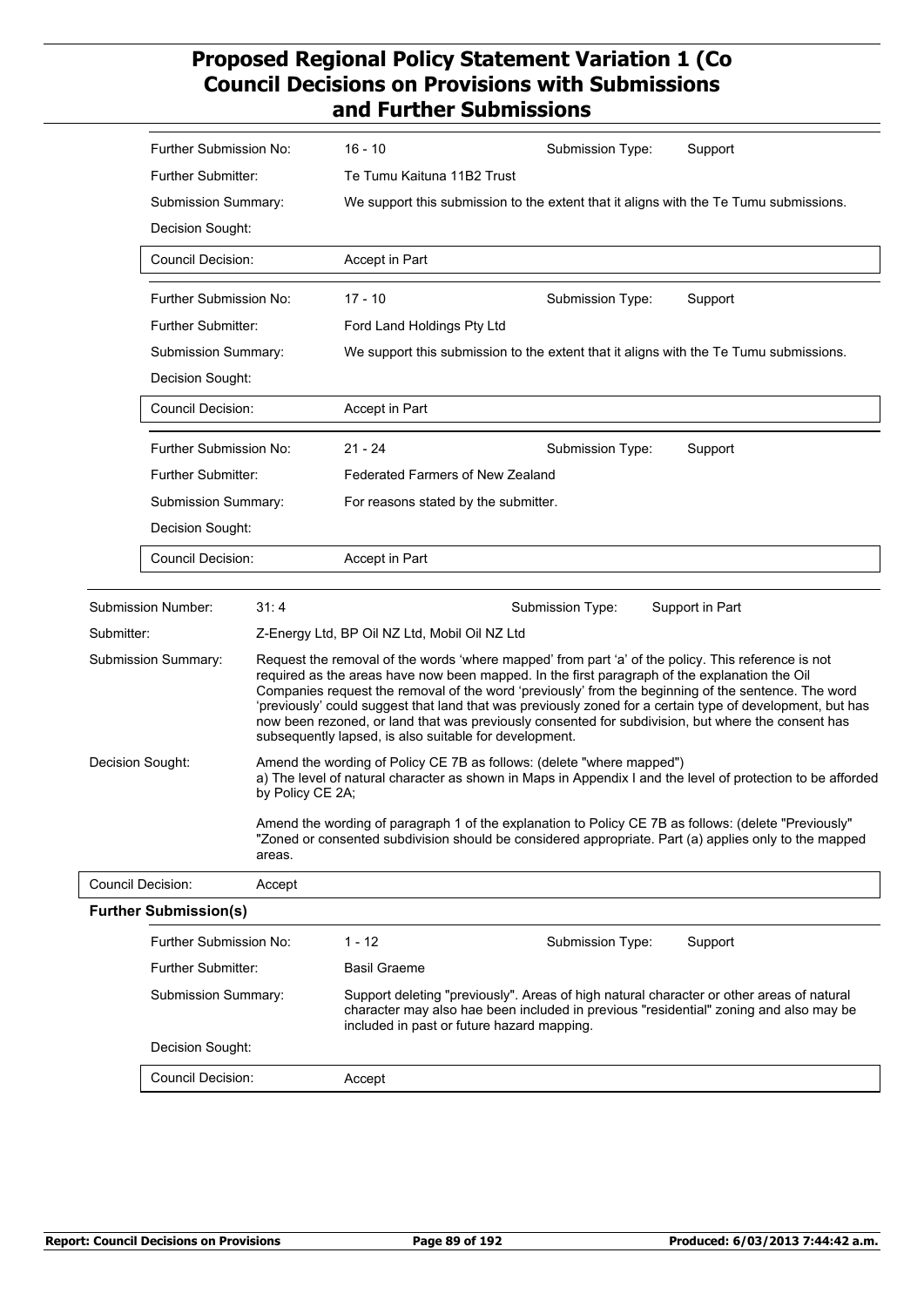| | | | |
|---|---|---|---|
| Further Submission No: | 16 - 10 | Submission Type: | Support |
| Further Submitter: | Te Tumu Kaituna 11B2 Trust | | |
| Submission Summary: | We support this submission to the extent that it aligns with the Te Tumu submissions. | | |
| Decision Sought: | | | |
| Council Decision: | Accept in Part | | |

| | | | |
|---|---|---|---|
| Further Submission No: | 17 - 10 | Submission Type: | Support |
| Further Submitter: | Ford Land Holdings Pty Ltd | | |
| Submission Summary: | We support this submission to the extent that it aligns with the Te Tumu submissions. | | |
| Decision Sought: | | | |
| Council Decision: | Accept in Part | | |

| | | | |
|---|---|---|---|
| Further Submission No: | 21 - 24 | Submission Type: | Support |
| Further Submitter: | Federated Farmers of New Zealand | | |
| Submission Summary: | For reasons stated by the submitter. | | |
| Decision Sought: | | | |
| Council Decision: | Accept in Part | | |

**Submission Number:** 31: 4 — **Submission Type:** Support in Part

**Submitter:** Z-Energy Ltd, BP Oil NZ Ltd, Mobil Oil NZ Ltd

**Submission Summary:** Request the removal of the words 'where mapped' from part 'a' of the policy. This reference is not required as the areas have now been mapped. In the first paragraph of the explanation the Oil Companies request the removal of the word 'previously' from the beginning of the sentence. The word 'previously' could suggest that land that was previously zoned for a certain type of development, but has now been rezoned, or land that was previously consented for subdivision, but where the consent has subsequently lapsed, is also suitable for development.

**Decision Sought:** Amend the wording of Policy CE 7B as follows: (delete "where mapped")
a) The level of natural character as shown in Maps in Appendix I and the level of protection to be afforded by Policy CE 2A;

Amend the wording of paragraph 1 of the explanation to Policy CE 7B as follows: (delete "Previously" "Zoned or consented subdivision should be considered appropriate. Part (a) applies only to the mapped areas.

**Council Decision:** Accept

**Further Submission(s)**

| | | | |
|---|---|---|---|
| Further Submission No: | 1 - 12 | Submission Type: | Support |
| Further Submitter: | Basil Graeme | | |
| Submission Summary: | Support deleting "previously". Areas of high natural character or other areas of natural character may also hae been included in previous "residential" zoning and also may be included in past or future hazard mapping. | | |
| Decision Sought: | | | |
| Council Decision: | Accept | | |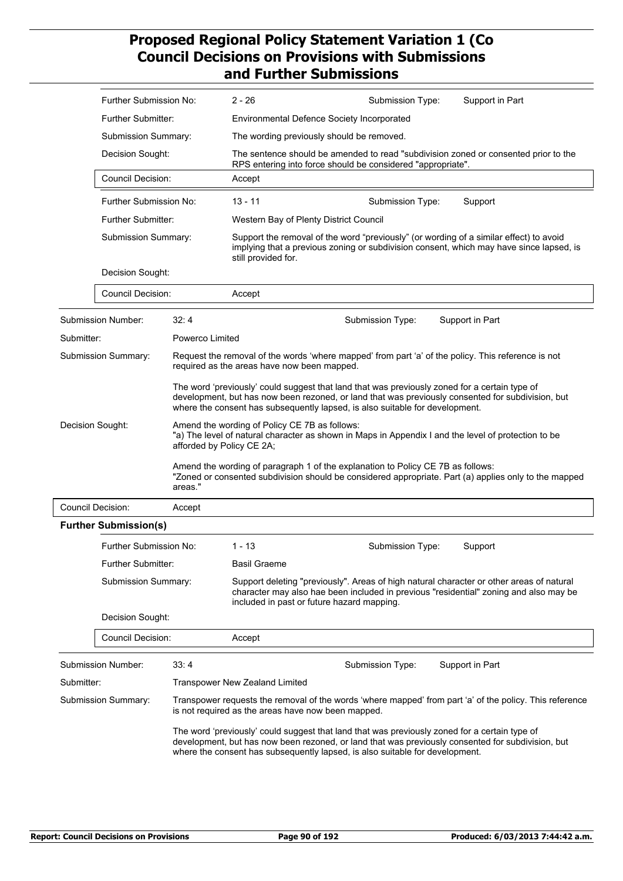| | | | | |
|---|---|---|---|---|
| Further Submission No: | 2 - 26 | | Submission Type: | Support in Part |
| Further Submitter: | Environmental Defence Society Incorporated | | | |
| Submission Summary: | The wording previously should be removed. | | | |
| Decision Sought: | The sentence should be amended to read "subdivision zoned or consented prior to the RPS entering into force should be considered "appropriate". | | | |
| Council Decision: | Accept | | | |

| | | | | |
|---|---|---|---|---|
| Further Submission No: | 13 - 11 | | Submission Type: | Support |
| Further Submitter: | Western Bay of Plenty District Council | | | |
| Submission Summary: | Support the removal of the word "previously" (or wording of a similar effect) to avoid implying that a previous zoning or subdivision consent, which may have since lapsed, is still provided for. | | | |
| Decision Sought: | | | | |
| Council Decision: | Accept | | | |

| | | | |
|---|---|---|---|
| Submission Number: | 32: 4 | Submission Type: | Support in Part |
| Submitter: | Powerco Limited | | |

**Submission Summary:**

Request the removal of the words 'where mapped' from part 'a' of the policy. This reference is not required as the areas have now been mapped.

The word 'previously' could suggest that land that was previously zoned for a certain type of development, but has now been rezoned, or land that was previously consented for subdivision, but where the consent has subsequently lapsed, is also suitable for development.

**Decision Sought:**

Amend the wording of Policy CE 7B as follows:
"a) The level of natural character as shown in Maps in Appendix I and the level of protection to be afforded by Policy CE 2A;

Amend the wording of paragraph 1 of the explanation to Policy CE 7B as follows:
"Zoned or consented subdivision should be considered appropriate. Part (a) applies only to the mapped areas."

**Council Decision:** Accept

**Further Submission(s)**

| | | | | |
|---|---|---|---|---|
| Further Submission No: | 1 - 13 | | Submission Type: | Support |
| Further Submitter: | Basil Graeme | | | |
| Submission Summary: | Support deleting "previously". Areas of high natural character or other areas of natural character may also hae been included in previous "residential" zoning and also may be included in past or future hazard mapping. | | | |
| Decision Sought: | | | | |
| Council Decision: | Accept | | | |

| | | | |
|---|---|---|---|
| Submission Number: | 33: 4 | Submission Type: | Support in Part |
| Submitter: | Transpower New Zealand Limited | | |

**Submission Summary:**

Transpower requests the removal of the words 'where mapped' from part 'a' of the policy. This reference is not required as the areas have now been mapped.

The word 'previously' could suggest that land that was previously zoned for a certain type of development, but has now been rezoned, or land that was previously consented for subdivision, but where the consent has subsequently lapsed, is also suitable for development.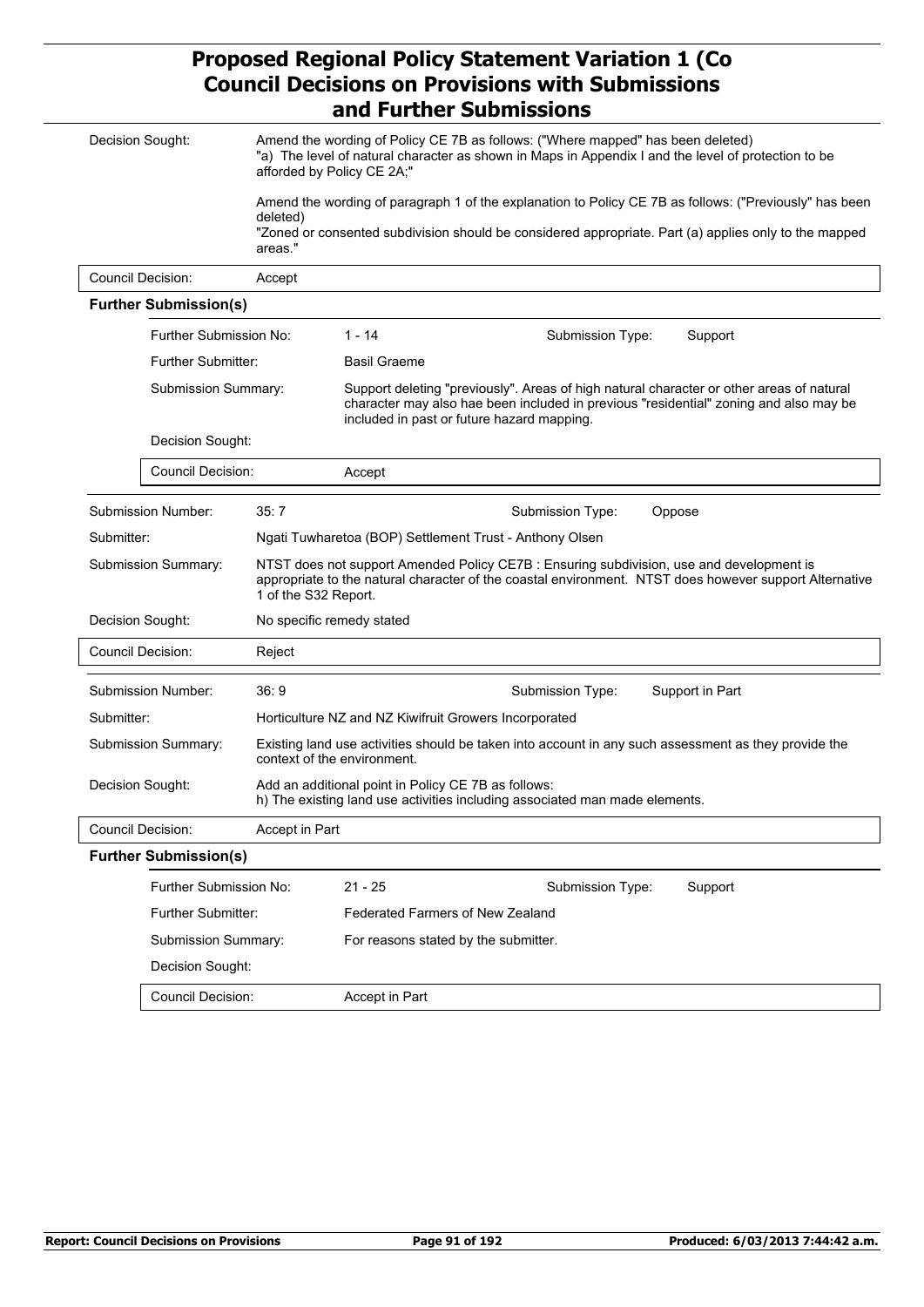| | |
|---|---|
| Decision Sought: | Amend the wording of Policy CE 7B as follows: ("Where mapped" has been deleted)<br>"a) The level of natural character as shown in Maps in Appendix I and the level of protection to be afforded by Policy CE 2A;"<br><br>Amend the wording of paragraph 1 of the explanation to Policy CE 7B as follows: ("Previously" has been deleted)<br>"Zoned or consented subdivision should be considered appropriate. Part (a) applies only to the mapped areas." |
| Council Decision: | Accept |

**Further Submission(s)**

| | | | |
|---|---|---|---|
| Further Submission No: | 1 - 14 | Submission Type: | Support |
| Further Submitter: | Basil Graeme | | |
| Submission Summary: | Support deleting "previously". Areas of high natural character or other areas of natural character may also hae been included in previous "residential" zoning and also may be included in past or future hazard mapping. | | |
| Decision Sought: | | | |
| Council Decision: | Accept | | |

| | | | |
|---|---|---|---|
| Submission Number: | 35: 7 | Submission Type: | Oppose |
| Submitter: | Ngati Tuwharetoa (BOP) Settlement Trust - Anthony Olsen | | |
| Submission Summary: | NTST does not support Amended Policy CE7B : Ensuring subdivision, use and development is appropriate to the natural character of the coastal environment. NTST does however support Alternative 1 of the S32 Report. | | |
| Decision Sought: | No specific remedy stated | | |
| Council Decision: | Reject | | |

| | | | |
|---|---|---|---|
| Submission Number: | 36: 9 | Submission Type: | Support in Part |
| Submitter: | Horticulture NZ and NZ Kiwifruit Growers Incorporated | | |
| Submission Summary: | Existing land use activities should be taken into account in any such assessment as they provide the context of the environment. | | |
| Decision Sought: | Add an additional point in Policy CE 7B as follows:<br>h) The existing land use activities including associated man made elements. | | |
| Council Decision: | Accept in Part | | |

**Further Submission(s)**

| | | | |
|---|---|---|---|
| Further Submission No: | 21 - 25 | Submission Type: | Support |
| Further Submitter: | Federated Farmers of New Zealand | | |
| Submission Summary: | For reasons stated by the submitter. | | |
| Decision Sought: | | | |
| Council Decision: | Accept in Part | | |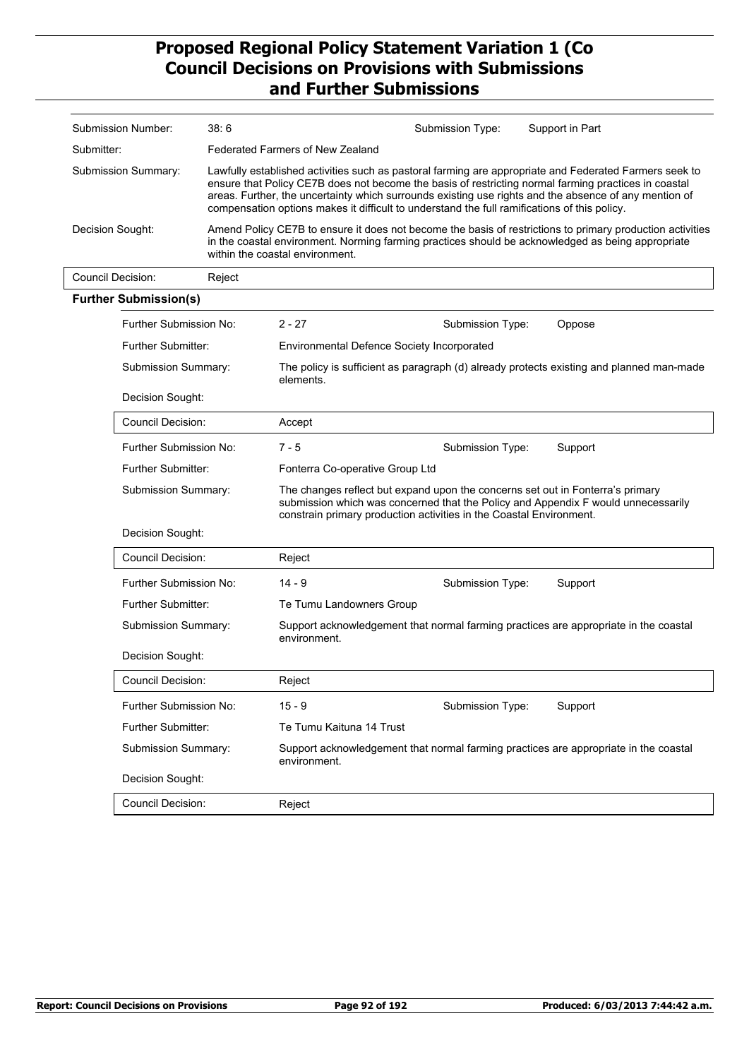| | | | |
|---|---|---|---|
| Submission Number: | 38: 6 | Submission Type: | Support in Part |
| Submitter: | Federated Farmers of New Zealand | | |
| Submission Summary: | Lawfully established activities such as pastoral farming are appropriate and Federated Farmers seek to ensure that Policy CE7B does not become the basis of restricting normal farming practices in coastal areas. Further, the uncertainty which surrounds existing use rights and the absence of any mention of compensation options makes it difficult to understand the full ramifications of this policy. | | |
| Decision Sought: | Amend Policy CE7B to ensure it does not become the basis of restrictions to primary production activities in the coastal environment. Norming farming practices should be acknowledged as being appropriate within the coastal environment. | | |
| Council Decision: | Reject | | |

**Further Submission(s)**

| | | | |
|---|---|---|---|
| Further Submission No: | 2 - 27 | Submission Type: | Oppose |
| Further Submitter: | Environmental Defence Society Incorporated | | |
| Submission Summary: | The policy is sufficient as paragraph (d) already protects existing and planned man-made elements. | | |
| Decision Sought: | | | |
| Council Decision: | Accept | | |
| Further Submission No: | 7 - 5 | Submission Type: | Support |
| Further Submitter: | Fonterra Co-operative Group Ltd | | |
| Submission Summary: | The changes reflect but expand upon the concerns set out in Fonterra's primary submission which was concerned that the Policy and Appendix F would unnecessarily constrain primary production activities in the Coastal Environment. | | |
| Decision Sought: | | | |
| Council Decision: | Reject | | |
| Further Submission No: | 14 - 9 | Submission Type: | Support |
| Further Submitter: | Te Tumu Landowners Group | | |
| Submission Summary: | Support acknowledgement that normal farming practices are appropriate in the coastal environment. | | |
| Decision Sought: | | | |
| Council Decision: | Reject | | |
| Further Submission No: | 15 - 9 | Submission Type: | Support |
| Further Submitter: | Te Tumu Kaituna 14 Trust | | |
| Submission Summary: | Support acknowledgement that normal farming practices are appropriate in the coastal environment. | | |
| Decision Sought: | | | |
| Council Decision: | Reject | | |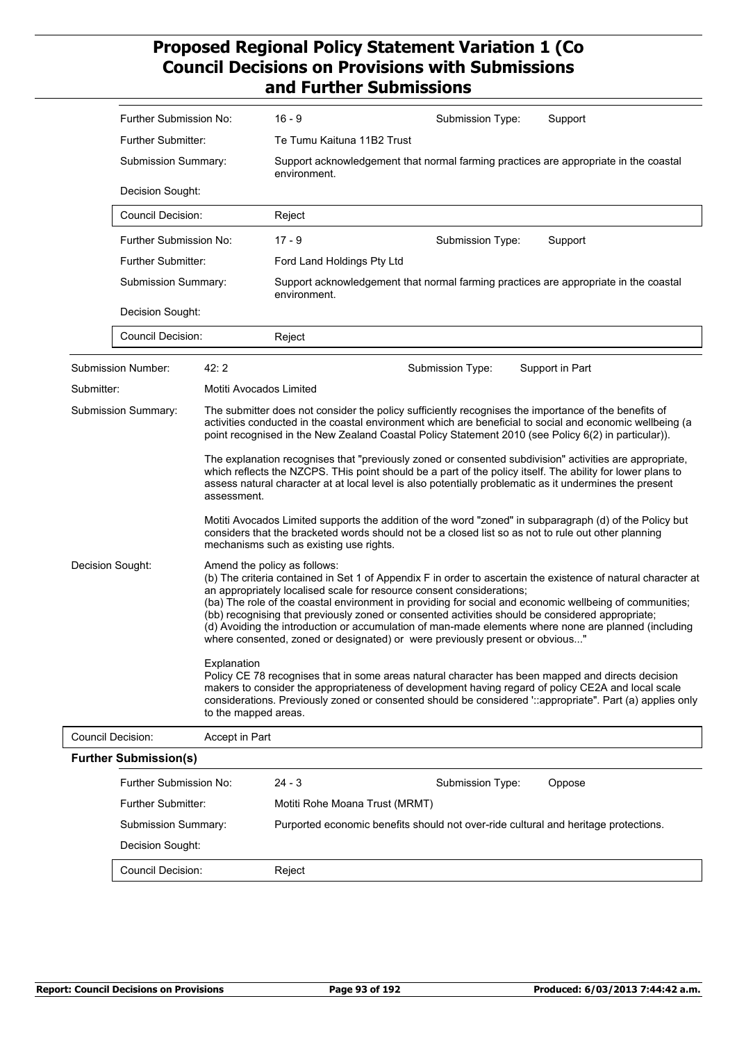| | |
|---|---|
| Further Submission No: | 16 - 9 |
| Submission Type: | Support |
| Further Submitter: | Te Tumu Kaituna 11B2 Trust |
| Submission Summary: | Support acknowledgement that normal farming practices are appropriate in the coastal environment. |
| Decision Sought: | |
| Council Decision: | Reject |

| | |
|---|---|
| Further Submission No: | 17 - 9 |
| Submission Type: | Support |
| Further Submitter: | Ford Land Holdings Pty Ltd |
| Submission Summary: | Support acknowledgement that normal farming practices are appropriate in the coastal environment. |
| Decision Sought: | |
| Council Decision: | Reject |

**Submission Number:** 42: 2

**Submission Type:** Support in Part

**Submitter:** Motiti Avocados Limited

**Submission Summary:**

The submitter does not consider the policy sufficiently recognises the importance of the benefits of activities conducted in the coastal environment which are beneficial to social and economic wellbeing (a point recognised in the New Zealand Coastal Policy Statement 2010 (see Policy 6(2) in particular)).

The explanation recognises that "previously zoned or consented subdivision" activities are appropriate, which reflects the NZCPS. THis point should be a part of the policy itself. The ability for lower plans to assess natural character at at local level is also potentially problematic as it undermines the present assessment.

Motiti Avocados Limited supports the addition of the word "zoned" in subparagraph (d) of the Policy but considers that the bracketed words should not be a closed list so as not to rule out other planning mechanisms such as existing use rights.

**Decision Sought:**

Amend the policy as follows:
(b) The criteria contained in Set 1 of Appendix F in order to ascertain the existence of natural character at an appropriately localised scale for resource consent considerations;
(ba) The role of the coastal environment in providing for social and economic wellbeing of communities;
(bb) recognising that previously zoned or consented activities should be considered appropriate;
(d) Avoiding the introduction or accumulation of man-made elements where none are planned (including where consented, zoned or designated) or were previously present or obvious..."

Explanation
Policy CE 78 recognises that in some areas natural character has been mapped and directs decision makers to consider the appropriateness of development having regard of policy CE2A and local scale considerations. Previously zoned or consented should be considered '::appropriate". Part (a) applies only to the mapped areas.

**Council Decision:** Accept in Part

**Further Submission(s)**

| | |
|---|---|
| Further Submission No: | 24 - 3 |
| Submission Type: | Oppose |
| Further Submitter: | Motiti Rohe Moana Trust (MRMT) |
| Submission Summary: | Purported economic benefits should not over-ride cultural and heritage protections. |
| Decision Sought: | |
| Council Decision: | Reject |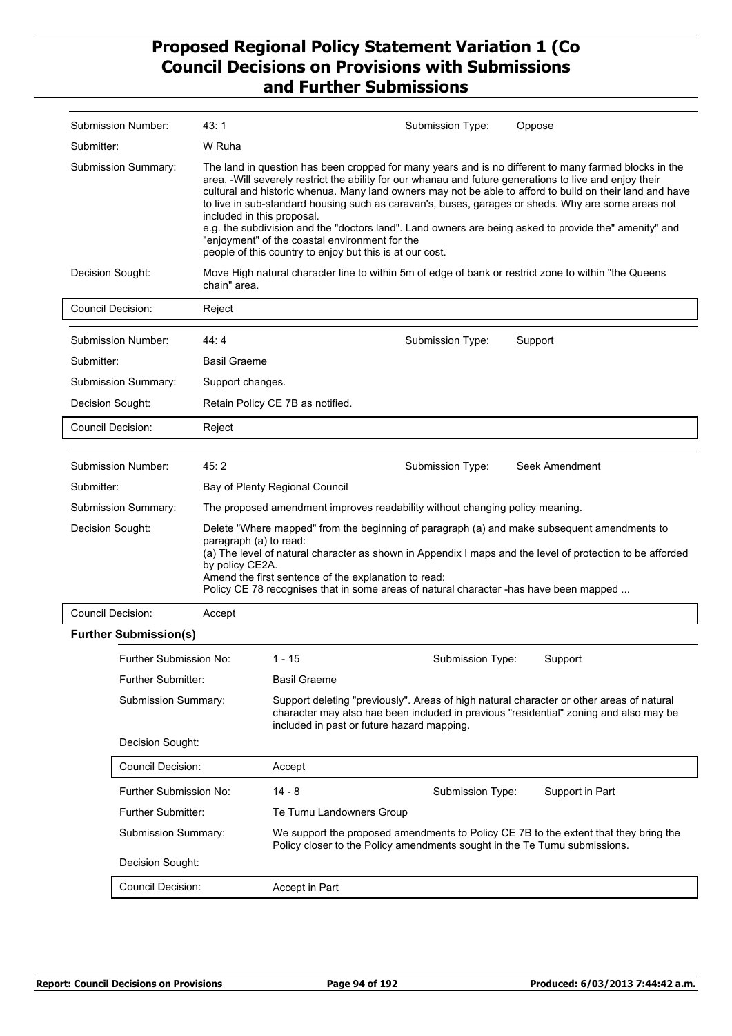| | | | |
|---|---|---|---|
| Submission Number: | 43: 1 | Submission Type: | Oppose |
| Submitter: | W Ruha | | |
| Submission Summary: | The land in question has been cropped for many years and is no different to many farmed blocks in the area. -Will severely restrict the ability for our whanau and future generations to live and enjoy their cultural and historic whenua. Many land owners may not be able to afford to build on their land and have to live in sub-standard housing such as caravan's, buses, garages or sheds. Why are some areas not included in this proposal. e.g. the subdivision and the "doctors land". Land owners are being asked to provide the" amenity" and "enjoyment" of the coastal environment for the people of this country to enjoy but this is at our cost. | | |
| Decision Sought: | Move High natural character line to within 5m of edge of bank or restrict zone to within "the Queens chain" area. | | |
| Council Decision: | Reject | | |

| | | | |
|---|---|---|---|
| Submission Number: | 44: 4 | Submission Type: | Support |
| Submitter: | Basil Graeme | | |
| Submission Summary: | Support changes. | | |
| Decision Sought: | Retain Policy CE 7B as notified. | | |
| Council Decision: | Reject | | |

| | | | |
|---|---|---|---|
| Submission Number: | 45: 2 | Submission Type: | Seek Amendment |
| Submitter: | Bay of Plenty Regional Council | | |
| Submission Summary: | The proposed amendment improves readability without changing policy meaning. | | |
| Decision Sought: | Delete "Where mapped" from the beginning of paragraph (a) and make subsequent amendments to paragraph (a) to read: (a) The level of natural character as shown in Appendix I maps and the level of protection to be afforded by policy CE2A. Amend the first sentence of the explanation to read: Policy CE 78 recognises that in some areas of natural character -has have been mapped ... | | |
| Council Decision: | Accept | | |

**Further Submission(s)**

| | | | |
|---|---|---|---|
| Further Submission No: | 1 - 15 | Submission Type: | Support |
| Further Submitter: | Basil Graeme | | |
| Submission Summary: | Support deleting "previously". Areas of high natural character or other areas of natural character may also hae been included in previous "residential" zoning and also may be included in past or future hazard mapping. | | |
| Decision Sought: | | | |
| Council Decision: | Accept | | |
| Further Submission No: | 14 - 8 | Submission Type: | Support in Part |
| Further Submitter: | Te Tumu Landowners Group | | |
| Submission Summary: | We support the proposed amendments to Policy CE 7B to the extent that they bring the Policy closer to the Policy amendments sought in the Te Tumu submissions. | | |
| Decision Sought: | | | |
| Council Decision: | Accept in Part | | |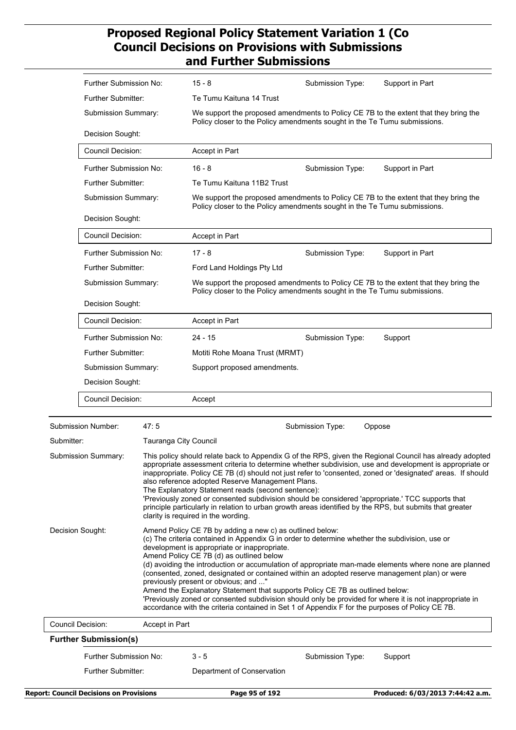| | | | |
|---|---|---|---|
| Further Submission No: | 15 - 8 | Submission Type: | Support in Part |
| Further Submitter: | Te Tumu Kaituna 14 Trust | | |
| Submission Summary: | We support the proposed amendments to Policy CE 7B to the extent that they bring the Policy closer to the Policy amendments sought in the Te Tumu submissions. | | |
| Decision Sought: | | | |
| Council Decision: | Accept in Part | | |

| | | | |
|---|---|---|---|
| Further Submission No: | 16 - 8 | Submission Type: | Support in Part |
| Further Submitter: | Te Tumu Kaituna 11B2 Trust | | |
| Submission Summary: | We support the proposed amendments to Policy CE 7B to the extent that they bring the Policy closer to the Policy amendments sought in the Te Tumu submissions. | | |
| Decision Sought: | | | |
| Council Decision: | Accept in Part | | |

| | | | |
|---|---|---|---|
| Further Submission No: | 17 - 8 | Submission Type: | Support in Part |
| Further Submitter: | Ford Land Holdings Pty Ltd | | |
| Submission Summary: | We support the proposed amendments to Policy CE 7B to the extent that they bring the Policy closer to the Policy amendments sought in the Te Tumu submissions. | | |
| Decision Sought: | | | |
| Council Decision: | Accept in Part | | |

| | | | |
|---|---|---|---|
| Further Submission No: | 24 - 15 | Submission Type: | Support |
| Further Submitter: | Motiti Rohe Moana Trust (MRMT) | | |
| Submission Summary: | Support proposed amendments. | | |
| Decision Sought: | | | |
| Council Decision: | Accept | | |

| | | | |
|---|---|---|---|
| Submission Number: | 47: 5 | Submission Type: | Oppose |
| Submitter: | Tauranga City Council | | |

**Submission Summary:**

This policy should relate back to Appendix G of the RPS, given the Regional Council has already adopted appropriate assessment criteria to determine whether subdivision, use and development is appropriate or inappropriate. Policy CE 7B (d) should not just refer to 'consented, zoned or 'designated' areas. If should also reference adopted Reserve Management Plans.
The Explanatory Statement reads (second sentence):
'Previously zoned or consented subdivision should be considered 'appropriate.' TCC supports that principle particularly in relation to urban growth areas identified by the RPS, but submits that greater clarity is required in the wording.

**Decision Sought:**

Amend Policy CE 7B by adding a new c) as outlined below:
(c) The criteria contained in Appendix G in order to determine whether the subdivision, use or development is appropriate or inappropriate.
Amend Policy CE 7B (d) as outlined below
(d) avoiding the introduction or accumulation of appropriate man-made elements where none are planned (consented, zoned, designated or contained within an adopted reserve management plan) or were previously present or obvious; and ..."
Amend the Explanatory Statement that supports Policy CE 7B as outlined below:
'Previously zoned or consented subdivision should only be provided for where it is not inappropriate in accordance with the criteria contained in Set 1 of Appendix F for the purposes of Policy CE 7B.

**Council Decision:** Accept in Part

**Further Submission(s)**

| | | | |
|---|---|---|---|
| Further Submission No: | 3 - 5 | Submission Type: | Support |
| Further Submitter: | Department of Conservation | | |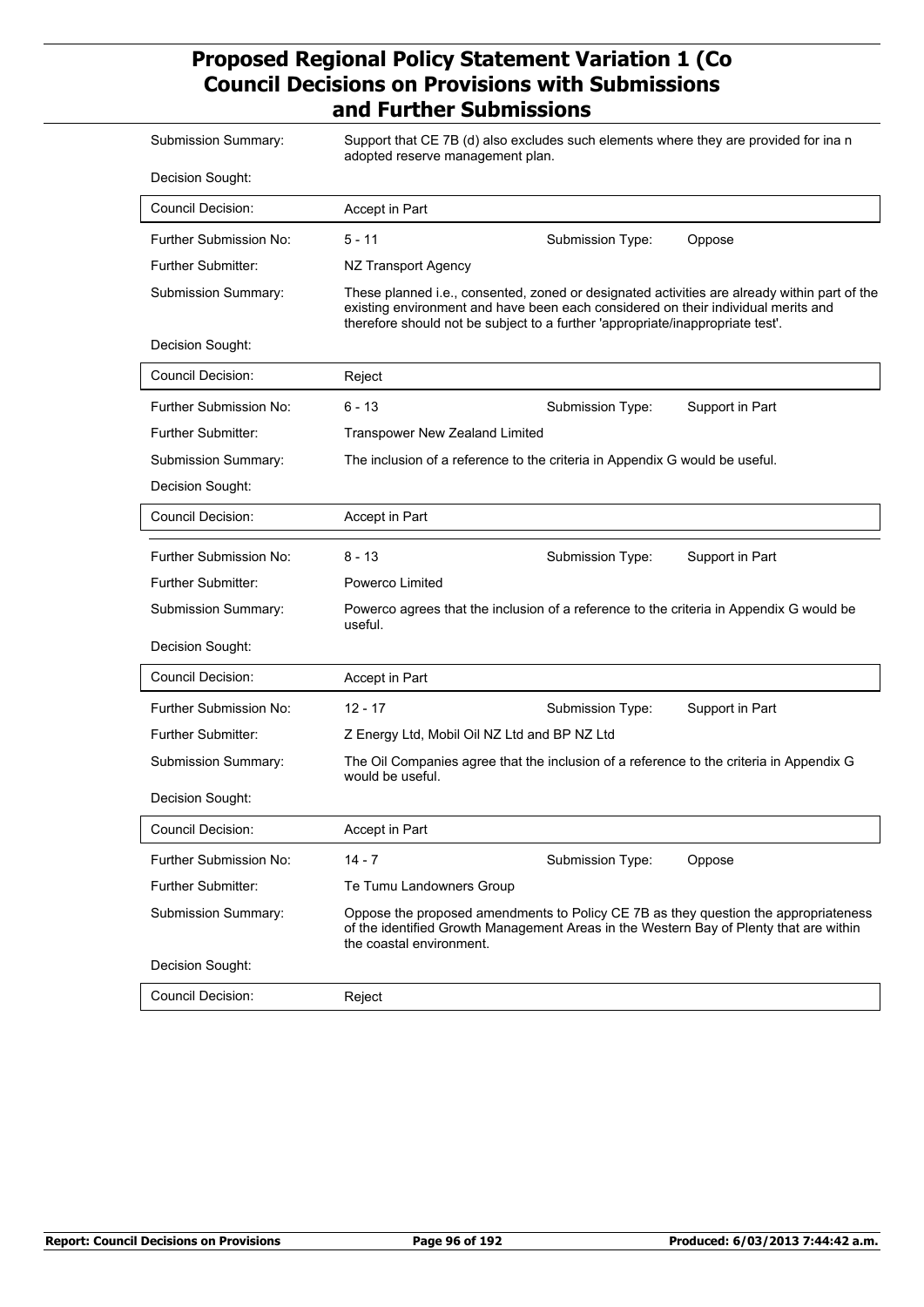| | | | |
|---|---|---|---|
| Submission Summary: | Support that CE 7B (d) also excludes such elements where they are provided for ina n adopted reserve management plan. | | |
| Decision Sought: | | | |
| Council Decision: | Accept in Part | | |
| Further Submission No: | 5 - 11 | Submission Type: | Oppose |
| Further Submitter: | NZ Transport Agency | | |
| Submission Summary: | These planned i.e., consented, zoned or designated activities are already within part of the existing environment and have been each considered on their individual merits and therefore should not be subject to a further 'appropriate/inappropriate test'. | | |
| Decision Sought: | | | |
| Council Decision: | Reject | | |
| Further Submission No: | 6 - 13 | Submission Type: | Support in Part |
| Further Submitter: | Transpower New Zealand Limited | | |
| Submission Summary: | The inclusion of a reference to the criteria in Appendix G would be useful. | | |
| Decision Sought: | | | |
| Council Decision: | Accept in Part | | |
| Further Submission No: | 8 - 13 | Submission Type: | Support in Part |
| Further Submitter: | Powerco Limited | | |
| Submission Summary: | Powerco agrees that the inclusion of a reference to the criteria in Appendix G would be useful. | | |
| Decision Sought: | | | |
| Council Decision: | Accept in Part | | |
| Further Submission No: | 12 - 17 | Submission Type: | Support in Part |
| Further Submitter: | Z Energy Ltd, Mobil Oil NZ Ltd and BP NZ Ltd | | |
| Submission Summary: | The Oil Companies agree that the inclusion of a reference to the criteria in Appendix G would be useful. | | |
| Decision Sought: | | | |
| Council Decision: | Accept in Part | | |
| Further Submission No: | 14 - 7 | Submission Type: | Oppose |
| Further Submitter: | Te Tumu Landowners Group | | |
| Submission Summary: | Oppose the proposed amendments to Policy CE 7B as they question the appropriateness of the identified Growth Management Areas in the Western Bay of Plenty that are within the coastal environment. | | |
| Decision Sought: | | | |
| Council Decision: | Reject | | |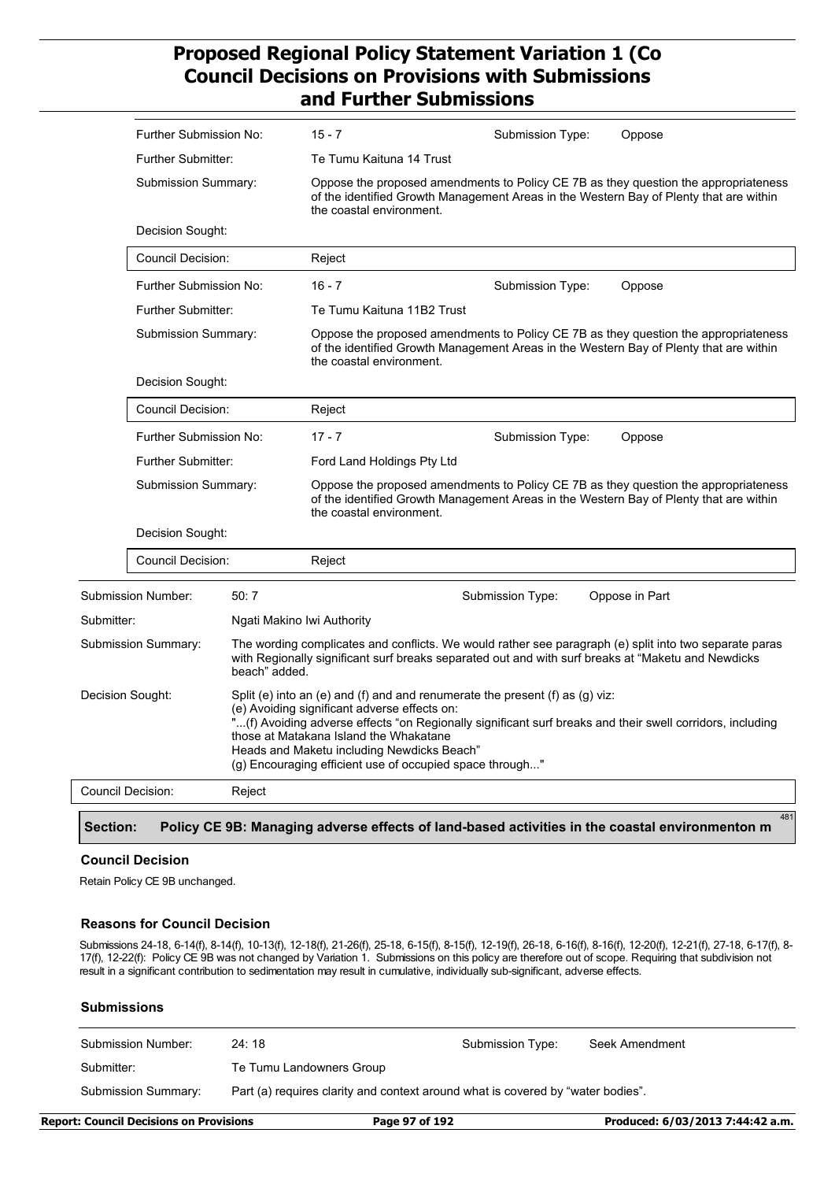| | |
|---|---|
| Further Submission No: | 15 - 7 |
| Submission Type: | Oppose |
| Further Submitter: | Te Tumu Kaituna 14 Trust |
| Submission Summary: | Oppose the proposed amendments to Policy CE 7B as they question the appropriateness of the identified Growth Management Areas in the Western Bay of Plenty that are within the coastal environment. |
| Decision Sought: | |
| Council Decision: | Reject |

| | |
|---|---|
| Further Submission No: | 16 - 7 |
| Submission Type: | Oppose |
| Further Submitter: | Te Tumu Kaituna 11B2 Trust |
| Submission Summary: | Oppose the proposed amendments to Policy CE 7B as they question the appropriateness of the identified Growth Management Areas in the Western Bay of Plenty that are within the coastal environment. |
| Decision Sought: | |
| Council Decision: | Reject |

| | |
|---|---|
| Further Submission No: | 17 - 7 |
| Submission Type: | Oppose |
| Further Submitter: | Ford Land Holdings Pty Ltd |
| Submission Summary: | Oppose the proposed amendments to Policy CE 7B as they question the appropriateness of the identified Growth Management Areas in the Western Bay of Plenty that are within the coastal environment. |
| Decision Sought: | |
| Council Decision: | Reject |

| | |
|---|---|
| Submission Number: | 50: 7 |
| Submission Type: | Oppose in Part |
| Submitter: | Ngati Makino Iwi Authority |
| Submission Summary: | The wording complicates and conflicts. We would rather see paragraph (e) split into two separate paras with Regionally significant surf breaks separated out and with surf breaks at "Maketu and Newdicks beach" added. |
| Decision Sought: | Split (e) into an (e) and (f) and and renumerate the present (f) as (g) viz:<br>(e) Avoiding significant adverse effects on:<br>"...(f) Avoiding adverse effects "on Regionally significant surf breaks and their swell corridors, including those at Matakana Island the Whakatane<br>Heads and Maketu including Newdicks Beach"<br>(g) Encouraging efficient use of occupied space through..." |
| Council Decision: | Reject |

## Section: Policy CE 9B: Managing adverse effects of land-based activities in the coastal environmenton m

481

### Council Decision

Retain Policy CE 9B unchanged.

### Reasons for Council Decision

Submissions 24-18, 6-14(f), 8-14(f), 10-13(f), 12-18(f), 21-26(f), 25-18, 6-15(f), 8-15(f), 12-19(f), 26-18, 6-16(f), 8-16(f), 12-20(f), 12-21(f), 27-18, 6-17(f), 8-17(f), 12-22(f): Policy CE 9B was not changed by Variation 1. Submissions on this policy are therefore out of scope. Requiring that subdivision not result in a significant contribution to sedimentation may result in cumulative, individually sub-significant, adverse effects.

### Submissions

| | |
|---|---|
| Submission Number: | 24: 18 |
| Submission Type: | Seek Amendment |
| Submitter: | Te Tumu Landowners Group |
| Submission Summary: | Part (a) requires clarity and context around what is covered by "water bodies". |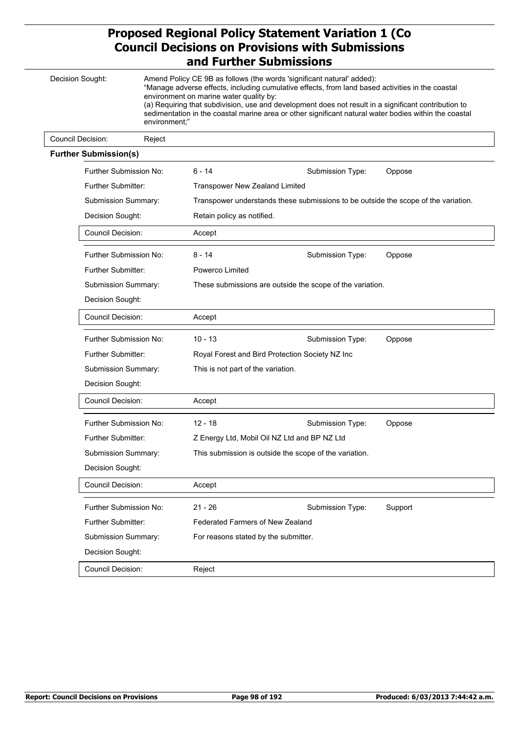**Decision Sought:** Amend Policy CE 9B as follows (the words 'significant natural' added):
"Manage adverse effects, including cumulative effects, from land based activities in the coastal environment on marine water quality by:
(a) Requiring that subdivision, use and development does not result in a significant contribution to sedimentation in the coastal marine area or other significant natural water bodies within the coastal environment;"

**Council Decision:** Reject

### Further Submission(s)

| | | | |
|---|---|---|---|
| Further Submission No: | 6 - 14 | Submission Type: | Oppose |
| Further Submitter: | Transpower New Zealand Limited | | |
| Submission Summary: | Transpower understands these submissions to be outside the scope of the variation. | | |
| Decision Sought: | Retain policy as notified. | | |
| Council Decision: | Accept | | |

| | | | |
|---|---|---|---|
| Further Submission No: | 8 - 14 | Submission Type: | Oppose |
| Further Submitter: | Powerco Limited | | |
| Submission Summary: | These submissions are outside the scope of the variation. | | |
| Decision Sought: | | | |
| Council Decision: | Accept | | |

| | | | |
|---|---|---|---|
| Further Submission No: | 10 - 13 | Submission Type: | Oppose |
| Further Submitter: | Royal Forest and Bird Protection Society NZ Inc | | |
| Submission Summary: | This is not part of the variation. | | |
| Decision Sought: | | | |
| Council Decision: | Accept | | |

| | | | |
|---|---|---|---|
| Further Submission No: | 12 - 18 | Submission Type: | Oppose |
| Further Submitter: | Z Energy Ltd, Mobil Oil NZ Ltd and BP NZ Ltd | | |
| Submission Summary: | This submission is outside the scope of the variation. | | |
| Decision Sought: | | | |
| Council Decision: | Accept | | |

| | | | |
|---|---|---|---|
| Further Submission No: | 21 - 26 | Submission Type: | Support |
| Further Submitter: | Federated Farmers of New Zealand | | |
| Submission Summary: | For reasons stated by the submitter. | | |
| Decision Sought: | | | |
| Council Decision: | Reject | | |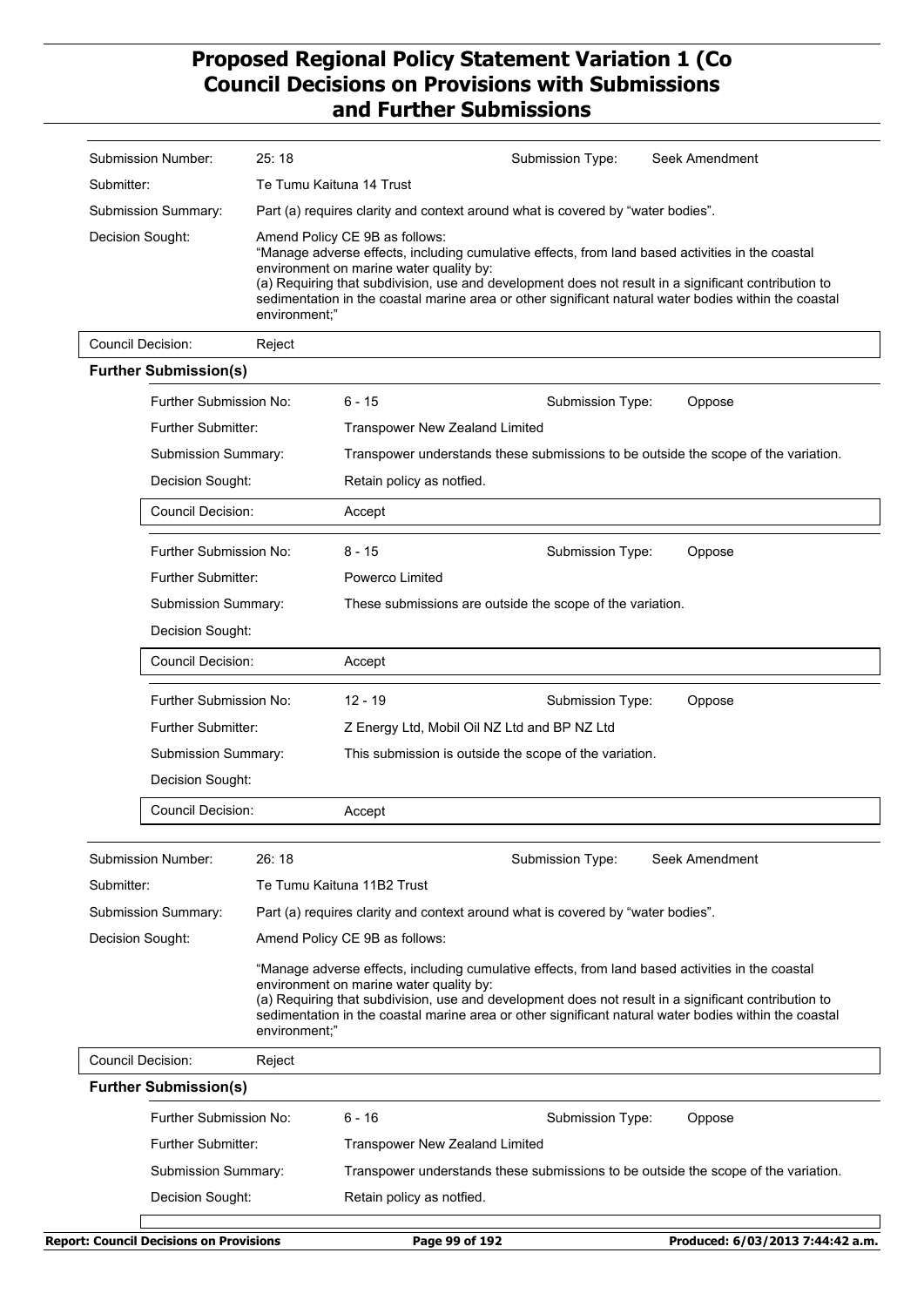| | |
|---|---|
| Submission Number: | 25: 18 |
| Submission Type: | Seek Amendment |
| Submitter: | Te Tumu Kaituna 14 Trust |
| Submission Summary: | Part (a) requires clarity and context around what is covered by "water bodies". |
| Decision Sought: | Amend Policy CE 9B as follows: "Manage adverse effects, including cumulative effects, from land based activities in the coastal environment on marine water quality by: (a) Requiring that subdivision, use and development does not result in a significant contribution to sedimentation in the coastal marine area or other significant natural water bodies within the coastal environment;" |
| Council Decision: | Reject |

**Further Submission(s)**

| | |
|---|---|
| Further Submission No: | 6 - 15 |
| Submission Type: | Oppose |
| Further Submitter: | Transpower New Zealand Limited |
| Submission Summary: | Transpower understands these submissions to be outside the scope of the variation. |
| Decision Sought: | Retain policy as notfied. |
| Council Decision: | Accept |

| | |
|---|---|
| Further Submission No: | 8 - 15 |
| Submission Type: | Oppose |
| Further Submitter: | Powerco Limited |
| Submission Summary: | These submissions are outside the scope of the variation. |
| Decision Sought: | |
| Council Decision: | Accept |

| | |
|---|---|
| Further Submission No: | 12 - 19 |
| Submission Type: | Oppose |
| Further Submitter: | Z Energy Ltd, Mobil Oil NZ Ltd and BP NZ Ltd |
| Submission Summary: | This submission is outside the scope of the variation. |
| Decision Sought: | |
| Council Decision: | Accept |

| | |
|---|---|
| Submission Number: | 26: 18 |
| Submission Type: | Seek Amendment |
| Submitter: | Te Tumu Kaituna 11B2 Trust |
| Submission Summary: | Part (a) requires clarity and context around what is covered by "water bodies". |
| Decision Sought: | Amend Policy CE 9B as follows: "Manage adverse effects, including cumulative effects, from land based activities in the coastal environment on marine water quality by: (a) Requiring that subdivision, use and development does not result in a significant contribution to sedimentation in the coastal marine area or other significant natural water bodies within the coastal environment;" |
| Council Decision: | Reject |

**Further Submission(s)**

| | |
|---|---|
| Further Submission No: | 6 - 16 |
| Submission Type: | Oppose |
| Further Submitter: | Transpower New Zealand Limited |
| Submission Summary: | Transpower understands these submissions to be outside the scope of the variation. |
| Decision Sought: | Retain policy as notfied. |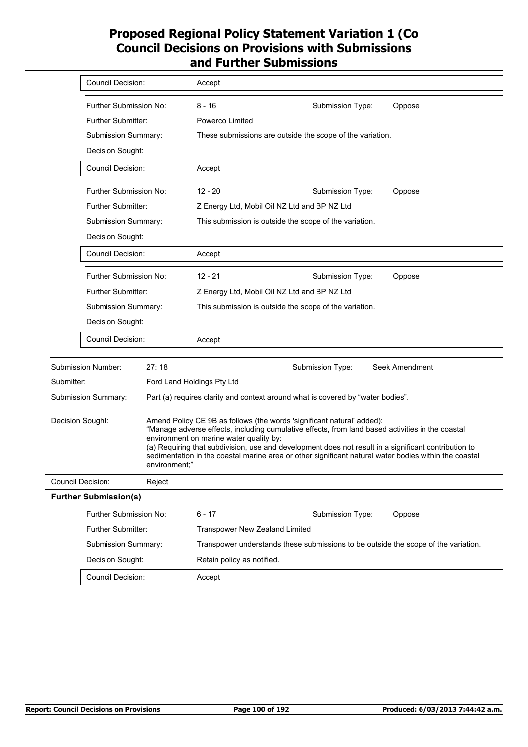| | |
|---|---|
| Council Decision: | Accept |

| | | | |
|---|---|---|---|
| Further Submission No: | 8 - 16 | Submission Type: | Oppose |
| Further Submitter: | Powerco Limited | | |
| Submission Summary: | These submissions are outside the scope of the variation. | | |
| Decision Sought: | | | |
| Council Decision: | Accept | | |

| | | | |
|---|---|---|---|
| Further Submission No: | 12 - 20 | Submission Type: | Oppose |
| Further Submitter: | Z Energy Ltd, Mobil Oil NZ Ltd and BP NZ Ltd | | |
| Submission Summary: | This submission is outside the scope of the variation. | | |
| Decision Sought: | | | |
| Council Decision: | Accept | | |

| | | | |
|---|---|---|---|
| Further Submission No: | 12 - 21 | Submission Type: | Oppose |
| Further Submitter: | Z Energy Ltd, Mobil Oil NZ Ltd and BP NZ Ltd | | |
| Submission Summary: | This submission is outside the scope of the variation. | | |
| Decision Sought: | | | |
| Council Decision: | Accept | | |

| | | | |
|---|---|---|---|
| Submission Number: | 27: 18 | Submission Type: | Seek Amendment |
| Submitter: | Ford Land Holdings Pty Ltd | | |
| Submission Summary: | Part (a) requires clarity and context around what is covered by "water bodies". | | |
| Decision Sought: | Amend Policy CE 9B as follows (the words 'significant natural' added): "Manage adverse effects, including cumulative effects, from land based activities in the coastal environment on marine water quality by: (a) Requiring that subdivision, use and development does not result in a significant contribution to sedimentation in the coastal marine area or other significant natural water bodies within the coastal environment;" | | |
| Council Decision: | Reject | | |

**Further Submission(s)**

| | | | |
|---|---|---|---|
| Further Submission No: | 6 - 17 | Submission Type: | Oppose |
| Further Submitter: | Transpower New Zealand Limited | | |
| Submission Summary: | Transpower understands these submissions to be outside the scope of the variation. | | |
| Decision Sought: | Retain policy as notified. | | |
| Council Decision: | Accept | | |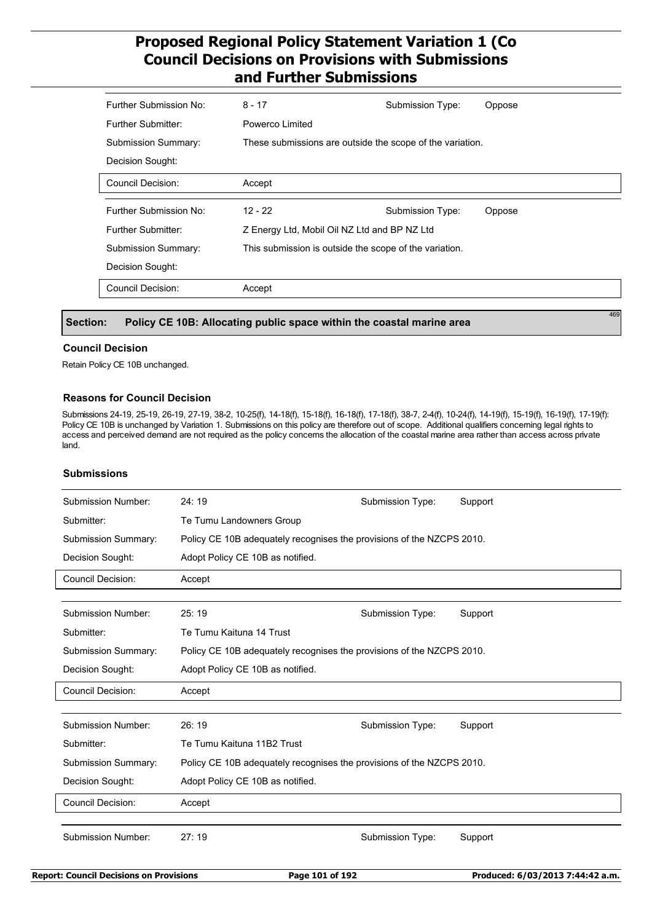| | | | |
|---|---|---|---|
| Further Submission No: | 8 - 17 | Submission Type: | Oppose |
| Further Submitter: | Powerco Limited | | |
| Submission Summary: | These submissions are outside the scope of the variation. | | |
| Decision Sought: | | | |
| Council Decision: | Accept | | |

| | | | |
|---|---|---|---|
| Further Submission No: | 12 - 22 | Submission Type: | Oppose |
| Further Submitter: | Z Energy Ltd, Mobil Oil NZ Ltd and BP NZ Ltd | | |
| Submission Summary: | This submission is outside the scope of the variation. | | |
| Decision Sought: | | | |
| Council Decision: | Accept | | |

## Section: Policy CE 10B: Allocating public space within the coastal marine area

469

### Council Decision

Retain Policy CE 10B unchanged.

### Reasons for Council Decision

Submissions 24-19, 25-19, 26-19, 27-19, 38-2, 10-25(f), 14-18(f), 15-18(f), 16-18(f), 17-18(f), 38-7, 2-4(f), 10-24(f), 14-19(f), 15-19(f), 16-19(f), 17-19(f): Policy CE 10B is unchanged by Variation 1. Submissions on this policy are therefore out of scope. Additional qualifiers concerning legal rights to access and perceived demand are not required as the policy concerns the allocation of the coastal marine area rather than access across private land.

### Submissions

| | | | |
|---|---|---|---|
| Submission Number: | 24: 19 | Submission Type: | Support |
| Submitter: | Te Tumu Landowners Group | | |
| Submission Summary: | Policy CE 10B adequately recognises the provisions of the NZCPS 2010. | | |
| Decision Sought: | Adopt Policy CE 10B as notified. | | |
| Council Decision: | Accept | | |

| | | | |
|---|---|---|---|
| Submission Number: | 25: 19 | Submission Type: | Support |
| Submitter: | Te Tumu Kaituna 14 Trust | | |
| Submission Summary: | Policy CE 10B adequately recognises the provisions of the NZCPS 2010. | | |
| Decision Sought: | Adopt Policy CE 10B as notified. | | |
| Council Decision: | Accept | | |

| | | | |
|---|---|---|---|
| Submission Number: | 26: 19 | Submission Type: | Support |
| Submitter: | Te Tumu Kaituna 11B2 Trust | | |
| Submission Summary: | Policy CE 10B adequately recognises the provisions of the NZCPS 2010. | | |
| Decision Sought: | Adopt Policy CE 10B as notified. | | |
| Council Decision: | Accept | | |

| | | | |
|---|---|---|---|
| Submission Number: | 27: 19 | Submission Type: | Support |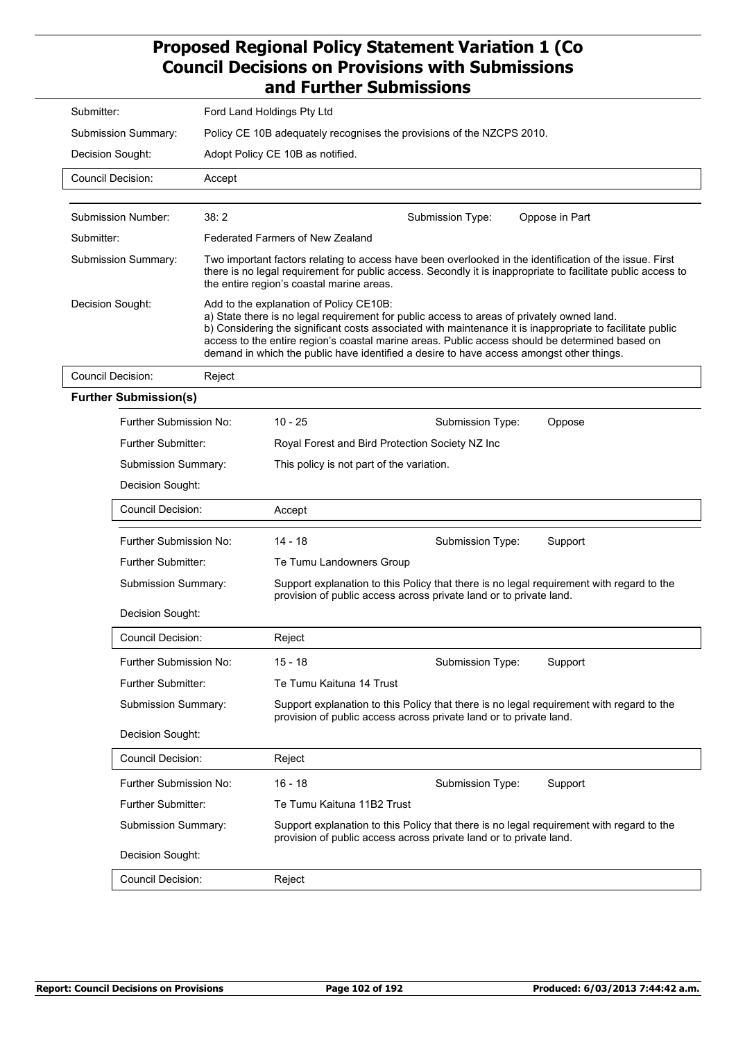| | |
|---|---|
| Submitter: | Ford Land Holdings Pty Ltd |
| Submission Summary: | Policy CE 10B adequately recognises the provisions of the NZCPS 2010. |
| Decision Sought: | Adopt Policy CE 10B as notified. |
| Council Decision: | Accept |

| | | | |
|---|---|---|---|
| Submission Number: | 38: 2 | Submission Type: | Oppose in Part |
| Submitter: | Federated Farmers of New Zealand | | |
| Submission Summary: | Two important factors relating to access have been overlooked in the identification of the issue. First there is no legal requirement for public access. Secondly it is inappropriate to facilitate public access to the entire region's coastal marine areas. | | |
| Decision Sought: | Add to the explanation of Policy CE10B:<br>a) State there is no legal requirement for public access to areas of privately owned land.<br>b) Considering the significant costs associated with maintenance it is inappropriate to facilitate public access to the entire region's coastal marine areas. Public access should be determined based on demand in which the public have identified a desire to have access amongst other things. | | |
| Council Decision: | Reject | | |

**Further Submission(s)**

| | | | |
|---|---|---|---|
| Further Submission No: | 10 - 25 | Submission Type: | Oppose |
| Further Submitter: | Royal Forest and Bird Protection Society NZ Inc | | |
| Submission Summary: | This policy is not part of the variation. | | |
| Decision Sought: | | | |
| Council Decision: | Accept | | |
| Further Submission No: | 14 - 18 | Submission Type: | Support |
| Further Submitter: | Te Tumu Landowners Group | | |
| Submission Summary: | Support explanation to this Policy that there is no legal requirement with regard to the provision of public access across private land or to private land. | | |
| Decision Sought: | | | |
| Council Decision: | Reject | | |
| Further Submission No: | 15 - 18 | Submission Type: | Support |
| Further Submitter: | Te Tumu Kaituna 14 Trust | | |
| Submission Summary: | Support explanation to this Policy that there is no legal requirement with regard to the provision of public access across private land or to private land. | | |
| Decision Sought: | | | |
| Council Decision: | Reject | | |
| Further Submission No: | 16 - 18 | Submission Type: | Support |
| Further Submitter: | Te Tumu Kaituna 11B2 Trust | | |
| Submission Summary: | Support explanation to this Policy that there is no legal requirement with regard to the provision of public access across private land or to private land. | | |
| Decision Sought: | | | |
| Council Decision: | Reject | | |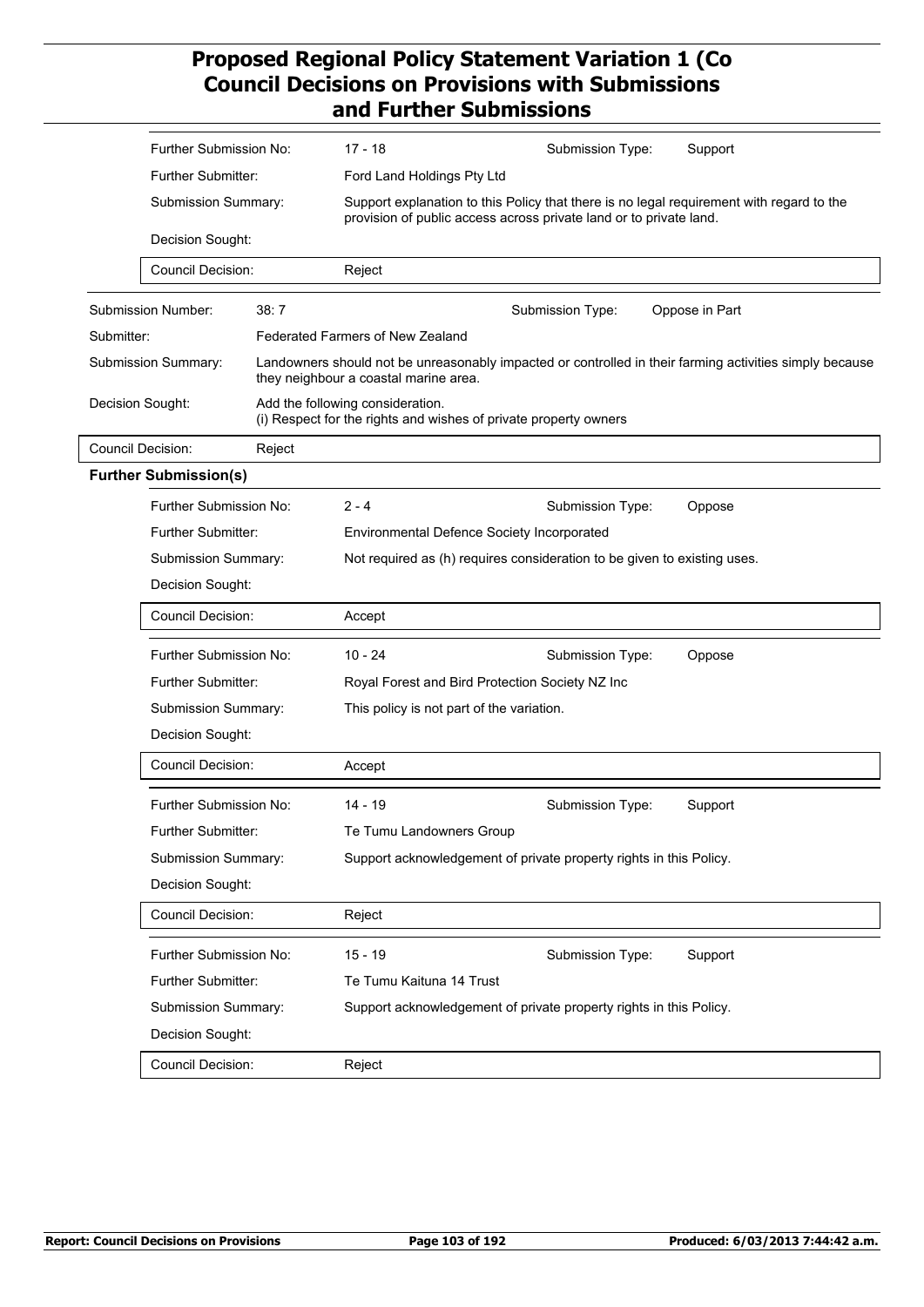| | |
|---|---|
| Further Submission No: | 17 - 18 |
| Submission Type: | Support |
| Further Submitter: | Ford Land Holdings Pty Ltd |
| Submission Summary: | Support explanation to this Policy that there is no legal requirement with regard to the provision of public access across private land or to private land. |
| Decision Sought: | |
| Council Decision: | Reject |

| | |
|---|---|
| Submission Number: | 38: 7 |
| Submission Type: | Oppose in Part |
| Submitter: | Federated Farmers of New Zealand |
| Submission Summary: | Landowners should not be unreasonably impacted or controlled in their farming activities simply because they neighbour a coastal marine area. |
| Decision Sought: | Add the following consideration.<br>(i) Respect for the rights and wishes of private property owners |
| Council Decision: | Reject |

**Further Submission(s)**

| | |
|---|---|
| Further Submission No: | 2 - 4 |
| Submission Type: | Oppose |
| Further Submitter: | Environmental Defence Society Incorporated |
| Submission Summary: | Not required as (h) requires consideration to be given to existing uses. |
| Decision Sought: | |
| Council Decision: | Accept |

| | |
|---|---|
| Further Submission No: | 10 - 24 |
| Submission Type: | Oppose |
| Further Submitter: | Royal Forest and Bird Protection Society NZ Inc |
| Submission Summary: | This policy is not part of the variation. |
| Decision Sought: | |
| Council Decision: | Accept |

| | |
|---|---|
| Further Submission No: | 14 - 19 |
| Submission Type: | Support |
| Further Submitter: | Te Tumu Landowners Group |
| Submission Summary: | Support acknowledgement of private property rights in this Policy. |
| Decision Sought: | |
| Council Decision: | Reject |

| | |
|---|---|
| Further Submission No: | 15 - 19 |
| Submission Type: | Support |
| Further Submitter: | Te Tumu Kaituna 14 Trust |
| Submission Summary: | Support acknowledgement of private property rights in this Policy. |
| Decision Sought: | |
| Council Decision: | Reject |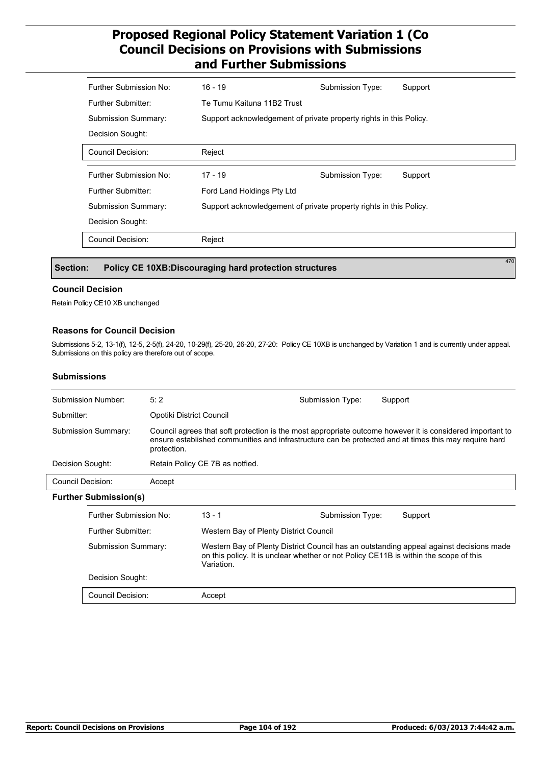| | | | |
|---|---|---|---|
| Further Submission No: | 16 - 19 | Submission Type: | Support |
| Further Submitter: | Te Tumu Kaituna 11B2 Trust | | |
| Submission Summary: | Support acknowledgement of private property rights in this Policy. | | |
| Decision Sought: | | | |
| Council Decision: | Reject | | |

| | | | |
|---|---|---|---|
| Further Submission No: | 17 - 19 | Submission Type: | Support |
| Further Submitter: | Ford Land Holdings Pty Ltd | | |
| Submission Summary: | Support acknowledgement of private property rights in this Policy. | | |
| Decision Sought: | | | |
| Council Decision: | Reject | | |

## Section: Policy CE 10XB:Discouraging hard protection structures

470

### Council Decision

Retain Policy CE10 XB unchanged

### Reasons for Council Decision

Submissions 5-2, 13-1(f), 12-5, 2-5(f), 24-20, 10-29(f), 25-20, 26-20, 27-20: Policy CE 10XB is unchanged by Variation 1 and is currently under appeal. Submissions on this policy are therefore out of scope.

### Submissions

| | | | |
|---|---|---|---|
| Submission Number: | 5: 2 | Submission Type: | Support |
| Submitter: | Opotiki District Council | | |
| Submission Summary: | Council agrees that soft protection is the most appropriate outcome however it is considered important to ensure established communities and infrastructure can be protected and at times this may require hard protection. | | |
| Decision Sought: | Retain Policy CE 7B as notfied. | | |
| Council Decision: | Accept | | |

#### Further Submission(s)

| | | | |
|---|---|---|---|
| Further Submission No: | 13 - 1 | Submission Type: | Support |
| Further Submitter: | Western Bay of Plenty District Council | | |
| Submission Summary: | Western Bay of Plenty District Council has an outstanding appeal against decisions made on this policy. It is unclear whether or not Policy CE11B is within the scope of this Variation. | | |
| Decision Sought: | | | |
| Council Decision: | Accept | | |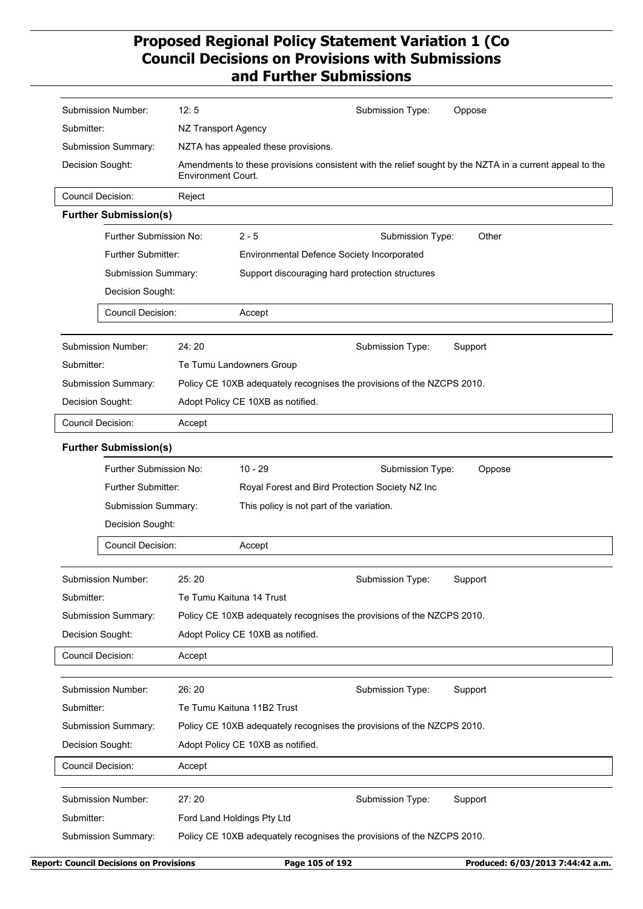| | | | |
|---|---|---|---|
| Submission Number: | 12: 5 | Submission Type: | Oppose |
| Submitter: | NZ Transport Agency | | |
| Submission Summary: | NZTA has appealed these provisions. | | |
| Decision Sought: | Amendments to these provisions consistent with the relief sought by the NZTA in a current appeal to the Environment Court. | | |
| Council Decision: | Reject | | |

**Further Submission(s)**

| | | | |
|---|---|---|---|
| Further Submission No: | 2 - 5 | Submission Type: | Other |
| Further Submitter: | Environmental Defence Society Incorporated | | |
| Submission Summary: | Support discouraging hard protection structures | | |
| Decision Sought: | | | |
| Council Decision: | Accept | | |

| | | | |
|---|---|---|---|
| Submission Number: | 24: 20 | Submission Type: | Support |
| Submitter: | Te Tumu Landowners Group | | |
| Submission Summary: | Policy CE 10XB adequately recognises the provisions of the NZCPS 2010. | | |
| Decision Sought: | Adopt Policy CE 10XB as notified. | | |
| Council Decision: | Accept | | |

**Further Submission(s)**

| | | | |
|---|---|---|---|
| Further Submission No: | 10 - 29 | Submission Type: | Oppose |
| Further Submitter: | Royal Forest and Bird Protection Society NZ Inc | | |
| Submission Summary: | This policy is not part of the variation. | | |
| Decision Sought: | | | |
| Council Decision: | Accept | | |

| | | | |
|---|---|---|---|
| Submission Number: | 25: 20 | Submission Type: | Support |
| Submitter: | Te Tumu Kaituna 14 Trust | | |
| Submission Summary: | Policy CE 10XB adequately recognises the provisions of the NZCPS 2010. | | |
| Decision Sought: | Adopt Policy CE 10XB as notified. | | |
| Council Decision: | Accept | | |

| | | | |
|---|---|---|---|
| Submission Number: | 26: 20 | Submission Type: | Support |
| Submitter: | Te Tumu Kaituna 11B2 Trust | | |
| Submission Summary: | Policy CE 10XB adequately recognises the provisions of the NZCPS 2010. | | |
| Decision Sought: | Adopt Policy CE 10XB as notified. | | |
| Council Decision: | Accept | | |

| | | | |
|---|---|---|---|
| Submission Number: | 27: 20 | Submission Type: | Support |
| Submitter: | Ford Land Holdings Pty Ltd | | |
| Submission Summary: | Policy CE 10XB adequately recognises the provisions of the NZCPS 2010. | | |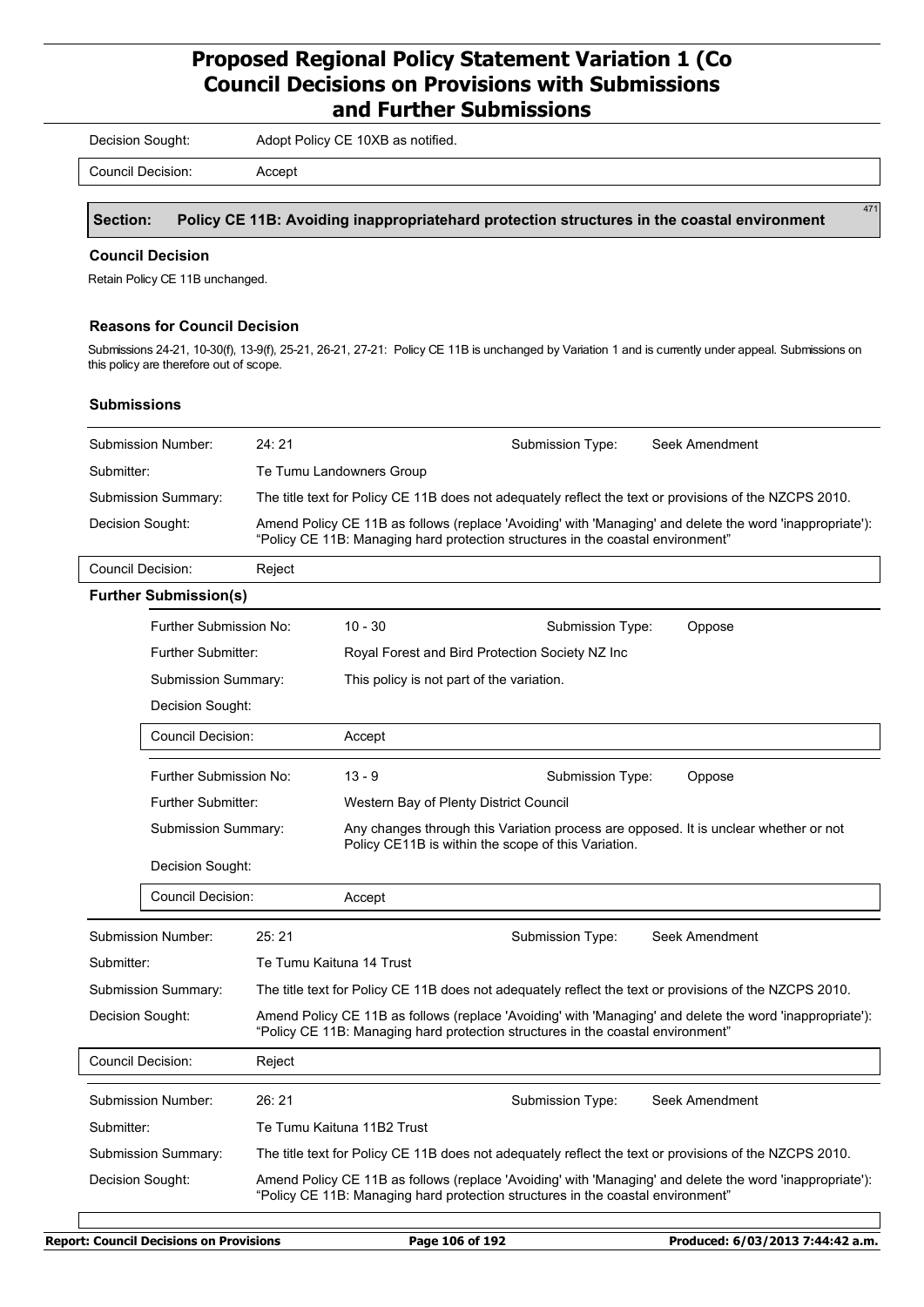| | |
|---|---|
| Decision Sought: | Adopt Policy CE 10XB as notified. |
| Council Decision: | Accept |

## Section: Policy CE 11B: Avoiding inappropriatehard protection structures in the coastal environment

471

### Council Decision

Retain Policy CE 11B unchanged.

### Reasons for Council Decision

Submissions 24-21, 10-30(f), 13-9(f), 25-21, 26-21, 27-21: Policy CE 11B is unchanged by Variation 1 and is currently under appeal. Submissions on this policy are therefore out of scope.

### Submissions

| | | | |
|---|---|---|---|
| Submission Number: | 24: 21 | Submission Type: | Seek Amendment |
| Submitter: | Te Tumu Landowners Group | | |
| Submission Summary: | The title text for Policy CE 11B does not adequately reflect the text or provisions of the NZCPS 2010. | | |
| Decision Sought: | Amend Policy CE 11B as follows (replace 'Avoiding' with 'Managing' and delete the word 'inappropriate'): "Policy CE 11B: Managing hard protection structures in the coastal environment" | | |
| Council Decision: | Reject | | |

**Further Submission(s)**

| | | | |
|---|---|---|---|
| Further Submission No: | 10 - 30 | Submission Type: | Oppose |
| Further Submitter: | Royal Forest and Bird Protection Society NZ Inc | | |
| Submission Summary: | This policy is not part of the variation. | | |
| Decision Sought: | | | |
| Council Decision: | Accept | | |

| | | | |
|---|---|---|---|
| Further Submission No: | 13 - 9 | Submission Type: | Oppose |
| Further Submitter: | Western Bay of Plenty District Council | | |
| Submission Summary: | Any changes through this Variation process are opposed. It is unclear whether or not Policy CE11B is within the scope of this Variation. | | |
| Decision Sought: | | | |
| Council Decision: | Accept | | |

| | | | |
|---|---|---|---|
| Submission Number: | 25: 21 | Submission Type: | Seek Amendment |
| Submitter: | Te Tumu Kaituna 14 Trust | | |
| Submission Summary: | The title text for Policy CE 11B does not adequately reflect the text or provisions of the NZCPS 2010. | | |
| Decision Sought: | Amend Policy CE 11B as follows (replace 'Avoiding' with 'Managing' and delete the word 'inappropriate'): "Policy CE 11B: Managing hard protection structures in the coastal environment" | | |
| Council Decision: | Reject | | |

| | | | |
|---|---|---|---|
| Submission Number: | 26: 21 | Submission Type: | Seek Amendment |
| Submitter: | Te Tumu Kaituna 11B2 Trust | | |
| Submission Summary: | The title text for Policy CE 11B does not adequately reflect the text or provisions of the NZCPS 2010. | | |
| Decision Sought: | Amend Policy CE 11B as follows (replace 'Avoiding' with 'Managing' and delete the word 'inappropriate'): "Policy CE 11B: Managing hard protection structures in the coastal environment" | | |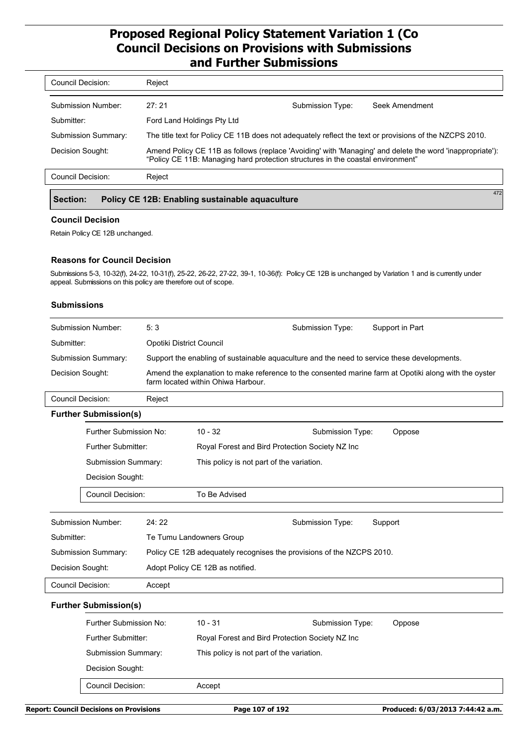| | |
|---|---|
| Council Decision: | Reject |

| | | | |
|---|---|---|---|
| Submission Number: | 27: 21 | Submission Type: | Seek Amendment |
| Submitter: | Ford Land Holdings Pty Ltd | | |
| Submission Summary: | The title text for Policy CE 11B does not adequately reflect the text or provisions of the NZCPS 2010. | | |
| Decision Sought: | Amend Policy CE 11B as follows (replace 'Avoiding' with 'Managing' and delete the word 'inappropriate'): "Policy CE 11B: Managing hard protection structures in the coastal environment" | | |
| Council Decision: | Reject | | |

## Section: Policy CE 12B: Enabling sustainable aquaculture

472

### Council Decision

Retain Policy CE 12B unchanged.

### Reasons for Council Decision

Submissions 5-3, 10-32(f), 24-22, 10-31(f), 25-22, 26-22, 27-22, 39-1, 10-36(f): Policy CE 12B is unchanged by Variation 1 and is currently under appeal. Submissions on this policy are therefore out of scope.

### Submissions

| | | | |
|---|---|---|---|
| Submission Number: | 5: 3 | Submission Type: | Support in Part |
| Submitter: | Opotiki District Council | | |
| Submission Summary: | Support the enabling of sustainable aquaculture and the need to service these developments. | | |
| Decision Sought: | Amend the explanation to make reference to the consented marine farm at Opotiki along with the oyster farm located within Ohiwa Harbour. | | |
| Council Decision: | Reject | | |

**Further Submission(s)**

| | | | |
|---|---|---|---|
| Further Submission No: | 10 - 32 | Submission Type: | Oppose |
| Further Submitter: | Royal Forest and Bird Protection Society NZ Inc | | |
| Submission Summary: | This policy is not part of the variation. | | |
| Decision Sought: | | | |
| Council Decision: | To Be Advised | | |

| | | | |
|---|---|---|---|
| Submission Number: | 24: 22 | Submission Type: | Support |
| Submitter: | Te Tumu Landowners Group | | |
| Submission Summary: | Policy CE 12B adequately recognises the provisions of the NZCPS 2010. | | |
| Decision Sought: | Adopt Policy CE 12B as notified. | | |
| Council Decision: | Accept | | |

**Further Submission(s)**

| | | | |
|---|---|---|---|
| Further Submission No: | 10 - 31 | Submission Type: | Oppose |
| Further Submitter: | Royal Forest and Bird Protection Society NZ Inc | | |
| Submission Summary: | This policy is not part of the variation. | | |
| Decision Sought: | | | |
| Council Decision: | Accept | | |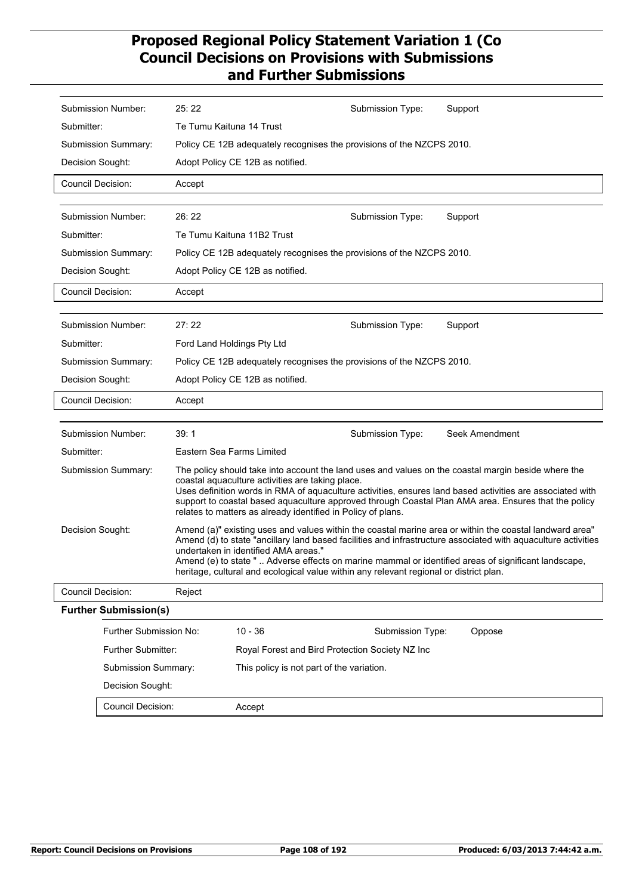| | | | |
|---|---|---|---|
| Submission Number: | 25: 22 | Submission Type: | Support |
| Submitter: | Te Tumu Kaituna 14 Trust | | |
| Submission Summary: | Policy CE 12B adequately recognises the provisions of the NZCPS 2010. | | |
| Decision Sought: | Adopt Policy CE 12B as notified. | | |
| Council Decision: | Accept | | |

| | | | |
|---|---|---|---|
| Submission Number: | 26: 22 | Submission Type: | Support |
| Submitter: | Te Tumu Kaituna 11B2 Trust | | |
| Submission Summary: | Policy CE 12B adequately recognises the provisions of the NZCPS 2010. | | |
| Decision Sought: | Adopt Policy CE 12B as notified. | | |
| Council Decision: | Accept | | |

| | | | |
|---|---|---|---|
| Submission Number: | 27: 22 | Submission Type: | Support |
| Submitter: | Ford Land Holdings Pty Ltd | | |
| Submission Summary: | Policy CE 12B adequately recognises the provisions of the NZCPS 2010. | | |
| Decision Sought: | Adopt Policy CE 12B as notified. | | |
| Council Decision: | Accept | | |

| | | | |
|---|---|---|---|
| Submission Number: | 39: 1 | Submission Type: | Seek Amendment |
| Submitter: | Eastern Sea Farms Limited | | |
| Submission Summary: | The policy should take into account the land uses and values on the coastal margin beside where the coastal aquaculture activities are taking place.<br>Uses definition words in RMA of aquaculture activities, ensures land based activities are associated with support to coastal based aquaculture approved through Coastal Plan AMA area. Ensures that the policy relates to matters as already identified in Policy of plans. | | |
| Decision Sought: | Amend (a)" existing uses and values within the coastal marine area or within the coastal landward area"<br>Amend (d) to state "ancillary land based facilities and infrastructure associated with aquaculture activities undertaken in identified AMA areas."<br>Amend (e) to state " .. Adverse effects on marine mammal or identified areas of significant landscape, heritage, cultural and ecological value within any relevant regional or district plan. | | |
| Council Decision: | Reject | | |

**Further Submission(s)**

| | | | |
|---|---|---|---|
| Further Submission No: | 10 - 36 | Submission Type: | Oppose |
| Further Submitter: | Royal Forest and Bird Protection Society NZ Inc | | |
| Submission Summary: | This policy is not part of the variation. | | |
| Decision Sought: | | | |
| Council Decision: | Accept | | |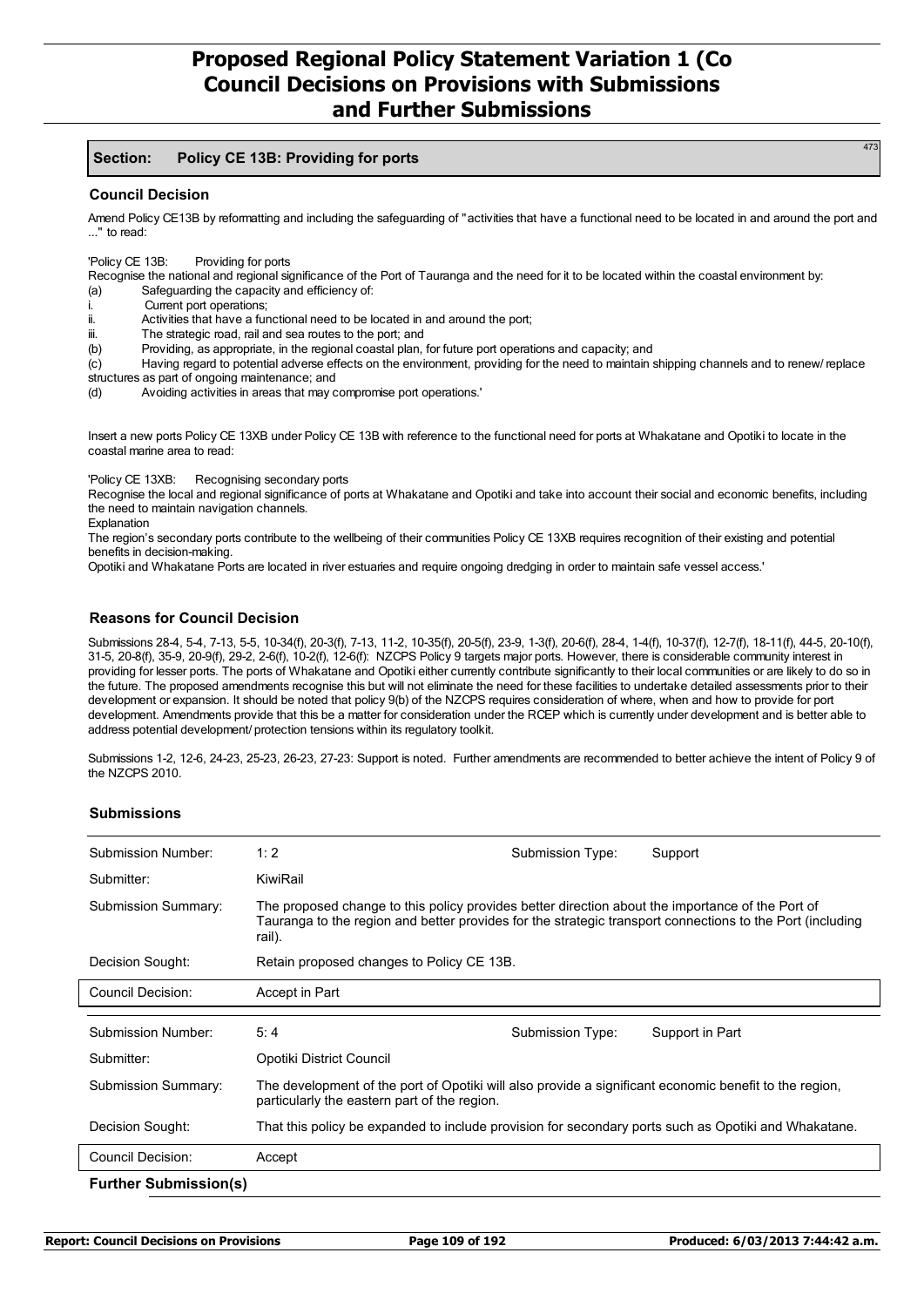## Section: Policy CE 13B: Providing for ports

### Council Decision

Amend Policy CE13B by reformatting and including the safeguarding of "activities that have a functional need to be located in and around the port and ..." to read:

'Policy CE 13B: Providing for ports
Recognise the national and regional significance of the Port of Tauranga and the need for it to be located within the coastal environment by:
(a) Safeguarding the capacity and efficiency of:
i. Current port operations;
ii. Activities that have a functional need to be located in and around the port;
iii. The strategic road, rail and sea routes to the port; and
(b) Providing, as appropriate, in the regional coastal plan, for future port operations and capacity; and
(c) Having regard to potential adverse effects on the environment, providing for the need to maintain shipping channels and to renew/ replace structures as part of ongoing maintenance; and
(d) Avoiding activities in areas that may compromise port operations.'

Insert a new ports Policy CE 13XB under Policy CE 13B with reference to the functional need for ports at Whakatane and Opotiki to locate in the coastal marine area to read:

'Policy CE 13XB: Recognising secondary ports
Recognise the local and regional significance of ports at Whakatane and Opotiki and take into account their social and economic benefits, including the need to maintain navigation channels.
Explanation
The region's secondary ports contribute to the wellbeing of their communities Policy CE 13XB requires recognition of their existing and potential benefits in decision-making.
Opotiki and Whakatane Ports are located in river estuaries and require ongoing dredging in order to maintain safe vessel access.'

### Reasons for Council Decision

Submissions 28-4, 5-4, 7-13, 5-5, 10-34(f), 20-3(f), 7-13, 11-2, 10-35(f), 20-5(f), 23-9, 1-3(f), 20-6(f), 28-4, 1-4(f), 10-37(f), 12-7(f), 18-11(f), 44-5, 20-10(f), 31-5, 20-8(f), 35-9, 20-9(f), 29-2, 2-6(f), 10-2(f), 12-6(f): NZCPS Policy 9 targets major ports. However, there is considerable community interest in providing for lesser ports. The ports of Whakatane and Opotiki either currently contribute significantly to their local communities or are likely to do so in the future. The proposed amendments recognise this but will not eliminate the need for these facilities to undertake detailed assessments prior to their development or expansion. It should be noted that policy 9(b) of the NZCPS requires consideration of where, when and how to provide for port development. Amendments provide that this be a matter for consideration under the RCEP which is currently under development and is better able to address potential development/ protection tensions within its regulatory toolkit.

Submissions 1-2, 12-6, 24-23, 25-23, 26-23, 27-23: Support is noted. Further amendments are recommended to better achieve the intent of Policy 9 of the NZCPS 2010.

### Submissions

| | | | |
|---|---|---|---|
| Submission Number: | 1: 2 | Submission Type: | Support |
| Submitter: | KiwiRail | | |
| Submission Summary: | The proposed change to this policy provides better direction about the importance of the Port of Tauranga to the region and better provides for the strategic transport connections to the Port (including rail). | | |
| Decision Sought: | Retain proposed changes to Policy CE 13B. | | |
| Council Decision: | Accept in Part | | |

| | | | |
|---|---|---|---|
| Submission Number: | 5: 4 | Submission Type: | Support in Part |
| Submitter: | Opotiki District Council | | |
| Submission Summary: | The development of the port of Opotiki will also provide a significant economic benefit to the region, particularly the eastern part of the region. | | |
| Decision Sought: | That this policy be expanded to include provision for secondary ports such as Opotiki and Whakatane. | | |
| Council Decision: | Accept | | |

**Further Submission(s)**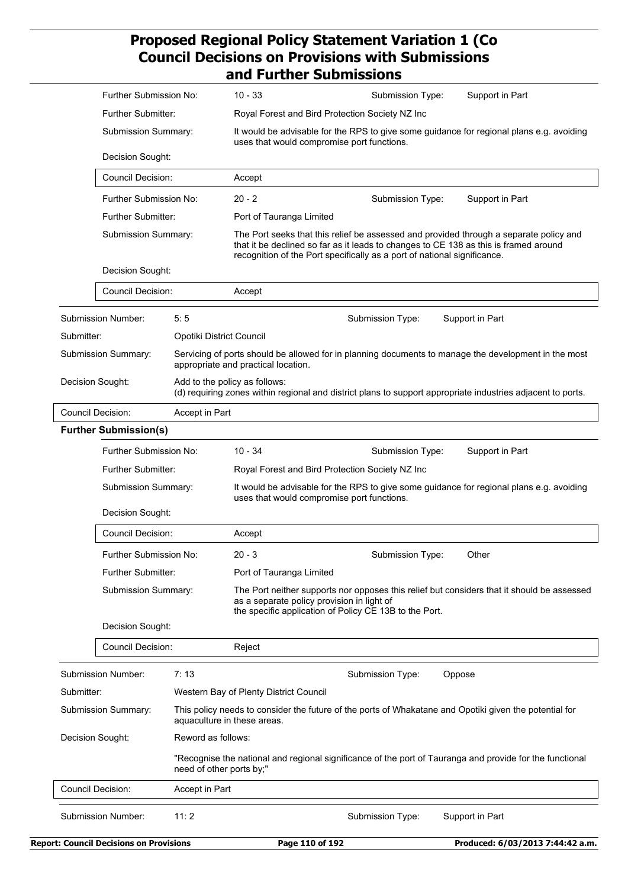Further Submission No: 10 - 33 | Submission Type: Support in Part

Further Submitter: Royal Forest and Bird Protection Society NZ Inc

Submission Summary: It would be advisable for the RPS to give some guidance for regional plans e.g. avoiding uses that would compromise port functions.

Decision Sought:

Council Decision: Accept

Further Submission No: 20 - 2 | Submission Type: Support in Part

Further Submitter: Port of Tauranga Limited

Submission Summary: The Port seeks that this relief be assessed and provided through a separate policy and that it be declined so far as it leads to changes to CE 138 as this is framed around recognition of the Port specifically as a port of national significance.

Decision Sought:

Council Decision: Accept

---

Submission Number: 5: 5 | Submission Type: Support in Part

Submitter: Opotiki District Council

Submission Summary: Servicing of ports should be allowed for in planning documents to manage the development in the most appropriate and practical location.

Decision Sought: Add to the policy as follows:
(d) requiring zones within regional and district plans to support appropriate industries adjacent to ports.

Council Decision: Accept in Part

**Further Submission(s)**

Further Submission No: 10 - 34 | Submission Type: Support in Part

Further Submitter: Royal Forest and Bird Protection Society NZ Inc

Submission Summary: It would be advisable for the RPS to give some guidance for regional plans e.g. avoiding uses that would compromise port functions.

Decision Sought:

Council Decision: Accept

Further Submission No: 20 - 3 | Submission Type: Other

Further Submitter: Port of Tauranga Limited

Submission Summary: The Port neither supports nor opposes this relief but considers that it should be assessed as a separate policy provision in light of
the specific application of Policy CE 13B to the Port.

Decision Sought:

Council Decision: Reject

---

Submission Number: 7: 13 | Submission Type: Oppose

Submitter: Western Bay of Plenty District Council

Submission Summary: This policy needs to consider the future of the ports of Whakatane and Opotiki given the potential for aquaculture in these areas.

Decision Sought: Reword as follows:

"Recognise the national and regional significance of the port of Tauranga and provide for the functional need of other ports by;"

Council Decision: Accept in Part

---

Submission Number: 11: 2 | Submission Type: Support in Part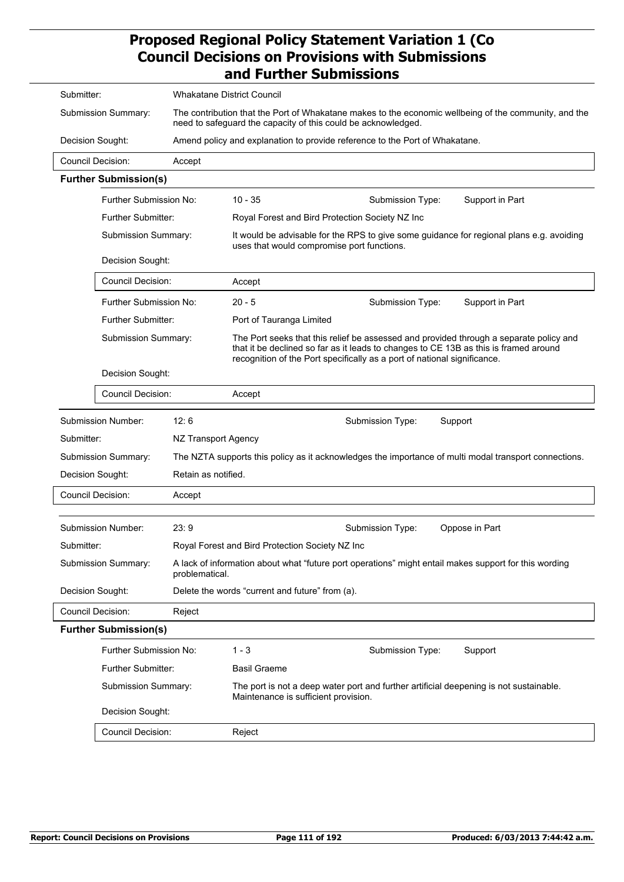| | |
|---|---|
| Submitter: | Whakatane District Council |
| Submission Summary: | The contribution that the Port of Whakatane makes to the economic wellbeing of the community, and the need to safeguard the capacity of this could be acknowledged. |
| Decision Sought: | Amend policy and explanation to provide reference to the Port of Whakatane. |
| Council Decision: | Accept |

**Further Submission(s)**

| | | | |
|---|---|---|---|
| Further Submission No: | 10 - 35 | Submission Type: | Support in Part |
| Further Submitter: | Royal Forest and Bird Protection Society NZ Inc | | |
| Submission Summary: | It would be advisable for the RPS to give some guidance for regional plans e.g. avoiding uses that would compromise port functions. | | |
| Decision Sought: | | | |
| Council Decision: | Accept | | |

| | | | |
|---|---|---|---|
| Further Submission No: | 20 - 5 | Submission Type: | Support in Part |
| Further Submitter: | Port of Tauranga Limited | | |
| Submission Summary: | The Port seeks that this relief be assessed and provided through a separate policy and that it be declined so far as it leads to changes to CE 13B as this is framed around recognition of the Port specifically as a port of national significance. | | |
| Decision Sought: | | | |
| Council Decision: | Accept | | |

| | | | |
|---|---|---|---|
| Submission Number: | 12: 6 | Submission Type: | Support |
| Submitter: | NZ Transport Agency | | |
| Submission Summary: | The NZTA supports this policy as it acknowledges the importance of multi modal transport connections. | | |
| Decision Sought: | Retain as notified. | | |
| Council Decision: | Accept | | |

| | | | |
|---|---|---|---|
| Submission Number: | 23: 9 | Submission Type: | Oppose in Part |
| Submitter: | Royal Forest and Bird Protection Society NZ Inc | | |
| Submission Summary: | A lack of information about what "future port operations" might entail makes support for this wording problematical. | | |
| Decision Sought: | Delete the words "current and future" from (a). | | |
| Council Decision: | Reject | | |

**Further Submission(s)**

| | | | |
|---|---|---|---|
| Further Submission No: | 1 - 3 | Submission Type: | Support |
| Further Submitter: | Basil Graeme | | |
| Submission Summary: | The port is not a deep water port and further artificial deepening is not sustainable. Maintenance is sufficient provision. | | |
| Decision Sought: | | | |
| Council Decision: | Reject | | |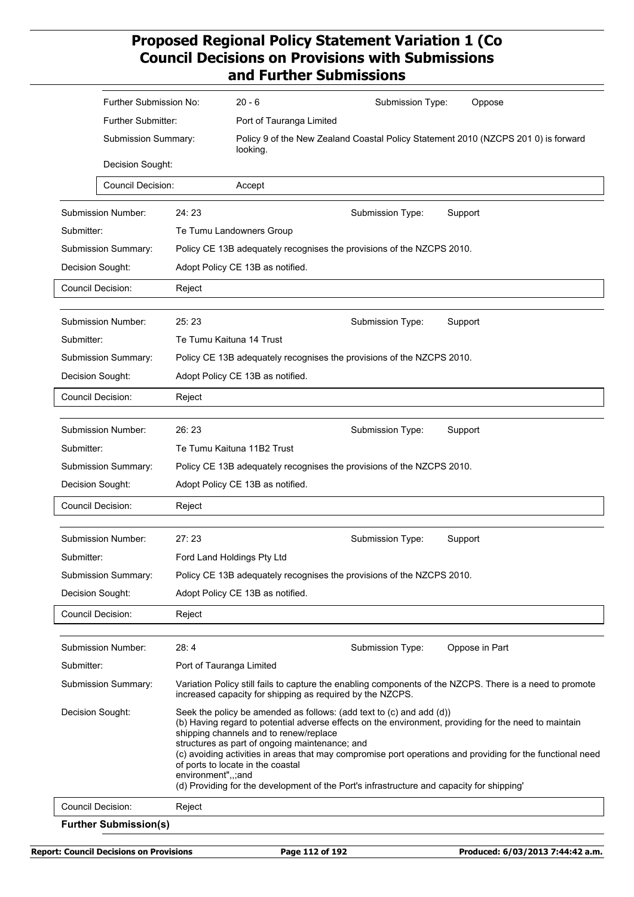# Proposed Regional Policy Statement Variation 1 (Co
## Council Decisions on Provisions with Submissions and Further Submissions

| | |
|---|---|
| Further Submission No: | 20 - 6 |
| Submission Type: | Oppose |
| Further Submitter: | Port of Tauranga Limited |
| Submission Summary: | Policy 9 of the New Zealand Coastal Policy Statement 2010 (NZCPS 201 0) is forward looking. |
| Decision Sought: | |
| Council Decision: | Accept |

| | |
|---|---|
| Submission Number: | 24: 23 |
| Submission Type: | Support |
| Submitter: | Te Tumu Landowners Group |
| Submission Summary: | Policy CE 13B adequately recognises the provisions of the NZCPS 2010. |
| Decision Sought: | Adopt Policy CE 13B as notified. |
| Council Decision: | Reject |

| | |
|---|---|
| Submission Number: | 25: 23 |
| Submission Type: | Support |
| Submitter: | Te Tumu Kaituna 14 Trust |
| Submission Summary: | Policy CE 13B adequately recognises the provisions of the NZCPS 2010. |
| Decision Sought: | Adopt Policy CE 13B as notified. |
| Council Decision: | Reject |

| | |
|---|---|
| Submission Number: | 26: 23 |
| Submission Type: | Support |
| Submitter: | Te Tumu Kaituna 11B2 Trust |
| Submission Summary: | Policy CE 13B adequately recognises the provisions of the NZCPS 2010. |
| Decision Sought: | Adopt Policy CE 13B as notified. |
| Council Decision: | Reject |

| | |
|---|---|
| Submission Number: | 27: 23 |
| Submission Type: | Support |
| Submitter: | Ford Land Holdings Pty Ltd |
| Submission Summary: | Policy CE 13B adequately recognises the provisions of the NZCPS 2010. |
| Decision Sought: | Adopt Policy CE 13B as notified. |
| Council Decision: | Reject |

| | |
|---|---|
| Submission Number: | 28: 4 |
| Submission Type: | Oppose in Part |
| Submitter: | Port of Tauranga Limited |
| Submission Summary: | Variation Policy still fails to capture the enabling components of the NZCPS. There is a need to promote increased capacity for shipping as required by the NZCPS. |
| Decision Sought: | Seek the policy be amended as follows: (add text to (c) and add (d))<br>(b) Having regard to potential adverse effects on the environment, providing for the need to maintain shipping channels and to renew/replace structures as part of ongoing maintenance; and<br>(c) avoiding activities in areas that may compromise port operations and providing for the functional need of ports to locate in the coastal environment",,;and<br>(d) Providing for the development of the Port's infrastructure and capacity for shipping' |
| Council Decision: | Reject |

**Further Submission(s)**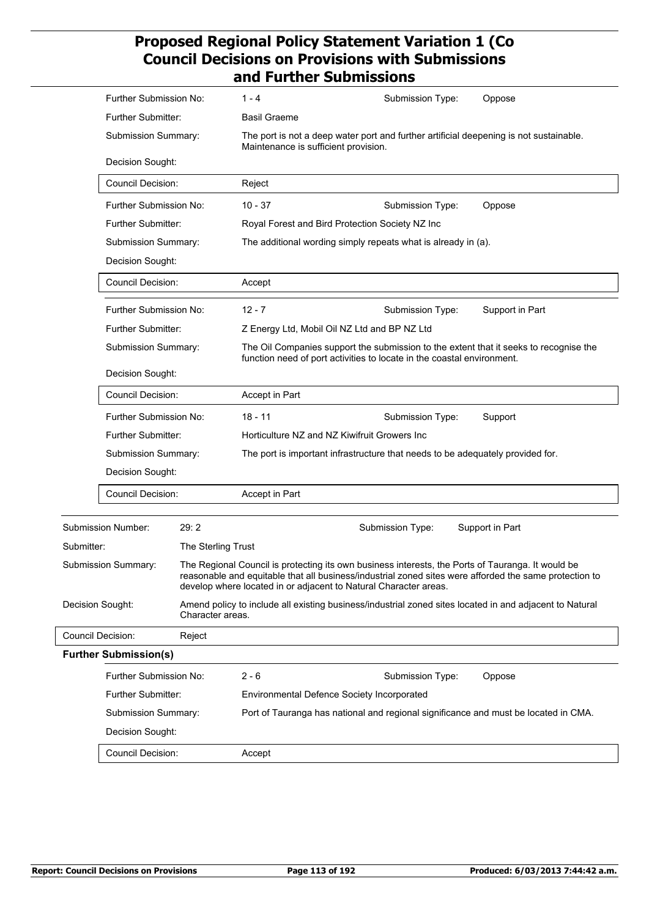| Further Submission No: | 1 - 4 | Submission Type: | Oppose |
|---|---|---|---|
| Further Submitter: | Basil Graeme | | |
| Submission Summary: | The port is not a deep water port and further artificial deepening is not sustainable. Maintenance is sufficient provision. | | |
| Decision Sought: | | | |
| Council Decision: | Reject | | |

| Further Submission No: | 10 - 37 | Submission Type: | Oppose |
|---|---|---|---|
| Further Submitter: | Royal Forest and Bird Protection Society NZ Inc | | |
| Submission Summary: | The additional wording simply repeats what is already in (a). | | |
| Decision Sought: | | | |
| Council Decision: | Accept | | |

| Further Submission No: | 12 - 7 | Submission Type: | Support in Part |
|---|---|---|---|
| Further Submitter: | Z Energy Ltd, Mobil Oil NZ Ltd and BP NZ Ltd | | |
| Submission Summary: | The Oil Companies support the submission to the extent that it seeks to recognise the function need of port activities to locate in the coastal environment. | | |
| Decision Sought: | | | |
| Council Decision: | Accept in Part | | |

| Further Submission No: | 18 - 11 | Submission Type: | Support |
|---|---|---|---|
| Further Submitter: | Horticulture NZ and NZ Kiwifruit Growers Inc | | |
| Submission Summary: | The port is important infrastructure that needs to be adequately provided for. | | |
| Decision Sought: | | | |
| Council Decision: | Accept in Part | | |

| Submission Number: | 29: 2 | Submission Type: | Support in Part |
|---|---|---|---|
| Submitter: | The Sterling Trust | | |
| Submission Summary: | The Regional Council is protecting its own business interests, the Ports of Tauranga. It would be reasonable and equitable that all business/industrial zoned sites were afforded the same protection to develop where located in or adjacent to Natural Character areas. | | |
| Decision Sought: | Amend policy to include all existing business/industrial zoned sites located in and adjacent to Natural Character areas. | | |
| Council Decision: | Reject | | |

**Further Submission(s)**

| Further Submission No: | 2 - 6 | Submission Type: | Oppose |
|---|---|---|---|
| Further Submitter: | Environmental Defence Society Incorporated | | |
| Submission Summary: | Port of Tauranga has national and regional significance and must be located in CMA. | | |
| Decision Sought: | | | |
| Council Decision: | Accept | | |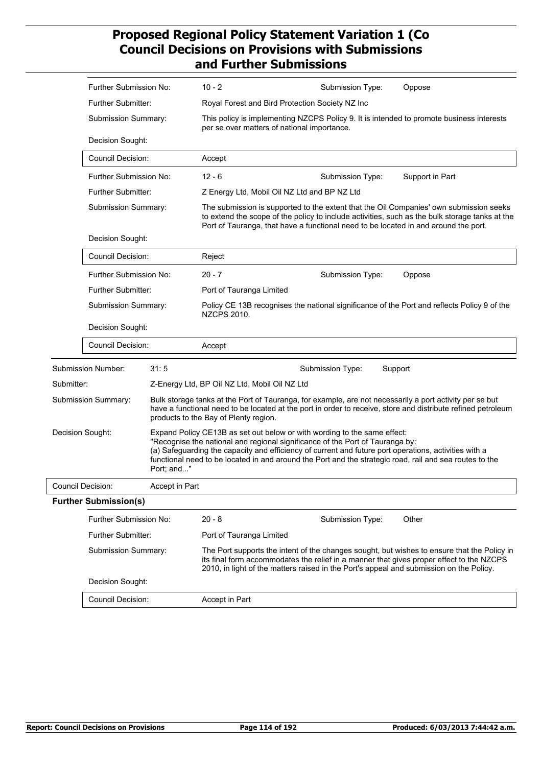| | | | | |
|---|---|---|---|---|
| Further Submission No: | 10 - 2 | | Submission Type: | Oppose |
| Further Submitter: | Royal Forest and Bird Protection Society NZ Inc | | | |
| Submission Summary: | This policy is implementing NZCPS Policy 9. It is intended to promote business interests per se over matters of national importance. | | | |
| Decision Sought: | | | | |
| Council Decision: | Accept | | | |

| | | | | |
|---|---|---|---|---|
| Further Submission No: | 12 - 6 | | Submission Type: | Support in Part |
| Further Submitter: | Z Energy Ltd, Mobil Oil NZ Ltd and BP NZ Ltd | | | |
| Submission Summary: | The submission is supported to the extent that the Oil Companies' own submission seeks to extend the scope of the policy to include activities, such as the bulk storage tanks at the Port of Tauranga, that have a functional need to be located in and around the port. | | | |
| Decision Sought: | | | | |
| Council Decision: | Reject | | | |

| | | | | |
|---|---|---|---|---|
| Further Submission No: | 20 - 7 | | Submission Type: | Oppose |
| Further Submitter: | Port of Tauranga Limited | | | |
| Submission Summary: | Policy CE 13B recognises the national significance of the Port and reflects Policy 9 of the NZCPS 2010. | | | |
| Decision Sought: | | | | |
| Council Decision: | Accept | | | |

| | | | |
|---|---|---|---|
| Submission Number: | 31: 5 | Submission Type: | Support |
| Submitter: | Z-Energy Ltd, BP Oil NZ Ltd, Mobil Oil NZ Ltd | | |
| Submission Summary: | Bulk storage tanks at the Port of Tauranga, for example, are not necessarily a port activity per se but have a functional need to be located at the port in order to receive, store and distribute refined petroleum products to the Bay of Plenty region. | | |
| Decision Sought: | Expand Policy CE13B as set out below or with wording to the same effect: "Recognise the national and regional significance of the Port of Tauranga by: (a) Safeguarding the capacity and efficiency of current and future port operations, activities with a functional need to be located in and around the Port and the strategic road, rail and sea routes to the Port; and..." | | |
| Council Decision: | Accept in Part | | |

**Further Submission(s)**

| | | | | |
|---|---|---|---|---|
| Further Submission No: | 20 - 8 | | Submission Type: | Other |
| Further Submitter: | Port of Tauranga Limited | | | |
| Submission Summary: | The Port supports the intent of the changes sought, but wishes to ensure that the Policy in its final form accommodates the relief in a manner that gives proper effect to the NZCPS 2010, in light of the matters raised in the Port's appeal and submission on the Policy. | | | |
| Decision Sought: | | | | |
| Council Decision: | Accept in Part | | | |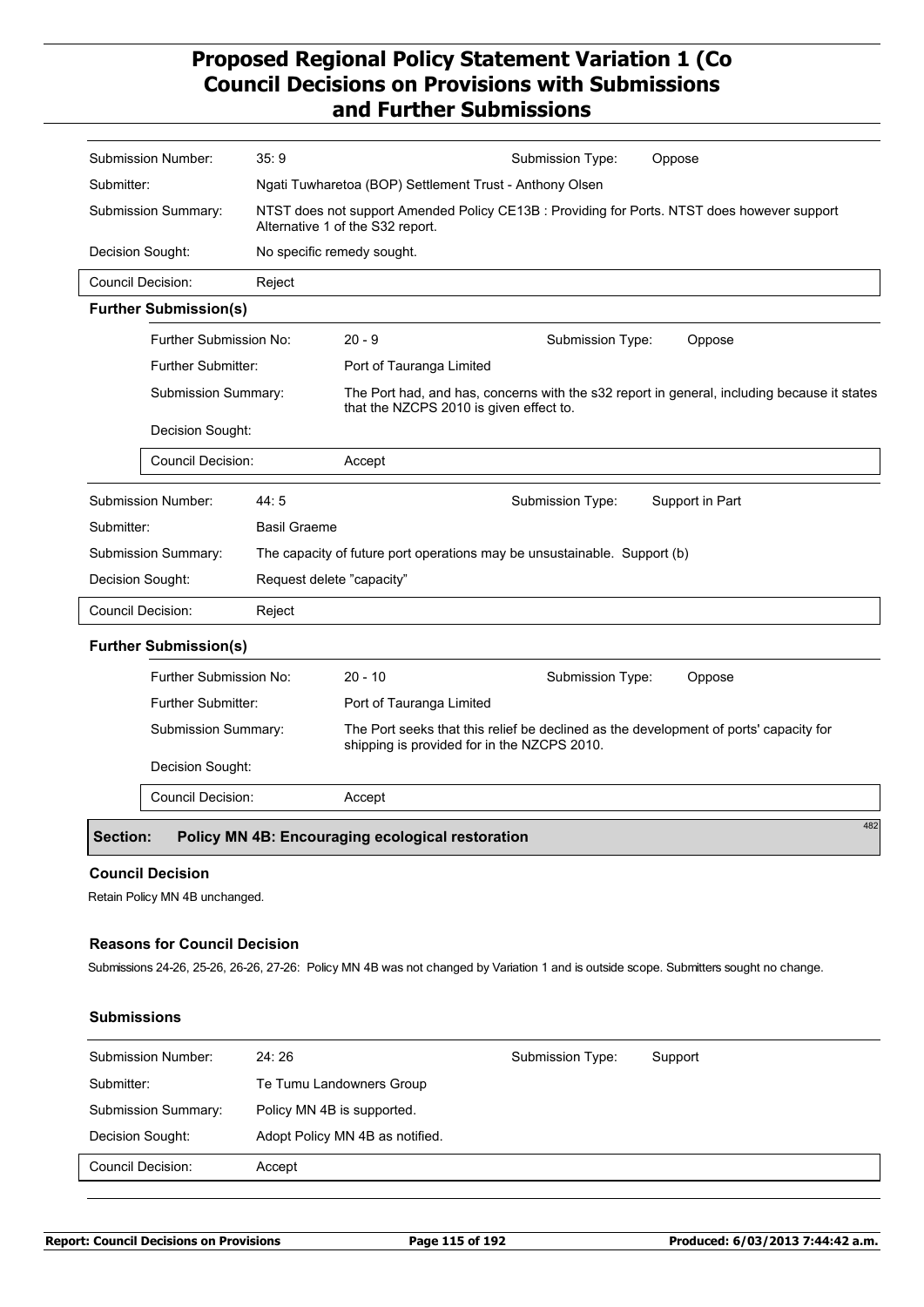| | | | |
|---|---|---|---|
| Submission Number: | 35: 9 | Submission Type: | Oppose |
| Submitter: | Ngati Tuwharetoa (BOP) Settlement Trust - Anthony Olsen | | |
| Submission Summary: | NTST does not support Amended Policy CE13B : Providing for Ports. NTST does however support Alternative 1 of the S32 report. | | |
| Decision Sought: | No specific remedy sought. | | |
| Council Decision: | Reject | | |

**Further Submission(s)**

| | | | |
|---|---|---|---|
| Further Submission No: | 20 - 9 | Submission Type: | Oppose |
| Further Submitter: | Port of Tauranga Limited | | |
| Submission Summary: | The Port had, and has, concerns with the s32 report in general, including because it states that the NZCPS 2010 is given effect to. | | |
| Decision Sought: | | | |
| Council Decision: | Accept | | |

| | | | |
|---|---|---|---|
| Submission Number: | 44: 5 | Submission Type: | Support in Part |
| Submitter: | Basil Graeme | | |
| Submission Summary: | The capacity of future port operations may be unsustainable. Support (b) | | |
| Decision Sought: | Request delete "capacity" | | |
| Council Decision: | Reject | | |

**Further Submission(s)**

| | | | |
|---|---|---|---|
| Further Submission No: | 20 - 10 | Submission Type: | Oppose |
| Further Submitter: | Port of Tauranga Limited | | |
| Submission Summary: | The Port seeks that this relief be declined as the development of ports' capacity for shipping is provided for in the NZCPS 2010. | | |
| Decision Sought: | | | |
| Council Decision: | Accept | | |

## Section: Policy MN 4B: Encouraging ecological restoration

482

### Council Decision

Retain Policy MN 4B unchanged.

### Reasons for Council Decision

Submissions 24-26, 25-26, 26-26, 27-26: Policy MN 4B was not changed by Variation 1 and is outside scope. Submitters sought no change.

### Submissions

| | | | |
|---|---|---|---|
| Submission Number: | 24: 26 | Submission Type: | Support |
| Submitter: | Te Tumu Landowners Group | | |
| Submission Summary: | Policy MN 4B is supported. | | |
| Decision Sought: | Adopt Policy MN 4B as notified. | | |
| Council Decision: | Accept | | |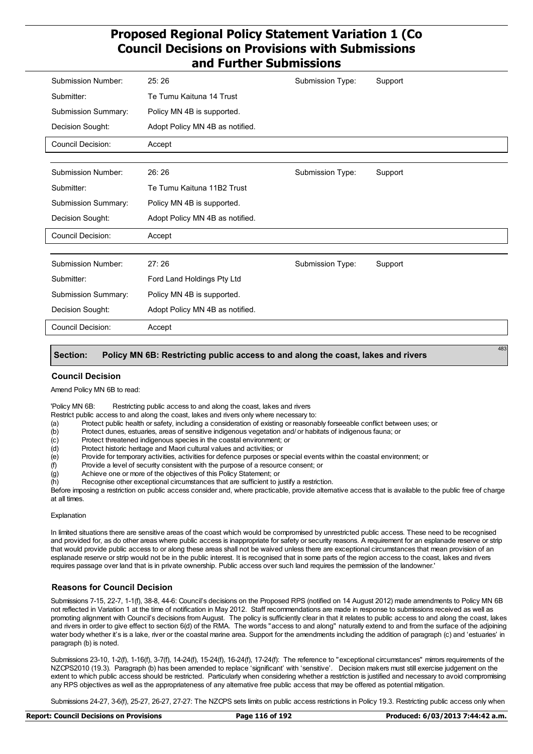| | | | |
|---|---|---|---|
| Submission Number: | 25: 26 | Submission Type: | Support |
| Submitter: | Te Tumu Kaituna 14 Trust | | |
| Submission Summary: | Policy MN 4B is supported. | | |
| Decision Sought: | Adopt Policy MN 4B as notified. | | |
| Council Decision: | Accept | | |

| | | | |
|---|---|---|---|
| Submission Number: | 26: 26 | Submission Type: | Support |
| Submitter: | Te Tumu Kaituna 11B2 Trust | | |
| Submission Summary: | Policy MN 4B is supported. | | |
| Decision Sought: | Adopt Policy MN 4B as notified. | | |
| Council Decision: | Accept | | |

| | | | |
|---|---|---|---|
| Submission Number: | 27: 26 | Submission Type: | Support |
| Submitter: | Ford Land Holdings Pty Ltd | | |
| Submission Summary: | Policy MN 4B is supported. | | |
| Decision Sought: | Adopt Policy MN 4B as notified. | | |
| Council Decision: | Accept | | |

## Section: Policy MN 6B: Restricting public access to and along the coast, lakes and rivers

483

### Council Decision

Amend Policy MN 6B to read:

'Policy MN 6B: Restricting public access to and along the coast, lakes and rivers

Restrict public access to and along the coast, lakes and rivers only where necessary to:

(a) Protect public health or safety, including a consideration of existing or reasonably forseeable conflict between uses; or
(b) Protect dunes, estuaries, areas of sensitive indigenous vegetation and/ or habitats of indigenous fauna; or
(c) Protect threatened indigenous species in the coastal environment; or
(d) Protect historic heritage and Maori cultural values and activities; or
(e) Provide for temporary activities, activities for defence purposes or special events within the coastal environment; or
(f) Provide a level of security consistent with the purpose of a resource consent; or
(g) Achieve one or more of the objectives of this Policy Statement; or
(h) Recognise other exceptional circumstances that are sufficient to justify a restriction.

Before imposing a restriction on public access consider and, where practicable, provide alternative access that is available to the public free of charge at all times.

Explanation

In limited situations there are sensitive areas of the coast which would be compromised by unrestricted public access. These need to be recognised and provided for, as do other areas where public access is inappropriate for safety or security reasons. A requirement for an esplanade reserve or strip that would provide public access to or along these areas shall not be waived unless there are exceptional circumstances that mean provision of an esplanade reserve or strip would not be in the public interest. It is recognised that in some parts of the region access to the coast, lakes and rivers requires passage over land that is in private ownership. Public access over such land requires the permission of the landowner.'

### Reasons for Council Decision

Submissions 7-15, 22-7, 1-1(f), 38-8, 44-6: Council's decisions on the Proposed RPS (notified on 14 August 2012) made amendments to Policy MN 6B not reflected in Variation 1 at the time of notification in May 2012. Staff recommendations are made in response to submissions received as well as promoting alignment with Council's decisions from August. The policy is sufficiently clear in that it relates to public access to and along the coast, lakes and rivers in order to give effect to section 6(d) of the RMA. The words "access to and along" naturally extend to and from the surface of the adjoining water body whether it's is a lake, river or the coastal marine area. Support for the amendments including the addition of paragraph (c) and 'estuaries' in paragraph (b) is noted.

Submissions 23-10, 1-2(f), 1-16(f), 3-7(f), 14-24(f), 15-24(f), 16-24(f), 17-24(f): The reference to "exceptional circumstances" mirrors requirements of the NZCPS2010 (19.3). Paragraph (b) has been amended to replace 'significant' with 'sensitive'. Decision makers must still exercise judgement on the extent to which public access should be restricted. Particularly when considering whether a restriction is justified and necessary to avoid compromising any RPS objectives as well as the appropriateness of any alternative free public access that may be offered as potential mitigation.

Submissions 24-27, 3-6(f), 25-27, 26-27, 27-27: The NZCPS sets limits on public access restrictions in Policy 19.3. Restricting public access only when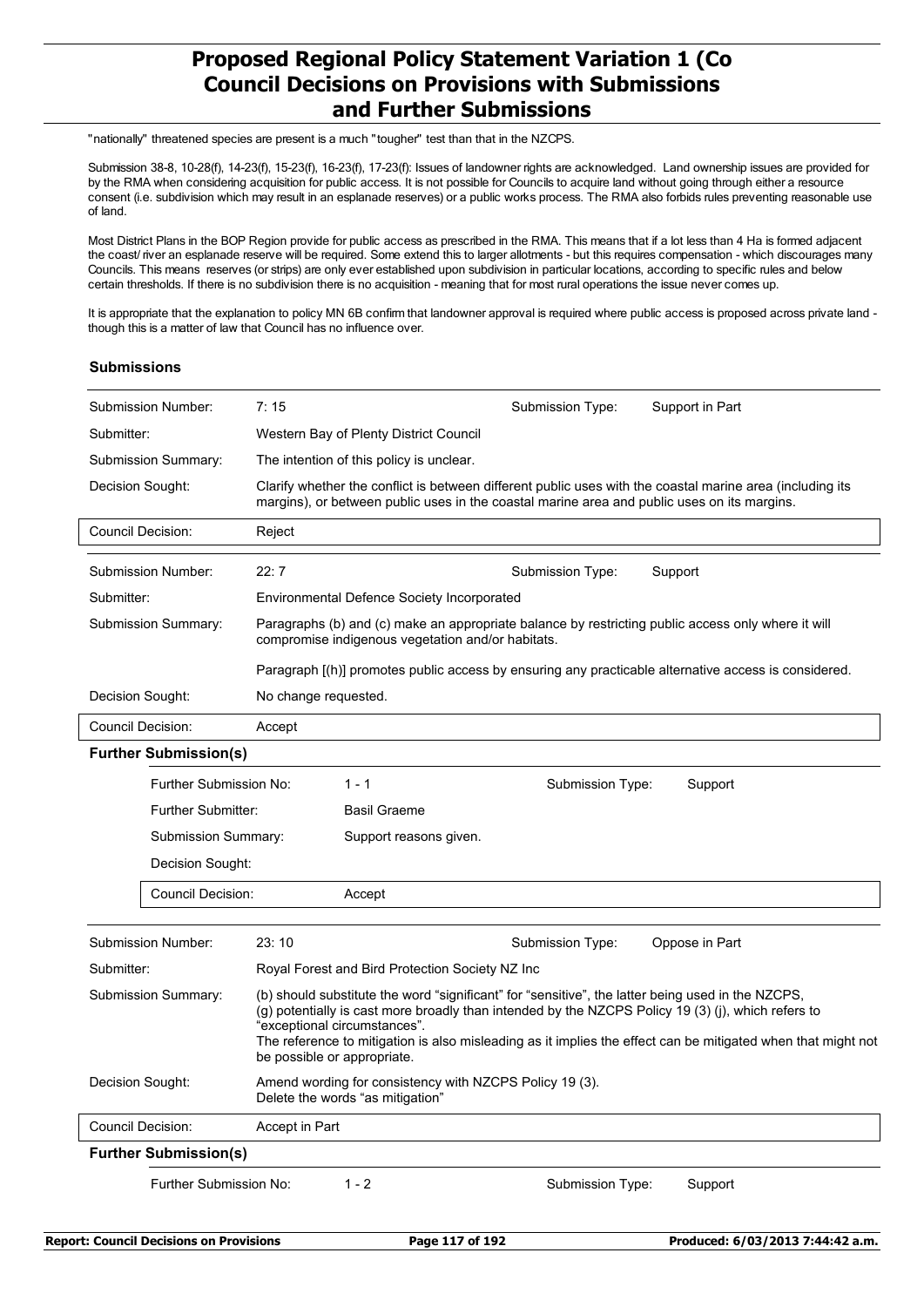"nationally" threatened species are present is a much "tougher" test than that in the NZCPS.

Submission 38-8, 10-28(f), 14-23(f), 15-23(f), 16-23(f), 17-23(f): Issues of landowner rights are acknowledged. Land ownership issues are provided for by the RMA when considering acquisition for public access. It is not possible for Councils to acquire land without going through either a resource consent (i.e. subdivision which may result in an esplanade reserves) or a public works process. The RMA also forbids rules preventing reasonable use of land.

Most District Plans in the BOP Region provide for public access as prescribed in the RMA. This means that if a lot less than 4 Ha is formed adjacent the coast/ river an esplanade reserve will be required. Some extend this to larger allotments - but this requires compensation - which discourages many Councils. This means reserves (or strips) are only ever established upon subdivision in particular locations, according to specific rules and below certain thresholds. If there is no subdivision there is no acquisition - meaning that for most rural operations the issue never comes up.

It is appropriate that the explanation to policy MN 6B confirm that landowner approval is required where public access is proposed across private land - though this is a matter of law that Council has no influence over.

### Submissions

| | | | |
|---|---|---|---|
| Submission Number: | 7: 15 | Submission Type: | Support in Part |
| Submitter: | Western Bay of Plenty District Council | | |
| Submission Summary: | The intention of this policy is unclear. | | |
| Decision Sought: | Clarify whether the conflict is between different public uses with the coastal marine area (including its margins), or between public uses in the coastal marine area and public uses on its margins. | | |
| Council Decision: | Reject | | |

| | | | |
|---|---|---|---|
| Submission Number: | 22: 7 | Submission Type: | Support |
| Submitter: | Environmental Defence Society Incorporated | | |
| Submission Summary: | Paragraphs (b) and (c) make an appropriate balance by restricting public access only where it will compromise indigenous vegetation and/or habitats.<br><br>Paragraph [(h)] promotes public access by ensuring any practicable alternative access is considered. | | |
| Decision Sought: | No change requested. | | |
| Council Decision: | Accept | | |

**Further Submission(s)**

| | | | |
|---|---|---|---|
| Further Submission No: | 1 - 1 | Submission Type: | Support |
| Further Submitter: | Basil Graeme | | |
| Submission Summary: | Support reasons given. | | |
| Decision Sought: | | | |
| Council Decision: | Accept | | |

| | | | |
|---|---|---|---|
| Submission Number: | 23: 10 | Submission Type: | Oppose in Part |
| Submitter: | Royal Forest and Bird Protection Society NZ Inc | | |
| Submission Summary: | (b) should substitute the word "significant" for "sensitive", the latter being used in the NZCPS,<br>(g) potentially is cast more broadly than intended by the NZCPS Policy 19 (3) (j), which refers to "exceptional circumstances".<br>The reference to mitigation is also misleading as it implies the effect can be mitigated when that might not be possible or appropriate. | | |
| Decision Sought: | Amend wording for consistency with NZCPS Policy 19 (3).<br>Delete the words "as mitigation" | | |
| Council Decision: | Accept in Part | | |

**Further Submission(s)**

| | | | |
|---|---|---|---|
| Further Submission No: | 1 - 2 | Submission Type: | Support |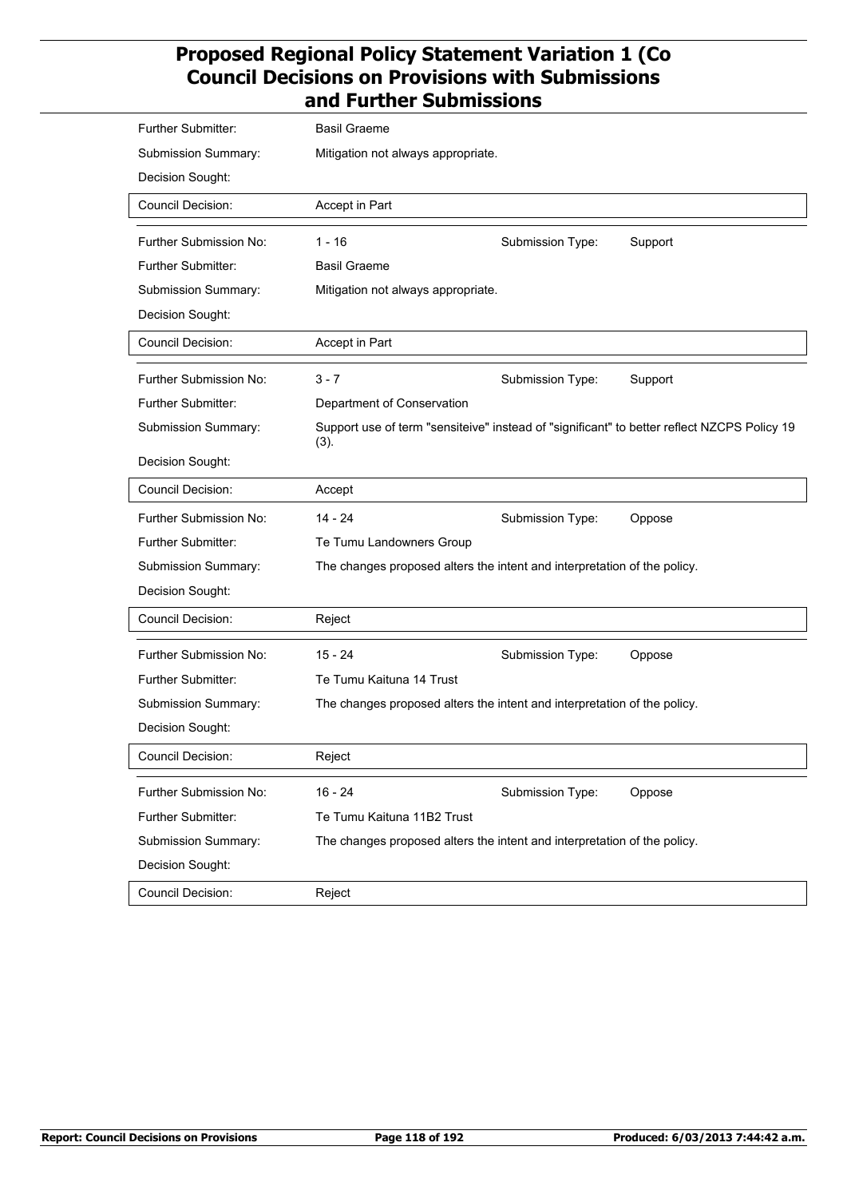| | |
|---|---|
| Further Submitter: | Basil Graeme |
| Submission Summary: | Mitigation not always appropriate. |
| Decision Sought: | |
| Council Decision: | Accept in Part |

| | | | |
|---|---|---|---|
| Further Submission No: | 1 - 16 | Submission Type: | Support |
| Further Submitter: | Basil Graeme | | |
| Submission Summary: | Mitigation not always appropriate. | | |
| Decision Sought: | | | |
| Council Decision: | Accept in Part | | |

| | | | |
|---|---|---|---|
| Further Submission No: | 3 - 7 | Submission Type: | Support |
| Further Submitter: | Department of Conservation | | |
| Submission Summary: | Support use of term "sensiteive" instead of "significant" to better reflect NZCPS Policy 19 (3). | | |
| Decision Sought: | | | |
| Council Decision: | Accept | | |

| | | | |
|---|---|---|---|
| Further Submission No: | 14 - 24 | Submission Type: | Oppose |
| Further Submitter: | Te Tumu Landowners Group | | |
| Submission Summary: | The changes proposed alters the intent and interpretation of the policy. | | |
| Decision Sought: | | | |
| Council Decision: | Reject | | |

| | | | |
|---|---|---|---|
| Further Submission No: | 15 - 24 | Submission Type: | Oppose |
| Further Submitter: | Te Tumu Kaituna 14 Trust | | |
| Submission Summary: | The changes proposed alters the intent and interpretation of the policy. | | |
| Decision Sought: | | | |
| Council Decision: | Reject | | |

| | | | |
|---|---|---|---|
| Further Submission No: | 16 - 24 | Submission Type: | Oppose |
| Further Submitter: | Te Tumu Kaituna 11B2 Trust | | |
| Submission Summary: | The changes proposed alters the intent and interpretation of the policy. | | |
| Decision Sought: | | | |
| Council Decision: | Reject | | |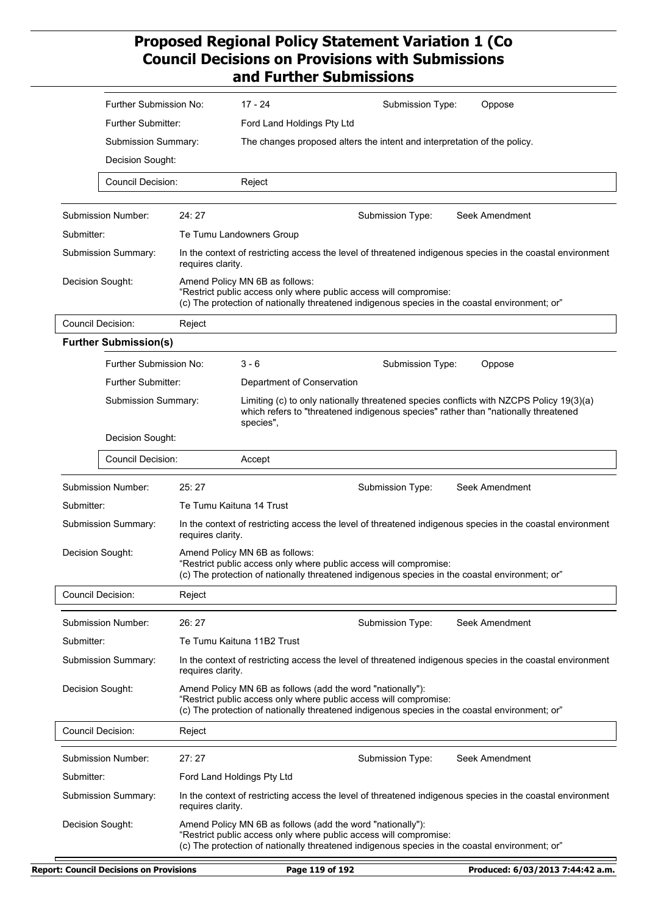| | | | | |
|---|---|---|---|---|
| Further Submission No: | 17 - 24 | | Submission Type: | Oppose |
| Further Submitter: | Ford Land Holdings Pty Ltd | | | |
| Submission Summary: | The changes proposed alters the intent and interpretation of the policy. | | | |
| Decision Sought: | | | | |
| Council Decision: | Reject | | | |

| | | | |
|---|---|---|---|
| Submission Number: | 24: 27 | Submission Type: | Seek Amendment |
| Submitter: | Te Tumu Landowners Group | | |
| Submission Summary: | In the context of restricting access the level of threatened indigenous species in the coastal environment requires clarity. | | |
| Decision Sought: | Amend Policy MN 6B as follows:<br>"Restrict public access only where public access will compromise:<br>(c) The protection of nationally threatened indigenous species in the coastal environment; or" | | |
| Council Decision: | Reject | | |

**Further Submission(s)**

| | | | |
|---|---|---|---|
| Further Submission No: | 3 - 6 | Submission Type: | Oppose |
| Further Submitter: | Department of Conservation | | |
| Submission Summary: | Limiting (c) to only nationally threatened species conflicts with NZCPS Policy 19(3)(a) which refers to "threatened indigenous species" rather than "nationally threatened species", | | |
| Decision Sought: | | | |
| Council Decision: | Accept | | |

| | | | |
|---|---|---|---|
| Submission Number: | 25: 27 | Submission Type: | Seek Amendment |
| Submitter: | Te Tumu Kaituna 14 Trust | | |
| Submission Summary: | In the context of restricting access the level of threatened indigenous species in the coastal environment requires clarity. | | |
| Decision Sought: | Amend Policy MN 6B as follows:<br>"Restrict public access only where public access will compromise:<br>(c) The protection of nationally threatened indigenous species in the coastal environment; or" | | |
| Council Decision: | Reject | | |

| | | | |
|---|---|---|---|
| Submission Number: | 26: 27 | Submission Type: | Seek Amendment |
| Submitter: | Te Tumu Kaituna 11B2 Trust | | |
| Submission Summary: | In the context of restricting access the level of threatened indigenous species in the coastal environment requires clarity. | | |
| Decision Sought: | Amend Policy MN 6B as follows (add the word "nationally"):<br>"Restrict public access only where public access will compromise:<br>(c) The protection of nationally threatened indigenous species in the coastal environment; or" | | |
| Council Decision: | Reject | | |

| | | | |
|---|---|---|---|
| Submission Number: | 27: 27 | Submission Type: | Seek Amendment |
| Submitter: | Ford Land Holdings Pty Ltd | | |
| Submission Summary: | In the context of restricting access the level of threatened indigenous species in the coastal environment requires clarity. | | |
| Decision Sought: | Amend Policy MN 6B as follows (add the word "nationally"):<br>"Restrict public access only where public access will compromise:<br>(c) The protection of nationally threatened indigenous species in the coastal environment; or" | | |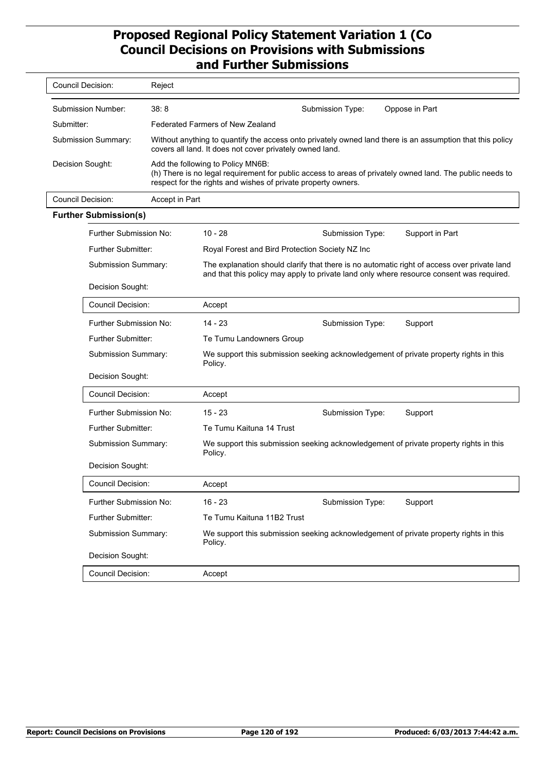| | |
|---|---|
| Council Decision: | Reject |

| | | | |
|---|---|---|---|
| Submission Number: | 38: 8 | Submission Type: | Oppose in Part |
| Submitter: | Federated Farmers of New Zealand | | |
| Submission Summary: | Without anything to quantify the access onto privately owned land there is an assumption that this policy covers all land. It does not cover privately owned land. | | |
| Decision Sought: | Add the following to Policy MN6B:<br>(h) There is no legal requirement for public access to areas of privately owned land. The public needs to respect for the rights and wishes of private property owners. | | |
| Council Decision: | Accept in Part | | |

**Further Submission(s)**

| | | | |
|---|---|---|---|
| Further Submission No: | 10 - 28 | Submission Type: | Support in Part |
| Further Submitter: | Royal Forest and Bird Protection Society NZ Inc | | |
| Submission Summary: | The explanation should clarify that there is no automatic right of access over private land and that this policy may apply to private land only where resource consent was required. | | |
| Decision Sought: | | | |
| Council Decision: | Accept | | |
| Further Submission No: | 14 - 23 | Submission Type: | Support |
| Further Submitter: | Te Tumu Landowners Group | | |
| Submission Summary: | We support this submission seeking acknowledgement of private property rights in this Policy. | | |
| Decision Sought: | | | |
| Council Decision: | Accept | | |
| Further Submission No: | 15 - 23 | Submission Type: | Support |
| Further Submitter: | Te Tumu Kaituna 14 Trust | | |
| Submission Summary: | We support this submission seeking acknowledgement of private property rights in this Policy. | | |
| Decision Sought: | | | |
| Council Decision: | Accept | | |
| Further Submission No: | 16 - 23 | Submission Type: | Support |
| Further Submitter: | Te Tumu Kaituna 11B2 Trust | | |
| Submission Summary: | We support this submission seeking acknowledgement of private property rights in this Policy. | | |
| Decision Sought: | | | |
| Council Decision: | Accept | | |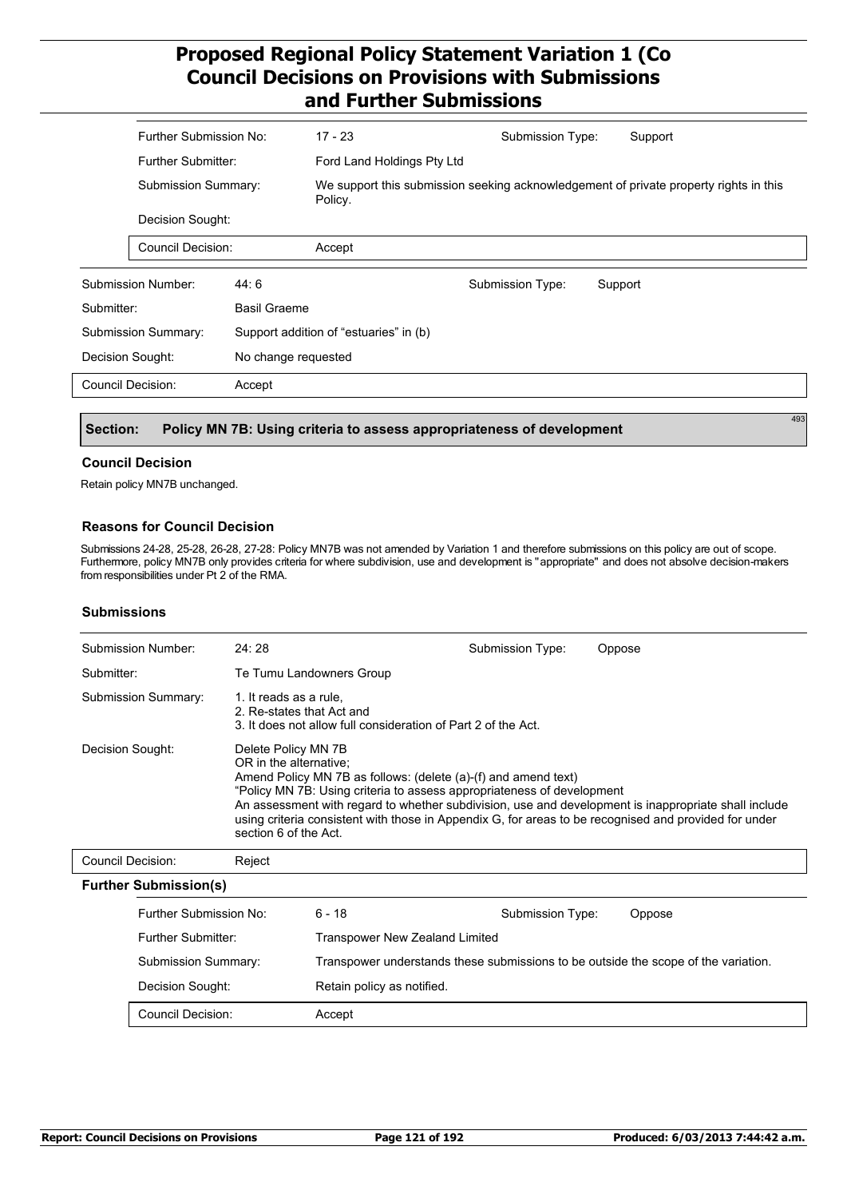| Further Submission No: | 17 - 23 | Submission Type: | Support |
|---|---|---|---|
| Further Submitter: | Ford Land Holdings Pty Ltd | | |
| Submission Summary: | We support this submission seeking acknowledgement of private property rights in this Policy. | | |
| Decision Sought: | | | |
| Council Decision: | Accept | | |

| Submission Number: | 44: 6 | Submission Type: | Support |
|---|---|---|---|
| Submitter: | Basil Graeme | | |
| Submission Summary: | Support addition of "estuaries" in (b) | | |
| Decision Sought: | No change requested | | |
| Council Decision: | Accept | | |

## Section: Policy MN 7B: Using criteria to assess appropriateness of development

493

### Council Decision

Retain policy MN7B unchanged.

### Reasons for Council Decision

Submissions 24-28, 25-28, 26-28, 27-28: Policy MN7B was not amended by Variation 1 and therefore submissions on this policy are out of scope. Furthermore, policy MN7B only provides criteria for where subdivision, use and development is "appropriate" and does not absolve decision-makers from responsibilities under Pt 2 of the RMA.

### Submissions

| Submission Number: | 24: 28 | Submission Type: | Oppose |
|---|---|---|---|
| Submitter: | Te Tumu Landowners Group | | |
| Submission Summary: | 1. It reads as a rule,<br>2. Re-states that Act and<br>3. It does not allow full consideration of Part 2 of the Act. | | |
| Decision Sought: | Delete Policy MN 7B<br>OR in the alternative;<br>Amend Policy MN 7B as follows: (delete (a)-(f) and amend text)<br>"Policy MN 7B: Using criteria to assess appropriateness of development<br>An assessment with regard to whether subdivision, use and development is inappropriate shall include using criteria consistent with those in Appendix G, for areas to be recognised and provided for under section 6 of the Act. | | |
| Council Decision: | Reject | | |

**Further Submission(s)**

| Further Submission No: | 6 - 18 | Submission Type: | Oppose |
|---|---|---|---|
| Further Submitter: | Transpower New Zealand Limited | | |
| Submission Summary: | Transpower understands these submissions to be outside the scope of the variation. | | |
| Decision Sought: | Retain policy as notified. | | |
| Council Decision: | Accept | | |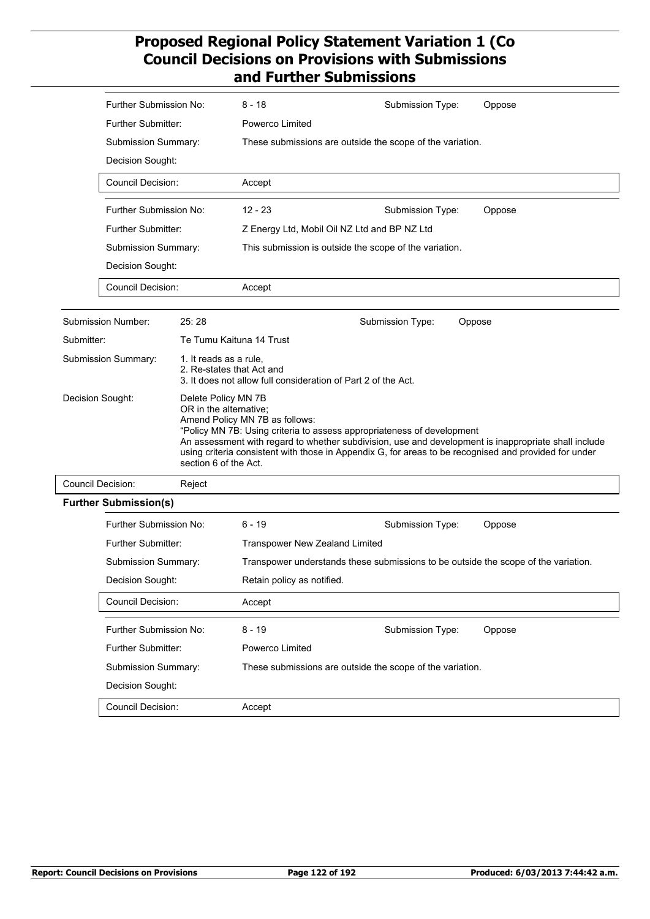| | | | |
|---|---|---|---|
| Further Submission No: | 8 - 18 | Submission Type: | Oppose |
| Further Submitter: | Powerco Limited | | |
| Submission Summary: | These submissions are outside the scope of the variation. | | |
| Decision Sought: | | | |
| Council Decision: | Accept | | |

| | | | |
|---|---|---|---|
| Further Submission No: | 12 - 23 | Submission Type: | Oppose |
| Further Submitter: | Z Energy Ltd, Mobil Oil NZ Ltd and BP NZ Ltd | | |
| Submission Summary: | This submission is outside the scope of the variation. | | |
| Decision Sought: | | | |
| Council Decision: | Accept | | |

| | | | |
|---|---|---|---|
| Submission Number: | 25: 28 | Submission Type: | Oppose |
| Submitter: | Te Tumu Kaituna 14 Trust | | |
| Submission Summary: | 1. It reads as a rule,<br>2. Re-states that Act and<br>3. It does not allow full consideration of Part 2 of the Act. | | |
| Decision Sought: | Delete Policy MN 7B<br>OR in the alternative;<br>Amend Policy MN 7B as follows:<br>"Policy MN 7B: Using criteria to assess appropriateness of development<br>An assessment with regard to whether subdivision, use and development is inappropriate shall include using criteria consistent with those in Appendix G, for areas to be recognised and provided for under section 6 of the Act. | | |
| Council Decision: | Reject | | |

**Further Submission(s)**

| | | | |
|---|---|---|---|
| Further Submission No: | 6 - 19 | Submission Type: | Oppose |
| Further Submitter: | Transpower New Zealand Limited | | |
| Submission Summary: | Transpower understands these submissions to be outside the scope of the variation. | | |
| Decision Sought: | Retain policy as notified. | | |
| Council Decision: | Accept | | |

| | | | |
|---|---|---|---|
| Further Submission No: | 8 - 19 | Submission Type: | Oppose |
| Further Submitter: | Powerco Limited | | |
| Submission Summary: | These submissions are outside the scope of the variation. | | |
| Decision Sought: | | | |
| Council Decision: | Accept | | |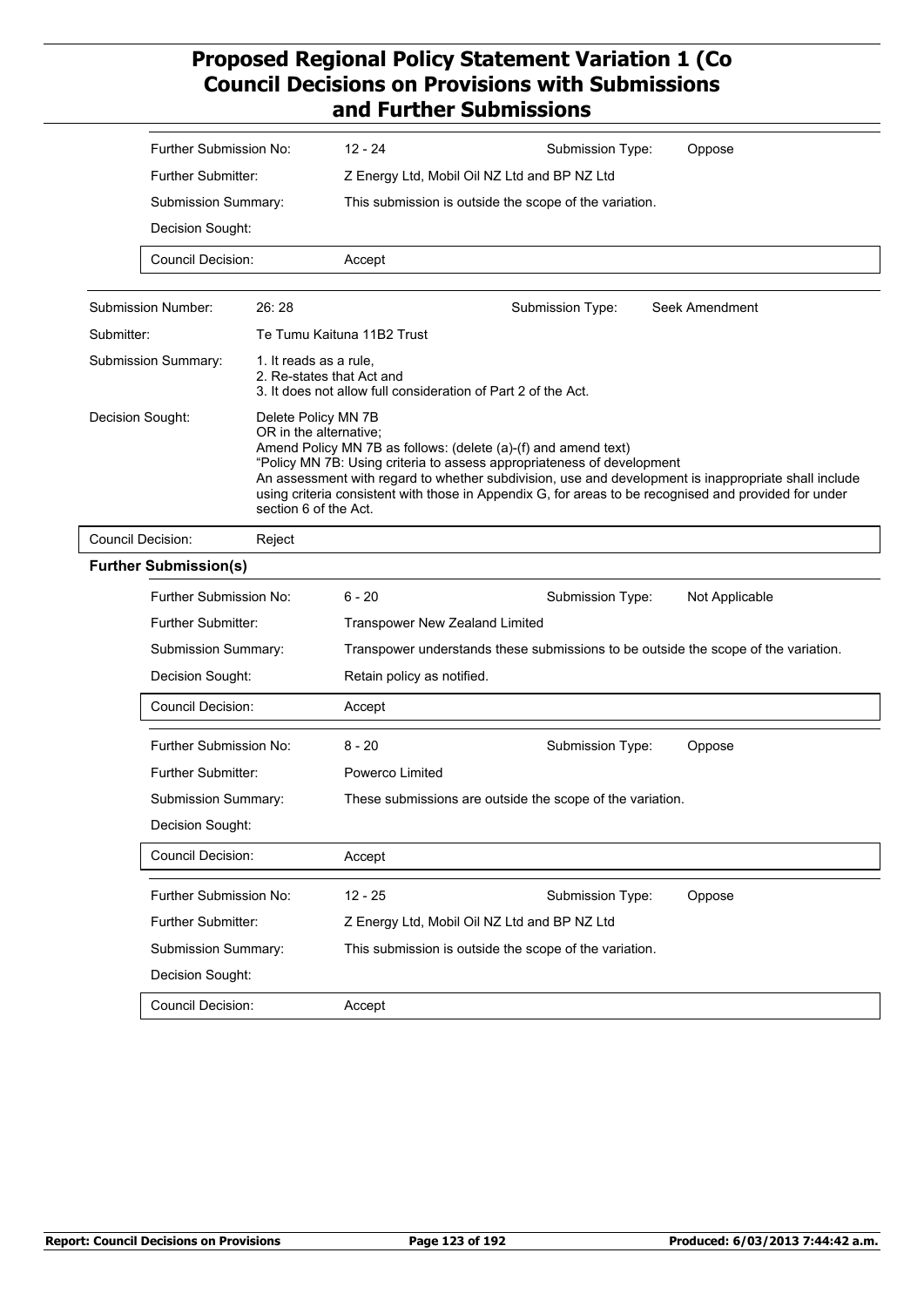| | |
|---|---|
| Further Submission No: | 12 - 24 |
| Submission Type: | Oppose |
| Further Submitter: | Z Energy Ltd, Mobil Oil NZ Ltd and BP NZ Ltd |
| Submission Summary: | This submission is outside the scope of the variation. |
| Decision Sought: | |
| Council Decision: | Accept |

| | |
|---|---|
| Submission Number: | 26: 28 |
| Submission Type: | Seek Amendment |
| Submitter: | Te Tumu Kaituna 11B2 Trust |
| Submission Summary: | 1. It reads as a rule,<br>2. Re-states that Act and<br>3. It does not allow full consideration of Part 2 of the Act. |
| Decision Sought: | Delete Policy MN 7B<br>OR in the alternative;<br>Amend Policy MN 7B as follows: (delete (a)-(f) and amend text)<br>"Policy MN 7B: Using criteria to assess appropriateness of development<br>An assessment with regard to whether subdivision, use and development is inappropriate shall include using criteria consistent with those in Appendix G, for areas to be recognised and provided for under section 6 of the Act. |
| Council Decision: | Reject |

**Further Submission(s)**

| | |
|---|---|
| Further Submission No: | 6 - 20 |
| Submission Type: | Not Applicable |
| Further Submitter: | Transpower New Zealand Limited |
| Submission Summary: | Transpower understands these submissions to be outside the scope of the variation. |
| Decision Sought: | Retain policy as notified. |
| Council Decision: | Accept |

| | |
|---|---|
| Further Submission No: | 8 - 20 |
| Submission Type: | Oppose |
| Further Submitter: | Powerco Limited |
| Submission Summary: | These submissions are outside the scope of the variation. |
| Decision Sought: | |
| Council Decision: | Accept |

| | |
|---|---|
| Further Submission No: | 12 - 25 |
| Submission Type: | Oppose |
| Further Submitter: | Z Energy Ltd, Mobil Oil NZ Ltd and BP NZ Ltd |
| Submission Summary: | This submission is outside the scope of the variation. |
| Decision Sought: | |
| Council Decision: | Accept |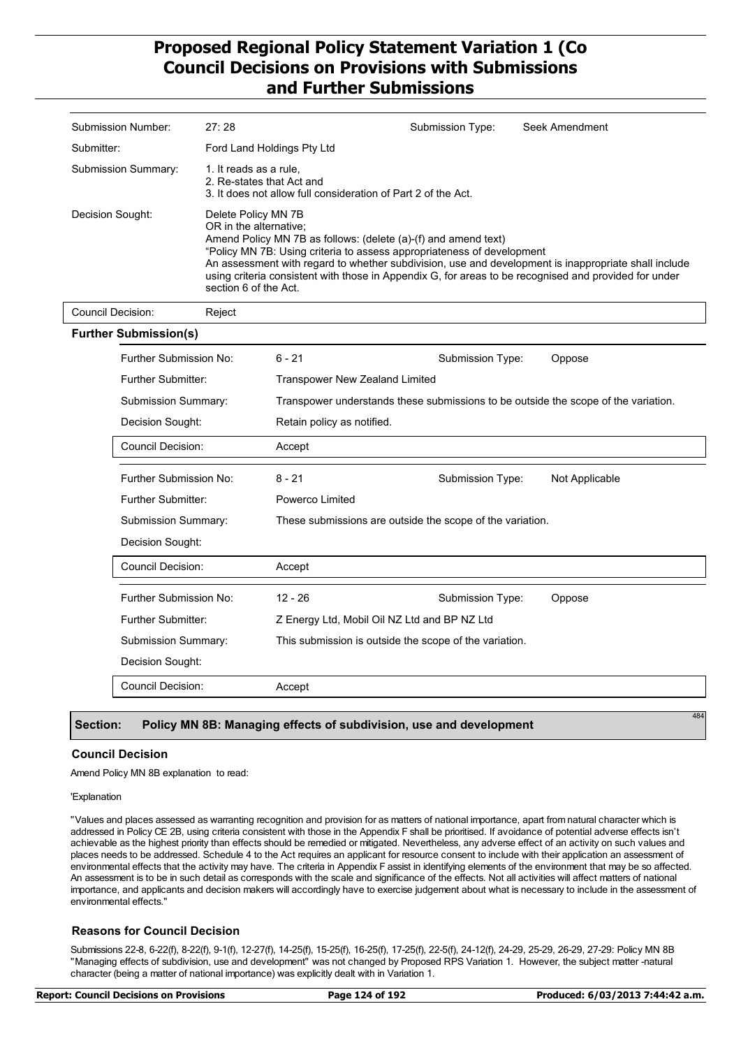| | | | |
|---|---|---|---|
| Submission Number: | 27: 28 | Submission Type: | Seek Amendment |
| Submitter: | Ford Land Holdings Pty Ltd | | |
| Submission Summary: | 1. It reads as a rule,<br>2. Re-states that Act and<br>3. It does not allow full consideration of Part 2 of the Act. | | |
| Decision Sought: | Delete Policy MN 7B<br>OR in the alternative;<br>Amend Policy MN 7B as follows: (delete (a)-(f) and amend text)<br>"Policy MN 7B: Using criteria to assess appropriateness of development<br>An assessment with regard to whether subdivision, use and development is inappropriate shall include using criteria consistent with those in Appendix G, for areas to be recognised and provided for under section 6 of the Act. | | |
| Council Decision: | Reject | | |

**Further Submission(s)**

| | | | |
|---|---|---|---|
| Further Submission No: | 6 - 21 | Submission Type: | Oppose |
| Further Submitter: | Transpower New Zealand Limited | | |
| Submission Summary: | Transpower understands these submissions to be outside the scope of the variation. | | |
| Decision Sought: | Retain policy as notified. | | |
| Council Decision: | Accept | | |

| | | | |
|---|---|---|---|
| Further Submission No: | 8 - 21 | Submission Type: | Not Applicable |
| Further Submitter: | Powerco Limited | | |
| Submission Summary: | These submissions are outside the scope of the variation. | | |
| Decision Sought: | | | |
| Council Decision: | Accept | | |

| | | | |
|---|---|---|---|
| Further Submission No: | 12 - 26 | Submission Type: | Oppose |
| Further Submitter: | Z Energy Ltd, Mobil Oil NZ Ltd and BP NZ Ltd | | |
| Submission Summary: | This submission is outside the scope of the variation. | | |
| Decision Sought: | | | |
| Council Decision: | Accept | | |

## Section: Policy MN 8B: Managing effects of subdivision, use and development

484

### Council Decision

Amend Policy MN 8B explanation to read:

'Explanation

"Values and places assessed as warranting recognition and provision for as matters of national importance, apart from natural character which is addressed in Policy CE 2B, using criteria consistent with those in the Appendix F shall be prioritised. If avoidance of potential adverse effects isn't achievable as the highest priority than effects should be remedied or mitigated. Nevertheless, any adverse effect of an activity on such values and places needs to be addressed. Schedule 4 to the Act requires an applicant for resource consent to include with their application an assessment of environmental effects that the activity may have. The criteria in Appendix F assist in identifying elements of the environment that may be so affected. An assessment is to be in such detail as corresponds with the scale and significance of the effects. Not all activities will affect matters of national importance, and applicants and decision makers will accordingly have to exercise judgement about what is necessary to include in the assessment of environmental effects."

### Reasons for Council Decision

Submissions 22-8, 6-22(f), 8-22(f), 9-1(f), 12-27(f), 14-25(f), 15-25(f), 16-25(f), 17-25(f), 22-5(f), 24-12(f), 24-29, 25-29, 26-29, 27-29: Policy MN 8B "Managing effects of subdivision, use and development" was not changed by Proposed RPS Variation 1. However, the subject matter -natural character (being a matter of national importance) was explicitly dealt with in Variation 1.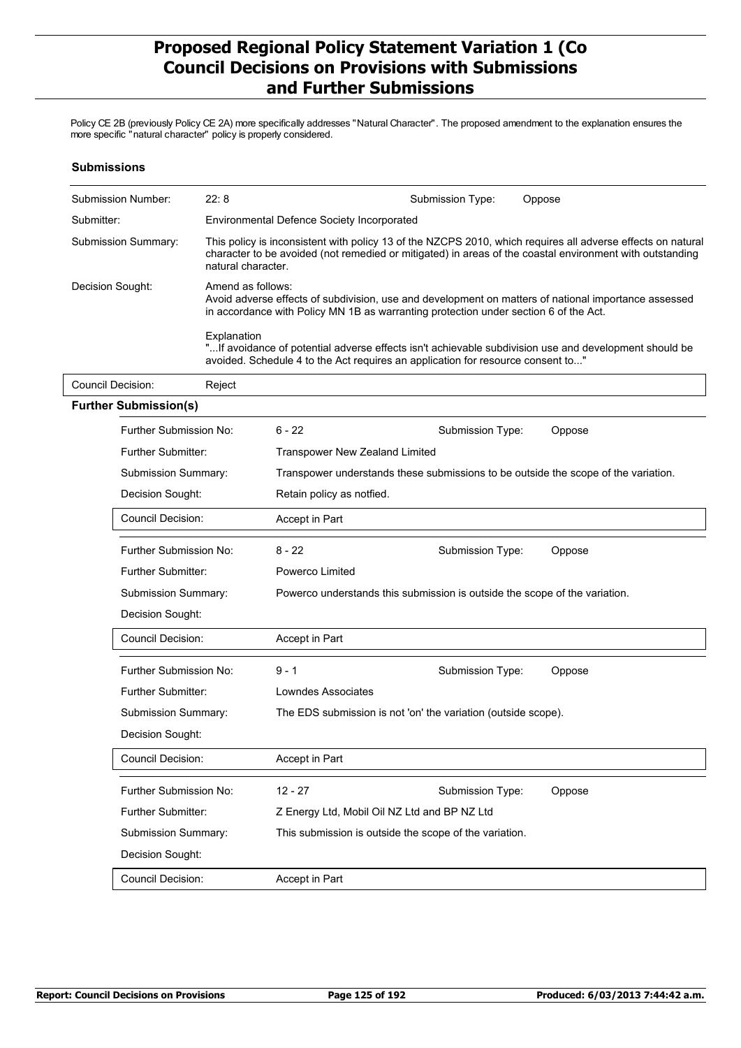Policy CE 2B (previously Policy CE 2A) more specifically addresses "Natural Character". The proposed amendment to the explanation ensures the more specific "natural character" policy is properly considered.

### Submissions

| | | | |
|---|---|---|---|
| Submission Number: | 22: 8 | Submission Type: | Oppose |
| Submitter: | Environmental Defence Society Incorporated | | |
| Submission Summary: | This policy is inconsistent with policy 13 of the NZCPS 2010, which requires all adverse effects on natural character to be avoided (not remedied or mitigated) in areas of the coastal environment with outstanding natural character. | | |
| Decision Sought: | Amend as follows:<br>Avoid adverse effects of subdivision, use and development on matters of national importance assessed in accordance with Policy MN 1B as warranting protection under section 6 of the Act.<br><br>Explanation<br>"...If avoidance of potential adverse effects isn't achievable subdivision use and development should be avoided. Schedule 4 to the Act requires an application for resource consent to..." | | |
| Council Decision: | Reject | | |

#### Further Submission(s)

| | | | |
|---|---|---|---|
| Further Submission No: | 6 - 22 | Submission Type: | Oppose |
| Further Submitter: | Transpower New Zealand Limited | | |
| Submission Summary: | Transpower understands these submissions to be outside the scope of the variation. | | |
| Decision Sought: | Retain policy as notfied. | | |
| Council Decision: | Accept in Part | | |

| | | | |
|---|---|---|---|
| Further Submission No: | 8 - 22 | Submission Type: | Oppose |
| Further Submitter: | Powerco Limited | | |
| Submission Summary: | Powerco understands this submission is outside the scope of the variation. | | |
| Decision Sought: | | | |
| Council Decision: | Accept in Part | | |

| | | | |
|---|---|---|---|
| Further Submission No: | 9 - 1 | Submission Type: | Oppose |
| Further Submitter: | Lowndes Associates | | |
| Submission Summary: | The EDS submission is not 'on' the variation (outside scope). | | |
| Decision Sought: | | | |
| Council Decision: | Accept in Part | | |

| | | | |
|---|---|---|---|
| Further Submission No: | 12 - 27 | Submission Type: | Oppose |
| Further Submitter: | Z Energy Ltd, Mobil Oil NZ Ltd and BP NZ Ltd | | |
| Submission Summary: | This submission is outside the scope of the variation. | | |
| Decision Sought: | | | |
| Council Decision: | Accept in Part | | |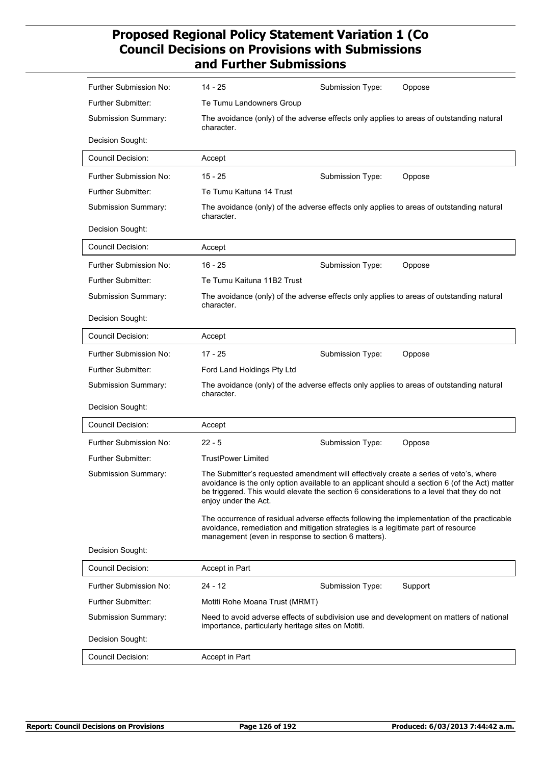| | | | |
|---|---|---|---|
| Further Submission No: | 14 - 25 | Submission Type: | Oppose |
| Further Submitter: | Te Tumu Landowners Group | | |
| Submission Summary: | The avoidance (only) of the adverse effects only applies to areas of outstanding natural character. | | |
| Decision Sought: | | | |
| Council Decision: | Accept | | |
| Further Submission No: | 15 - 25 | Submission Type: | Oppose |
| Further Submitter: | Te Tumu Kaituna 14 Trust | | |
| Submission Summary: | The avoidance (only) of the adverse effects only applies to areas of outstanding natural character. | | |
| Decision Sought: | | | |
| Council Decision: | Accept | | |
| Further Submission No: | 16 - 25 | Submission Type: | Oppose |
| Further Submitter: | Te Tumu Kaituna 11B2 Trust | | |
| Submission Summary: | The avoidance (only) of the adverse effects only applies to areas of outstanding natural character. | | |
| Decision Sought: | | | |
| Council Decision: | Accept | | |
| Further Submission No: | 17 - 25 | Submission Type: | Oppose |
| Further Submitter: | Ford Land Holdings Pty Ltd | | |
| Submission Summary: | The avoidance (only) of the adverse effects only applies to areas of outstanding natural character. | | |
| Decision Sought: | | | |
| Council Decision: | Accept | | |
| Further Submission No: | 22 - 5 | Submission Type: | Oppose |
| Further Submitter: | TrustPower Limited | | |
| Submission Summary: | The Submitter's requested amendment will effectively create a series of veto's, where avoidance is the only option available to an applicant should a section 6 (of the Act) matter be triggered. This would elevate the section 6 considerations to a level that they do not enjoy under the Act.<br><br>The occurrence of residual adverse effects following the implementation of the practicable avoidance, remediation and mitigation strategies is a legitimate part of resource management (even in response to section 6 matters). | | |
| Decision Sought: | | | |
| Council Decision: | Accept in Part | | |
| Further Submission No: | 24 - 12 | Submission Type: | Support |
| Further Submitter: | Motiti Rohe Moana Trust (MRMT) | | |
| Submission Summary: | Need to avoid adverse effects of subdivision use and development on matters of national importance, particularly heritage sites on Motiti. | | |
| Decision Sought: | | | |
| Council Decision: | Accept in Part | | |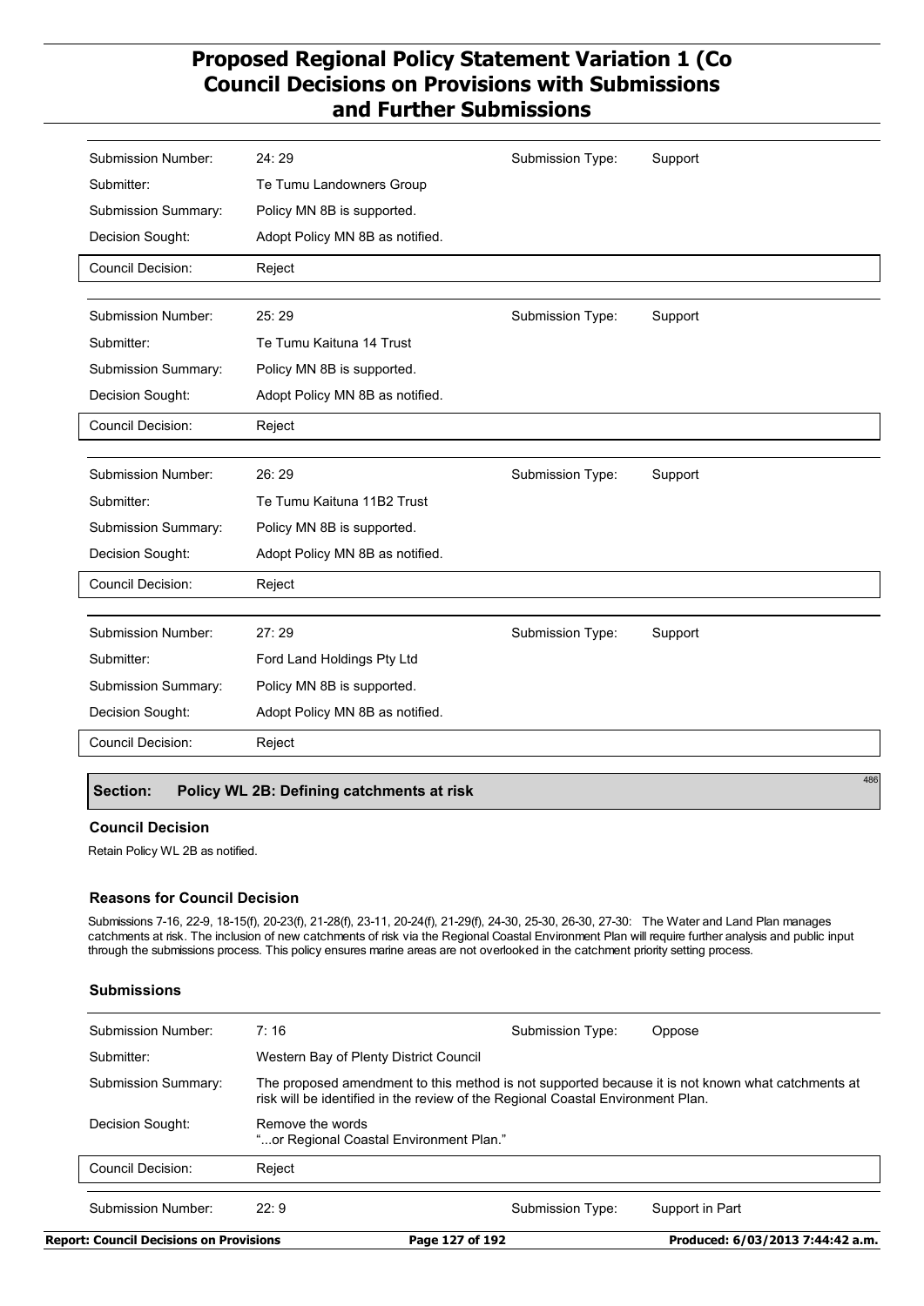| | | | |
|---|---|---|---|
| Submission Number: | 24: 29 | Submission Type: | Support |
| Submitter: | Te Tumu Landowners Group | | |
| Submission Summary: | Policy MN 8B is supported. | | |
| Decision Sought: | Adopt Policy MN 8B as notified. | | |
| Council Decision: | Reject | | |

| | | | |
|---|---|---|---|
| Submission Number: | 25: 29 | Submission Type: | Support |
| Submitter: | Te Tumu Kaituna 14 Trust | | |
| Submission Summary: | Policy MN 8B is supported. | | |
| Decision Sought: | Adopt Policy MN 8B as notified. | | |
| Council Decision: | Reject | | |

| | | | |
|---|---|---|---|
| Submission Number: | 26: 29 | Submission Type: | Support |
| Submitter: | Te Tumu Kaituna 11B2 Trust | | |
| Submission Summary: | Policy MN 8B is supported. | | |
| Decision Sought: | Adopt Policy MN 8B as notified. | | |
| Council Decision: | Reject | | |

| | | | |
|---|---|---|---|
| Submission Number: | 27: 29 | Submission Type: | Support |
| Submitter: | Ford Land Holdings Pty Ltd | | |
| Submission Summary: | Policy MN 8B is supported. | | |
| Decision Sought: | Adopt Policy MN 8B as notified. | | |
| Council Decision: | Reject | | |

## Section: Policy WL 2B: Defining catchments at risk

486

### Council Decision

Retain Policy WL 2B as notified.

### Reasons for Council Decision

Submissions 7-16, 22-9, 18-15(f), 20-23(f), 21-28(f), 23-11, 20-24(f), 21-29(f), 24-30, 25-30, 26-30, 27-30: The Water and Land Plan manages catchments at risk. The inclusion of new catchments of risk via the Regional Coastal Environment Plan will require further analysis and public input through the submissions process. This policy ensures marine areas are not overlooked in the catchment priority setting process.

### Submissions

| | | | |
|---|---|---|---|
| Submission Number: | 7: 16 | Submission Type: | Oppose |
| Submitter: | Western Bay of Plenty District Council | | |
| Submission Summary: | The proposed amendment to this method is not supported because it is not known what catchments at risk will be identified in the review of the Regional Coastal Environment Plan. | | |
| Decision Sought: | Remove the words "...or Regional Coastal Environment Plan." | | |
| Council Decision: | Reject | | |

| | | | |
|---|---|---|---|
| Submission Number: | 22: 9 | Submission Type: | Support in Part |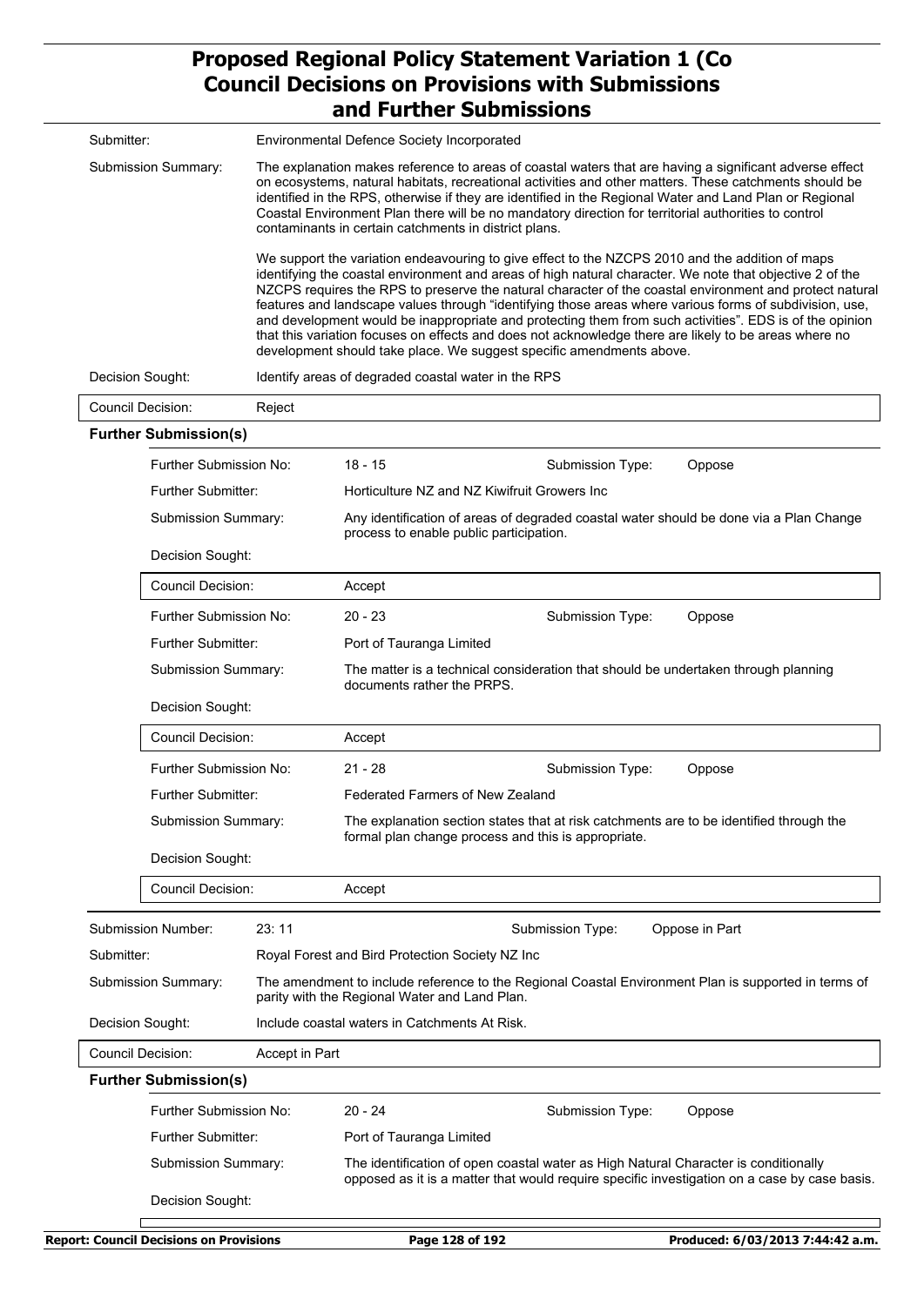| | |
|---|---|
| Submitter: | Environmental Defence Society Incorporated |
| Submission Summary: | The explanation makes reference to areas of coastal waters that are having a significant adverse effect on ecosystems, natural habitats, recreational activities and other matters. These catchments should be identified in the RPS, otherwise if they are identified in the Regional Water and Land Plan or Regional Coastal Environment Plan there will be no mandatory direction for territorial authorities to control contaminants in certain catchments in district plans.<br><br>We support the variation endeavouring to give effect to the NZCPS 2010 and the addition of maps identifying the coastal environment and areas of high natural character. We note that objective 2 of the NZCPS requires the RPS to preserve the natural character of the coastal environment and protect natural features and landscape values through "identifying those areas where various forms of subdivision, use, and development would be inappropriate and protecting them from such activities". EDS is of the opinion that this variation focuses on effects and does not acknowledge there are likely to be areas where no development should take place. We suggest specific amendments above. |
| Decision Sought: | Identify areas of degraded coastal water in the RPS |
| Council Decision: | Reject |

**Further Submission(s)**

| | | | |
|---|---|---|---|
| Further Submission No: | 18 - 15 | Submission Type: | Oppose |
| Further Submitter: | Horticulture NZ and NZ Kiwifruit Growers Inc | | |
| Submission Summary: | Any identification of areas of degraded coastal water should be done via a Plan Change process to enable public participation. | | |
| Decision Sought: | | | |
| Council Decision: | Accept | | |
| Further Submission No: | 20 - 23 | Submission Type: | Oppose |
| Further Submitter: | Port of Tauranga Limited | | |
| Submission Summary: | The matter is a technical consideration that should be undertaken through planning documents rather the PRPS. | | |
| Decision Sought: | | | |
| Council Decision: | Accept | | |
| Further Submission No: | 21 - 28 | Submission Type: | Oppose |
| Further Submitter: | Federated Farmers of New Zealand | | |
| Submission Summary: | The explanation section states that at risk catchments are to be identified through the formal plan change process and this is appropriate. | | |
| Decision Sought: | | | |
| Council Decision: | Accept | | |

| | | | |
|---|---|---|---|
| Submission Number: | 23: 11 | Submission Type: | Oppose in Part |
| Submitter: | Royal Forest and Bird Protection Society NZ Inc | | |
| Submission Summary: | The amendment to include reference to the Regional Coastal Environment Plan is supported in terms of parity with the Regional Water and Land Plan. | | |
| Decision Sought: | Include coastal waters in Catchments At Risk. | | |
| Council Decision: | Accept in Part | | |

**Further Submission(s)**

| | | | |
|---|---|---|---|
| Further Submission No: | 20 - 24 | Submission Type: | Oppose |
| Further Submitter: | Port of Tauranga Limited | | |
| Submission Summary: | The identification of open coastal water as High Natural Character is conditionally opposed as it is a matter that would require specific investigation on a case by case basis. | | |
| Decision Sought: | | | |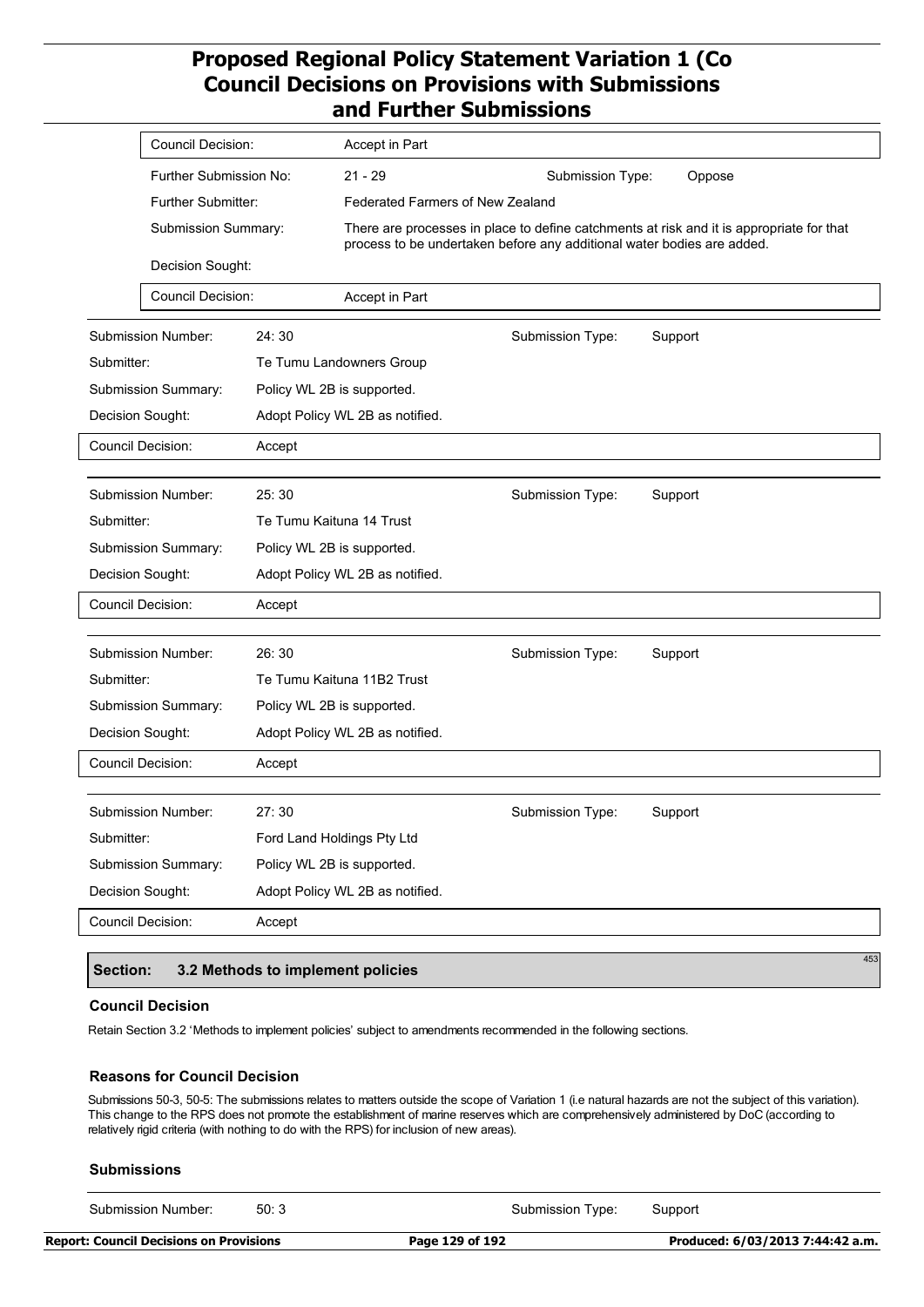| | | | |
|---|---|---|---|
| Council Decision: | Accept in Part | | |
| Further Submission No: | 21 - 29 | Submission Type: | Oppose |
| Further Submitter: | Federated Farmers of New Zealand | | |
| Submission Summary: | There are processes in place to define catchments at risk and it is appropriate for that process to be undertaken before any additional water bodies are added. | | |
| Decision Sought: | | | |
| Council Decision: | Accept in Part | | |

| | | | |
|---|---|---|---|
| Submission Number: | 24: 30 | Submission Type: | Support |
| Submitter: | Te Tumu Landowners Group | | |
| Submission Summary: | Policy WL 2B is supported. | | |
| Decision Sought: | Adopt Policy WL 2B as notified. | | |
| Council Decision: | Accept | | |

| | | | |
|---|---|---|---|
| Submission Number: | 25: 30 | Submission Type: | Support |
| Submitter: | Te Tumu Kaituna 14 Trust | | |
| Submission Summary: | Policy WL 2B is supported. | | |
| Decision Sought: | Adopt Policy WL 2B as notified. | | |
| Council Decision: | Accept | | |

| | | | |
|---|---|---|---|
| Submission Number: | 26: 30 | Submission Type: | Support |
| Submitter: | Te Tumu Kaituna 11B2 Trust | | |
| Submission Summary: | Policy WL 2B is supported. | | |
| Decision Sought: | Adopt Policy WL 2B as notified. | | |
| Council Decision: | Accept | | |

| | | | |
|---|---|---|---|
| Submission Number: | 27: 30 | Submission Type: | Support |
| Submitter: | Ford Land Holdings Pty Ltd | | |
| Submission Summary: | Policy WL 2B is supported. | | |
| Decision Sought: | Adopt Policy WL 2B as notified. | | |
| Council Decision: | Accept | | |

## Section: 3.2 Methods to implement policies

453

### Council Decision

Retain Section 3.2 'Methods to implement policies' subject to amendments recommended in the following sections.

### Reasons for Council Decision

Submissions 50-3, 50-5: The submissions relates to matters outside the scope of Variation 1 (i.e natural hazards are not the subject of this variation). This change to the RPS does not promote the establishment of marine reserves which are comprehensively administered by DoC (according to relatively rigid criteria (with nothing to do with the RPS) for inclusion of new areas).

### Submissions

| | | | |
|---|---|---|---|
| Submission Number: | 50: 3 | Submission Type: | Support |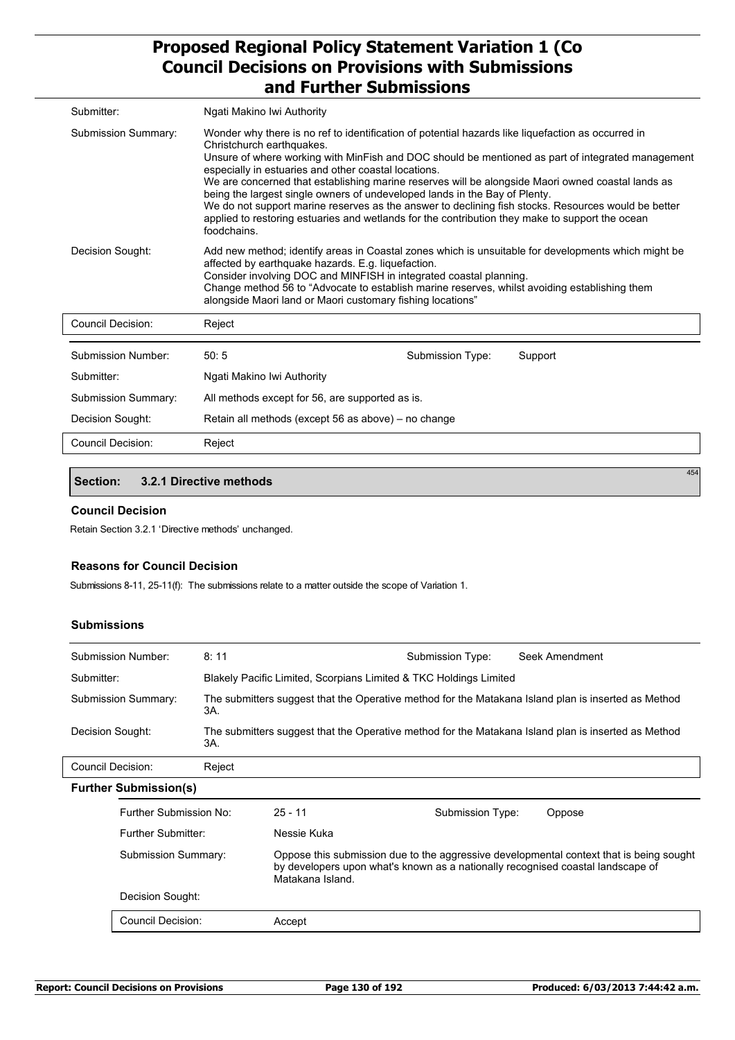| | |
|---|---|
| Submitter: | Ngati Makino Iwi Authority |
| Submission Summary: | Wonder why there is no ref to identification of potential hazards like liquefaction as occurred in Christchurch earthquakes.<br>Unsure of where working with MinFish and DOC should be mentioned as part of integrated management especially in estuaries and other coastal locations.<br>We are concerned that establishing marine reserves will be alongside Maori owned coastal lands as being the largest single owners of undeveloped lands in the Bay of Plenty.<br>We do not support marine reserves as the answer to declining fish stocks. Resources would be better applied to restoring estuaries and wetlands for the contribution they make to support the ocean foodchains. |
| Decision Sought: | Add new method; identify areas in Coastal zones which is unsuitable for developments which might be affected by earthquake hazards. E.g. liquefaction.<br>Consider involving DOC and MINFISH in integrated coastal planning.<br>Change method 56 to "Advocate to establish marine reserves, whilst avoiding establishing them alongside Maori land or Maori customary fishing locations" |
| Council Decision: | Reject |

| | | | |
|---|---|---|---|
| Submission Number: | 50: 5 | Submission Type: | Support |
| Submitter: | Ngati Makino Iwi Authority | | |
| Submission Summary: | All methods except for 56, are supported as is. | | |
| Decision Sought: | Retain all methods (except 56 as above) – no change | | |
| Council Decision: | Reject | | |

## Section: 3.2.1 Directive methods

454

### Council Decision

Retain Section 3.2.1 'Directive methods' unchanged.

### Reasons for Council Decision

Submissions 8-11, 25-11(f): The submissions relate to a matter outside the scope of Variation 1.

### Submissions

| | | | |
|---|---|---|---|
| Submission Number: | 8: 11 | Submission Type: | Seek Amendment |
| Submitter: | Blakely Pacific Limited, Scorpians Limited & TKC Holdings Limited | | |
| Submission Summary: | The submitters suggest that the Operative method for the Matakana Island plan is inserted as Method 3A. | | |
| Decision Sought: | The submitters suggest that the Operative method for the Matakana Island plan is inserted as Method 3A. | | |
| Council Decision: | Reject | | |

#### Further Submission(s)

| | | | |
|---|---|---|---|
| Further Submission No: | 25 - 11 | Submission Type: | Oppose |
| Further Submitter: | Nessie Kuka | | |
| Submission Summary: | Oppose this submission due to the aggressive developmental context that is being sought by developers upon what's known as a nationally recognised coastal landscape of Matakana Island. | | |
| Decision Sought: | | | |
| Council Decision: | Accept | | |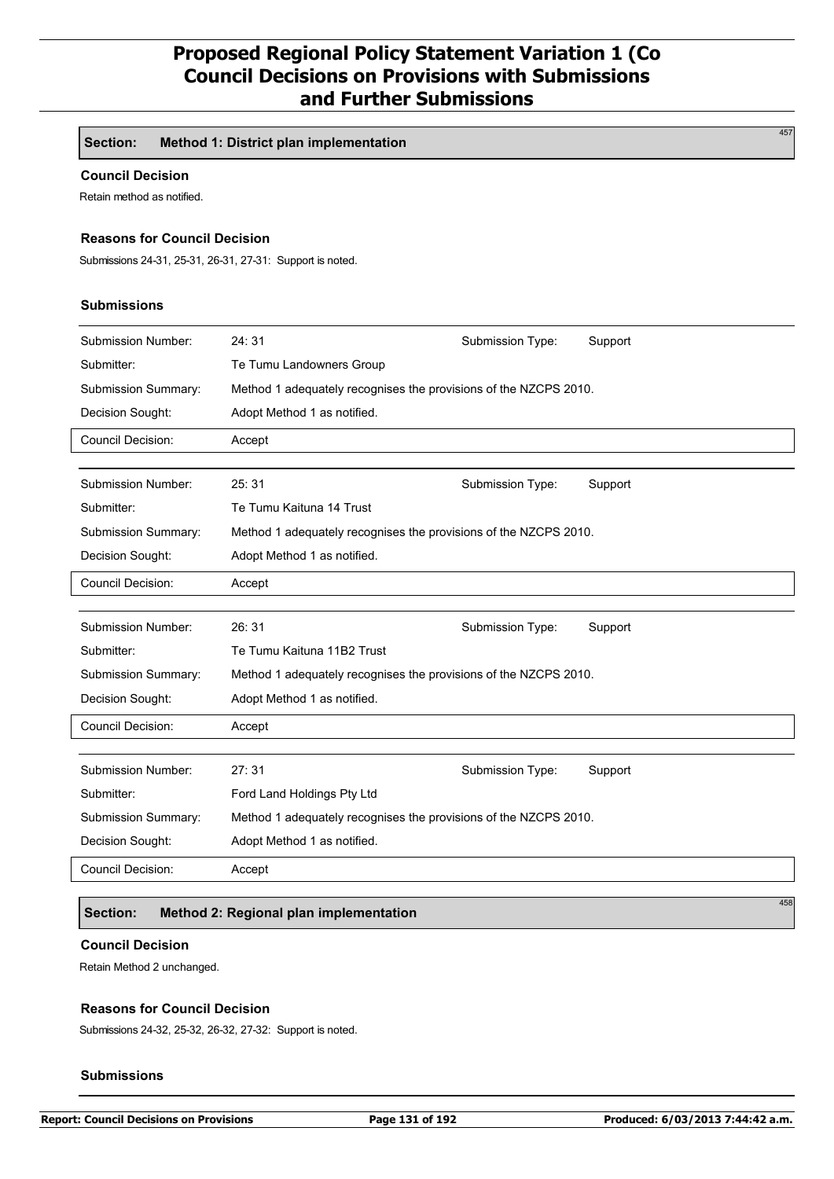## Section: Method 1: District plan implementation

457

### Council Decision

Retain method as notified.

### Reasons for Council Decision

Submissions 24-31, 25-31, 26-31, 27-31: Support is noted.

### Submissions

| | | | |
|---|---|---|---|
| Submission Number: | 24: 31 | Submission Type: | Support |
| Submitter: | Te Tumu Landowners Group | | |
| Submission Summary: | Method 1 adequately recognises the provisions of the NZCPS 2010. | | |
| Decision Sought: | Adopt Method 1 as notified. | | |
| Council Decision: | Accept | | |

| | | | |
|---|---|---|---|
| Submission Number: | 25: 31 | Submission Type: | Support |
| Submitter: | Te Tumu Kaituna 14 Trust | | |
| Submission Summary: | Method 1 adequately recognises the provisions of the NZCPS 2010. | | |
| Decision Sought: | Adopt Method 1 as notified. | | |
| Council Decision: | Accept | | |

| | | | |
|---|---|---|---|
| Submission Number: | 26: 31 | Submission Type: | Support |
| Submitter: | Te Tumu Kaituna 11B2 Trust | | |
| Submission Summary: | Method 1 adequately recognises the provisions of the NZCPS 2010. | | |
| Decision Sought: | Adopt Method 1 as notified. | | |
| Council Decision: | Accept | | |

| | | | |
|---|---|---|---|
| Submission Number: | 27: 31 | Submission Type: | Support |
| Submitter: | Ford Land Holdings Pty Ltd | | |
| Submission Summary: | Method 1 adequately recognises the provisions of the NZCPS 2010. | | |
| Decision Sought: | Adopt Method 1 as notified. | | |
| Council Decision: | Accept | | |

## Section: Method 2: Regional plan implementation

458

### Council Decision

Retain Method 2 unchanged.

### Reasons for Council Decision

Submissions 24-32, 25-32, 26-32, 27-32: Support is noted.

### Submissions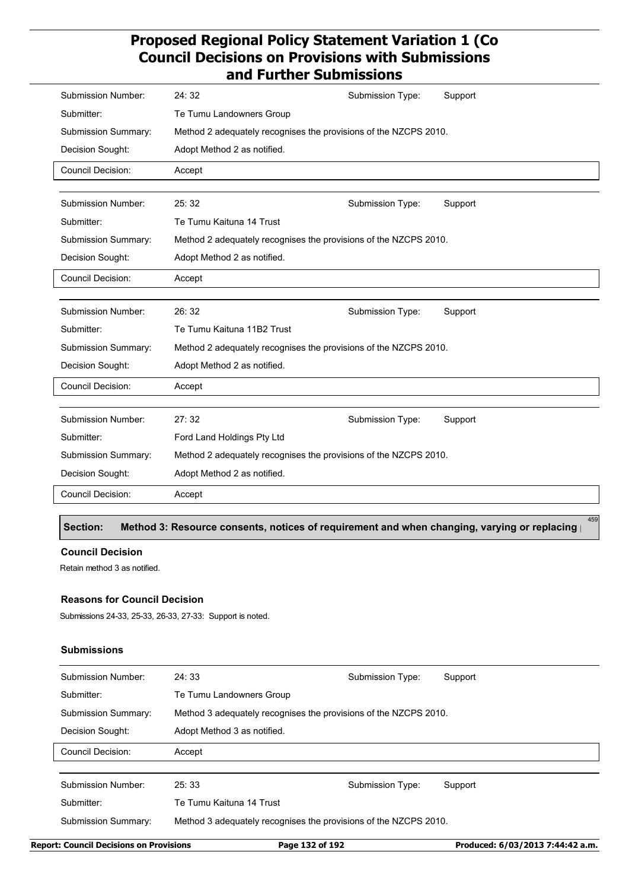| | | | |
|---|---|---|---|
| Submission Number: | 24: 32 | Submission Type: | Support |
| Submitter: | Te Tumu Landowners Group | | |
| Submission Summary: | Method 2 adequately recognises the provisions of the NZCPS 2010. | | |
| Decision Sought: | Adopt Method 2 as notified. | | |
| Council Decision: | Accept | | |

| | | | |
|---|---|---|---|
| Submission Number: | 25: 32 | Submission Type: | Support |
| Submitter: | Te Tumu Kaituna 14 Trust | | |
| Submission Summary: | Method 2 adequately recognises the provisions of the NZCPS 2010. | | |
| Decision Sought: | Adopt Method 2 as notified. | | |
| Council Decision: | Accept | | |

| | | | |
|---|---|---|---|
| Submission Number: | 26: 32 | Submission Type: | Support |
| Submitter: | Te Tumu Kaituna 11B2 Trust | | |
| Submission Summary: | Method 2 adequately recognises the provisions of the NZCPS 2010. | | |
| Decision Sought: | Adopt Method 2 as notified. | | |
| Council Decision: | Accept | | |

| | | | |
|---|---|---|---|
| Submission Number: | 27: 32 | Submission Type: | Support |
| Submitter: | Ford Land Holdings Pty Ltd | | |
| Submission Summary: | Method 2 adequately recognises the provisions of the NZCPS 2010. | | |
| Decision Sought: | Adopt Method 2 as notified. | | |
| Council Decision: | Accept | | |

## Section: Method 3: Resource consents, notices of requirement and when changing, varying or replacing 459

### Council Decision

Retain method 3 as notified.

### Reasons for Council Decision

Submissions 24-33, 25-33, 26-33, 27-33: Support is noted.

### Submissions

| | | | |
|---|---|---|---|
| Submission Number: | 24: 33 | Submission Type: | Support |
| Submitter: | Te Tumu Landowners Group | | |
| Submission Summary: | Method 3 adequately recognises the provisions of the NZCPS 2010. | | |
| Decision Sought: | Adopt Method 3 as notified. | | |
| Council Decision: | Accept | | |

| | | | |
|---|---|---|---|
| Submission Number: | 25: 33 | Submission Type: | Support |
| Submitter: | Te Tumu Kaituna 14 Trust | | |
| Submission Summary: | Method 3 adequately recognises the provisions of the NZCPS 2010. | | |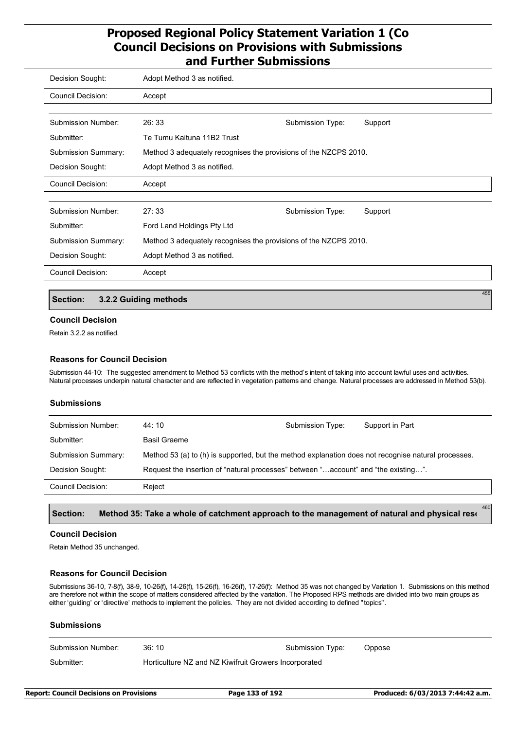| | | | |
|---|---|---|---|
| Decision Sought: | Adopt Method 3 as notified. | | |
| Council Decision: | Accept | | |

| | | | |
|---|---|---|---|
| Submission Number: | 26: 33 | Submission Type: | Support |
| Submitter: | Te Tumu Kaituna 11B2 Trust | | |
| Submission Summary: | Method 3 adequately recognises the provisions of the NZCPS 2010. | | |
| Decision Sought: | Adopt Method 3 as notified. | | |
| Council Decision: | Accept | | |

| | | | |
|---|---|---|---|
| Submission Number: | 27: 33 | Submission Type: | Support |
| Submitter: | Ford Land Holdings Pty Ltd | | |
| Submission Summary: | Method 3 adequately recognises the provisions of the NZCPS 2010. | | |
| Decision Sought: | Adopt Method 3 as notified. | | |
| Council Decision: | Accept | | |

## Section: 3.2.2 Guiding methods

455

### Council Decision

Retain 3.2.2 as notified.

### Reasons for Council Decision

Submission 44-10: The suggested amendment to Method 53 conflicts with the method's intent of taking into account lawful uses and activities. Natural processes underpin natural character and are reflected in vegetation patterns and change. Natural processes are addressed in Method 53(b).

### Submissions

| | | | |
|---|---|---|---|
| Submission Number: | 44: 10 | Submission Type: | Support in Part |
| Submitter: | Basil Graeme | | |
| Submission Summary: | Method 53 (a) to (h) is supported, but the method explanation does not recognise natural processes. | | |
| Decision Sought: | Request the insertion of "natural processes" between "…account" and "the existing…". | | |
| Council Decision: | Reject | | |

## Section: Method 35: Take a whole of catchment approach to the management of natural and physical res

460

### Council Decision

Retain Method 35 unchanged.

### Reasons for Council Decision

Submissions 36-10, 7-8(f), 38-9, 10-26(f), 14-26(f), 15-26(f), 16-26(f), 17-26(f): Method 35 was not changed by Variation 1. Submissions on this method are therefore not within the scope of matters considered affected by the variation. The Proposed RPS methods are divided into two main groups as either 'guiding' or 'directive' methods to implement the policies. They are not divided according to defined "topics".

### Submissions

| | | | |
|---|---|---|---|
| Submission Number: | 36: 10 | Submission Type: | Oppose |
| Submitter: | Horticulture NZ and NZ Kiwifruit Growers Incorporated | | |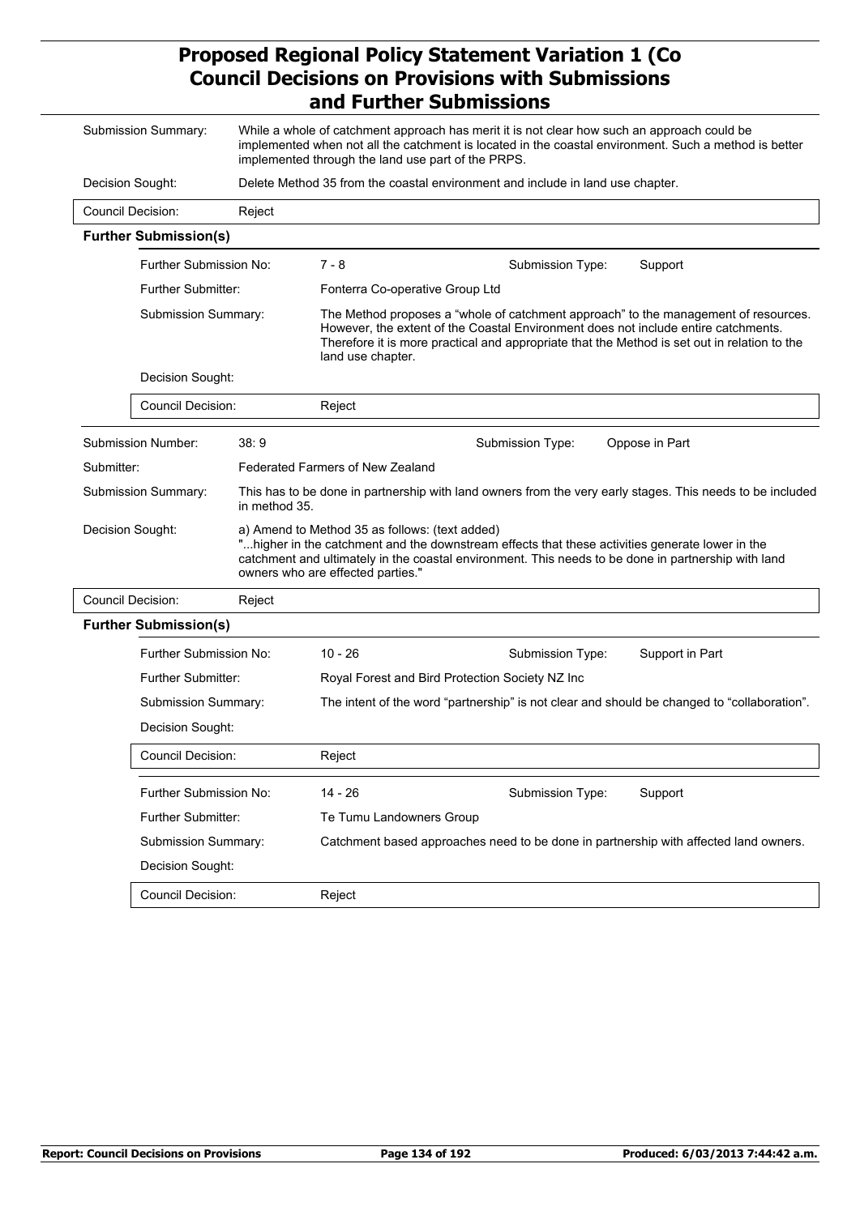| | |
|---|---|
| Submission Summary: | While a whole of catchment approach has merit it is not clear how such an approach could be implemented when not all the catchment is located in the coastal environment. Such a method is better implemented through the land use part of the PRPS. |
| Decision Sought: | Delete Method 35 from the coastal environment and include in land use chapter. |
| Council Decision: | Reject |

**Further Submission(s)**

| | | | |
|---|---|---|---|
| Further Submission No: | 7 - 8 | Submission Type: | Support |
| Further Submitter: | Fonterra Co-operative Group Ltd | | |
| Submission Summary: | The Method proposes a "whole of catchment approach" to the management of resources. However, the extent of the Coastal Environment does not include entire catchments. Therefore it is more practical and appropriate that the Method is set out in relation to the land use chapter. | | |
| Decision Sought: | | | |
| Council Decision: | Reject | | |

| | | | |
|---|---|---|---|
| Submission Number: | 38: 9 | Submission Type: | Oppose in Part |
| Submitter: | Federated Farmers of New Zealand | | |
| Submission Summary: | This has to be done in partnership with land owners from the very early stages. This needs to be included in method 35. | | |
| Decision Sought: | a) Amend to Method 35 as follows: (text added) "...higher in the catchment and the downstream effects that these activities generate lower in the catchment and ultimately in the coastal environment. This needs to be done in partnership with land owners who are effected parties." | | |
| Council Decision: | Reject | | |

**Further Submission(s)**

| | | | |
|---|---|---|---|
| Further Submission No: | 10 - 26 | Submission Type: | Support in Part |
| Further Submitter: | Royal Forest and Bird Protection Society NZ Inc | | |
| Submission Summary: | The intent of the word "partnership" is not clear and should be changed to "collaboration". | | |
| Decision Sought: | | | |
| Council Decision: | Reject | | |

| | | | |
|---|---|---|---|
| Further Submission No: | 14 - 26 | Submission Type: | Support |
| Further Submitter: | Te Tumu Landowners Group | | |
| Submission Summary: | Catchment based approaches need to be done in partnership with affected land owners. | | |
| Decision Sought: | | | |
| Council Decision: | Reject | | |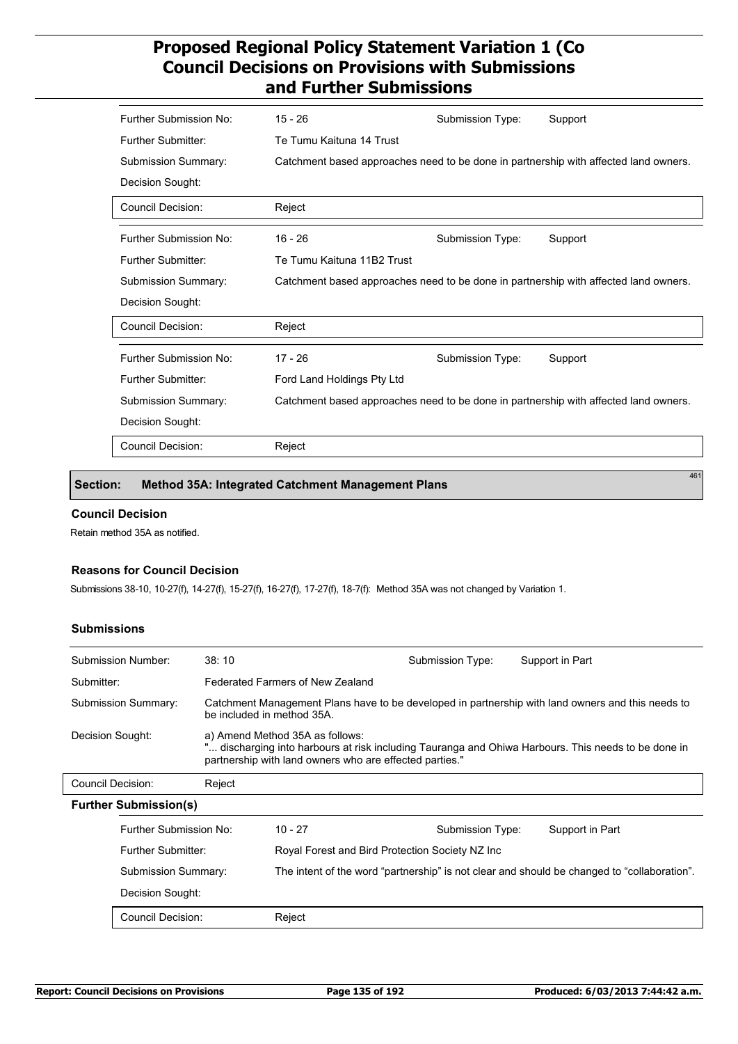| | | | |
|---|---|---|---|
| Further Submission No: | 15 - 26 | Submission Type: | Support |
| Further Submitter: | Te Tumu Kaituna 14 Trust | | |
| Submission Summary: | Catchment based approaches need to be done in partnership with affected land owners. | | |
| Decision Sought: | | | |
| Council Decision: | Reject | | |

| | | | |
|---|---|---|---|
| Further Submission No: | 16 - 26 | Submission Type: | Support |
| Further Submitter: | Te Tumu Kaituna 11B2 Trust | | |
| Submission Summary: | Catchment based approaches need to be done in partnership with affected land owners. | | |
| Decision Sought: | | | |
| Council Decision: | Reject | | |

| | | | |
|---|---|---|---|
| Further Submission No: | 17 - 26 | Submission Type: | Support |
| Further Submitter: | Ford Land Holdings Pty Ltd | | |
| Submission Summary: | Catchment based approaches need to be done in partnership with affected land owners. | | |
| Decision Sought: | | | |
| Council Decision: | Reject | | |

## Section: Method 35A: Integrated Catchment Management Plans

461

### Council Decision

Retain method 35A as notified.

### Reasons for Council Decision

Submissions 38-10, 10-27(f), 14-27(f), 15-27(f), 16-27(f), 17-27(f), 18-7(f): Method 35A was not changed by Variation 1.

### Submissions

| | | | |
|---|---|---|---|
| Submission Number: | 38: 10 | Submission Type: | Support in Part |
| Submitter: | Federated Farmers of New Zealand | | |
| Submission Summary: | Catchment Management Plans have to be developed in partnership with land owners and this needs to be included in method 35A. | | |
| Decision Sought: | a) Amend Method 35A as follows: "... discharging into harbours at risk including Tauranga and Ohiwa Harbours. This needs to be done in partnership with land owners who are effected parties." | | |
| Council Decision: | Reject | | |

**Further Submission(s)**

| | | | |
|---|---|---|---|
| Further Submission No: | 10 - 27 | Submission Type: | Support in Part |
| Further Submitter: | Royal Forest and Bird Protection Society NZ Inc | | |
| Submission Summary: | The intent of the word “partnership” is not clear and should be changed to “collaboration”. | | |
| Decision Sought: | | | |
| Council Decision: | Reject | | |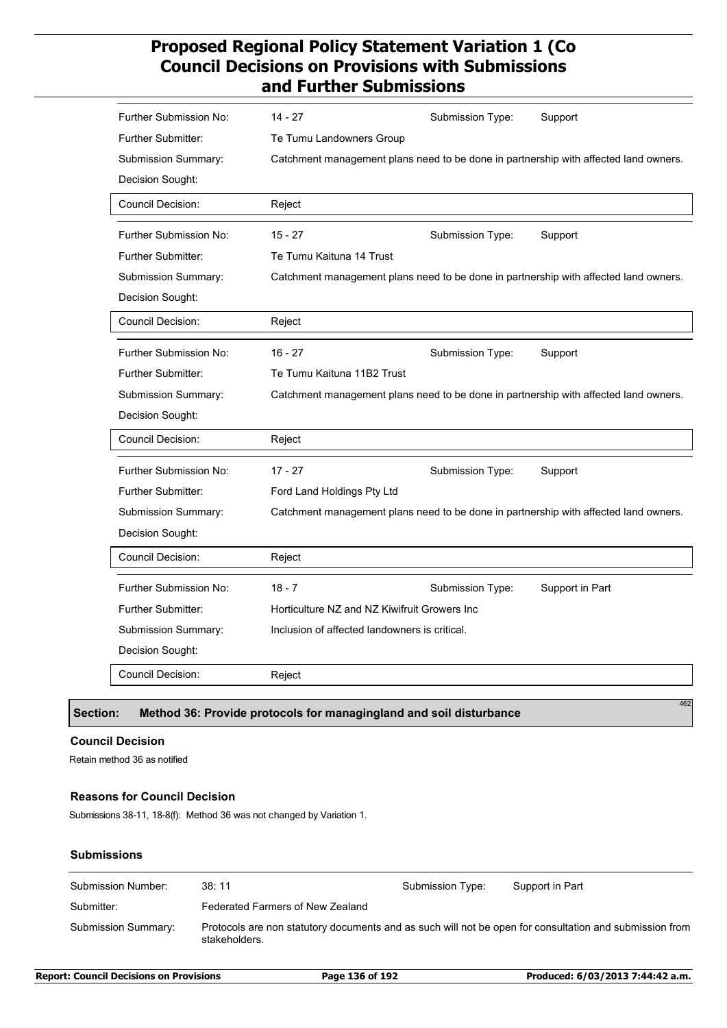| | | | |
|---|---|---|---|
| Further Submission No: | 14 - 27 | Submission Type: | Support |
| Further Submitter: | Te Tumu Landowners Group | | |
| Submission Summary: | Catchment management plans need to be done in partnership with affected land owners. | | |
| Decision Sought: | | | |
| Council Decision: | Reject | | |

| | | | |
|---|---|---|---|
| Further Submission No: | 15 - 27 | Submission Type: | Support |
| Further Submitter: | Te Tumu Kaituna 14 Trust | | |
| Submission Summary: | Catchment management plans need to be done in partnership with affected land owners. | | |
| Decision Sought: | | | |
| Council Decision: | Reject | | |

| | | | |
|---|---|---|---|
| Further Submission No: | 16 - 27 | Submission Type: | Support |
| Further Submitter: | Te Tumu Kaituna 11B2 Trust | | |
| Submission Summary: | Catchment management plans need to be done in partnership with affected land owners. | | |
| Decision Sought: | | | |
| Council Decision: | Reject | | |

| | | | |
|---|---|---|---|
| Further Submission No: | 17 - 27 | Submission Type: | Support |
| Further Submitter: | Ford Land Holdings Pty Ltd | | |
| Submission Summary: | Catchment management plans need to be done in partnership with affected land owners. | | |
| Decision Sought: | | | |
| Council Decision: | Reject | | |

| | | | |
|---|---|---|---|
| Further Submission No: | 18 - 7 | Submission Type: | Support in Part |
| Further Submitter: | Horticulture NZ and NZ Kiwifruit Growers Inc | | |
| Submission Summary: | Inclusion of affected landowners is critical. | | |
| Decision Sought: | | | |
| Council Decision: | Reject | | |

## Section: Method 36: Provide protocols for managingland and soil disturbance

462

### Council Decision

Retain method 36 as notified

### Reasons for Council Decision

Submissions 38-11, 18-8(f): Method 36 was not changed by Variation 1.

### Submissions

| | | | |
|---|---|---|---|
| Submission Number: | 38: 11 | Submission Type: | Support in Part |
| Submitter: | Federated Farmers of New Zealand | | |
| Submission Summary: | Protocols are non statutory documents and as such will not be open for consultation and submission from stakeholders. | | |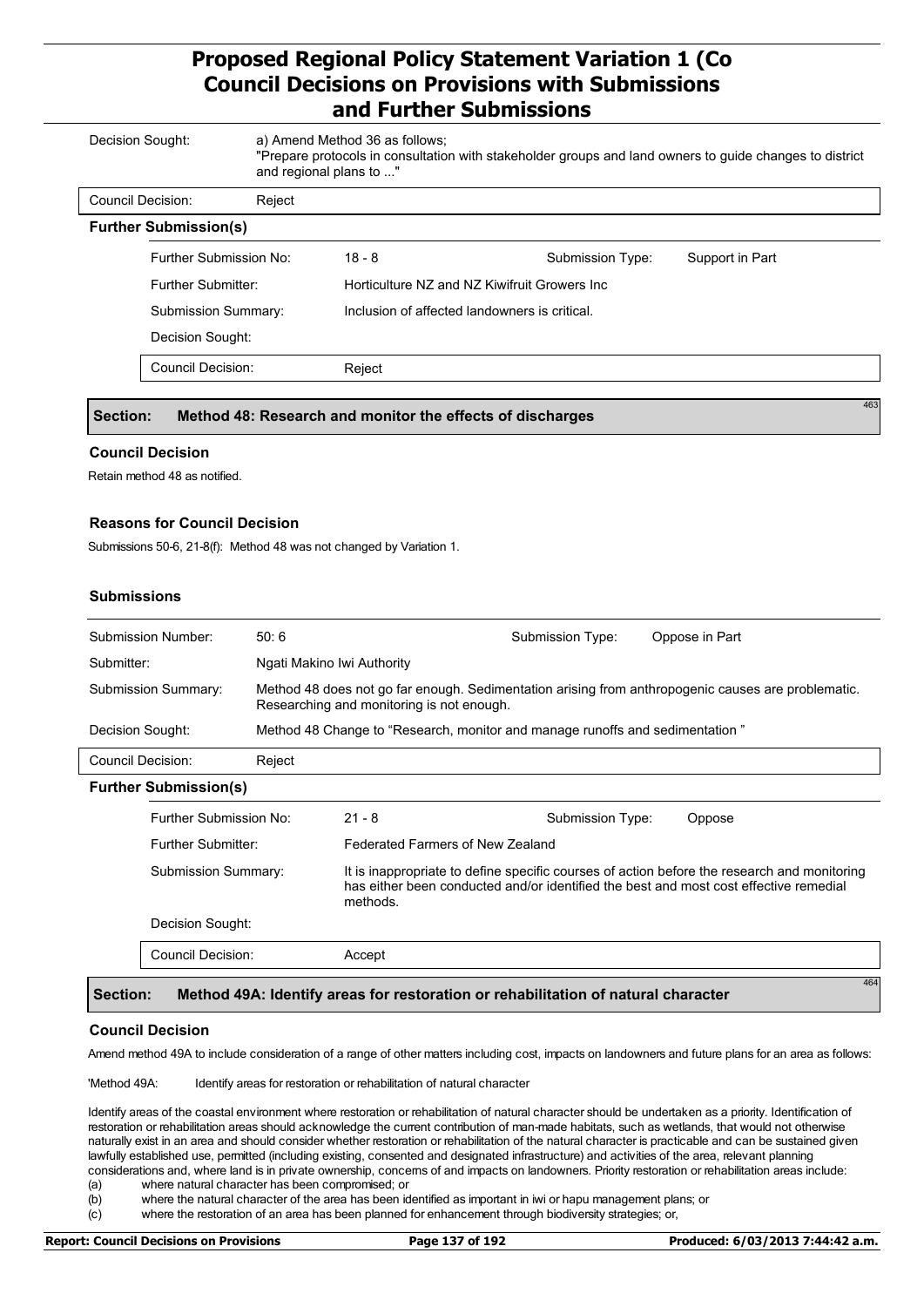| | |
|---|---|
| Decision Sought: | a) Amend Method 36 as follows; "Prepare protocols in consultation with stakeholder groups and land owners to guide changes to district and regional plans to ..." |
| Council Decision: | Reject |

**Further Submission(s)**

| | | | |
|---|---|---|---|
| Further Submission No: | 18 - 8 | Submission Type: | Support in Part |
| Further Submitter: | Horticulture NZ and NZ Kiwifruit Growers Inc | | |
| Submission Summary: | Inclusion of affected landowners is critical. | | |
| Decision Sought: | | | |
| Council Decision: | Reject | | |

## Section: Method 48: Research and monitor the effects of discharges

463

### Council Decision

Retain method 48 as notified.

### Reasons for Council Decision

Submissions 50-6, 21-8(f): Method 48 was not changed by Variation 1.

### Submissions

| | | | |
|---|---|---|---|
| Submission Number: | 50: 6 | Submission Type: | Oppose in Part |
| Submitter: | Ngati Makino Iwi Authority | | |
| Submission Summary: | Method 48 does not go far enough. Sedimentation arising from anthropogenic causes are problematic. Researching and monitoring is not enough. | | |
| Decision Sought: | Method 48 Change to "Research, monitor and manage runoffs and sedimentation " | | |
| Council Decision: | Reject | | |

**Further Submission(s)**

| | | | |
|---|---|---|---|
| Further Submission No: | 21 - 8 | Submission Type: | Oppose |
| Further Submitter: | Federated Farmers of New Zealand | | |
| Submission Summary: | It is inappropriate to define specific courses of action before the research and monitoring has either been conducted and/or identified the best and most cost effective remedial methods. | | |
| Decision Sought: | | | |
| Council Decision: | Accept | | |

## Section: Method 49A: Identify areas for restoration or rehabilitation of natural character

464

### Council Decision

Amend method 49A to include consideration of a range of other matters including cost, impacts on landowners and future plans for an area as follows:

'Method 49A: Identify areas for restoration or rehabilitation of natural character

Identify areas of the coastal environment where restoration or rehabilitation of natural character should be undertaken as a priority. Identification of restoration or rehabilitation areas should acknowledge the current contribution of man-made habitats, such as wetlands, that would not otherwise naturally exist in an area and should consider whether restoration or rehabilitation of the natural character is practicable and can be sustained given lawfully established use, permitted (including existing, consented and designated infrastructure) and activities of the area, relevant planning considerations and, where land is in private ownership, concerns of and impacts on landowners. Priority restoration or rehabilitation areas include:

(a) where natural character has been compromised; or
(b) where the natural character of the area has been identified as important in iwi or hapu management plans; or
(c) where the restoration of an area has been planned for enhancement through biodiversity strategies; or,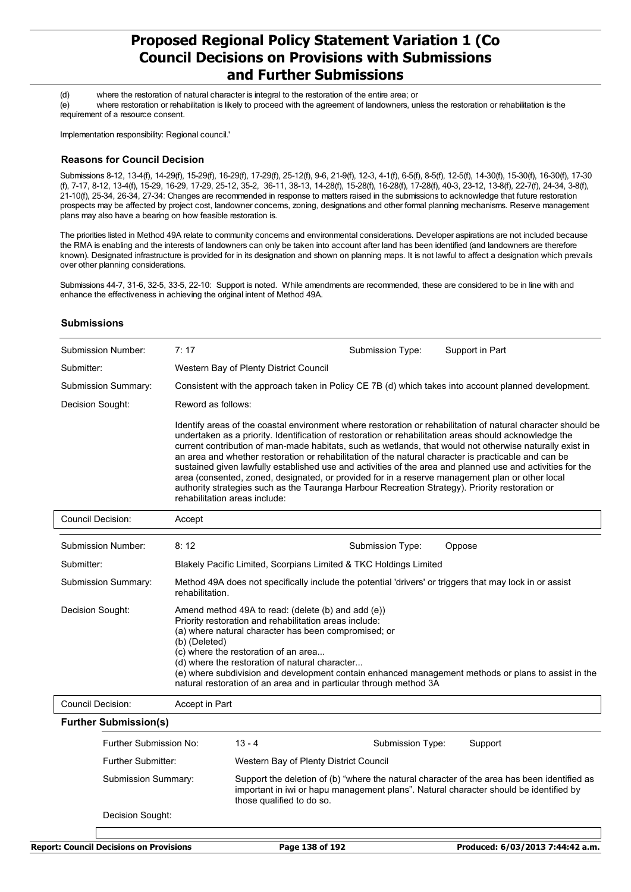(d) where the restoration of natural character is integral to the restoration of the entire area; or

(e) where restoration or rehabilitation is likely to proceed with the agreement of landowners, unless the restoration or rehabilitation is the requirement of a resource consent.

Implementation responsibility: Regional council.'

### Reasons for Council Decision

Submissions 8-12, 13-4(f), 14-29(f), 15-29(f), 16-29(f), 17-29(f), 25-12(f), 9-6, 21-9(f), 12-3, 4-1(f), 6-5(f), 8-5(f), 12-5(f), 14-30(f), 15-30(f), 16-30(f), 17-30 (f), 7-17, 8-12, 13-4(f), 15-29, 16-29, 17-29, 25-12, 35-2, 36-11, 38-13, 14-28(f), 15-28(f), 16-28(f), 17-28(f), 40-3, 23-12, 13-8(f), 22-7(f), 24-34, 3-8(f), 21-10(f), 25-34, 26-34, 27-34: Changes are recommended in response to matters raised in the submissions to acknowledge that future restoration prospects may be affected by project cost, landowner concerns, zoning, designations and other formal planning mechanisms. Reserve management plans may also have a bearing on how feasible restoration is.

The priorities listed in Method 49A relate to community concerns and environmental considerations. Developer aspirations are not included because the RMA is enabling and the interests of landowners can only be taken into account after land has been identified (and landowners are therefore known). Designated infrastructure is provided for in its designation and shown on planning maps. It is not lawful to affect a designation which prevails over other planning considerations.

Submissions 44-7, 31-6, 32-5, 33-5, 22-10: Support is noted. While amendments are recommended, these are considered to be in line with and enhance the effectiveness in achieving the original intent of Method 49A.

### Submissions

| | | | |
|---|---|---|---|
| Submission Number: | 7: 17 | Submission Type: | Support in Part |
| Submitter: | Western Bay of Plenty District Council | | |
| Submission Summary: | Consistent with the approach taken in Policy CE 7B (d) which takes into account planned development. | | |
| Decision Sought: | Reword as follows:<br><br>Identify areas of the coastal environment where restoration or rehabilitation of natural character should be undertaken as a priority. Identification of restoration or rehabilitation areas should acknowledge the current contribution of man-made habitats, such as wetlands, that would not otherwise naturally exist in an area and whether restoration or rehabilitation of the natural character is practicable and can be sustained given lawfully established use and activities of the area and planned use and activities for the area (consented, zoned, designated, or provided for in a reserve management plan or other local authority strategies such as the Tauranga Harbour Recreation Strategy). Priority restoration or rehabilitation areas include: | | |
| Council Decision: | Accept | | |

| | | | |
|---|---|---|---|
| Submission Number: | 8: 12 | Submission Type: | Oppose |
| Submitter: | Blakely Pacific Limited, Scorpians Limited & TKC Holdings Limited | | |
| Submission Summary: | Method 49A does not specifically include the potential 'drivers' or triggers that may lock in or assist rehabilitation. | | |
| Decision Sought: | Amend method 49A to read: (delete (b) and add (e))<br>Priority restoration and rehabilitation areas include:<br>(a) where natural character has been compromised; or<br>(b) (Deleted)<br>(c) where the restoration of an area...<br>(d) where the restoration of natural character...<br>(e) where subdivision and development contain enhanced management methods or plans to assist in the natural restoration of an area and in particular through method 3A | | |
| Council Decision: | Accept in Part | | |

**Further Submission(s)**

| | | | |
|---|---|---|---|
| Further Submission No: | 13 - 4 | Submission Type: | Support |
| Further Submitter: | Western Bay of Plenty District Council | | |
| Submission Summary: | Support the deletion of (b) "where the natural character of the area has been identified as important in iwi or hapu management plans". Natural character should be identified by those qualified to do so. | | |
| Decision Sought: | | | |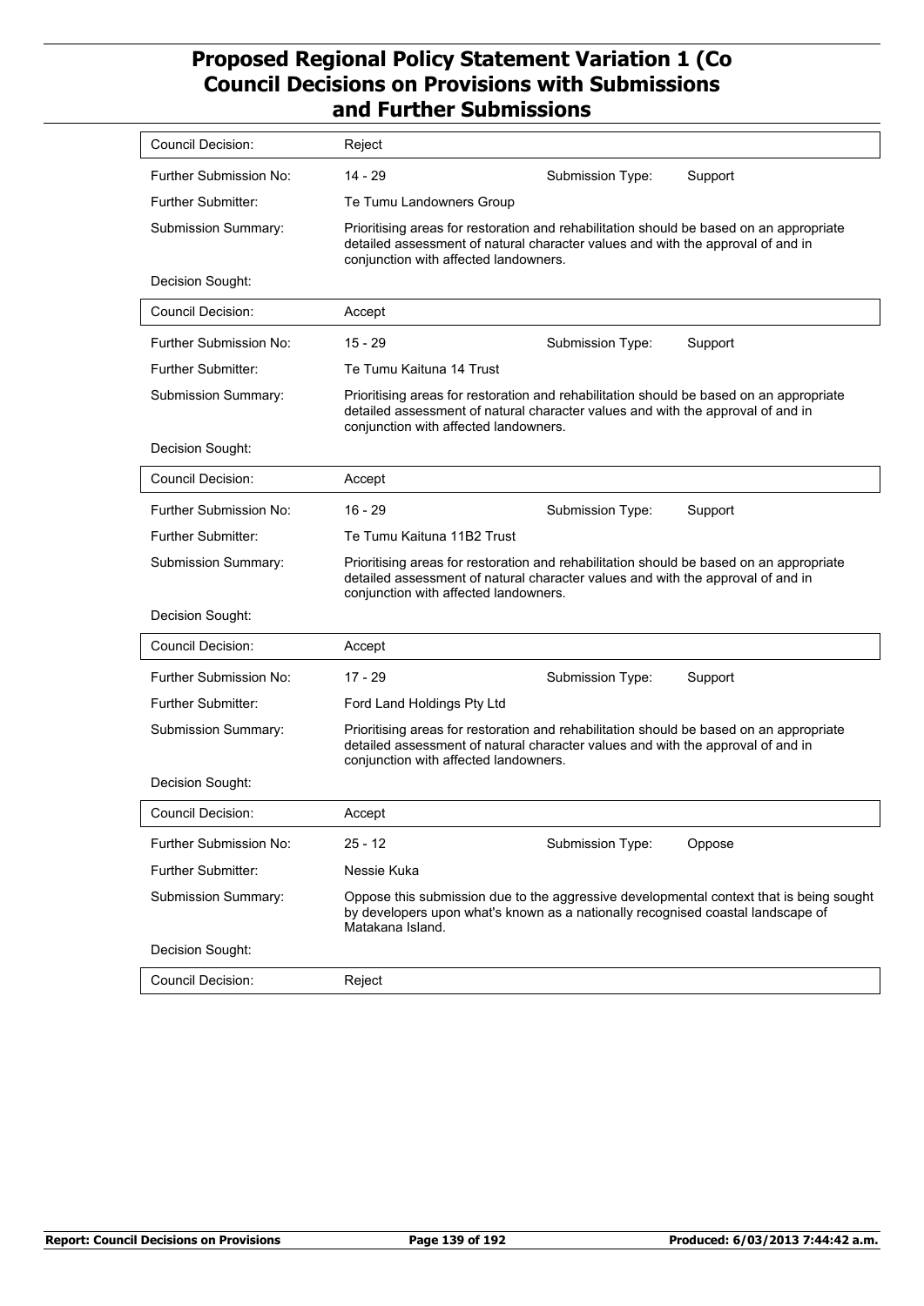# Proposed Regional Policy Statement Variation 1 (Co Council Decisions on Provisions with Submissions and Further Submissions

| | | | |
|---|---|---|---|
| Council Decision: | Reject | | |
| Further Submission No: | 14 - 29 | Submission Type: | Support |
| Further Submitter: | Te Tumu Landowners Group | | |
| Submission Summary: | Prioritising areas for restoration and rehabilitation should be based on an appropriate detailed assessment of natural character values and with the approval of and in conjunction with affected landowners. | | |
| Decision Sought: | | | |
| Council Decision: | Accept | | |
| Further Submission No: | 15 - 29 | Submission Type: | Support |
| Further Submitter: | Te Tumu Kaituna 14 Trust | | |
| Submission Summary: | Prioritising areas for restoration and rehabilitation should be based on an appropriate detailed assessment of natural character values and with the approval of and in conjunction with affected landowners. | | |
| Decision Sought: | | | |
| Council Decision: | Accept | | |
| Further Submission No: | 16 - 29 | Submission Type: | Support |
| Further Submitter: | Te Tumu Kaituna 11B2 Trust | | |
| Submission Summary: | Prioritising areas for restoration and rehabilitation should be based on an appropriate detailed assessment of natural character values and with the approval of and in conjunction with affected landowners. | | |
| Decision Sought: | | | |
| Council Decision: | Accept | | |
| Further Submission No: | 17 - 29 | Submission Type: | Support |
| Further Submitter: | Ford Land Holdings Pty Ltd | | |
| Submission Summary: | Prioritising areas for restoration and rehabilitation should be based on an appropriate detailed assessment of natural character values and with the approval of and in conjunction with affected landowners. | | |
| Decision Sought: | | | |
| Council Decision: | Accept | | |
| Further Submission No: | 25 - 12 | Submission Type: | Oppose |
| Further Submitter: | Nessie Kuka | | |
| Submission Summary: | Oppose this submission due to the aggressive developmental context that is being sought by developers upon what's known as a nationally recognised coastal landscape of Matakana Island. | | |
| Decision Sought: | | | |
| Council Decision: | Reject | | |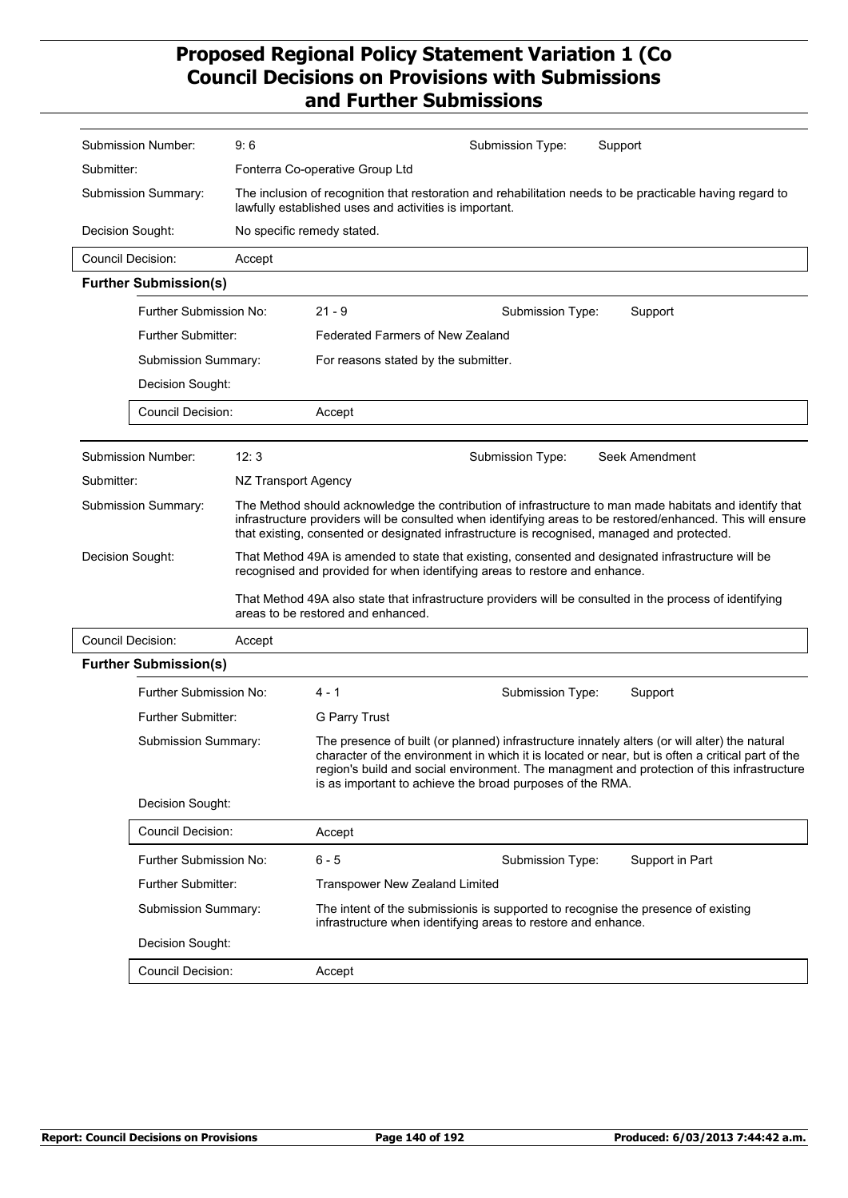# Proposed Regional Policy Statement Variation 1 (Co
## Council Decisions on Provisions with Submissions and Further Submissions

| | | | |
|---|---|---|---|
| **Submission Number:** | 9: 6 | **Submission Type:** | Support |
| **Submitter:** | Fonterra Co-operative Group Ltd | | |
| **Submission Summary:** | The inclusion of recognition that restoration and rehabilitation needs to be practicable having regard to lawfully established uses and activities is important. | | |
| **Decision Sought:** | No specific remedy stated. | | |
| **Council Decision:** | Accept | | |

**Further Submission(s)**

| | | | |
|---|---|---|---|
| Further Submission No: | 21 - 9 | Submission Type: | Support |
| Further Submitter: | Federated Farmers of New Zealand | | |
| Submission Summary: | For reasons stated by the submitter. | | |
| Decision Sought: | | | |
| Council Decision: | Accept | | |

---

| | | | |
|---|---|---|---|
| **Submission Number:** | 12: 3 | **Submission Type:** | Seek Amendment |
| **Submitter:** | NZ Transport Agency | | |
| **Submission Summary:** | The Method should acknowledge the contribution of infrastructure to man made habitats and identify that infrastructure providers will be consulted when identifying areas to be restored/enhanced. This will ensure that existing, consented or designated infrastructure is recognised, managed and protected. | | |
| **Decision Sought:** | That Method 49A is amended to state that existing, consented and designated infrastructure will be recognised and provided for when identifying areas to restore and enhance.<br><br>That Method 49A also state that infrastructure providers will be consulted in the process of identifying areas to be restored and enhanced. | | |
| **Council Decision:** | Accept | | |

**Further Submission(s)**

| | | | |
|---|---|---|---|
| Further Submission No: | 4 - 1 | Submission Type: | Support |
| Further Submitter: | G Parry Trust | | |
| Submission Summary: | The presence of built (or planned) infrastructure innately alters (or will alter) the natural character of the environment in which it is located or near, but is often a critical part of the region's build and social environment. The managment and protection of this infrastructure is as important to achieve the broad purposes of the RMA. | | |
| Decision Sought: | | | |
| Council Decision: | Accept | | |
| Further Submission No: | 6 - 5 | Submission Type: | Support in Part |
| Further Submitter: | Transpower New Zealand Limited | | |
| Submission Summary: | The intent of the submissionis is supported to recognise the presence of existing infrastructure when identifying areas to restore and enhance. | | |
| Decision Sought: | | | |
| Council Decision: | Accept | | |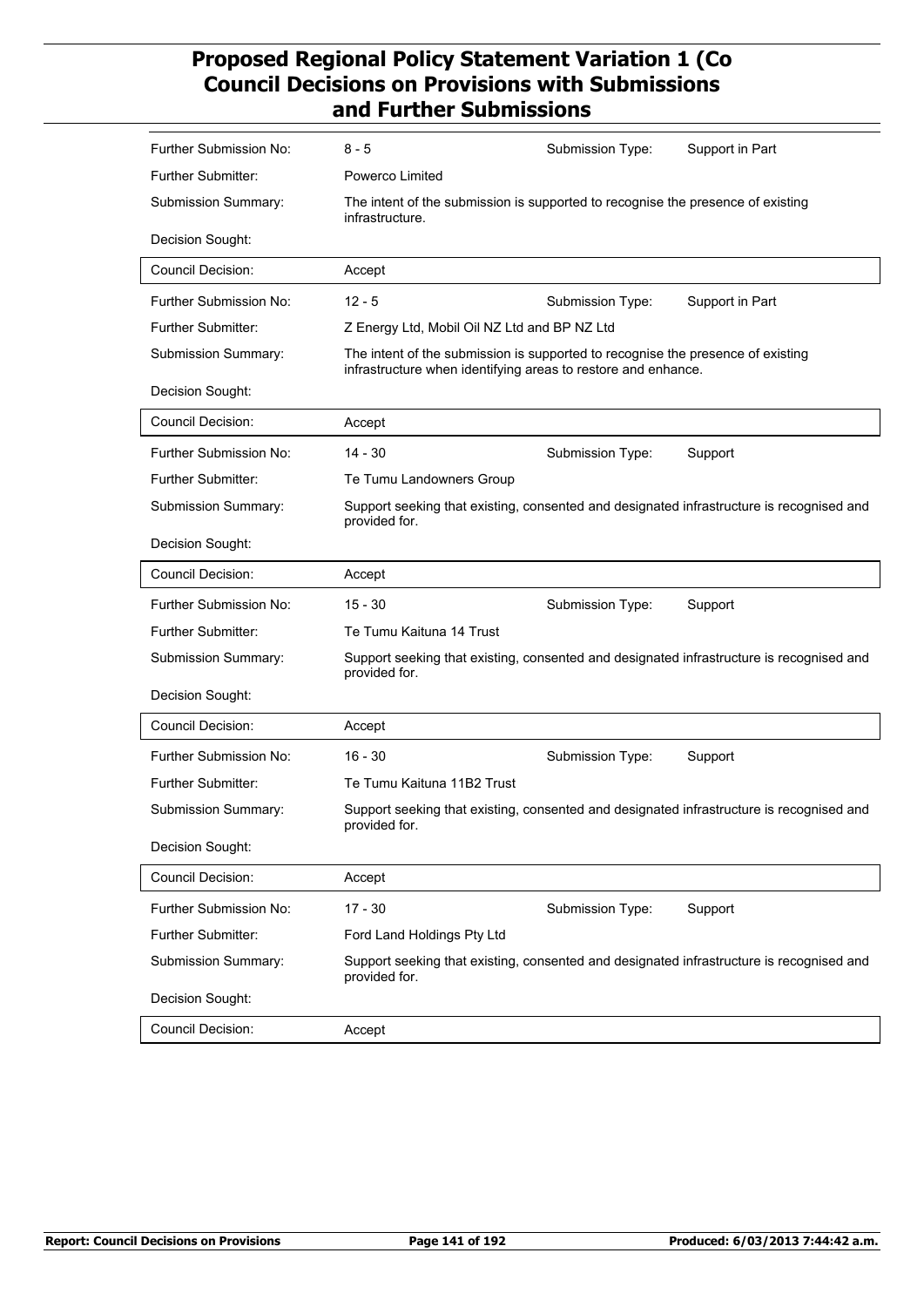# Proposed Regional Policy Statement Variation 1 (Co
## Council Decisions on Provisions with Submissions and Further Submissions

| | | | |
|---|---|---|---|
| Further Submission No: | 8 - 5 | Submission Type: | Support in Part |
| Further Submitter: | Powerco Limited | | |
| Submission Summary: | The intent of the submission is supported to recognise the presence of existing infrastructure. | | |
| Decision Sought: | | | |
| Council Decision: | Accept | | |

| | | | |
|---|---|---|---|
| Further Submission No: | 12 - 5 | Submission Type: | Support in Part |
| Further Submitter: | Z Energy Ltd, Mobil Oil NZ Ltd and BP NZ Ltd | | |
| Submission Summary: | The intent of the submission is supported to recognise the presence of existing infrastructure when identifying areas to restore and enhance. | | |
| Decision Sought: | | | |
| Council Decision: | Accept | | |

| | | | |
|---|---|---|---|
| Further Submission No: | 14 - 30 | Submission Type: | Support |
| Further Submitter: | Te Tumu Landowners Group | | |
| Submission Summary: | Support seeking that existing, consented and designated infrastructure is recognised and provided for. | | |
| Decision Sought: | | | |
| Council Decision: | Accept | | |

| | | | |
|---|---|---|---|
| Further Submission No: | 15 - 30 | Submission Type: | Support |
| Further Submitter: | Te Tumu Kaituna 14 Trust | | |
| Submission Summary: | Support seeking that existing, consented and designated infrastructure is recognised and provided for. | | |
| Decision Sought: | | | |
| Council Decision: | Accept | | |

| | | | |
|---|---|---|---|
| Further Submission No: | 16 - 30 | Submission Type: | Support |
| Further Submitter: | Te Tumu Kaituna 11B2 Trust | | |
| Submission Summary: | Support seeking that existing, consented and designated infrastructure is recognised and provided for. | | |
| Decision Sought: | | | |
| Council Decision: | Accept | | |

| | | | |
|---|---|---|---|
| Further Submission No: | 17 - 30 | Submission Type: | Support |
| Further Submitter: | Ford Land Holdings Pty Ltd | | |
| Submission Summary: | Support seeking that existing, consented and designated infrastructure is recognised and provided for. | | |
| Decision Sought: | | | |
| Council Decision: | Accept | | |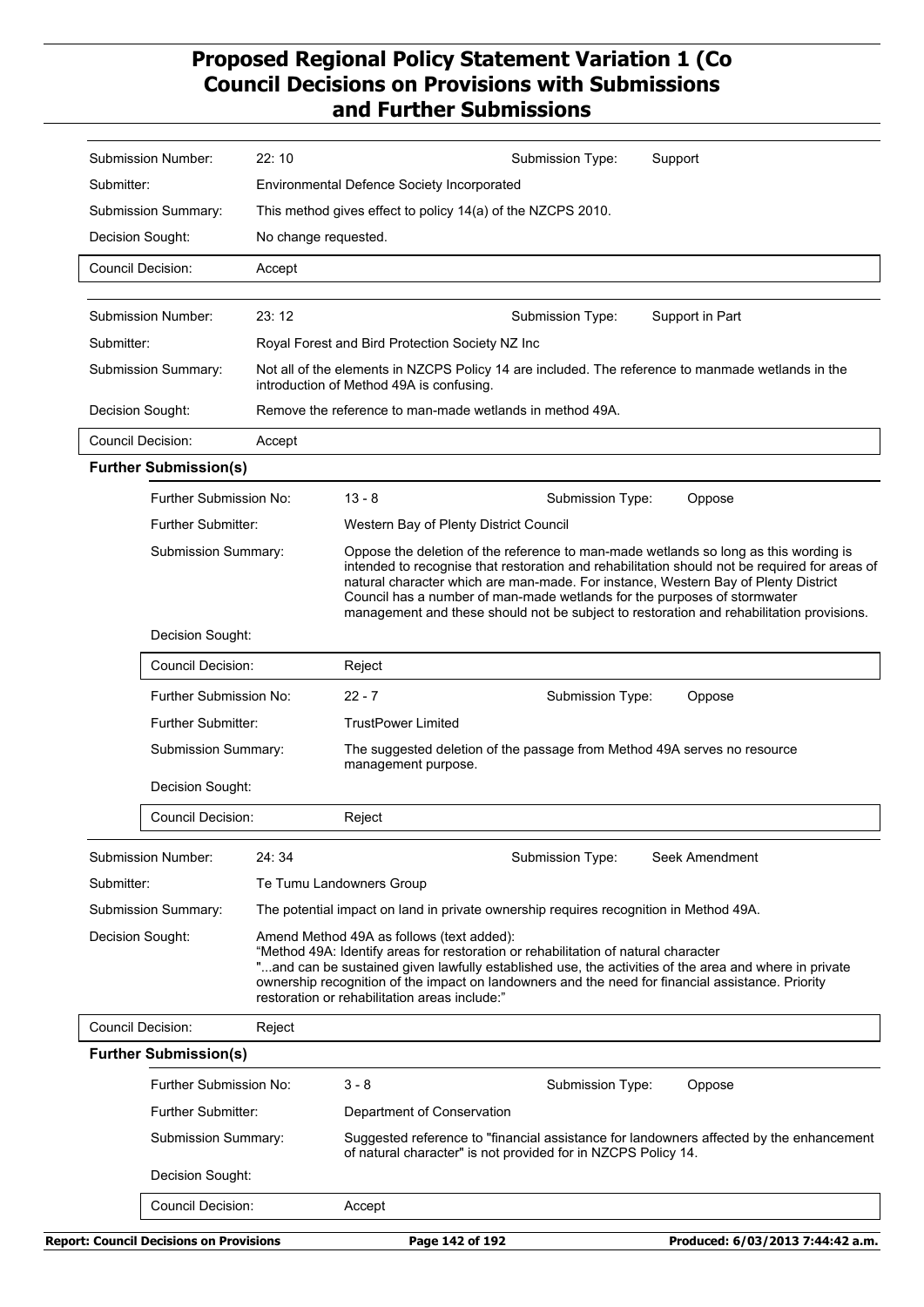| | | | |
|---|---|---|---|
| Submission Number: | 22: 10 | Submission Type: | Support |
| Submitter: | Environmental Defence Society Incorporated | | |
| Submission Summary: | This method gives effect to policy 14(a) of the NZCPS 2010. | | |
| Decision Sought: | No change requested. | | |
| Council Decision: | Accept | | |

| | | | |
|---|---|---|---|
| Submission Number: | 23: 12 | Submission Type: | Support in Part |
| Submitter: | Royal Forest and Bird Protection Society NZ Inc | | |
| Submission Summary: | Not all of the elements in NZCPS Policy 14 are included. The reference to manmade wetlands in the introduction of Method 49A is confusing. | | |
| Decision Sought: | Remove the reference to man-made wetlands in method 49A. | | |
| Council Decision: | Accept | | |

**Further Submission(s)**

| | | | |
|---|---|---|---|
| Further Submission No: | 13 - 8 | Submission Type: | Oppose |
| Further Submitter: | Western Bay of Plenty District Council | | |
| Submission Summary: | Oppose the deletion of the reference to man-made wetlands so long as this wording is intended to recognise that restoration and rehabilitation should not be required for areas of natural character which are man-made. For instance, Western Bay of Plenty District Council has a number of man-made wetlands for the purposes of stormwater management and these should not be subject to restoration and rehabilitation provisions. | | |
| Decision Sought: | | | |
| Council Decision: | Reject | | |

| | | | |
|---|---|---|---|
| Further Submission No: | 22 - 7 | Submission Type: | Oppose |
| Further Submitter: | TrustPower Limited | | |
| Submission Summary: | The suggested deletion of the passage from Method 49A serves no resource management purpose. | | |
| Decision Sought: | | | |
| Council Decision: | Reject | | |

| | | | |
|---|---|---|---|
| Submission Number: | 24: 34 | Submission Type: | Seek Amendment |
| Submitter: | Te Tumu Landowners Group | | |
| Submission Summary: | The potential impact on land in private ownership requires recognition in Method 49A. | | |
| Decision Sought: | Amend Method 49A as follows (text added):<br>"Method 49A: Identify areas for restoration or rehabilitation of natural character<br>"...and can be sustained given lawfully established use, the activities of the area and where in private ownership recognition of the impact on landowners and the need for financial assistance. Priority restoration or rehabilitation areas include:" | | |
| Council Decision: | Reject | | |

**Further Submission(s)**

| | | | |
|---|---|---|---|
| Further Submission No: | 3 - 8 | Submission Type: | Oppose |
| Further Submitter: | Department of Conservation | | |
| Submission Summary: | Suggested reference to "financial assistance for landowners affected by the enhancement of natural character" is not provided for in NZCPS Policy 14. | | |
| Decision Sought: | | | |
| Council Decision: | Accept | | |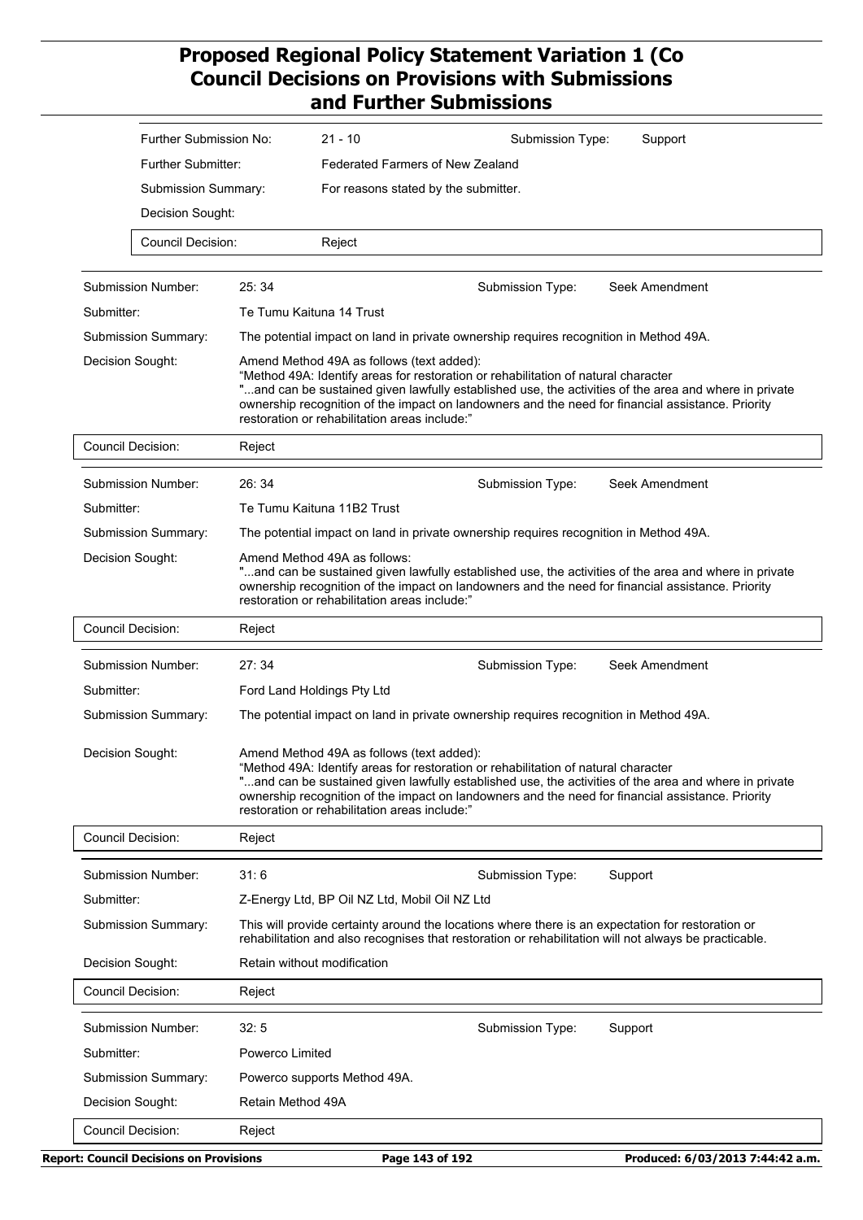# Proposed Regional Policy Statement Variation 1 (Co
## Council Decisions on Provisions with Submissions and Further Submissions

| | |
|---|---|
| Further Submission No: | 21 - 10 |
| Submission Type: | Support |
| Further Submitter: | Federated Farmers of New Zealand |
| Submission Summary: | For reasons stated by the submitter. |
| Decision Sought: | |
| Council Decision: | Reject |

| | |
|---|---|
| Submission Number: | 25: 34 |
| Submission Type: | Seek Amendment |
| Submitter: | Te Tumu Kaituna 14 Trust |
| Submission Summary: | The potential impact on land in private ownership requires recognition in Method 49A. |
| Decision Sought: | Amend Method 49A as follows (text added): "Method 49A: Identify areas for restoration or rehabilitation of natural character "...and can be sustained given lawfully established use, the activities of the area and where in private ownership recognition of the impact on landowners and the need for financial assistance. Priority restoration or rehabilitation areas include:" |
| Council Decision: | Reject |

| | |
|---|---|
| Submission Number: | 26: 34 |
| Submission Type: | Seek Amendment |
| Submitter: | Te Tumu Kaituna 11B2 Trust |
| Submission Summary: | The potential impact on land in private ownership requires recognition in Method 49A. |
| Decision Sought: | Amend Method 49A as follows: "...and can be sustained given lawfully established use, the activities of the area and where in private ownership recognition of the impact on landowners and the need for financial assistance. Priority restoration or rehabilitation areas include:" |
| Council Decision: | Reject |

| | |
|---|---|
| Submission Number: | 27: 34 |
| Submission Type: | Seek Amendment |
| Submitter: | Ford Land Holdings Pty Ltd |
| Submission Summary: | The potential impact on land in private ownership requires recognition in Method 49A. |
| Decision Sought: | Amend Method 49A as follows (text added): "Method 49A: Identify areas for restoration or rehabilitation of natural character "...and can be sustained given lawfully established use, the activities of the area and where in private ownership recognition of the impact on landowners and the need for financial assistance. Priority restoration or rehabilitation areas include:" |
| Council Decision: | Reject |

| | |
|---|---|
| Submission Number: | 31: 6 |
| Submission Type: | Support |
| Submitter: | Z-Energy Ltd, BP Oil NZ Ltd, Mobil Oil NZ Ltd |
| Submission Summary: | This will provide certainty around the locations where there is an expectation for restoration or rehabilitation and also recognises that restoration or rehabilitation will not always be practicable. |
| Decision Sought: | Retain without modification |
| Council Decision: | Reject |

| | |
|---|---|
| Submission Number: | 32: 5 |
| Submission Type: | Support |
| Submitter: | Powerco Limited |
| Submission Summary: | Powerco supports Method 49A. |
| Decision Sought: | Retain Method 49A |
| Council Decision: | Reject |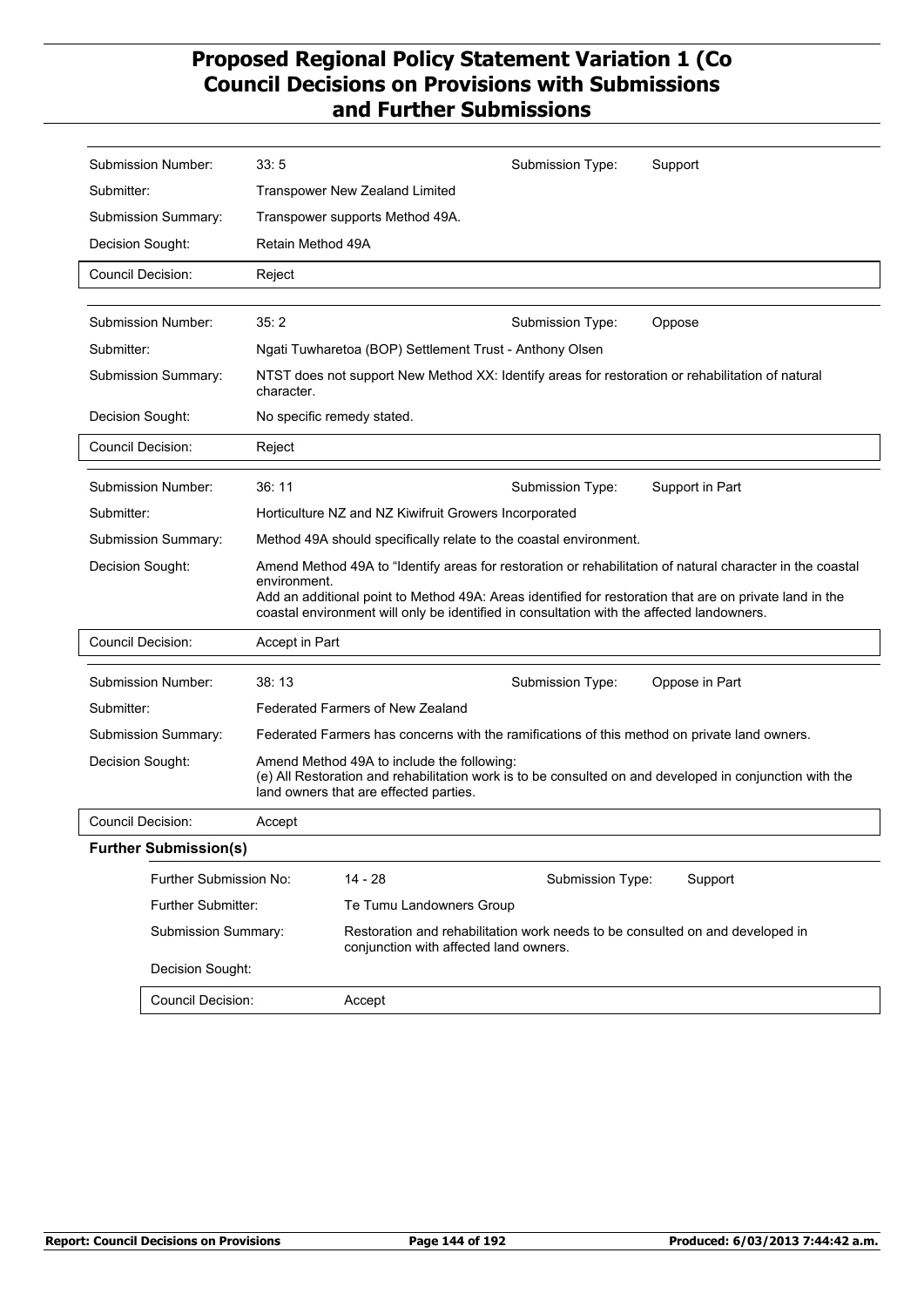| Submission Number: | 33: 5 | Submission Type: | Support |
|---|---|---|---|
| Submitter: | Transpower New Zealand Limited | | |
| Submission Summary: | Transpower supports Method 49A. | | |
| Decision Sought: | Retain Method 49A | | |
| Council Decision: | Reject | | |

| Submission Number: | 35: 2 | Submission Type: | Oppose |
|---|---|---|---|
| Submitter: | Ngati Tuwharetoa (BOP) Settlement Trust - Anthony Olsen | | |
| Submission Summary: | NTST does not support New Method XX: Identify areas for restoration or rehabilitation of natural character. | | |
| Decision Sought: | No specific remedy stated. | | |
| Council Decision: | Reject | | |

| Submission Number: | 36: 11 | Submission Type: | Support in Part |
|---|---|---|---|
| Submitter: | Horticulture NZ and NZ Kiwifruit Growers Incorporated | | |
| Submission Summary: | Method 49A should specifically relate to the coastal environment. | | |
| Decision Sought: | Amend Method 49A to "Identify areas for restoration or rehabilitation of natural character in the coastal environment.<br>Add an additional point to Method 49A: Areas identified for restoration that are on private land in the coastal environment will only be identified in consultation with the affected landowners. | | |
| Council Decision: | Accept in Part | | |

| Submission Number: | 38: 13 | Submission Type: | Oppose in Part |
|---|---|---|---|
| Submitter: | Federated Farmers of New Zealand | | |
| Submission Summary: | Federated Farmers has concerns with the ramifications of this method on private land owners. | | |
| Decision Sought: | Amend Method 49A to include the following:<br>(e) All Restoration and rehabilitation work is to be consulted on and developed in conjunction with the land owners that are effected parties. | | |
| Council Decision: | Accept | | |

**Further Submission(s)**

| Further Submission No: | 14 - 28 | Submission Type: | Support |
|---|---|---|---|
| Further Submitter: | Te Tumu Landowners Group | | |
| Submission Summary: | Restoration and rehabilitation work needs to be consulted on and developed in conjunction with affected land owners. | | |
| Decision Sought: | | | |
| Council Decision: | Accept | | |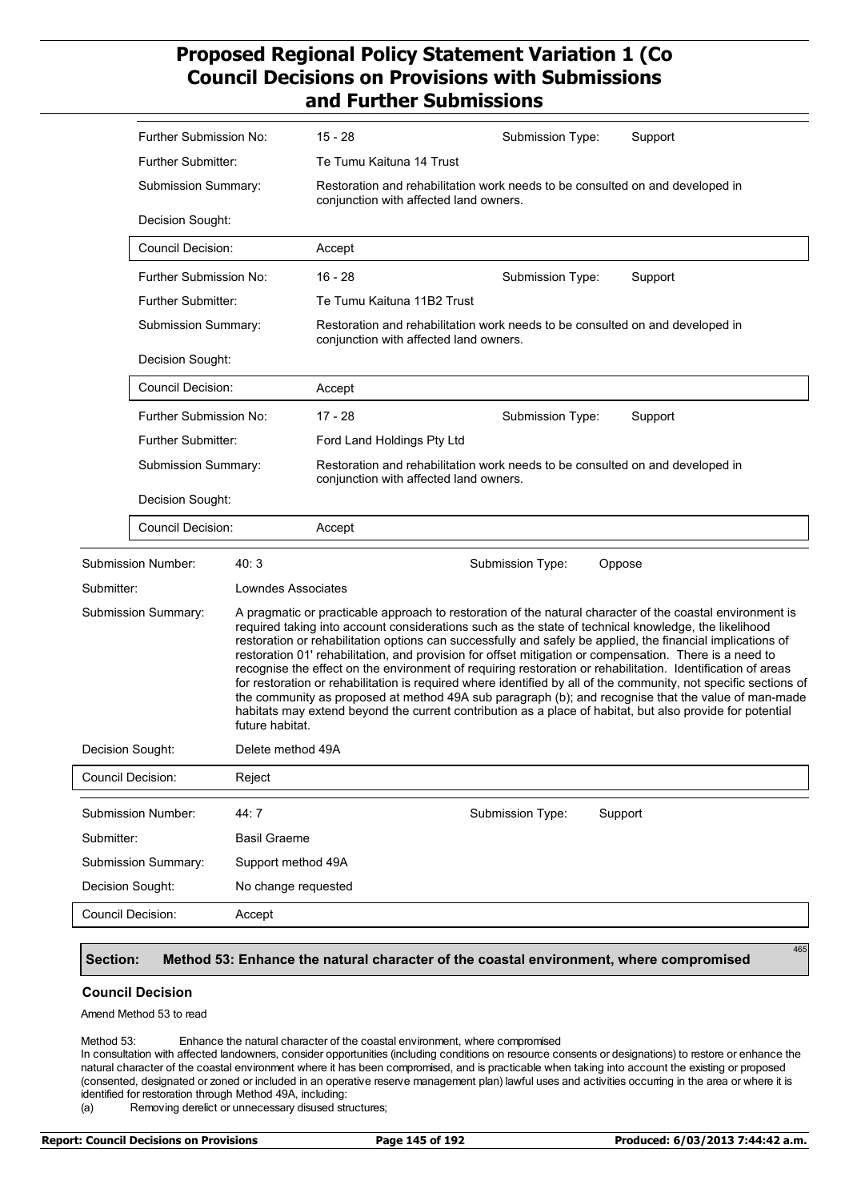| Further Submission No: | 15 - 28 | Submission Type: | Support |
|---|---|---|---|
| Further Submitter: | Te Tumu Kaituna 14 Trust | | |
| Submission Summary: | Restoration and rehabilitation work needs to be consulted on and developed in conjunction with affected land owners. | | |
| Decision Sought: | | | |
| Council Decision: | Accept | | |

| Further Submission No: | 16 - 28 | Submission Type: | Support |
|---|---|---|---|
| Further Submitter: | Te Tumu Kaituna 11B2 Trust | | |
| Submission Summary: | Restoration and rehabilitation work needs to be consulted on and developed in conjunction with affected land owners. | | |
| Decision Sought: | | | |
| Council Decision: | Accept | | |

| Further Submission No: | 17 - 28 | Submission Type: | Support |
|---|---|---|---|
| Further Submitter: | Ford Land Holdings Pty Ltd | | |
| Submission Summary: | Restoration and rehabilitation work needs to be consulted on and developed in conjunction with affected land owners. | | |
| Decision Sought: | | | |
| Council Decision: | Accept | | |

| Submission Number: | 40: 3 | Submission Type: | Oppose |
|---|---|---|---|
| Submitter: | Lowndes Associates | | |
| Submission Summary: | A pragmatic or practicable approach to restoration of the natural character of the coastal environment is required taking into account considerations such as the state of technical knowledge, the likelihood restoration or rehabilitation options can successfully and safely be applied, the financial implications of restoration 01' rehabilitation, and provision for offset mitigation or compensation. There is a need to recognise the effect on the environment of requiring restoration or rehabilitation. Identification of areas for restoration or rehabilitation is required where identified by all of the community, not specific sections of the community as proposed at method 49A sub paragraph (b); and recognise that the value of man-made habitats may extend beyond the current contribution as a place of habitat, but also provide for potential future habitat. | | |
| Decision Sought: | Delete method 49A | | |
| Council Decision: | Reject | | |

| Submission Number: | 44: 7 | Submission Type: | Support |
|---|---|---|---|
| Submitter: | Basil Graeme | | |
| Submission Summary: | Support method 49A | | |
| Decision Sought: | No change requested | | |
| Council Decision: | Accept | | |

465

## Section: Method 53: Enhance the natural character of the coastal environment, where compromised

### Council Decision

Amend Method 53 to read

Method 53: Enhance the natural character of the coastal environment, where compromised

In consultation with affected landowners, consider opportunities (including conditions on resource consents or designations) to restore or enhance the natural character of the coastal environment where it has been compromised, and is practicable when taking into account the existing or proposed (consented, designated or zoned or included in an operative reserve management plan) lawful uses and activities occurring in the area or where it is identified for restoration through Method 49A, including:

(a) Removing derelict or unnecessary disused structures;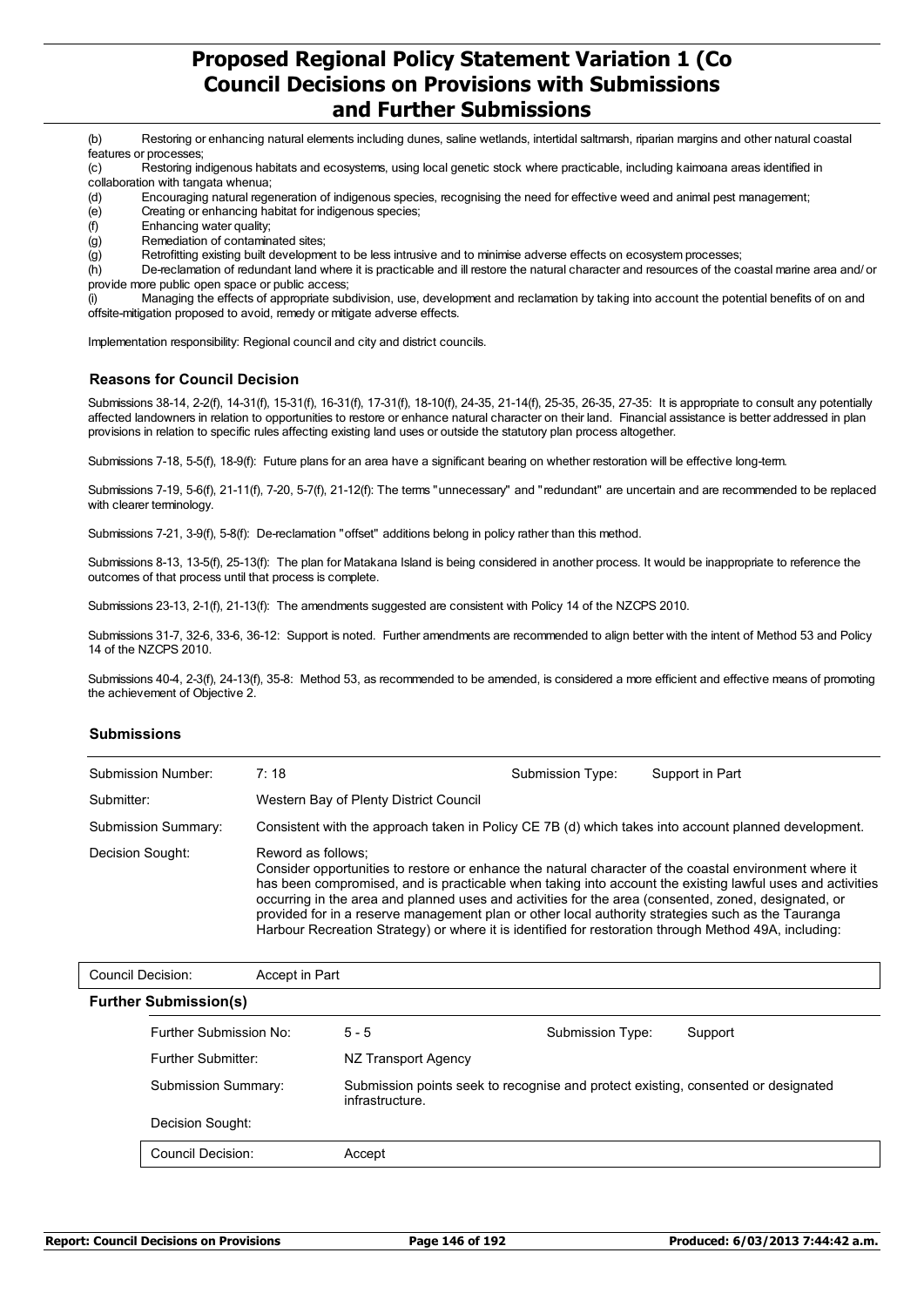(b) Restoring or enhancing natural elements including dunes, saline wetlands, intertidal saltmarsh, riparian margins and other natural coastal features or processes;

(c) Restoring indigenous habitats and ecosystems, using local genetic stock where practicable, including kaimoana areas identified in collaboration with tangata whenua;

(d) Encouraging natural regeneration of indigenous species, recognising the need for effective weed and animal pest management;

(e) Creating or enhancing habitat for indigenous species;

(f) Enhancing water quality;

(g) Remediation of contaminated sites;

(g) Retrofitting existing built development to be less intrusive and to minimise adverse effects on ecosystem processes;

(h) De-reclamation of redundant land where it is practicable and ill restore the natural character and resources of the coastal marine area and/ or provide more public open space or public access;

(i) Managing the effects of appropriate subdivision, use, development and reclamation by taking into account the potential benefits of on and offsite-mitigation proposed to avoid, remedy or mitigate adverse effects.

Implementation responsibility: Regional council and city and district councils.

### Reasons for Council Decision

Submissions 38-14, 2-2(f), 14-31(f), 15-31(f), 16-31(f), 17-31(f), 18-10(f), 24-35, 21-14(f), 25-35, 26-35, 27-35: It is appropriate to consult any potentially affected landowners in relation to opportunities to restore or enhance natural character on their land. Financial assistance is better addressed in plan provisions in relation to specific rules affecting existing land uses or outside the statutory plan process altogether.

Submissions 7-18, 5-5(f), 18-9(f): Future plans for an area have a significant bearing on whether restoration will be effective long-term.

Submissions 7-19, 5-6(f), 21-11(f), 7-20, 5-7(f), 21-12(f): The terms "unnecessary" and "redundant" are uncertain and are recommended to be replaced with clearer terminology.

Submissions 7-21, 3-9(f), 5-8(f): De-reclamation "offset" additions belong in policy rather than this method.

Submissions 8-13, 13-5(f), 25-13(f): The plan for Matakana Island is being considered in another process. It would be inappropriate to reference the outcomes of that process until that process is complete.

Submissions 23-13, 2-1(f), 21-13(f): The amendments suggested are consistent with Policy 14 of the NZCPS 2010.

Submissions 31-7, 32-6, 33-6, 36-12: Support is noted. Further amendments are recommended to align better with the intent of Method 53 and Policy 14 of the NZCPS 2010.

Submissions 40-4, 2-3(f), 24-13(f), 35-8: Method 53, as recommended to be amended, is considered a more efficient and effective means of promoting the achievement of Objective 2.

### Submissions

| | | | |
|---|---|---|---|
| Submission Number: | 7: 18 | Submission Type: | Support in Part |
| Submitter: | Western Bay of Plenty District Council | | |
| Submission Summary: | Consistent with the approach taken in Policy CE 7B (d) which takes into account planned development. | | |
| Decision Sought: | Reword as follows; Consider opportunities to restore or enhance the natural character of the coastal environment where it has been compromised, and is practicable when taking into account the existing lawful uses and activities occurring in the area and planned uses and activities for the area (consented, zoned, designated, or provided for in a reserve management plan or other local authority strategies such as the Tauranga Harbour Recreation Strategy) or where it is identified for restoration through Method 49A, including: | | |
| Council Decision: | Accept in Part | | |

#### Further Submission(s)

| | | | |
|---|---|---|---|
| Further Submission No: | 5 - 5 | Submission Type: | Support |
| Further Submitter: | NZ Transport Agency | | |
| Submission Summary: | Submission points seek to recognise and protect existing, consented or designated infrastructure. | | |
| Decision Sought: | | | |
| Council Decision: | Accept | | |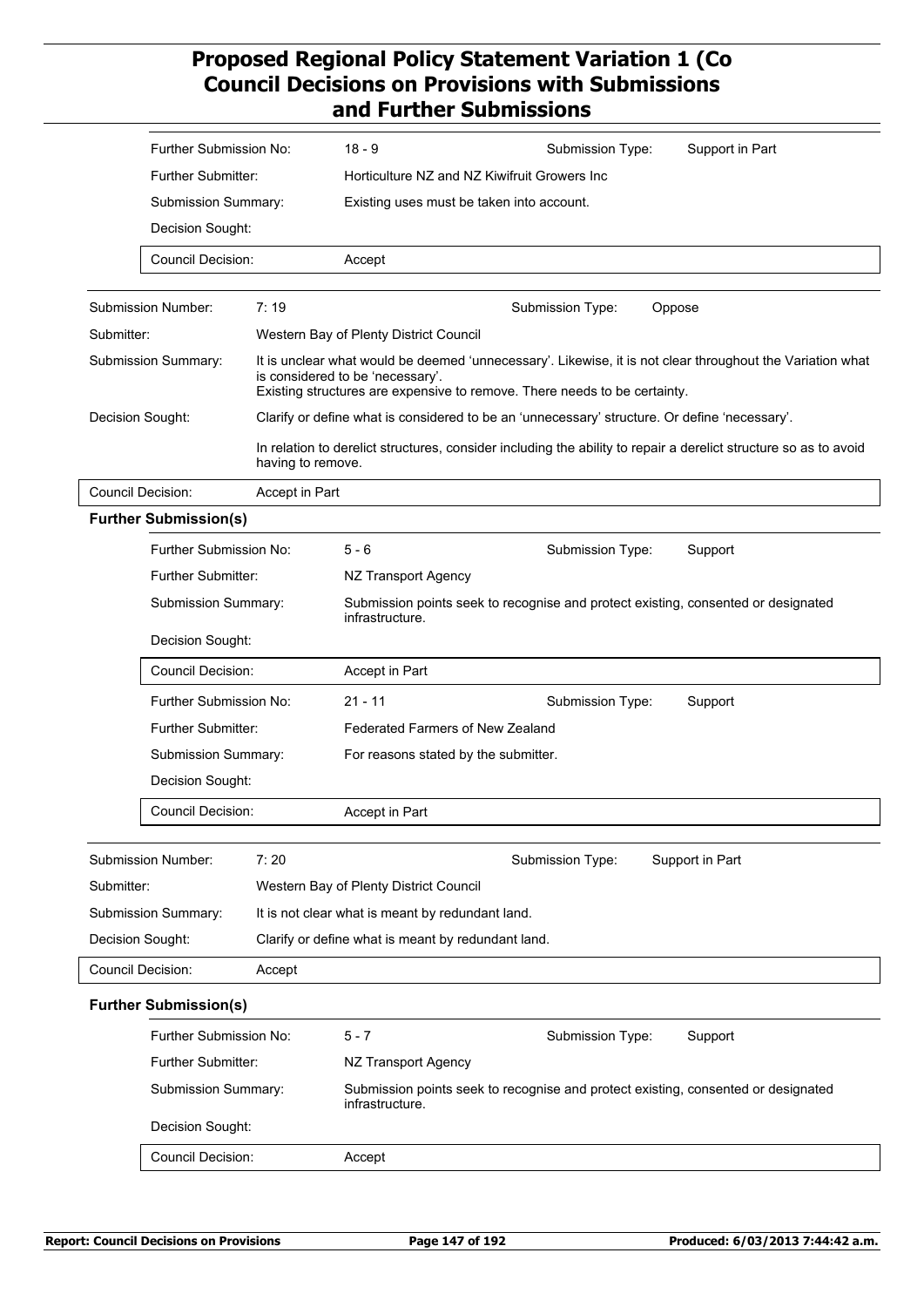| | | | | |
|---|---|---|---|---|
| Further Submission No: | 18 - 9 | Submission Type: | Support in Part |
| Further Submitter: | Horticulture NZ and NZ Kiwifruit Growers Inc | | |
| Submission Summary: | Existing uses must be taken into account. | | |
| Decision Sought: | | | |
| Council Decision: | Accept | | |

| | | | |
|---|---|---|---|
| Submission Number: | 7: 19 | Submission Type: | Oppose |
| Submitter: | Western Bay of Plenty District Council | | |
| Submission Summary: | It is unclear what would be deemed 'unnecessary'. Likewise, it is not clear throughout the Variation what is considered to be 'necessary'.<br>Existing structures are expensive to remove. There needs to be certainty. | | |
| Decision Sought: | Clarify or define what is considered to be an 'unnecessary' structure. Or define 'necessary'.<br><br>In relation to derelict structures, consider including the ability to repair a derelict structure so as to avoid having to remove. | | |
| Council Decision: | Accept in Part | | |

**Further Submission(s)**

| | | | |
|---|---|---|---|
| Further Submission No: | 5 - 6 | Submission Type: | Support |
| Further Submitter: | NZ Transport Agency | | |
| Submission Summary: | Submission points seek to recognise and protect existing, consented or designated infrastructure. | | |
| Decision Sought: | | | |
| Council Decision: | Accept in Part | | |

| | | | |
|---|---|---|---|
| Further Submission No: | 21 - 11 | Submission Type: | Support |
| Further Submitter: | Federated Farmers of New Zealand | | |
| Submission Summary: | For reasons stated by the submitter. | | |
| Decision Sought: | | | |
| Council Decision: | Accept in Part | | |

| | | | |
|---|---|---|---|
| Submission Number: | 7: 20 | Submission Type: | Support in Part |
| Submitter: | Western Bay of Plenty District Council | | |
| Submission Summary: | It is not clear what is meant by redundant land. | | |
| Decision Sought: | Clarify or define what is meant by redundant land. | | |
| Council Decision: | Accept | | |

**Further Submission(s)**

| | | | |
|---|---|---|---|
| Further Submission No: | 5 - 7 | Submission Type: | Support |
| Further Submitter: | NZ Transport Agency | | |
| Submission Summary: | Submission points seek to recognise and protect existing, consented or designated infrastructure. | | |
| Decision Sought: | | | |
| Council Decision: | Accept | | |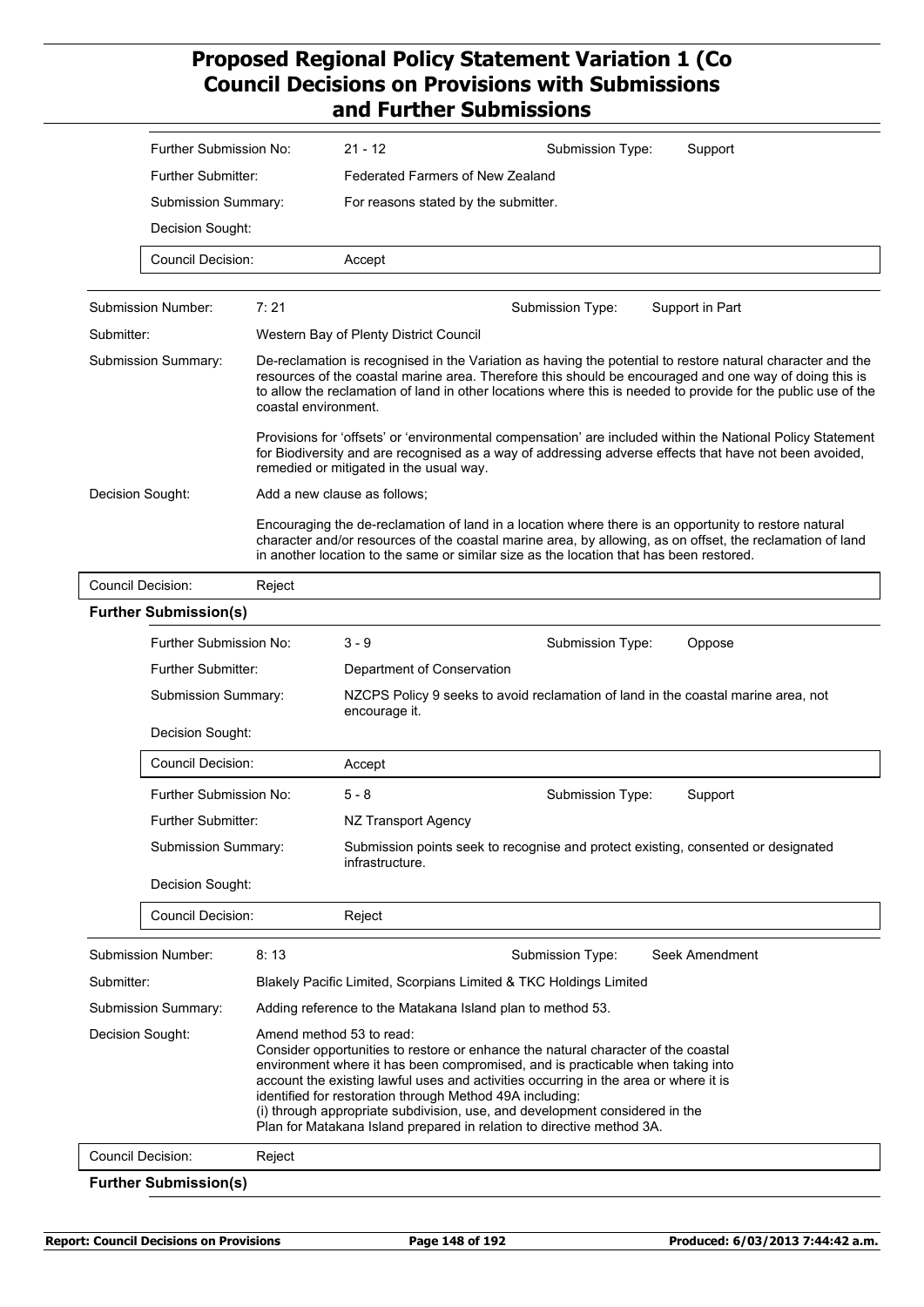| | | | |
|---|---|---|---|
| Further Submission No: | 21 - 12 | Submission Type: | Support |
| Further Submitter: | Federated Farmers of New Zealand | | |
| Submission Summary: | For reasons stated by the submitter. | | |
| Decision Sought: | | | |
| Council Decision: | Accept | | |

| | | | |
|---|---|---|---|
| Submission Number: | 7: 21 | Submission Type: | Support in Part |
| Submitter: | Western Bay of Plenty District Council | | |
| Submission Summary: | De-reclamation is recognised in the Variation as having the potential to restore natural character and the resources of the coastal marine area. Therefore this should be encouraged and one way of doing this is to allow the reclamation of land in other locations where this is needed to provide for the public use of the coastal environment.<br><br>Provisions for 'offsets' or 'environmental compensation' are included within the National Policy Statement for Biodiversity and are recognised as a way of addressing adverse effects that have not been avoided, remedied or mitigated in the usual way. | | |
| Decision Sought: | Add a new clause as follows;<br><br>Encouraging the de-reclamation of land in a location where there is an opportunity to restore natural character and/or resources of the coastal marine area, by allowing, as on offset, the reclamation of land in another location to the same or similar size as the location that has been restored. | | |
| Council Decision: | Reject | | |

**Further Submission(s)**

| | | | |
|---|---|---|---|
| Further Submission No: | 3 - 9 | Submission Type: | Oppose |
| Further Submitter: | Department of Conservation | | |
| Submission Summary: | NZCPS Policy 9 seeks to avoid reclamation of land in the coastal marine area, not encourage it. | | |
| Decision Sought: | | | |
| Council Decision: | Accept | | |

| | | | |
|---|---|---|---|
| Further Submission No: | 5 - 8 | Submission Type: | Support |
| Further Submitter: | NZ Transport Agency | | |
| Submission Summary: | Submission points seek to recognise and protect existing, consented or designated infrastructure. | | |
| Decision Sought: | | | |
| Council Decision: | Reject | | |

| | | | |
|---|---|---|---|
| Submission Number: | 8: 13 | Submission Type: | Seek Amendment |
| Submitter: | Blakely Pacific Limited, Scorpians Limited & TKC Holdings Limited | | |
| Submission Summary: | Adding reference to the Matakana Island plan to method 53. | | |
| Decision Sought: | Amend method 53 to read:<br>Consider opportunities to restore or enhance the natural character of the coastal environment where it has been compromised, and is practicable when taking into account the existing lawful uses and activities occurring in the area or where it is identified for restoration through Method 49A including:<br>(i) through appropriate subdivision, use, and development considered in the Plan for Matakana Island prepared in relation to directive method 3A. | | |
| Council Decision: | Reject | | |

**Further Submission(s)**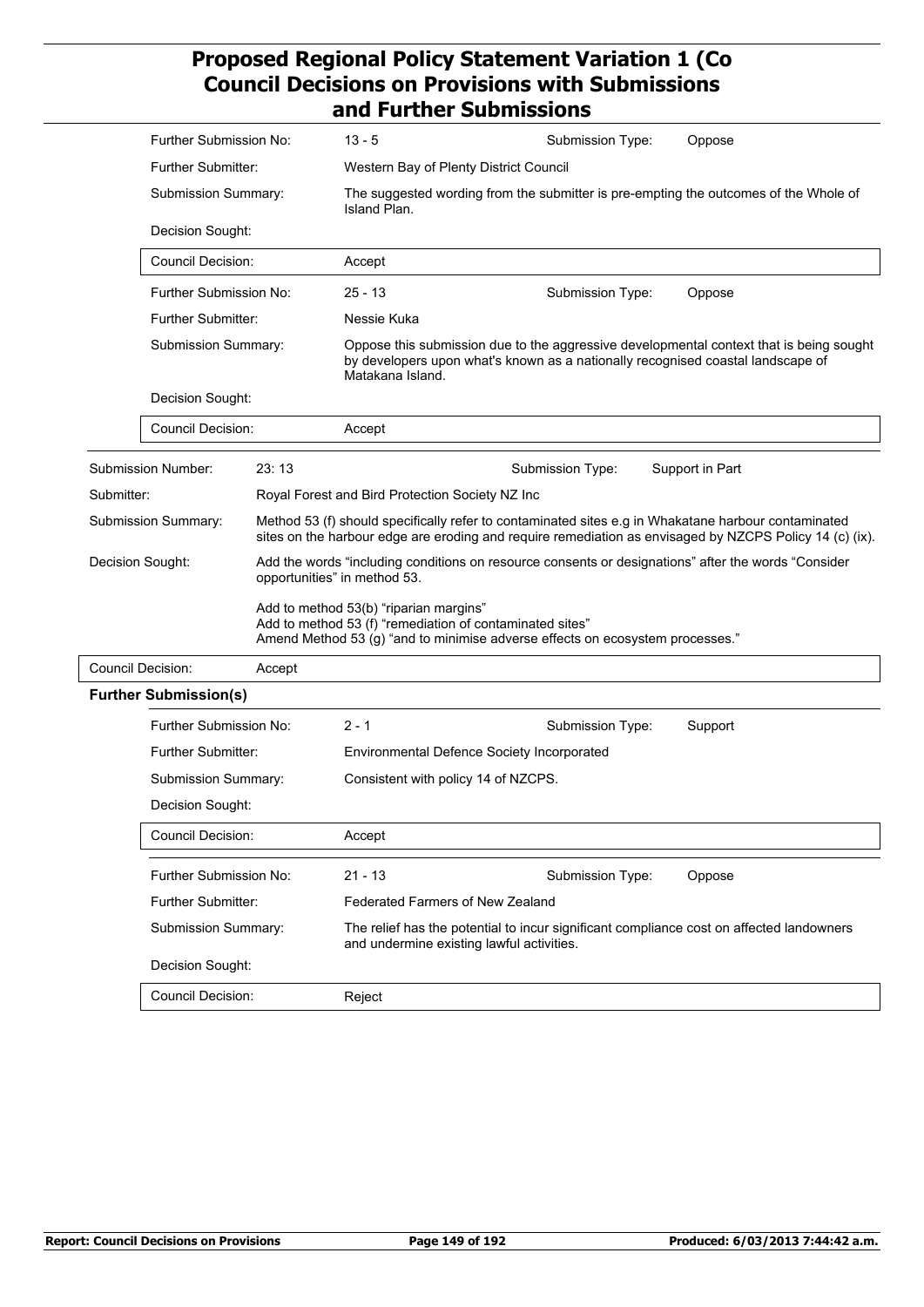| | | | |
|---|---|---|---|
| Further Submission No: | 13 - 5 | Submission Type: | Oppose |
| Further Submitter: | Western Bay of Plenty District Council | | |
| Submission Summary: | The suggested wording from the submitter is pre-empting the outcomes of the Whole of Island Plan. | | |
| Decision Sought: | | | |
| Council Decision: | Accept | | |

| | | | |
|---|---|---|---|
| Further Submission No: | 25 - 13 | Submission Type: | Oppose |
| Further Submitter: | Nessie Kuka | | |
| Submission Summary: | Oppose this submission due to the aggressive developmental context that is being sought by developers upon what's known as a nationally recognised coastal landscape of Matakana Island. | | |
| Decision Sought: | | | |
| Council Decision: | Accept | | |

| | | | |
|---|---|---|---|
| Submission Number: | 23: 13 | Submission Type: | Support in Part |
| Submitter: | Royal Forest and Bird Protection Society NZ Inc | | |
| Submission Summary: | Method 53 (f) should specifically refer to contaminated sites e.g in Whakatane harbour contaminated sites on the harbour edge are eroding and require remediation as envisaged by NZCPS Policy 14 (c) (ix). | | |
| Decision Sought: | Add the words "including conditions on resource consents or designations" after the words "Consider opportunities" in method 53.<br><br>Add to method 53(b) "riparian margins"<br>Add to method 53 (f) "remediation of contaminated sites"<br>Amend Method 53 (g) "and to minimise adverse effects on ecosystem processes." | | |
| Council Decision: | Accept | | |

**Further Submission(s)**

| | | | |
|---|---|---|---|
| Further Submission No: | 2 - 1 | Submission Type: | Support |
| Further Submitter: | Environmental Defence Society Incorporated | | |
| Submission Summary: | Consistent with policy 14 of NZCPS. | | |
| Decision Sought: | | | |
| Council Decision: | Accept | | |

| | | | |
|---|---|---|---|
| Further Submission No: | 21 - 13 | Submission Type: | Oppose |
| Further Submitter: | Federated Farmers of New Zealand | | |
| Submission Summary: | The relief has the potential to incur significant compliance cost on affected landowners and undermine existing lawful activities. | | |
| Decision Sought: | | | |
| Council Decision: | Reject | | |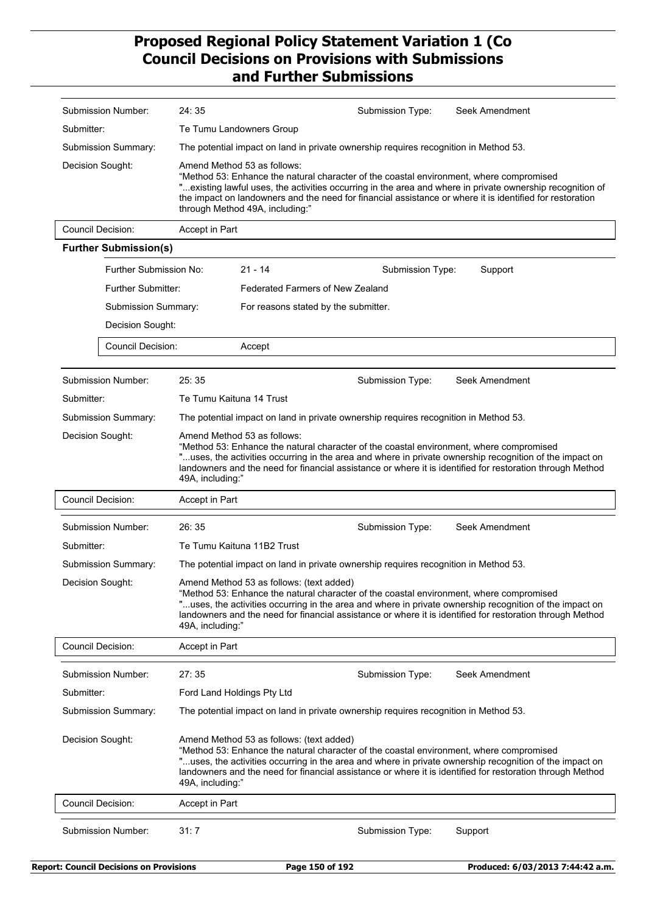# Proposed Regional Policy Statement Variation 1 (Co
# Council Decisions on Provisions with Submissions and Further Submissions

| | | | |
|---|---|---|---|
| Submission Number: | 24: 35 | Submission Type: | Seek Amendment |
| Submitter: | Te Tumu Landowners Group | | |
| Submission Summary: | The potential impact on land in private ownership requires recognition in Method 53. | | |
| Decision Sought: | Amend Method 53 as follows:<br>"Method 53: Enhance the natural character of the coastal environment, where compromised<br>"...existing lawful uses, the activities occurring in the area and where in private ownership recognition of the impact on landowners and the need for financial assistance or where it is identified for restoration through Method 49A, including:" | | |
| Council Decision: | Accept in Part | | |

**Further Submission(s)**

| | | | |
|---|---|---|---|
| Further Submission No: | 21 - 14 | Submission Type: | Support |
| Further Submitter: | Federated Farmers of New Zealand | | |
| Submission Summary: | For reasons stated by the submitter. | | |
| Decision Sought: | | | |
| Council Decision: | Accept | | |

| | | | |
|---|---|---|---|
| Submission Number: | 25: 35 | Submission Type: | Seek Amendment |
| Submitter: | Te Tumu Kaituna 14 Trust | | |
| Submission Summary: | The potential impact on land in private ownership requires recognition in Method 53. | | |
| Decision Sought: | Amend Method 53 as follows:<br>"Method 53: Enhance the natural character of the coastal environment, where compromised<br>"...uses, the activities occurring in the area and where in private ownership recognition of the impact on landowners and the need for financial assistance or where it is identified for restoration through Method 49A, including:" | | |
| Council Decision: | Accept in Part | | |

| | | | |
|---|---|---|---|
| Submission Number: | 26: 35 | Submission Type: | Seek Amendment |
| Submitter: | Te Tumu Kaituna 11B2 Trust | | |
| Submission Summary: | The potential impact on land in private ownership requires recognition in Method 53. | | |
| Decision Sought: | Amend Method 53 as follows: (text added)<br>"Method 53: Enhance the natural character of the coastal environment, where compromised<br>"...uses, the activities occurring in the area and where in private ownership recognition of the impact on landowners and the need for financial assistance or where it is identified for restoration through Method 49A, including:" | | |
| Council Decision: | Accept in Part | | |

| | | | |
|---|---|---|---|
| Submission Number: | 27: 35 | Submission Type: | Seek Amendment |
| Submitter: | Ford Land Holdings Pty Ltd | | |
| Submission Summary: | The potential impact on land in private ownership requires recognition in Method 53. | | |
| Decision Sought: | Amend Method 53 as follows: (text added)<br>"Method 53: Enhance the natural character of the coastal environment, where compromised<br>"...uses, the activities occurring in the area and where in private ownership recognition of the impact on landowners and the need for financial assistance or where it is identified for restoration through Method 49A, including:" | | |
| Council Decision: | Accept in Part | | |

| | | | |
|---|---|---|---|
| Submission Number: | 31: 7 | Submission Type: | Support |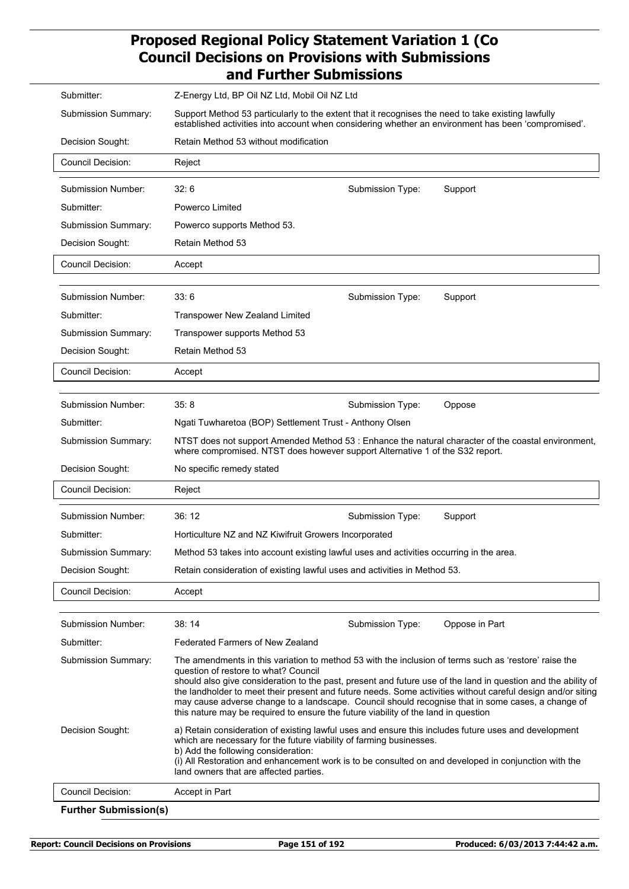| | | | |
|---|---|---|---|
| Submitter: | Z-Energy Ltd, BP Oil NZ Ltd, Mobil Oil NZ Ltd | | |
| Submission Summary: | Support Method 53 particularly to the extent that it recognises the need to take existing lawfully established activities into account when considering whether an environment has been 'compromised'. | | |
| Decision Sought: | Retain Method 53 without modification | | |
| Council Decision: | Reject | | |

| | | | |
|---|---|---|---|
| Submission Number: | 32: 6 | Submission Type: | Support |
| Submitter: | Powerco Limited | | |
| Submission Summary: | Powerco supports Method 53. | | |
| Decision Sought: | Retain Method 53 | | |
| Council Decision: | Accept | | |

| | | | |
|---|---|---|---|
| Submission Number: | 33: 6 | Submission Type: | Support |
| Submitter: | Transpower New Zealand Limited | | |
| Submission Summary: | Transpower supports Method 53 | | |
| Decision Sought: | Retain Method 53 | | |
| Council Decision: | Accept | | |

| | | | |
|---|---|---|---|
| Submission Number: | 35: 8 | Submission Type: | Oppose |
| Submitter: | Ngati Tuwharetoa (BOP) Settlement Trust - Anthony Olsen | | |
| Submission Summary: | NTST does not support Amended Method 53 : Enhance the natural character of the coastal environment, where compromised. NTST does however support Alternative 1 of the S32 report. | | |
| Decision Sought: | No specific remedy stated | | |
| Council Decision: | Reject | | |

| | | | |
|---|---|---|---|
| Submission Number: | 36: 12 | Submission Type: | Support |
| Submitter: | Horticulture NZ and NZ Kiwifruit Growers Incorporated | | |
| Submission Summary: | Method 53 takes into account existing lawful uses and activities occurring in the area. | | |
| Decision Sought: | Retain consideration of existing lawful uses and activities in Method 53. | | |
| Council Decision: | Accept | | |

| | | | |
|---|---|---|---|
| Submission Number: | 38: 14 | Submission Type: | Oppose in Part |
| Submitter: | Federated Farmers of New Zealand | | |
| Submission Summary: | The amendments in this variation to method 53 with the inclusion of terms such as 'restore' raise the question of restore to what? Council should also give consideration to the past, present and future use of the land in question and the ability of the landholder to meet their present and future needs. Some activities without careful design and/or siting may cause adverse change to a landscape. Council should recognise that in some cases, a change of this nature may be required to ensure the future viability of the land in question | | |
| Decision Sought: | a) Retain consideration of existing lawful uses and ensure this includes future uses and development which are necessary for the future viability of farming businesses.<br>b) Add the following consideration:<br>(i) All Restoration and enhancement work is to be consulted on and developed in conjunction with the land owners that are affected parties. | | |
| Council Decision: | Accept in Part | | |

**Further Submission(s)**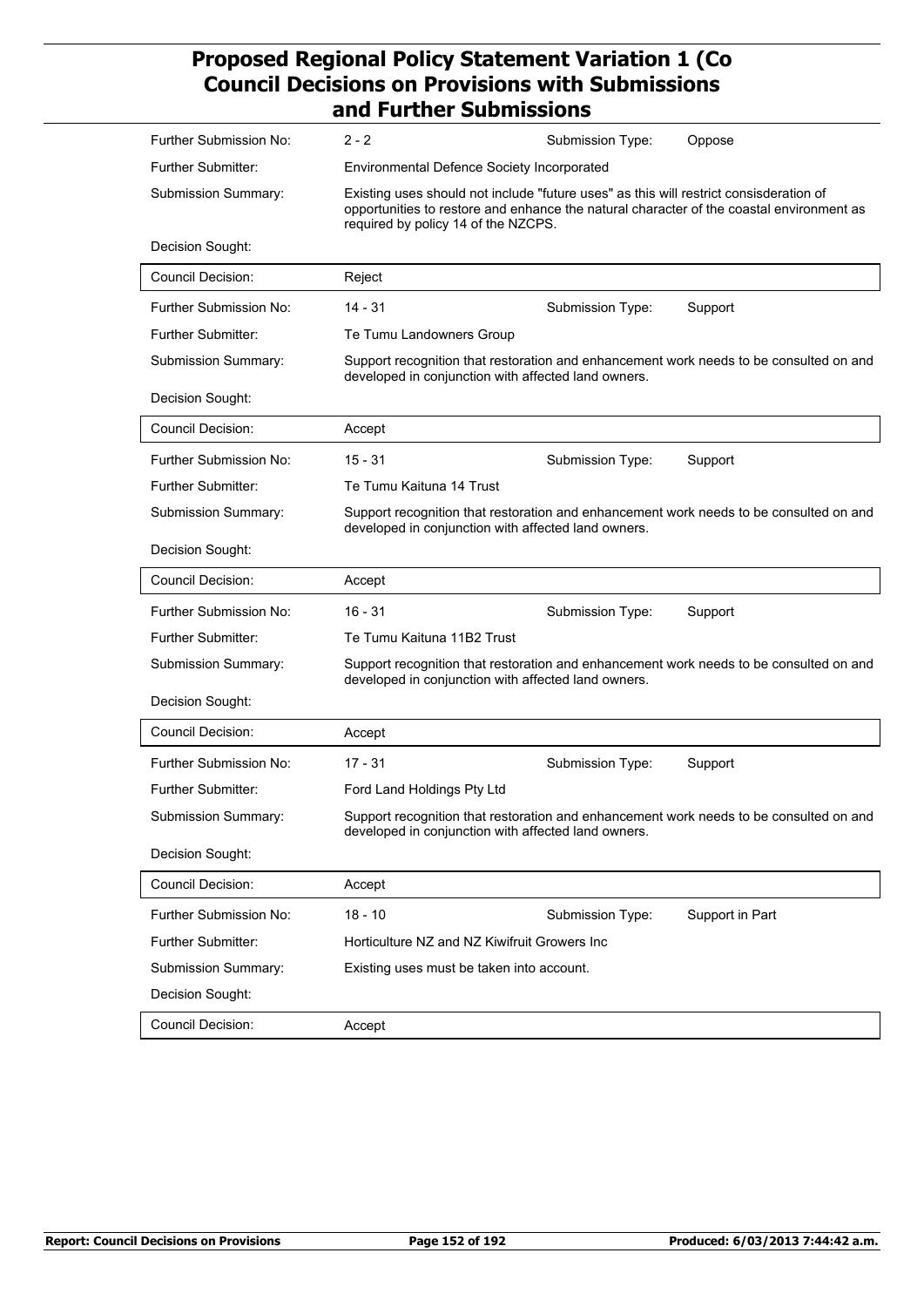| Field | Value | | |
|---|---|---|---|
| Further Submission No: | 2 - 2 | Submission Type: | Oppose |
| Further Submitter: | Environmental Defence Society Incorporated | | |
| Submission Summary: | Existing uses should not include "future uses" as this will restrict consisderation of opportunities to restore and enhance the natural character of the coastal environment as required by policy 14 of the NZCPS. | | |
| Decision Sought: | | | |
| Council Decision: | Reject | | |

| Field | Value | | |
|---|---|---|---|
| Further Submission No: | 14 - 31 | Submission Type: | Support |
| Further Submitter: | Te Tumu Landowners Group | | |
| Submission Summary: | Support recognition that restoration and enhancement work needs to be consulted on and developed in conjunction with affected land owners. | | |
| Decision Sought: | | | |
| Council Decision: | Accept | | |

| Field | Value | | |
|---|---|---|---|
| Further Submission No: | 15 - 31 | Submission Type: | Support |
| Further Submitter: | Te Tumu Kaituna 14 Trust | | |
| Submission Summary: | Support recognition that restoration and enhancement work needs to be consulted on and developed in conjunction with affected land owners. | | |
| Decision Sought: | | | |
| Council Decision: | Accept | | |

| Field | Value | | |
|---|---|---|---|
| Further Submission No: | 16 - 31 | Submission Type: | Support |
| Further Submitter: | Te Tumu Kaituna 11B2 Trust | | |
| Submission Summary: | Support recognition that restoration and enhancement work needs to be consulted on and developed in conjunction with affected land owners. | | |
| Decision Sought: | | | |
| Council Decision: | Accept | | |

| Field | Value | | |
|---|---|---|---|
| Further Submission No: | 17 - 31 | Submission Type: | Support |
| Further Submitter: | Ford Land Holdings Pty Ltd | | |
| Submission Summary: | Support recognition that restoration and enhancement work needs to be consulted on and developed in conjunction with affected land owners. | | |
| Decision Sought: | | | |
| Council Decision: | Accept | | |

| Field | Value | | |
|---|---|---|---|
| Further Submission No: | 18 - 10 | Submission Type: | Support in Part |
| Further Submitter: | Horticulture NZ and NZ Kiwifruit Growers Inc | | |
| Submission Summary: | Existing uses must be taken into account. | | |
| Decision Sought: | | | |
| Council Decision: | Accept | | |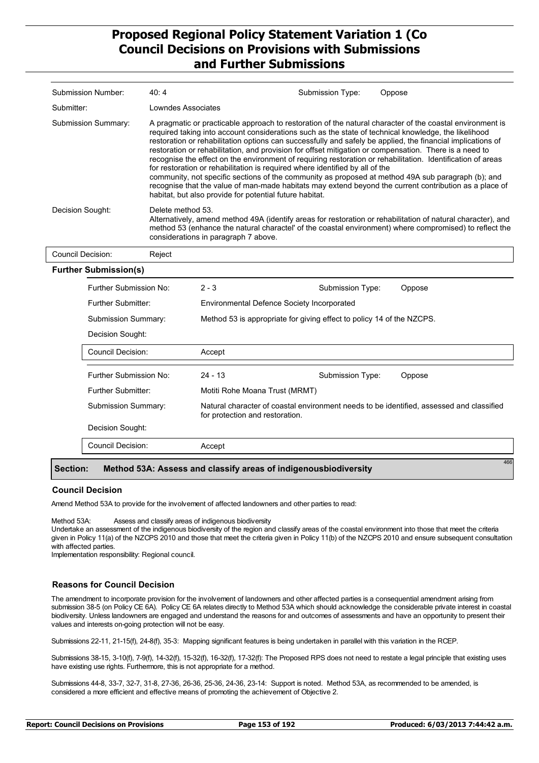| | | | |
|---|---|---|---|
| Submission Number: | 40: 4 | Submission Type: | Oppose |
| Submitter: | Lowndes Associates | | |
| Submission Summary: | A pragmatic or practicable approach to restoration of the natural character of the coastal environment is required taking into account considerations such as the state of technical knowledge, the likelihood restoration or rehabilitation options can successfully and safely be applied, the financial implications of restoration or rehabilitation, and provision for offset mitigation or compensation. There is a need to recognise the effect on the environment of requiring restoration or rehabilitation. Identification of areas for restoration or rehabilitation is required where identified by all of the community, not specific sections of the community as proposed at method 49A sub paragraph (b); and recognise that the value of man-made habitats may extend beyond the current contribution as a place of habitat, but also provide for potential future habitat. | | |
| Decision Sought: | Delete method 53. Alternatively, amend method 49A (identify areas for restoration or rehabilitation of natural character), and method 53 (enhance the natural charactel' of the coastal environment) where compromised) to reflect the considerations in paragraph 7 above. | | |
| Council Decision: | Reject | | |

**Further Submission(s)**

| | | | |
|---|---|---|---|
| Further Submission No: | 2 - 3 | Submission Type: | Oppose |
| Further Submitter: | Environmental Defence Society Incorporated | | |
| Submission Summary: | Method 53 is appropriate for giving effect to policy 14 of the NZCPS. | | |
| Decision Sought: | | | |
| Council Decision: | Accept | | |

| | | | |
|---|---|---|---|
| Further Submission No: | 24 - 13 | Submission Type: | Oppose |
| Further Submitter: | Motiti Rohe Moana Trust (MRMT) | | |
| Submission Summary: | Natural character of coastal environment needs to be identified, assessed and classified for protection and restoration. | | |
| Decision Sought: | | | |
| Council Decision: | Accept | | |

## Section: Method 53A: Assess and classify areas of indigenousbiodiversity

466

### Council Decision

Amend Method 53A to provide for the involvement of affected landowners and other parties to read:

Method 53A: Assess and classify areas of indigenous biodiversity
Undertake an assessment of the indigenous biodiversity of the region and classify areas of the coastal environment into those that meet the criteria given in Policy 11(a) of the NZCPS 2010 and those that meet the criteria given in Policy 11(b) of the NZCPS 2010 and ensure subsequent consultation with affected parties.
Implementation responsibility: Regional council.

### Reasons for Council Decision

The amendment to incorporate provision for the involvement of landowners and other affected parties is a consequential amendment arising from submission 38-5 (on Policy CE 6A). Policy CE 6A relates directly to Method 53A which should acknowledge the considerable private interest in coastal biodiversity. Unless landowners are engaged and understand the reasons for and outcomes of assessments and have an opportunity to present their values and interests on-going protection will not be easy.

Submissions 22-11, 21-15(f), 24-8(f), 35-3: Mapping significant features is being undertaken in parallel with this variation in the RCEP.

Submissions 38-15, 3-10(f), 7-9(f), 14-32(f), 15-32(f), 16-32(f), 17-32(f): The Proposed RPS does not need to restate a legal principle that existing uses have existing use rights. Furthermore, this is not appropriate for a method.

Submissions 44-8, 33-7, 32-7, 31-8, 27-36, 26-36, 25-36, 24-36, 23-14: Support is noted. Method 53A, as recommended to be amended, is considered a more efficient and effective means of promoting the achievement of Objective 2.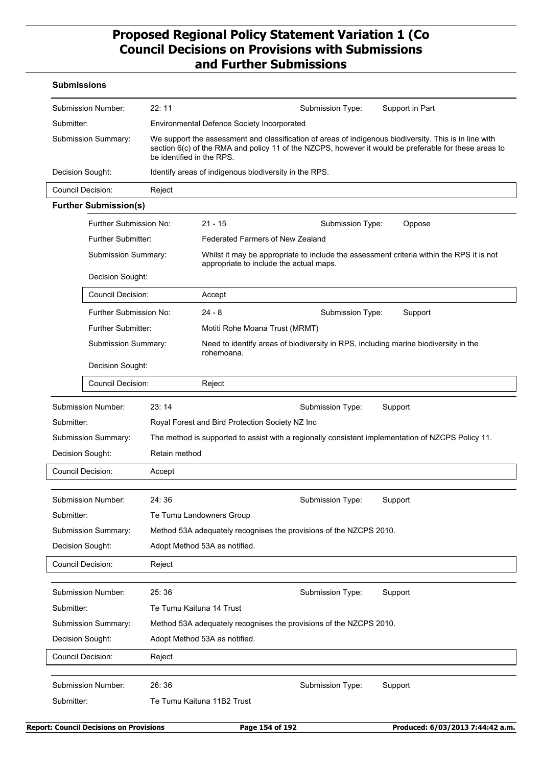# Proposed Regional Policy Statement Variation 1 (Co
## Council Decisions on Provisions with Submissions and Further Submissions

### Submissions

| | | | |
|---|---|---|---|
| Submission Number: | 22: 11 | Submission Type: | Support in Part |
| Submitter: | Environmental Defence Society Incorporated | | |
| Submission Summary: | We support the assessment and classification of areas of indigenous biodiversity. This is in line with section 6(c) of the RMA and policy 11 of the NZCPS, however it would be preferable for these areas to be identified in the RPS. | | |
| Decision Sought: | Identify areas of indigenous biodiversity in the RPS. | | |
| Council Decision: | Reject | | |

**Further Submission(s)**

| | | | |
|---|---|---|---|
| Further Submission No: | 21 - 15 | Submission Type: | Oppose |
| Further Submitter: | Federated Farmers of New Zealand | | |
| Submission Summary: | Whilst it may be appropriate to include the assessment criteria within the RPS it is not appropriate to include the actual maps. | | |
| Decision Sought: | | | |
| Council Decision: | Accept | | |
| Further Submission No: | 24 - 8 | Submission Type: | Support |
| Further Submitter: | Motiti Rohe Moana Trust (MRMT) | | |
| Submission Summary: | Need to identify areas of biodiversity in RPS, including marine biodiversity in the rohemoana. | | |
| Decision Sought: | | | |
| Council Decision: | Reject | | |

| | | | |
|---|---|---|---|
| Submission Number: | 23: 14 | Submission Type: | Support |
| Submitter: | Royal Forest and Bird Protection Society NZ Inc | | |
| Submission Summary: | The method is supported to assist with a regionally consistent implementation of NZCPS Policy 11. | | |
| Decision Sought: | Retain method | | |
| Council Decision: | Accept | | |

| | | | |
|---|---|---|---|
| Submission Number: | 24: 36 | Submission Type: | Support |
| Submitter: | Te Tumu Landowners Group | | |
| Submission Summary: | Method 53A adequately recognises the provisions of the NZCPS 2010. | | |
| Decision Sought: | Adopt Method 53A as notified. | | |
| Council Decision: | Reject | | |

| | | | |
|---|---|---|---|
| Submission Number: | 25: 36 | Submission Type: | Support |
| Submitter: | Te Tumu Kaituna 14 Trust | | |
| Submission Summary: | Method 53A adequately recognises the provisions of the NZCPS 2010. | | |
| Decision Sought: | Adopt Method 53A as notified. | | |
| Council Decision: | Reject | | |

| | | | |
|---|---|---|---|
| Submission Number: | 26: 36 | Submission Type: | Support |
| Submitter: | Te Tumu Kaituna 11B2 Trust | | |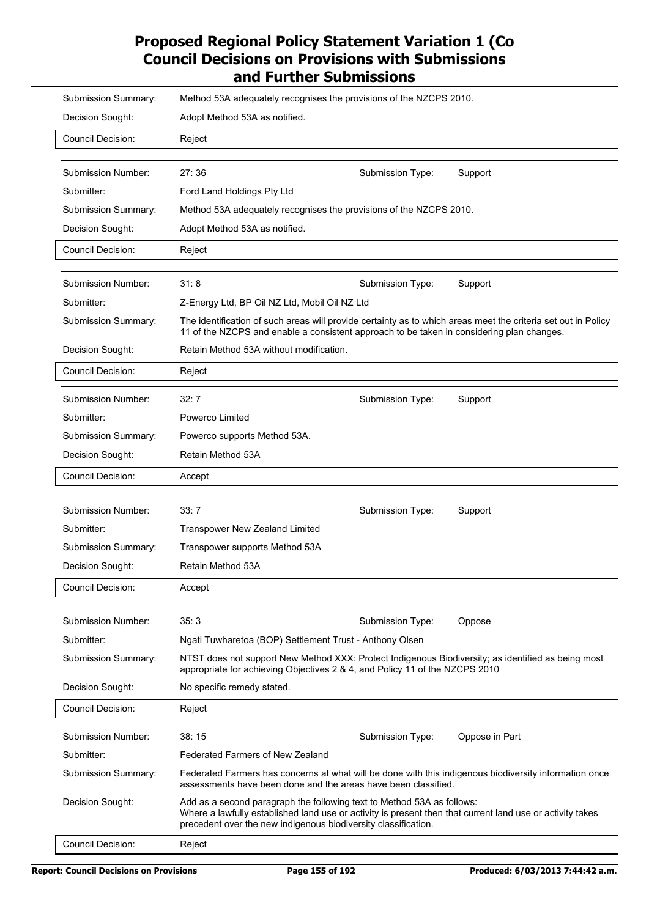| | | | |
|---|---|---|---|
| Submission Summary: | Method 53A adequately recognises the provisions of the NZCPS 2010. | | |
| Decision Sought: | Adopt Method 53A as notified. | | |
| Council Decision: | Reject | | |

| | | | |
|---|---|---|---|
| Submission Number: | 27: 36 | Submission Type: | Support |
| Submitter: | Ford Land Holdings Pty Ltd | | |
| Submission Summary: | Method 53A adequately recognises the provisions of the NZCPS 2010. | | |
| Decision Sought: | Adopt Method 53A as notified. | | |
| Council Decision: | Reject | | |

| | | | |
|---|---|---|---|
| Submission Number: | 31: 8 | Submission Type: | Support |
| Submitter: | Z-Energy Ltd, BP Oil NZ Ltd, Mobil Oil NZ Ltd | | |
| Submission Summary: | The identification of such areas will provide certainty as to which areas meet the criteria set out in Policy 11 of the NZCPS and enable a consistent approach to be taken in considering plan changes. | | |
| Decision Sought: | Retain Method 53A without modification. | | |
| Council Decision: | Reject | | |

| | | | |
|---|---|---|---|
| Submission Number: | 32: 7 | Submission Type: | Support |
| Submitter: | Powerco Limited | | |
| Submission Summary: | Powerco supports Method 53A. | | |
| Decision Sought: | Retain Method 53A | | |
| Council Decision: | Accept | | |

| | | | |
|---|---|---|---|
| Submission Number: | 33: 7 | Submission Type: | Support |
| Submitter: | Transpower New Zealand Limited | | |
| Submission Summary: | Transpower supports Method 53A | | |
| Decision Sought: | Retain Method 53A | | |
| Council Decision: | Accept | | |

| | | | |
|---|---|---|---|
| Submission Number: | 35: 3 | Submission Type: | Oppose |
| Submitter: | Ngati Tuwharetoa (BOP) Settlement Trust - Anthony Olsen | | |
| Submission Summary: | NTST does not support New Method XXX: Protect Indigenous Biodiversity; as identified as being most appropriate for achieving Objectives 2 & 4, and Policy 11 of the NZCPS 2010 | | |
| Decision Sought: | No specific remedy stated. | | |
| Council Decision: | Reject | | |

| | | | |
|---|---|---|---|
| Submission Number: | 38: 15 | Submission Type: | Oppose in Part |
| Submitter: | Federated Farmers of New Zealand | | |
| Submission Summary: | Federated Farmers has concerns at what will be done with this indigenous biodiversity information once assessments have been done and the areas have been classified. | | |
| Decision Sought: | Add as a second paragraph the following text to Method 53A as follows:<br>Where a lawfully established land use or activity is present then that current land use or activity takes precedent over the new indigenous biodiversity classification. | | |
| Council Decision: | Reject | | |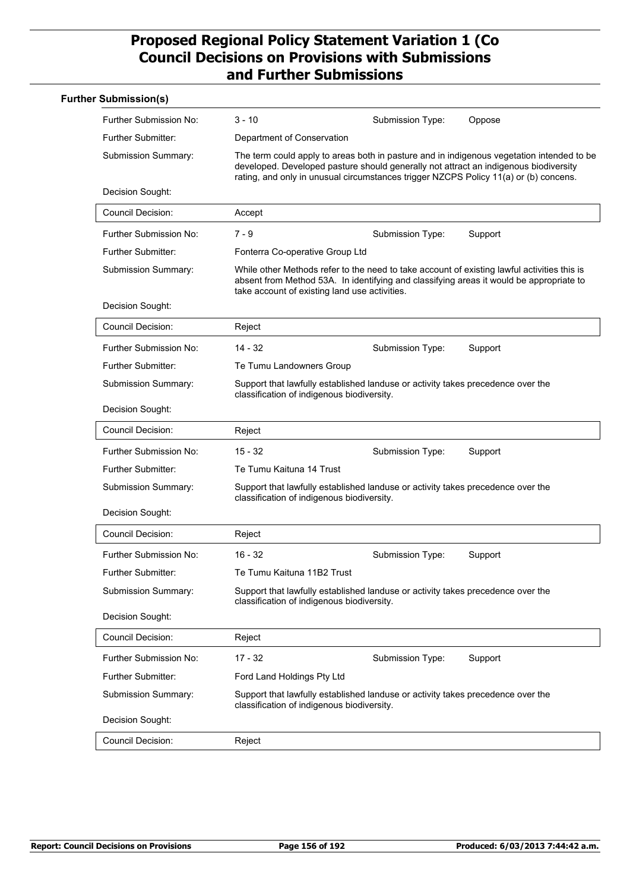### Further Submission(s)

| | | | |
|---|---|---|---|
| Further Submission No: | 3 - 10 | Submission Type: | Oppose |
| Further Submitter: | Department of Conservation | | |
| Submission Summary: | The term could apply to areas both in pasture and in indigenous vegetation intended to be developed. Developed pasture should generally not attract an indigenous biodiversity rating, and only in unusual circumstances trigger NZCPS Policy 11(a) or (b) concens. | | |
| Decision Sought: | | | |
| Council Decision: | Accept | | |

| | | | |
|---|---|---|---|
| Further Submission No: | 7 - 9 | Submission Type: | Support |
| Further Submitter: | Fonterra Co-operative Group Ltd | | |
| Submission Summary: | While other Methods refer to the need to take account of existing lawful activities this is absent from Method 53A. In identifying and classifying areas it would be appropriate to take account of existing land use activities. | | |
| Decision Sought: | | | |
| Council Decision: | Reject | | |

| | | | |
|---|---|---|---|
| Further Submission No: | 14 - 32 | Submission Type: | Support |
| Further Submitter: | Te Tumu Landowners Group | | |
| Submission Summary: | Support that lawfully established landuse or activity takes precedence over the classification of indigenous biodiversity. | | |
| Decision Sought: | | | |
| Council Decision: | Reject | | |

| | | | |
|---|---|---|---|
| Further Submission No: | 15 - 32 | Submission Type: | Support |
| Further Submitter: | Te Tumu Kaituna 14 Trust | | |
| Submission Summary: | Support that lawfully established landuse or activity takes precedence over the classification of indigenous biodiversity. | | |
| Decision Sought: | | | |
| Council Decision: | Reject | | |

| | | | |
|---|---|---|---|
| Further Submission No: | 16 - 32 | Submission Type: | Support |
| Further Submitter: | Te Tumu Kaituna 11B2 Trust | | |
| Submission Summary: | Support that lawfully established landuse or activity takes precedence over the classification of indigenous biodiversity. | | |
| Decision Sought: | | | |
| Council Decision: | Reject | | |

| | | | |
|---|---|---|---|
| Further Submission No: | 17 - 32 | Submission Type: | Support |
| Further Submitter: | Ford Land Holdings Pty Ltd | | |
| Submission Summary: | Support that lawfully established landuse or activity takes precedence over the classification of indigenous biodiversity. | | |
| Decision Sought: | | | |
| Council Decision: | Reject | | |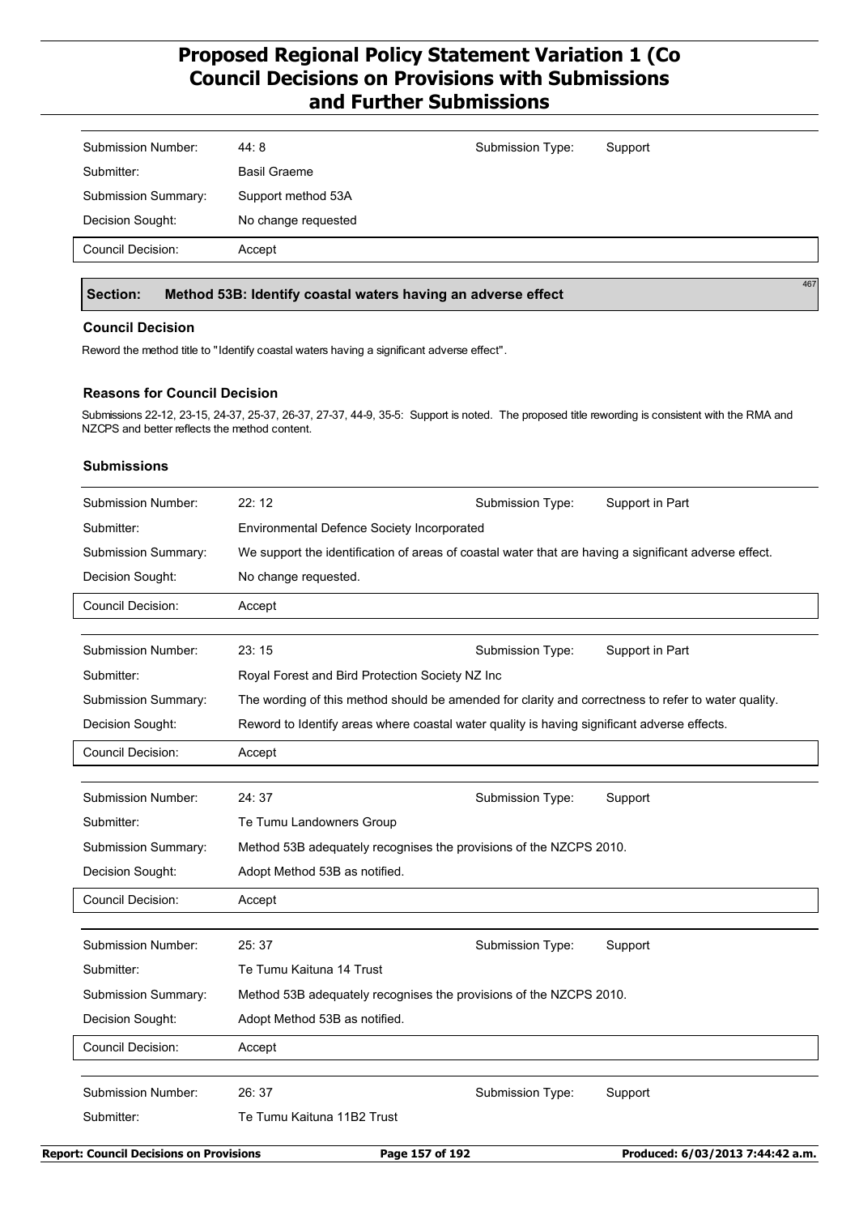| | | | |
|---|---|---|---|
| Submission Number: | 44: 8 | Submission Type: | Support |
| Submitter: | Basil Graeme | | |
| Submission Summary: | Support method 53A | | |
| Decision Sought: | No change requested | | |
| Council Decision: | Accept | | |

## Section: Method 53B: Identify coastal waters having an adverse effect

467

### Council Decision

Reword the method title to "Identify coastal waters having a significant adverse effect".

### Reasons for Council Decision

Submissions 22-12, 23-15, 24-37, 25-37, 26-37, 27-37, 44-9, 35-5: Support is noted. The proposed title rewording is consistent with the RMA and NZCPS and better reflects the method content.

### Submissions

| | | | |
|---|---|---|---|
| Submission Number: | 22: 12 | Submission Type: | Support in Part |
| Submitter: | Environmental Defence Society Incorporated | | |
| Submission Summary: | We support the identification of areas of coastal water that are having a significant adverse effect. | | |
| Decision Sought: | No change requested. | | |
| Council Decision: | Accept | | |

| | | | |
|---|---|---|---|
| Submission Number: | 23: 15 | Submission Type: | Support in Part |
| Submitter: | Royal Forest and Bird Protection Society NZ Inc | | |
| Submission Summary: | The wording of this method should be amended for clarity and correctness to refer to water quality. | | |
| Decision Sought: | Reword to Identify areas where coastal water quality is having significant adverse effects. | | |
| Council Decision: | Accept | | |

| | | | |
|---|---|---|---|
| Submission Number: | 24: 37 | Submission Type: | Support |
| Submitter: | Te Tumu Landowners Group | | |
| Submission Summary: | Method 53B adequately recognises the provisions of the NZCPS 2010. | | |
| Decision Sought: | Adopt Method 53B as notified. | | |
| Council Decision: | Accept | | |

| | | | |
|---|---|---|---|
| Submission Number: | 25: 37 | Submission Type: | Support |
| Submitter: | Te Tumu Kaituna 14 Trust | | |
| Submission Summary: | Method 53B adequately recognises the provisions of the NZCPS 2010. | | |
| Decision Sought: | Adopt Method 53B as notified. | | |
| Council Decision: | Accept | | |

| | | | |
|---|---|---|---|
| Submission Number: | 26: 37 | Submission Type: | Support |
| Submitter: | Te Tumu Kaituna 11B2 Trust | | |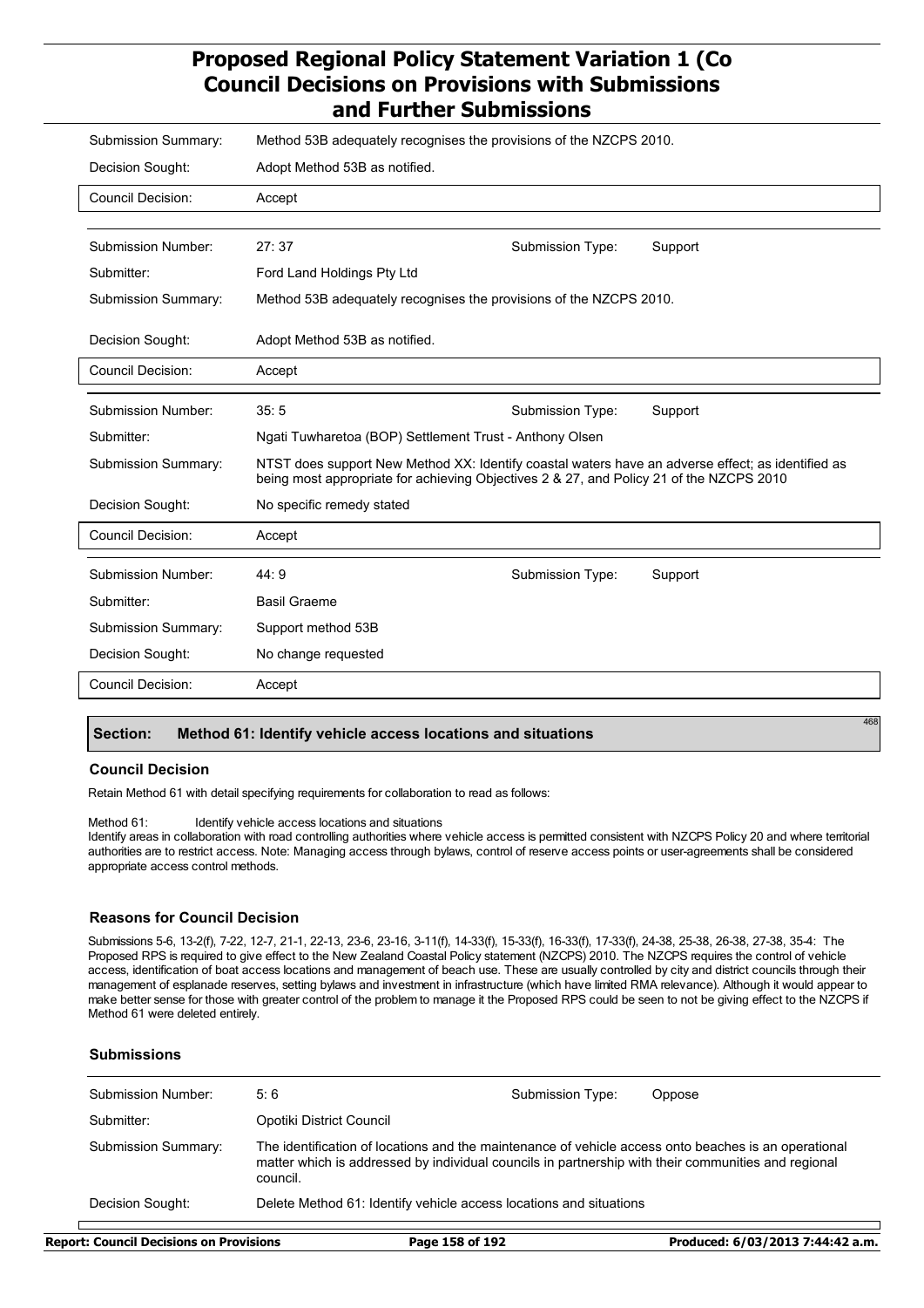| | | | |
|---|---|---|---|
| Submission Summary: | Method 53B adequately recognises the provisions of the NZCPS 2010. | | |
| Decision Sought: | Adopt Method 53B as notified. | | |
| Council Decision: | Accept | | |

| | | | |
|---|---|---|---|
| Submission Number: | 27: 37 | Submission Type: | Support |
| Submitter: | Ford Land Holdings Pty Ltd | | |
| Submission Summary: | Method 53B adequately recognises the provisions of the NZCPS 2010. | | |
| Decision Sought: | Adopt Method 53B as notified. | | |
| Council Decision: | Accept | | |

| | | | |
|---|---|---|---|
| Submission Number: | 35: 5 | Submission Type: | Support |
| Submitter: | Ngati Tuwharetoa (BOP) Settlement Trust - Anthony Olsen | | |
| Submission Summary: | NTST does support New Method XX: Identify coastal waters have an adverse effect; as identified as being most appropriate for achieving Objectives 2 & 27, and Policy 21 of the NZCPS 2010 | | |
| Decision Sought: | No specific remedy stated | | |
| Council Decision: | Accept | | |

| | | | |
|---|---|---|---|
| Submission Number: | 44: 9 | Submission Type: | Support |
| Submitter: | Basil Graeme | | |
| Submission Summary: | Support method 53B | | |
| Decision Sought: | No change requested | | |
| Council Decision: | Accept | | |

## Section: Method 61: Identify vehicle access locations and situations

468

### Council Decision

Retain Method 61 with detail specifying requirements for collaboration to read as follows:

Method 61: Identify vehicle access locations and situations
Identify areas in collaboration with road controlling authorities where vehicle access is permitted consistent with NZCPS Policy 20 and where territorial authorities are to restrict access. Note: Managing access through bylaws, control of reserve access points or user-agreements shall be considered appropriate access control methods.

### Reasons for Council Decision

Submissions 5-6, 13-2(f), 7-22, 12-7, 21-1, 22-13, 23-6, 23-16, 3-11(f), 14-33(f), 15-33(f), 16-33(f), 17-33(f), 24-38, 25-38, 26-38, 27-38, 35-4: The Proposed RPS is required to give effect to the New Zealand Coastal Policy statement (NZCPS) 2010. The NZCPS requires the control of vehicle access, identification of boat access locations and management of beach use. These are usually controlled by city and district councils through their management of esplanade reserves, setting bylaws and investment in infrastructure (which have limited RMA relevance). Although it would appear to make better sense for those with greater control of the problem to manage it the Proposed RPS could be seen to not be giving effect to the NZCPS if Method 61 were deleted entirely.

### Submissions

| | | | |
|---|---|---|---|
| Submission Number: | 5: 6 | Submission Type: | Oppose |
| Submitter: | Opotiki District Council | | |
| Submission Summary: | The identification of locations and the maintenance of vehicle access onto beaches is an operational matter which is addressed by individual councils in partnership with their communities and regional council. | | |
| Decision Sought: | Delete Method 61: Identify vehicle access locations and situations | | |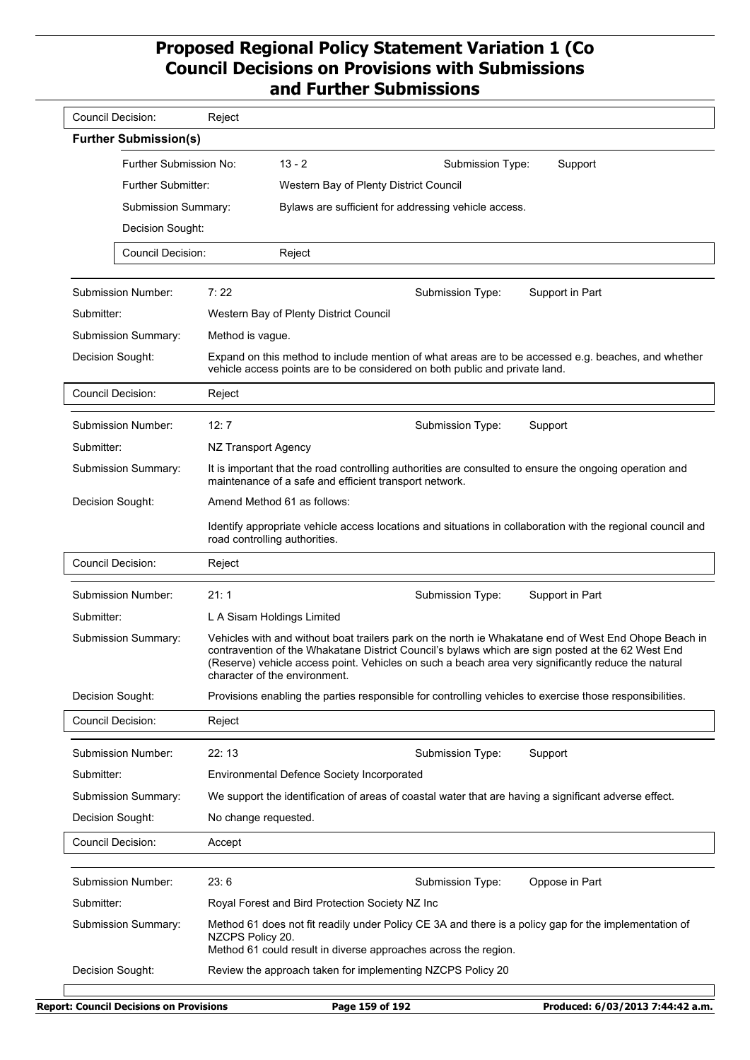| | |
|---|---|
| Council Decision: | Reject |

**Further Submission(s)**

| | | | |
|---|---|---|---|
| Further Submission No: | 13 - 2 | Submission Type: | Support |
| Further Submitter: | Western Bay of Plenty District Council | | |
| Submission Summary: | Bylaws are sufficient for addressing vehicle access. | | |
| Decision Sought: | | | |
| Council Decision: | Reject | | |

| | | | |
|---|---|---|---|
| Submission Number: | 7: 22 | Submission Type: | Support in Part |
| Submitter: | Western Bay of Plenty District Council | | |
| Submission Summary: | Method is vague. | | |
| Decision Sought: | Expand on this method to include mention of what areas are to be accessed e.g. beaches, and whether vehicle access points are to be considered on both public and private land. | | |
| Council Decision: | Reject | | |

| | | | |
|---|---|---|---|
| Submission Number: | 12: 7 | Submission Type: | Support |
| Submitter: | NZ Transport Agency | | |
| Submission Summary: | It is important that the road controlling authorities are consulted to ensure the ongoing operation and maintenance of a safe and efficient transport network. | | |
| Decision Sought: | Amend Method 61 as follows:<br><br>Identify appropriate vehicle access locations and situations in collaboration with the regional council and road controlling authorities. | | |
| Council Decision: | Reject | | |

| | | | |
|---|---|---|---|
| Submission Number: | 21: 1 | Submission Type: | Support in Part |
| Submitter: | L A Sisam Holdings Limited | | |
| Submission Summary: | Vehicles with and without boat trailers park on the north ie Whakatane end of West End Ohope Beach in contravention of the Whakatane District Council's bylaws which are sign posted at the 62 West End (Reserve) vehicle access point. Vehicles on such a beach area very significantly reduce the natural character of the environment. | | |
| Decision Sought: | Provisions enabling the parties responsible for controlling vehicles to exercise those responsibilities. | | |
| Council Decision: | Reject | | |

| | | | |
|---|---|---|---|
| Submission Number: | 22: 13 | Submission Type: | Support |
| Submitter: | Environmental Defence Society Incorporated | | |
| Submission Summary: | We support the identification of areas of coastal water that are having a significant adverse effect. | | |
| Decision Sought: | No change requested. | | |
| Council Decision: | Accept | | |

| | | | |
|---|---|---|---|
| Submission Number: | 23: 6 | Submission Type: | Oppose in Part |
| Submitter: | Royal Forest and Bird Protection Society NZ Inc | | |
| Submission Summary: | Method 61 does not fit readily under Policy CE 3A and there is a policy gap for the implementation of NZCPS Policy 20.<br>Method 61 could result in diverse approaches across the region. | | |
| Decision Sought: | Review the approach taken for implementing NZCPS Policy 20 | | |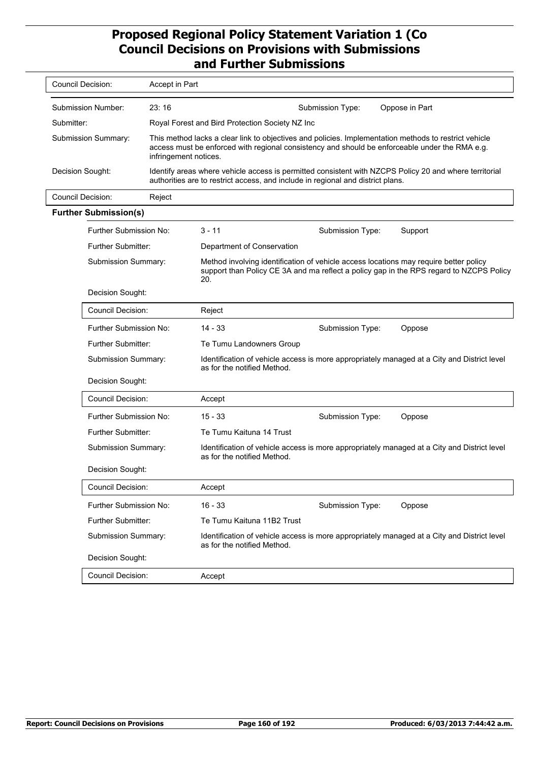# Proposed Regional Policy Statement Variation 1 (Co Council Decisions on Provisions with Submissions and Further Submissions

**Council Decision:** Accept in Part

---

**Submission Number:** 23: 16 | **Submission Type:** Oppose in Part

**Submitter:** Royal Forest and Bird Protection Society NZ Inc

**Submission Summary:** This method lacks a clear link to objectives and policies. Implementation methods to restrict vehicle access must be enforced with regional consistency and should be enforceable under the RMA e.g. infringement notices.

**Decision Sought:** Identify areas where vehicle access is permitted consistent with NZCPS Policy 20 and where territorial authorities are to restrict access, and include in regional and district plans.

**Council Decision:** Reject

**Further Submission(s)**

**Further Submission No:** 3 - 11 | **Submission Type:** Support

**Further Submitter:** Department of Conservation

**Submission Summary:** Method involving identification of vehicle access locations may require better policy support than Policy CE 3A and ma reflect a policy gap in the RPS regard to NZCPS Policy 20.

**Decision Sought:**

**Council Decision:** Reject

**Further Submission No:** 14 - 33 | **Submission Type:** Oppose

**Further Submitter:** Te Tumu Landowners Group

**Submission Summary:** Identification of vehicle access is more appropriately managed at a City and District level as for the notified Method.

**Decision Sought:**

**Council Decision:** Accept

**Further Submission No:** 15 - 33 | **Submission Type:** Oppose

**Further Submitter:** Te Tumu Kaituna 14 Trust

**Submission Summary:** Identification of vehicle access is more appropriately managed at a City and District level as for the notified Method.

**Decision Sought:**

**Council Decision:** Accept

**Further Submission No:** 16 - 33 | **Submission Type:** Oppose

**Further Submitter:** Te Tumu Kaituna 11B2 Trust

**Submission Summary:** Identification of vehicle access is more appropriately managed at a City and District level as for the notified Method.

**Decision Sought:**

**Council Decision:** Accept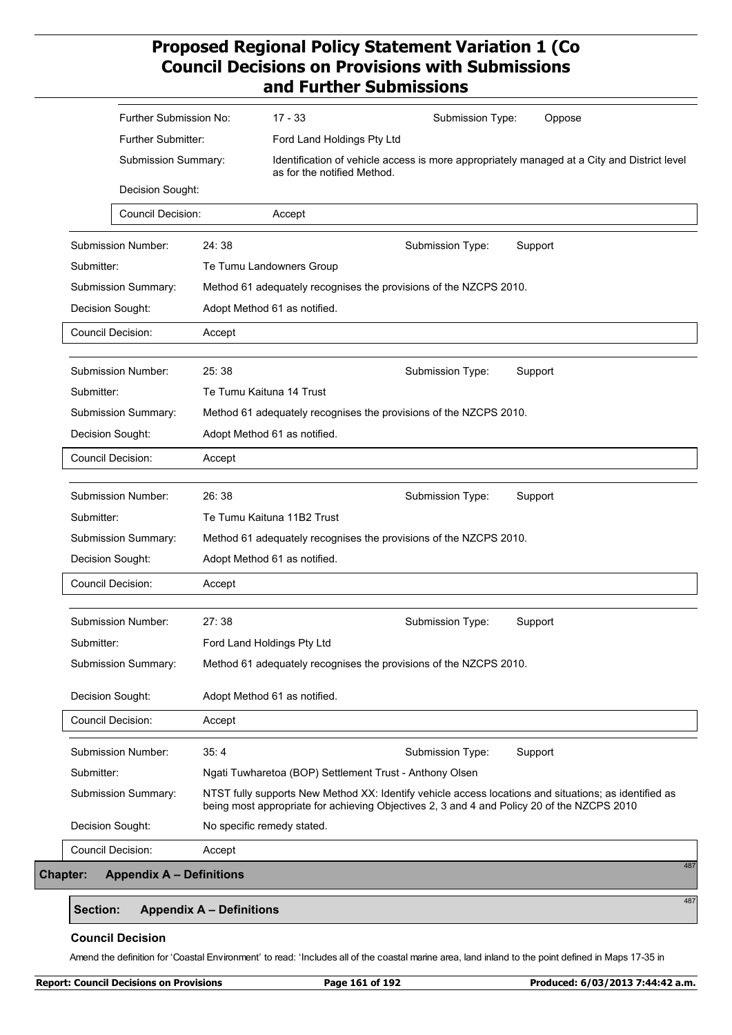| | |
|---|---|
| Further Submission No: | 17 - 33 |
| Submission Type: | Oppose |
| Further Submitter: | Ford Land Holdings Pty Ltd |
| Submission Summary: | Identification of vehicle access is more appropriately managed at a City and District level as for the notified Method. |
| Decision Sought: | |
| Council Decision: | Accept |

| | |
|---|---|
| Submission Number: | 24: 38 |
| Submission Type: | Support |
| Submitter: | Te Tumu Landowners Group |
| Submission Summary: | Method 61 adequately recognises the provisions of the NZCPS 2010. |
| Decision Sought: | Adopt Method 61 as notified. |
| Council Decision: | Accept |

| | |
|---|---|
| Submission Number: | 25: 38 |
| Submission Type: | Support |
| Submitter: | Te Tumu Kaituna 14 Trust |
| Submission Summary: | Method 61 adequately recognises the provisions of the NZCPS 2010. |
| Decision Sought: | Adopt Method 61 as notified. |
| Council Decision: | Accept |

| | |
|---|---|
| Submission Number: | 26: 38 |
| Submission Type: | Support |
| Submitter: | Te Tumu Kaituna 11B2 Trust |
| Submission Summary: | Method 61 adequately recognises the provisions of the NZCPS 2010. |
| Decision Sought: | Adopt Method 61 as notified. |
| Council Decision: | Accept |

| | |
|---|---|
| Submission Number: | 27: 38 |
| Submission Type: | Support |
| Submitter: | Ford Land Holdings Pty Ltd |
| Submission Summary: | Method 61 adequately recognises the provisions of the NZCPS 2010. |
| Decision Sought: | Adopt Method 61 as notified. |
| Council Decision: | Accept |

| | |
|---|---|
| Submission Number: | 35: 4 |
| Submission Type: | Support |
| Submitter: | Ngati Tuwharetoa (BOP) Settlement Trust - Anthony Olsen |
| Submission Summary: | NTST fully supports New Method XX: Identify vehicle access locations and situations; as identified as being most appropriate for achieving Objectives 2, 3 and 4 and Policy 20 of the NZCPS 2010 |
| Decision Sought: | No specific remedy stated. |
| Council Decision: | Accept |

## Chapter: Appendix A – Definitions

### Section: Appendix A – Definitions

**Council Decision**

Amend the definition for 'Coastal Environment' to read: 'Includes all of the coastal marine area, land inland to the point defined in Maps 17-35 in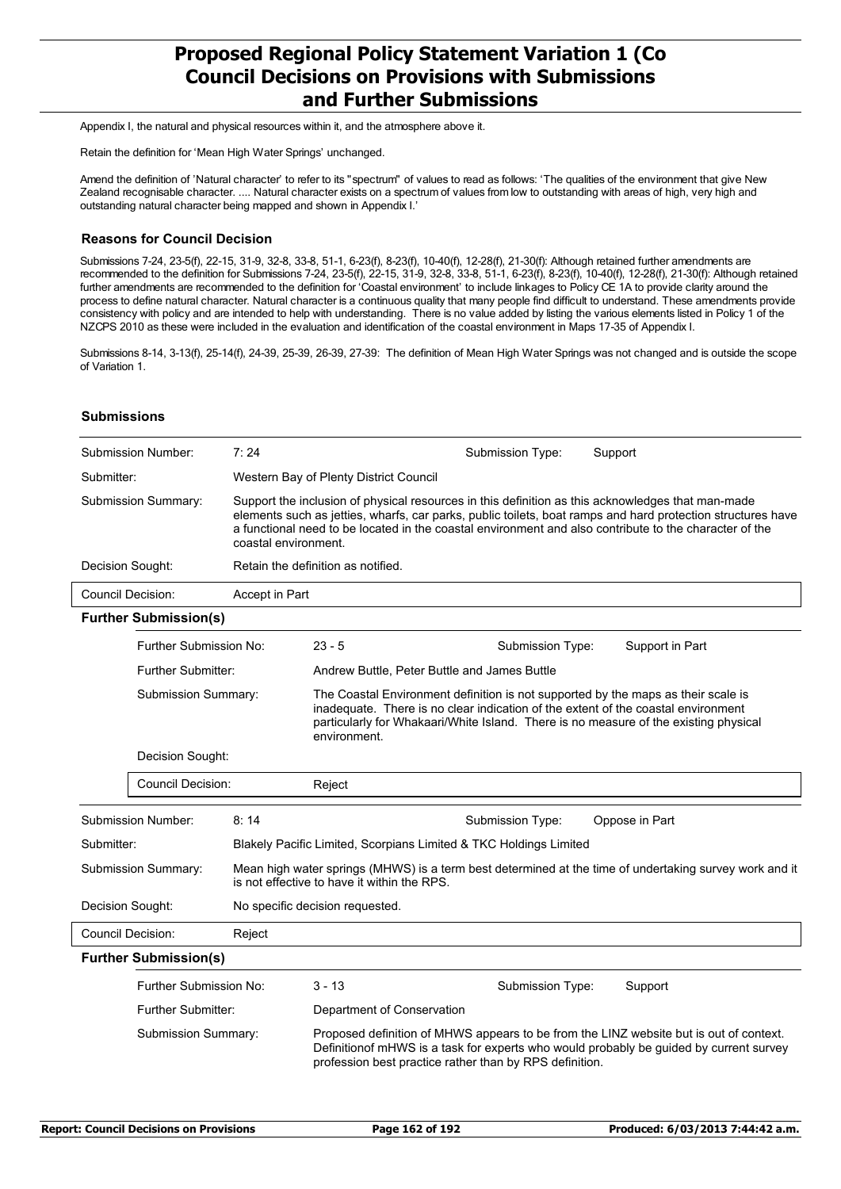Appendix I, the natural and physical resources within it, and the atmosphere above it.

Retain the definition for 'Mean High Water Springs' unchanged.

Amend the definition of 'Natural character' to refer to its "spectrum" of values to read as follows: 'The qualities of the environment that give New Zealand recognisable character. .... Natural character exists on a spectrum of values from low to outstanding with areas of high, very high and outstanding natural character being mapped and shown in Appendix I.'

### Reasons for Council Decision

Submissions 7-24, 23-5(f), 22-15, 31-9, 32-8, 33-8, 51-1, 6-23(f), 8-23(f), 10-40(f), 12-28(f), 21-30(f): Although retained further amendments are recommended to the definition for Submissions 7-24, 23-5(f), 22-15, 31-9, 32-8, 33-8, 51-1, 6-23(f), 8-23(f), 10-40(f), 12-28(f), 21-30(f): Although retained further amendments are recommended to the definition for 'Coastal environment' to include linkages to Policy CE 1A to provide clarity around the process to define natural character. Natural character is a continuous quality that many people find difficult to understand. These amendments provide consistency with policy and are intended to help with understanding. There is no value added by listing the various elements listed in Policy 1 of the NZCPS 2010 as these were included in the evaluation and identification of the coastal environment in Maps 17-35 of Appendix I.

Submissions 8-14, 3-13(f), 25-14(f), 24-39, 25-39, 26-39, 27-39: The definition of Mean High Water Springs was not changed and is outside the scope of Variation 1.

### Submissions

| | | | |
|---|---|---|---|
| Submission Number: | 7: 24 | Submission Type: | Support |
| Submitter: | Western Bay of Plenty District Council | | |
| Submission Summary: | Support the inclusion of physical resources in this definition as this acknowledges that man-made elements such as jetties, wharfs, car parks, public toilets, boat ramps and hard protection structures have a functional need to be located in the coastal environment and also contribute to the character of the coastal environment. | | |
| Decision Sought: | Retain the definition as notified. | | |
| Council Decision: | Accept in Part | | |

#### Further Submission(s)

| | | | |
|---|---|---|---|
| Further Submission No: | 23 - 5 | Submission Type: | Support in Part |
| Further Submitter: | Andrew Buttle, Peter Buttle and James Buttle | | |
| Submission Summary: | The Coastal Environment definition is not supported by the maps as their scale is inadequate. There is no clear indication of the extent of the coastal environment particularly for Whakaari/White Island. There is no measure of the existing physical environment. | | |
| Decision Sought: | | | |
| Council Decision: | Reject | | |

| | | | |
|---|---|---|---|
| Submission Number: | 8: 14 | Submission Type: | Oppose in Part |
| Submitter: | Blakely Pacific Limited, Scorpians Limited & TKC Holdings Limited | | |
| Submission Summary: | Mean high water springs (MHWS) is a term best determined at the time of undertaking survey work and it is not effective to have it within the RPS. | | |
| Decision Sought: | No specific decision requested. | | |
| Council Decision: | Reject | | |

#### Further Submission(s)

| | | | |
|---|---|---|---|
| Further Submission No: | 3 - 13 | Submission Type: | Support |
| Further Submitter: | Department of Conservation | | |
| Submission Summary: | Proposed definition of MHWS appears to be from the LINZ website but is out of context. Definitionof mHWS is a task for experts who would probably be guided by current survey profession best practice rather than by RPS definition. | | |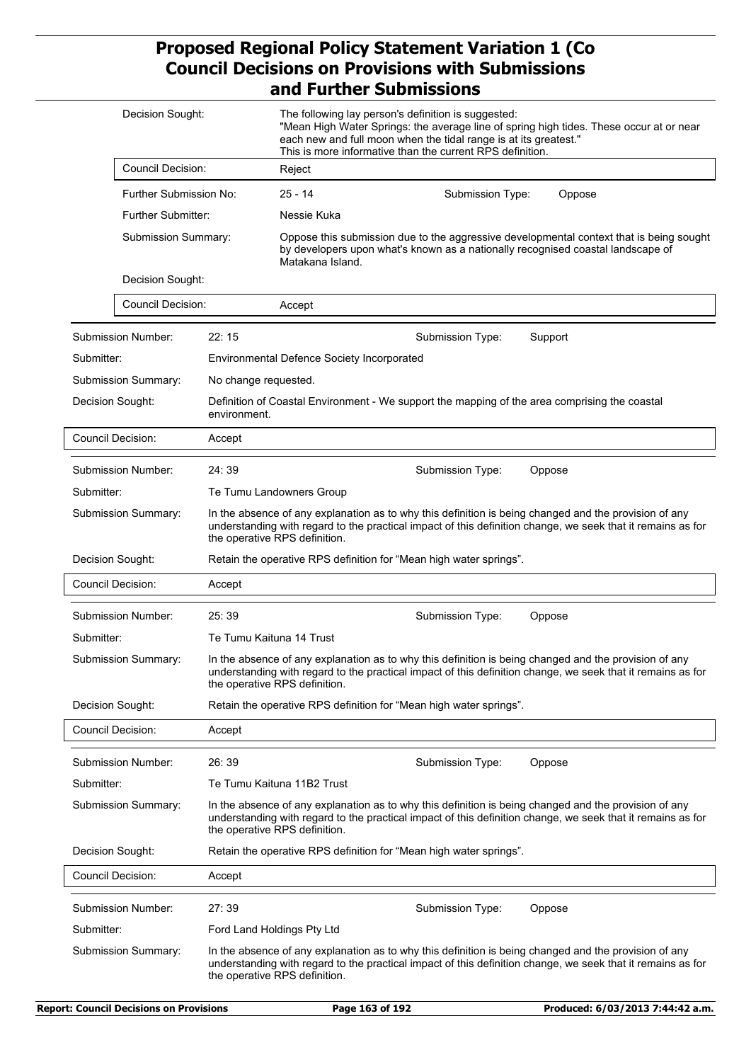| | | | | |
|---|---|---|---|---|
| Decision Sought: | The following lay person's definition is suggested: "Mean High Water Springs: the average line of spring high tides. These occur at or near each new and full moon when the tidal range is at its greatest." This is more informative than the current RPS definition. | | | |
| Council Decision: | Reject | | | |
| Further Submission No: | 25 - 14 | Submission Type: | Oppose | |
| Further Submitter: | Nessie Kuka | | | |
| Submission Summary: | Oppose this submission due to the aggressive developmental context that is being sought by developers upon what's known as a nationally recognised coastal landscape of Matakana Island. | | | |
| Decision Sought: | | | | |
| Council Decision: | Accept | | | |

| | | | |
|---|---|---|---|
| Submission Number: | 22: 15 | Submission Type: | Support |
| Submitter: | Environmental Defence Society Incorporated | | |
| Submission Summary: | No change requested. | | |
| Decision Sought: | Definition of Coastal Environment - We support the mapping of the area comprising the coastal environment. | | |
| Council Decision: | Accept | | |

| | | | |
|---|---|---|---|
| Submission Number: | 24: 39 | Submission Type: | Oppose |
| Submitter: | Te Tumu Landowners Group | | |
| Submission Summary: | In the absence of any explanation as to why this definition is being changed and the provision of any understanding with regard to the practical impact of this definition change, we seek that it remains as for the operative RPS definition. | | |
| Decision Sought: | Retain the operative RPS definition for "Mean high water springs". | | |
| Council Decision: | Accept | | |

| | | | |
|---|---|---|---|
| Submission Number: | 25: 39 | Submission Type: | Oppose |
| Submitter: | Te Tumu Kaituna 14 Trust | | |
| Submission Summary: | In the absence of any explanation as to why this definition is being changed and the provision of any understanding with regard to the practical impact of this definition change, we seek that it remains as for the operative RPS definition. | | |
| Decision Sought: | Retain the operative RPS definition for "Mean high water springs". | | |
| Council Decision: | Accept | | |

| | | | |
|---|---|---|---|
| Submission Number: | 26: 39 | Submission Type: | Oppose |
| Submitter: | Te Tumu Kaituna 11B2 Trust | | |
| Submission Summary: | In the absence of any explanation as to why this definition is being changed and the provision of any understanding with regard to the practical impact of this definition change, we seek that it remains as for the operative RPS definition. | | |
| Decision Sought: | Retain the operative RPS definition for "Mean high water springs". | | |
| Council Decision: | Accept | | |

| | | | |
|---|---|---|---|
| Submission Number: | 27: 39 | Submission Type: | Oppose |
| Submitter: | Ford Land Holdings Pty Ltd | | |
| Submission Summary: | In the absence of any explanation as to why this definition is being changed and the provision of any understanding with regard to the practical impact of this definition change, we seek that it remains as for the operative RPS definition. | | |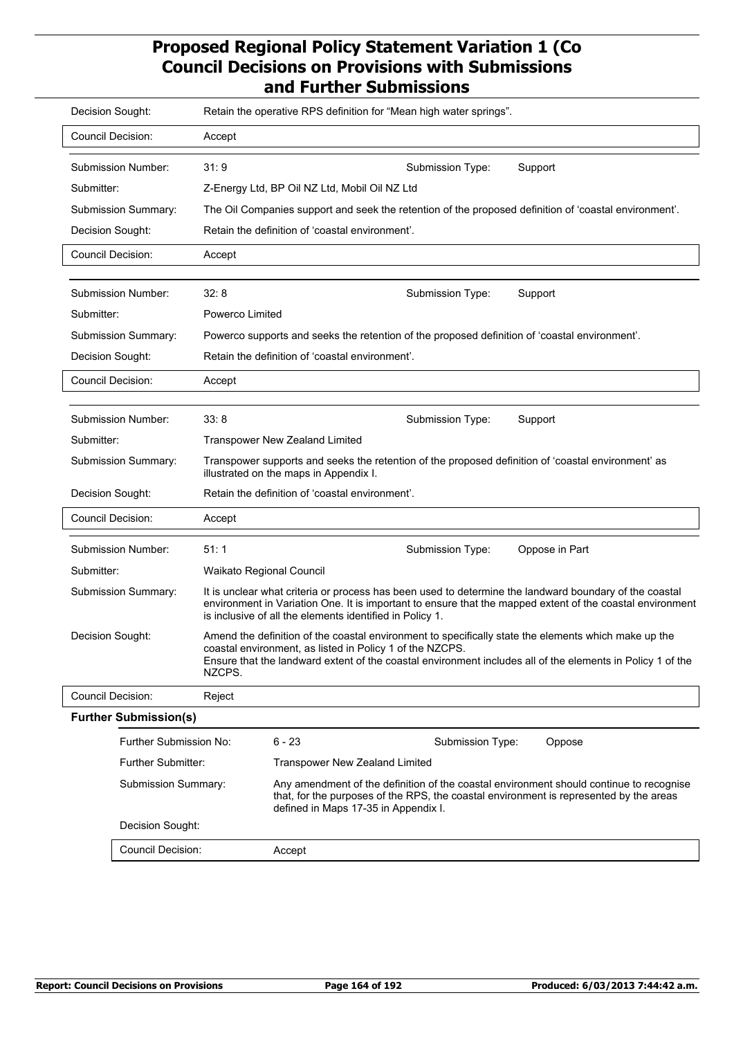# Proposed Regional Policy Statement Variation 1 (Co Council Decisions on Provisions with Submissions and Further Submissions

| | |
|---|---|
| Decision Sought: | Retain the operative RPS definition for "Mean high water springs". |
| Council Decision: | Accept |

| | | | |
|---|---|---|---|
| Submission Number: | 31: 9 | Submission Type: | Support |
| Submitter: | Z-Energy Ltd, BP Oil NZ Ltd, Mobil Oil NZ Ltd | | |
| Submission Summary: | The Oil Companies support and seek the retention of the proposed definition of 'coastal environment'. | | |
| Decision Sought: | Retain the definition of 'coastal environment'. | | |
| Council Decision: | Accept | | |

| | | | |
|---|---|---|---|
| Submission Number: | 32: 8 | Submission Type: | Support |
| Submitter: | Powerco Limited | | |
| Submission Summary: | Powerco supports and seeks the retention of the proposed definition of 'coastal environment'. | | |
| Decision Sought: | Retain the definition of 'coastal environment'. | | |
| Council Decision: | Accept | | |

| | | | |
|---|---|---|---|
| Submission Number: | 33: 8 | Submission Type: | Support |
| Submitter: | Transpower New Zealand Limited | | |
| Submission Summary: | Transpower supports and seeks the retention of the proposed definition of 'coastal environment' as illustrated on the maps in Appendix I. | | |
| Decision Sought: | Retain the definition of 'coastal environment'. | | |
| Council Decision: | Accept | | |

| | | | |
|---|---|---|---|
| Submission Number: | 51: 1 | Submission Type: | Oppose in Part |
| Submitter: | Waikato Regional Council | | |
| Submission Summary: | It is unclear what criteria or process has been used to determine the landward boundary of the coastal environment in Variation One. It is important to ensure that the mapped extent of the coastal environment is inclusive of all the elements identified in Policy 1. | | |
| Decision Sought: | Amend the definition of the coastal environment to specifically state the elements which make up the coastal environment, as listed in Policy 1 of the NZCPS.<br>Ensure that the landward extent of the coastal environment includes all of the elements in Policy 1 of the NZCPS. | | |
| Council Decision: | Reject | | |

**Further Submission(s)**

| | | | |
|---|---|---|---|
| Further Submission No: | 6 - 23 | Submission Type: | Oppose |
| Further Submitter: | Transpower New Zealand Limited | | |
| Submission Summary: | Any amendment of the definition of the coastal environment should continue to recognise that, for the purposes of the RPS, the coastal environment is represented by the areas defined in Maps 17-35 in Appendix I. | | |
| Decision Sought: | | | |
| Council Decision: | Accept | | |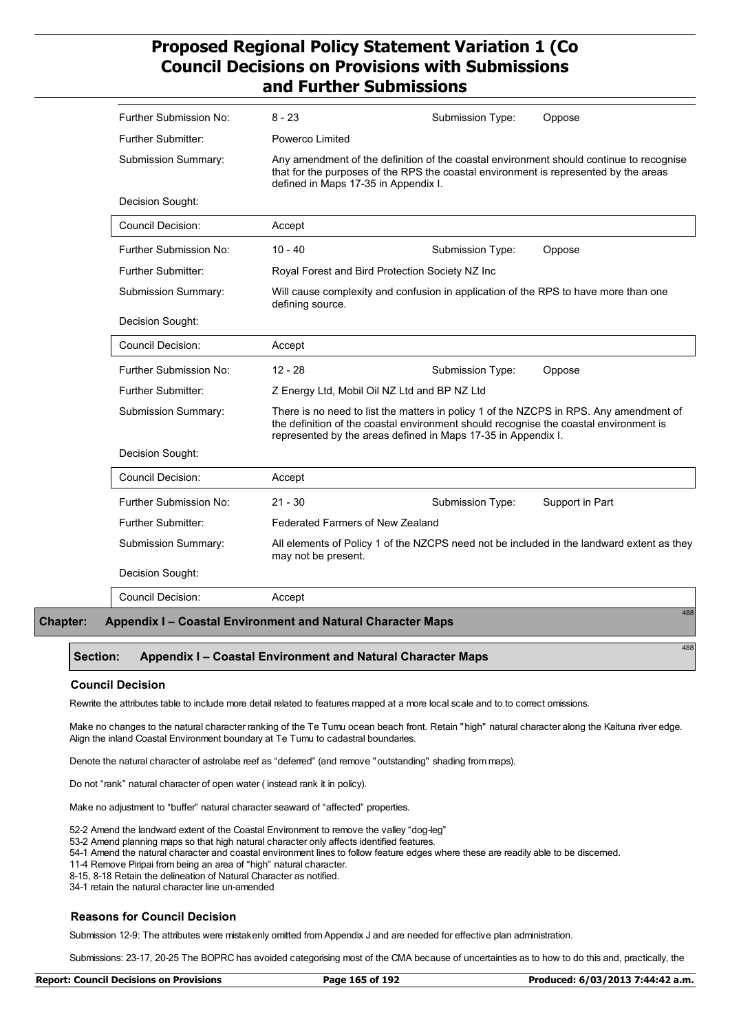| | | | |
|---|---|---|---|
| Further Submission No: | 8 - 23 | Submission Type: | Oppose |
| Further Submitter: | Powerco Limited | | |
| Submission Summary: | Any amendment of the definition of the coastal environment should continue to recognise that for the purposes of the RPS the coastal environment is represented by the areas defined in Maps 17-35 in Appendix I. | | |
| Decision Sought: | | | |
| Council Decision: | Accept | | |
| Further Submission No: | 10 - 40 | Submission Type: | Oppose |
| Further Submitter: | Royal Forest and Bird Protection Society NZ Inc | | |
| Submission Summary: | Will cause complexity and confusion in application of the RPS to have more than one defining source. | | |
| Decision Sought: | | | |
| Council Decision: | Accept | | |
| Further Submission No: | 12 - 28 | Submission Type: | Oppose |
| Further Submitter: | Z Energy Ltd, Mobil Oil NZ Ltd and BP NZ Ltd | | |
| Submission Summary: | There is no need to list the matters in policy 1 of the NZCPS in RPS. Any amendment of the definition of the coastal environment should recognise the coastal environment is represented by the areas defined in Maps 17-35 in Appendix I. | | |
| Decision Sought: | | | |
| Council Decision: | Accept | | |
| Further Submission No: | 21 - 30 | Submission Type: | Support in Part |
| Further Submitter: | Federated Farmers of New Zealand | | |
| Submission Summary: | All elements of Policy 1 of the NZCPS need not be included in the landward extent as they may not be present. | | |
| Decision Sought: | | | |
| Council Decision: | Accept | | |

## Chapter: Appendix I – Coastal Environment and Natural Character Maps

488

### Section: Appendix I – Coastal Environment and Natural Character Maps

488

#### Council Decision

Rewrite the attributes table to include more detail related to features mapped at a more local scale and to to correct omissions.

Make no changes to the natural character ranking of the Te Tumu ocean beach front. Retain "high" natural character along the Kaituna river edge. Align the inland Coastal Environment boundary at Te Tumu to cadastral boundaries.

Denote the natural character of astrolabe reef as "deferred" (and remove "outstanding" shading from maps).

Do not "rank" natural character of open water ( instead rank it in policy).

Make no adjustment to "buffer" natural character seaward of "affected" properties.

52-2 Amend the landward extent of the Coastal Environment to remove the valley "dog-leg"
53-2 Amend planning maps so that high natural character only affects identified features.
54-1 Amend the natural character and coastal environment lines to follow feature edges where these are readily able to be discerned.
11-4 Remove Piripai from being an area of "high" natural character.
8-15, 8-18 Retain the delineation of Natural Character as notified.
34-1 retain the natural character line un-amended

#### Reasons for Council Decision

Submission 12-9: The attributes were mistakenly omitted from Appendix J and are needed for effective plan administration.

Submissions: 23-17, 20-25 The BOPRC has avoided categorising most of the CMA because of uncertainties as to how to do this and, practically, the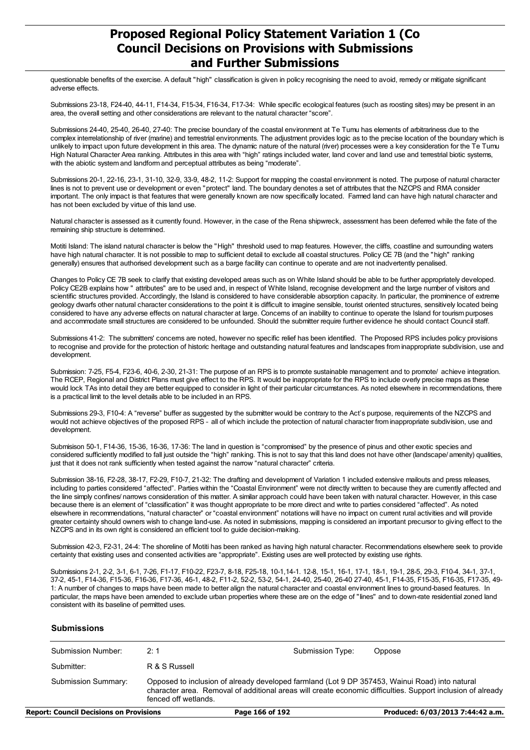questionable benefits of the exercise. A default "high" classification is given in policy recognising the need to avoid, remedy or mitigate significant adverse effects.

Submissions 23-18, F24-40, 44-11, F14-34, F15-34, F16-34, F17-34: While specific ecological features (such as roosting sites) may be present in an area, the overall setting and other considerations are relevant to the natural character "score".

Submissions 24-40, 25-40, 26-40, 27-40: The precise boundary of the coastal environment at Te Tumu has elements of arbitrariness due to the complex interrelationship of river (marine) and terrestrial environments. The adjustment provides logic as to the precise location of the boundary which is unlikely to impact upon future development in this area. The dynamic nature of the natural (river) processes were a key consideration for the Te Tumu High Natural Character Area ranking. Attributes in this area with "high" ratings included water, land cover and land use and terrestrial biotic systems, with the abiotic system and landform and perceptual attributes as being "moderate".

Submissions 20-1, 22-16, 23-1, 31-10, 32-9, 33-9, 48-2, 11-2: Support for mapping the coastal environment is noted. The purpose of natural character lines is not to prevent use or development or even "protect" land. The boundary denotes a set of attributes that the NZCPS and RMA consider important. The only impact is that features that were generally known are now specifically located. Farmed land can have high natural character and has not been excluded by virtue of this land use.

Natural character is assessed as it currently found. However, in the case of the Rena shipwreck, assessment has been deferred while the fate of the remaining ship structure is determined.

Motiti Island: The island natural character is below the "High" threshold used to map features. However, the cliffs, coastline and surrounding waters have high natural character. It is not possible to map to sufficient detail to exclude all coastal structures. Policy CE 7B (and the "high" ranking generally) ensures that authorised development such as a barge facility can continue to operate and are not inadvertently penalised.

Changes to Policy CE 7B seek to clarify that existing developed areas such as on White Island should be able to be further appropriately developed. Policy CE2B explains how " attributes" are to be used and, in respect of White Island, recognise development and the large number of visitors and scientific structures provided. Accordingly, the Island is considered to have considerable absorption capacity. In particular, the prominence of extreme geology dwarfs other natural character considerations to the point it is difficult to imagine sensible, tourist oriented structures, sensitively located being considered to have any adverse effects on natural character at large. Concerns of an inability to continue to operate the Island for tourism purposes and accommodate small structures are considered to be unfounded. Should the submitter require further evidence he should contact Council staff.

Submissions 41-2: The submitters' concerns are noted, however no specific relief has been identified. The Proposed RPS includes policy provisions to recognise and provide for the protection of historic heritage and outstanding natural features and landscapes from inappropriate subdivision, use and development.

Submission: 7-25, F5-4, F23-6, 40-6, 2-30, 21-31: The purpose of an RPS is to promote sustainable management and to promote/ achieve integration. The RCEP, Regional and District Plans must give effect to the RPS. It would be inappropriate for the RPS to include overly precise maps as these would lock TAs into detail they are better equipped to consider in light of their particular circumstances. As noted elsewhere in recommendations, there is a practical limit to the level details able to be included in an RPS.

Submissions 29-3, F10-4: A "reverse" buffer as suggested by the submitter would be contrary to the Act's purpose, requirements of the NZCPS and would not achieve objectives of the proposed RPS - all of which include the protection of natural character from inappropriate subdivision, use and development.

Submisison 50-1, F14-36, 15-36, 16-36, 17-36: The land in question is "compromised" by the presence of pinus and other exotic species and considered sufficiently modified to fall just outside the "high" ranking. This is not to say that this land does not have other (landscape/ amenity) qualities, just that it does not rank sufficiently when tested against the narrow "natural character" criteria.

Submission 38-16, F2-28, 38-17, F2-29, F10-7, 21-32: The drafting and development of Variation 1 included extensive mailouts and press releases, including to parties considered "affected". Parties within the "Coastal Environment" were not directly written to because they are currently affected and the line simply confines/ narrows consideration of this matter. A similar approach could have been taken with natural character. However, in this case because there is an element of "classification" it was thought appropriate to be more direct and write to parties considered "affected". As noted elsewhere in recommendations, "natural character" or "coastal environment" notations will have no impact on current rural activities and will provide greater certainty should owners wish to change land-use. As noted in submissions, mapping is considered an important precursor to giving effect to the NZCPS and in its own right is considered an efficient tool to guide decision-making.

Submission 42-3, F2-31, 24-4: The shoreline of Motiti has been ranked as having high natural character. Recommendations elsewhere seek to provide certainty that existing uses and consented activities are "appropriate". Existing uses are well protected by existing use rights.

Submissions 2-1, 2-2, 3-1, 6-1, 7-26, F1-17, F10-22, F23-7, 8-18, F25-18, 10-1,14-1. 12-8, 15-1, 16-1, 17-1, 18-1, 19-1, 28-5, 29-3, F10-4, 34-1, 37-1, 37-2, 45-1, F14-36, F15-36, F16-36, F17-36, 46-1, 48-2, F11-2, 52-2, 53-2, 54-1, 24-40, 25-40, 26-40 27-40, 45-1, F14-35, F15-35, F16-35, F17-35, 49-1: A number of changes to maps have been made to better align the natural character and coastal environment lines to ground-based features. In particular, the maps have been amended to exclude urban properties where these are on the edge of "lines" and to down-rate residential zoned land consistent with its baseline of permitted uses.

### Submissions

| | | | |
|---|---|---|---|
| Submission Number: | 2: 1 | Submission Type: | Oppose |
| Submitter: | R & S Russell | | |
| Submission Summary: | Opposed to inclusion of already developed farmland (Lot 9 DP 357453, Wainui Road) into natural character area. Removal of additional areas will create economic difficulties. Support inclusion of already fenced off wetlands. | | |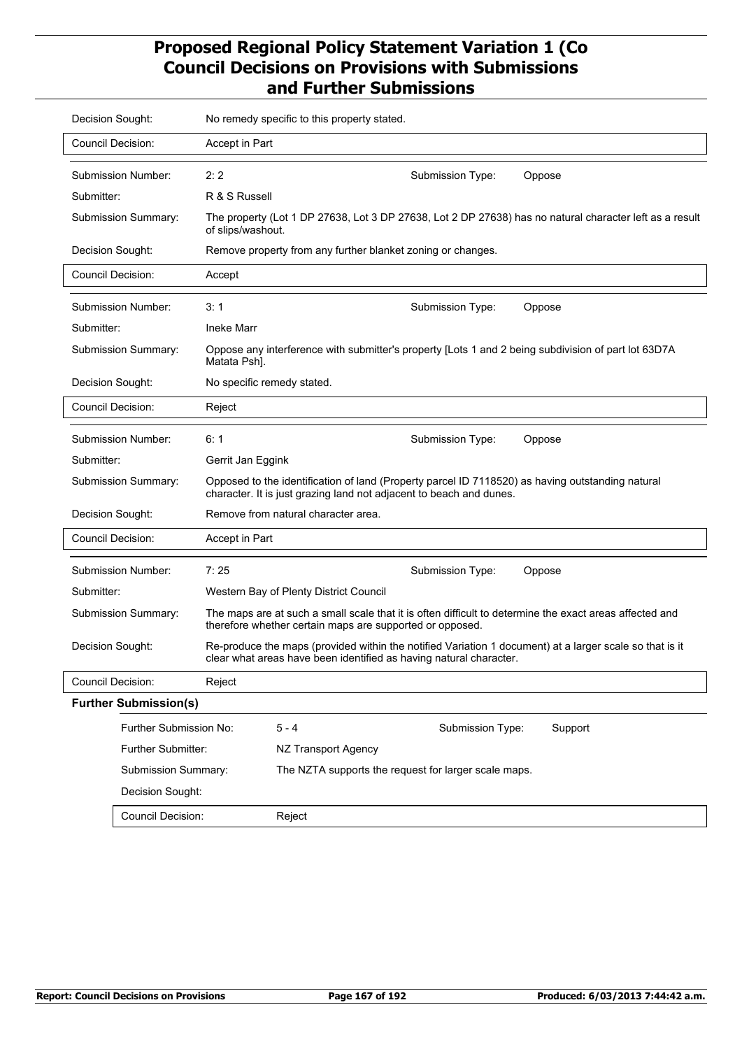Decision Sought: No remedy specific to this property stated.

Council Decision: Accept in Part

---

Submission Number: 2: 2

Submission Type: Oppose

Submitter: R & S Russell

Submission Summary: The property (Lot 1 DP 27638, Lot 3 DP 27638, Lot 2 DP 27638) has no natural character left as a result of slips/washout.

Decision Sought: Remove property from any further blanket zoning or changes.

Council Decision: Accept

---

Submission Number: 3: 1

Submission Type: Oppose

Submitter: Ineke Marr

Submission Summary: Oppose any interference with submitter's property [Lots 1 and 2 being subdivision of part lot 63D7A Matata Psh].

Decision Sought: No specific remedy stated.

Council Decision: Reject

---

Submission Number: 6: 1

Submission Type: Oppose

Submitter: Gerrit Jan Eggink

Submission Summary: Opposed to the identification of land (Property parcel ID 7118520) as having outstanding natural character. It is just grazing land not adjacent to beach and dunes.

Decision Sought: Remove from natural character area.

Council Decision: Accept in Part

---

Submission Number: 7: 25

Submission Type: Oppose

Submitter: Western Bay of Plenty District Council

Submission Summary: The maps are at such a small scale that it is often difficult to determine the exact areas affected and therefore whether certain maps are supported or opposed.

Decision Sought: Re-produce the maps (provided within the notified Variation 1 document) at a larger scale so that is it clear what areas have been identified as having natural character.

Council Decision: Reject

**Further Submission(s)**

Further Submission No: 5 - 4

Submission Type: Support

Further Submitter: NZ Transport Agency

Submission Summary: The NZTA supports the request for larger scale maps.

Decision Sought:

Council Decision: Reject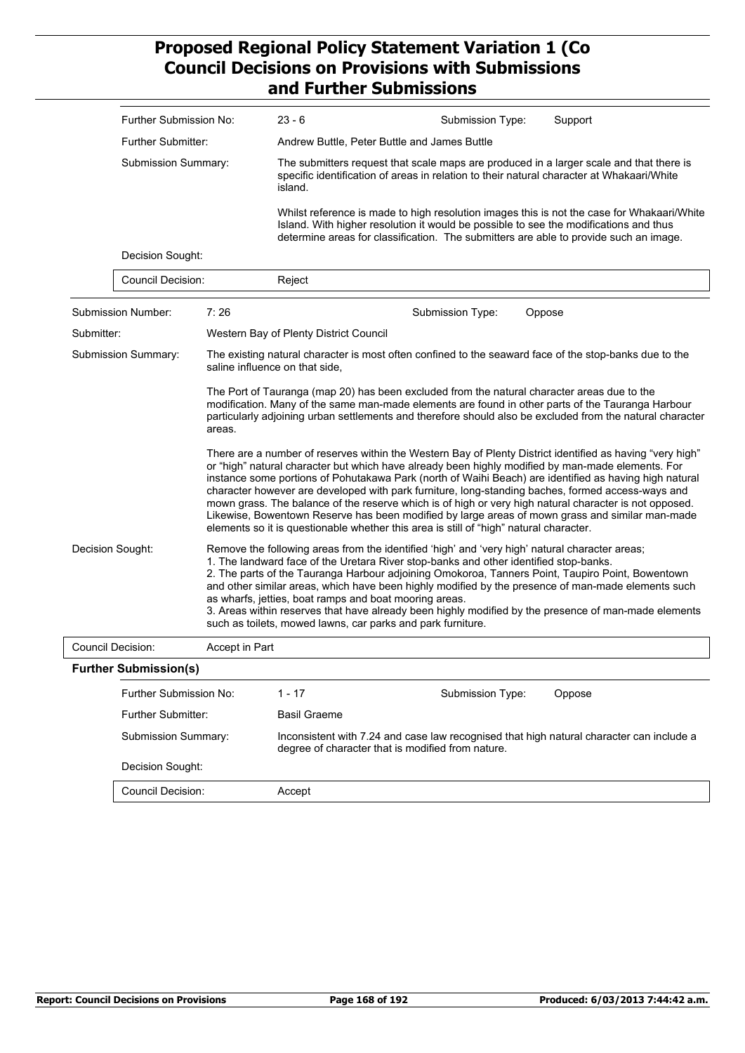| | |
|---|---|
| Further Submission No: | 23 - 6 |
| Submission Type: | Support |
| Further Submitter: | Andrew Buttle, Peter Buttle and James Buttle |
| Submission Summary: | The submitters request that scale maps are produced in a larger scale and that there is specific identification of areas in relation to their natural character at Whakaari/White island.<br><br>Whilst reference is made to high resolution images this is not the case for Whakaari/White Island. With higher resolution it would be possible to see the modifications and thus determine areas for classification. The submitters are able to provide such an image. |
| Decision Sought: | |
| Council Decision: | Reject |

| | |
|---|---|
| Submission Number: | 7: 26 |
| Submission Type: | Oppose |
| Submitter: | Western Bay of Plenty District Council |
| Submission Summary: | The existing natural character is most often confined to the seaward face of the stop-banks due to the saline influence on that side,<br><br>The Port of Tauranga (map 20) has been excluded from the natural character areas due to the modification. Many of the same man-made elements are found in other parts of the Tauranga Harbour particularly adjoining urban settlements and therefore should also be excluded from the natural character areas.<br><br>There are a number of reserves within the Western Bay of Plenty District identified as having "very high" or "high" natural character but which have already been highly modified by man-made elements. For instance some portions of Pohutakawa Park (north of Waihi Beach) are identified as having high natural character however are developed with park furniture, long-standing baches, formed access-ways and mown grass. The balance of the reserve which is of high or very high natural character is not opposed. Likewise, Bowentown Reserve has been modified by large areas of mown grass and similar man-made elements so it is questionable whether this area is still of "high" natural character. |
| Decision Sought: | Remove the following areas from the identified 'high' and 'very high' natural character areas;<br>1. The landward face of the Uretara River stop-banks and other identified stop-banks.<br>2. The parts of the Tauranga Harbour adjoining Omokoroa, Tanners Point, Taupiro Point, Bowentown and other similar areas, which have been highly modified by the presence of man-made elements such as wharfs, jetties, boat ramps and boat mooring areas.<br>3. Areas within reserves that have already been highly modified by the presence of man-made elements such as toilets, mowed lawns, car parks and park furniture. |
| Council Decision: | Accept in Part |

**Further Submission(s)**

| | |
|---|---|
| Further Submission No: | 1 - 17 |
| Submission Type: | Oppose |
| Further Submitter: | Basil Graeme |
| Submission Summary: | Inconsistent with 7.24 and case law recognised that high natural character can include a degree of character that is modified from nature. |
| Decision Sought: | |
| Council Decision: | Accept |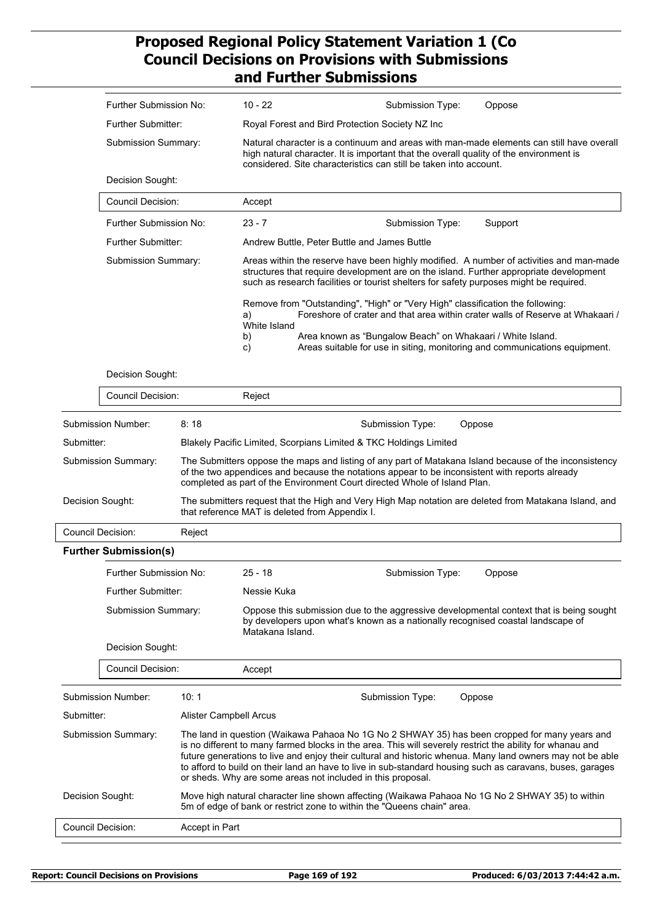# Proposed Regional Policy Statement Variation 1 (Co Council Decisions on Provisions with Submissions and Further Submissions

| | |
|---|---|
| Further Submission No: | 10 - 22 |
| Submission Type: | Oppose |
| Further Submitter: | Royal Forest and Bird Protection Society NZ Inc |
| Submission Summary: | Natural character is a continuum and areas with man-made elements can still have overall high natural character. It is important that the overall quality of the environment is considered. Site characteristics can still be taken into account. |
| Decision Sought: | |
| Council Decision: | Accept |

| | |
|---|---|
| Further Submission No: | 23 - 7 |
| Submission Type: | Support |
| Further Submitter: | Andrew Buttle, Peter Buttle and James Buttle |
| Submission Summary: | Areas within the reserve have been highly modified. A number of activities and man-made structures that require development are on the island. Further appropriate development such as research facilities or tourist shelters for safety purposes might be required.<br><br>Remove from "Outstanding", "High" or "Very High" classification the following:<br>a) Foreshore of crater and that area within crater walls of Reserve at Whakaari / White Island<br>b) Area known as "Bungalow Beach" on Whakaari / White Island.<br>c) Areas suitable for use in siting, monitoring and communications equipment. |
| Decision Sought: | |
| Council Decision: | Reject |

| | |
|---|---|
| Submission Number: | 8: 18 |
| Submission Type: | Oppose |
| Submitter: | Blakely Pacific Limited, Scorpians Limited & TKC Holdings Limited |
| Submission Summary: | The Submitters oppose the maps and listing of any part of Matakana Island because of the inconsistency of the two appendices and because the notations appear to be inconsistent with reports already completed as part of the Environment Court directed Whole of Island Plan. |
| Decision Sought: | The submitters request that the High and Very High Map notation are deleted from Matakana Island, and that reference MAT is deleted from Appendix I. |
| Council Decision: | Reject |

**Further Submission(s)**

| | |
|---|---|
| Further Submission No: | 25 - 18 |
| Submission Type: | Oppose |
| Further Submitter: | Nessie Kuka |
| Submission Summary: | Oppose this submission due to the aggressive developmental context that is being sought by developers upon what's known as a nationally recognised coastal landscape of Matakana Island. |
| Decision Sought: | |
| Council Decision: | Accept |

| | |
|---|---|
| Submission Number: | 10: 1 |
| Submission Type: | Oppose |
| Submitter: | Alister Campbell Arcus |
| Submission Summary: | The land in question (Waikawa Pahaoa No 1G No 2 SHWAY 35) has been cropped for many years and is no different to many farmed blocks in the area. This will severely restrict the ability for whanau and future generations to live and enjoy their cultural and historic whenua. Many land owners may not be able to afford to build on their land an have to live in sub-standard housing such as caravans, buses, garages or sheds. Why are some areas not included in this proposal. |
| Decision Sought: | Move high natural character line shown affecting (Waikawa Pahaoa No 1G No 2 SHWAY 35) to within 5m of edge of bank or restrict zone to within the "Queens chain" area. |
| Council Decision: | Accept in Part |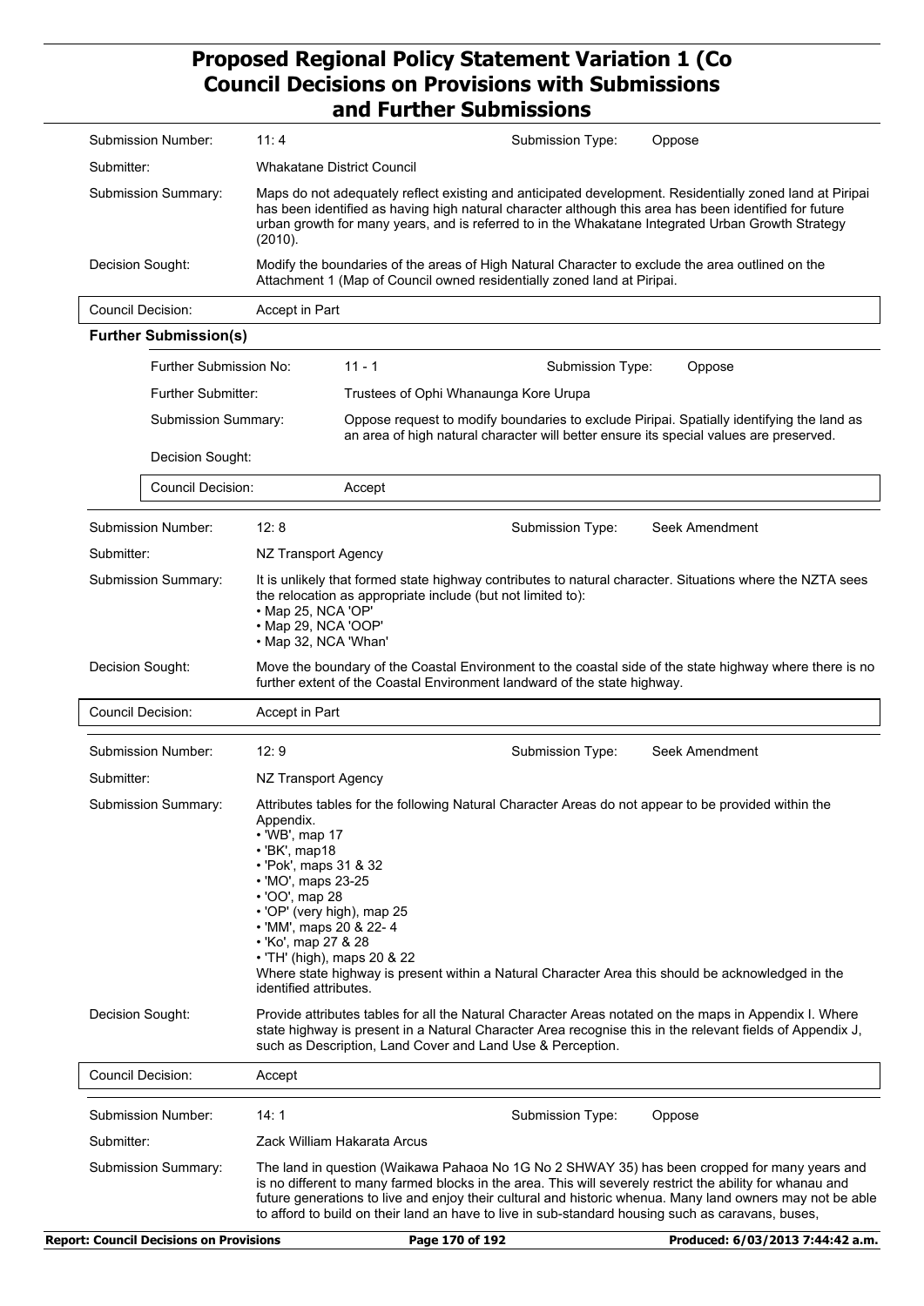| | |
|---|---|
| Submission Number: | 11: 4 |
| Submission Type: | Oppose |
| Submitter: | Whakatane District Council |
| Submission Summary: | Maps do not adequately reflect existing and anticipated development. Residentially zoned land at Piripai has been identified as having high natural character although this area has been identified for future urban growth for many years, and is referred to in the Whakatane Integrated Urban Growth Strategy (2010). |
| Decision Sought: | Modify the boundaries of the areas of High Natural Character to exclude the area outlined on the Attachment 1 (Map of Council owned residentially zoned land at Piripai. |
| Council Decision: | Accept in Part |

**Further Submission(s)**

| | |
|---|---|
| Further Submission No: | 11 - 1 |
| Submission Type: | Oppose |
| Further Submitter: | Trustees of Ophi Whanaunga Kore Urupa |
| Submission Summary: | Oppose request to modify boundaries to exclude Piripai. Spatially identifying the land as an area of high natural character will better ensure its special values are preserved. |
| Decision Sought: | |
| Council Decision: | Accept |

| | |
|---|---|
| Submission Number: | 12: 8 |
| Submission Type: | Seek Amendment |
| Submitter: | NZ Transport Agency |
| Submission Summary: | It is unlikely that formed state highway contributes to natural character. Situations where the NZTA sees the relocation as appropriate include (but not limited to):<br>• Map 25, NCA 'OP'<br>• Map 29, NCA 'OOP'<br>• Map 32, NCA 'Whan' |
| Decision Sought: | Move the boundary of the Coastal Environment to the coastal side of the state highway where there is no further extent of the Coastal Environment landward of the state highway. |
| Council Decision: | Accept in Part |

| | |
|---|---|
| Submission Number: | 12: 9 |
| Submission Type: | Seek Amendment |
| Submitter: | NZ Transport Agency |
| Submission Summary: | Attributes tables for the following Natural Character Areas do not appear to be provided within the Appendix.<br>• 'WB', map 17<br>• 'BK', map18<br>• 'Pok', maps 31 & 32<br>• 'MO', maps 23-25<br>• 'OO', map 28<br>• 'OP' (very high), map 25<br>• 'MM', maps 20 & 22- 4<br>• 'Ko', map 27 & 28<br>• 'TH' (high), maps 20 & 22<br>Where state highway is present within a Natural Character Area this should be acknowledged in the identified attributes. |
| Decision Sought: | Provide attributes tables for all the Natural Character Areas notated on the maps in Appendix I. Where state highway is present in a Natural Character Area recognise this in the relevant fields of Appendix J, such as Description, Land Cover and Land Use & Perception. |
| Council Decision: | Accept |

| | |
|---|---|
| Submission Number: | 14: 1 |
| Submission Type: | Oppose |
| Submitter: | Zack William Hakarata Arcus |
| Submission Summary: | The land in question (Waikawa Pahaoa No 1G No 2 SHWAY 35) has been cropped for many years and is no different to many farmed blocks in the area. This will severely restrict the ability for whanau and future generations to live and enjoy their cultural and historic whenua. Many land owners may not be able to afford to build on their land an have to live in sub-standard housing such as caravans, buses, |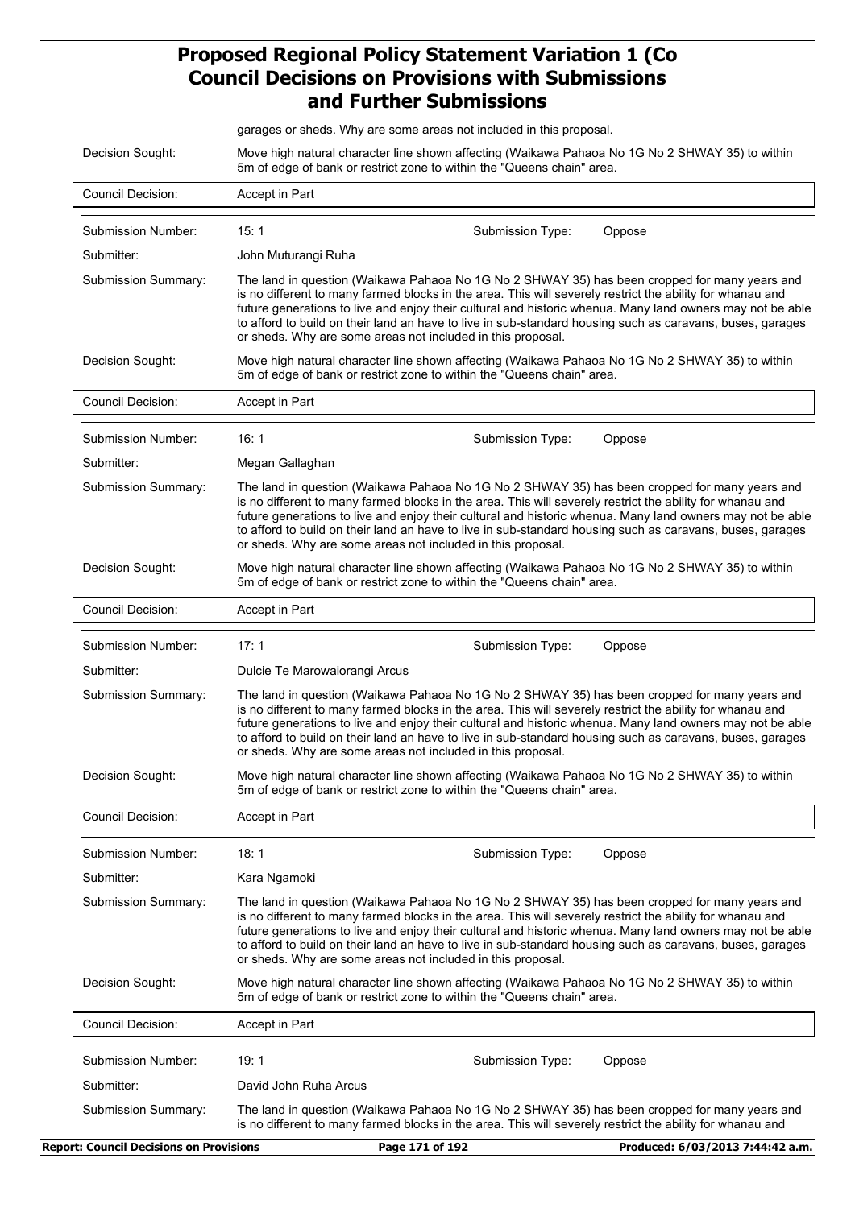garages or sheds. Why are some areas not included in this proposal.

| | |
|---|---|
| Decision Sought: | Move high natural character line shown affecting (Waikawa Pahaoa No 1G No 2 SHWAY 35) to within 5m of edge of bank or restrict zone to within the "Queens chain" area. |
| Council Decision: | Accept in Part |

| | | | |
|---|---|---|---|
| Submission Number: | 15: 1 | Submission Type: | Oppose |
| Submitter: | John Muturangi Ruha | | |
| Submission Summary: | The land in question (Waikawa Pahaoa No 1G No 2 SHWAY 35) has been cropped for many years and is no different to many farmed blocks in the area. This will severely restrict the ability for whanau and future generations to live and enjoy their cultural and historic whenua. Many land owners may not be able to afford to build on their land an have to live in sub-standard housing such as caravans, buses, garages or sheds. Why are some areas not included in this proposal. | | |
| Decision Sought: | Move high natural character line shown affecting (Waikawa Pahaoa No 1G No 2 SHWAY 35) to within 5m of edge of bank or restrict zone to within the "Queens chain" area. | | |
| Council Decision: | Accept in Part | | |

| | | | |
|---|---|---|---|
| Submission Number: | 16: 1 | Submission Type: | Oppose |
| Submitter: | Megan Gallaghan | | |
| Submission Summary: | The land in question (Waikawa Pahaoa No 1G No 2 SHWAY 35) has been cropped for many years and is no different to many farmed blocks in the area. This will severely restrict the ability for whanau and future generations to live and enjoy their cultural and historic whenua. Many land owners may not be able to afford to build on their land an have to live in sub-standard housing such as caravans, buses, garages or sheds. Why are some areas not included in this proposal. | | |
| Decision Sought: | Move high natural character line shown affecting (Waikawa Pahaoa No 1G No 2 SHWAY 35) to within 5m of edge of bank or restrict zone to within the "Queens chain" area. | | |
| Council Decision: | Accept in Part | | |

| | | | |
|---|---|---|---|
| Submission Number: | 17: 1 | Submission Type: | Oppose |
| Submitter: | Dulcie Te Marowaiorangi Arcus | | |
| Submission Summary: | The land in question (Waikawa Pahaoa No 1G No 2 SHWAY 35) has been cropped for many years and is no different to many farmed blocks in the area. This will severely restrict the ability for whanau and future generations to live and enjoy their cultural and historic whenua. Many land owners may not be able to afford to build on their land an have to live in sub-standard housing such as caravans, buses, garages or sheds. Why are some areas not included in this proposal. | | |
| Decision Sought: | Move high natural character line shown affecting (Waikawa Pahaoa No 1G No 2 SHWAY 35) to within 5m of edge of bank or restrict zone to within the "Queens chain" area. | | |
| Council Decision: | Accept in Part | | |

| | | | |
|---|---|---|---|
| Submission Number: | 18: 1 | Submission Type: | Oppose |
| Submitter: | Kara Ngamoki | | |
| Submission Summary: | The land in question (Waikawa Pahaoa No 1G No 2 SHWAY 35) has been cropped for many years and is no different to many farmed blocks in the area. This will severely restrict the ability for whanau and future generations to live and enjoy their cultural and historic whenua. Many land owners may not be able to afford to build on their land an have to live in sub-standard housing such as caravans, buses, garages or sheds. Why are some areas not included in this proposal. | | |
| Decision Sought: | Move high natural character line shown affecting (Waikawa Pahaoa No 1G No 2 SHWAY 35) to within 5m of edge of bank or restrict zone to within the "Queens chain" area. | | |
| Council Decision: | Accept in Part | | |

| | | | |
|---|---|---|---|
| Submission Number: | 19: 1 | Submission Type: | Oppose |
| Submitter: | David John Ruha Arcus | | |
| Submission Summary: | The land in question (Waikawa Pahaoa No 1G No 2 SHWAY 35) has been cropped for many years and is no different to many farmed blocks in the area. This will severely restrict the ability for whanau and | | |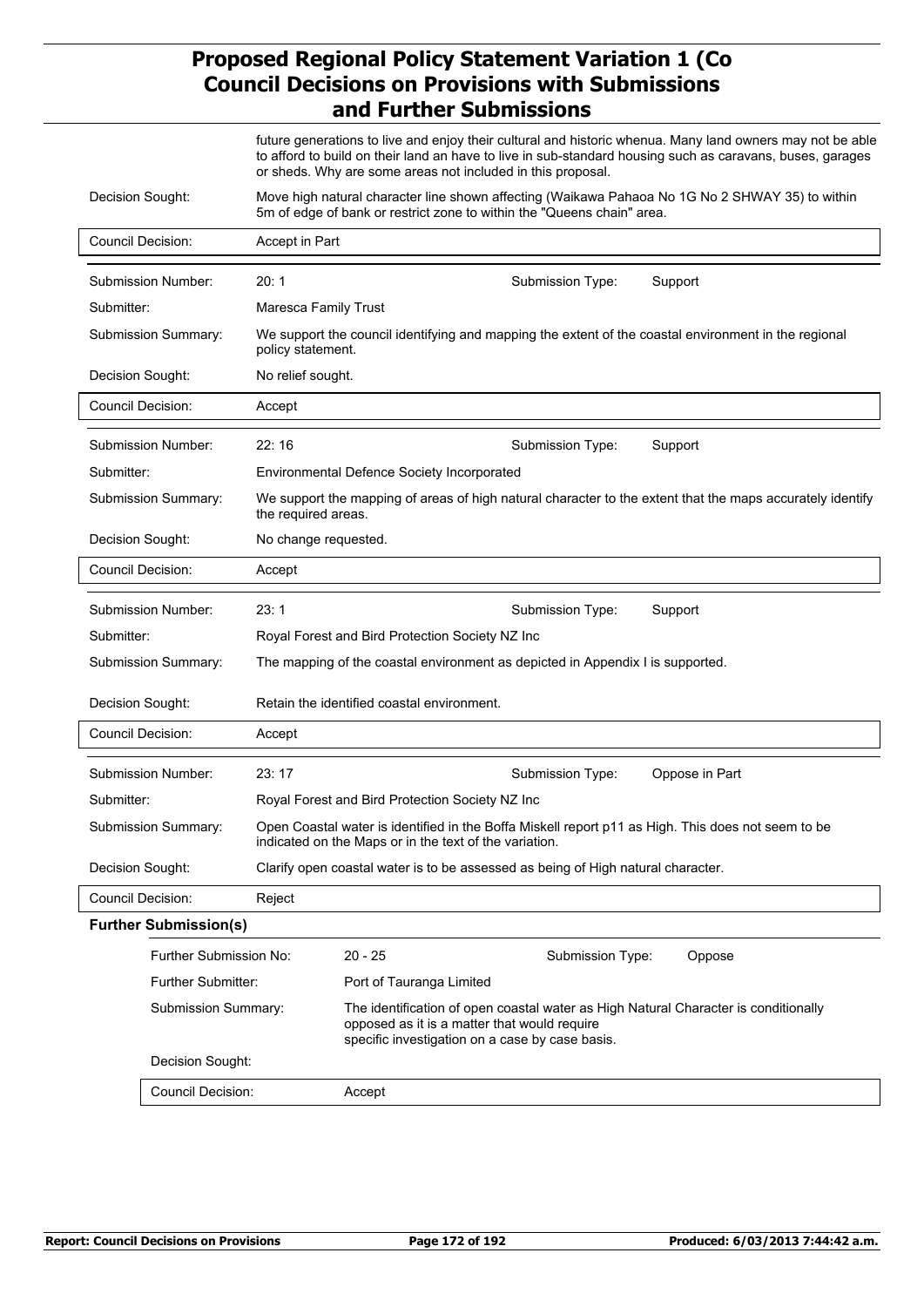future generations to live and enjoy their cultural and historic whenua. Many land owners may not be able to afford to build on their land an have to live in sub-standard housing such as caravans, buses, garages or sheds. Why are some areas not included in this proposal.

| | |
|---|---|
| Decision Sought: | Move high natural character line shown affecting (Waikawa Pahaoa No 1G No 2 SHWAY 35) to within 5m of edge of bank or restrict zone to within the "Queens chain" area. |
| Council Decision: | Accept in Part |

| | | | |
|---|---|---|---|
| Submission Number: | 20: 1 | Submission Type: | Support |
| Submitter: | Maresca Family Trust | | |
| Submission Summary: | We support the council identifying and mapping the extent of the coastal environment in the regional policy statement. | | |
| Decision Sought: | No relief sought. | | |
| Council Decision: | Accept | | |

| | | | |
|---|---|---|---|
| Submission Number: | 22: 16 | Submission Type: | Support |
| Submitter: | Environmental Defence Society Incorporated | | |
| Submission Summary: | We support the mapping of areas of high natural character to the extent that the maps accurately identify the required areas. | | |
| Decision Sought: | No change requested. | | |
| Council Decision: | Accept | | |

| | | | |
|---|---|---|---|
| Submission Number: | 23: 1 | Submission Type: | Support |
| Submitter: | Royal Forest and Bird Protection Society NZ Inc | | |
| Submission Summary: | The mapping of the coastal environment as depicted in Appendix I is supported. | | |
| Decision Sought: | Retain the identified coastal environment. | | |
| Council Decision: | Accept | | |

| | | | |
|---|---|---|---|
| Submission Number: | 23: 17 | Submission Type: | Oppose in Part |
| Submitter: | Royal Forest and Bird Protection Society NZ Inc | | |
| Submission Summary: | Open Coastal water is identified in the Boffa Miskell report p11 as High. This does not seem to be indicated on the Maps or in the text of the variation. | | |
| Decision Sought: | Clarify open coastal water is to be assessed as being of High natural character. | | |
| Council Decision: | Reject | | |

**Further Submission(s)**

| | | | |
|---|---|---|---|
| Further Submission No: | 20 - 25 | Submission Type: | Oppose |
| Further Submitter: | Port of Tauranga Limited | | |
| Submission Summary: | The identification of open coastal water as High Natural Character is conditionally opposed as it is a matter that would require specific investigation on a case by case basis. | | |
| Decision Sought: | | | |
| Council Decision: | Accept | | |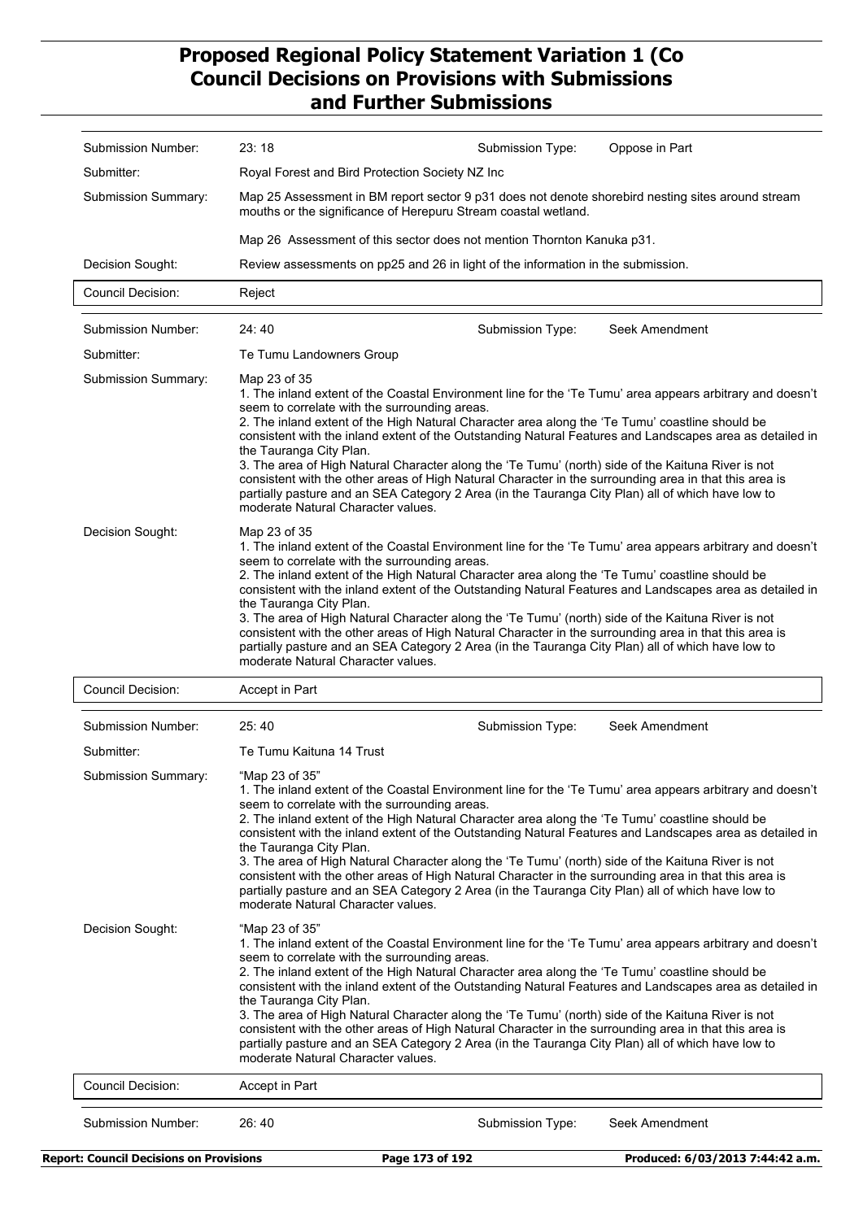| | | | |
|---|---|---|---|
| Submission Number: | 23: 18 | Submission Type: | Oppose in Part |
| Submitter: | Royal Forest and Bird Protection Society NZ Inc | | |
| Submission Summary: | Map 25 Assessment in BM report sector 9 p31 does not denote shorebird nesting sites around stream mouths or the significance of Herepuru Stream coastal wetland.<br><br>Map 26 Assessment of this sector does not mention Thornton Kanuka p31. | | |
| Decision Sought: | Review assessments on pp25 and 26 in light of the information in the submission. | | |
| Council Decision: | Reject | | |

| | | | |
|---|---|---|---|
| Submission Number: | 24: 40 | Submission Type: | Seek Amendment |
| Submitter: | Te Tumu Landowners Group | | |
| Submission Summary: | Map 23 of 35<br>1. The inland extent of the Coastal Environment line for the 'Te Tumu' area appears arbitrary and doesn't seem to correlate with the surrounding areas.<br>2. The inland extent of the High Natural Character area along the 'Te Tumu' coastline should be consistent with the inland extent of the Outstanding Natural Features and Landscapes area as detailed in the Tauranga City Plan.<br>3. The area of High Natural Character along the 'Te Tumu' (north) side of the Kaituna River is not consistent with the other areas of High Natural Character in the surrounding area in that this area is partially pasture and an SEA Category 2 Area (in the Tauranga City Plan) all of which have low to moderate Natural Character values. | | |
| Decision Sought: | Map 23 of 35<br>1. The inland extent of the Coastal Environment line for the 'Te Tumu' area appears arbitrary and doesn't seem to correlate with the surrounding areas.<br>2. The inland extent of the High Natural Character area along the 'Te Tumu' coastline should be consistent with the inland extent of the Outstanding Natural Features and Landscapes area as detailed in the Tauranga City Plan.<br>3. The area of High Natural Character along the 'Te Tumu' (north) side of the Kaituna River is not consistent with the other areas of High Natural Character in the surrounding area in that this area is partially pasture and an SEA Category 2 Area (in the Tauranga City Plan) all of which have low to moderate Natural Character values. | | |
| Council Decision: | Accept in Part | | |

| | | | |
|---|---|---|---|
| Submission Number: | 25: 40 | Submission Type: | Seek Amendment |
| Submitter: | Te Tumu Kaituna 14 Trust | | |
| Submission Summary: | "Map 23 of 35"<br>1. The inland extent of the Coastal Environment line for the 'Te Tumu' area appears arbitrary and doesn't seem to correlate with the surrounding areas.<br>2. The inland extent of the High Natural Character area along the 'Te Tumu' coastline should be consistent with the inland extent of the Outstanding Natural Features and Landscapes area as detailed in the Tauranga City Plan.<br>3. The area of High Natural Character along the 'Te Tumu' (north) side of the Kaituna River is not consistent with the other areas of High Natural Character in the surrounding area in that this area is partially pasture and an SEA Category 2 Area (in the Tauranga City Plan) all of which have low to moderate Natural Character values. | | |
| Decision Sought: | "Map 23 of 35"<br>1. The inland extent of the Coastal Environment line for the 'Te Tumu' area appears arbitrary and doesn't seem to correlate with the surrounding areas.<br>2. The inland extent of the High Natural Character area along the 'Te Tumu' coastline should be consistent with the inland extent of the Outstanding Natural Features and Landscapes area as detailed in the Tauranga City Plan.<br>3. The area of High Natural Character along the 'Te Tumu' (north) side of the Kaituna River is not consistent with the other areas of High Natural Character in the surrounding area in that this area is partially pasture and an SEA Category 2 Area (in the Tauranga City Plan) all of which have low to moderate Natural Character values. | | |
| Council Decision: | Accept in Part | | |

| | | | |
|---|---|---|---|
| Submission Number: | 26: 40 | Submission Type: | Seek Amendment |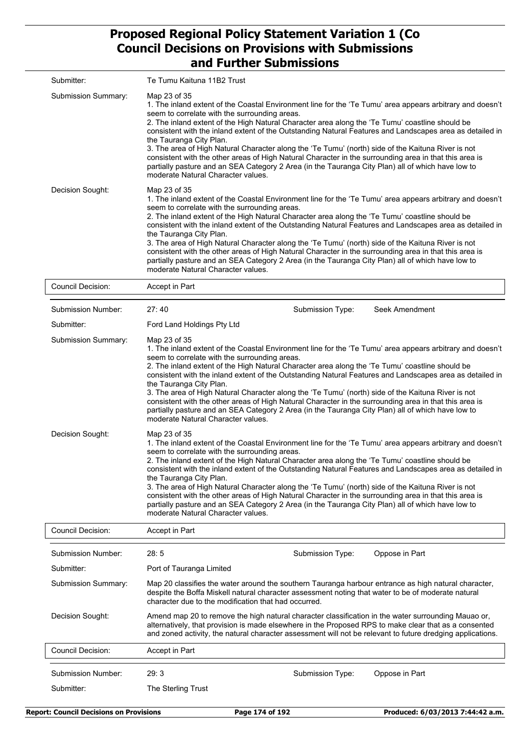| | |
|---|---|
| Submitter: | Te Tumu Kaituna 11B2 Trust |
| Submission Summary: | Map 23 of 35<br>1. The inland extent of the Coastal Environment line for the 'Te Tumu' area appears arbitrary and doesn't seem to correlate with the surrounding areas.<br>2. The inland extent of the High Natural Character area along the 'Te Tumu' coastline should be consistent with the inland extent of the Outstanding Natural Features and Landscapes area as detailed in the Tauranga City Plan.<br>3. The area of High Natural Character along the 'Te Tumu' (north) side of the Kaituna River is not consistent with the other areas of High Natural Character in the surrounding area in that this area is partially pasture and an SEA Category 2 Area (in the Tauranga City Plan) all of which have low to moderate Natural Character values. |
| Decision Sought: | Map 23 of 35<br>1. The inland extent of the Coastal Environment line for the 'Te Tumu' area appears arbitrary and doesn't seem to correlate with the surrounding areas.<br>2. The inland extent of the High Natural Character area along the 'Te Tumu' coastline should be consistent with the inland extent of the Outstanding Natural Features and Landscapes area as detailed in the Tauranga City Plan.<br>3. The area of High Natural Character along the 'Te Tumu' (north) side of the Kaituna River is not consistent with the other areas of High Natural Character in the surrounding area in that this area is partially pasture and an SEA Category 2 Area (in the Tauranga City Plan) all of which have low to moderate Natural Character values. |
| Council Decision: | Accept in Part |

| | | | |
|---|---|---|---|
| Submission Number: | 27: 40 | Submission Type: | Seek Amendment |
| Submitter: | Ford Land Holdings Pty Ltd | | |
| Submission Summary: | Map 23 of 35<br>1. The inland extent of the Coastal Environment line for the 'Te Tumu' area appears arbitrary and doesn't seem to correlate with the surrounding areas.<br>2. The inland extent of the High Natural Character area along the 'Te Tumu' coastline should be consistent with the inland extent of the Outstanding Natural Features and Landscapes area as detailed in the Tauranga City Plan.<br>3. The area of High Natural Character along the 'Te Tumu' (north) side of the Kaituna River is not consistent with the other areas of High Natural Character in the surrounding area in that this area is partially pasture and an SEA Category 2 Area (in the Tauranga City Plan) all of which have low to moderate Natural Character values. | | |
| Decision Sought: | Map 23 of 35<br>1. The inland extent of the Coastal Environment line for the 'Te Tumu' area appears arbitrary and doesn't seem to correlate with the surrounding areas.<br>2. The inland extent of the High Natural Character area along the 'Te Tumu' coastline should be consistent with the inland extent of the Outstanding Natural Features and Landscapes area as detailed in the Tauranga City Plan.<br>3. The area of High Natural Character along the 'Te Tumu' (north) side of the Kaituna River is not consistent with the other areas of High Natural Character in the surrounding area in that this area is partially pasture and an SEA Category 2 Area (in the Tauranga City Plan) all of which have low to moderate Natural Character values. | | |
| Council Decision: | Accept in Part | | |

| | | | |
|---|---|---|---|
| Submission Number: | 28: 5 | Submission Type: | Oppose in Part |
| Submitter: | Port of Tauranga Limited | | |
| Submission Summary: | Map 20 classifies the water around the southern Tauranga harbour entrance as high natural character, despite the Boffa Miskell natural character assessment noting that water to be of moderate natural character due to the modification that had occurred. | | |
| Decision Sought: | Amend map 20 to remove the high natural character classification in the water surrounding Mauao or, alternatively, that provision is made elsewhere in the Proposed RPS to make clear that as a consented and zoned activity, the natural character assessment will not be relevant to future dredging applications. | | |
| Council Decision: | Accept in Part | | |

| | | | |
|---|---|---|---|
| Submission Number: | 29: 3 | Submission Type: | Oppose in Part |
| Submitter: | The Sterling Trust | | |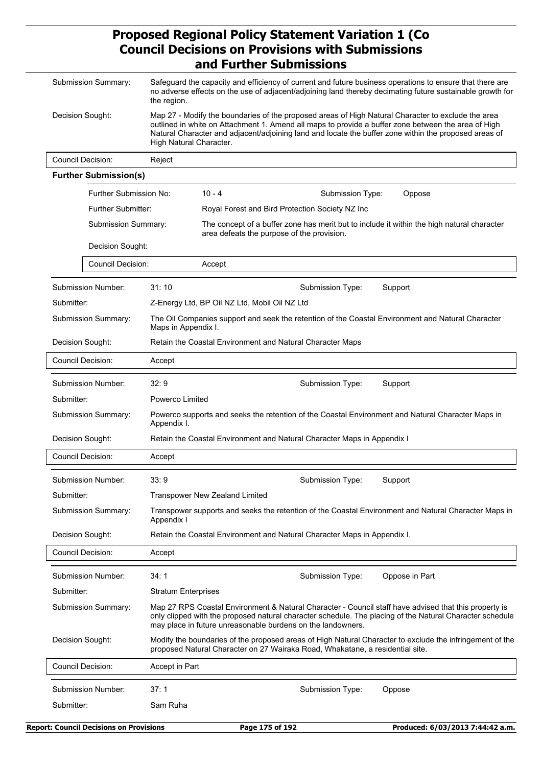| | |
|---|---|
| Submission Summary: | Safeguard the capacity and efficiency of current and future business operations to ensure that there are no adverse effects on the use of adjacent/adjoining land thereby decimating future sustainable growth for the region. |
| Decision Sought: | Map 27 - Modify the boundaries of the proposed areas of High Natural Character to exclude the area outlined in white on Attachment 1. Amend all maps to provide a buffer zone between the area of High Natural Character and adjacent/adjoining land and locate the buffer zone within the proposed areas of High Natural Character. |
| Council Decision: | Reject |

**Further Submission(s)**

| | | | |
|---|---|---|---|
| Further Submission No: | 10 - 4 | Submission Type: | Oppose |
| Further Submitter: | Royal Forest and Bird Protection Society NZ Inc | | |
| Submission Summary: | The concept of a buffer zone has merit but to include it within the high natural character area defeats the purpose of the provision. | | |
| Decision Sought: | | | |
| Council Decision: | Accept | | |

| | | | |
|---|---|---|---|
| Submission Number: | 31: 10 | Submission Type: | Support |
| Submitter: | Z-Energy Ltd, BP Oil NZ Ltd, Mobil Oil NZ Ltd | | |
| Submission Summary: | The Oil Companies support and seek the retention of the Coastal Environment and Natural Character Maps in Appendix I. | | |
| Decision Sought: | Retain the Coastal Environment and Natural Character Maps | | |
| Council Decision: | Accept | | |

| | | | |
|---|---|---|---|
| Submission Number: | 32: 9 | Submission Type: | Support |
| Submitter: | Powerco Limited | | |
| Submission Summary: | Powerco supports and seeks the retention of the Coastal Environment and Natural Character Maps in Appendix I. | | |
| Decision Sought: | Retain the Coastal Environment and Natural Character Maps in Appendix I | | |
| Council Decision: | Accept | | |

| | | | |
|---|---|---|---|
| Submission Number: | 33: 9 | Submission Type: | Support |
| Submitter: | Transpower New Zealand Limited | | |
| Submission Summary: | Transpower supports and seeks the retention of the Coastal Environment and Natural Character Maps in Appendix I | | |
| Decision Sought: | Retain the Coastal Environment and Natural Character Maps in Appendix I. | | |
| Council Decision: | Accept | | |

| | | | |
|---|---|---|---|
| Submission Number: | 34: 1 | Submission Type: | Oppose in Part |
| Submitter: | Stratum Enterprises | | |
| Submission Summary: | Map 27 RPS Coastal Environment & Natural Character - Council staff have advised that this property is only clipped with the proposed natural character schedule. The placing of the Natural Character schedule may place in future unreasonable burdens on the landowners. | | |
| Decision Sought: | Modify the boundaries of the proposed areas of High Natural Character to exclude the infringement of the proposed Natural Character on 27 Wairaka Road, Whakatane, a residential site. | | |
| Council Decision: | Accept in Part | | |

| | | | |
|---|---|---|---|
| Submission Number: | 37: 1 | Submission Type: | Oppose |
| Submitter: | Sam Ruha | | |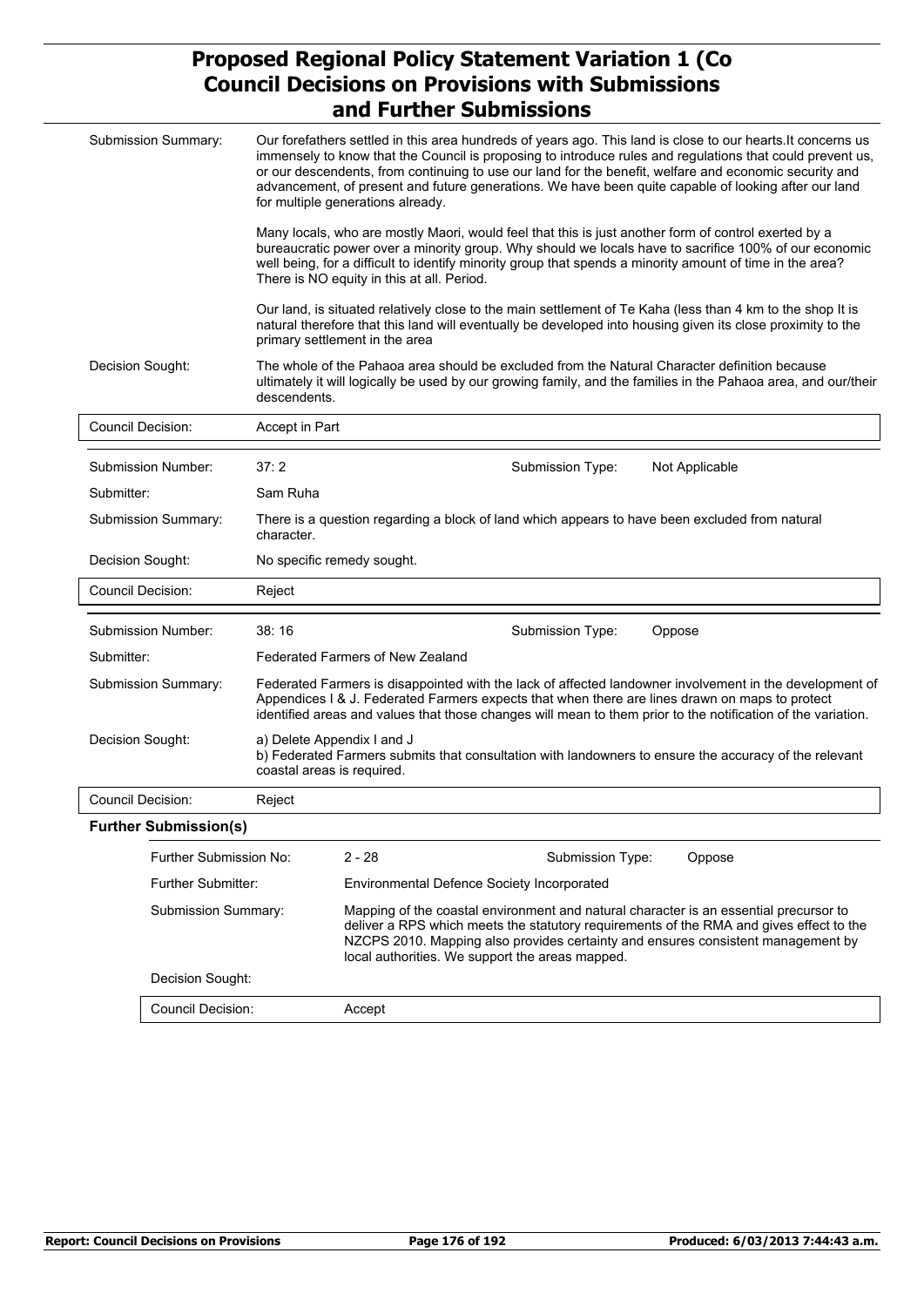| | |
|---|---|
| Submission Summary: | Our forefathers settled in this area hundreds of years ago. This land is close to our hearts.It concerns us immensely to know that the Council is proposing to introduce rules and regulations that could prevent us, or our descendents, from continuing to use our land for the benefit, welfare and economic security and advancement, of present and future generations. We have been quite capable of looking after our land for multiple generations already.<br><br>Many locals, who are mostly Maori, would feel that this is just another form of control exerted by a bureaucratic power over a minority group. Why should we locals have to sacrifice 100% of our economic well being, for a difficult to identify minority group that spends a minority amount of time in the area? There is NO equity in this at all. Period.<br><br>Our land, is situated relatively close to the main settlement of Te Kaha (less than 4 km to the shop It is natural therefore that this land will eventually be developed into housing given its close proximity to the primary settlement in the area |
| Decision Sought: | The whole of the Pahaoa area should be excluded from the Natural Character definition because ultimately it will logically be used by our growing family, and the families in the Pahaoa area, and our/their descendents. |
| Council Decision: | Accept in Part |

| | | | |
|---|---|---|---|
| Submission Number: | 37: 2 | Submission Type: | Not Applicable |
| Submitter: | Sam Ruha | | |
| Submission Summary: | There is a question regarding a block of land which appears to have been excluded from natural character. | | |
| Decision Sought: | No specific remedy sought. | | |
| Council Decision: | Reject | | |

| | | | |
|---|---|---|---|
| Submission Number: | 38: 16 | Submission Type: | Oppose |
| Submitter: | Federated Farmers of New Zealand | | |
| Submission Summary: | Federated Farmers is disappointed with the lack of affected landowner involvement in the development of Appendices I & J. Federated Farmers expects that when there are lines drawn on maps to protect identified areas and values that those changes will mean to them prior to the notification of the variation. | | |
| Decision Sought: | a) Delete Appendix I and J<br>b) Federated Farmers submits that consultation with landowners to ensure the accuracy of the relevant coastal areas is required. | | |
| Council Decision: | Reject | | |

**Further Submission(s)**

| | | | |
|---|---|---|---|
| Further Submission No: | 2 - 28 | Submission Type: | Oppose |
| Further Submitter: | Environmental Defence Society Incorporated | | |
| Submission Summary: | Mapping of the coastal environment and natural character is an essential precursor to deliver a RPS which meets the statutory requirements of the RMA and gives effect to the NZCPS 2010. Mapping also provides certainty and ensures consistent management by local authorities. We support the areas mapped. | | |
| Decision Sought: | | | |
| Council Decision: | Accept | | |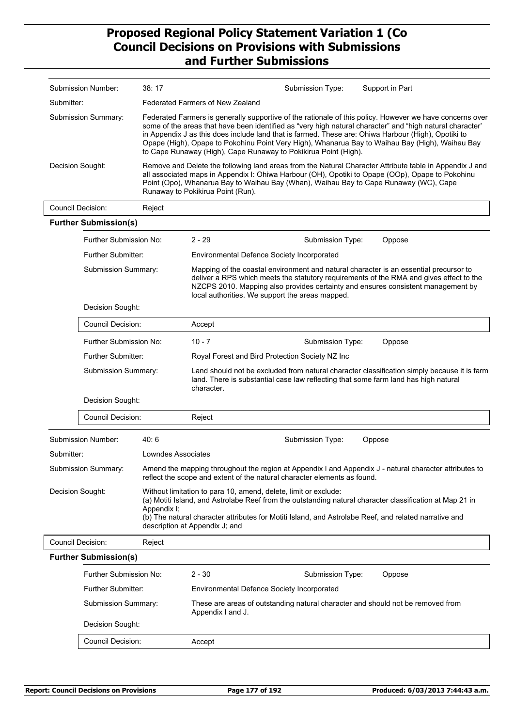| | | | |
|---|---|---|---|
| Submission Number: | 38: 17 | Submission Type: | Support in Part |
| Submitter: | Federated Farmers of New Zealand | | |
| Submission Summary: | Federated Farmers is generally supportive of the rationale of this policy. However we have concerns over some of the areas that have been identified as "very high natural character" and "high natural character' in Appendix J as this does include land that is farmed. These are: Ohiwa Harbour (High), Opotiki to Opape (High), Opape to Pokohinu Point Very High), Whanarua Bay to Waihau Bay (High), Waihau Bay to Cape Runaway (High), Cape Runaway to Pokikirua Point (High). | | |
| Decision Sought: | Remove and Delete the following land areas from the Natural Character Attribute table in Appendix J and all associated maps in Appendix I: Ohiwa Harbour (OH), Opotiki to Opape (OOp), Opape to Pokohinu Point (Opo), Whanarua Bay to Waihau Bay (Whan), Waihau Bay to Cape Runaway (WC), Cape Runaway to Pokikirua Point (Run). | | |
| Council Decision: | Reject | | |

**Further Submission(s)**

| | | | |
|---|---|---|---|
| Further Submission No: | 2 - 29 | Submission Type: | Oppose |
| Further Submitter: | Environmental Defence Society Incorporated | | |
| Submission Summary: | Mapping of the coastal environment and natural character is an essential precursor to deliver a RPS which meets the statutory requirements of the RMA and gives effect to the NZCPS 2010. Mapping also provides certainty and ensures consistent management by local authorities. We support the areas mapped. | | |
| Decision Sought: | | | |
| Council Decision: | Accept | | |
| Further Submission No: | 10 - 7 | Submission Type: | Oppose |
| Further Submitter: | Royal Forest and Bird Protection Society NZ Inc | | |
| Submission Summary: | Land should not be excluded from natural character classification simply because it is farm land. There is substantial case law reflecting that some farm land has high natural character. | | |
| Decision Sought: | | | |
| Council Decision: | Reject | | |

| | | | |
|---|---|---|---|
| Submission Number: | 40: 6 | Submission Type: | Oppose |
| Submitter: | Lowndes Associates | | |
| Submission Summary: | Amend the mapping throughout the region at Appendix I and Appendix J - natural character attributes to reflect the scope and extent of the natural character elements as found. | | |
| Decision Sought: | Without limitation to para 10, amend, delete, limit or exclude:<br>(a) Motiti Island, and Astrolabe Reef from the outstanding natural character classification at Map 21 in Appendix I;<br>(b) The natural character attributes for Motiti Island, and Astrolabe Reef, and related narrative and description at Appendix J; and | | |
| Council Decision: | Reject | | |

**Further Submission(s)**

| | | | |
|---|---|---|---|
| Further Submission No: | 2 - 30 | Submission Type: | Oppose |
| Further Submitter: | Environmental Defence Society Incorporated | | |
| Submission Summary: | These are areas of outstanding natural character and should not be removed from Appendix I and J. | | |
| Decision Sought: | | | |
| Council Decision: | Accept | | |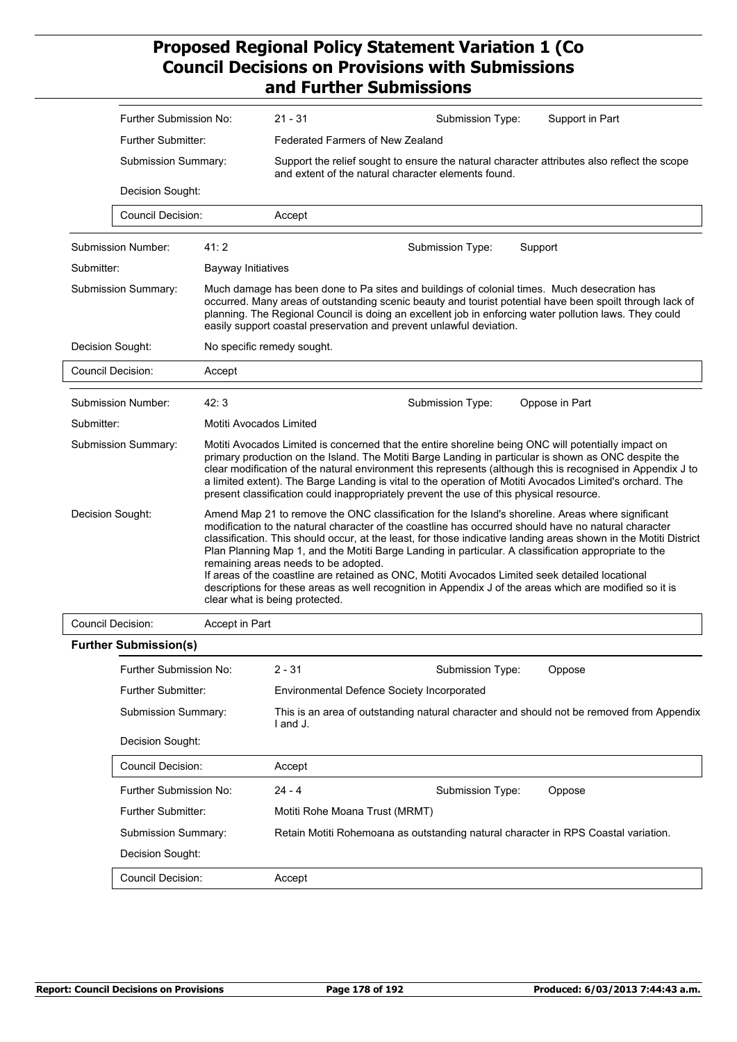| | | | | |
|---|---|---|---|---|
| Further Submission No: | 21 - 31 | | Submission Type: | Support in Part |
| Further Submitter: | Federated Farmers of New Zealand | | | |
| Submission Summary: | Support the relief sought to ensure the natural character attributes also reflect the scope and extent of the natural character elements found. | | | |
| Decision Sought: | | | | |
| Council Decision: | Accept | | | |

| | | | |
|---|---|---|---|
| Submission Number: | 41: 2 | Submission Type: | Support |
| Submitter: | Bayway Initiatives | | |
| Submission Summary: | Much damage has been done to Pa sites and buildings of colonial times. Much desecration has occurred. Many areas of outstanding scenic beauty and tourist potential have been spoilt through lack of planning. The Regional Council is doing an excellent job in enforcing water pollution laws. They could easily support coastal preservation and prevent unlawful deviation. | | |
| Decision Sought: | No specific remedy sought. | | |
| Council Decision: | Accept | | |

| | | | |
|---|---|---|---|
| Submission Number: | 42: 3 | Submission Type: | Oppose in Part |
| Submitter: | Motiti Avocados Limited | | |
| Submission Summary: | Motiti Avocados Limited is concerned that the entire shoreline being ONC will potentially impact on primary production on the Island. The Motiti Barge Landing in particular is shown as ONC despite the clear modification of the natural environment this represents (although this is recognised in Appendix J to a limited extent). The Barge Landing is vital to the operation of Motiti Avocados Limited's orchard. The present classification could inappropriately prevent the use of this physical resource. | | |
| Decision Sought: | Amend Map 21 to remove the ONC classification for the Island's shoreline. Areas where significant modification to the natural character of the coastline has occurred should have no natural character classification. This should occur, at the least, for those indicative landing areas shown in the Motiti District Plan Planning Map 1, and the Motiti Barge Landing in particular. A classification appropriate to the remaining areas needs to be adopted.<br>If areas of the coastline are retained as ONC, Motiti Avocados Limited seek detailed locational descriptions for these areas as well recognition in Appendix J of the areas which are modified so it is clear what is being protected. | | |
| Council Decision: | Accept in Part | | |

**Further Submission(s)**

| | | | | |
|---|---|---|---|---|
| Further Submission No: | 2 - 31 | | Submission Type: | Oppose |
| Further Submitter: | Environmental Defence Society Incorporated | | | |
| Submission Summary: | This is an area of outstanding natural character and should not be removed from Appendix I and J. | | | |
| Decision Sought: | | | | |
| Council Decision: | Accept | | | |

| | | | | |
|---|---|---|---|---|
| Further Submission No: | 24 - 4 | | Submission Type: | Oppose |
| Further Submitter: | Motiti Rohe Moana Trust (MRMT) | | | |
| Submission Summary: | Retain Motiti Rohemoana as outstanding natural character in RPS Coastal variation. | | | |
| Decision Sought: | | | | |
| Council Decision: | Accept | | | |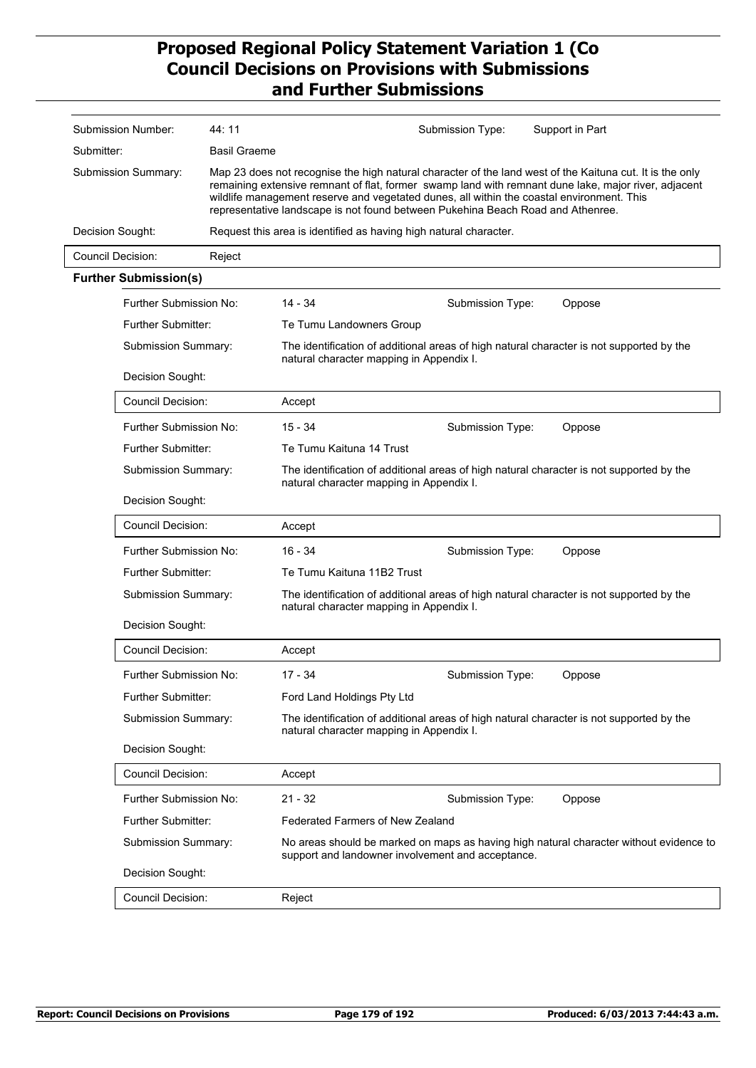| | | | |
|---|---|---|---|
| Submission Number: | 44: 11 | Submission Type: | Support in Part |
| Submitter: | Basil Graeme | | |
| Submission Summary: | Map 23 does not recognise the high natural character of the land west of the Kaituna cut. It is the only remaining extensive remnant of flat, former swamp land with remnant dune lake, major river, adjacent wildlife management reserve and vegetated dunes, all within the coastal environment. This representative landscape is not found between Pukehina Beach Road and Athenree. | | |
| Decision Sought: | Request this area is identified as having high natural character. | | |
| Council Decision: | Reject | | |

**Further Submission(s)**

| | | | |
|---|---|---|---|
| Further Submission No: | 14 - 34 | Submission Type: | Oppose |
| Further Submitter: | Te Tumu Landowners Group | | |
| Submission Summary: | The identification of additional areas of high natural character is not supported by the natural character mapping in Appendix I. | | |
| Decision Sought: | | | |
| Council Decision: | Accept | | |
| Further Submission No: | 15 - 34 | Submission Type: | Oppose |
| Further Submitter: | Te Tumu Kaituna 14 Trust | | |
| Submission Summary: | The identification of additional areas of high natural character is not supported by the natural character mapping in Appendix I. | | |
| Decision Sought: | | | |
| Council Decision: | Accept | | |
| Further Submission No: | 16 - 34 | Submission Type: | Oppose |
| Further Submitter: | Te Tumu Kaituna 11B2 Trust | | |
| Submission Summary: | The identification of additional areas of high natural character is not supported by the natural character mapping in Appendix I. | | |
| Decision Sought: | | | |
| Council Decision: | Accept | | |
| Further Submission No: | 17 - 34 | Submission Type: | Oppose |
| Further Submitter: | Ford Land Holdings Pty Ltd | | |
| Submission Summary: | The identification of additional areas of high natural character is not supported by the natural character mapping in Appendix I. | | |
| Decision Sought: | | | |
| Council Decision: | Accept | | |
| Further Submission No: | 21 - 32 | Submission Type: | Oppose |
| Further Submitter: | Federated Farmers of New Zealand | | |
| Submission Summary: | No areas should be marked on maps as having high natural character without evidence to support and landowner involvement and acceptance. | | |
| Decision Sought: | | | |
| Council Decision: | Reject | | |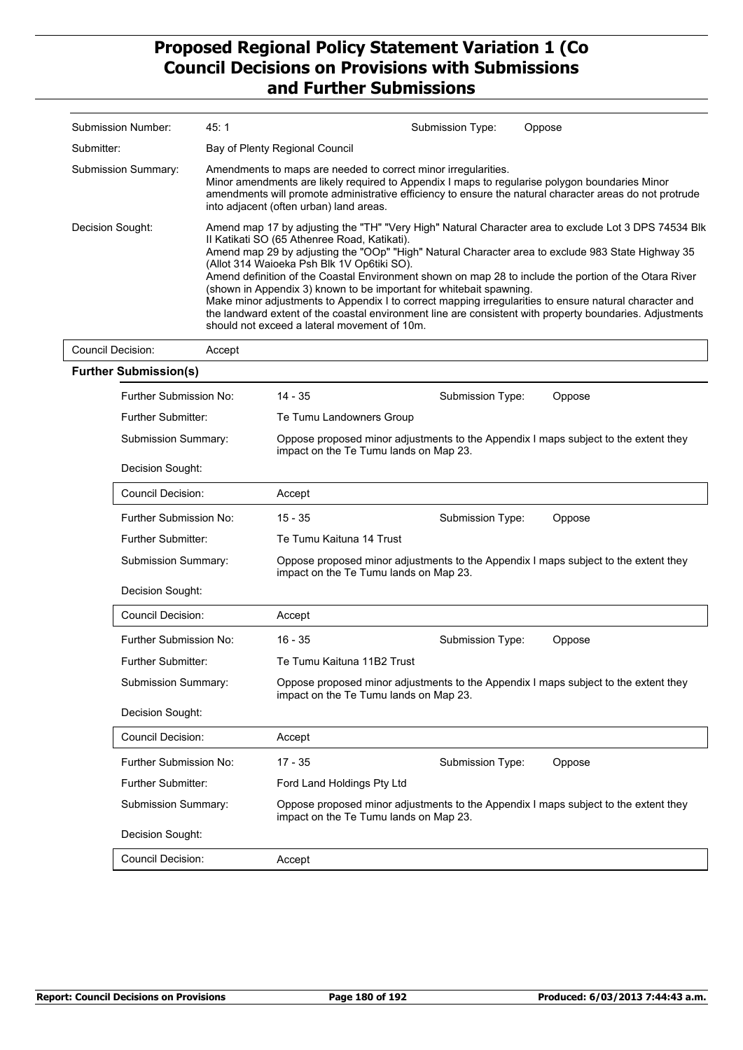| Submission Number: | 45: 1 | Submission Type: | Oppose |
|---|---|---|---|
| Submitter: | Bay of Plenty Regional Council | | |
| Submission Summary: | Amendments to maps are needed to correct minor irregularities. Minor amendments are likely required to Appendix I maps to regularise polygon boundaries Minor amendments will promote administrative efficiency to ensure the natural character areas do not protrude into adjacent (often urban) land areas. | | |
| Decision Sought: | Amend map 17 by adjusting the "TH" "Very High" Natural Character area to exclude Lot 3 DPS 74534 Blk II Katikati SO (65 Athenree Road, Katikati). Amend map 29 by adjusting the "OOp" "High" Natural Character area to exclude 983 State Highway 35 (Allot 314 Waioeka Psh Blk 1V Op6tiki SO). Amend definition of the Coastal Environment shown on map 28 to include the portion of the Otara River (shown in Appendix 3) known to be important for whitebait spawning. Make minor adjustments to Appendix I to correct mapping irregularities to ensure natural character and the landward extent of the coastal environment line are consistent with property boundaries. Adjustments should not exceed a lateral movement of 10m. | | |
| Council Decision: | Accept | | |

**Further Submission(s)**

| Further Submission No: | 14 - 35 | Submission Type: | Oppose |
|---|---|---|---|
| Further Submitter: | Te Tumu Landowners Group | | |
| Submission Summary: | Oppose proposed minor adjustments to the Appendix I maps subject to the extent they impact on the Te Tumu lands on Map 23. | | |
| Decision Sought: | | | |
| Council Decision: | Accept | | |
| Further Submission No: | 15 - 35 | Submission Type: | Oppose |
| Further Submitter: | Te Tumu Kaituna 14 Trust | | |
| Submission Summary: | Oppose proposed minor adjustments to the Appendix I maps subject to the extent they impact on the Te Tumu lands on Map 23. | | |
| Decision Sought: | | | |
| Council Decision: | Accept | | |
| Further Submission No: | 16 - 35 | Submission Type: | Oppose |
| Further Submitter: | Te Tumu Kaituna 11B2 Trust | | |
| Submission Summary: | Oppose proposed minor adjustments to the Appendix I maps subject to the extent they impact on the Te Tumu lands on Map 23. | | |
| Decision Sought: | | | |
| Council Decision: | Accept | | |
| Further Submission No: | 17 - 35 | Submission Type: | Oppose |
| Further Submitter: | Ford Land Holdings Pty Ltd | | |
| Submission Summary: | Oppose proposed minor adjustments to the Appendix I maps subject to the extent they impact on the Te Tumu lands on Map 23. | | |
| Decision Sought: | | | |
| Council Decision: | Accept | | |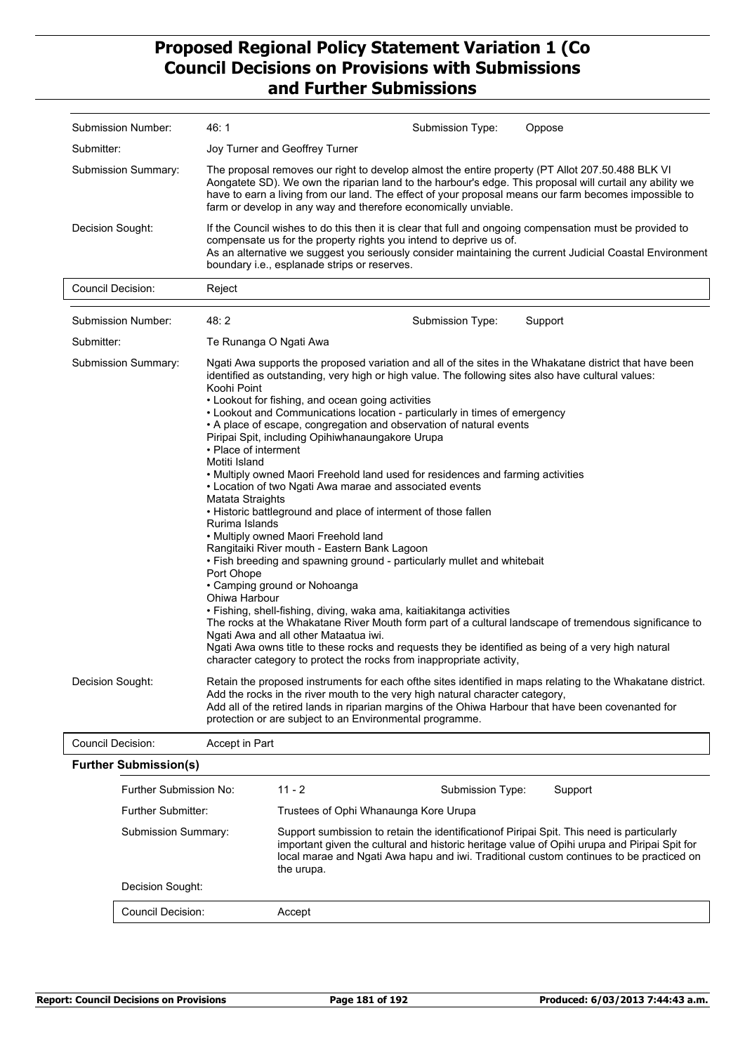| | | | |
|---|---|---|---|
| Submission Number: | 46: 1 | Submission Type: | Oppose |
| Submitter: | Joy Turner and Geoffrey Turner | | |
| Submission Summary: | The proposal removes our right to develop almost the entire property (PT Allot 207.50.488 BLK VI Aongatete SD). We own the riparian land to the harbour's edge. This proposal will curtail any ability we have to earn a living from our land. The effect of your proposal means our farm becomes impossible to farm or develop in any way and therefore economically unviable. | | |
| Decision Sought: | If the Council wishes to do this then it is clear that full and ongoing compensation must be provided to compensate us for the property rights you intend to deprive us of.<br>As an alternative we suggest you seriously consider maintaining the current Judicial Coastal Environment boundary i.e., esplanade strips or reserves. | | |
| Council Decision: | Reject | | |

| | | | |
|---|---|---|---|
| Submission Number: | 48: 2 | Submission Type: | Support |
| Submitter: | Te Runanga O Ngati Awa | | |
| Submission Summary: | Ngati Awa supports the proposed variation and all of the sites in the Whakatane district that have been identified as outstanding, very high or high value. The following sites also have cultural values:<br>Koohi Point<br>• Lookout for fishing, and ocean going activities<br>• Lookout and Communications location - particularly in times of emergency<br>• A place of escape, congregation and observation of natural events<br>Piripai Spit, including Opihiwhanaungakore Urupa<br>• Place of interment<br>Motiti Island<br>• Multiply owned Maori Freehold land used for residences and farming activities<br>• Location of two Ngati Awa marae and associated events<br>Matata Straights<br>• Historic battleground and place of interment of those fallen<br>Rurima Islands<br>• Multiply owned Maori Freehold land<br>Rangitaiki River mouth - Eastern Bank Lagoon<br>• Fish breeding and spawning ground - particularly mullet and whitebait<br>Port Ohope<br>• Camping ground or Nohoanga<br>Ohiwa Harbour<br>• Fishing, shell-fishing, diving, waka ama, kaitiakitanga activities<br>The rocks at the Whakatane River Mouth form part of a cultural landscape of tremendous significance to Ngati Awa and all other Mataatua iwi.<br>Ngati Awa owns title to these rocks and requests they be identified as being of a very high natural character category to protect the rocks from inappropriate activity, | | |
| Decision Sought: | Retain the proposed instruments for each ofthe sites identified in maps relating to the Whakatane district.<br>Add the rocks in the river mouth to the very high natural character category,<br>Add all of the retired lands in riparian margins of the Ohiwa Harbour that have been covenanted for protection or are subject to an Environmental programme. | | |
| Council Decision: | Accept in Part | | |

**Further Submission(s)**

| | | | |
|---|---|---|---|
| Further Submission No: | 11 - 2 | Submission Type: | Support |
| Further Submitter: | Trustees of Ophi Whanaunga Kore Urupa | | |
| Submission Summary: | Support sumbission to retain the identificationof Piripai Spit. This need is particularly important given the cultural and historic heritage value of Opihi urupa and Piripai Spit for local marae and Ngati Awa hapu and iwi. Traditional custom continues to be practiced on the urupa. | | |
| Decision Sought: | | | |
| Council Decision: | Accept | | |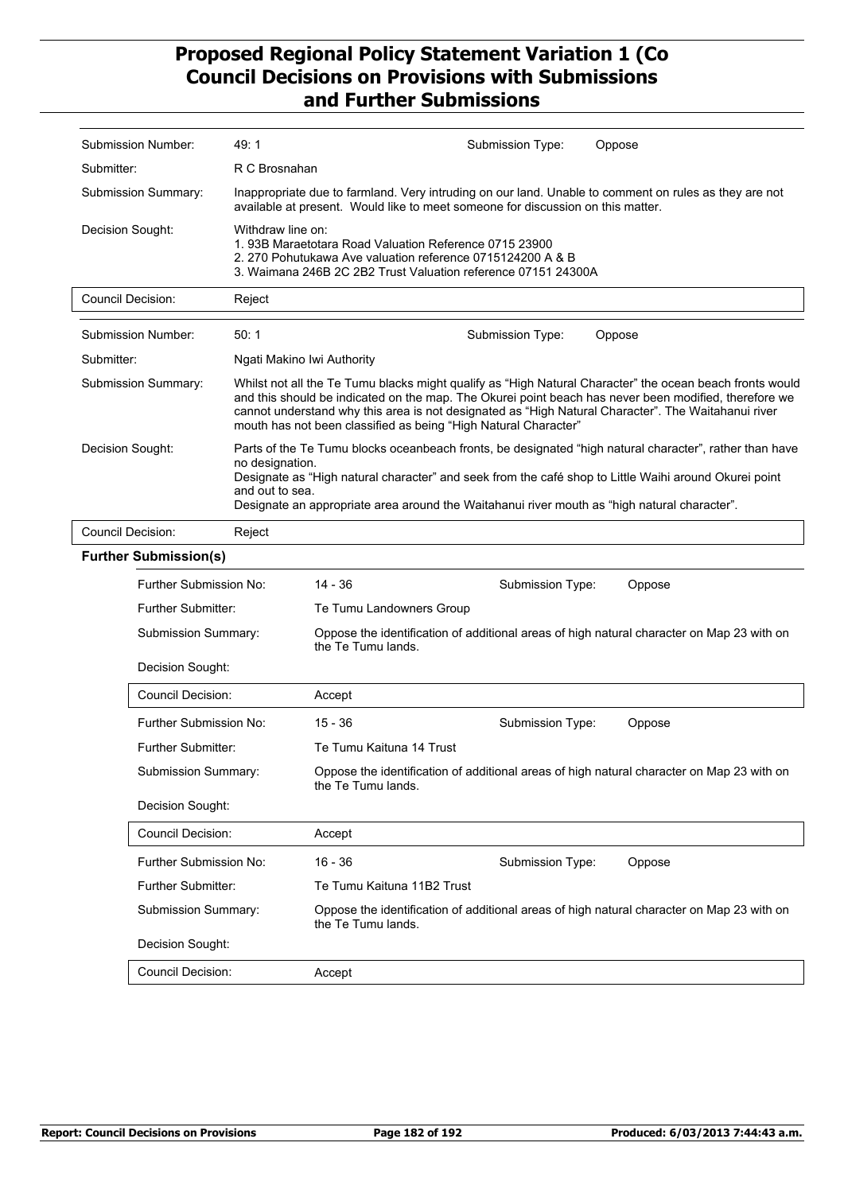# Proposed Regional Policy Statement Variation 1 (Co
## Council Decisions on Provisions with Submissions and Further Submissions

| | | | |
|---|---|---|---|
| Submission Number: | 49: 1 | Submission Type: | Oppose |
| Submitter: | R C Brosnahan | | |
| Submission Summary: | Inappropriate due to farmland. Very intruding on our land. Unable to comment on rules as they are not available at present. Would like to meet someone for discussion on this matter. | | |
| Decision Sought: | Withdraw line on:<br>1. 93B Maraetotara Road Valuation Reference 0715 23900<br>2. 270 Pohutukawa Ave valuation reference 0715124200 A & B<br>3. Waimana 246B 2C 2B2 Trust Valuation reference 07151 24300A | | |
| Council Decision: | Reject | | |

| | | | |
|---|---|---|---|
| Submission Number: | 50: 1 | Submission Type: | Oppose |
| Submitter: | Ngati Makino Iwi Authority | | |
| Submission Summary: | Whilst not all the Te Tumu blacks might qualify as "High Natural Character" the ocean beach fronts would and this should be indicated on the map. The Okurei point beach has never been modified, therefore we cannot understand why this area is not designated as "High Natural Character". The Waitahanui river mouth has not been classified as being "High Natural Character" | | |
| Decision Sought: | Parts of the Te Tumu blocks oceanbeach fronts, be designated "high natural character", rather than have no designation.<br>Designate as "High natural character" and seek from the café shop to Little Waihi around Okurei point and out to sea.<br>Designate an appropriate area around the Waitahanui river mouth as "high natural character". | | |
| Council Decision: | Reject | | |

**Further Submission(s)**

| | | | |
|---|---|---|---|
| Further Submission No: | 14 - 36 | Submission Type: | Oppose |
| Further Submitter: | Te Tumu Landowners Group | | |
| Submission Summary: | Oppose the identification of additional areas of high natural character on Map 23 with on the Te Tumu lands. | | |
| Decision Sought: | | | |
| Council Decision: | Accept | | |

| | | | |
|---|---|---|---|
| Further Submission No: | 15 - 36 | Submission Type: | Oppose |
| Further Submitter: | Te Tumu Kaituna 14 Trust | | |
| Submission Summary: | Oppose the identification of additional areas of high natural character on Map 23 with on the Te Tumu lands. | | |
| Decision Sought: | | | |
| Council Decision: | Accept | | |

| | | | |
|---|---|---|---|
| Further Submission No: | 16 - 36 | Submission Type: | Oppose |
| Further Submitter: | Te Tumu Kaituna 11B2 Trust | | |
| Submission Summary: | Oppose the identification of additional areas of high natural character on Map 23 with on the Te Tumu lands. | | |
| Decision Sought: | | | |
| Council Decision: | Accept | | |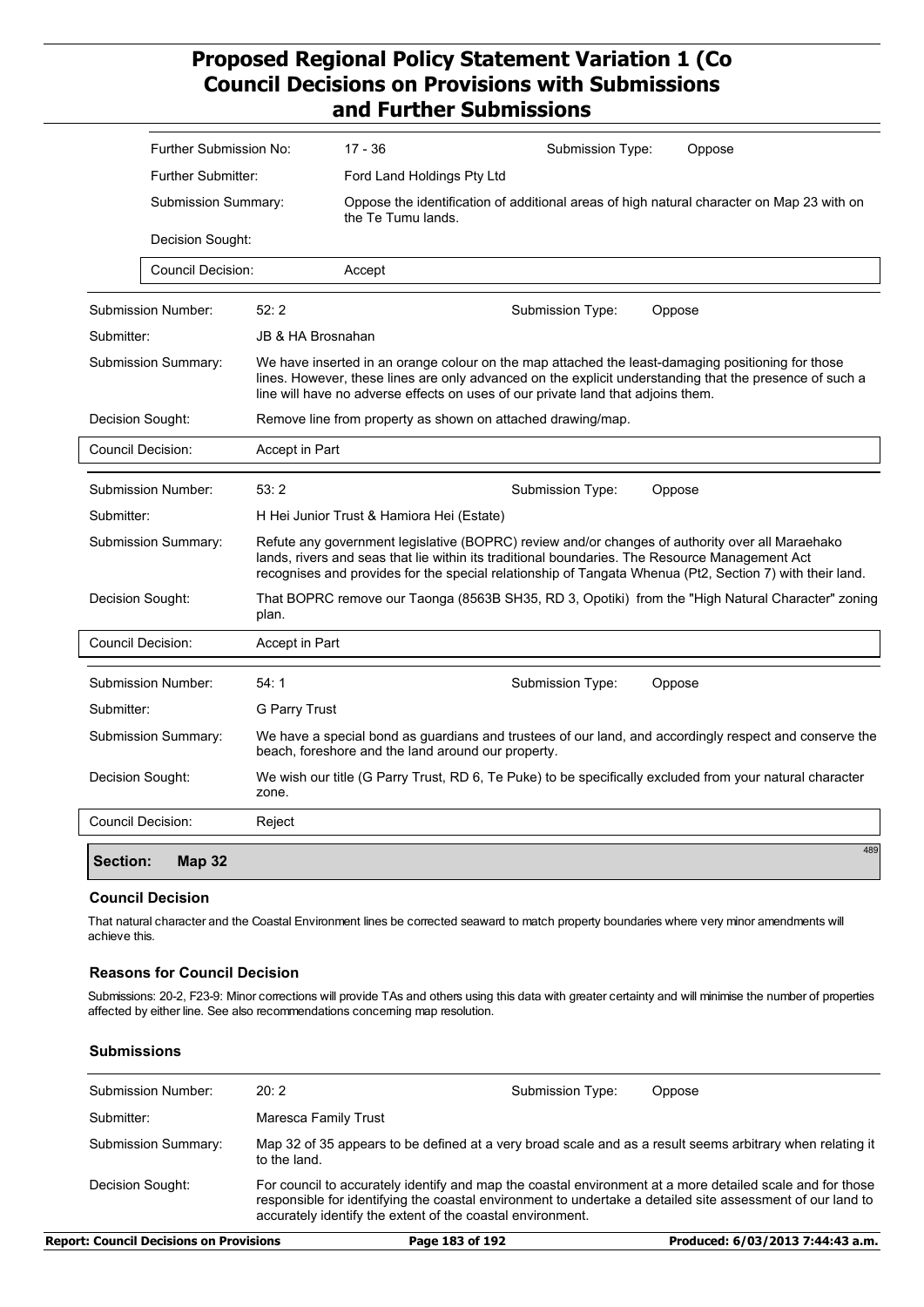| | | | | |
|---|---|---|---|---|
| Further Submission No: | 17 - 36 | | Submission Type: | Oppose |
| Further Submitter: | Ford Land Holdings Pty Ltd | | | |
| Submission Summary: | Oppose the identification of additional areas of high natural character on Map 23 with on the Te Tumu lands. | | | |
| Decision Sought: | | | | |
| Council Decision: | Accept | | | |

| | | | |
|---|---|---|---|
| Submission Number: | 52: 2 | Submission Type: | Oppose |
| Submitter: | JB & HA Brosnahan | | |
| Submission Summary: | We have inserted in an orange colour on the map attached the least-damaging positioning for those lines. However, these lines are only advanced on the explicit understanding that the presence of such a line will have no adverse effects on uses of our private land that adjoins them. | | |
| Decision Sought: | Remove line from property as shown on attached drawing/map. | | |
| Council Decision: | Accept in Part | | |

| | | | |
|---|---|---|---|
| Submission Number: | 53: 2 | Submission Type: | Oppose |
| Submitter: | H Hei Junior Trust & Hamiora Hei (Estate) | | |
| Submission Summary: | Refute any government legislative (BOPRC) review and/or changes of authority over all Maraehako lands, rivers and seas that lie within its traditional boundaries. The Resource Management Act recognises and provides for the special relationship of Tangata Whenua (Pt2, Section 7) with their land. | | |
| Decision Sought: | That BOPRC remove our Taonga (8563B SH35, RD 3, Opotiki) from the "High Natural Character" zoning plan. | | |
| Council Decision: | Accept in Part | | |

| | | | |
|---|---|---|---|
| Submission Number: | 54: 1 | Submission Type: | Oppose |
| Submitter: | G Parry Trust | | |
| Submission Summary: | We have a special bond as guardians and trustees of our land, and accordingly respect and conserve the beach, foreshore and the land around our property. | | |
| Decision Sought: | We wish our title (G Parry Trust, RD 6, Te Puke) to be specifically excluded from your natural character zone. | | |
| Council Decision: | Reject | | |

## Section: Map 32

### Council Decision

That natural character and the Coastal Environment lines be corrected seaward to match property boundaries where very minor amendments will achieve this.

### Reasons for Council Decision

Submissions: 20-2, F23-9: Minor corrections will provide TAs and others using this data with greater certainty and will minimise the number of properties affected by either line. See also recommendations concerning map resolution.

### Submissions

| | | | |
|---|---|---|---|
| Submission Number: | 20: 2 | Submission Type: | Oppose |
| Submitter: | Maresca Family Trust | | |
| Submission Summary: | Map 32 of 35 appears to be defined at a very broad scale and as a result seems arbitrary when relating it to the land. | | |
| Decision Sought: | For council to accurately identify and map the coastal environment at a more detailed scale and for those responsible for identifying the coastal environment to undertake a detailed site assessment of our land to accurately identify the extent of the coastal environment. | | |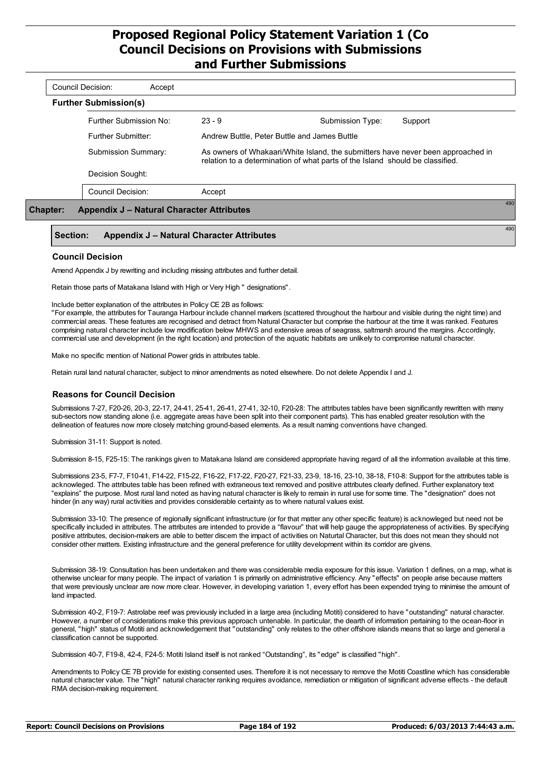Council Decision: Accept

**Further Submission(s)**

| | | | |
|---|---|---|---|
| Further Submission No: | 23 - 9 | Submission Type: | Support |
| Further Submitter: | Andrew Buttle, Peter Buttle and James Buttle | | |
| Submission Summary: | As owners of Whakaari/White Island, the submitters have never been approached in relation to a determination of what parts of the Island should be classified. | | |
| Decision Sought: | | | |
| Council Decision: | Accept | | |

## Chapter: Appendix J – Natural Character Attributes

490

### Section: Appendix J – Natural Character Attributes

490

#### Council Decision

Amend Appendix J by rewriting and including missing attributes and further detail.

Retain those parts of Matakana Island with High or Very High " designations".

Include better explanation of the attributes in Policy CE 2B as follows:
"For example, the attributes for Tauranga Harbour include channel markers (scattered throughout the harbour and visible during the night time) and commercial areas. These features are recognised and detract from Natural Character but comprise the harbour at the time it was ranked. Features comprising natural character include low modification below MHWS and extensive areas of seagrass, saltmarsh around the margins. Accordingly, commercial use and development (in the right location) and protection of the aquatic habitats are unlikely to compromise natural character.

Make no specific mention of National Power grids in attributes table.

Retain rural land natural character, subject to minor amendments as noted elsewhere. Do not delete Appendix I and J.

#### Reasons for Council Decision

Submissions 7-27, F20-26, 20-3, 22-17, 24-41, 25-41, 26-41, 27-41, 32-10, F20-28: The attributes tables have been significantly rewritten with many sub-sectors now standing alone (i.e. aggregate areas have been split into their component parts). This has enabled greater resolution with the delineation of features now more closely matching ground-based elements. As a result naming conventions have changed.

Submission 31-11: Support is noted.

Submission 8-15, F25-15: The rankings given to Matakana Island are considered appropriate having regard of all the information available at this time.

Submissions 23-5, F7-7, F10-41, F14-22, F15-22, F16-22, F17-22, F20-27, F21-33, 23-9, 18-16, 23-10, 38-18, F10-8: Support for the attributes table is acknowleged. The attributes table has been refined with extraneous text removed and positive attributes clearly defined. Further explanatory text "explains" the purpose. Most rural land noted as having natural character is likely to remain in rural use for some time. The "designation" does not hinder (in any way) rural activities and provides considerable certainty as to where natural values exist.

Submission 33-10: The presence of regionally significant infrastructure (or for that matter any other specific feature) is acknowleged but need not be specifically included in attributes. The attributes are intended to provide a "flavour" that will help gauge the appropriateness of activities. By specifying positive attributes, decision-makers are able to better discern the impact of activities on Naturtal Character, but this does not mean they should not consider other matters. Existing infrastructure and the general preference for utility development within its corridor are givens.

Submission 38-19: Consultation has been undertaken and there was considerable media exposure for this issue. Variation 1 defines, on a map, what is otherwise unclear for many people. The impact of variation 1 is primarily on administrative efficiency. Any "effects" on people arise because matters that were previously unclear are now more clear. However, in developing variation 1, every effort has been expended trying to minimise the amount of land impacted.

Submission 40-2, F19-7: Astrolabe reef was previously included in a large area (including Motiti) considered to have "outstanding" natural character. However, a number of considerations make this previous approach untenable. In particular, the dearth of information pertaining to the ocean-floor in general, "high" status of Motiti and acknowledgement that "outstanding" only relates to the other offshore islands means that so large and general a classification cannot be supported.

Submission 40-7, F19-8, 42-4, F24-5: Motiti Island itself is not ranked "Outstanding", its "edge" is classified "high".

Amendments to Policy CE 7B provide for existing consented uses. Therefore it is not necessary to remove the Motiti Coastline which has considerable natural character value. The "high" natural character ranking requires avoidance, remediation or mitigation of significant adverse effects - the default RMA decision-making requirement.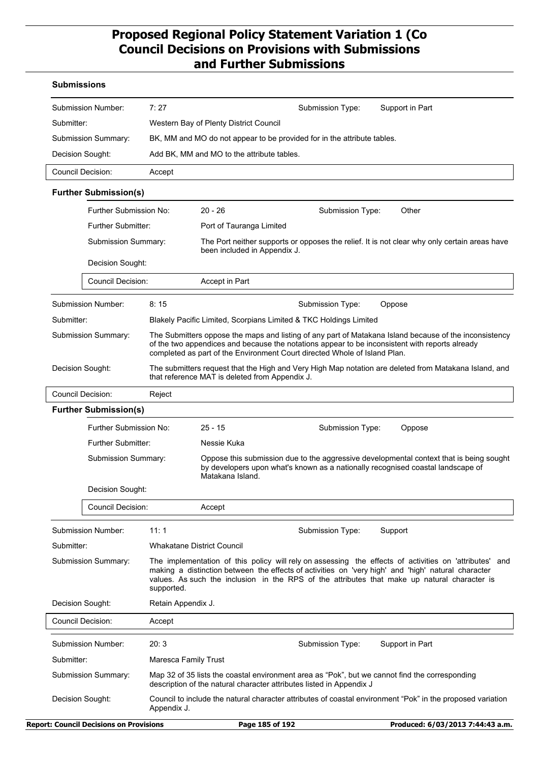# Proposed Regional Policy Statement Variation 1 (Co Council Decisions on Provisions with Submissions and Further Submissions

## Submissions

| | | | |
|---|---|---|---|
| **Submission Number:** | 7: 27 | **Submission Type:** | Support in Part |
| **Submitter:** | Western Bay of Plenty District Council | | |
| **Submission Summary:** | BK, MM and MO do not appear to be provided for in the attribute tables. | | |
| **Decision Sought:** | Add BK, MM and MO to the attribute tables. | | |
| **Council Decision:** | Accept | | |

### Further Submission(s)

| | | | |
|---|---|---|---|
| **Further Submission No:** | 20 - 26 | **Submission Type:** | Other |
| **Further Submitter:** | Port of Tauranga Limited | | |
| **Submission Summary:** | The Port neither supports or opposes the relief. It is not clear why only certain areas have been included in Appendix J. | | |
| **Decision Sought:** | | | |
| **Council Decision:** | Accept in Part | | |

| | | | |
|---|---|---|---|
| **Submission Number:** | 8: 15 | **Submission Type:** | Oppose |
| **Submitter:** | Blakely Pacific Limited, Scorpians Limited & TKC Holdings Limited | | |
| **Submission Summary:** | The Submitters oppose the maps and listing of any part of Matakana Island because of the inconsistency of the two appendices and because the notations appear to be inconsistent with reports already completed as part of the Environment Court directed Whole of Island Plan. | | |
| **Decision Sought:** | The submitters request that the High and Very High Map notation are deleted from Matakana Island, and that reference MAT is deleted from Appendix J. | | |
| **Council Decision:** | Reject | | |

### Further Submission(s)

| | | | |
|---|---|---|---|
| **Further Submission No:** | 25 - 15 | **Submission Type:** | Oppose |
| **Further Submitter:** | Nessie Kuka | | |
| **Submission Summary:** | Oppose this submission due to the aggressive developmental context that is being sought by developers upon what's known as a nationally recognised coastal landscape of Matakana Island. | | |
| **Decision Sought:** | | | |
| **Council Decision:** | Accept | | |

| | | | |
|---|---|---|---|
| **Submission Number:** | 11: 1 | **Submission Type:** | Support |
| **Submitter:** | Whakatane District Council | | |
| **Submission Summary:** | The implementation of this policy will rely on assessing the effects of activities on 'attributes' and making a distinction between the effects of activities on 'very high' and 'high' natural character values. As such the inclusion in the RPS of the attributes that make up natural character is supported. | | |
| **Decision Sought:** | Retain Appendix J. | | |
| **Council Decision:** | Accept | | |

| | | | |
|---|---|---|---|
| **Submission Number:** | 20: 3 | **Submission Type:** | Support in Part |
| **Submitter:** | Maresca Family Trust | | |
| **Submission Summary:** | Map 32 of 35 lists the coastal environment area as "Pok", but we cannot find the corresponding description of the natural character attributes listed in Appendix J | | |
| **Decision Sought:** | Council to include the natural character attributes of coastal environment "Pok" in the proposed variation Appendix J. | | |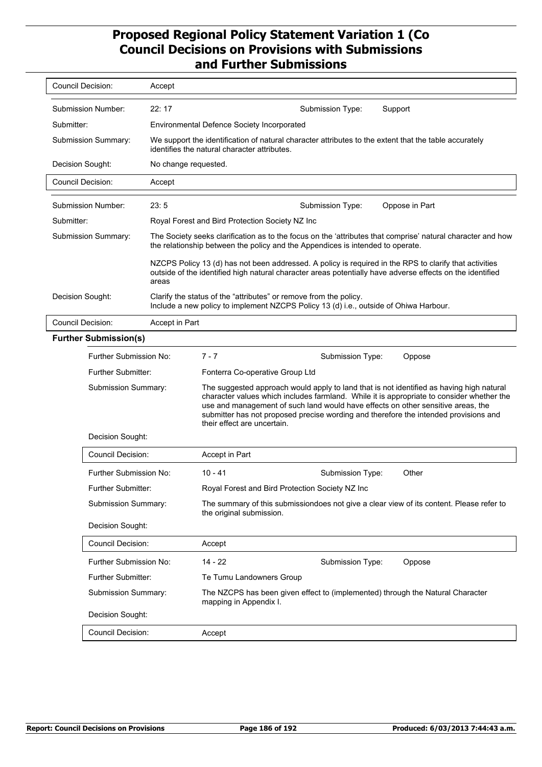| | |
|---|---|
| Council Decision: | Accept |

| | | | |
|---|---|---|---|
| Submission Number: | 22: 17 | Submission Type: | Support |
| Submitter: | Environmental Defence Society Incorporated | | |
| Submission Summary: | We support the identification of natural character attributes to the extent that the table accurately identifies the natural character attributes. | | |
| Decision Sought: | No change requested. | | |
| Council Decision: | Accept | | |

| | | | |
|---|---|---|---|
| Submission Number: | 23: 5 | Submission Type: | Oppose in Part |
| Submitter: | Royal Forest and Bird Protection Society NZ Inc | | |
| Submission Summary: | The Society seeks clarification as to the focus on the 'attributes that comprise' natural character and how the relationship between the policy and the Appendices is intended to operate.<br><br>NZCPS Policy 13 (d) has not been addressed. A policy is required in the RPS to clarify that activities outside of the identified high natural character areas potentially have adverse effects on the identified areas | | |
| Decision Sought: | Clarify the status of the "attributes" or remove from the policy.<br>Include a new policy to implement NZCPS Policy 13 (d) i.e., outside of Ohiwa Harbour. | | |
| Council Decision: | Accept in Part | | |

**Further Submission(s)**

| | | | |
|---|---|---|---|
| Further Submission No: | 7 - 7 | Submission Type: | Oppose |
| Further Submitter: | Fonterra Co-operative Group Ltd | | |
| Submission Summary: | The suggested approach would apply to land that is not identified as having high natural character values which includes farmland. While it is appropriate to consider whether the use and management of such land would have effects on other sensitive areas, the submitter has not proposed precise wording and therefore the intended provisions and their effect are uncertain. | | |
| Decision Sought: | | | |
| Council Decision: | Accept in Part | | |
| Further Submission No: | 10 - 41 | Submission Type: | Other |
| Further Submitter: | Royal Forest and Bird Protection Society NZ Inc | | |
| Submission Summary: | The summary of this submissiondoes not give a clear view of its content. Please refer to the original submission. | | |
| Decision Sought: | | | |
| Council Decision: | Accept | | |
| Further Submission No: | 14 - 22 | Submission Type: | Oppose |
| Further Submitter: | Te Tumu Landowners Group | | |
| Submission Summary: | The NZCPS has been given effect to (implemented) through the Natural Character mapping in Appendix I. | | |
| Decision Sought: | | | |
| Council Decision: | Accept | | |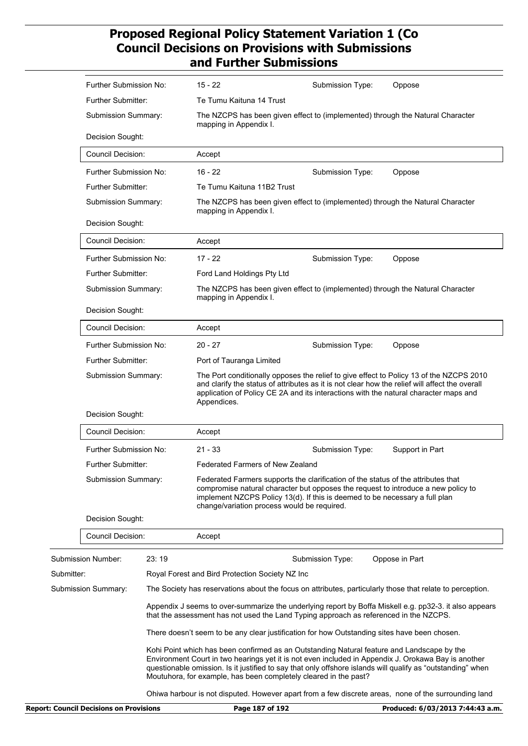| | | | |
|---|---|---|---|
| Further Submission No: | 15 - 22 | Submission Type: | Oppose |
| Further Submitter: | Te Tumu Kaituna 14 Trust | | |
| Submission Summary: | The NZCPS has been given effect to (implemented) through the Natural Character mapping in Appendix I. | | |
| Decision Sought: | | | |
| Council Decision: | Accept | | |

| | | | |
|---|---|---|---|
| Further Submission No: | 16 - 22 | Submission Type: | Oppose |
| Further Submitter: | Te Tumu Kaituna 11B2 Trust | | |
| Submission Summary: | The NZCPS has been given effect to (implemented) through the Natural Character mapping in Appendix I. | | |
| Decision Sought: | | | |
| Council Decision: | Accept | | |

| | | | |
|---|---|---|---|
| Further Submission No: | 17 - 22 | Submission Type: | Oppose |
| Further Submitter: | Ford Land Holdings Pty Ltd | | |
| Submission Summary: | The NZCPS has been given effect to (implemented) through the Natural Character mapping in Appendix I. | | |
| Decision Sought: | | | |
| Council Decision: | Accept | | |

| | | | |
|---|---|---|---|
| Further Submission No: | 20 - 27 | Submission Type: | Oppose |
| Further Submitter: | Port of Tauranga Limited | | |
| Submission Summary: | The Port conditionally opposes the relief to give effect to Policy 13 of the NZCPS 2010 and clarify the status of attributes as it is not clear how the relief will affect the overall application of Policy CE 2A and its interactions with the natural character maps and Appendices. | | |
| Decision Sought: | | | |
| Council Decision: | Accept | | |

| | | | |
|---|---|---|---|
| Further Submission No: | 21 - 33 | Submission Type: | Support in Part |
| Further Submitter: | Federated Farmers of New Zealand | | |
| Submission Summary: | Federated Farmers supports the clarification of the status of the attributes that compromise natural character but opposes the request to introduce a new policy to implement NZCPS Policy 13(d). If this is deemed to be necessary a full plan change/variation process would be required. | | |
| Decision Sought: | | | |
| Council Decision: | Accept | | |

| | | | |
|---|---|---|---|
| Submission Number: | 23: 19 | Submission Type: | Oppose in Part |
| Submitter: | Royal Forest and Bird Protection Society NZ Inc | | |

Submission Summary:

The Society has reservations about the focus on attributes, particularly those that relate to perception.

Appendix J seems to over-summarize the underlying report by Boffa Miskell e.g. pp32-3. it also appears that the assessment has not used the Land Typing approach as referenced in the NZCPS.

There doesn't seem to be any clear justification for how Outstanding sites have been chosen.

Kohi Point which has been confirmed as an Outstanding Natural feature and Landscape by the Environment Court in two hearings yet it is not even included in Appendix J. Orokawa Bay is another questionable omission. Is it justified to say that only offshore islands will qualify as "outstanding" when Moutuhora, for example, has been completely cleared in the past?

Ohiwa harbour is not disputed. However apart from a few discrete areas, none of the surrounding land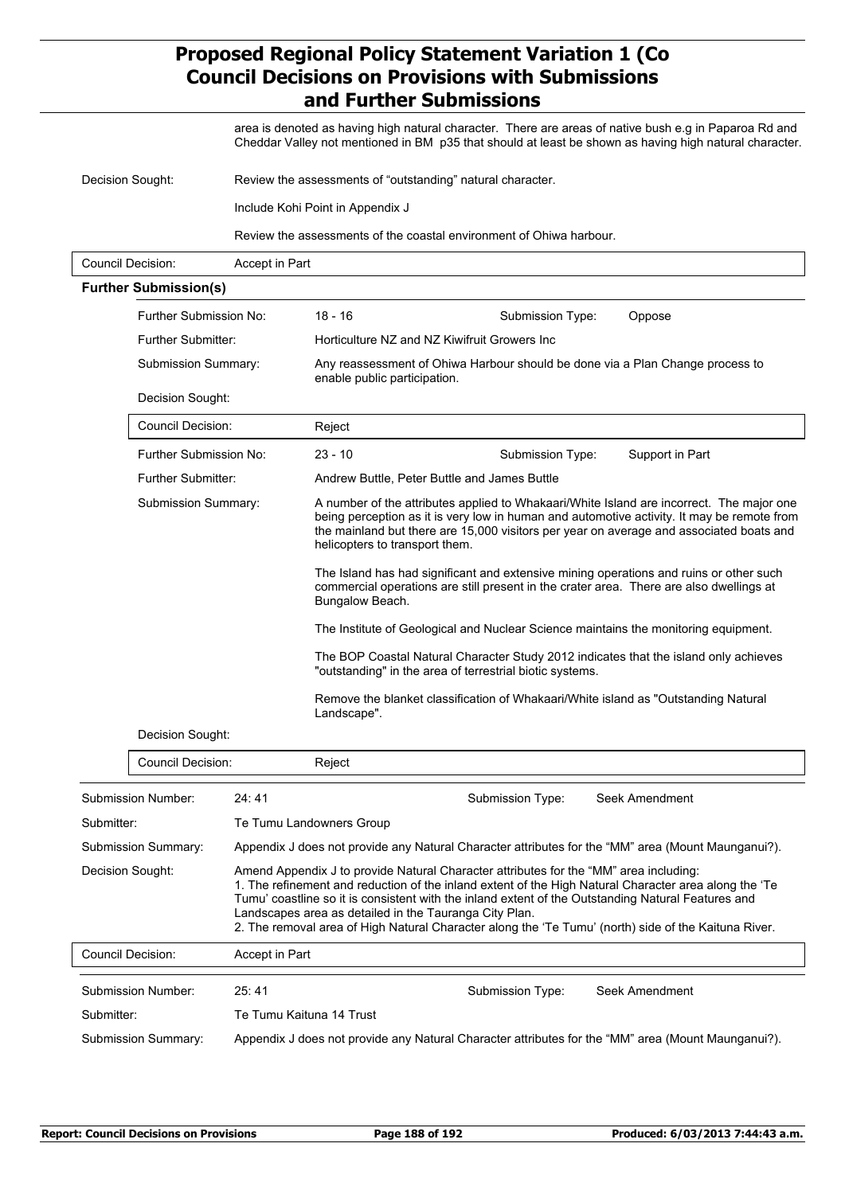area is denoted as having high natural character. There are areas of native bush e.g in Paparoa Rd and Cheddar Valley not mentioned in BM p35 that should at least be shown as having high natural character.

**Decision Sought:** Review the assessments of "outstanding" natural character.

Include Kohi Point in Appendix J

Review the assessments of the coastal environment of Ohiwa harbour.

**Council Decision:** Accept in Part

**Further Submission(s)**

| | | | |
|---|---|---|---|
| Further Submission No: | 18 - 16 | Submission Type: | Oppose |
| Further Submitter: | Horticulture NZ and NZ Kiwifruit Growers Inc | | |
| Submission Summary: | Any reassessment of Ohiwa Harbour should be done via a Plan Change process to enable public participation. | | |
| Decision Sought: | | | |
| Council Decision: | Reject | | |

| | | | |
|---|---|---|---|
| Further Submission No: | 23 - 10 | Submission Type: | Support in Part |
| Further Submitter: | Andrew Buttle, Peter Buttle and James Buttle | | |
| Submission Summary: | A number of the attributes applied to Whakaari/White Island are incorrect. The major one being perception as it is very low in human and automotive activity. It may be remote from the mainland but there are 15,000 visitors per year on average and associated boats and helicopters to transport them.<br><br>The Island has had significant and extensive mining operations and ruins or other such commercial operations are still present in the crater area. There are also dwellings at Bungalow Beach.<br><br>The Institute of Geological and Nuclear Science maintains the monitoring equipment.<br><br>The BOP Coastal Natural Character Study 2012 indicates that the island only achieves "outstanding" in the area of terrestrial biotic systems.<br><br>Remove the blanket classification of Whakaari/White island as "Outstanding Natural Landscape". | | |
| Decision Sought: | | | |
| Council Decision: | Reject | | |

| | | | |
|---|---|---|---|
| Submission Number: | 24: 41 | Submission Type: | Seek Amendment |
| Submitter: | Te Tumu Landowners Group | | |
| Submission Summary: | Appendix J does not provide any Natural Character attributes for the "MM" area (Mount Maunganui?). | | |
| Decision Sought: | Amend Appendix J to provide Natural Character attributes for the "MM" area including:<br>1. The refinement and reduction of the inland extent of the High Natural Character area along the 'Te Tumu' coastline so it is consistent with the inland extent of the Outstanding Natural Features and Landscapes area as detailed in the Tauranga City Plan.<br>2. The removal area of High Natural Character along the 'Te Tumu' (north) side of the Kaituna River. | | |
| Council Decision: | Accept in Part | | |

| | | | |
|---|---|---|---|
| Submission Number: | 25: 41 | Submission Type: | Seek Amendment |
| Submitter: | Te Tumu Kaituna 14 Trust | | |
| Submission Summary: | Appendix J does not provide any Natural Character attributes for the "MM" area (Mount Maunganui?). | | |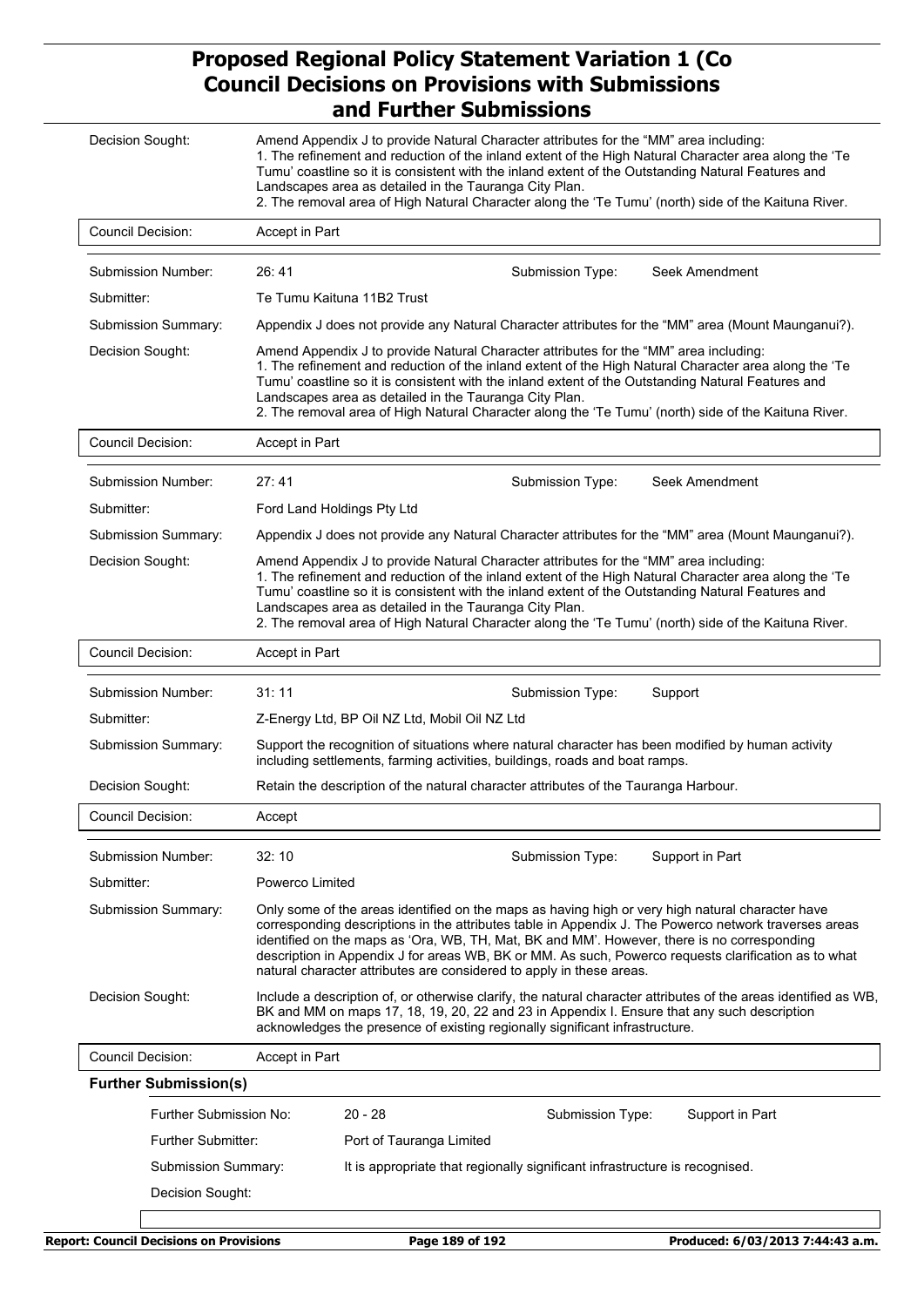| | |
|---|---|
| Decision Sought: | Amend Appendix J to provide Natural Character attributes for the "MM" area including: 1. The refinement and reduction of the inland extent of the High Natural Character area along the 'Te Tumu' coastline so it is consistent with the inland extent of the Outstanding Natural Features and Landscapes area as detailed in the Tauranga City Plan. 2. The removal area of High Natural Character along the 'Te Tumu' (north) side of the Kaituna River. |
| Council Decision: | Accept in Part |

| | | | |
|---|---|---|---|
| Submission Number: | 26: 41 | Submission Type: | Seek Amendment |
| Submitter: | Te Tumu Kaituna 11B2 Trust | | |
| Submission Summary: | Appendix J does not provide any Natural Character attributes for the "MM" area (Mount Maunganui?). | | |
| Decision Sought: | Amend Appendix J to provide Natural Character attributes for the "MM" area including: 1. The refinement and reduction of the inland extent of the High Natural Character area along the 'Te Tumu' coastline so it is consistent with the inland extent of the Outstanding Natural Features and Landscapes area as detailed in the Tauranga City Plan. 2. The removal area of High Natural Character along the 'Te Tumu' (north) side of the Kaituna River. | | |
| Council Decision: | Accept in Part | | |

| | | | |
|---|---|---|---|
| Submission Number: | 27: 41 | Submission Type: | Seek Amendment |
| Submitter: | Ford Land Holdings Pty Ltd | | |
| Submission Summary: | Appendix J does not provide any Natural Character attributes for the "MM" area (Mount Maunganui?). | | |
| Decision Sought: | Amend Appendix J to provide Natural Character attributes for the "MM" area including: 1. The refinement and reduction of the inland extent of the High Natural Character area along the 'Te Tumu' coastline so it is consistent with the inland extent of the Outstanding Natural Features and Landscapes area as detailed in the Tauranga City Plan. 2. The removal area of High Natural Character along the 'Te Tumu' (north) side of the Kaituna River. | | |
| Council Decision: | Accept in Part | | |

| | | | |
|---|---|---|---|
| Submission Number: | 31: 11 | Submission Type: | Support |
| Submitter: | Z-Energy Ltd, BP Oil NZ Ltd, Mobil Oil NZ Ltd | | |
| Submission Summary: | Support the recognition of situations where natural character has been modified by human activity including settlements, farming activities, buildings, roads and boat ramps. | | |
| Decision Sought: | Retain the description of the natural character attributes of the Tauranga Harbour. | | |
| Council Decision: | Accept | | |

| | | | |
|---|---|---|---|
| Submission Number: | 32: 10 | Submission Type: | Support in Part |
| Submitter: | Powerco Limited | | |
| Submission Summary: | Only some of the areas identified on the maps as having high or very high natural character have corresponding descriptions in the attributes table in Appendix J. The Powerco network traverses areas identified on the maps as 'Ora, WB, TH, Mat, BK and MM'. However, there is no corresponding description in Appendix J for areas WB, BK or MM. As such, Powerco requests clarification as to what natural character attributes are considered to apply in these areas. | | |
| Decision Sought: | Include a description of, or otherwise clarify, the natural character attributes of the areas identified as WB, BK and MM on maps 17, 18, 19, 20, 22 and 23 in Appendix I. Ensure that any such description acknowledges the presence of existing regionally significant infrastructure. | | |
| Council Decision: | Accept in Part | | |

**Further Submission(s)**

| | | | |
|---|---|---|---|
| Further Submission No: | 20 - 28 | Submission Type: | Support in Part |
| Further Submitter: | Port of Tauranga Limited | | |
| Submission Summary: | It is appropriate that regionally significant infrastructure is recognised. | | |
| Decision Sought: | | | |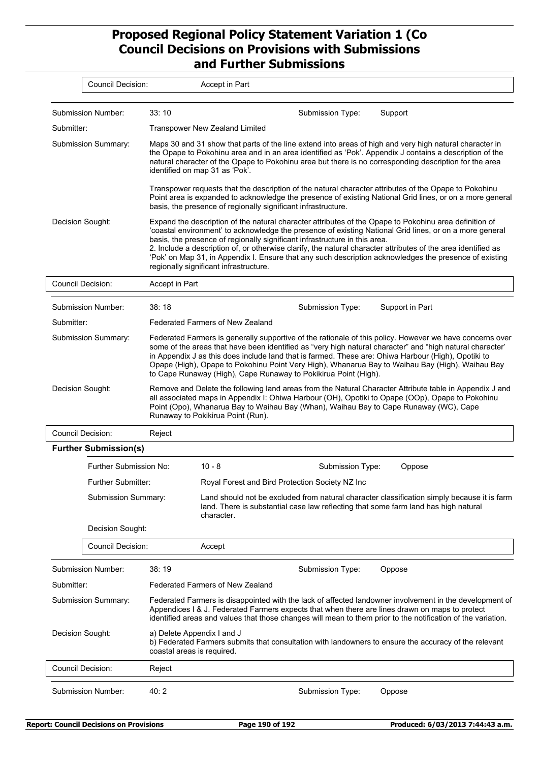| | |
|---|---|
| Council Decision: | Accept in Part |

| | | | |
|---|---|---|---|
| Submission Number: | 33: 10 | Submission Type: | Support |
| Submitter: | Transpower New Zealand Limited | | |
| Submission Summary: | Maps 30 and 31 show that parts of the line extend into areas of high and very high natural character in the Opape to Pokohinu area and in an area identified as 'Pok'. Appendix J contains a description of the natural character of the Opape to Pokohinu area but there is no corresponding description for the area identified on map 31 as 'Pok'.<br><br>Transpower requests that the description of the natural character attributes of the Opape to Pokohinu Point area is expanded to acknowledge the presence of existing National Grid lines, or on a more general basis, the presence of regionally significant infrastructure. | | |
| Decision Sought: | Expand the description of the natural character attributes of the Opape to Pokohinu area definition of 'coastal environment' to acknowledge the presence of existing National Grid lines, or on a more general basis, the presence of regionally significant infrastructure in this area.<br>2. Include a description of, or otherwise clarify, the natural character attributes of the area identified as 'Pok' on Map 31, in Appendix I. Ensure that any such description acknowledges the presence of existing regionally significant infrastructure. | | |
| Council Decision: | Accept in Part | | |

| | | | |
|---|---|---|---|
| Submission Number: | 38: 18 | Submission Type: | Support in Part |
| Submitter: | Federated Farmers of New Zealand | | |
| Submission Summary: | Federated Farmers is generally supportive of the rationale of this policy. However we have concerns over some of the areas that have been identified as "very high natural character" and "high natural character' in Appendix J as this does include land that is farmed. These are: Ohiwa Harbour (High), Opotiki to Opape (High), Opape to Pokohinu Point Very High), Whanarua Bay to Waihau Bay (High), Waihau Bay to Cape Runaway (High), Cape Runaway to Pokikirua Point (High). | | |
| Decision Sought: | Remove and Delete the following land areas from the Natural Character Attribute table in Appendix J and all associated maps in Appendix I: Ohiwa Harbour (OH), Opotiki to Opape (OOp), Opape to Pokohinu Point (Opo), Whanarua Bay to Waihau Bay (Whan), Waihau Bay to Cape Runaway (WC), Cape Runaway to Pokikirua Point (Run). | | |
| Council Decision: | Reject | | |

**Further Submission(s)**

| | | | |
|---|---|---|---|
| Further Submission No: | 10 - 8 | Submission Type: | Oppose |
| Further Submitter: | Royal Forest and Bird Protection Society NZ Inc | | |
| Submission Summary: | Land should not be excluded from natural character classification simply because it is farm land. There is substantial case law reflecting that some farm land has high natural character. | | |
| Decision Sought: | | | |
| Council Decision: | Accept | | |

| | | | |
|---|---|---|---|
| Submission Number: | 38: 19 | Submission Type: | Oppose |
| Submitter: | Federated Farmers of New Zealand | | |
| Submission Summary: | Federated Farmers is disappointed with the lack of affected landowner involvement in the development of Appendices I & J. Federated Farmers expects that when there are lines drawn on maps to protect identified areas and values that those changes will mean to them prior to the notification of the variation. | | |
| Decision Sought: | a) Delete Appendix I and J<br>b) Federated Farmers submits that consultation with landowners to ensure the accuracy of the relevant coastal areas is required. | | |
| Council Decision: | Reject | | |

| | | | |
|---|---|---|---|
| Submission Number: | 40: 2 | Submission Type: | Oppose |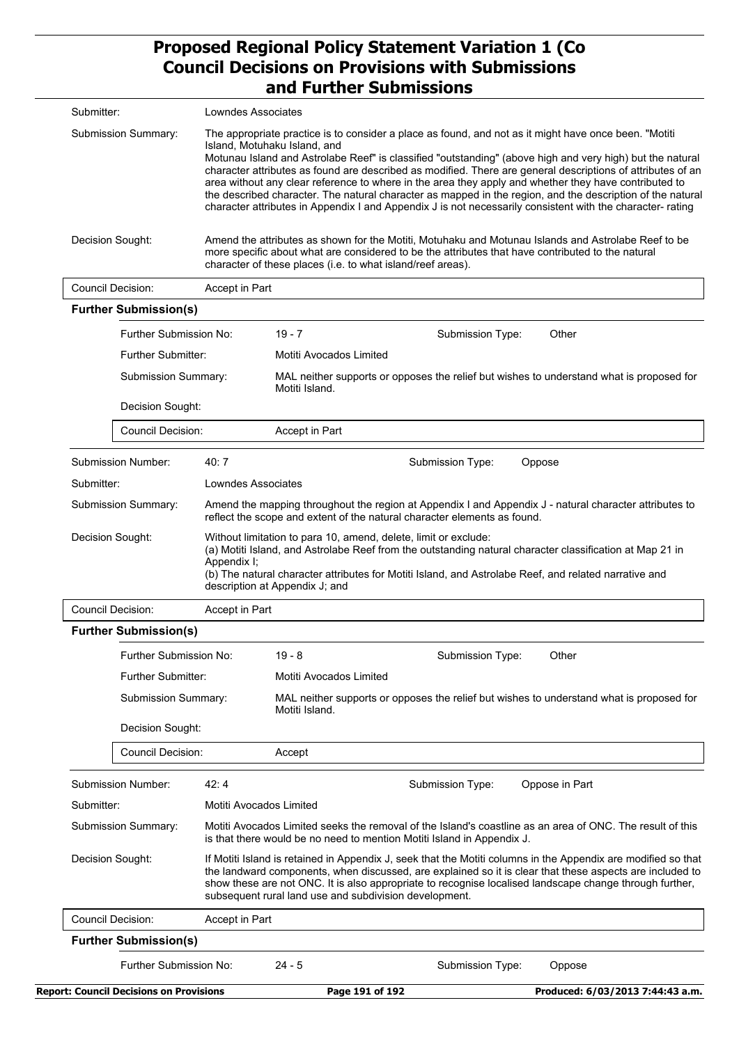| | | | | |
|---|---|---|---|---|
| Submitter: | Lowndes Associates | | | |
| Submission Summary: | The appropriate practice is to consider a place as found, and not as it might have once been. "Motiti Island, Motuhaku Island, and Motunau Island and Astrolabe Reef" is classified "outstanding" (above high and very high) but the natural character attributes as found are described as modified. There are general descriptions of attributes of an area without any clear reference to where in the area they apply and whether they have contributed to the described character. The natural character as mapped in the region, and the description of the natural character attributes in Appendix I and Appendix J is not necessarily consistent with the character- rating | | | |
| Decision Sought: | Amend the attributes as shown for the Motiti, Motuhaku and Motunau Islands and Astrolabe Reef to be more specific about what are considered to be the attributes that have contributed to the natural character of these places (i.e. to what island/reef areas). | | | |
| Council Decision: | Accept in Part | | | |

**Further Submission(s)**

| | | | |
|---|---|---|---|
| Further Submission No: | 19 - 7 | Submission Type: | Other |
| Further Submitter: | Motiti Avocados Limited | | |
| Submission Summary: | MAL neither supports or opposes the relief but wishes to understand what is proposed for Motiti Island. | | |
| Decision Sought: | | | |
| Council Decision: | Accept in Part | | |

| | | | |
|---|---|---|---|
| Submission Number: | 40: 7 | Submission Type: | Oppose |
| Submitter: | Lowndes Associates | | |
| Submission Summary: | Amend the mapping throughout the region at Appendix I and Appendix J - natural character attributes to reflect the scope and extent of the natural character elements as found. | | |
| Decision Sought: | Without limitation to para 10, amend, delete, limit or exclude:<br>(a) Motiti Island, and Astrolabe Reef from the outstanding natural character classification at Map 21 in Appendix I;<br>(b) The natural character attributes for Motiti Island, and Astrolabe Reef, and related narrative and description at Appendix J; and | | |
| Council Decision: | Accept in Part | | |

**Further Submission(s)**

| | | | |
|---|---|---|---|
| Further Submission No: | 19 - 8 | Submission Type: | Other |
| Further Submitter: | Motiti Avocados Limited | | |
| Submission Summary: | MAL neither supports or opposes the relief but wishes to understand what is proposed for Motiti Island. | | |
| Decision Sought: | | | |
| Council Decision: | Accept | | |

| | | | |
|---|---|---|---|
| Submission Number: | 42: 4 | Submission Type: | Oppose in Part |
| Submitter: | Motiti Avocados Limited | | |
| Submission Summary: | Motiti Avocados Limited seeks the removal of the Island's coastline as an area of ONC. The result of this is that there would be no need to mention Motiti Island in Appendix J. | | |
| Decision Sought: | If Motiti Island is retained in Appendix J, seek that the Motiti columns in the Appendix are modified so that the landward components, when discussed, are explained so it is clear that these aspects are included to show these are not ONC. It is also appropriate to recognise localised landscape change through further, subsequent rural land use and subdivision development. | | |
| Council Decision: | Accept in Part | | |

**Further Submission(s)**

| | | | |
|---|---|---|---|
| Further Submission No: | 24 - 5 | Submission Type: | Oppose |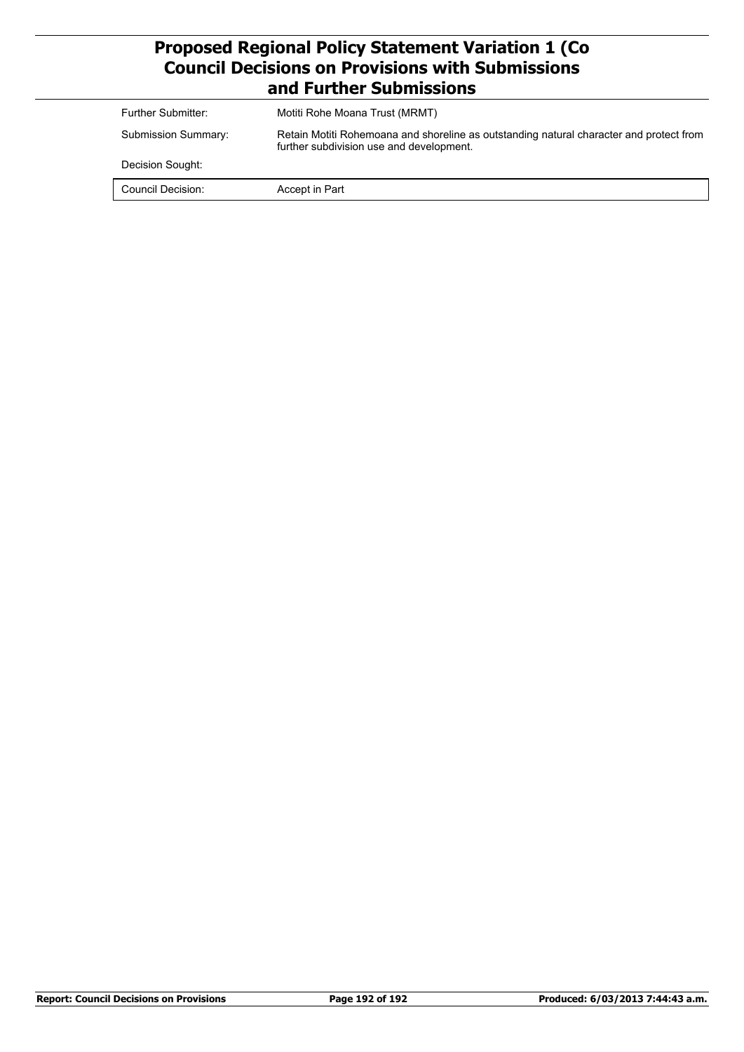| | |
|---|---|
| Further Submitter: | Motiti Rohe Moana Trust (MRMT) |
| Submission Summary: | Retain Motiti Rohemoana and shoreline as outstanding natural character and protect from further subdivision use and development. |
| Decision Sought: | |
| Council Decision: | Accept in Part |